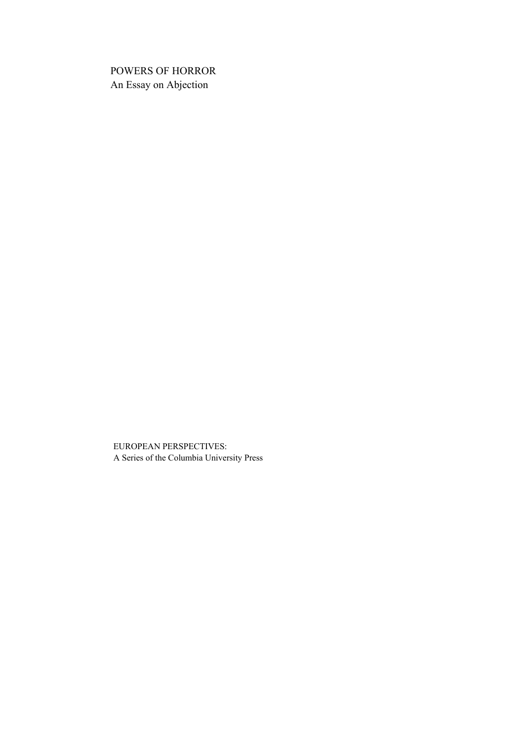# POWERS OF HORROR
## An Essay on Abjection

EUROPEAN PERSPECTIVES:
A Series of the Columbia University Press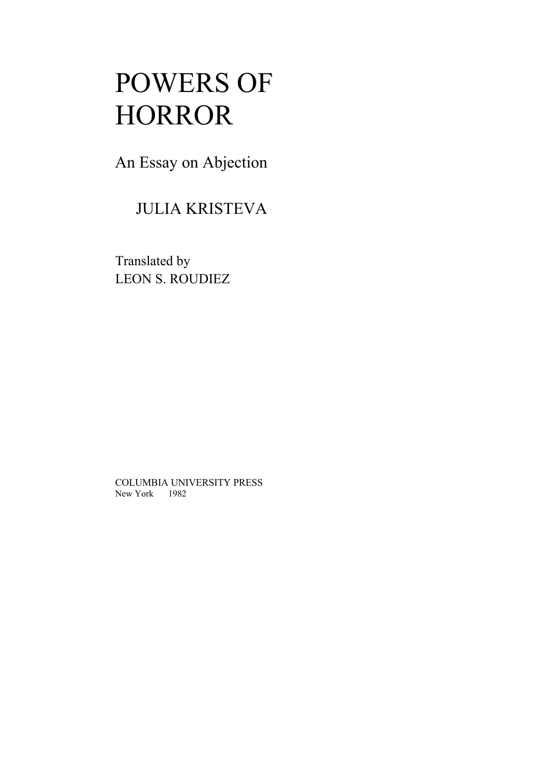# POWERS OF HORROR

## An Essay on Abjection

JULIA KRISTEVA

Translated by
LEON S. ROUDIEZ

COLUMBIA UNIVERSITY PRESS
New York 1982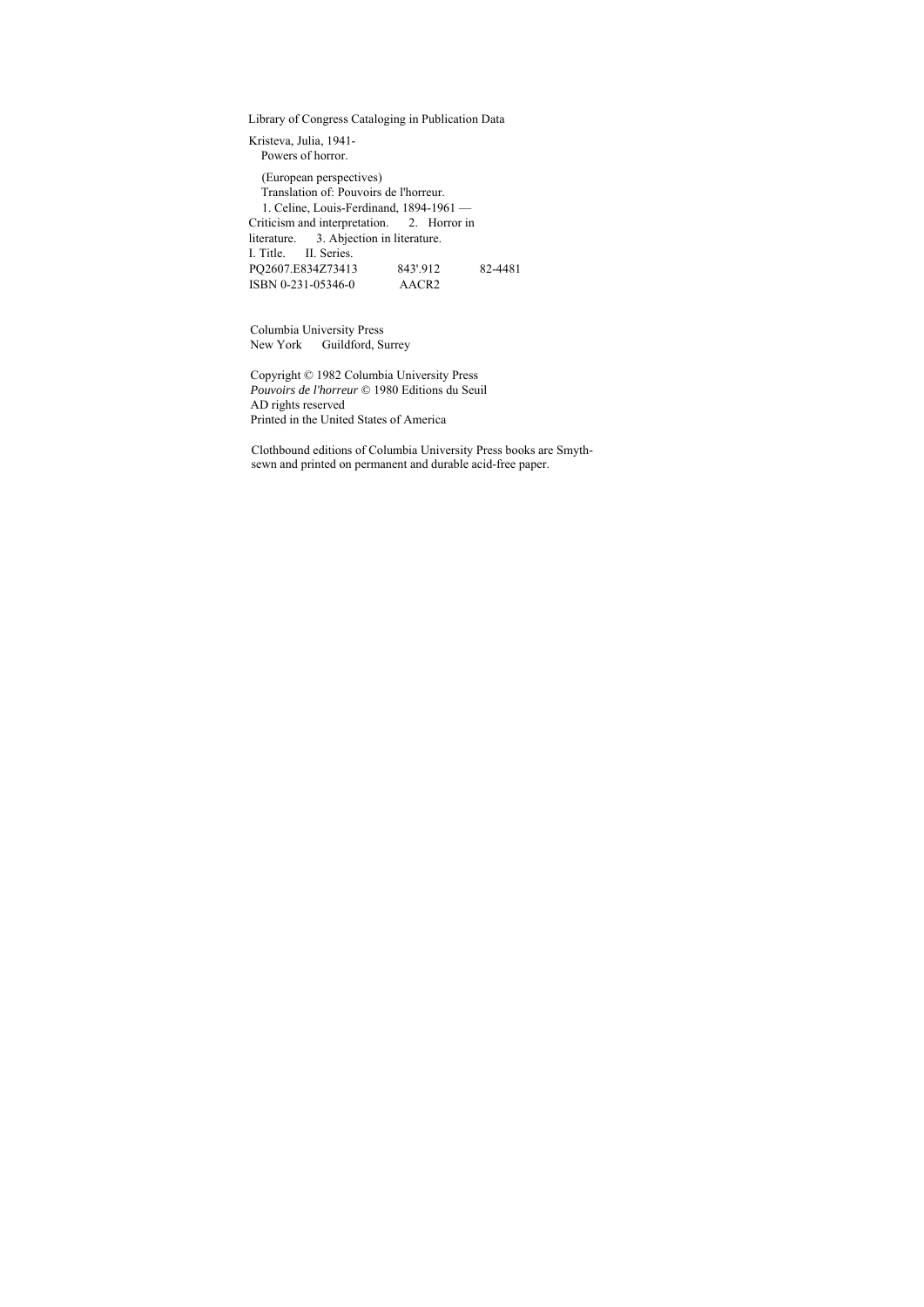Library of Congress Cataloging in Publication Data

Kristeva, Julia, 1941-
Powers of horror.

(European perspectives)
Translation of: Pouvoirs de l'horreur.
1. Celine, Louis-Ferdinand, 1894-1961 —
Criticism and interpretation. 2. Horror in
literature. 3. Abjection in literature.
I. Title. II. Series.
PQ2607.E834Z73413 843'.912 82-4481
ISBN 0-231-05346-0 AACR2

Columbia University Press
New York Guildford, Surrey

Copyright © 1982 Columbia University Press
*Pouvoirs de l'horreur* © 1980 Editions du Seuil
AD rights reserved
Printed in the United States of America

Clothbound editions of Columbia University Press books are Smyth-sewn and printed on permanent and durable acid-free paper.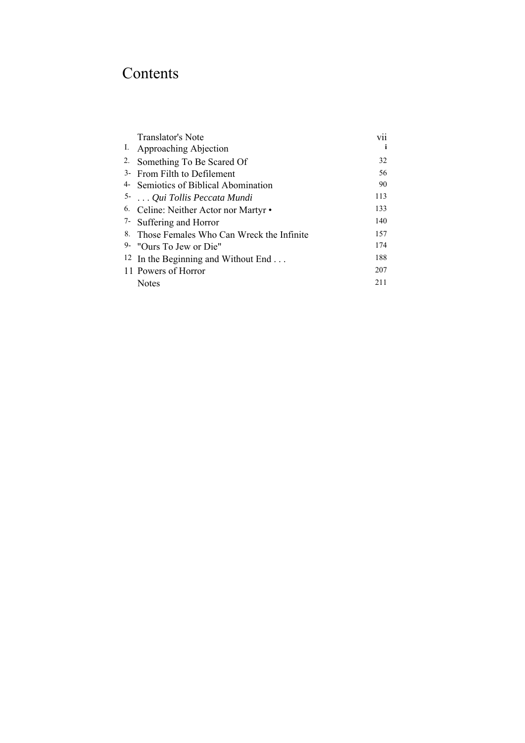# Contents

| | | |
|---|---|---|
| | Translator's Note | vii |
| I. | Approaching Abjection | i |
| 2. | Something To Be Scared Of | 32 |
| 3- | From Filth to Defilement | 56 |
| 4- | Semiotics of Biblical Abomination | 90 |
| 5- | . . . *Qui Tollis Peccata Mundi* | 113 |
| 6. | Celine: Neither Actor nor Martyr • | 133 |
| 7- | Suffering and Horror | 140 |
| 8. | Those Females Who Can Wreck the Infinite | 157 |
| 9- | "Ours To Jew or Die" | 174 |
| 12 | In the Beginning and Without End . . . | 188 |
| 11 | Powers of Horror | 207 |
| | Notes | 211 |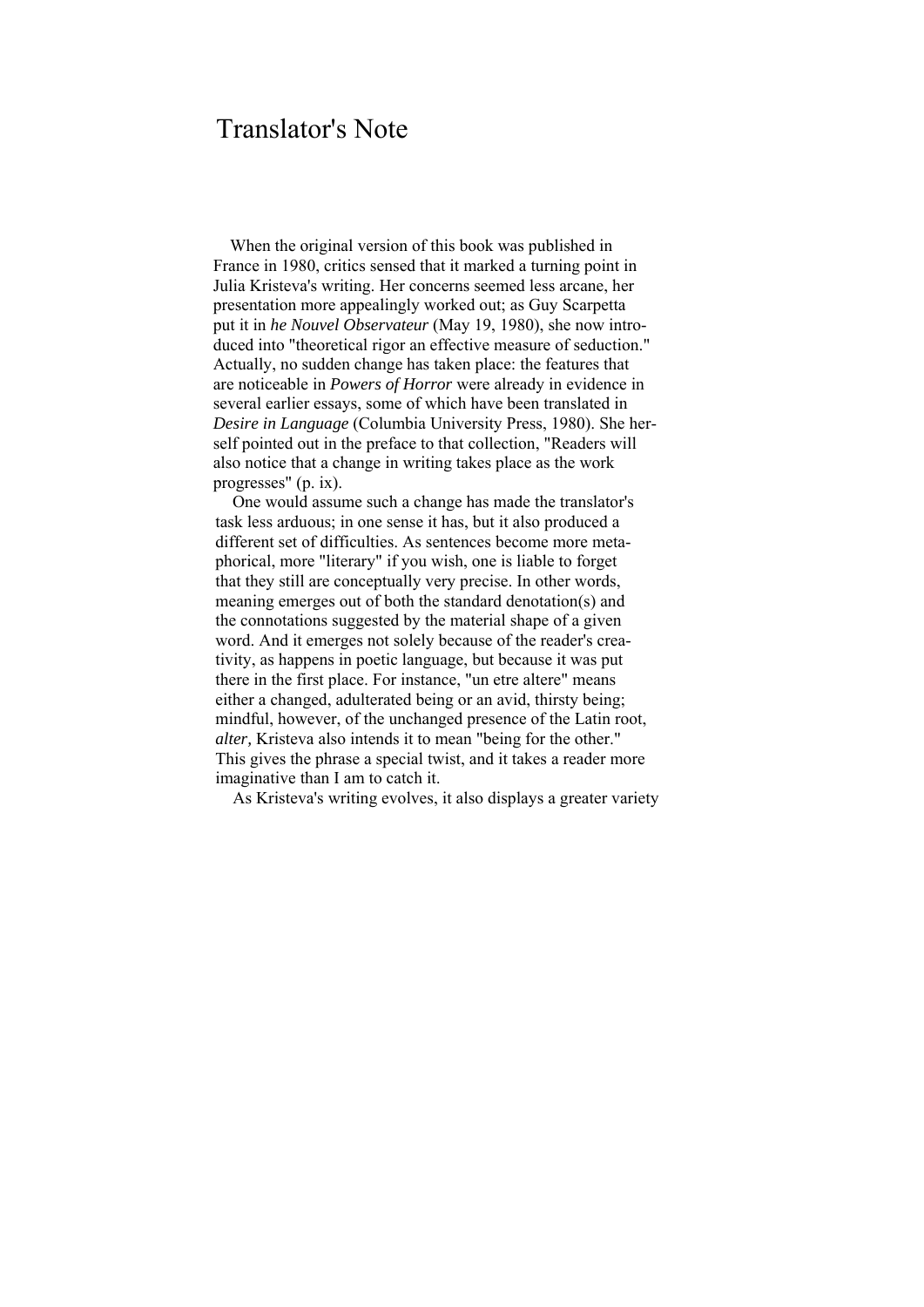# Translator's Note

When the original version of this book was published in France in 1980, critics sensed that it marked a turning point in Julia Kristeva's writing. Her concerns seemed less arcane, her presentation more appealingly worked out; as Guy Scarpetta put it in *he Nouvel Observateur* (May 19, 1980), she now introduced into "theoretical rigor an effective measure of seduction." Actually, no sudden change has taken place: the features that are noticeable in *Powers of Horror* were already in evidence in several earlier essays, some of which have been translated in *Desire in Language* (Columbia University Press, 1980). She herself pointed out in the preface to that collection, "Readers will also notice that a change in writing takes place as the work progresses" (p. ix).

One would assume such a change has made the translator's task less arduous; in one sense it has, but it also produced a different set of difficulties. As sentences become more metaphorical, more "literary" if you wish, one is liable to forget that they still are conceptually very precise. In other words, meaning emerges out of both the standard denotation(s) and the connotations suggested by the material shape of a given word. And it emerges not solely because of the reader's creativity, as happens in poetic language, but because it was put there in the first place. For instance, "un etre altere" means either a changed, adulterated being or an avid, thirsty being; mindful, however, of the unchanged presence of the Latin root, *alter,* Kristeva also intends it to mean "being for the other." This gives the phrase a special twist, and it takes a reader more imaginative than I am to catch it.

As Kristeva's writing evolves, it also displays a greater variety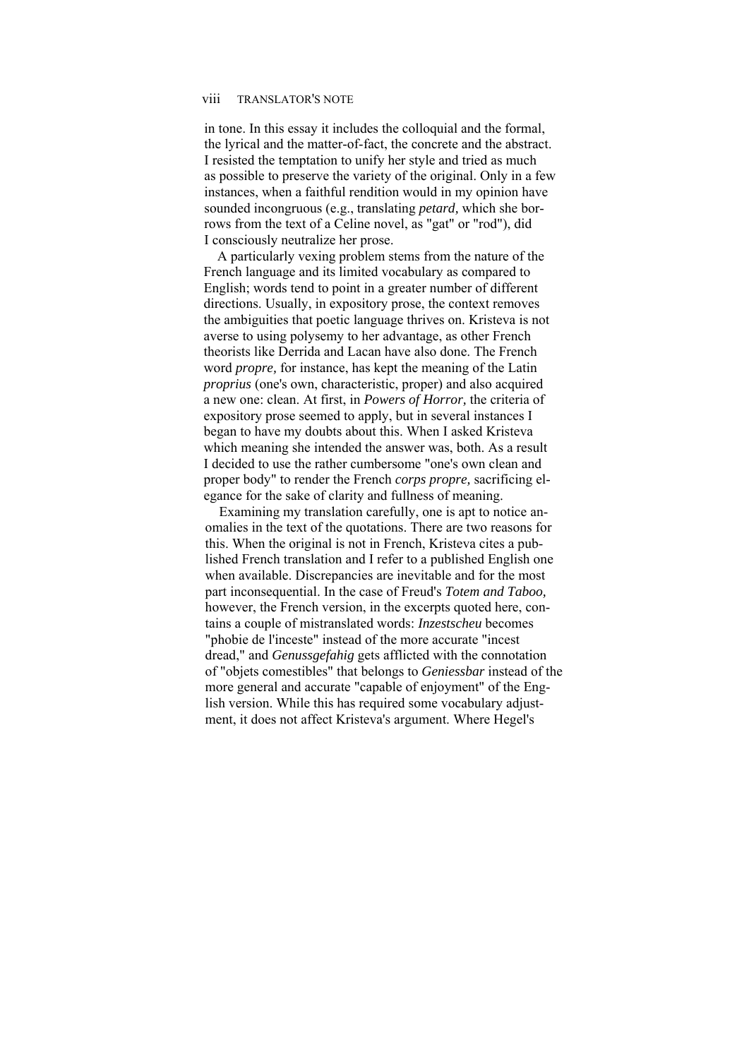in tone. In this essay it includes the colloquial and the formal, the lyrical and the matter-of-fact, the concrete and the abstract. I resisted the temptation to unify her style and tried as much as possible to preserve the variety of the original. Only in a few instances, when a faithful rendition would in my opinion have sounded incongruous (e.g., translating *petard,* which she borrows from the text of a Celine novel, as "gat" or "rod"), did I consciously neutralize her prose.

A particularly vexing problem stems from the nature of the French language and its limited vocabulary as compared to English; words tend to point in a greater number of different directions. Usually, in expository prose, the context removes the ambiguities that poetic language thrives on. Kristeva is not averse to using polysemy to her advantage, as other French theorists like Derrida and Lacan have also done. The French word *propre,* for instance, has kept the meaning of the Latin *proprius* (one's own, characteristic, proper) and also acquired a new one: clean. At first, in *Powers of Horror,* the criteria of expository prose seemed to apply, but in several instances I began to have my doubts about this. When I asked Kristeva which meaning she intended the answer was, both. As a result I decided to use the rather cumbersome "one's own clean and proper body" to render the French *corps propre,* sacrificing elegance for the sake of clarity and fullness of meaning.

Examining my translation carefully, one is apt to notice anomalies in the text of the quotations. There are two reasons for this. When the original is not in French, Kristeva cites a published French translation and I refer to a published English one when available. Discrepancies are inevitable and for the most part inconsequential. In the case of Freud's *Totem and Taboo,* however, the French version, in the excerpts quoted here, contains a couple of mistranslated words: *Inzestscheu* becomes "phobie de l'inceste" instead of the more accurate "incest dread," and *Genussgefahig* gets afflicted with the connotation of "objets comestibles" that belongs to *Geniessbar* instead of the more general and accurate "capable of enjoyment" of the English version. While this has required some vocabulary adjustment, it does not affect Kristeva's argument. Where Hegel's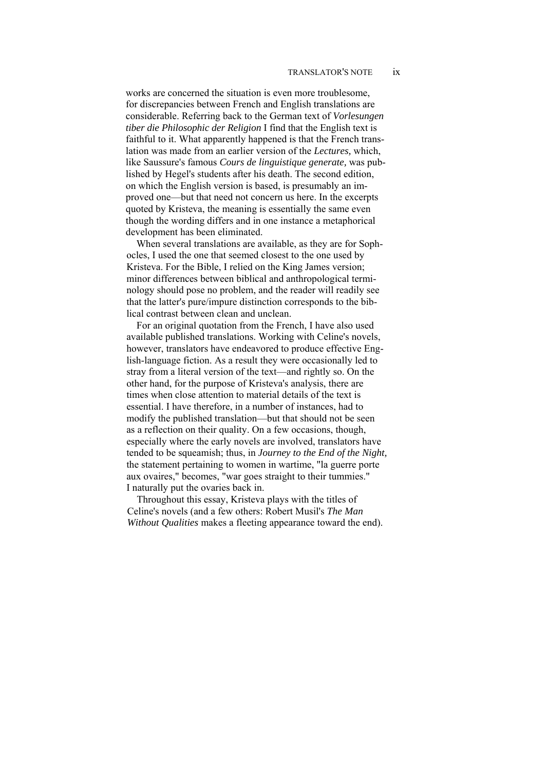works are concerned the situation is even more troublesome, for discrepancies between French and English translations are considerable. Referring back to the German text of *Vorlesungen tiber die Philosophic der Religion* I find that the English text is faithful to it. What apparently happened is that the French translation was made from an earlier version of the *Lectures,* which, like Saussure's famous *Cours de linguistique generate,* was published by Hegel's students after his death. The second edition, on which the English version is based, is presumably an improved one—but that need not concern us here. In the excerpts quoted by Kristeva, the meaning is essentially the same even though the wording differs and in one instance a metaphorical development has been eliminated.

When several translations are available, as they are for Sophocles, I used the one that seemed closest to the one used by Kristeva. For the Bible, I relied on the King James version; minor differences between biblical and anthropological terminology should pose no problem, and the reader will readily see that the latter's pure/impure distinction corresponds to the biblical contrast between clean and unclean.

For an original quotation from the French, I have also used available published translations. Working with Celine's novels, however, translators have endeavored to produce effective English-language fiction. As a result they were occasionally led to stray from a literal version of the text—and rightly so. On the other hand, for the purpose of Kristeva's analysis, there are times when close attention to material details of the text is essential. I have therefore, in a number of instances, had to modify the published translation—but that should not be seen as a reflection on their quality. On a few occasions, though, especially where the early novels are involved, translators have tended to be squeamish; thus, in *Journey to the End of the Night,* the statement pertaining to women in wartime, "la guerre porte aux ovaires," becomes, "war goes straight to their tummies." I naturally put the ovaries back in.

Throughout this essay, Kristeva plays with the titles of Celine's novels (and a few others: Robert Musil's *The Man Without Qualities* makes a fleeting appearance toward the end).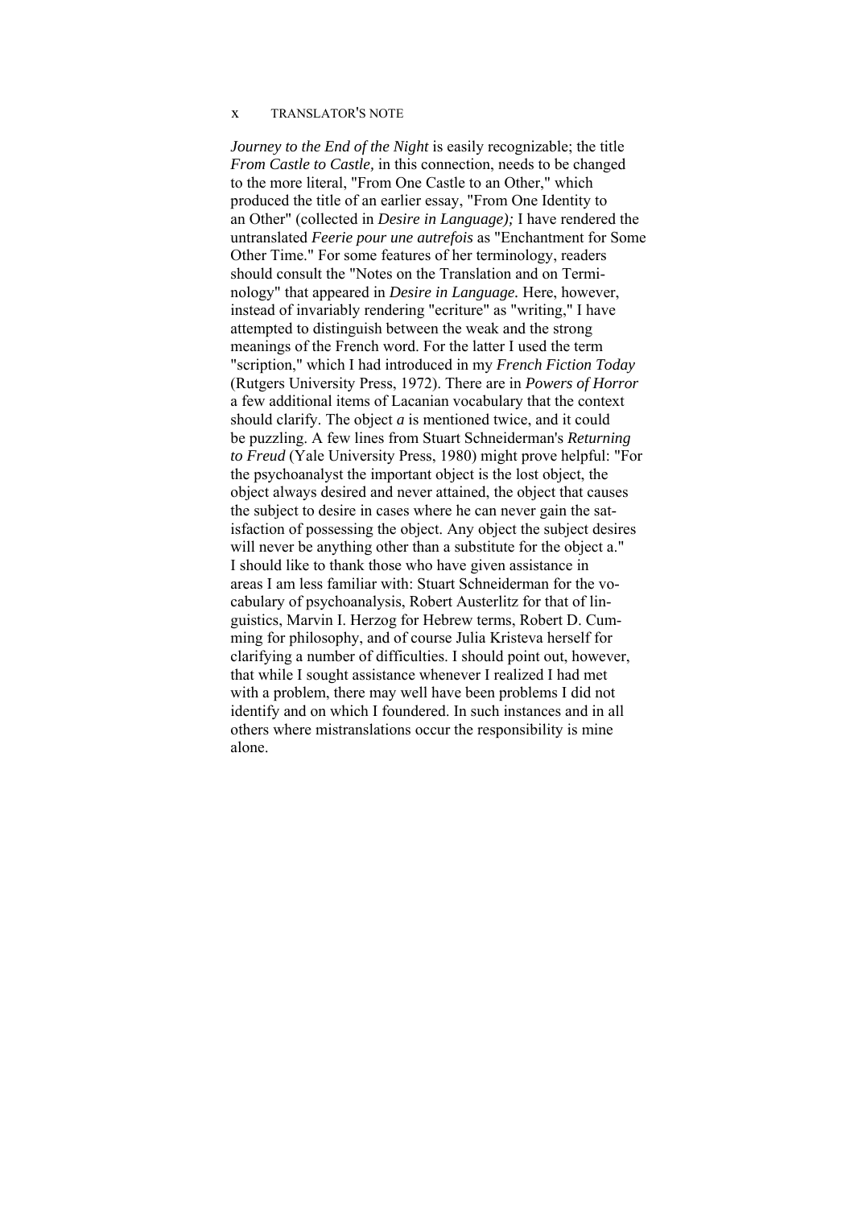*Journey to the End of the Night* is easily recognizable; the title *From Castle to Castle,* in this connection, needs to be changed to the more literal, "From One Castle to an Other," which produced the title of an earlier essay, "From One Identity to an Other" (collected in *Desire in Language);* I have rendered the untranslated *Feerie pour une autrefois* as "Enchantment for Some Other Time." For some features of her terminology, readers should consult the "Notes on the Translation and on Terminology" that appeared in *Desire in Language.* Here, however, instead of invariably rendering "ecriture" as "writing," I have attempted to distinguish between the weak and the strong meanings of the French word. For the latter I used the term "scription," which I had introduced in my *French Fiction Today* (Rutgers University Press, 1972). There are in *Powers of Horror* a few additional items of Lacanian vocabulary that the context should clarify. The object *a* is mentioned twice, and it could be puzzling. A few lines from Stuart Schneiderman's *Returning to Freud* (Yale University Press, 1980) might prove helpful: "For the psychoanalyst the important object is the lost object, the object always desired and never attained, the object that causes the subject to desire in cases where he can never gain the satisfaction of possessing the object. Any object the subject desires will never be anything other than a substitute for the object a." I should like to thank those who have given assistance in areas I am less familiar with: Stuart Schneiderman for the vocabulary of psychoanalysis, Robert Austerlitz for that of linguistics, Marvin I. Herzog for Hebrew terms, Robert D. Cumming for philosophy, and of course Julia Kristeva herself for clarifying a number of difficulties. I should point out, however, that while I sought assistance whenever I realized I had met with a problem, there may well have been problems I did not identify and on which I foundered. In such instances and in all others where mistranslations occur the responsibility is mine alone.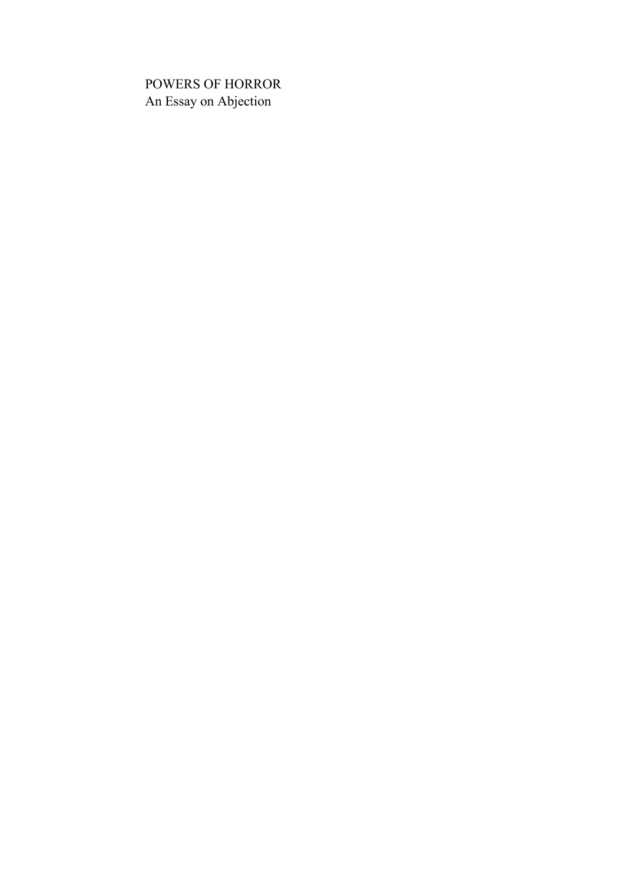POWERS OF HORROR
An Essay on Abjection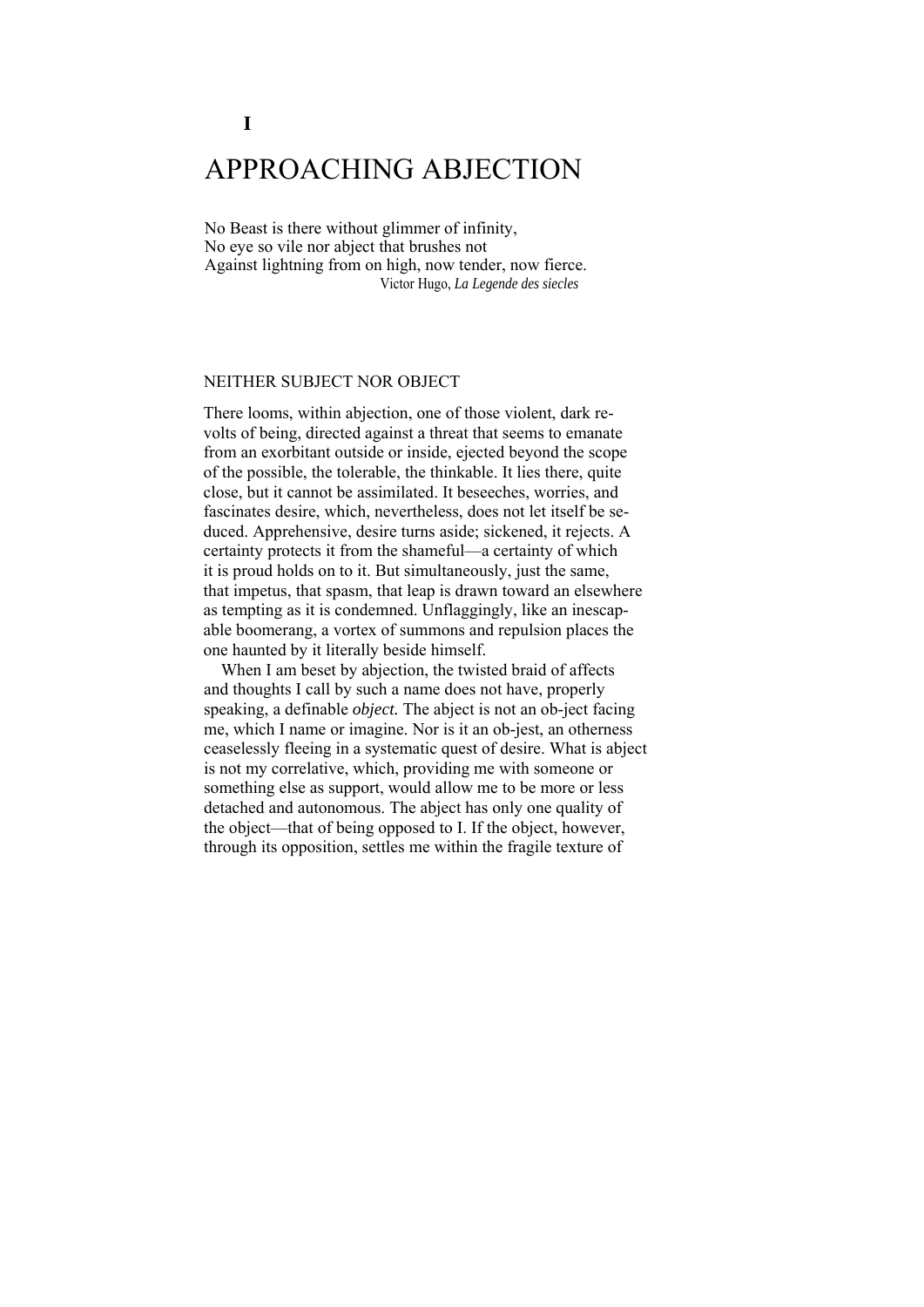**I**

# APPROACHING ABJECTION

No Beast is there without glimmer of infinity,
No eye so vile nor abject that brushes not
Against lightning from on high, now tender, now fierce.
Victor Hugo, *La Legende des siecles*

## NEITHER SUBJECT NOR OBJECT

There looms, within abjection, one of those violent, dark revolts of being, directed against a threat that seems to emanate from an exorbitant outside or inside, ejected beyond the scope of the possible, the tolerable, the thinkable. It lies there, quite close, but it cannot be assimilated. It beseeches, worries, and fascinates desire, which, nevertheless, does not let itself be seduced. Apprehensive, desire turns aside; sickened, it rejects. A certainty protects it from the shameful—a certainty of which it is proud holds on to it. But simultaneously, just the same, that impetus, that spasm, that leap is drawn toward an elsewhere as tempting as it is condemned. Unflaggingly, like an inescapable boomerang, a vortex of summons and repulsion places the one haunted by it literally beside himself.

When I am beset by abjection, the twisted braid of affects and thoughts I call by such a name does not have, properly speaking, a definable *object.* The abject is not an ob-ject facing me, which I name or imagine. Nor is it an ob-jest, an otherness ceaselessly fleeing in a systematic quest of desire. What is abject is not my correlative, which, providing me with someone or something else as support, would allow me to be more or less detached and autonomous. The abject has only one quality of the object—that of being opposed to I. If the object, however, through its opposition, settles me within the fragile texture of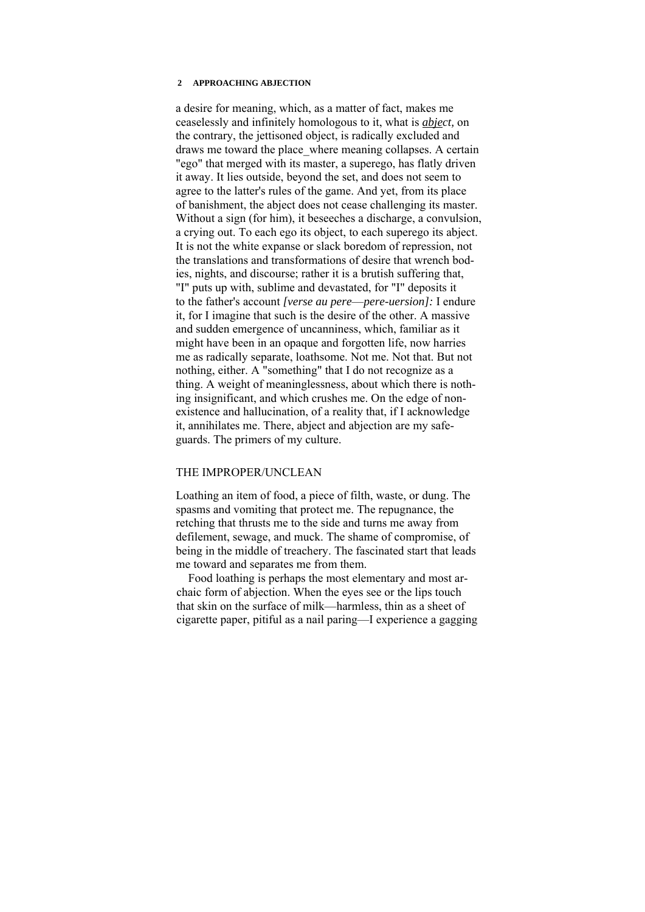a desire for meaning, which, as a matter of fact, makes me ceaselessly and infinitely homologous to it, what is ***abject,*** on the contrary, the jettisoned object, is radically excluded and draws me toward the place_where meaning collapses. A certain "ego" that merged with its master, a superego, has flatly driven it away. It lies outside, beyond the set, and does not seem to agree to the latter's rules of the game. And yet, from its place of banishment, the abject does not cease challenging its master. Without a sign (for him), it beseeches a discharge, a convulsion, a crying out. To each ego its object, to each superego its abject. It is not the white expanse or slack boredom of repression, not the translations and transformations of desire that wrench bodies, nights, and discourse; rather it is a brutish suffering that, "I" puts up with, sublime and devastated, for "I" deposits it to the father's account *[verse au pere—pere-uersion]:* I endure it, for I imagine that such is the desire of the other. A massive and sudden emergence of uncanniness, which, familiar as it might have been in an opaque and forgotten life, now harries me as radically separate, loathsome. Not me. Not that. But not nothing, either. A "something" that I do not recognize as a thing. A weight of meaninglessness, about which there is nothing insignificant, and which crushes me. On the edge of nonexistence and hallucination, of a reality that, if I acknowledge it, annihilates me. There, abject and abjection are my safeguards. The primers of my culture.

## THE IMPROPER/UNCLEAN

Loathing an item of food, a piece of filth, waste, or dung. The spasms and vomiting that protect me. The repugnance, the retching that thrusts me to the side and turns me away from defilement, sewage, and muck. The shame of compromise, of being in the middle of treachery. The fascinated start that leads me toward and separates me from them.

Food loathing is perhaps the most elementary and most archaic form of abjection. When the eyes see or the lips touch that skin on the surface of milk—harmless, thin as a sheet of cigarette paper, pitiful as a nail paring—I experience a gagging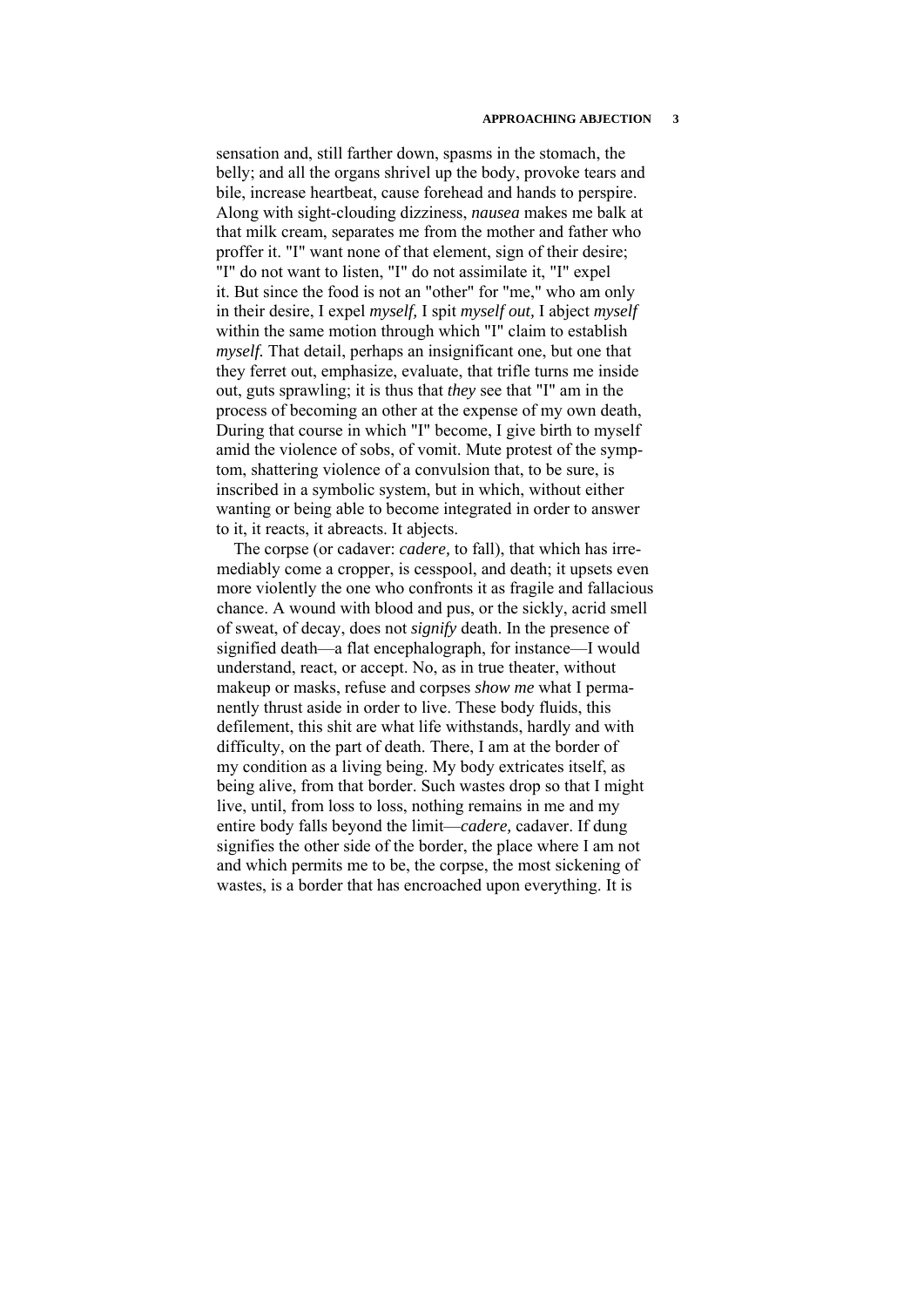sensation and, still farther down, spasms in the stomach, the belly; and all the organs shrivel up the body, provoke tears and bile, increase heartbeat, cause forehead and hands to perspire. Along with sight-clouding dizziness, *nausea* makes me balk at that milk cream, separates me from the mother and father who proffer it. "I" want none of that element, sign of their desire; "I" do not want to listen, "I" do not assimilate it, "I" expel it. But since the food is not an "other" for "me," who am only in their desire, I expel *myself,* I spit *myself out,* I abject *myself* within the same motion through which "I" claim to establish *myself.* That detail, perhaps an insignificant one, but one that they ferret out, emphasize, evaluate, that trifle turns me inside out, guts sprawling; it is thus that *they* see that "I" am in the process of becoming an other at the expense of my own death, During that course in which "I" become, I give birth to myself amid the violence of sobs, of vomit. Mute protest of the symptom, shattering violence of a convulsion that, to be sure, is inscribed in a symbolic system, but in which, without either wanting or being able to become integrated in order to answer to it, it reacts, it abreacts. It abjects.

The corpse (or cadaver: *cadere,* to fall), that which has irremediably come a cropper, is cesspool, and death; it upsets even more violently the one who confronts it as fragile and fallacious chance. A wound with blood and pus, or the sickly, acrid smell of sweat, of decay, does not *signify* death. In the presence of signified death—a flat encephalograph, for instance—I would understand, react, or accept. No, as in true theater, without makeup or masks, refuse and corpses *show me* what I permanently thrust aside in order to live. These body fluids, this defilement, this shit are what life withstands, hardly and with difficulty, on the part of death. There, I am at the border of my condition as a living being. My body extricates itself, as being alive, from that border. Such wastes drop so that I might live, until, from loss to loss, nothing remains in me and my entire body falls beyond the limit—*cadere,* cadaver. If dung signifies the other side of the border, the place where I am not and which permits me to be, the corpse, the most sickening of wastes, is a border that has encroached upon everything. It is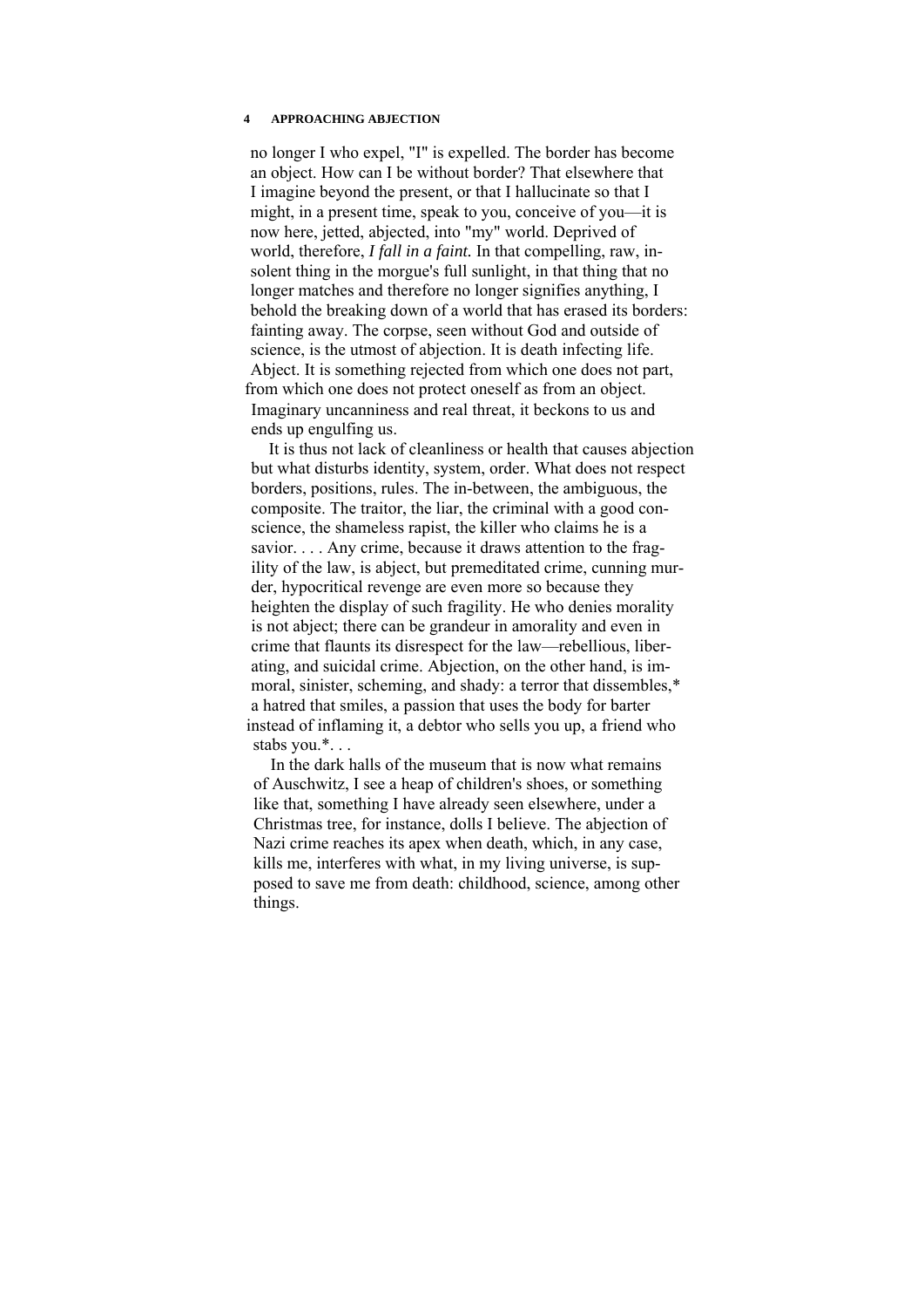no longer I who expel, "I" is expelled. The border has become an object. How can I be without border? That elsewhere that I imagine beyond the present, or that I hallucinate so that I might, in a present time, speak to you, conceive of you—it is now here, jetted, abjected, into "my" world. Deprived of world, therefore, *I fall in a faint.* In that compelling, raw, insolent thing in the morgue's full sunlight, in that thing that no longer matches and therefore no longer signifies anything, I behold the breaking down of a world that has erased its borders: fainting away. The corpse, seen without God and outside of science, is the utmost of abjection. It is death infecting life. Abject. It is something rejected from which one does not part, from which one does not protect oneself as from an object. Imaginary uncanniness and real threat, it beckons to us and ends up engulfing us.

It is thus not lack of cleanliness or health that causes abjection but what disturbs identity, system, order. What does not respect borders, positions, rules. The in-between, the ambiguous, the composite. The traitor, the liar, the criminal with a good conscience, the shameless rapist, the killer who claims he is a savior. . . . Any crime, because it draws attention to the fragility of the law, is abject, but premeditated crime, cunning murder, hypocritical revenge are even more so because they heighten the display of such fragility. He who denies morality is not abject; there can be grandeur in amorality and even in crime that flaunts its disrespect for the law—rebellious, liberating, and suicidal crime. Abjection, on the other hand, is immoral, sinister, scheming, and shady: a terror that dissembles,* a hatred that smiles, a passion that uses the body for barter instead of inflaming it, a debtor who sells you up, a friend who stabs you.*. . .

In the dark halls of the museum that is now what remains of Auschwitz, I see a heap of children's shoes, or something like that, something I have already seen elsewhere, under a Christmas tree, for instance, dolls I believe. The abjection of Nazi crime reaches its apex when death, which, in any case, kills me, interferes with what, in my living universe, is supposed to save me from death: childhood, science, among other things.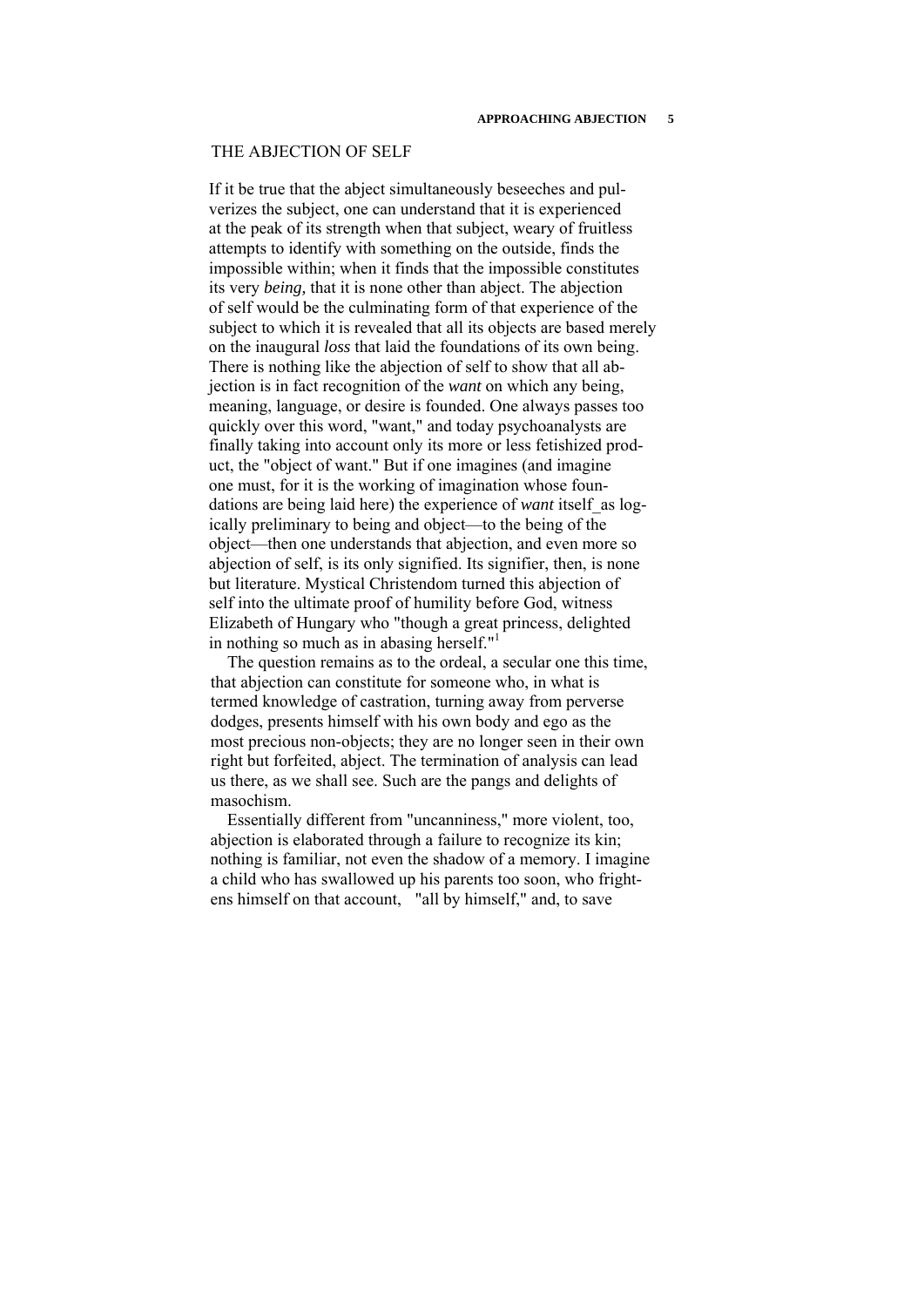## THE ABJECTION OF SELF

If it be true that the abject simultaneously beseeches and pulverizes the subject, one can understand that it is experienced at the peak of its strength when that subject, weary of fruitless attempts to identify with something on the outside, finds the impossible within; when it finds that the impossible constitutes its very *being,* that it is none other than abject. The abjection of self would be the culminating form of that experience of the subject to which it is revealed that all its objects are based merely on the inaugural *loss* that laid the foundations of its own being. There is nothing like the abjection of self to show that all abjection is in fact recognition of the *want* on which any being, meaning, language, or desire is founded. One always passes too quickly over this word, "want," and today psychoanalysts are finally taking into account only its more or less fetishized product, the "object of want." But if one imagines (and imagine one must, for it is the working of imagination whose foundations are being laid here) the experience of *want* itself as logically preliminary to being and object—to the being of the object—then one understands that abjection, and even more so abjection of self, is its only signified. Its signifier, then, is none but literature. Mystical Christendom turned this abjection of self into the ultimate proof of humility before God, witness Elizabeth of Hungary who "though a great princess, delighted in nothing so much as in abasing herself."[1]

The question remains as to the ordeal, a secular one this time, that abjection can constitute for someone who, in what is termed knowledge of castration, turning away from perverse dodges, presents himself with his own body and ego as the most precious non-objects; they are no longer seen in their own right but forfeited, abject. The termination of analysis can lead us there, as we shall see. Such are the pangs and delights of masochism.

Essentially different from "uncanniness," more violent, too, abjection is elaborated through a failure to recognize its kin; nothing is familiar, not even the shadow of a memory. I imagine a child who has swallowed up his parents too soon, who frightens himself on that account, "all by himself," and, to save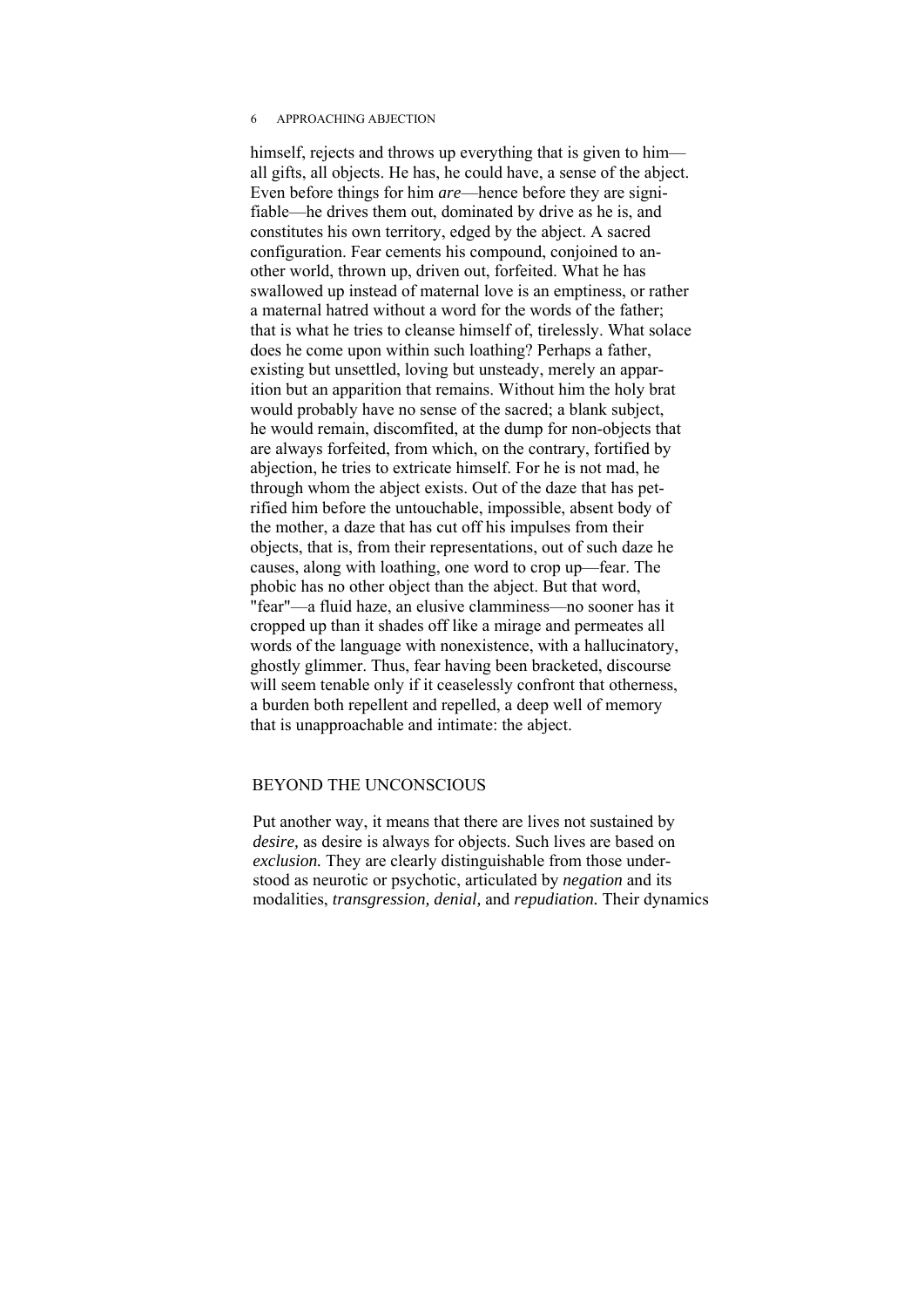himself, rejects and throws up everything that is given to him—all gifts, all objects. He has, he could have, a sense of the abject. Even before things for him *are*—hence before they are signifiable—he drives them out, dominated by drive as he is, and constitutes his own territory, edged by the abject. A sacred configuration. Fear cements his compound, conjoined to another world, thrown up, driven out, forfeited. What he has swallowed up instead of maternal love is an emptiness, or rather a maternal hatred without a word for the words of the father; that is what he tries to cleanse himself of, tirelessly. What solace does he come upon within such loathing? Perhaps a father, existing but unsettled, loving but unsteady, merely an apparition but an apparition that remains. Without him the holy brat would probably have no sense of the sacred; a blank subject, he would remain, discomfited, at the dump for non-objects that are always forfeited, from which, on the contrary, fortified by abjection, he tries to extricate himself. For he is not mad, he through whom the abject exists. Out of the daze that has petrified him before the untouchable, impossible, absent body of the mother, a daze that has cut off his impulses from their objects, that is, from their representations, out of such daze he causes, along with loathing, one word to crop up—fear. The phobic has no other object than the abject. But that word, "fear"—a fluid haze, an elusive clamminess—no sooner has it cropped up than it shades off like a mirage and permeates all words of the language with nonexistence, with a hallucinatory, ghostly glimmer. Thus, fear having been bracketed, discourse will seem tenable only if it ceaselessly confront that otherness, a burden both repellent and repelled, a deep well of memory that is unapproachable and intimate: the abject.

## BEYOND THE UNCONSCIOUS

Put another way, it means that there are lives not sustained by *desire,* as desire is always for objects. Such lives are based on *exclusion.* They are clearly distinguishable from those understood as neurotic or psychotic, articulated by *negation* and its modalities, *transgression, denial,* and *repudiation.* Their dynamics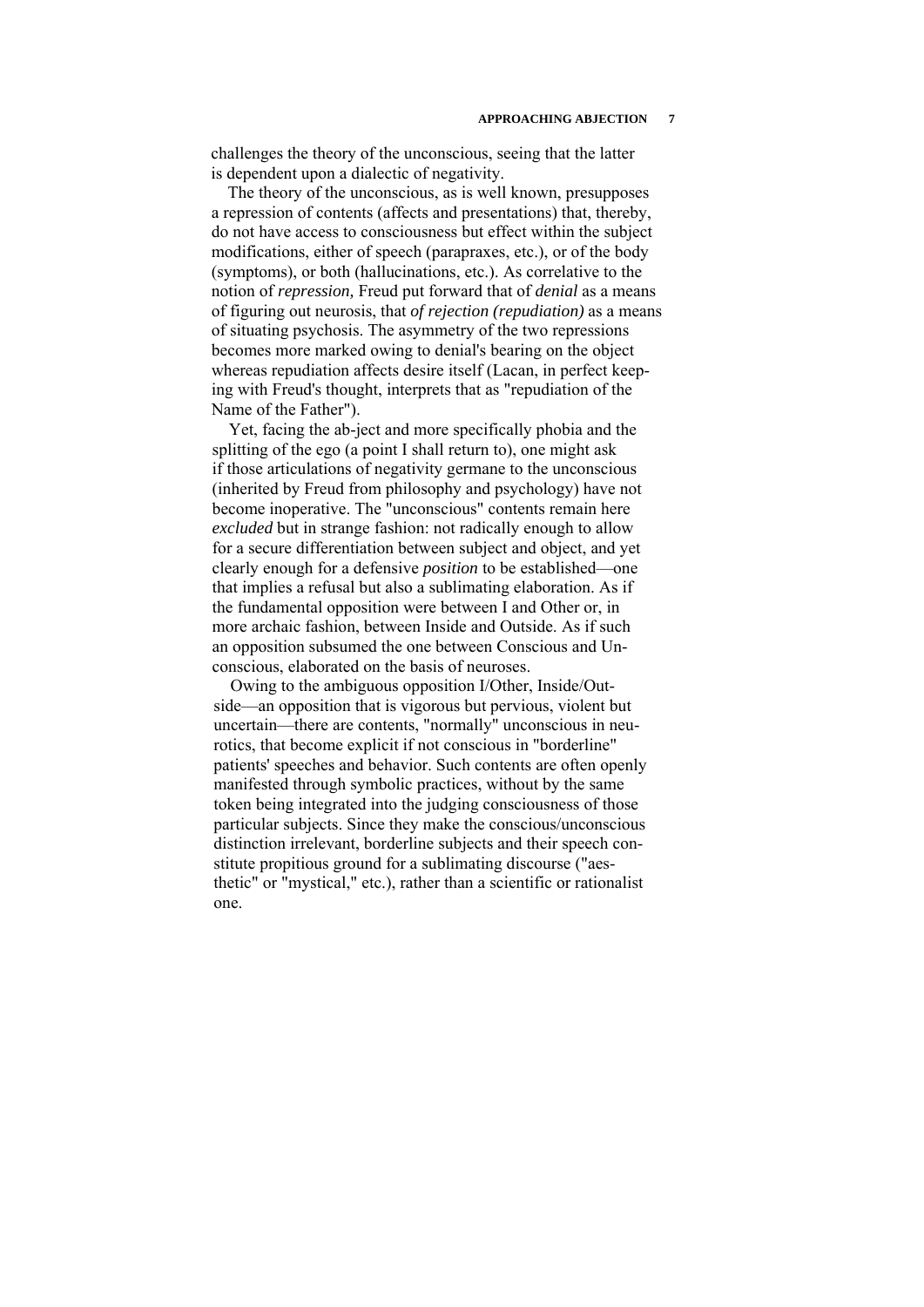challenges the theory of the unconscious, seeing that the latter is dependent upon a dialectic of negativity.

The theory of the unconscious, as is well known, presupposes a repression of contents (affects and presentations) that, thereby, do not have access to consciousness but effect within the subject modifications, either of speech (parapraxes, etc.), or of the body (symptoms), or both (hallucinations, etc.). As correlative to the notion of *repression,* Freud put forward that of *denial* as a means of figuring out neurosis, that *of rejection (repudiation)* as a means of situating psychosis. The asymmetry of the two repressions becomes more marked owing to denial's bearing on the object whereas repudiation affects desire itself (Lacan, in perfect keeping with Freud's thought, interprets that as "repudiation of the Name of the Father").

Yet, facing the ab-ject and more specifically phobia and the splitting of the ego (a point I shall return to), one might ask if those articulations of negativity germane to the unconscious (inherited by Freud from philosophy and psychology) have not become inoperative. The "unconscious" contents remain here *excluded* but in strange fashion: not radically enough to allow for a secure differentiation between subject and object, and yet clearly enough for a defensive *position* to be established—one that implies a refusal but also a sublimating elaboration. As if the fundamental opposition were between I and Other or, in more archaic fashion, between Inside and Outside. As if such an opposition subsumed the one between Conscious and Unconscious, elaborated on the basis of neuroses.

Owing to the ambiguous opposition I/Other, Inside/Outside—an opposition that is vigorous but pervious, violent but uncertain—there are contents, "normally" unconscious in neurotics, that become explicit if not conscious in "borderline" patients' speeches and behavior. Such contents are often openly manifested through symbolic practices, without by the same token being integrated into the judging consciousness of those particular subjects. Since they make the conscious/unconscious distinction irrelevant, borderline subjects and their speech constitute propitious ground for a sublimating discourse ("aesthetic" or "mystical," etc.), rather than a scientific or rationalist one.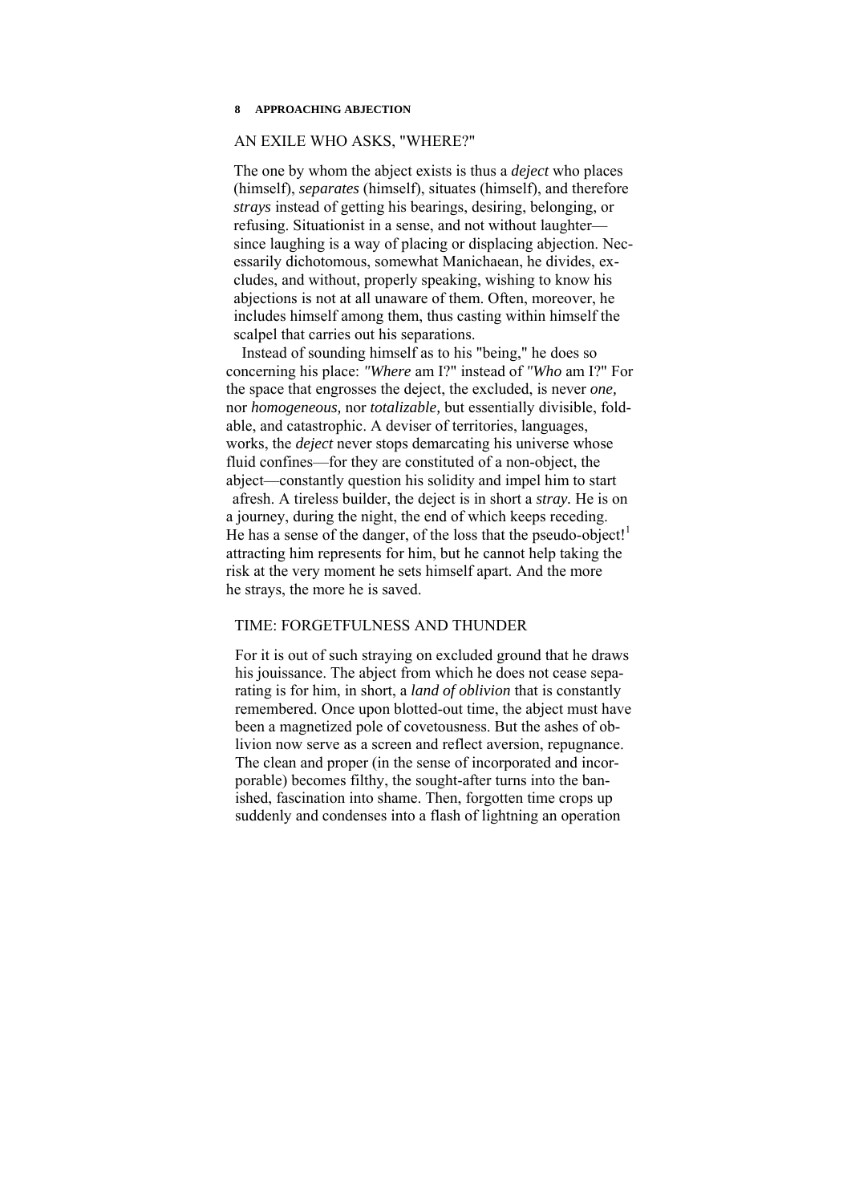## AN EXILE WHO ASKS, "WHERE?"

The one by whom the abject exists is thus a *deject* who places (himself), *separates* (himself), situates (himself), and therefore *strays* instead of getting his bearings, desiring, belonging, or refusing. Situationist in a sense, and not without laughter—since laughing is a way of placing or displacing abjection. Necessarily dichotomous, somewhat Manichaean, he divides, excludes, and without, properly speaking, wishing to know his abjections is not at all unaware of them. Often, moreover, he includes himself among them, thus casting within himself the scalpel that carries out his separations.

Instead of sounding himself as to his "being," he does so concerning his place: "*Where* am I?" instead of "*Who* am I?" For the space that engrosses the deject, the excluded, is never *one,* nor *homogeneous,* nor *totalizable,* but essentially divisible, foldable, and catastrophic. A deviser of territories, languages, works, the *deject* never stops demarcating his universe whose fluid confines—for they are constituted of a non-object, the abject—constantly question his solidity and impel him to start afresh. A tireless builder, the deject is in short a *stray*. He is on a journey, during the night, the end of which keeps receding. He has a sense of the danger, of the loss that the pseudo-object![1] attracting him represents for him, but he cannot help taking the risk at the very moment he sets himself apart. And the more he strays, the more he is saved.

## TIME: FORGETFULNESS AND THUNDER

For it is out of such straying on excluded ground that he draws his jouissance. The abject from which he does not cease separating is for him, in short, a *land of oblivion* that is constantly remembered. Once upon blotted-out time, the abject must have been a magnetized pole of covetousness. But the ashes of oblivion now serve as a screen and reflect aversion, repugnance. The clean and proper (in the sense of incorporated and incorporable) becomes filthy, the sought-after turns into the banished, fascination into shame. Then, forgotten time crops up suddenly and condenses into a flash of lightning an operation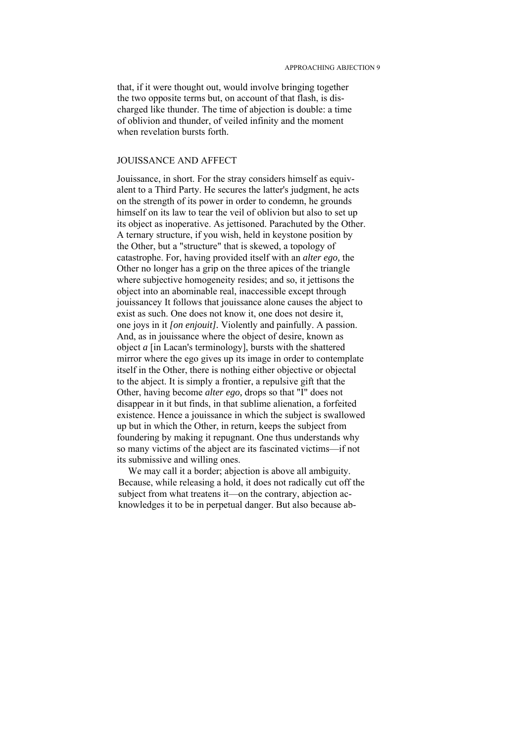that, if it were thought out, would involve bringing together the two opposite terms but, on account of that flash, is discharged like thunder. The time of abjection is double: a time of oblivion and thunder, of veiled infinity and the moment when revelation bursts forth.

## JOUISSANCE AND AFFECT

Jouissance, in short. For the stray considers himself as equivalent to a Third Party. He secures the latter's judgment, he acts on the strength of its power in order to condemn, he grounds himself on its law to tear the veil of oblivion but also to set up its object as inoperative. As jettisoned. Parachuted by the Other. A ternary structure, if you wish, held in keystone position by the Other, but a "structure" that is skewed, a topology of catastrophe. For, having provided itself with an *alter ego,* the Other no longer has a grip on the three apices of the triangle where subjective homogeneity resides; and so, it jettisons the object into an abominable real, inaccessible except through jouissancey It follows that jouissance alone causes the abject to exist as such. One does not know it, one does not desire it, one joys in it *[on enjouit].* Violently and painfully. A passion. And, as in jouissance where the object of desire, known as object *a* [in Lacan's terminology], bursts with the shattered mirror where the ego gives up its image in order to contemplate itself in the Other, there is nothing either objective or objectal to the abject. It is simply a frontier, a repulsive gift that the Other, having become *alter ego,* drops so that "I" does not disappear in it but finds, in that sublime alienation, a forfeited existence. Hence a jouissance in which the subject is swallowed up but in which the Other, in return, keeps the subject from foundering by making it repugnant. One thus understands why so many victims of the abject are its fascinated victims—if not its submissive and willing ones.

We may call it a border; abjection is above all ambiguity. Because, while releasing a hold, it does not radically cut off the subject from what treatens it—on the contrary, abjection acknowledges it to be in perpetual danger. But also because ab-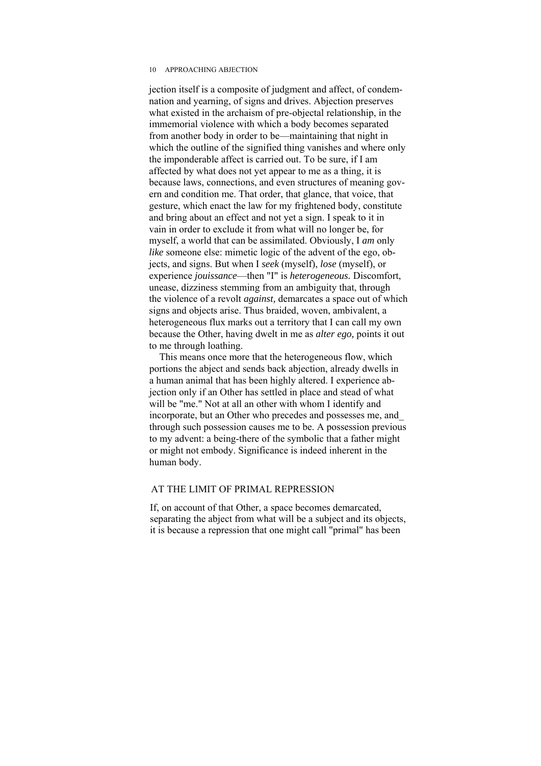jection itself is a composite of judgment and affect, of condemnation and yearning, of signs and drives. Abjection preserves what existed in the archaism of pre-objectal relationship, in the immemorial violence with which a body becomes separated from another body in order to be—maintaining that night in which the outline of the signified thing vanishes and where only the imponderable affect is carried out. To be sure, if I am affected by what does not yet appear to me as a thing, it is because laws, connections, and even structures of meaning govern and condition me. That order, that glance, that voice, that gesture, which enact the law for my frightened body, constitute and bring about an effect and not yet a sign. I speak to it in vain in order to exclude it from what will no longer be, for myself, a world that can be assimilated. Obviously, I *am* only *like* someone else: mimetic logic of the advent of the ego, objects, and signs. But when I *seek* (myself), *lose* (myself), or experience *jouissance*—then "I" is *heterogeneous.* Discomfort, unease, dizziness stemming from an ambiguity that, through the violence of a revolt *against,* demarcates a space out of which signs and objects arise. Thus braided, woven, ambivalent, a heterogeneous flux marks out a territory that I can call my own because the Other, having dwelt in me as *alter ego,* points it out to me through loathing.

This means once more that the heterogeneous flow, which portions the abject and sends back abjection, already dwells in a human animal that has been highly altered. I experience abjection only if an Other has settled in place and stead of what will be "me." Not at all an other with whom I identify and incorporate, but an Other who precedes and possesses me, and through such possession causes me to be. A possession previous to my advent: a being-there of the symbolic that a father might or might not embody. Significance is indeed inherent in the human body.

## AT THE LIMIT OF PRIMAL REPRESSION

If, on account of that Other, a space becomes demarcated, separating the abject from what will be a subject and its objects, it is because a repression that one might call "primal" has been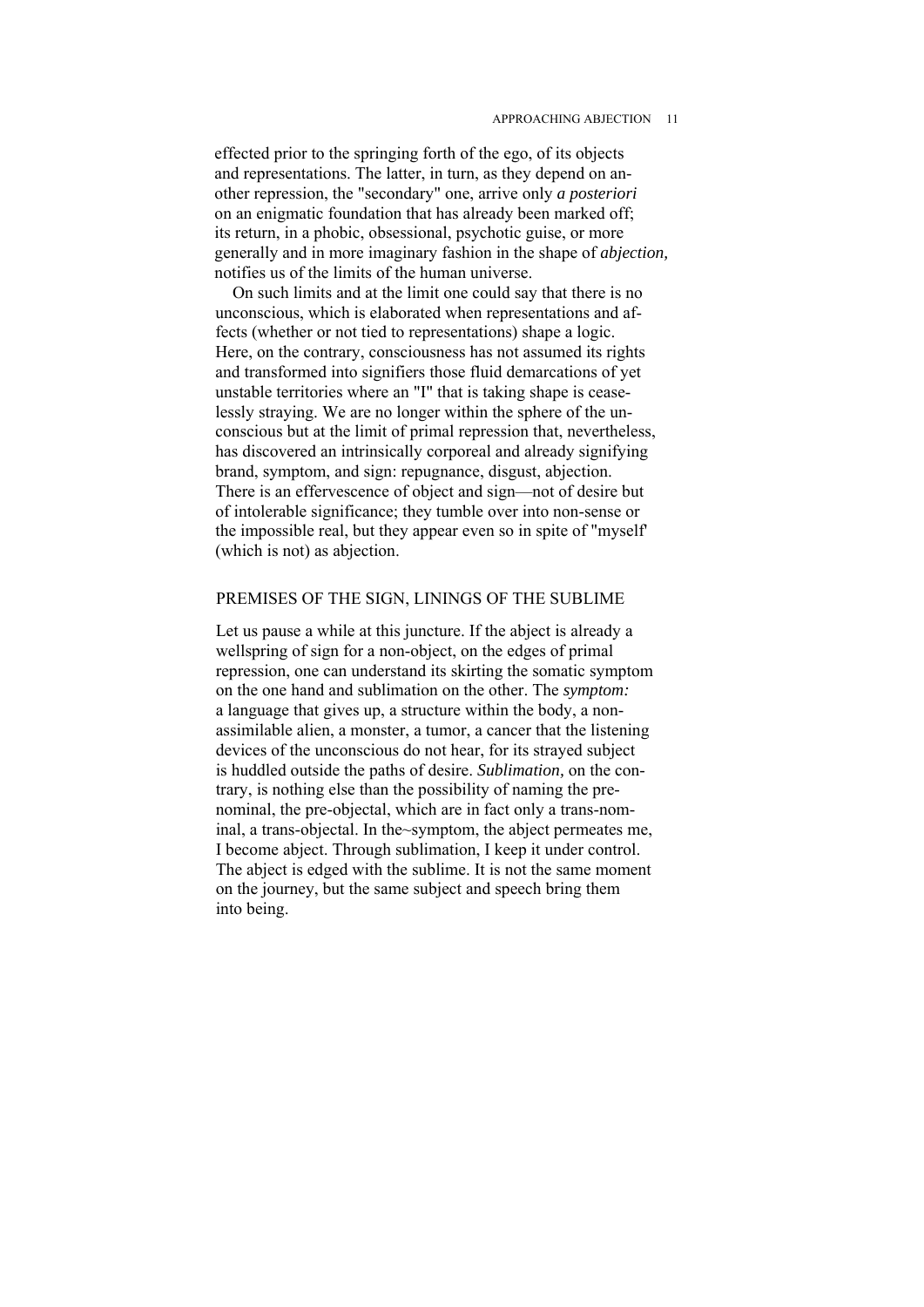effected prior to the springing forth of the ego, of its objects and representations. The latter, in turn, as they depend on another repression, the "secondary" one, arrive only *a posteriori* on an enigmatic foundation that has already been marked off; its return, in a phobic, obsessional, psychotic guise, or more generally and in more imaginary fashion in the shape of *abjection,* notifies us of the limits of the human universe.

On such limits and at the limit one could say that there is no unconscious, which is elaborated when representations and affects (whether or not tied to representations) shape a logic. Here, on the contrary, consciousness has not assumed its rights and transformed into signifiers those fluid demarcations of yet unstable territories where an "I" that is taking shape is ceaselessly straying. We are no longer within the sphere of the unconscious but at the limit of primal repression that, nevertheless, has discovered an intrinsically corporeal and already signifying brand, symptom, and sign: repugnance, disgust, abjection. There is an effervescence of object and sign—not of desire but of intolerable significance; they tumble over into non-sense or the impossible real, but they appear even so in spite of "myself' (which is not) as abjection.

## PREMISES OF THE SIGN, LININGS OF THE SUBLIME

Let us pause a while at this juncture. If the abject is already a wellspring of sign for a non-object, on the edges of primal repression, one can understand its skirting the somatic symptom on the one hand and sublimation on the other. The *symptom:* a language that gives up, a structure within the body, a non-assimilable alien, a monster, a tumor, a cancer that the listening devices of the unconscious do not hear, for its strayed subject is huddled outside the paths of desire. *Sublimation,* on the contrary, is nothing else than the possibility of naming the pre-nominal, the pre-objectal, which are in fact only a trans-nominal, a trans-objectal. In the~symptom, the abject permeates me, I become abject. Through sublimation, I keep it under control. The abject is edged with the sublime. It is not the same moment on the journey, but the same subject and speech bring them into being.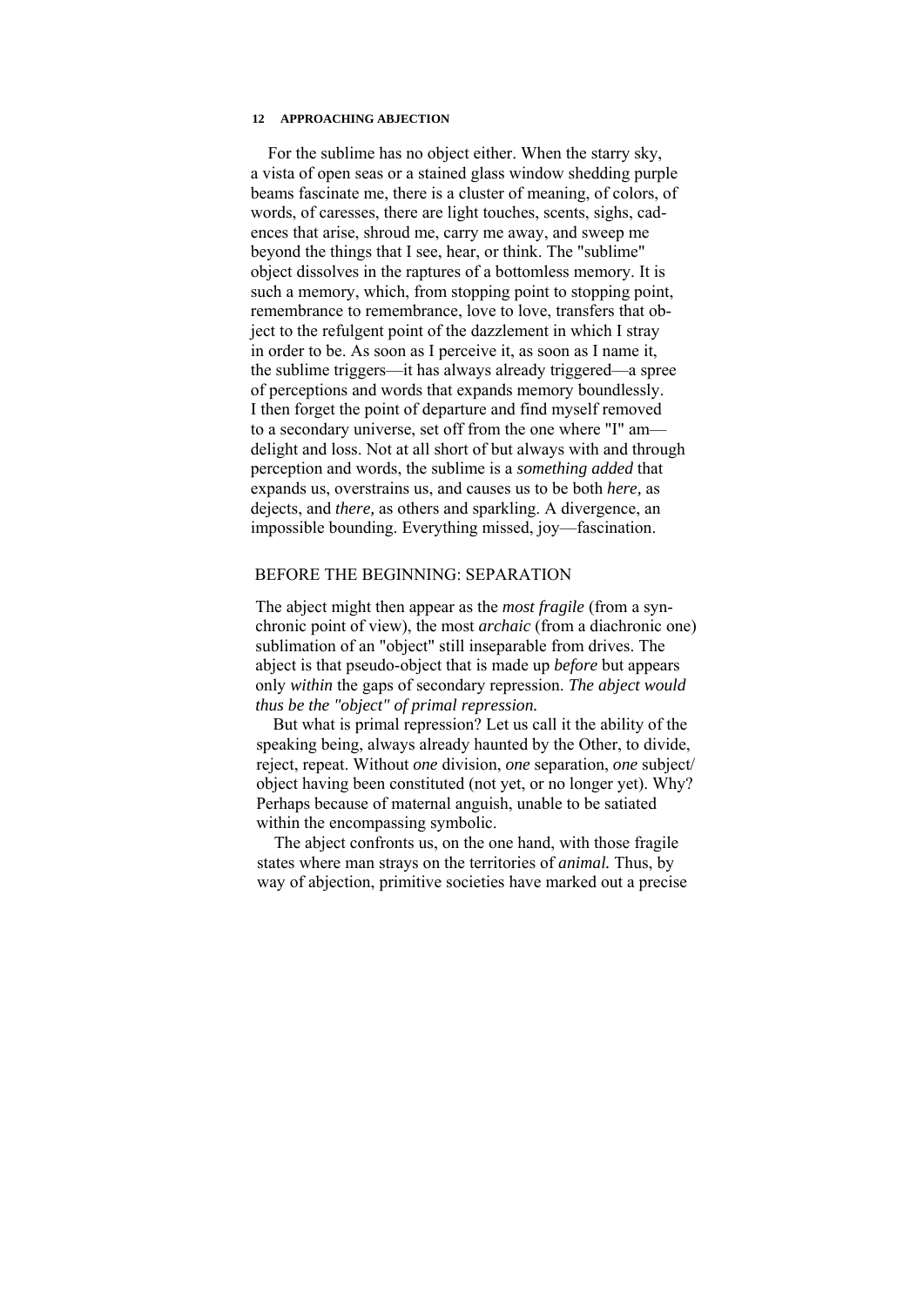For the sublime has no object either. When the starry sky, a vista of open seas or a stained glass window shedding purple beams fascinate me, there is a cluster of meaning, of colors, of words, of caresses, there are light touches, scents, sighs, cadences that arise, shroud me, carry me away, and sweep me beyond the things that I see, hear, or think. The "sublime" object dissolves in the raptures of a bottomless memory. It is such a memory, which, from stopping point to stopping point, remembrance to remembrance, love to love, transfers that object to the refulgent point of the dazzlement in which I stray in order to be. As soon as I perceive it, as soon as I name it, the sublime triggers—it has always already triggered—a spree of perceptions and words that expands memory boundlessly. I then forget the point of departure and find myself removed to a secondary universe, set off from the one where "I" am—delight and loss. Not at all short of but always with and through perception and words, the sublime is a *something added* that expands us, overstrains us, and causes us to be both *here,* as dejects, and *there,* as others and sparkling. A divergence, an impossible bounding. Everything missed, joy—fascination.

## BEFORE THE BEGINNING: SEPARATION

The abject might then appear as the *most fragile* (from a synchronic point of view), the most *archaic* (from a diachronic one) sublimation of an "object" still inseparable from drives. The abject is that pseudo-object that is made up *before* but appears only *within* the gaps of secondary repression. *The abject would thus be the "object" of primal repression.*

But what is primal repression? Let us call it the ability of the speaking being, always already haunted by the Other, to divide, reject, repeat. Without *one* division, *one* separation, *one* subject/object having been constituted (not yet, or no longer yet). Why? Perhaps because of maternal anguish, unable to be satiated within the encompassing symbolic.

The abject confronts us, on the one hand, with those fragile states where man strays on the territories of *animal.* Thus, by way of abjection, primitive societies have marked out a precise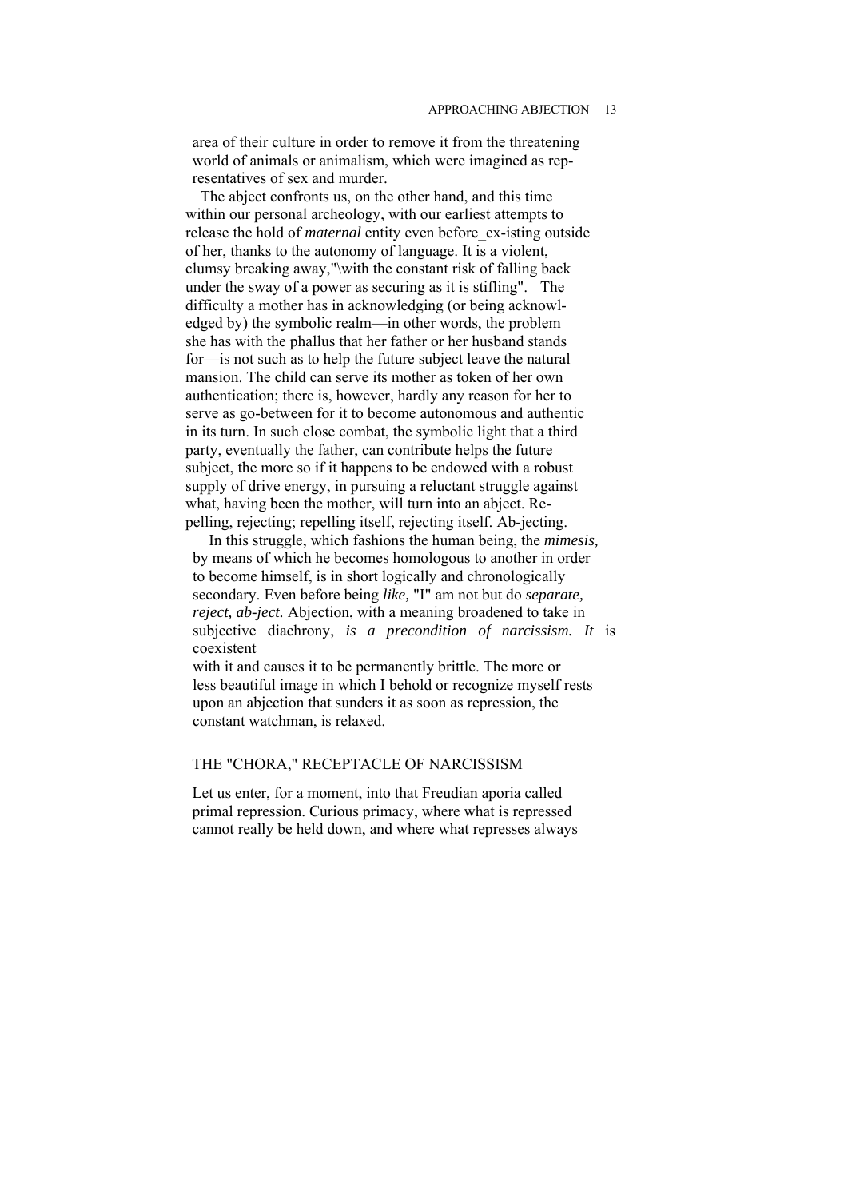area of their culture in order to remove it from the threatening world of animals or animalism, which were imagined as representatives of sex and murder.

The abject confronts us, on the other hand, and this time within our personal archeology, with our earliest attempts to release the hold of *maternal* entity even before ex-isting outside of her, thanks to the autonomy of language. It is a violent, clumsy breaking away, with the constant risk of falling back under the sway of a power as securing as it is stifling". The difficulty a mother has in acknowledging (or being acknowledged by) the symbolic realm—in other words, the problem she has with the phallus that her father or her husband stands for—is not such as to help the future subject leave the natural mansion. The child can serve its mother as token of her own authentication; there is, however, hardly any reason for her to serve as go-between for it to become autonomous and authentic in its turn. In such close combat, the symbolic light that a third party, eventually the father, can contribute helps the future subject, the more so if it happens to be endowed with a robust supply of drive energy, in pursuing a reluctant struggle against what, having been the mother, will turn into an abject. Repelling, rejecting; repelling itself, rejecting itself. Ab-jecting.

In this struggle, which fashions the human being, the *mimesis,* by means of which he becomes homologous to another in order to become himself, is in short logically and chronologically secondary. Even before being *like,* "I" am not but do *separate, reject, ab-ject.* Abjection, with a meaning broadened to take in subjective diachrony, *is a precondition of narcissism. It* is coexistent with it and causes it to be permanently brittle. The more or less beautiful image in which I behold or recognize myself rests upon an abjection that sunders it as soon as repression, the constant watchman, is relaxed.

## THE "CHORA," RECEPTACLE OF NARCISSISM

Let us enter, for a moment, into that Freudian aporia called primal repression. Curious primacy, where what is repressed cannot really be held down, and where what represses always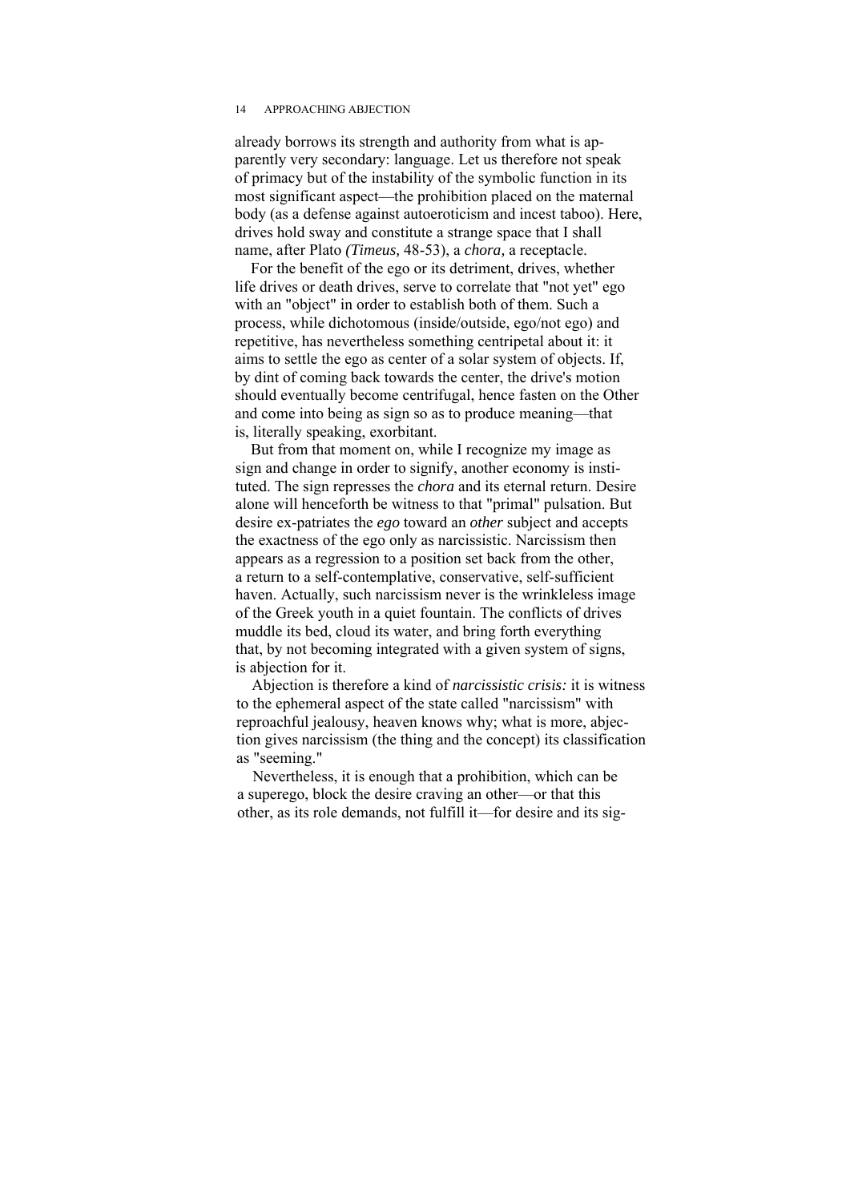already borrows its strength and authority from what is apparently very secondary: language. Let us therefore not speak of primacy but of the instability of the symbolic function in its most significant aspect—the prohibition placed on the maternal body (as a defense against autoeroticism and incest taboo). Here, drives hold sway and constitute a strange space that I shall name, after Plato *(Timeus,* 48-53), a *chora,* a receptacle.

For the benefit of the ego or its detriment, drives, whether life drives or death drives, serve to correlate that "not yet" ego with an "object" in order to establish both of them. Such a process, while dichotomous (inside/outside, ego/not ego) and repetitive, has nevertheless something centripetal about it: it aims to settle the ego as center of a solar system of objects. If, by dint of coming back towards the center, the drive's motion should eventually become centrifugal, hence fasten on the Other and come into being as sign so as to produce meaning—that is, literally speaking, exorbitant.

But from that moment on, while I recognize my image as sign and change in order to signify, another economy is instituted. The sign represses the *chora* and its eternal return. Desire alone will henceforth be witness to that "primal" pulsation. But desire ex-patriates the *ego* toward an *other* subject and accepts the exactness of the ego only as narcissistic. Narcissism then appears as a regression to a position set back from the other, a return to a self-contemplative, conservative, self-sufficient haven. Actually, such narcissism never is the wrinkleless image of the Greek youth in a quiet fountain. The conflicts of drives muddle its bed, cloud its water, and bring forth everything that, by not becoming integrated with a given system of signs, is abjection for it.

Abjection is therefore a kind of *narcissistic crisis:* it is witness to the ephemeral aspect of the state called "narcissism" with reproachful jealousy, heaven knows why; what is more, abjection gives narcissism (the thing and the concept) its classification as "seeming."

Nevertheless, it is enough that a prohibition, which can be a superego, block the desire craving an other—or that this other, as its role demands, not fulfill it—for desire and its sig-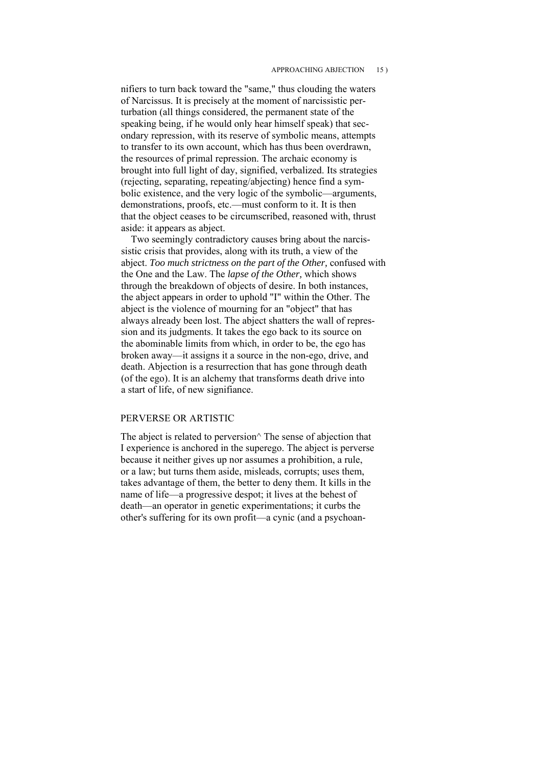nifiers to turn back toward the "same," thus clouding the waters of Narcissus. It is precisely at the moment of narcissistic perturbation (all things considered, the permanent state of the speaking being, if he would only hear himself speak) that secondary repression, with its reserve of symbolic means, attempts to transfer to its own account, which has thus been overdrawn, the resources of primal repression. The archaic economy is brought into full light of day, signified, verbalized. Its strategies (rejecting, separating, repeating/abjecting) hence find a symbolic existence, and the very logic of the symbolic—arguments, demonstrations, proofs, etc.—must conform to it. It is then that the object ceases to be circumscribed, reasoned with, thrust aside: it appears as abject.

Two seemingly contradictory causes bring about the narcissistic crisis that provides, along with its truth, a view of the abject. *Too much strictness on the part of the Other,* confused with the One and the Law. The *lapse of the Other,* which shows through the breakdown of objects of desire. In both instances, the abject appears in order to uphold "I" within the Other. The abject is the violence of mourning for an "object" that has always already been lost. The abject shatters the wall of repression and its judgments. It takes the ego back to its source on the abominable limits from which, in order to be, the ego has broken away—it assigns it a source in the non-ego, drive, and death. Abjection is a resurrection that has gone through death (of the ego). It is an alchemy that transforms death drive into a start of life, of new signifiance.

## PERVERSE OR ARTISTIC

The abject is related to perversion^ The sense of abjection that I experience is anchored in the superego. The abject is perverse because it neither gives up nor assumes a prohibition, a rule, or a law; but turns them aside, misleads, corrupts; uses them, takes advantage of them, the better to deny them. It kills in the name of life—a progressive despot; it lives at the behest of death—an operator in genetic experimentations; it curbs the other's suffering for its own profit—a cynic (and a psychoan-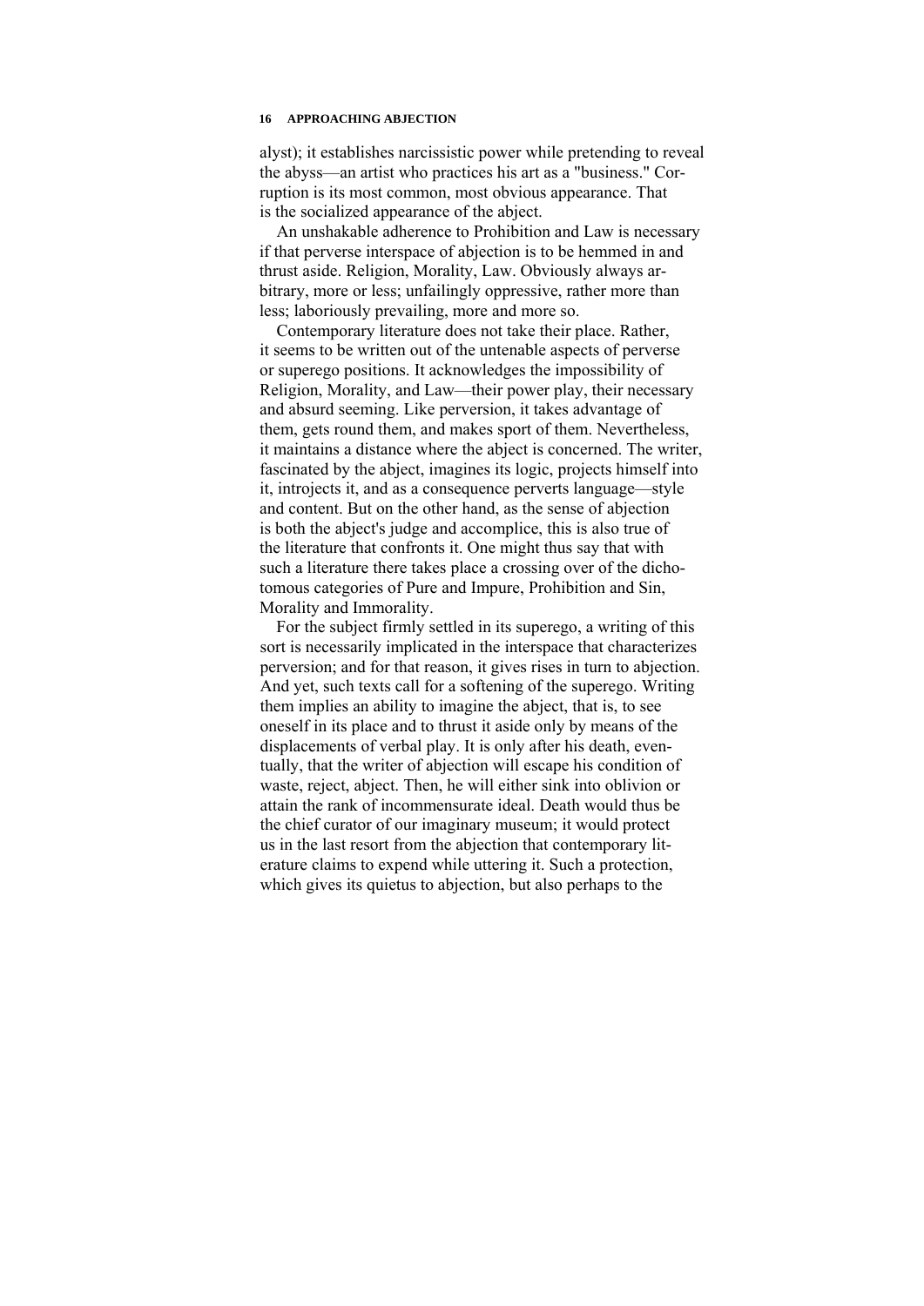alyst); it establishes narcissistic power while pretending to reveal the abyss—an artist who practices his art as a "business." Corruption is its most common, most obvious appearance. That is the socialized appearance of the abject.

An unshakable adherence to Prohibition and Law is necessary if that perverse interspace of abjection is to be hemmed in and thrust aside. Religion, Morality, Law. Obviously always arbitrary, more or less; unfailingly oppressive, rather more than less; laboriously prevailing, more and more so.

Contemporary literature does not take their place. Rather, it seems to be written out of the untenable aspects of perverse or superego positions. It acknowledges the impossibility of Religion, Morality, and Law—their power play, their necessary and absurd seeming. Like perversion, it takes advantage of them, gets round them, and makes sport of them. Nevertheless, it maintains a distance where the abject is concerned. The writer, fascinated by the abject, imagines its logic, projects himself into it, introjects it, and as a consequence perverts language—style and content. But on the other hand, as the sense of abjection is both the abject's judge and accomplice, this is also true of the literature that confronts it. One might thus say that with such a literature there takes place a crossing over of the dichotomous categories of Pure and Impure, Prohibition and Sin, Morality and Immorality.

For the subject firmly settled in its superego, a writing of this sort is necessarily implicated in the interspace that characterizes perversion; and for that reason, it gives rises in turn to abjection. And yet, such texts call for a softening of the superego. Writing them implies an ability to imagine the abject, that is, to see oneself in its place and to thrust it aside only by means of the displacements of verbal play. It is only after his death, eventually, that the writer of abjection will escape his condition of waste, reject, abject. Then, he will either sink into oblivion or attain the rank of incommensurate ideal. Death would thus be the chief curator of our imaginary museum; it would protect us in the last resort from the abjection that contemporary literature claims to expend while uttering it. Such a protection, which gives its quietus to abjection, but also perhaps to the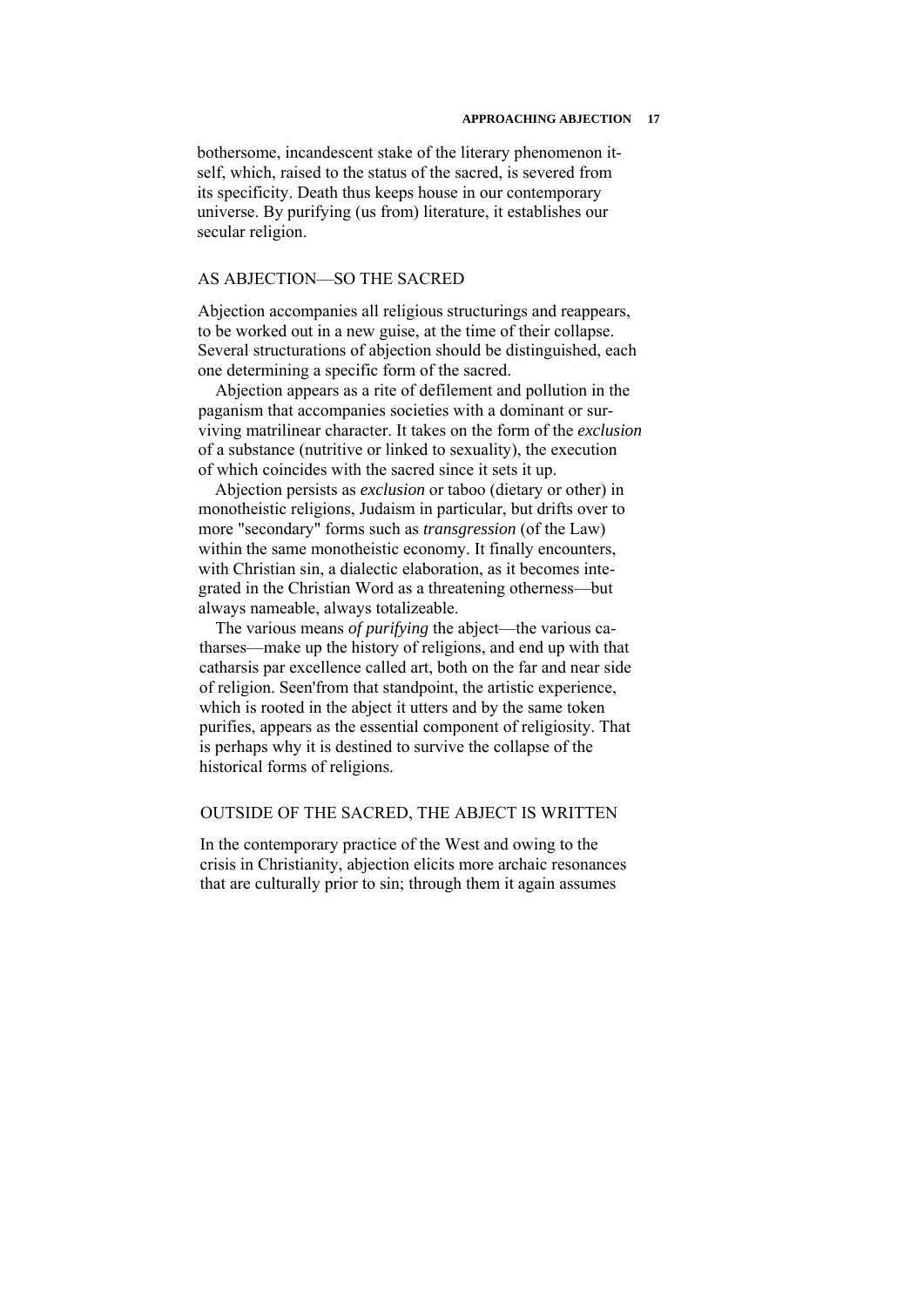bothersome, incandescent stake of the literary phenomenon itself, which, raised to the status of the sacred, is severed from its specificity. Death thus keeps house in our contemporary universe. By purifying (us from) literature, it establishes our secular religion.

## AS ABJECTION—SO THE SACRED

Abjection accompanies all religious structurings and reappears, to be worked out in a new guise, at the time of their collapse. Several structurations of abjection should be distinguished, each one determining a specific form of the sacred.

Abjection appears as a rite of defilement and pollution in the paganism that accompanies societies with a dominant or surviving matrilinear character. It takes on the form of the *exclusion* of a substance (nutritive or linked to sexuality), the execution of which coincides with the sacred since it sets it up.

Abjection persists as *exclusion* or taboo (dietary or other) in monotheistic religions, Judaism in particular, but drifts over to more "secondary" forms such as *transgression* (of the Law) within the same monotheistic economy. It finally encounters, with Christian sin, a dialectic elaboration, as it becomes integrated in the Christian Word as a threatening otherness—but always nameable, always totalizeable.

The various means *of purifying* the abject—the various catharses—make up the history of religions, and end up with that catharsis par excellence called art, both on the far and near side of religion. Seen'from that standpoint, the artistic experience, which is rooted in the abject it utters and by the same token purifies, appears as the essential component of religiosity. That is perhaps why it is destined to survive the collapse of the historical forms of religions.

## OUTSIDE OF THE SACRED, THE ABJECT IS WRITTEN

In the contemporary practice of the West and owing to the crisis in Christianity, abjection elicits more archaic resonances that are culturally prior to sin; through them it again assumes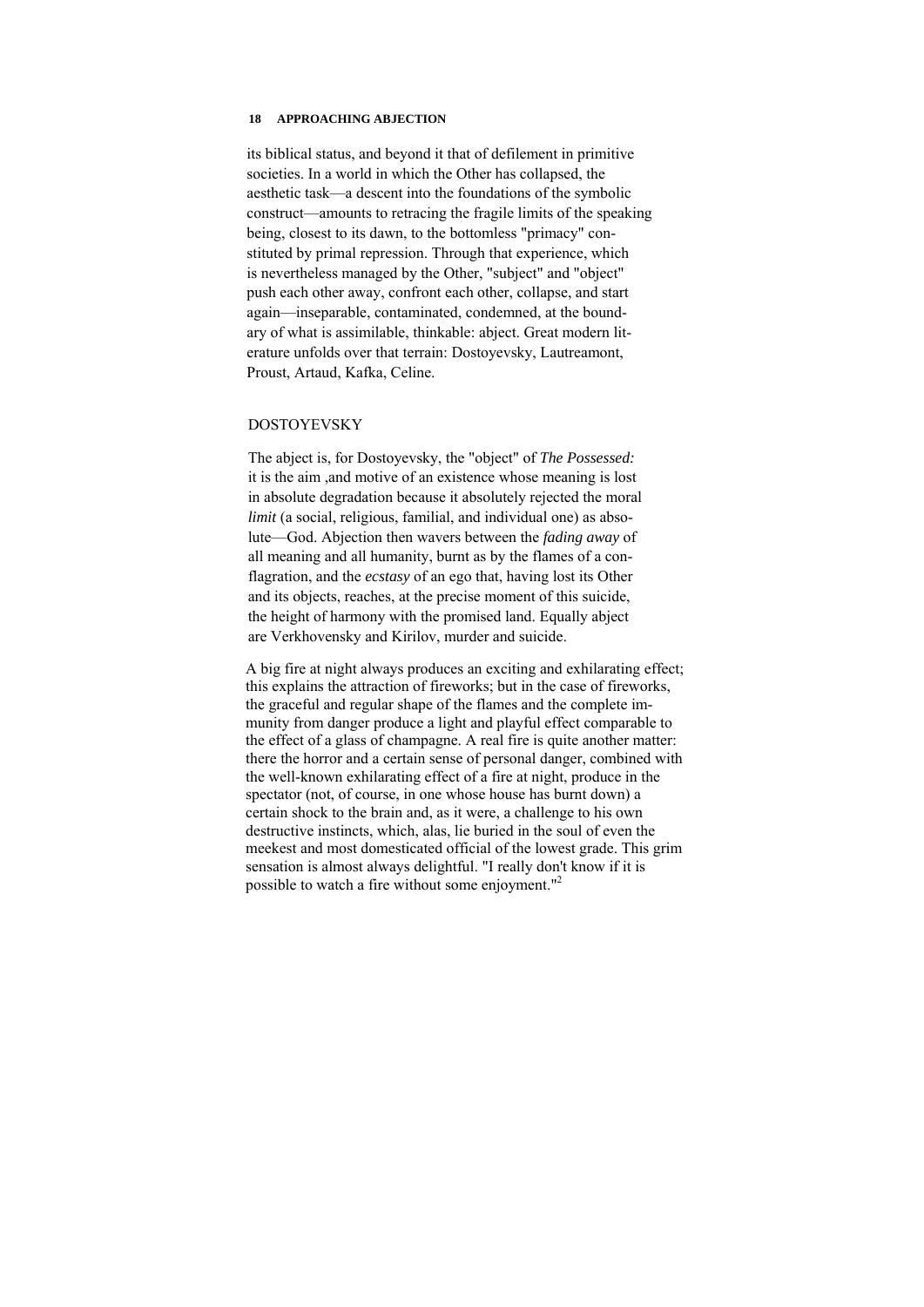its biblical status, and beyond it that of defilement in primitive societies. In a world in which the Other has collapsed, the aesthetic task—a descent into the foundations of the symbolic construct—amounts to retracing the fragile limits of the speaking being, closest to its dawn, to the bottomless "primacy" constituted by primal repression. Through that experience, which is nevertheless managed by the Other, "subject" and "object" push each other away, confront each other, collapse, and start again—inseparable, contaminated, condemned, at the boundary of what is assimilable, thinkable: abject. Great modern literature unfolds over that terrain: Dostoyevsky, Lautreamont, Proust, Artaud, Kafka, Celine.

## DOSTOYEVSKY

The abject is, for Dostoyevsky, the "object" of *The Possessed:* it is the aim ,and motive of an existence whose meaning is lost in absolute degradation because it absolutely rejected the moral *limit* (a social, religious, familial, and individual one) as absolute—God. Abjection then wavers between the *fading away* of all meaning and all humanity, burnt as by the flames of a conflagration, and the *ecstasy* of an ego that, having lost its Other and its objects, reaches, at the precise moment of this suicide, the height of harmony with the promised land. Equally abject are Verkhovensky and Kirilov, murder and suicide.

A big fire at night always produces an exciting and exhilarating effect; this explains the attraction of fireworks; but in the case of fireworks, the graceful and regular shape of the flames and the complete immunity from danger produce a light and playful effect comparable to the effect of a glass of champagne. A real fire is quite another matter: there the horror and a certain sense of personal danger, combined with the well-known exhilarating effect of a fire at night, produce in the spectator (not, of course, in one whose house has burnt down) a certain shock to the brain and, as it were, a challenge to his own destructive instincts, which, alas, lie buried in the soul of even the meekest and most domesticated official of the lowest grade. This grim sensation is almost always delightful. "I really don't know if it is possible to watch a fire without some enjoyment."[2]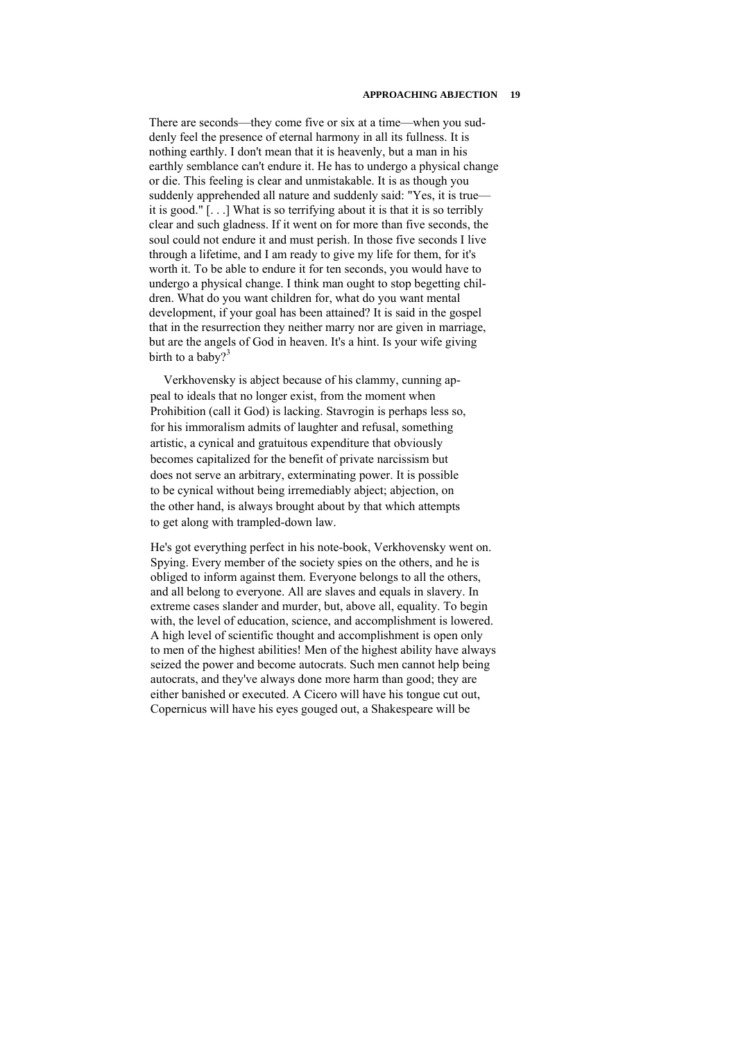There are seconds—they come five or six at a time—when you suddenly feel the presence of eternal harmony in all its fullness. It is nothing earthly. I don't mean that it is heavenly, but a man in his earthly semblance can't endure it. He has to undergo a physical change or die. This feeling is clear and unmistakable. It is as though you suddenly apprehended all nature and suddenly said: "Yes, it is true—it is good." [. . .] What is so terrifying about it is that it is so terribly clear and such gladness. If it went on for more than five seconds, the soul could not endure it and must perish. In those five seconds I live through a lifetime, and I am ready to give my life for them, for it's worth it. To be able to endure it for ten seconds, you would have to undergo a physical change. I think man ought to stop begetting children. What do you want children for, what do you want mental development, if your goal has been attained? It is said in the gospel that in the resurrection they neither marry nor are given in marriage, but are the angels of God in heaven. It's a hint. Is your wife giving birth to a baby?[3]

Verkhovensky is abject because of his clammy, cunning appeal to ideals that no longer exist, from the moment when Prohibition (call it God) is lacking. Stavrogin is perhaps less so, for his immoralism admits of laughter and refusal, something artistic, a cynical and gratuitous expenditure that obviously becomes capitalized for the benefit of private narcissism but does not serve an arbitrary, exterminating power. It is possible to be cynical without being irremediably abject; abjection, on the other hand, is always brought about by that which attempts to get along with trampled-down law.

He's got everything perfect in his note-book, Verkhovensky went on. Spying. Every member of the society spies on the others, and he is obliged to inform against them. Everyone belongs to all the others, and all belong to everyone. All are slaves and equals in slavery. In extreme cases slander and murder, but, above all, equality. To begin with, the level of education, science, and accomplishment is lowered. A high level of scientific thought and accomplishment is open only to men of the highest abilities! Men of the highest ability have always seized the power and become autocrats. Such men cannot help being autocrats, and they've always done more harm than good; they are either banished or executed. A Cicero will have his tongue cut out, Copernicus will have his eyes gouged out, a Shakespeare will be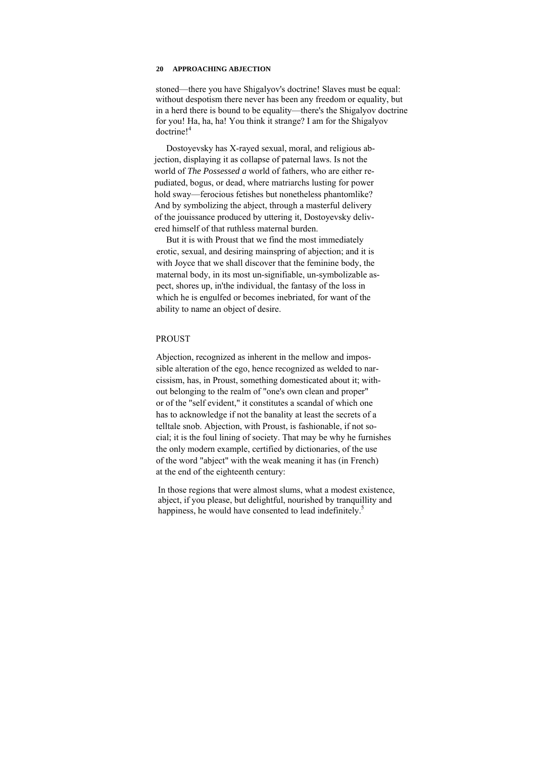stoned—there you have Shigalyov's doctrine! Slaves must be equal: without despotism there never has been any freedom or equality, but in a herd there is bound to be equality—there's the Shigalyov doctrine for you! Ha, ha, ha! You think it strange? I am for the Shigalyov doctrine![4]

Dostoyevsky has X-rayed sexual, moral, and religious abjection, displaying it as collapse of paternal laws. Is not the world of *The Possessed a* world of fathers, who are either repudiated, bogus, or dead, where matriarchs lusting for power hold sway—ferocious fetishes but nonetheless phantomlike? And by symbolizing the abject, through a masterful delivery of the jouissance produced by uttering it, Dostoyevsky delivered himself of that ruthless maternal burden.

But it is with Proust that we find the most immediately erotic, sexual, and desiring mainspring of abjection; and it is with Joyce that we shall discover that the feminine body, the maternal body, in its most un-signifiable, un-symbolizable aspect, shores up, in'the individual, the fantasy of the loss in which he is engulfed or becomes inebriated, for want of the ability to name an object of desire.

## PROUST

Abjection, recognized as inherent in the mellow and impossible alteration of the ego, hence recognized as welded to narcissism, has, in Proust, something domesticated about it; without belonging to the realm of "one's own clean and proper" or of the "self evident," it constitutes a scandal of which one has to acknowledge if not the banality at least the secrets of a telltale snob. Abjection, with Proust, is fashionable, if not social; it is the foul lining of society. That may be why he furnishes the only modern example, certified by dictionaries, of the use of the word "abject" with the weak meaning it has (in French) at the end of the eighteenth century:

In those regions that were almost slums, what a modest existence, abject, if you please, but delightful, nourished by tranquillity and happiness, he would have consented to lead indefinitely.[5]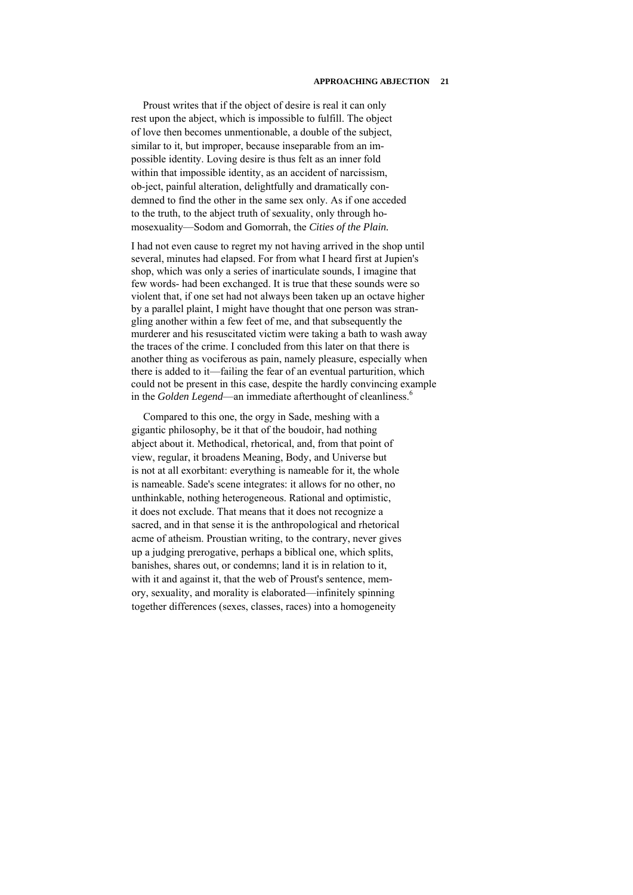Proust writes that if the object of desire is real it can only rest upon the abject, which is impossible to fulfill. The object of love then becomes unmentionable, a double of the subject, similar to it, but improper, because inseparable from an impossible identity. Loving desire is thus felt as an inner fold within that impossible identity, as an accident of narcissism, ob-ject, painful alteration, delightfully and dramatically condemned to find the other in the same sex only. As if one acceded to the truth, to the abject truth of sexuality, only through homosexuality—Sodom and Gomorrah, the *Cities of the Plain.*

> I had not even cause to regret my not having arrived in the shop until several, minutes had elapsed. For from what I heard first at Jupien's shop, which was only a series of inarticulate sounds, I imagine that few words- had been exchanged. It is true that these sounds were so violent that, if one set had not always been taken up an octave higher by a parallel plaint, I might have thought that one person was strangling another within a few feet of me, and that subsequently the murderer and his resuscitated victim were taking a bath to wash away the traces of the crime. I concluded from this later on that there is another thing as vociferous as pain, namely pleasure, especially when there is added to it—failing the fear of an eventual parturition, which could not be present in this case, despite the hardly convincing example in the *Golden Legend*—an immediate afterthought of cleanliness.[6]

Compared to this one, the orgy in Sade, meshing with a gigantic philosophy, be it that of the boudoir, had nothing abject about it. Methodical, rhetorical, and, from that point of view, regular, it broadens Meaning, Body, and Universe but is not at all exorbitant: everything is nameable for it, the whole is nameable. Sade's scene integrates: it allows for no other, no unthinkable, nothing heterogeneous. Rational and optimistic, it does not exclude. That means that it does not recognize a sacred, and in that sense it is the anthropological and rhetorical acme of atheism. Proustian writing, to the contrary, never gives up a judging prerogative, perhaps a biblical one, which splits, banishes, shares out, or condemns; land it is in relation to it, with it and against it, that the web of Proust's sentence, memory, sexuality, and morality is elaborated—infinitely spinning together differences (sexes, classes, races) into a homogeneity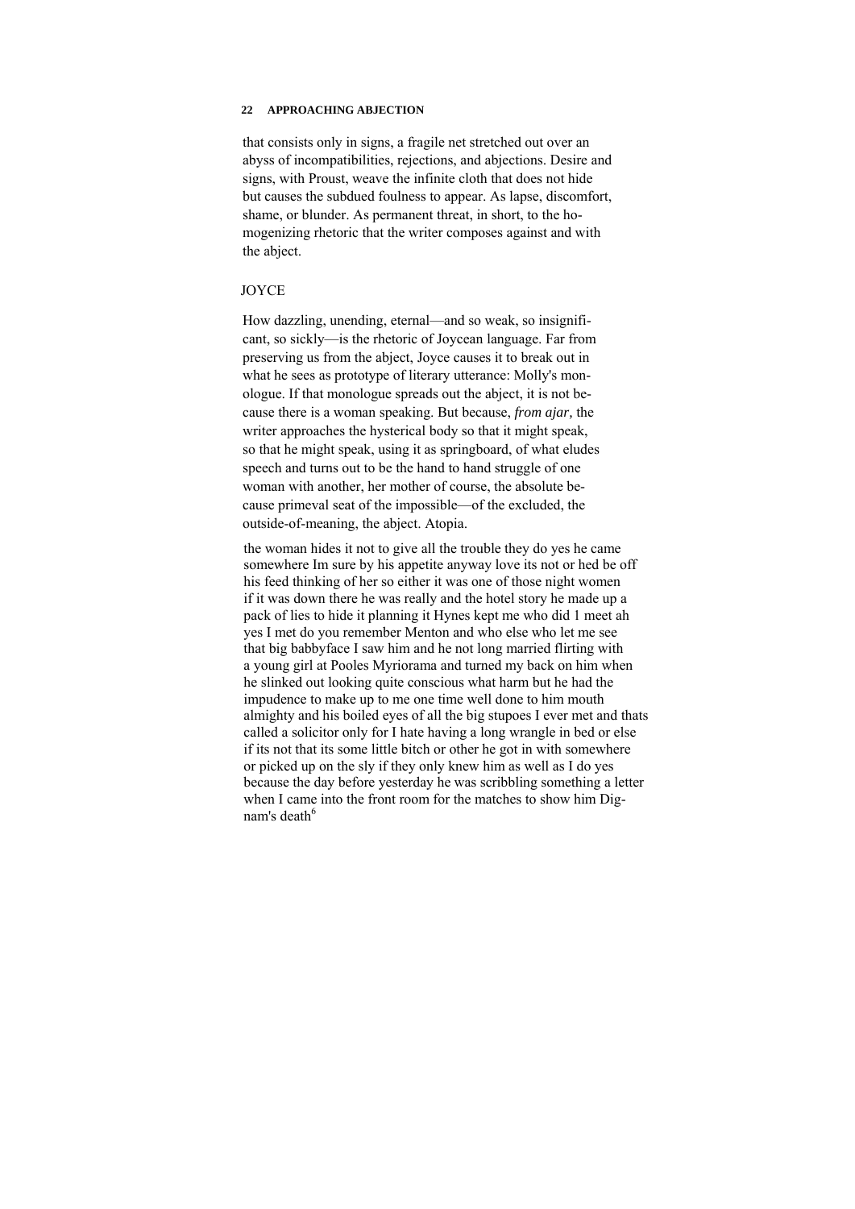that consists only in signs, a fragile net stretched out over an abyss of incompatibilities, rejections, and abjections. Desire and signs, with Proust, weave the infinite cloth that does not hide but causes the subdued foulness to appear. As lapse, discomfort, shame, or blunder. As permanent threat, in short, to the homogenizing rhetoric that the writer composes against and with the abject.

## JOYCE

How dazzling, unending, eternal—and so weak, so insignificant, so sickly—is the rhetoric of Joycean language. Far from preserving us from the abject, Joyce causes it to break out in what he sees as prototype of literary utterance: Molly's monologue. If that monologue spreads out the abject, it is not because there is a woman speaking. But because, *from ajar*, the writer approaches the hysterical body so that it might speak, so that he might speak, using it as springboard, of what eludes speech and turns out to be the hand to hand struggle of one woman with another, her mother of course, the absolute because primeval seat of the impossible—of the excluded, the outside-of-meaning, the abject. Atopia.

> the woman hides it not to give all the trouble they do yes he came somewhere Im sure by his appetite anyway love its not or hed be off his feed thinking of her so either it was one of those night women if it was down there he was really and the hotel story he made up a pack of lies to hide it planning it Hynes kept me who did 1 meet ah yes I met do you remember Menton and who else who let me see that big babbyface I saw him and he not long married flirting with a young girl at Pooles Myriorama and turned my back on him when he slinked out looking quite conscious what harm but he had the impudence to make up to me one time well done to him mouth almighty and his boiled eyes of all the big stupoes I ever met and thats called a solicitor only for I hate having a long wrangle in bed or else if its not that its some little bitch or other he got in with somewhere or picked up on the sly if they only knew him as well as I do yes because the day before yesterday he was scribbling something a letter when I came into the front room for the matches to show him Dignam's death[6]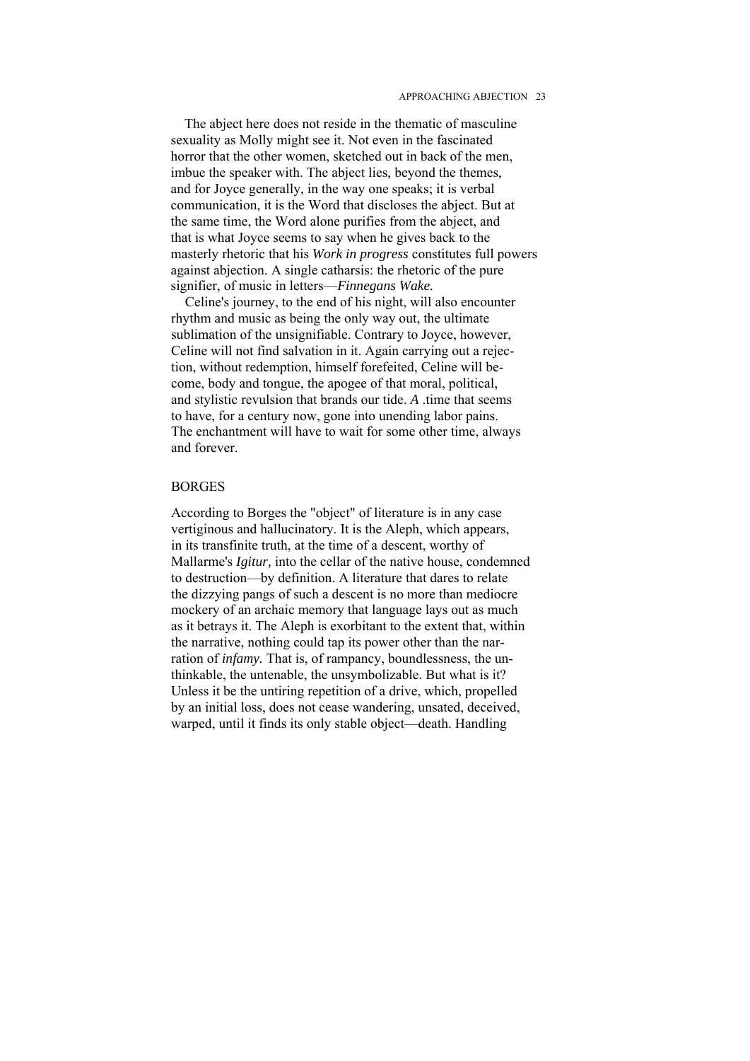The abject here does not reside in the thematic of masculine sexuality as Molly might see it. Not even in the fascinated horror that the other women, sketched out in back of the men, imbue the speaker with. The abject lies, beyond the themes, and for Joyce generally, in the way one speaks; it is verbal communication, it is the Word that discloses the abject. But at the same time, the Word alone purifies from the abject, and that is what Joyce seems to say when he gives back to the masterly rhetoric that his *Work in progress* constitutes full powers against abjection. A single catharsis: the rhetoric of the pure signifier, of music in letters—*Finnegans Wake.*

Celine's journey, to the end of his night, will also encounter rhythm and music as being the only way out, the ultimate sublimation of the unsignifiable. Contrary to Joyce, however, Celine will not find salvation in it. Again carrying out a rejection, without redemption, himself forefeited, Celine will become, body and tongue, the apogee of that moral, political, and stylistic revulsion that brands our tide. *A* .time that seems to have, for a century now, gone into unending labor pains. The enchantment will have to wait for some other time, always and forever.

## BORGES

According to Borges the "object" of literature is in any case vertiginous and hallucinatory. It is the Aleph, which appears, in its transfinite truth, at the time of a descent, worthy of Mallarme's *Igitur,* into the cellar of the native house, condemned to destruction—by definition. A literature that dares to relate the dizzying pangs of such a descent is no more than mediocre mockery of an archaic memory that language lays out as much as it betrays it. The Aleph is exorbitant to the extent that, within the narrative, nothing could tap its power other than the narration of *infamy.* That is, of rampancy, boundlessness, the unthinkable, the untenable, the unsymbolizable. But what is it? Unless it be the untiring repetition of a drive, which, propelled by an initial loss, does not cease wandering, unsated, deceived, warped, until it finds its only stable object—death. Handling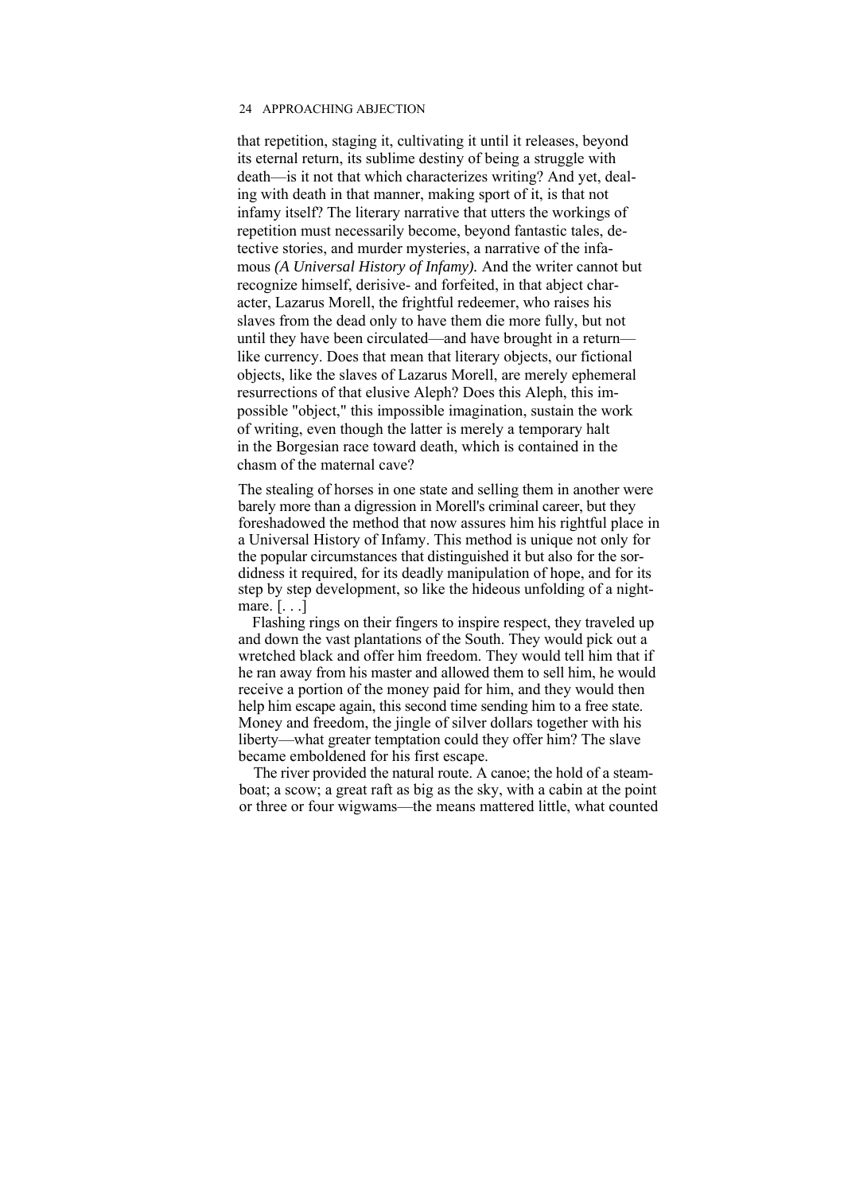that repetition, staging it, cultivating it until it releases, beyond its eternal return, its sublime destiny of being a struggle with death—is it not that which characterizes writing? And yet, dealing with death in that manner, making sport of it, is that not infamy itself? The literary narrative that utters the workings of repetition must necessarily become, beyond fantastic tales, detective stories, and murder mysteries, a narrative of the infamous *(A Universal History of Infamy).* And the writer cannot but recognize himself, derisive- and forfeited, in that abject character, Lazarus Morell, the frightful redeemer, who raises his slaves from the dead only to have them die more fully, but not until they have been circulated—and have brought in a return—like currency. Does that mean that literary objects, our fictional objects, like the slaves of Lazarus Morell, are merely ephemeral resurrections of that elusive Aleph? Does this Aleph, this impossible "object," this impossible imagination, sustain the work of writing, even though the latter is merely a temporary halt in the Borgesian race toward death, which is contained in the chasm of the maternal cave?

> The stealing of horses in one state and selling them in another were barely more than a digression in Morell's criminal career, but they foreshadowed the method that now assures him his rightful place in a Universal History of Infamy. This method is unique not only for the popular circumstances that distinguished it but also for the sordidness it required, for its deadly manipulation of hope, and for its step by step development, so like the hideous unfolding of a nightmare. [. . .]
>
> Flashing rings on their fingers to inspire respect, they traveled up and down the vast plantations of the South. They would pick out a wretched black and offer him freedom. They would tell him that if he ran away from his master and allowed them to sell him, he would receive a portion of the money paid for him, and they would then help him escape again, this second time sending him to a free state. Money and freedom, the jingle of silver dollars together with his liberty—what greater temptation could they offer him? The slave became emboldened for his first escape.
>
> The river provided the natural route. A canoe; the hold of a steamboat; a scow; a great raft as big as the sky, with a cabin at the point or three or four wigwams—the means mattered little, what counted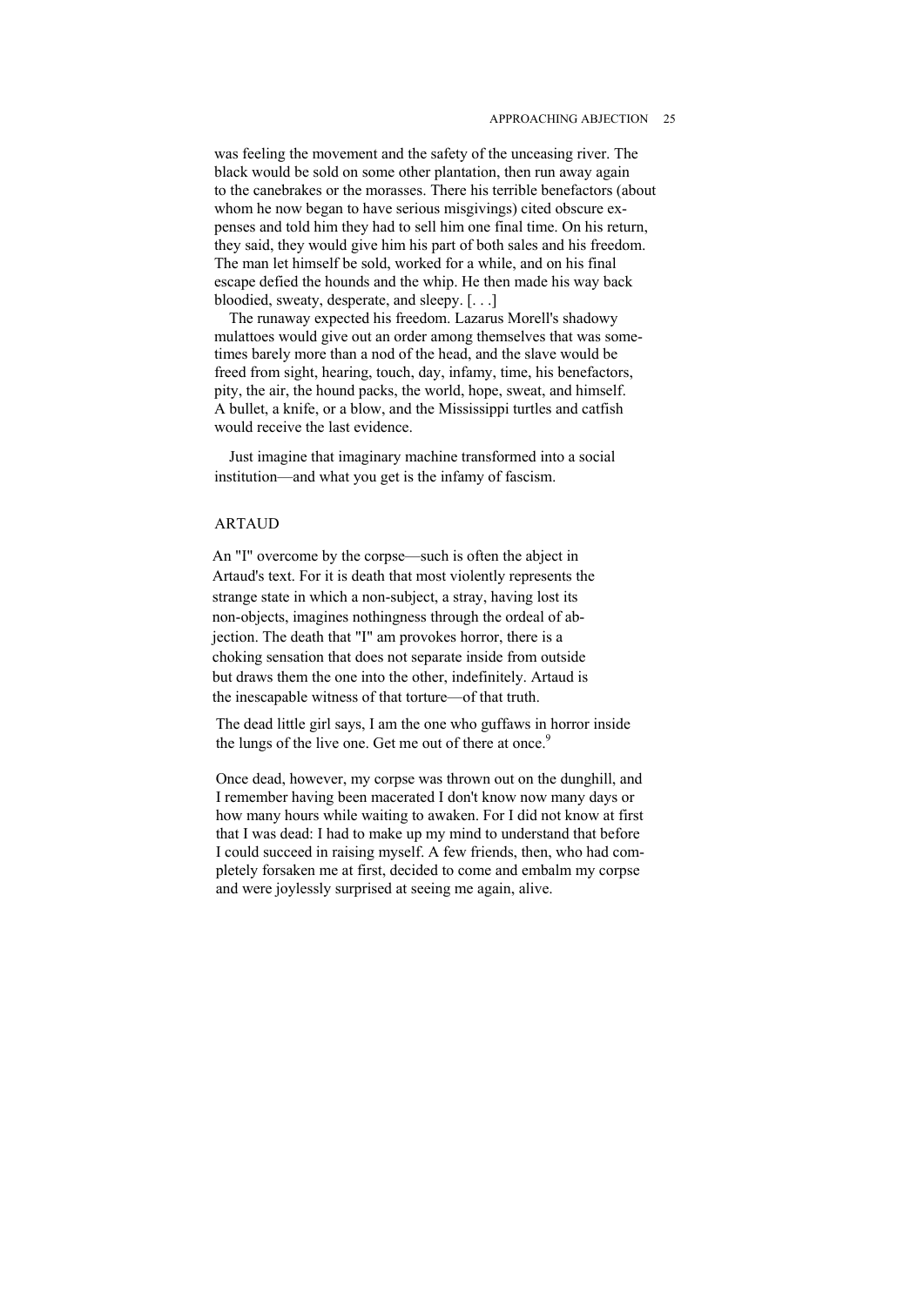was feeling the movement and the safety of the unceasing river. The black would be sold on some other plantation, then run away again to the canebrakes or the morasses. There his terrible benefactors (about whom he now began to have serious misgivings) cited obscure expenses and told him they had to sell him one final time. On his return, they said, they would give him his part of both sales and his freedom. The man let himself be sold, worked for a while, and on his final escape defied the hounds and the whip. He then made his way back bloodied, sweaty, desperate, and sleepy. [. . .]

The runaway expected his freedom. Lazarus Morell's shadowy mulattoes would give out an order among themselves that was sometimes barely more than a nod of the head, and the slave would be freed from sight, hearing, touch, day, infamy, time, his benefactors, pity, the air, the hound packs, the world, hope, sweat, and himself. A bullet, a knife, or a blow, and the Mississippi turtles and catfish would receive the last evidence.

Just imagine that imaginary machine transformed into a social institution—and what you get is the infamy of fascism.

## ARTAUD

An "I" overcome by the corpse—such is often the abject in Artaud's text. For it is death that most violently represents the strange state in which a non-subject, a stray, having lost its non-objects, imagines nothingness through the ordeal of abjection. The death that "I" am provokes horror, there is a choking sensation that does not separate inside from outside but draws them the one into the other, indefinitely. Artaud is the inescapable witness of that torture—of that truth.

> The dead little girl says, I am the one who guffaws in horror inside the lungs of the live one. Get me out of there at once.[9]

> Once dead, however, my corpse was thrown out on the dunghill, and I remember having been macerated I don't know now many days or how many hours while waiting to awaken. For I did not know at first that I was dead: I had to make up my mind to understand that before I could succeed in raising myself. A few friends, then, who had completely forsaken me at first, decided to come and embalm my corpse and were joylessly surprised at seeing me again, alive.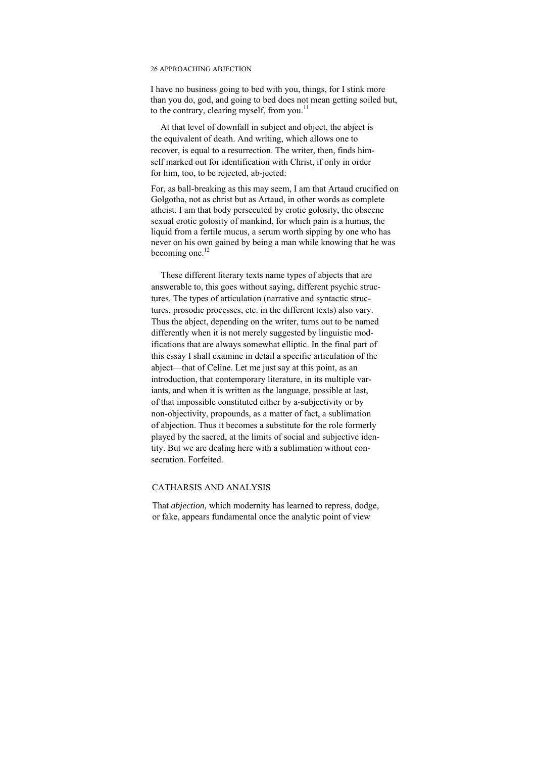I have no business going to bed with you, things, for I stink more than you do, god, and going to bed does not mean getting soiled but, to the contrary, clearing myself, from you.[11]

At that level of downfall in subject and object, the abject is the equivalent of death. And writing, which allows one to recover, is equal to a resurrection. The writer, then, finds himself marked out for identification with Christ, if only in order for him, too, to be rejected, ab-jected:

For, as ball-breaking as this may seem, I am that Artaud crucified on Golgotha, not as christ but as Artaud, in other words as complete atheist. I am that body persecuted by erotic golosity, the obscene sexual erotic golosity of mankind, for which pain is a humus, the liquid from a fertile mucus, a serum worth sipping by one who has never on his own gained by being a man while knowing that he was becoming one.[12]

These different literary texts name types of abjects that are answerable to, this goes without saying, different psychic structures. The types of articulation (narrative and syntactic structures, prosodic processes, etc. in the different texts) also vary. Thus the abject, depending on the writer, turns out to be named differently when it is not merely suggested by linguistic modifications that are always somewhat elliptic. In the final part of this essay I shall examine in detail a specific articulation of the abject—that of Celine. Let me just say at this point, as an introduction, that contemporary literature, in its multiple variants, and when it is written as the language, possible at last, of that impossible constituted either by a-subjectivity or by non-objectivity, propounds, as a matter of fact, a sublimation of abjection. Thus it becomes a substitute for the role formerly played by the sacred, at the limits of social and subjective identity. But we are dealing here with a sublimation without consecration. Forfeited.

## CATHARSIS AND ANALYSIS

That *abjection,* which modernity has learned to repress, dodge, or fake, appears fundamental once the analytic point of view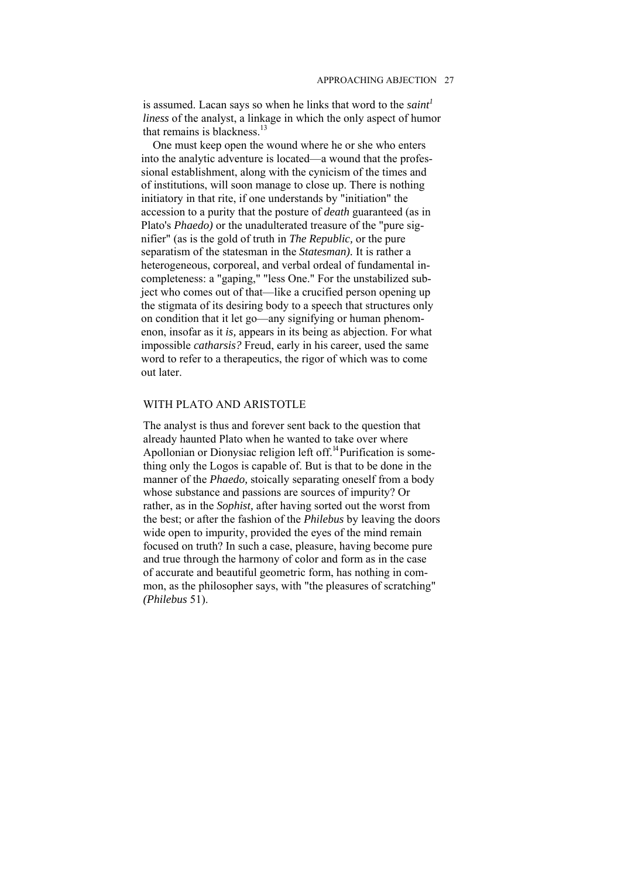is assumed. Lacan says so when he links that word to the *saintliness* of the analyst, a linkage in which the only aspect of humor that remains is blackness.[13]

One must keep open the wound where he or she who enters into the analytic adventure is located—a wound that the professional establishment, along with the cynicism of the times and of institutions, will soon manage to close up. There is nothing initiatory in that rite, if one understands by "initiation" the accession to a purity that the posture of *death* guaranteed (as in Plato's *Phaedo)* or the unadulterated treasure of the "pure signifier" (as is the gold of truth in *The Republic,* or the pure separatism of the statesman in the *Statesman).* It is rather a heterogeneous, corporeal, and verbal ordeal of fundamental incompleteness: a "gaping," "less One." For the unstabilized subject who comes out of that—like a crucified person opening up the stigmata of its desiring body to a speech that structures only on condition that it let go—any signifying or human phenomenon, insofar as it *is,* appears in its being as abjection. For what impossible *catharsis?* Freud, early in his career, used the same word to refer to a therapeutics, the rigor of which was to come out later.

## WITH PLATO AND ARISTOTLE

The analyst is thus and forever sent back to the question that already haunted Plato when he wanted to take over where Apollonian or Dionysiac religion left off.[14] Purification is something only the Logos is capable of. But is that to be done in the manner of the *Phaedo,* stoically separating oneself from a body whose substance and passions are sources of impurity? Or rather, as in the *Sophist,* after having sorted out the worst from the best; or after the fashion of the *Philebus* by leaving the doors wide open to impurity, provided the eyes of the mind remain focused on truth? In such a case, pleasure, having become pure and true through the harmony of color and form as in the case of accurate and beautiful geometric form, has nothing in common, as the philosopher says, with "the pleasures of scratching" *(Philebus* 51).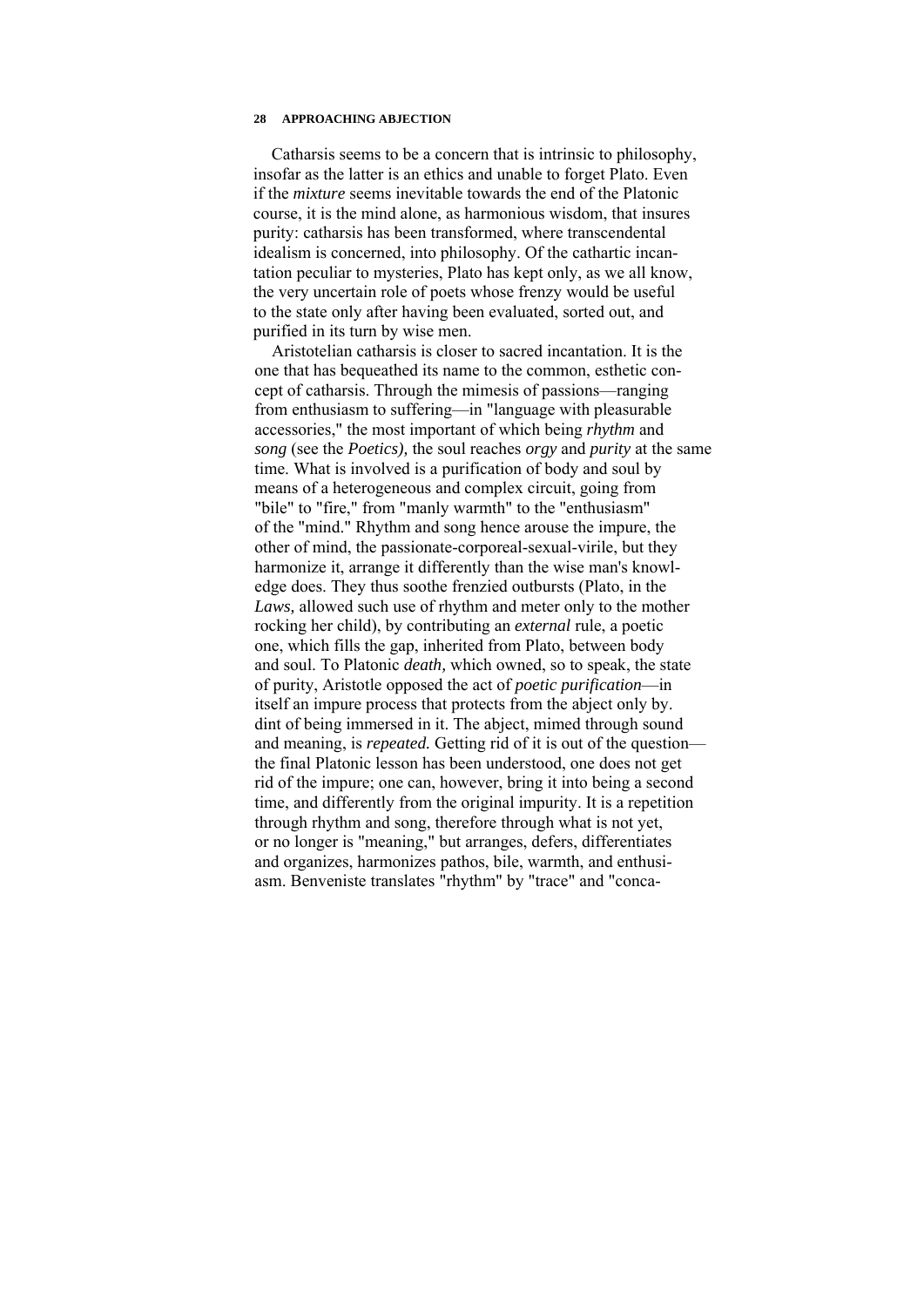Catharsis seems to be a concern that is intrinsic to philosophy, insofar as the latter is an ethics and unable to forget Plato. Even if the *mixture* seems inevitable towards the end of the Platonic course, it is the mind alone, as harmonious wisdom, that insures purity: catharsis has been transformed, where transcendental idealism is concerned, into philosophy. Of the cathartic incantation peculiar to mysteries, Plato has kept only, as we all know, the very uncertain role of poets whose frenzy would be useful to the state only after having been evaluated, sorted out, and purified in its turn by wise men.

Aristotelian catharsis is closer to sacred incantation. It is the one that has bequeathed its name to the common, esthetic concept of catharsis. Through the mimesis of passions—ranging from enthusiasm to suffering—in "language with pleasurable accessories," the most important of which being *rhythm* and *song* (see the *Poetics),* the soul reaches *orgy* and *purity* at the same time. What is involved is a purification of body and soul by means of a heterogeneous and complex circuit, going from "bile" to "fire," from "manly warmth" to the "enthusiasm" of the "mind." Rhythm and song hence arouse the impure, the other of mind, the passionate-corporeal-sexual-virile, but they harmonize it, arrange it differently than the wise man's knowledge does. They thus soothe frenzied outbursts (Plato, in the *Laws,* allowed such use of rhythm and meter only to the mother rocking her child), by contributing an *external* rule, a poetic one, which fills the gap, inherited from Plato, between body and soul. To Platonic *death,* which owned, so to speak, the state of purity, Aristotle opposed the act of *poetic purification*—in itself an impure process that protects from the abject only by. dint of being immersed in it. The abject, mimed through sound and meaning, is *repeated.* Getting rid of it is out of the question—the final Platonic lesson has been understood, one does not get rid of the impure; one can, however, bring it into being a second time, and differently from the original impurity. It is a repetition through rhythm and song, therefore through what is not yet, or no longer is "meaning," but arranges, defers, differentiates and organizes, harmonizes pathos, bile, warmth, and enthusiasm. Benveniste translates "rhythm" by "trace" and "conca-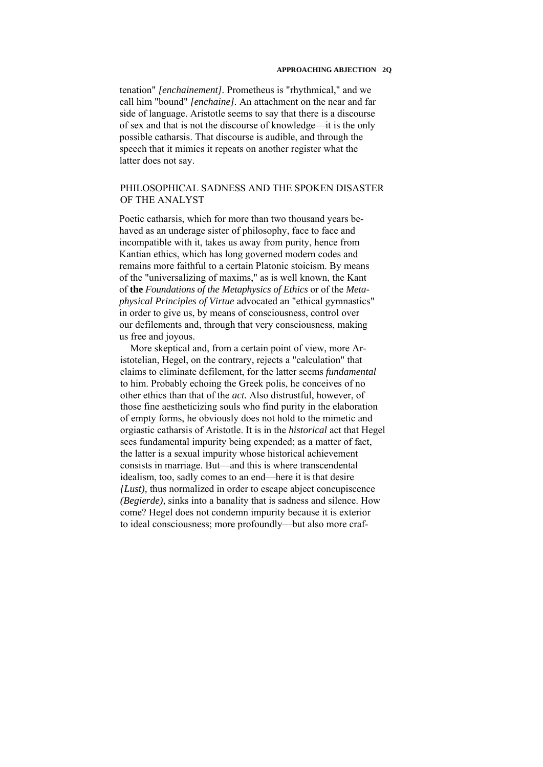tenation" *[enchainement].* Prometheus is "rhythmical," and we call him "bound" *[enchaine].* An attachment on the near and far side of language. Aristotle seems to say that there is a discourse of sex and that is not the discourse of knowledge—it is the only possible catharsis. That discourse is audible, and through the speech that it mimics it repeats on another register what the latter does not say.

## PHILOSOPHICAL SADNESS AND THE SPOKEN DISASTER OF THE ANALYST

Poetic catharsis, which for more than two thousand years behaved as an underage sister of philosophy, face to face and incompatible with it, takes us away from purity, hence from Kantian ethics, which has long governed modern codes and remains more faithful to a certain Platonic stoicism. By means of the "universalizing of maxims," as is well known, the Kant of **the** *Foundations of the Metaphysics of Ethics* or of the *Metaphysical Principles of Virtue* advocated an "ethical gymnastics" in order to give us, by means of consciousness, control over our defilements and, through that very consciousness, making us free and joyous.

More skeptical and, from a certain point of view, more Aristotelian, Hegel, on the contrary, rejects a "calculation" that claims to eliminate defilement, for the latter seems *fundamental* to him. Probably echoing the Greek polis, he conceives of no other ethics than that of the *act.* Also distrustful, however, of those fine aestheticizing souls who find purity in the elaboration of empty forms, he obviously does not hold to the mimetic and orgiastic catharsis of Aristotle. It is in the *historical* act that Hegel sees fundamental impurity being expended; as a matter of fact, the latter is a sexual impurity whose historical achievement consists in marriage. But—and this is where transcendental idealism, too, sadly comes to an end—here it is that desire *{Lust),* thus normalized in order to escape abject concupiscence *(Begierde),* sinks into a banality that is sadness and silence. How come? Hegel does not condemn impurity because it is exterior to ideal consciousness; more profoundly—but also more craf-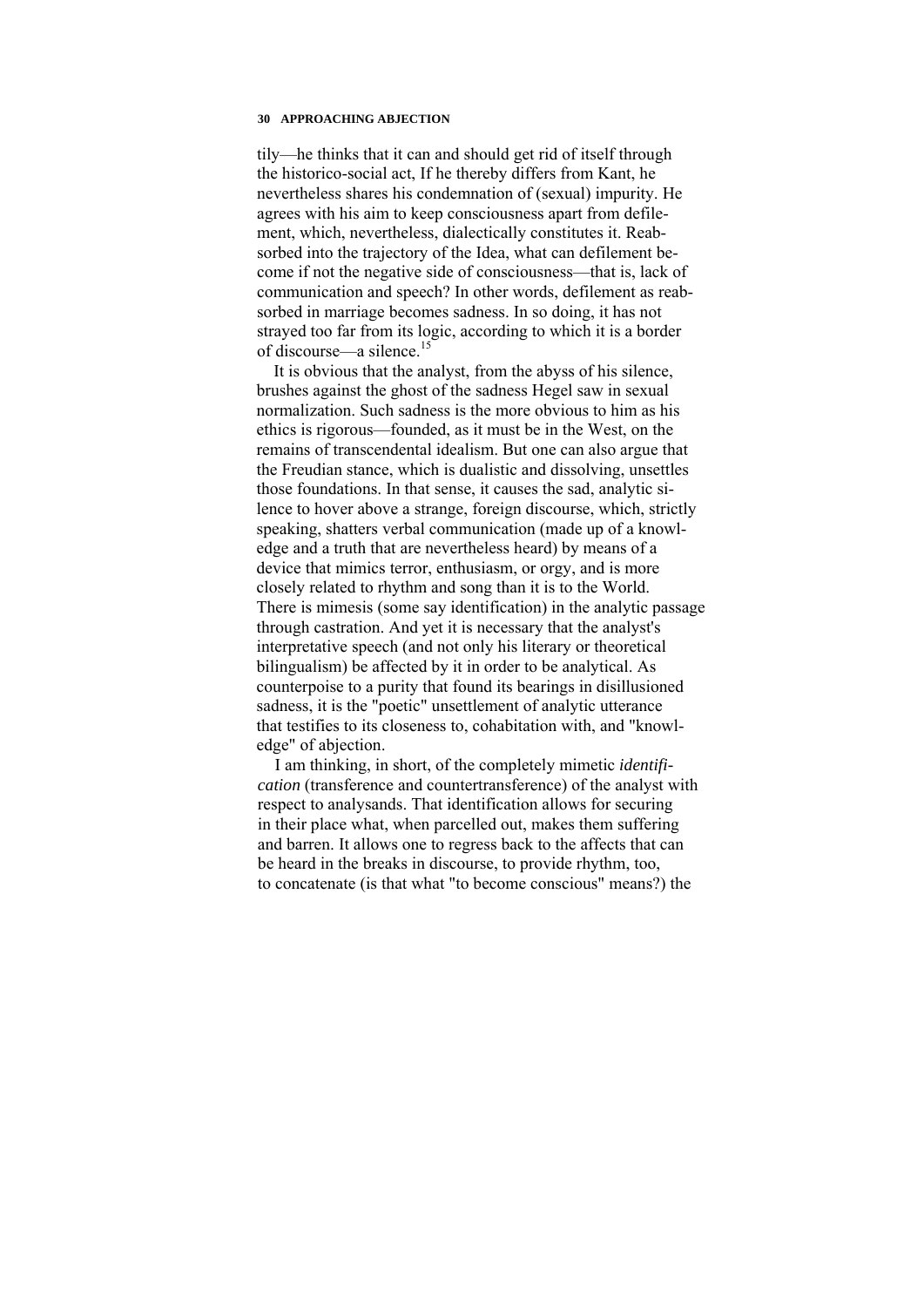tily—he thinks that it can and should get rid of itself through the historico-social act, If he thereby differs from Kant, he nevertheless shares his condemnation of (sexual) impurity. He agrees with his aim to keep consciousness apart from defilement, which, nevertheless, dialectically constitutes it. Reabsorbed into the trajectory of the Idea, what can defilement become if not the negative side of consciousness—that is, lack of communication and speech? In other words, defilement as reabsorbed in marriage becomes sadness. In so doing, it has not strayed too far from its logic, according to which it is a border of discourse—a silence.[15]

It is obvious that the analyst, from the abyss of his silence, brushes against the ghost of the sadness Hegel saw in sexual normalization. Such sadness is the more obvious to him as his ethics is rigorous—founded, as it must be in the West, on the remains of transcendental idealism. But one can also argue that the Freudian stance, which is dualistic and dissolving, unsettles those foundations. In that sense, it causes the sad, analytic silence to hover above a strange, foreign discourse, which, strictly speaking, shatters verbal communication (made up of a knowledge and a truth that are nevertheless heard) by means of a device that mimics terror, enthusiasm, or orgy, and is more closely related to rhythm and song than it is to the World. There is mimesis (some say identification) in the analytic passage through castration. And yet it is necessary that the analyst's interpretative speech (and not only his literary or theoretical bilingualism) be affected by it in order to be analytical. As counterpoise to a purity that found its bearings in disillusioned sadness, it is the "poetic" unsettlement of analytic utterance that testifies to its closeness to, cohabitation with, and "knowledge" of abjection.

I am thinking, in short, of the completely mimetic *identification* (transference and countertransference) of the analyst with respect to analysands. That identification allows for securing in their place what, when parcelled out, makes them suffering and barren. It allows one to regress back to the affects that can be heard in the breaks in discourse, to provide rhythm, too, to concatenate (is that what "to become conscious" means?) the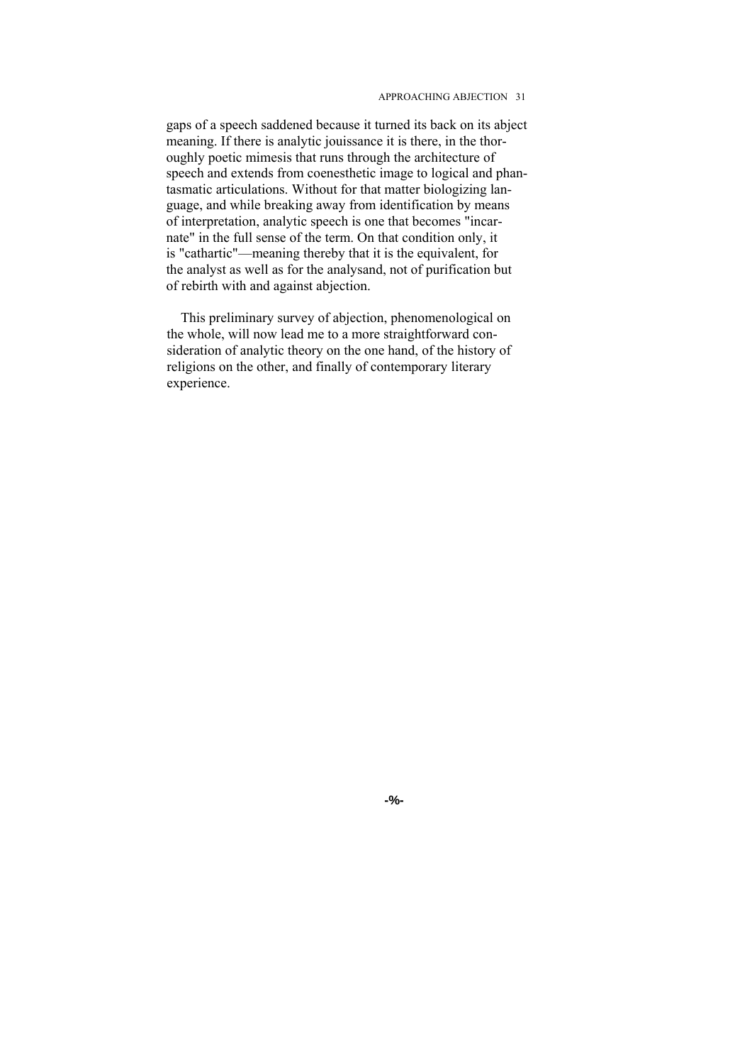gaps of a speech saddened because it turned its back on its abject meaning. If there is analytic jouissance it is there, in the thoroughly poetic mimesis that runs through the architecture of speech and extends from coenesthetic image to logical and phantasmatic articulations. Without for that matter biologizing language, and while breaking away from identification by means of interpretation, analytic speech is one that becomes "incarnate" in the full sense of the term. On that condition only, it is "cathartic"—meaning thereby that it is the equivalent, for the analyst as well as for the analysand, not of purification but of rebirth with and against abjection.

This preliminary survey of abjection, phenomenological on the whole, will now lead me to a more straightforward consideration of analytic theory on the one hand, of the history of religions on the other, and finally of contemporary literary experience.

-%-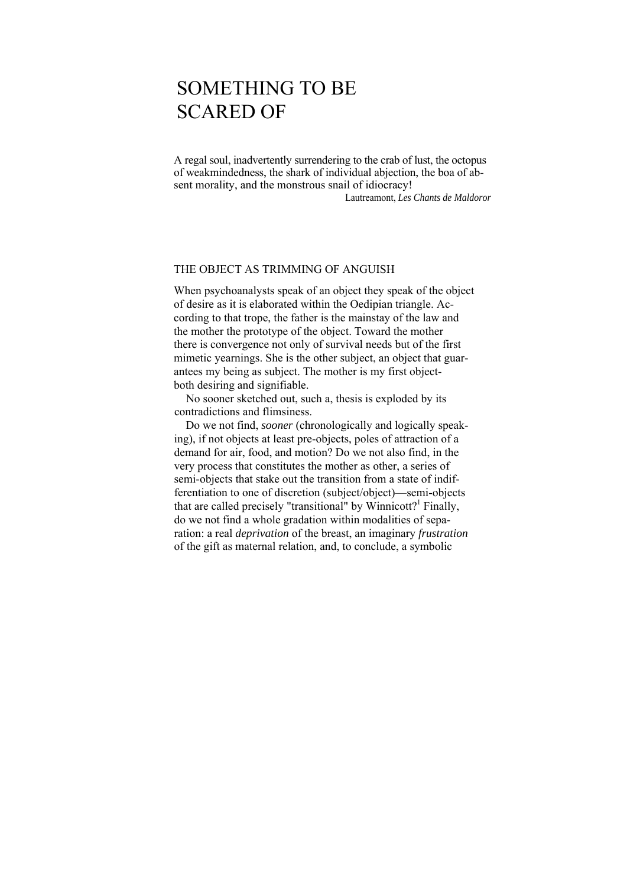# SOMETHING TO BE SCARED OF

A regal soul, inadvertently surrendering to the crab of lust, the octopus of weakmindedness, the shark of individual abjection, the boa of absent morality, and the monstrous snail of idiocracy!

Lautreamont, *Les Chants de Maldoror*

## THE OBJECT AS TRIMMING OF ANGUISH

When psychoanalysts speak of an object they speak of the object of desire as it is elaborated within the Oedipian triangle. According to that trope, the father is the mainstay of the law and the mother the prototype of the object. Toward the mother there is convergence not only of survival needs but of the first mimetic yearnings. She is the other subject, an object that guarantees my being as subject. The mother is my first object-both desiring and signifiable.

No sooner sketched out, such a, thesis is exploded by its contradictions and flimsiness.

Do we not find, *sooner* (chronologically and logically speaking), if not objects at least pre-objects, poles of attraction of a demand for air, food, and motion? Do we not also find, in the very process that constitutes the mother as other, a series of semi-objects that stake out the transition from a state of indifferentiation to one of discretion (subject/object)—semi-objects that are called precisely "transitional" by Winnicott?[1] Finally, do we not find a whole gradation within modalities of separation: a real *deprivation* of the breast, an imaginary *frustration* of the gift as maternal relation, and, to conclude, a symbolic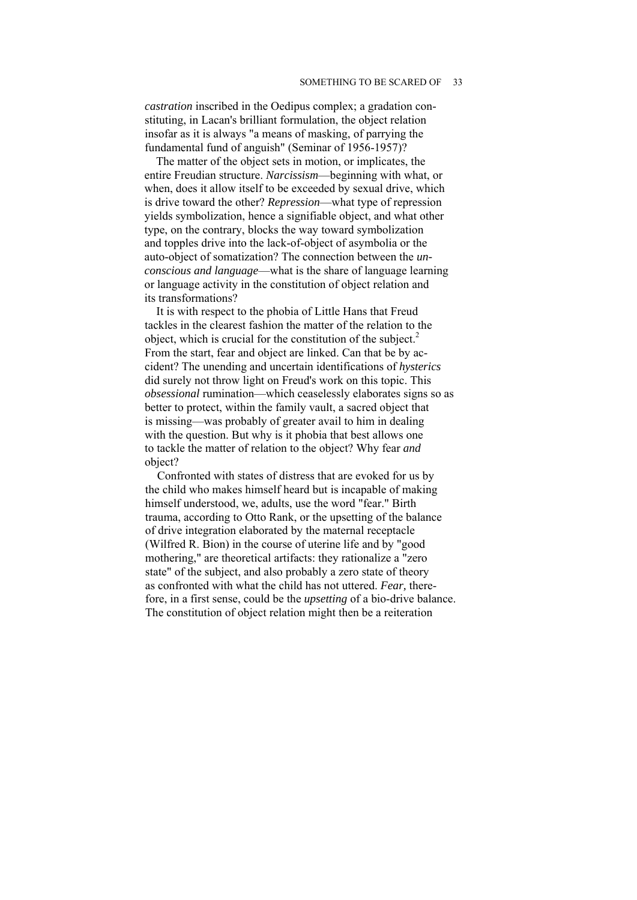*castration* inscribed in the Oedipus complex; a gradation constituting, in Lacan's brilliant formulation, the object relation insofar as it is always "a means of masking, of parrying the fundamental fund of anguish" (Seminar of 1956-1957)?

The matter of the object sets in motion, or implicates, the entire Freudian structure. *Narcissism*—beginning with what, or when, does it allow itself to be exceeded by sexual drive, which is drive toward the other? *Repression*—what type of repression yields symbolization, hence a signifiable object, and what other type, on the contrary, blocks the way toward symbolization and topples drive into the lack-of-object of asymbolia or the auto-object of somatization? The connection between the *unconscious and language*—what is the share of language learning or language activity in the constitution of object relation and its transformations?

It is with respect to the phobia of Little Hans that Freud tackles in the clearest fashion the matter of the relation to the object, which is crucial for the constitution of the subject.[2] From the start, fear and object are linked. Can that be by accident? The unending and uncertain identifications of *hysterics* did surely not throw light on Freud's work on this topic. This *obsessional* rumination—which ceaselessly elaborates signs so as better to protect, within the family vault, a sacred object that is missing—was probably of greater avail to him in dealing with the question. But why is it phobia that best allows one to tackle the matter of relation to the object? Why fear *and* object?

Confronted with states of distress that are evoked for us by the child who makes himself heard but is incapable of making himself understood, we, adults, use the word "fear." Birth trauma, according to Otto Rank, or the upsetting of the balance of drive integration elaborated by the maternal receptacle (Wilfred R. Bion) in the course of uterine life and by "good mothering," are theoretical artifacts: they rationalize a "zero state" of the subject, and also probably a zero state of theory as confronted with what the child has not uttered. *Fear,* therefore, in a first sense, could be the *upsetting* of a bio-drive balance. The constitution of object relation might then be a reiteration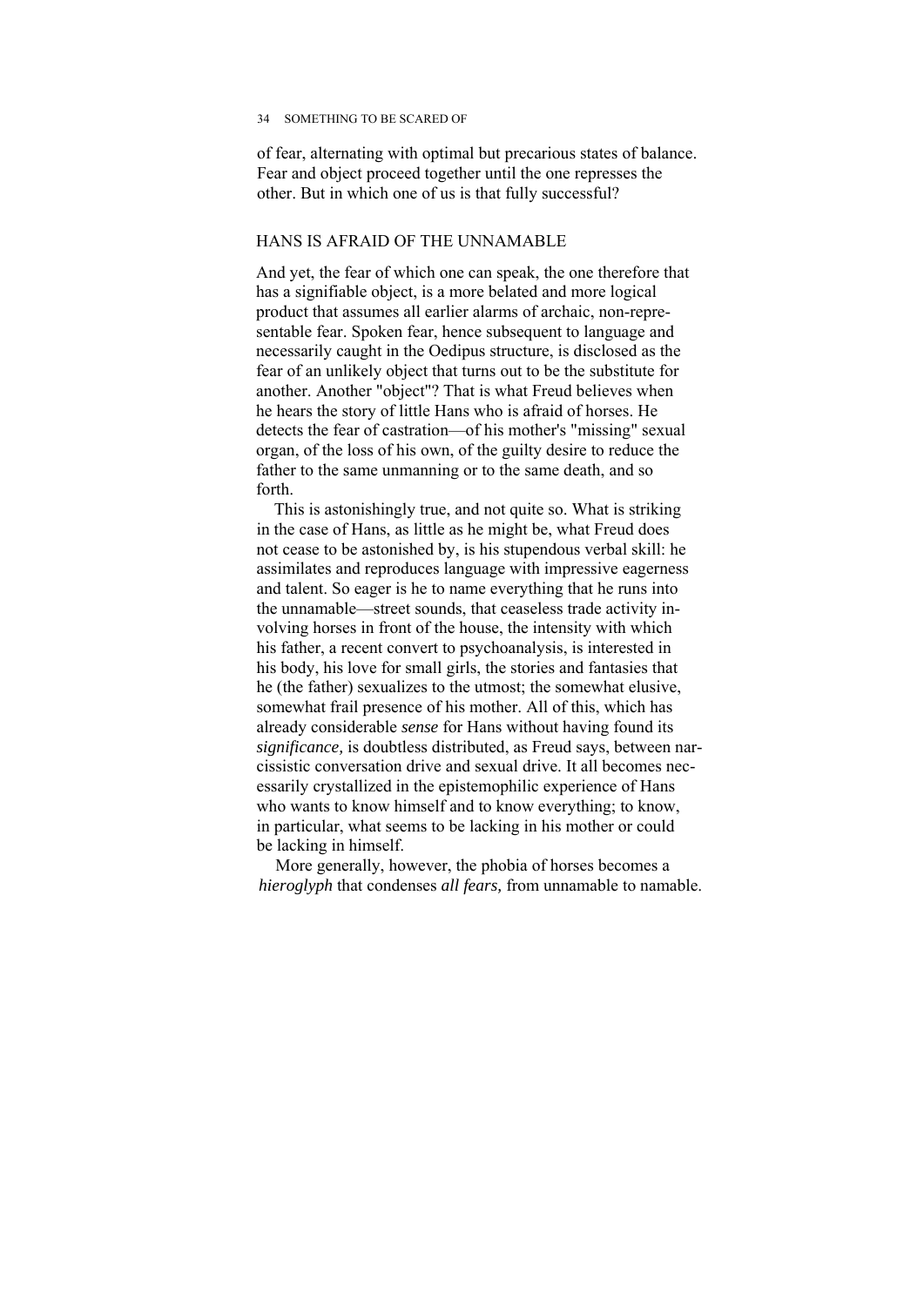of fear, alternating with optimal but precarious states of balance. Fear and object proceed together until the one represses the other. But in which one of us is that fully successful?

## HANS IS AFRAID OF THE UNNAMABLE

And yet, the fear of which one can speak, the one therefore that has a signifiable object, is a more belated and more logical product that assumes all earlier alarms of archaic, non-representable fear. Spoken fear, hence subsequent to language and necessarily caught in the Oedipus structure, is disclosed as the fear of an unlikely object that turns out to be the substitute for another. Another "object"? That is what Freud believes when he hears the story of little Hans who is afraid of horses. He detects the fear of castration—of his mother's "missing" sexual organ, of the loss of his own, of the guilty desire to reduce the father to the same unmanning or to the same death, and so forth.

This is astonishingly true, and not quite so. What is striking in the case of Hans, as little as he might be, what Freud does not cease to be astonished by, is his stupendous verbal skill: he assimilates and reproduces language with impressive eagerness and talent. So eager is he to name everything that he runs into the unnamable—street sounds, that ceaseless trade activity involving horses in front of the house, the intensity with which his father, a recent convert to psychoanalysis, is interested in his body, his love for small girls, the stories and fantasies that he (the father) sexualizes to the utmost; the somewhat elusive, somewhat frail presence of his mother. All of this, which has already considerable *sense* for Hans without having found its *significance,* is doubtless distributed, as Freud says, between narcissistic conversation drive and sexual drive. It all becomes necessarily crystallized in the epistemophilic experience of Hans who wants to know himself and to know everything; to know, in particular, what seems to be lacking in his mother or could be lacking in himself.

More generally, however, the phobia of horses becomes a *hieroglyph* that condenses *all fears,* from unnamable to namable.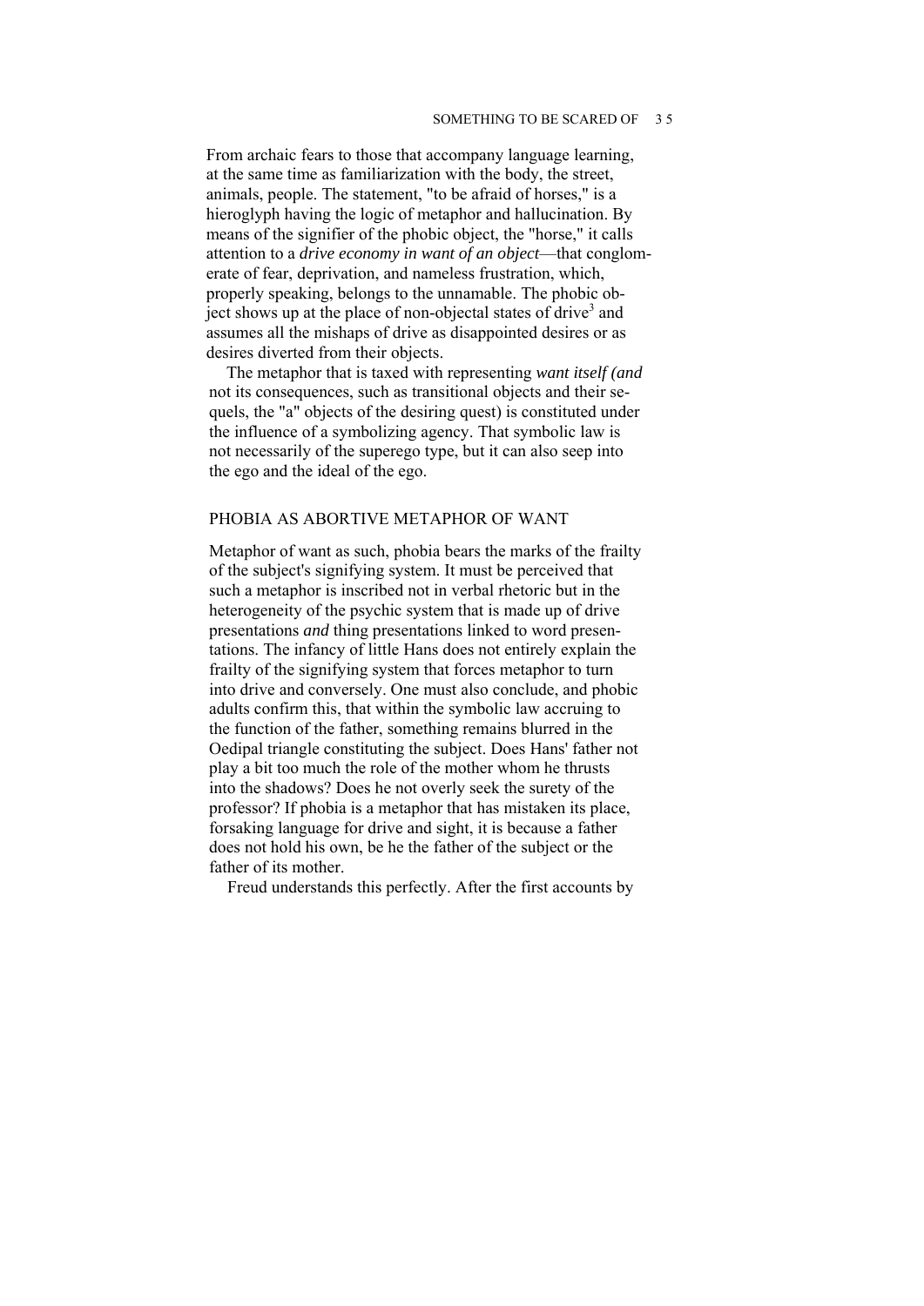From archaic fears to those that accompany language learning, at the same time as familiarization with the body, the street, animals, people. The statement, "to be afraid of horses," is a hieroglyph having the logic of metaphor and hallucination. By means of the signifier of the phobic object, the "horse," it calls attention to a *drive economy in want of an object*—that conglomerate of fear, deprivation, and nameless frustration, which, properly speaking, belongs to the unnamable. The phobic object shows up at the place of non-objectal states of drive[3] and assumes all the mishaps of drive as disappointed desires or as desires diverted from their objects.

The metaphor that is taxed with representing *want itself (and* not its consequences, such as transitional objects and their sequels, the "a" objects of the desiring quest) is constituted under the influence of a symbolizing agency. That symbolic law is not necessarily of the superego type, but it can also seep into the ego and the ideal of the ego.

## PHOBIA AS ABORTIVE METAPHOR OF WANT

Metaphor of want as such, phobia bears the marks of the frailty of the subject's signifying system. It must be perceived that such a metaphor is inscribed not in verbal rhetoric but in the heterogeneity of the psychic system that is made up of drive presentations *and* thing presentations linked to word presentations. The infancy of little Hans does not entirely explain the frailty of the signifying system that forces metaphor to turn into drive and conversely. One must also conclude, and phobic adults confirm this, that within the symbolic law accruing to the function of the father, something remains blurred in the Oedipal triangle constituting the subject. Does Hans' father not play a bit too much the role of the mother whom he thrusts into the shadows? Does he not overly seek the surety of the professor? If phobia is a metaphor that has mistaken its place, forsaking language for drive and sight, it is because a father does not hold his own, be he the father of the subject or the father of its mother.

Freud understands this perfectly. After the first accounts by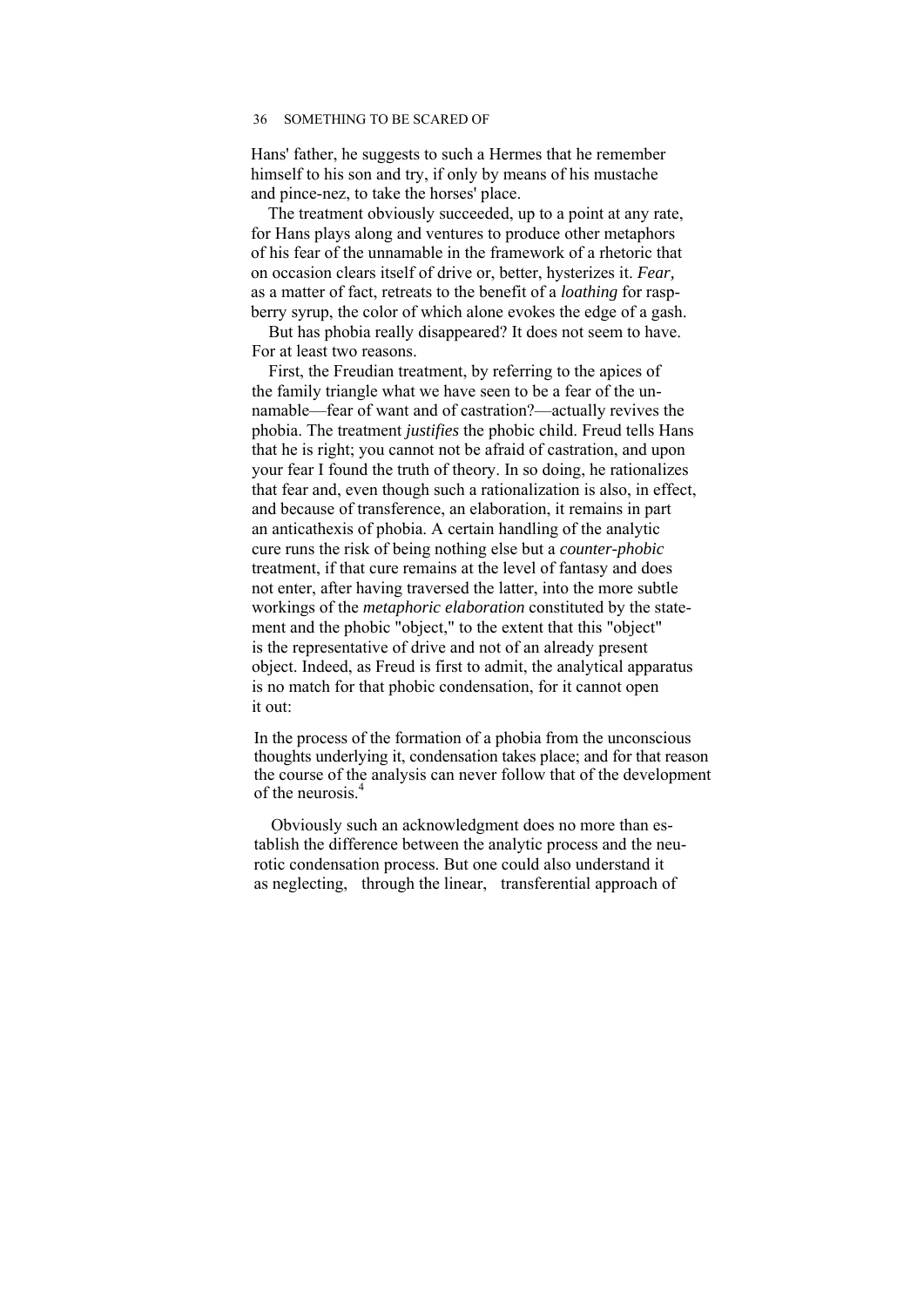Hans' father, he suggests to such a Hermes that he remember himself to his son and try, if only by means of his mustache and pince-nez, to take the horses' place.

The treatment obviously succeeded, up to a point at any rate, for Hans plays along and ventures to produce other metaphors of his fear of the unnamable in the framework of a rhetoric that on occasion clears itself of drive or, better, hysterizes it. *Fear,* as a matter of fact, retreats to the benefit of a *loathing* for raspberry syrup, the color of which alone evokes the edge of a gash.

But has phobia really disappeared? It does not seem to have. For at least two reasons.

First, the Freudian treatment, by referring to the apices of the family triangle what we have seen to be a fear of the unnamable—fear of want and of castration?—actually revives the phobia. The treatment *justifies* the phobic child. Freud tells Hans that he is right; you cannot not be afraid of castration, and upon your fear I found the truth of theory. In so doing, he rationalizes that fear and, even though such a rationalization is also, in effect, and because of transference, an elaboration, it remains in part an anticathexis of phobia. A certain handling of the analytic cure runs the risk of being nothing else but a *counter-phobic* treatment, if that cure remains at the level of fantasy and does not enter, after having traversed the latter, into the more subtle workings of the *metaphoric elaboration* constituted by the statement and the phobic "object," to the extent that this "object" is the representative of drive and not of an already present object. Indeed, as Freud is first to admit, the analytical apparatus is no match for that phobic condensation, for it cannot open it out:

> In the process of the formation of a phobia from the unconscious thoughts underlying it, condensation takes place; and for that reason the course of the analysis can never follow that of the development of the neurosis.[4]

Obviously such an acknowledgment does no more than establish the difference between the analytic process and the neurotic condensation process. But one could also understand it as neglecting, through the linear, transferential approach of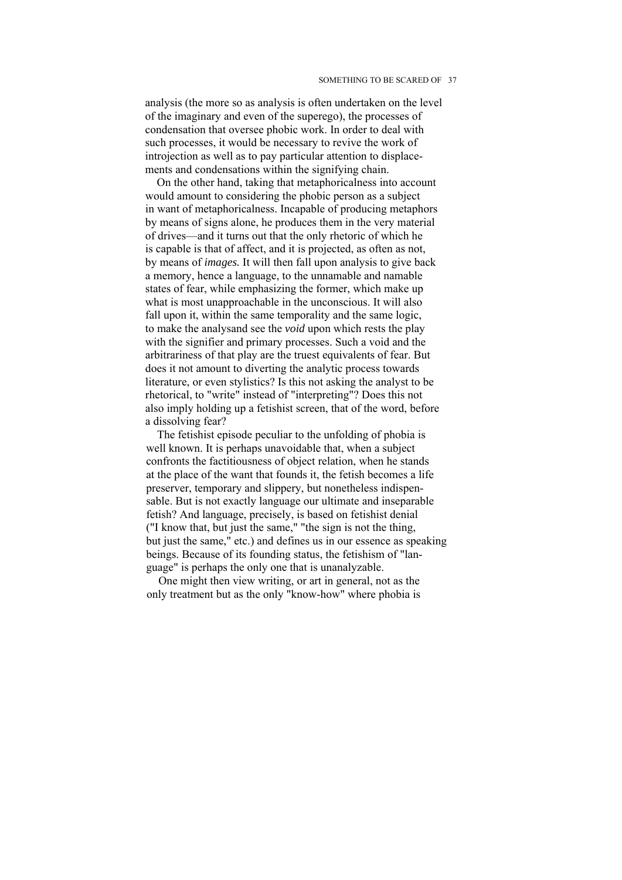analysis (the more so as analysis is often undertaken on the level of the imaginary and even of the superego), the processes of condensation that oversee phobic work. In order to deal with such processes, it would be necessary to revive the work of introjection as well as to pay particular attention to displacements and condensations within the signifying chain.

On the other hand, taking that metaphoricalness into account would amount to considering the phobic person as a subject in want of metaphoricalness. Incapable of producing metaphors by means of signs alone, he produces them in the very material of drives—and it turns out that the only rhetoric of which he is capable is that of affect, and it is projected, as often as not, by means of *images.* It will then fall upon analysis to give back a memory, hence a language, to the unnamable and namable states of fear, while emphasizing the former, which make up what is most unapproachable in the unconscious. It will also fall upon it, within the same temporality and the same logic, to make the analysand see the *void* upon which rests the play with the signifier and primary processes. Such a void and the arbitrariness of that play are the truest equivalents of fear. But does it not amount to diverting the analytic process towards literature, or even stylistics? Is this not asking the analyst to be rhetorical, to "write" instead of "interpreting"? Does this not also imply holding up a fetishist screen, that of the word, before a dissolving fear?

The fetishist episode peculiar to the unfolding of phobia is well known. It is perhaps unavoidable that, when a subject confronts the factitiousness of object relation, when he stands at the place of the want that founds it, the fetish becomes a life preserver, temporary and slippery, but nonetheless indispensable. But is not exactly language our ultimate and inseparable fetish? And language, precisely, is based on fetishist denial ("I know that, but just the same," "the sign is not the thing, but just the same," etc.) and defines us in our essence as speaking beings. Because of its founding status, the fetishism of "language" is perhaps the only one that is unanalyzable.

One might then view writing, or art in general, not as the only treatment but as the only "know-how" where phobia is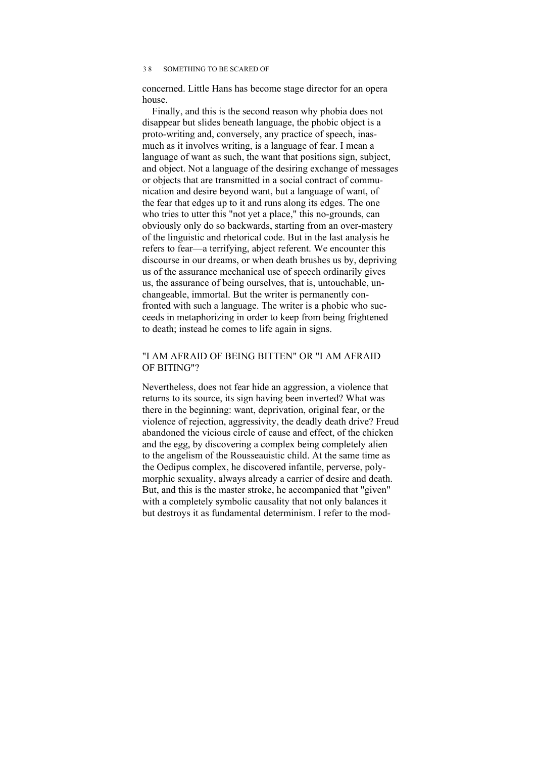concerned. Little Hans has become stage director for an opera house.

Finally, and this is the second reason why phobia does not disappear but slides beneath language, the phobic object is a proto-writing and, conversely, any practice of speech, inasmuch as it involves writing, is a language of fear. I mean a language of want as such, the want that positions sign, subject, and object. Not a language of the desiring exchange of messages or objects that are transmitted in a social contract of communication and desire beyond want, but a language of want, of the fear that edges up to it and runs along its edges. The one who tries to utter this "not yet a place," this no-grounds, can obviously only do so backwards, starting from an over-mastery of the linguistic and rhetorical code. But in the last analysis he refers to fear—a terrifying, abject referent. We encounter this discourse in our dreams, or when death brushes us by, depriving us of the assurance mechanical use of speech ordinarily gives us, the assurance of being ourselves, that is, untouchable, unchangeable, immortal. But the writer is permanently confronted with such a language. The writer is a phobic who succeeds in metaphorizing in order to keep from being frightened to death; instead he comes to life again in signs.

## "I AM AFRAID OF BEING BITTEN" OR "I AM AFRAID OF BITING"?

Nevertheless, does not fear hide an aggression, a violence that returns to its source, its sign having been inverted? What was there in the beginning: want, deprivation, original fear, or the violence of rejection, aggressivity, the deadly death drive? Freud abandoned the vicious circle of cause and effect, of the chicken and the egg, by discovering a complex being completely alien to the angelism of the Rousseauistic child. At the same time as the Oedipus complex, he discovered infantile, perverse, polymorphic sexuality, always already a carrier of desire and death. But, and this is the master stroke, he accompanied that "given" with a completely symbolic causality that not only balances it but destroys it as fundamental determinism. I refer to the mod-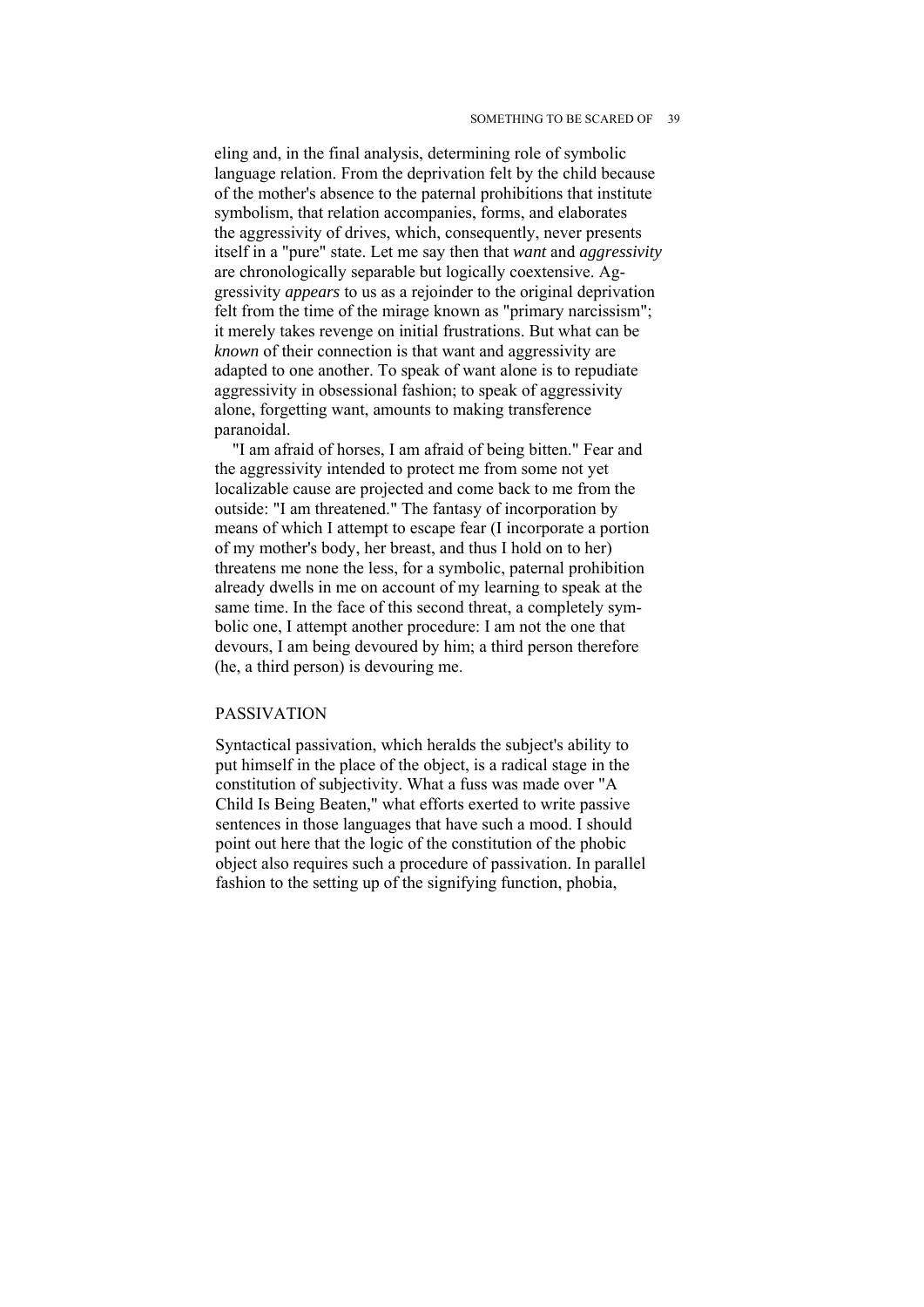eling and, in the final analysis, determining role of symbolic language relation. From the deprivation felt by the child because of the mother's absence to the paternal prohibitions that institute symbolism, that relation accompanies, forms, and elaborates the aggressivity of drives, which, consequently, never presents itself in a "pure" state. Let me say then that *want* and *aggressivity* are chronologically separable but logically coextensive. Aggressivity *appears* to us as a rejoinder to the original deprivation felt from the time of the mirage known as "primary narcissism"; it merely takes revenge on initial frustrations. But what can be *known* of their connection is that want and aggressivity are adapted to one another. To speak of want alone is to repudiate aggressivity in obsessional fashion; to speak of aggressivity alone, forgetting want, amounts to making transference paranoidal.

"I am afraid of horses, I am afraid of being bitten." Fear and the aggressivity intended to protect me from some not yet localizable cause are projected and come back to me from the outside: "I am threatened." The fantasy of incorporation by means of which I attempt to escape fear (I incorporate a portion of my mother's body, her breast, and thus I hold on to her) threatens me none the less, for a symbolic, paternal prohibition already dwells in me on account of my learning to speak at the same time. In the face of this second threat, a completely symbolic one, I attempt another procedure: I am not the one that devours, I am being devoured by him; a third person therefore (he, a third person) is devouring me.

## PASSIVATION

Syntactical passivation, which heralds the subject's ability to put himself in the place of the object, is a radical stage in the constitution of subjectivity. What a fuss was made over "A Child Is Being Beaten," what efforts exerted to write passive sentences in those languages that have such a mood. I should point out here that the logic of the constitution of the phobic object also requires such a procedure of passivation. In parallel fashion to the setting up of the signifying function, phobia,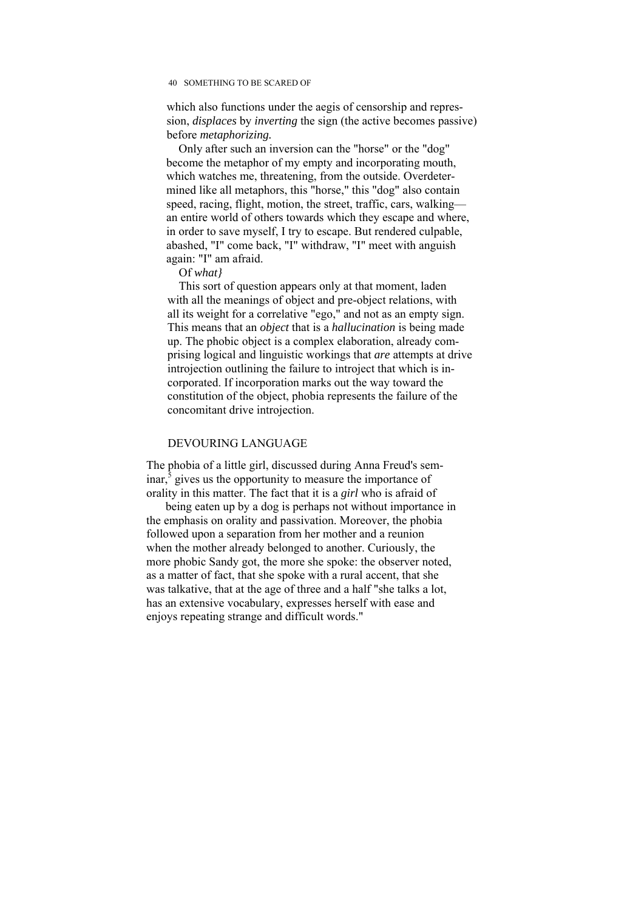which also functions under the aegis of censorship and repression, *displaces* by *inverting* the sign (the active becomes passive) before *metaphorizing.*

Only after such an inversion can the "horse" or the "dog" become the metaphor of my empty and incorporating mouth, which watches me, threatening, from the outside. Overdetermined like all metaphors, this "horse," this "dog" also contain speed, racing, flight, motion, the street, traffic, cars, walking—an entire world of others towards which they escape and where, in order to save myself, I try to escape. But rendered culpable, abashed, "I" come back, "I" withdraw, "I" meet with anguish again: "I" am afraid.

Of *what}*

This sort of question appears only at that moment, laden with all the meanings of object and pre-object relations, with all its weight for a correlative "ego," and not as an empty sign. This means that an *object* that is a *hallucination* is being made up. The phobic object is a complex elaboration, already comprising logical and linguistic workings that *are* attempts at drive introjection outlining the failure to introject that which is incorporated. If incorporation marks out the way toward the constitution of the object, phobia represents the failure of the concomitant drive introjection.

## DEVOURING LANGUAGE

The phobia of a little girl, discussed during Anna Freud's seminar,[5] gives us the opportunity to measure the importance of orality in this matter. The fact that it is a *girl* who is afraid of being eaten up by a dog is perhaps not without importance in the emphasis on orality and passivation. Moreover, the phobia followed upon a separation from her mother and a reunion when the mother already belonged to another. Curiously, the more phobic Sandy got, the more she spoke: the observer noted, as a matter of fact, that she spoke with a rural accent, that she was talkative, that at the age of three and a half "she talks a lot, has an extensive vocabulary, expresses herself with ease and enjoys repeating strange and difficult words."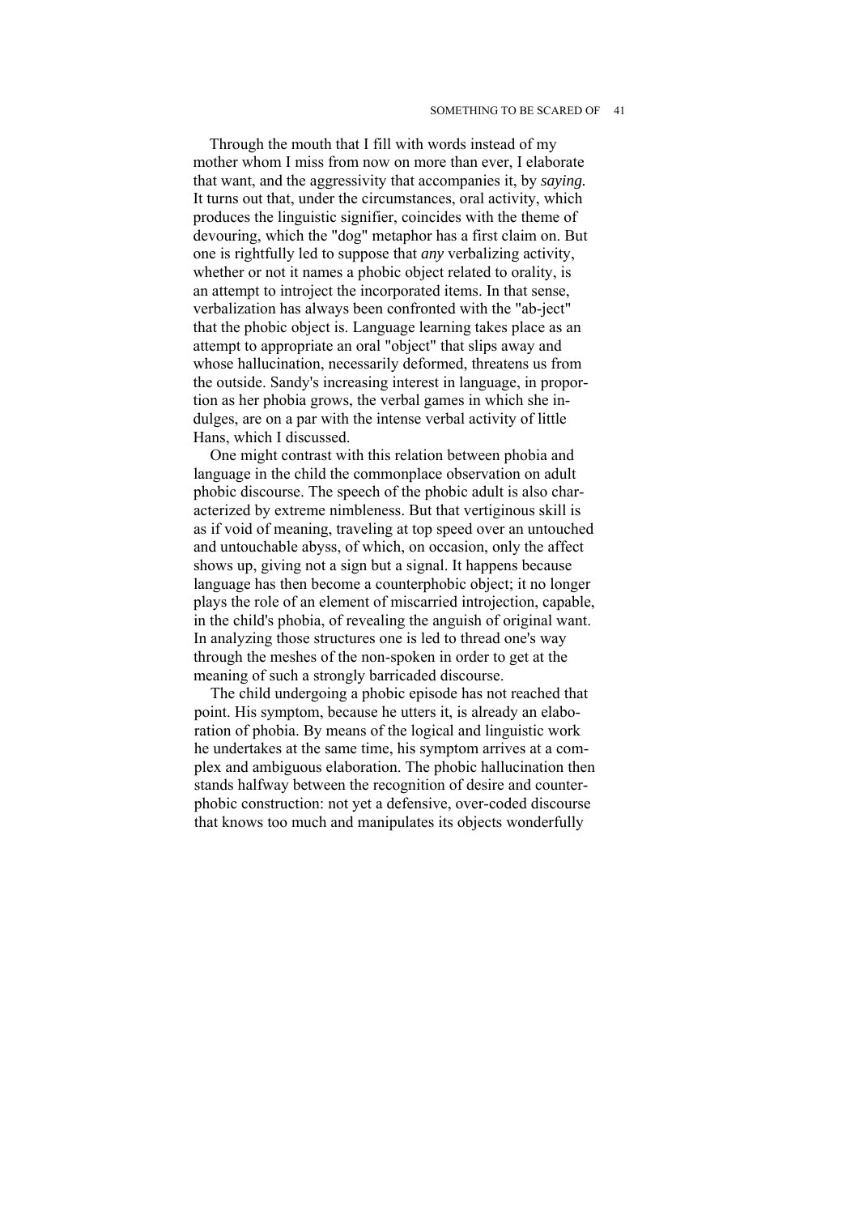Through the mouth that I fill with words instead of my mother whom I miss from now on more than ever, I elaborate that want, and the aggressivity that accompanies it, by *saying.* It turns out that, under the circumstances, oral activity, which produces the linguistic signifier, coincides with the theme of devouring, which the "dog" metaphor has a first claim on. But one is rightfully led to suppose that *any* verbalizing activity, whether or not it names a phobic object related to orality, is an attempt to introject the incorporated items. In that sense, verbalization has always been confronted with the "ab-ject" that the phobic object is. Language learning takes place as an attempt to appropriate an oral "object" that slips away and whose hallucination, necessarily deformed, threatens us from the outside. Sandy's increasing interest in language, in proportion as her phobia grows, the verbal games in which she indulges, are on a par with the intense verbal activity of little Hans, which I discussed.

One might contrast with this relation between phobia and language in the child the commonplace observation on adult phobic discourse. The speech of the phobic adult is also characterized by extreme nimbleness. But that vertiginous skill is as if void of meaning, traveling at top speed over an untouched and untouchable abyss, of which, on occasion, only the affect shows up, giving not a sign but a signal. It happens because language has then become a counterphobic object; it no longer plays the role of an element of miscarried introjection, capable, in the child's phobia, of revealing the anguish of original want. In analyzing those structures one is led to thread one's way through the meshes of the non-spoken in order to get at the meaning of such a strongly barricaded discourse.

The child undergoing a phobic episode has not reached that point. His symptom, because he utters it, is already an elaboration of phobia. By means of the logical and linguistic work he undertakes at the same time, his symptom arrives at a complex and ambiguous elaboration. The phobic hallucination then stands halfway between the recognition of desire and counterphobic construction: not yet a defensive, over-coded discourse that knows too much and manipulates its objects wonderfully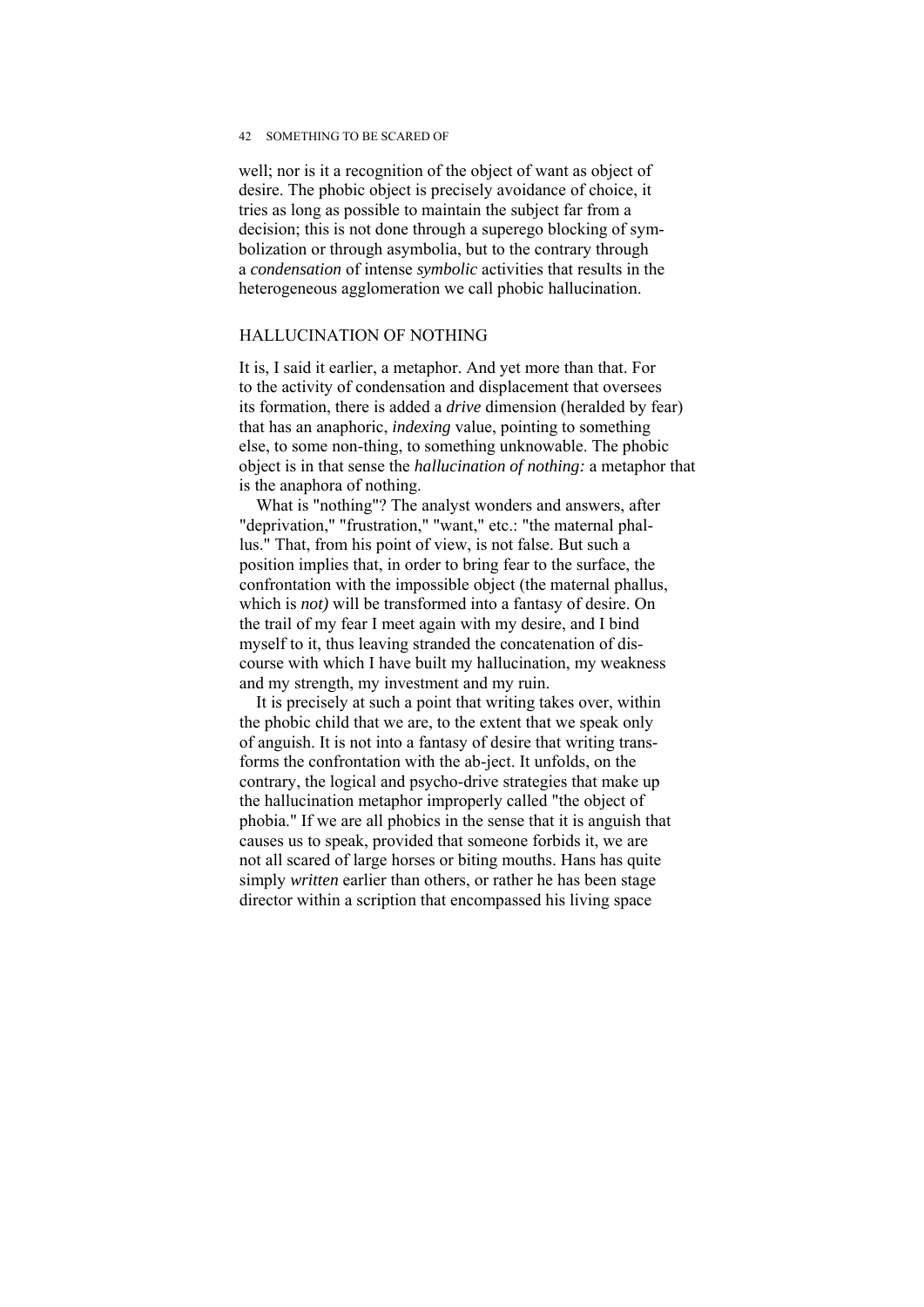well; nor is it a recognition of the object of want as object of desire. The phobic object is precisely avoidance of choice, it tries as long as possible to maintain the subject far from a decision; this is not done through a superego blocking of symbolization or through asymbolia, but to the contrary through a *condensation* of intense *symbolic* activities that results in the heterogeneous agglomeration we call phobic hallucination.

## HALLUCINATION OF NOTHING

It is, I said it earlier, a metaphor. And yet more than that. For to the activity of condensation and displacement that oversees its formation, there is added a *drive* dimension (heralded by fear) that has an anaphoric, *indexing* value, pointing to something else, to some non-thing, to something unknowable. The phobic object is in that sense the *hallucination of nothing:* a metaphor that is the anaphora of nothing.

What is "nothing"? The analyst wonders and answers, after "deprivation," "frustration," "want," etc.: "the maternal phallus." That, from his point of view, is not false. But such a position implies that, in order to bring fear to the surface, the confrontation with the impossible object (the maternal phallus, which is *not)* will be transformed into a fantasy of desire. On the trail of my fear I meet again with my desire, and I bind myself to it, thus leaving stranded the concatenation of discourse with which I have built my hallucination, my weakness and my strength, my investment and my ruin.

It is precisely at such a point that writing takes over, within the phobic child that we are, to the extent that we speak only of anguish. It is not into a fantasy of desire that writing transforms the confrontation with the ab-ject. It unfolds, on the contrary, the logical and psycho-drive strategies that make up the hallucination metaphor improperly called "the object of phobia." If we are all phobics in the sense that it is anguish that causes us to speak, provided that someone forbids it, we are not all scared of large horses or biting mouths. Hans has quite simply *written* earlier than others, or rather he has been stage director within a scription that encompassed his living space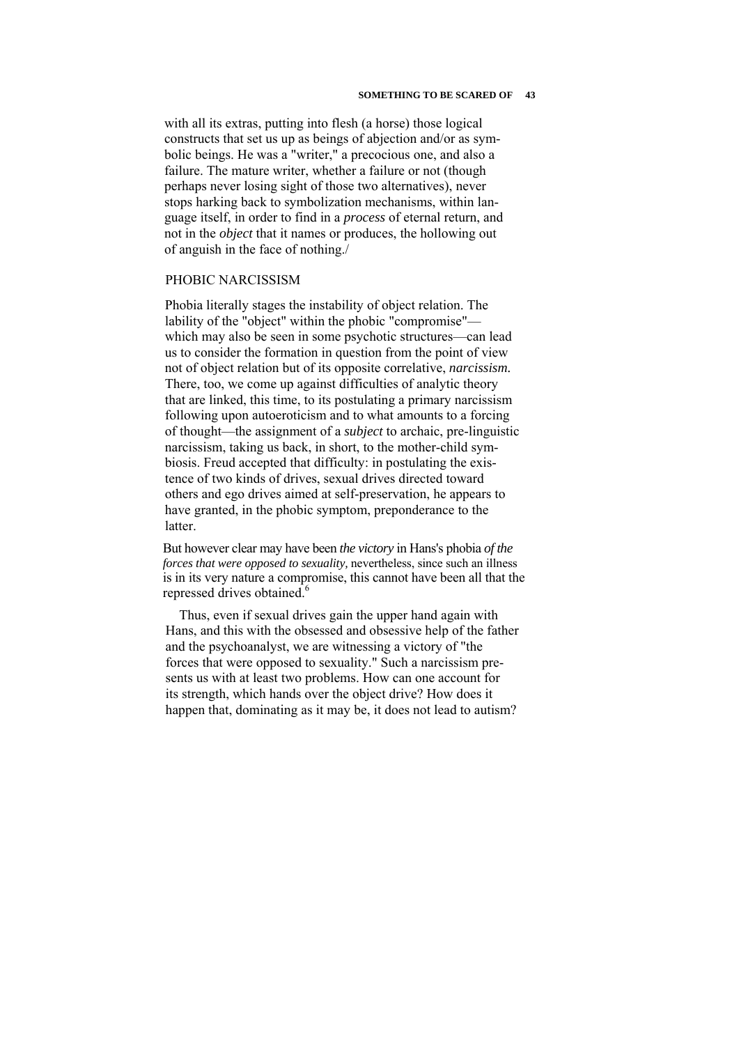with all its extras, putting into flesh (a horse) those logical constructs that set us up as beings of abjection and/or as symbolic beings. He was a "writer," a precocious one, and also a failure. The mature writer, whether a failure or not (though perhaps never losing sight of those two alternatives), never stops harking back to symbolization mechanisms, within language itself, in order to find in a *process* of eternal return, and not in the *object* that it names or produces, the hollowing out of anguish in the face of nothing./

## PHOBIC NARCISSISM

Phobia literally stages the instability of object relation. The lability of the "object" within the phobic "compromise"—which may also be seen in some psychotic structures—can lead us to consider the formation in question from the point of view not of object relation but of its opposite correlative, *narcissism.* There, too, we come up against difficulties of analytic theory that are linked, this time, to its postulating a primary narcissism following upon autoeroticism and to what amounts to a forcing of thought—the assignment of a *subject* to archaic, pre-linguistic narcissism, taking us back, in short, to the mother-child symbiosis. Freud accepted that difficulty: in postulating the existence of two kinds of drives, sexual drives directed toward others and ego drives aimed at self-preservation, he appears to have granted, in the phobic symptom, preponderance to the latter.

> But however clear may have been *the victory* in Hans's phobia *of the forces that were opposed to sexuality,* nevertheless, since such an illness is in its very nature a compromise, this cannot have been all that the repressed drives obtained.[6]

Thus, even if sexual drives gain the upper hand again with Hans, and this with the obsessed and obsessive help of the father and the psychoanalyst, we are witnessing a victory of "the forces that were opposed to sexuality." Such a narcissism presents us with at least two problems. How can one account for its strength, which hands over the object drive? How does it happen that, dominating as it may be, it does not lead to autism?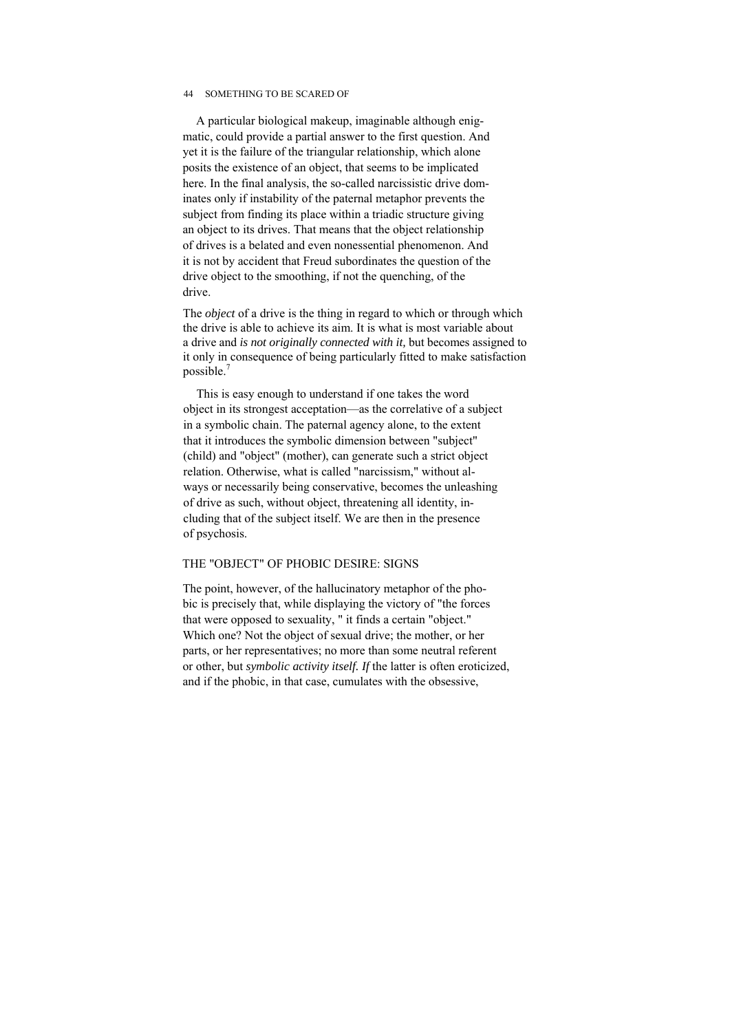A particular biological makeup, imaginable although enigmatic, could provide a partial answer to the first question. And yet it is the failure of the triangular relationship, which alone posits the existence of an object, that seems to be implicated here. In the final analysis, the so-called narcissistic drive dominates only if instability of the paternal metaphor prevents the subject from finding its place within a triadic structure giving an object to its drives. That means that the object relationship of drives is a belated and even nonessential phenomenon. And it is not by accident that Freud subordinates the question of the drive object to the smoothing, if not the quenching, of the drive.

> The *object* of a drive is the thing in regard to which or through which the drive is able to achieve its aim. It is what is most variable about a drive and *is not originally connected with it,* but becomes assigned to it only in consequence of being particularly fitted to make satisfaction possible.[7]

This is easy enough to understand if one takes the word object in its strongest acceptation—as the correlative of a subject in a symbolic chain. The paternal agency alone, to the extent that it introduces the symbolic dimension between "subject" (child) and "object" (mother), can generate such a strict object relation. Otherwise, what is called "narcissism," without always or necessarily being conservative, becomes the unleashing of drive as such, without object, threatening all identity, including that of the subject itself. We are then in the presence of psychosis.

## THE "OBJECT" OF PHOBIC DESIRE: SIGNS

The point, however, of the hallucinatory metaphor of the phobic is precisely that, while displaying the victory of "the forces that were opposed to sexuality, " it finds a certain "object." Which one? Not the object of sexual drive; the mother, or her parts, or her representatives; no more than some neutral referent or other, but *symbolic activity itself. If* the latter is often eroticized, and if the phobic, in that case, cumulates with the obsessive,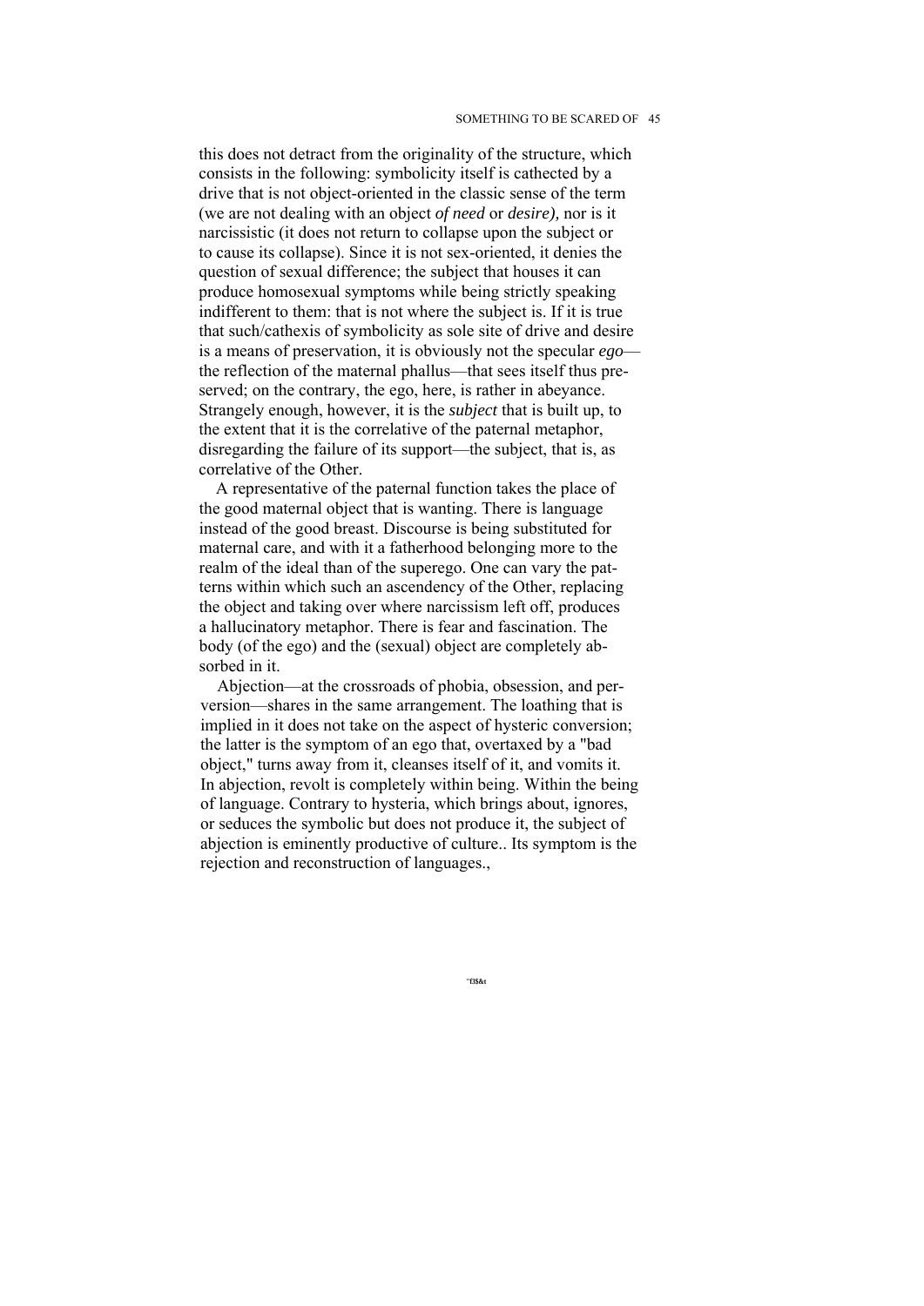this does not detract from the originality of the structure, which consists in the following: symbolicity itself is cathected by a drive that is not object-oriented in the classic sense of the term (we are not dealing with an object *of need* or *desire),* nor is it narcissistic (it does not return to collapse upon the subject or to cause its collapse). Since it is not sex-oriented, it denies the question of sexual difference; the subject that houses it can produce homosexual symptoms while being strictly speaking indifferent to them: that is not where the subject is. If it is true that such/cathexis of symbolicity as sole site of drive and desire is a means of preservation, it is obviously not the specular *ego*—the reflection of the maternal phallus—that sees itself thus preserved; on the contrary, the ego, here, is rather in abeyance. Strangely enough, however, it is the ***subject*** that is built up, to the extent that it is the correlative of the paternal metaphor, disregarding the failure of its support—the subject, that is, as correlative of the Other.

A representative of the paternal function takes the place of the good maternal object that is wanting. There is language instead of the good breast. Discourse is being substituted for maternal care, and with it a fatherhood belonging more to the realm of the ideal than of the superego. One can vary the patterns within which such an ascendency of the Other, replacing the object and taking over where narcissism left off, produces a hallucinatory metaphor. There is fear and fascination. The body (of the ego) and the (sexual) object are completely absorbed in it.

Abjection—at the crossroads of phobia, obsession, and perversion—shares in the same arrangement. The loathing that is implied in it does not take on the aspect of hysteric conversion; the latter is the symptom of an ego that, overtaxed by a "bad object," turns away from it, cleanses itself of it, and vomits it. In abjection, revolt is completely within being. Within the being of language. Contrary to hysteria, which brings about, ignores, or seduces the symbolic but does not produce it, the subject of abjection is eminently productive of culture.. Its symptom is the rejection and reconstruction of languages.,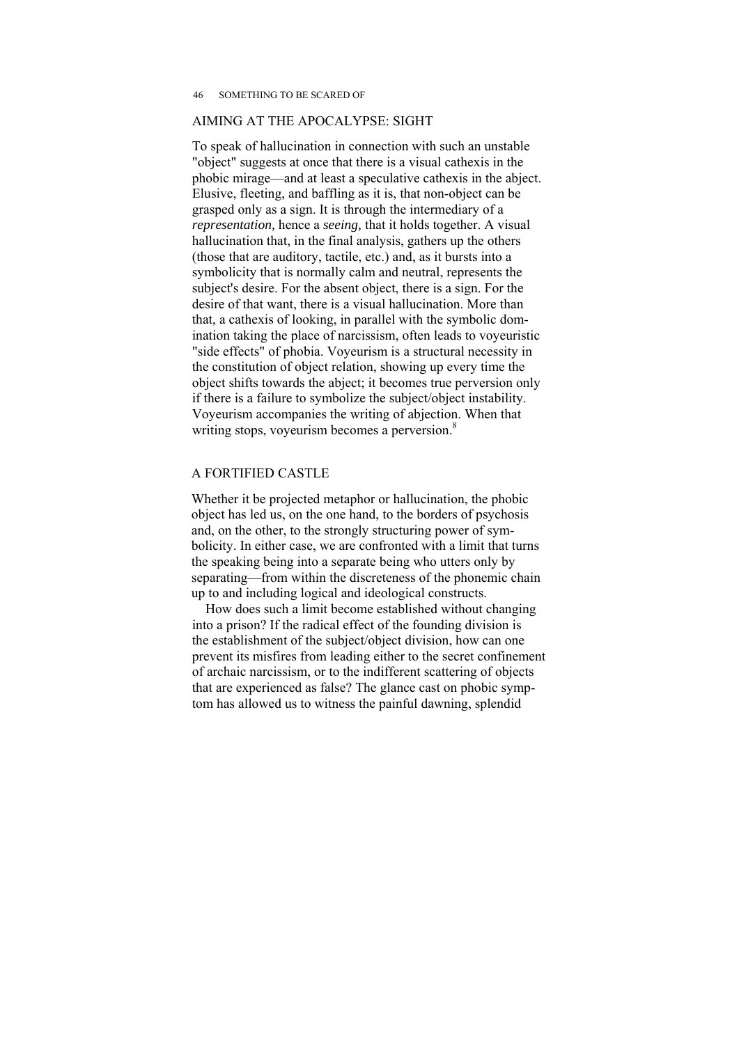## AIMING AT THE APOCALYPSE: SIGHT

To speak of hallucination in connection with such an unstable "object" suggests at once that there is a visual cathexis in the phobic mirage—and at least a speculative cathexis in the abject. Elusive, fleeting, and baffling as it is, that non-object can be grasped only as a sign. It is through the intermediary of a *representation,* hence a *seeing,* that it holds together. A visual hallucination that, in the final analysis, gathers up the others (those that are auditory, tactile, etc.) and, as it bursts into a symbolicity that is normally calm and neutral, represents the subject's desire. For the absent object, there is a sign. For the desire of that want, there is a visual hallucination. More than that, a cathexis of looking, in parallel with the symbolic domination taking the place of narcissism, often leads to voyeuristic "side effects" of phobia. Voyeurism is a structural necessity in the constitution of object relation, showing up every time the object shifts towards the abject; it becomes true perversion only if there is a failure to symbolize the subject/object instability. Voyeurism accompanies the writing of abjection. When that writing stops, voyeurism becomes a perversion.[8]

## A FORTIFIED CASTLE

Whether it be projected metaphor or hallucination, the phobic object has led us, on the one hand, to the borders of psychosis and, on the other, to the strongly structuring power of symbolicity. In either case, we are confronted with a limit that turns the speaking being into a separate being who utters only by separating—from within the discreteness of the phonemic chain up to and including logical and ideological constructs.

How does such a limit become established without changing into a prison? If the radical effect of the founding division is the establishment of the subject/object division, how can one prevent its misfires from leading either to the secret confinement of archaic narcissism, or to the indifferent scattering of objects that are experienced as false? The glance cast on phobic symptom has allowed us to witness the painful dawning, splendid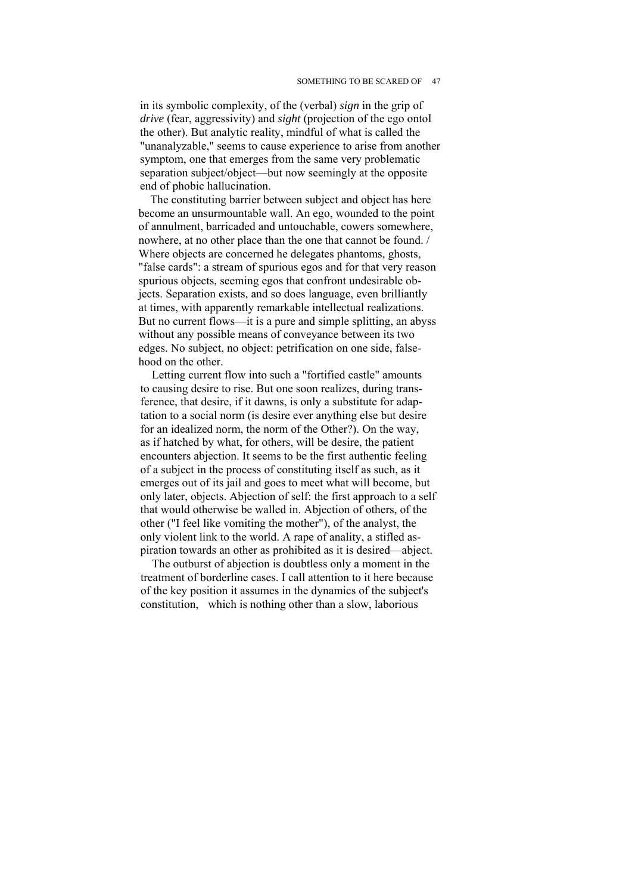in its symbolic complexity, of the (verbal) *sign* in the grip of *drive* (fear, aggressivity) and *sight* (projection of the ego ontoI the other). But analytic reality, mindful of what is called the "unanalyzable," seems to cause experience to arise from another symptom, one that emerges from the same very problematic separation subject/object—but now seemingly at the opposite end of phobic hallucination.

The constituting barrier between subject and object has here become an unsurmountable wall. An ego, wounded to the point of annulment, barricaded and untouchable, cowers somewhere, nowhere, at no other place than the one that cannot be found. / Where objects are concerned he delegates phantoms, ghosts, "false cards": a stream of spurious egos and for that very reason spurious objects, seeming egos that confront undesirable objects. Separation exists, and so does language, even brilliantly at times, with apparently remarkable intellectual realizations. But no current flows—it is a pure and simple splitting, an abyss without any possible means of conveyance between its two edges. No subject, no object: petrification on one side, falsehood on the other.

Letting current flow into such a "fortified castle" amounts to causing desire to rise. But one soon realizes, during transference, that desire, if it dawns, is only a substitute for adaptation to a social norm (is desire ever anything else but desire for an idealized norm, the norm of the Other?). On the way, as if hatched by what, for others, will be desire, the patient encounters abjection. It seems to be the first authentic feeling of a subject in the process of constituting itself as such, as it emerges out of its jail and goes to meet what will become, but only later, objects. Abjection of self: the first approach to a self that would otherwise be walled in. Abjection of others, of the other ("I feel like vomiting the mother"), of the analyst, the only violent link to the world. A rape of anality, a stifled aspiration towards an other as prohibited as it is desired—abject.

The outburst of abjection is doubtless only a moment in the treatment of borderline cases. I call attention to it here because of the key position it assumes in the dynamics of the subject's constitution, which is nothing other than a slow, laborious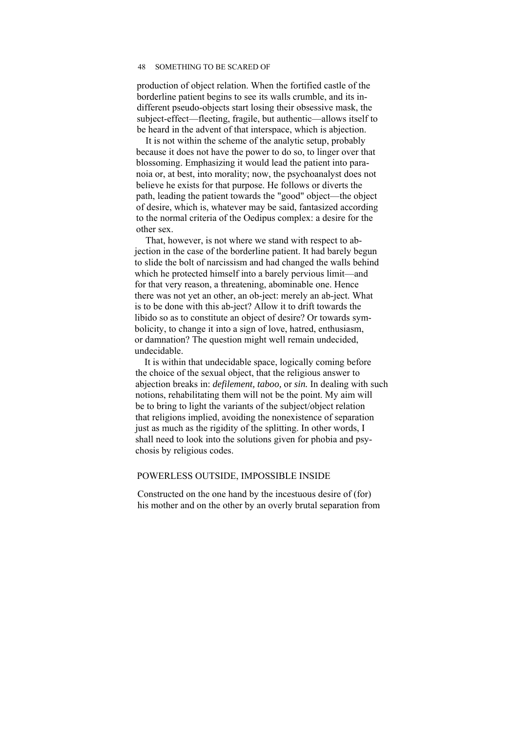production of object relation. When the fortified castle of the borderline patient begins to see its walls crumble, and its indifferent pseudo-objects start losing their obsessive mask, the subject-effect—fleeting, fragile, but authentic—allows itself to be heard in the advent of that interspace, which is abjection.

It is not within the scheme of the analytic setup, probably because it does not have the power to do so, to linger over that blossoming. Emphasizing it would lead the patient into paranoia or, at best, into morality; now, the psychoanalyst does not believe he exists for that purpose. He follows or diverts the path, leading the patient towards the "good" object—the object of desire, which is, whatever may be said, fantasized according to the normal criteria of the Oedipus complex: a desire for the other sex.

That, however, is not where we stand with respect to abjection in the case of the borderline patient. It had barely begun to slide the bolt of narcissism and had changed the walls behind which he protected himself into a barely pervious limit—and for that very reason, a threatening, abominable one. Hence there was not yet an other, an ob-ject: merely an ab-ject. What is to be done with this ab-ject? Allow it to drift towards the libido so as to constitute an object of desire? Or towards symbolicity, to change it into a sign of love, hatred, enthusiasm, or damnation? The question might well remain undecided, undecidable.

It is within that undecidable space, logically coming before the choice of the sexual object, that the religious answer to abjection breaks in: *defilement, taboo,* or *sin.* In dealing with such notions, rehabilitating them will not be the point. My aim will be to bring to light the variants of the subject/object relation that religions implied, avoiding the nonexistence of separation just as much as the rigidity of the splitting. In other words, I shall need to look into the solutions given for phobia and psychosis by religious codes.

## POWERLESS OUTSIDE, IMPOSSIBLE INSIDE

Constructed on the one hand by the incestuous desire of (for) his mother and on the other by an overly brutal separation from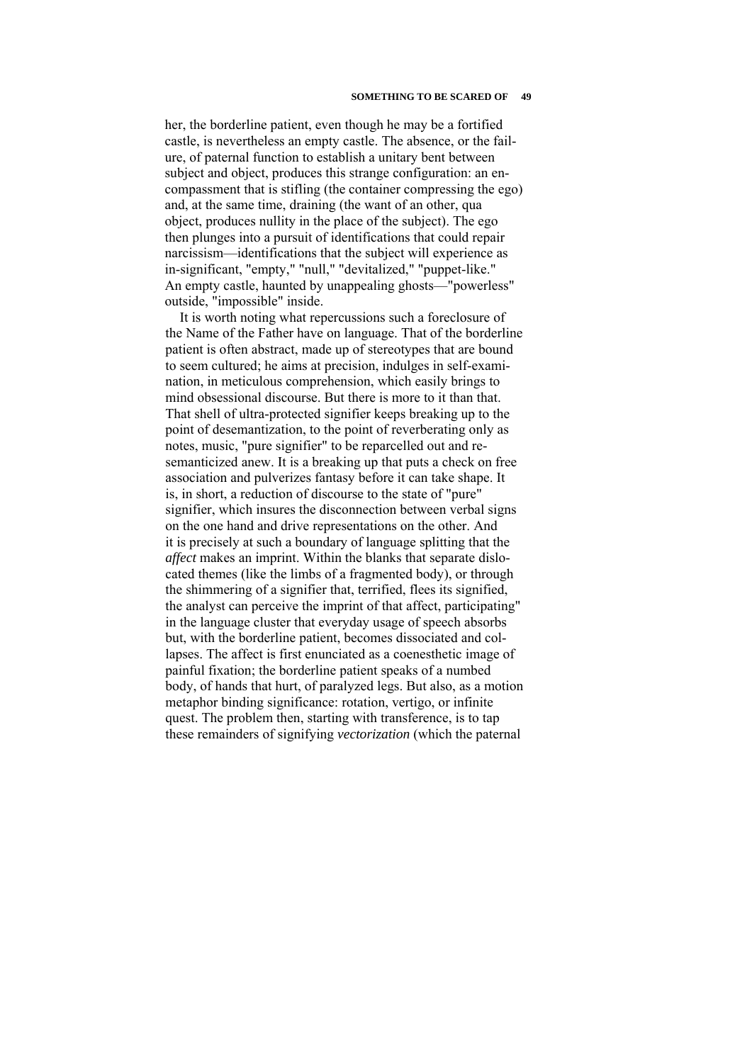her, the borderline patient, even though he may be a fortified castle, is nevertheless an empty castle. The absence, or the failure, of paternal function to establish a unitary bent between subject and object, produces this strange configuration: an encompassment that is stifling (the container compressing the ego) and, at the same time, draining (the want of an other, qua object, produces nullity in the place of the subject). The ego then plunges into a pursuit of identifications that could repair narcissism—identifications that the subject will experience as in-significant, "empty," "null," "devitalized," "puppet-like." An empty castle, haunted by unappealing ghosts—"powerless" outside, "impossible" inside.

It is worth noting what repercussions such a foreclosure of the Name of the Father have on language. That of the borderline patient is often abstract, made up of stereotypes that are bound to seem cultured; he aims at precision, indulges in self-examination, in meticulous comprehension, which easily brings to mind obsessional discourse. But there is more to it than that. That shell of ultra-protected signifier keeps breaking up to the point of desemantization, to the point of reverberating only as notes, music, "pure signifier" to be reparcelled out and resemanticized anew. It is a breaking up that puts a check on free association and pulverizes fantasy before it can take shape. It is, in short, a reduction of discourse to the state of "pure" signifier, which insures the disconnection between verbal signs on the one hand and drive representations on the other. And it is precisely at such a boundary of language splitting that the *affect* makes an imprint. Within the blanks that separate dislocated themes (like the limbs of a fragmented body), or through the shimmering of a signifier that, terrified, flees its signified, the analyst can perceive the imprint of that affect, participating" in the language cluster that everyday usage of speech absorbs but, with the borderline patient, becomes dissociated and collapses. The affect is first enunciated as a coenesthetic image of painful fixation; the borderline patient speaks of a numbed body, of hands that hurt, of paralyzed legs. But also, as a motion metaphor binding significance: rotation, vertigo, or infinite quest. The problem then, starting with transference, is to tap these remainders of signifying *vectorization* (which the paternal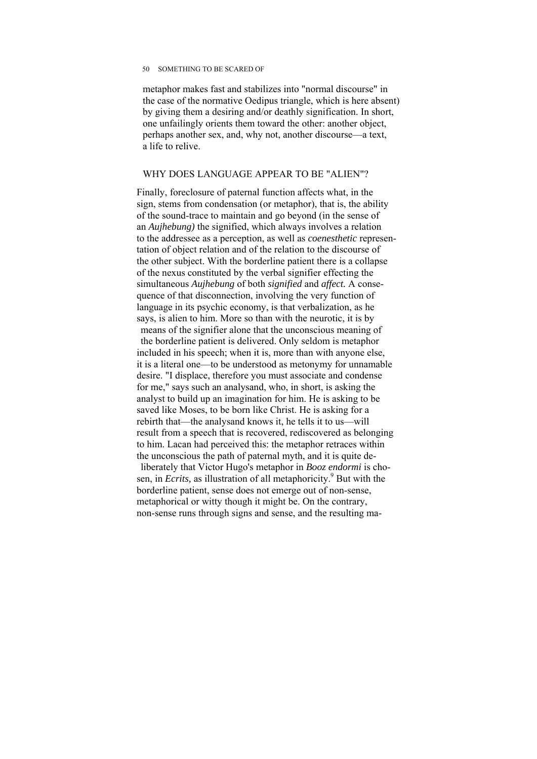metaphor makes fast and stabilizes into "normal discourse" in the case of the normative Oedipus triangle, which is here absent) by giving them a desiring and/or deathly signification. In short, one unfailingly orients them toward the other: another object, perhaps another sex, and, why not, another discourse—a text, a life to relive.

## WHY DOES LANGUAGE APPEAR TO BE "ALIEN"?

Finally, foreclosure of paternal function affects what, in the sign, stems from condensation (or metaphor), that is, the ability of the sound-trace to maintain and go beyond (in the sense of an *Aujhebung)* the signified, which always involves a relation to the addressee as a perception, as well as *coenesthetic* representation of object relation and of the relation to the discourse of the other subject. With the borderline patient there is a collapse of the nexus constituted by the verbal signifier effecting the simultaneous *Aujhebung* of both *signified* and *affect.* A consequence of that disconnection, involving the very function of language in its psychic economy, is that verbalization, as he says, is alien to him. More so than with the neurotic, it is by means of the signifier alone that the unconscious meaning of the borderline patient is delivered. Only seldom is metaphor included in his speech; when it is, more than with anyone else, it is a literal one—to be understood as metonymy for unnamable desire. "I displace, therefore you must associate and condense for me," says such an analysand, who, in short, is asking the analyst to build up an imagination for him. He is asking to be saved like Moses, to be born like Christ. He is asking for a rebirth that—the analysand knows it, he tells it to us—will result from a speech that is recovered, rediscovered as belonging to him. Lacan had perceived this: the metaphor retraces within the unconscious the path of paternal myth, and it is quite deliberately that Victor Hugo's metaphor in *Booz endormi* is chosen, in *Ecrits,* as illustration of all metaphoricity.[9] But with the borderline patient, sense does not emerge out of non-sense, metaphorical or witty though it might be. On the contrary, non-sense runs through signs and sense, and the resulting ma-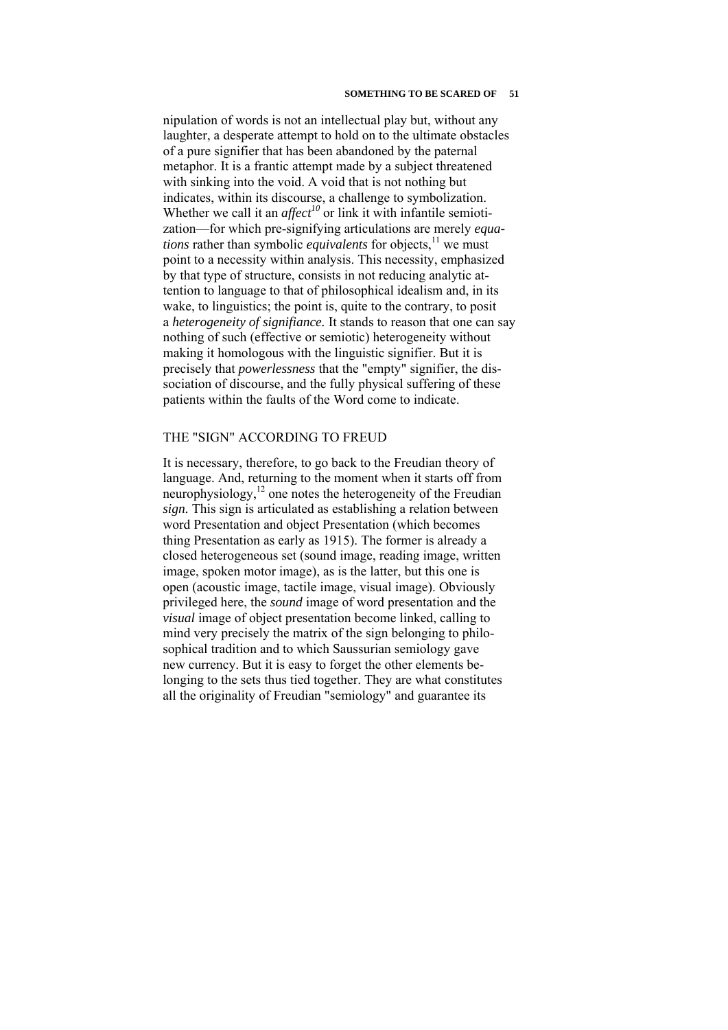nipulation of words is not an intellectual play but, without any laughter, a desperate attempt to hold on to the ultimate obstacles of a pure signifier that has been abandoned by the paternal metaphor. It is a frantic attempt made by a subject threatened with sinking into the void. A void that is not nothing but indicates, within its discourse, a challenge to symbolization. Whether we call it an *affect*[10] or link it with infantile semiotization—for which pre-signifying articulations are merely *equations* rather than symbolic *equivalents* for objects,[11] we must point to a necessity within analysis. This necessity, emphasized by that type of structure, consists in not reducing analytic attention to language to that of philosophical idealism and, in its wake, to linguistics; the point is, quite to the contrary, to posit a *heterogeneity of signifiance.* It stands to reason that one can say nothing of such (effective or semiotic) heterogeneity without making it homologous with the linguistic signifier. But it is precisely that *powerlessness* that the "empty" signifier, the dissociation of discourse, and the fully physical suffering of these patients within the faults of the Word come to indicate.

## THE "SIGN" ACCORDING TO FREUD

It is necessary, therefore, to go back to the Freudian theory of language. And, returning to the moment when it starts off from neurophysiology,[12] one notes the heterogeneity of the Freudian *sign.* This sign is articulated as establishing a relation between word Presentation and object Presentation (which becomes thing Presentation as early as 1915). The former is already a closed heterogeneous set (sound image, reading image, written image, spoken motor image), as is the latter, but this one is open (acoustic image, tactile image, visual image). Obviously privileged here, the *sound* image of word presentation and the *visual* image of object presentation become linked, calling to mind very precisely the matrix of the sign belonging to philosophical tradition and to which Saussurian semiology gave new currency. But it is easy to forget the other elements belonging to the sets thus tied together. They are what constitutes all the originality of Freudian "semiology" and guarantee its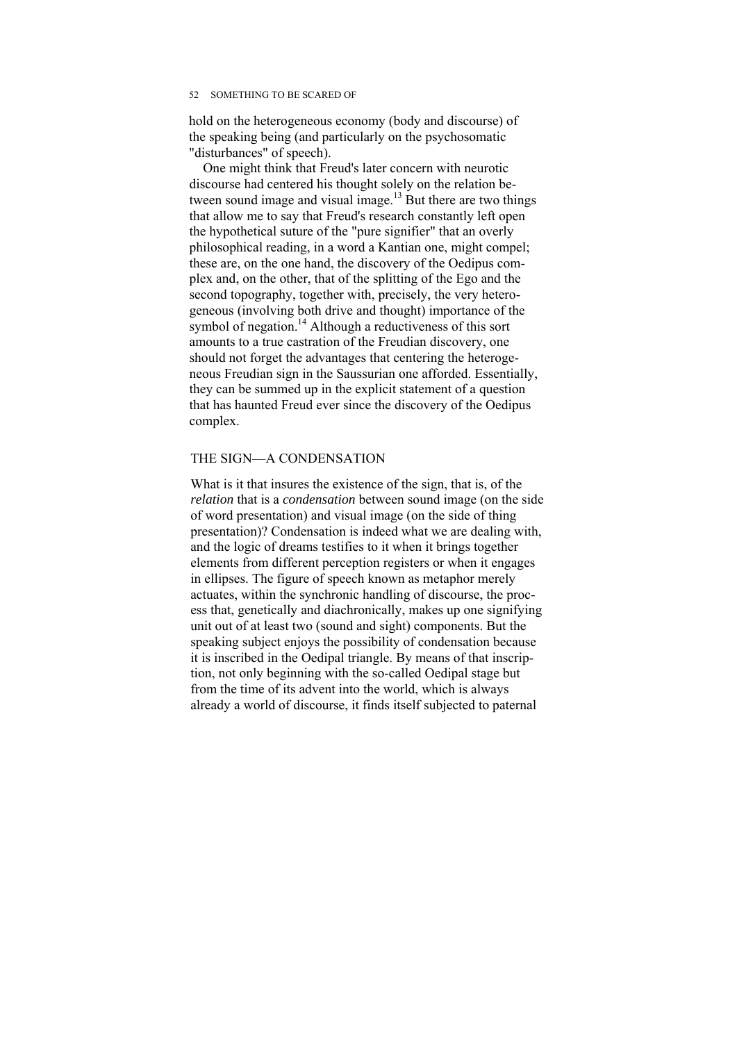hold on the heterogeneous economy (body and discourse) of the speaking being (and particularly on the psychosomatic "disturbances" of speech).

One might think that Freud's later concern with neurotic discourse had centered his thought solely on the relation between sound image and visual image.[13] But there are two things that allow me to say that Freud's research constantly left open the hypothetical suture of the "pure signifier" that an overly philosophical reading, in a word a Kantian one, might compel; these are, on the one hand, the discovery of the Oedipus complex and, on the other, that of the splitting of the Ego and the second topography, together with, precisely, the very heterogeneous (involving both drive and thought) importance of the symbol of negation.[14] Although a reductiveness of this sort amounts to a true castration of the Freudian discovery, one should not forget the advantages that centering the heterogeneous Freudian sign in the Saussurian one afforded. Essentially, they can be summed up in the explicit statement of a question that has haunted Freud ever since the discovery of the Oedipus complex.

## THE SIGN—A CONDENSATION

What is it that insures the existence of the sign, that is, of the *relation* that is a *condensation* between sound image (on the side of word presentation) and visual image (on the side of thing presentation)? Condensation is indeed what we are dealing with, and the logic of dreams testifies to it when it brings together elements from different perception registers or when it engages in ellipses. The figure of speech known as metaphor merely actuates, within the synchronic handling of discourse, the process that, genetically and diachronically, makes up one signifying unit out of at least two (sound and sight) components. But the speaking subject enjoys the possibility of condensation because it is inscribed in the Oedipal triangle. By means of that inscription, not only beginning with the so-called Oedipal stage but from the time of its advent into the world, which is always already a world of discourse, it finds itself subjected to paternal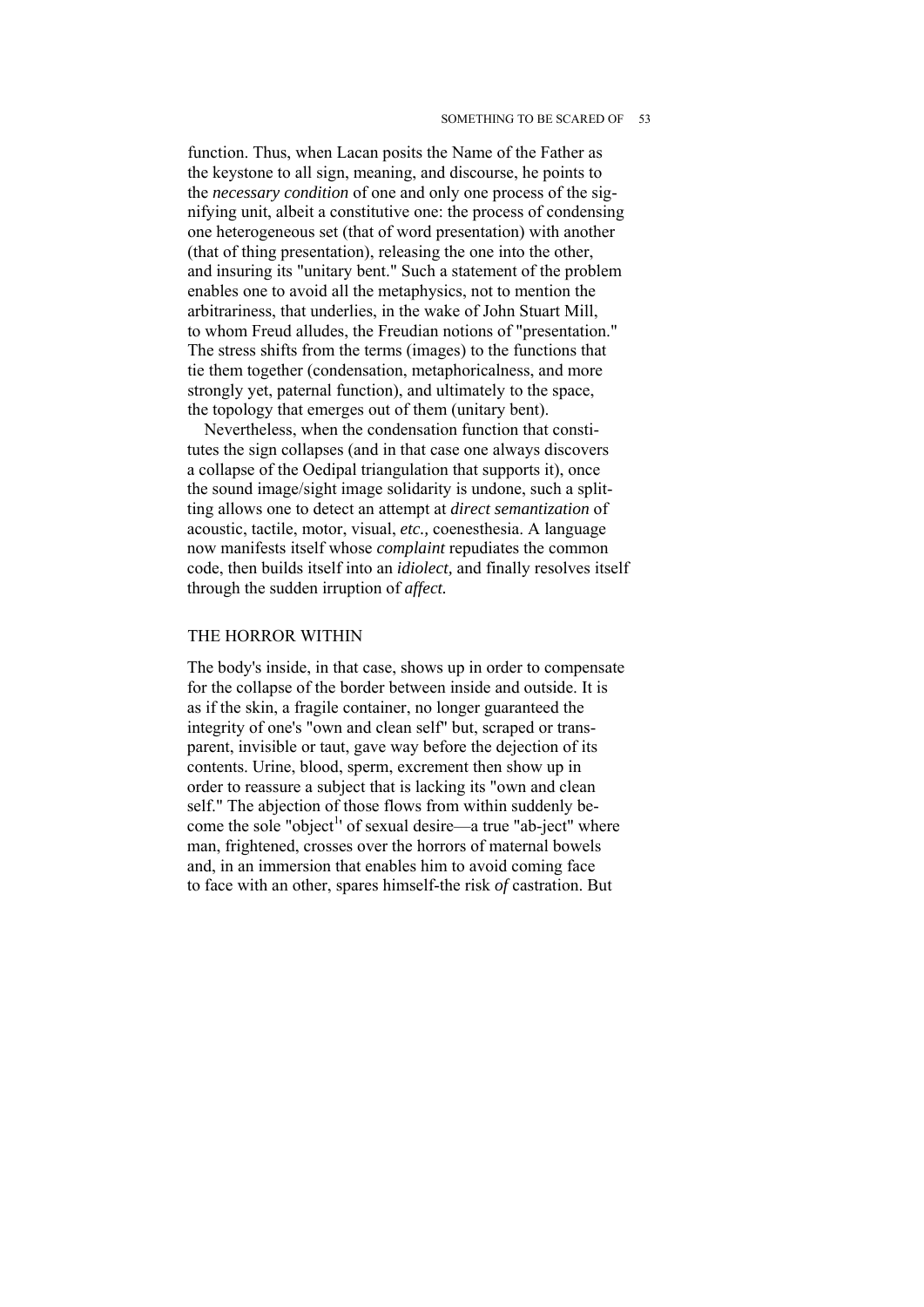function. Thus, when Lacan posits the Name of the Father as the keystone to all sign, meaning, and discourse, he points to the *necessary condition* of one and only one process of the signifying unit, albeit a constitutive one: the process of condensing one heterogeneous set (that of word presentation) with another (that of thing presentation), releasing the one into the other, and insuring its "unitary bent." Such a statement of the problem enables one to avoid all the metaphysics, not to mention the arbitrariness, that underlies, in the wake of John Stuart Mill, to whom Freud alludes, the Freudian notions of "presentation." The stress shifts from the terms (images) to the functions that tie them together (condensation, metaphoricalness, and more strongly yet, paternal function), and ultimately to the space, the topology that emerges out of them (unitary bent).

Nevertheless, when the condensation function that constitutes the sign collapses (and in that case one always discovers a collapse of the Oedipal triangulation that supports it), once the sound image/sight image solidarity is undone, such a splitting allows one to detect an attempt at *direct semantization* of acoustic, tactile, motor, visual, *etc.,* coenesthesia. A language now manifests itself whose *complaint* repudiates the common code, then builds itself into an *idiolect,* and finally resolves itself through the sudden irruption of *affect.*

## THE HORROR WITHIN

The body's inside, in that case, shows up in order to compensate for the collapse of the border between inside and outside. It is as if the skin, a fragile container, no longer guaranteed the integrity of one's "own and clean self" but, scraped or transparent, invisible or taut, gave way before the dejection of its contents. Urine, blood, sperm, excrement then show up in order to reassure a subject that is lacking its "own and clean self." The abjection of those flows from within suddenly become the sole "object[1]' of sexual desire—a true "ab-ject" where man, frightened, crosses over the horrors of maternal bowels and, in an immersion that enables him to avoid coming face to face with an other, spares himself-the risk *of* castration. But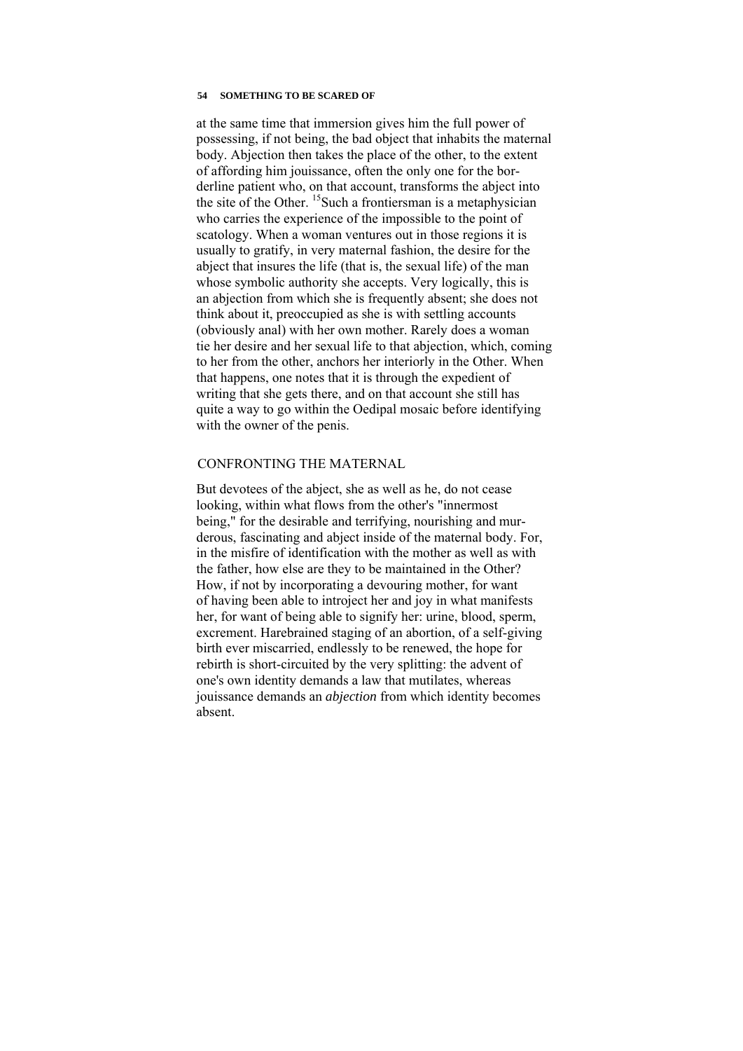at the same time that immersion gives him the full power of possessing, if not being, the bad object that inhabits the maternal body. Abjection then takes the place of the other, to the extent of affording him jouissance, often the only one for the borderline patient who, on that account, transforms the abject into the site of the Other. [15]Such a frontiersman is a metaphysician who carries the experience of the impossible to the point of scatology. When a woman ventures out in those regions it is usually to gratify, in very maternal fashion, the desire for the abject that insures the life (that is, the sexual life) of the man whose symbolic authority she accepts. Very logically, this is an abjection from which she is frequently absent; she does not think about it, preoccupied as she is with settling accounts (obviously anal) with her own mother. Rarely does a woman tie her desire and her sexual life to that abjection, which, coming to her from the other, anchors her interiorly in the Other. When that happens, one notes that it is through the expedient of writing that she gets there, and on that account she still has quite a way to go within the Oedipal mosaic before identifying with the owner of the penis.

## CONFRONTING THE MATERNAL

But devotees of the abject, she as well as he, do not cease looking, within what flows from the other's "innermost being," for the desirable and terrifying, nourishing and murderous, fascinating and abject inside of the maternal body. For, in the misfire of identification with the mother as well as with the father, how else are they to be maintained in the Other? How, if not by incorporating a devouring mother, for want of having been able to introject her and joy in what manifests her, for want of being able to signify her: urine, blood, sperm, excrement. Harebrained staging of an abortion, of a self-giving birth ever miscarried, endlessly to be renewed, the hope for rebirth is short-circuited by the very splitting: the advent of one's own identity demands a law that mutilates, whereas jouissance demands an *abjection* from which identity becomes absent.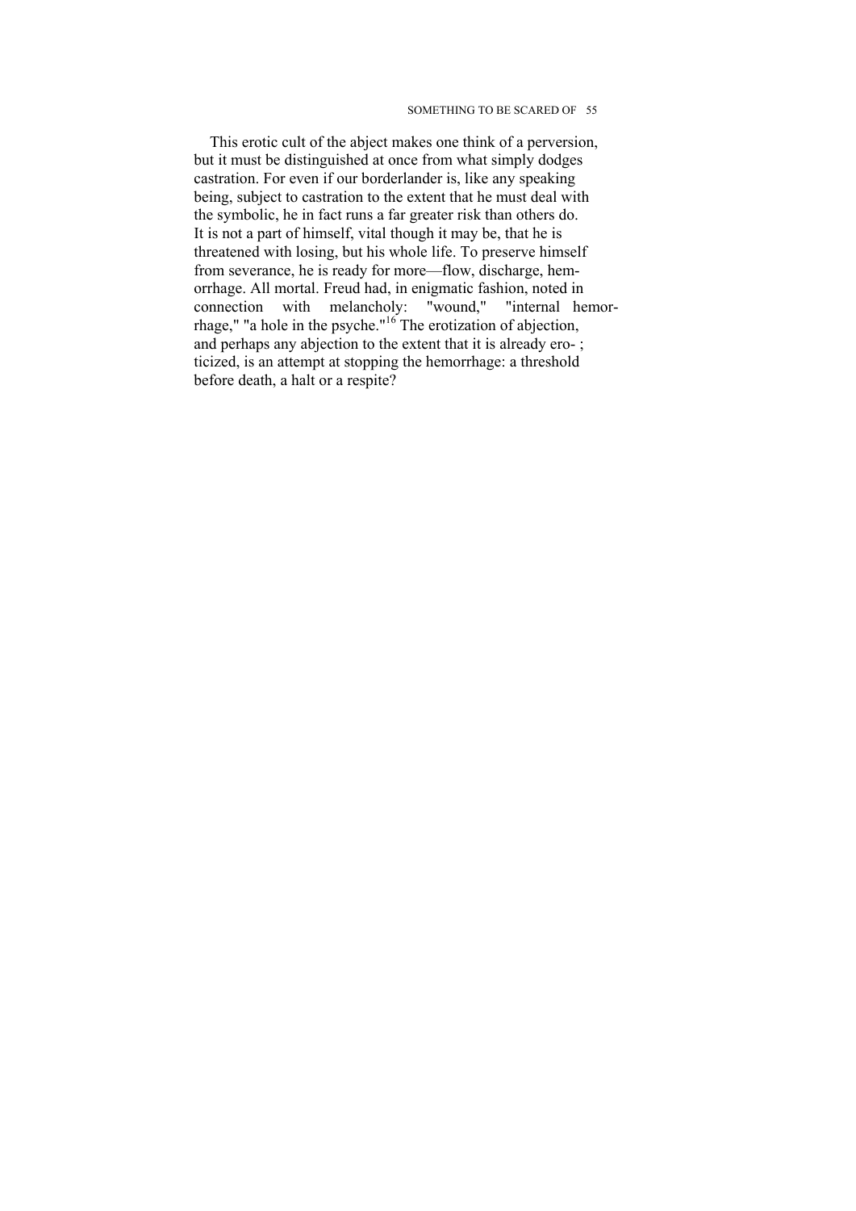This erotic cult of the abject makes one think of a perversion, but it must be distinguished at once from what simply dodges castration. For even if our borderlander is, like any speaking being, subject to castration to the extent that he must deal with the symbolic, he in fact runs a far greater risk than others do. It is not a part of himself, vital though it may be, that he is threatened with losing, but his whole life. To preserve himself from severance, he is ready for more—flow, discharge, hemorrhage. All mortal. Freud had, in enigmatic fashion, noted in connection with melancholy: "wound," "internal hemorrhage," "a hole in the psyche."[16] The erotization of abjection, and perhaps any abjection to the extent that it is already ero- ; ticized, is an attempt at stopping the hemorrhage: a threshold before death, a halt or a respite?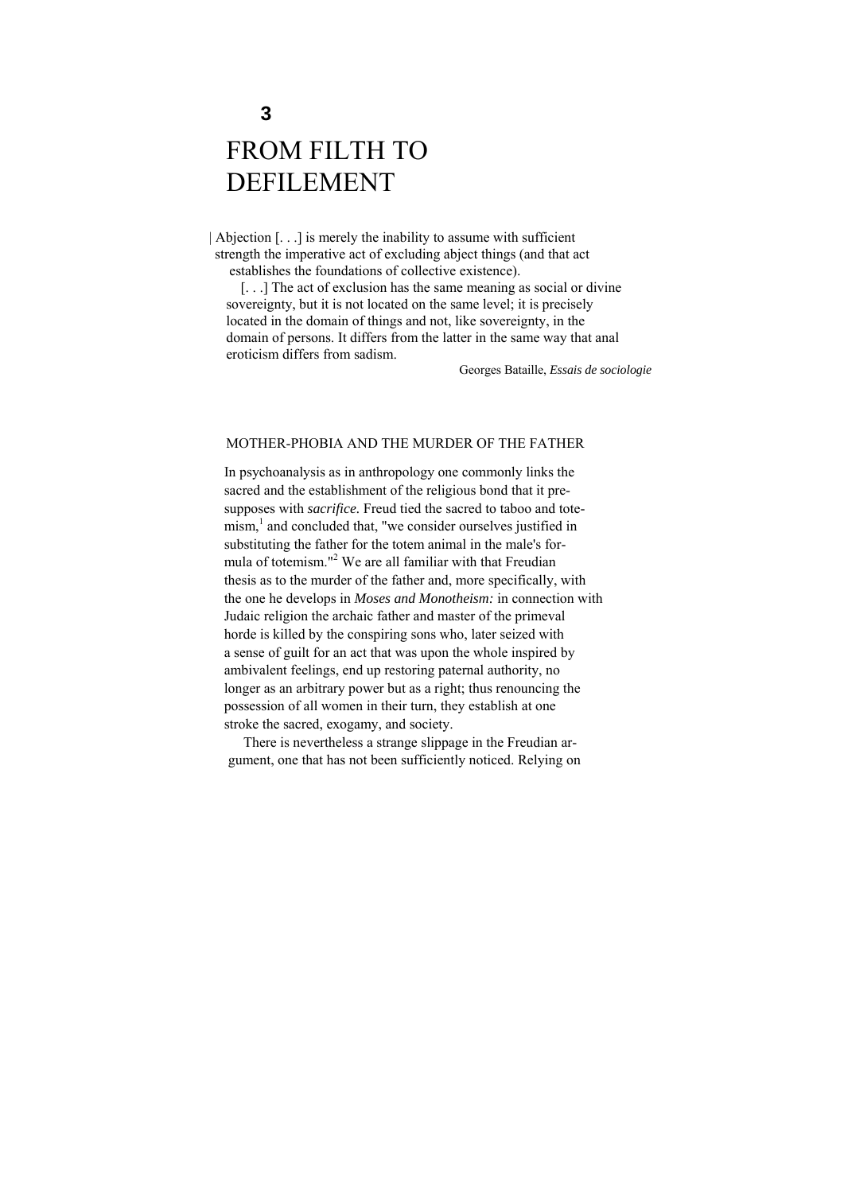# 3

# FROM FILTH TO DEFILEMENT

> Abjection [. . .] is merely the inability to assume with sufficient strength the imperative act of excluding abject things (and that act establishes the foundations of collective existence).
>
> [. . .] The act of exclusion has the same meaning as social or divine sovereignty, but it is not located on the same level; it is precisely located in the domain of things and not, like sovereignty, in the domain of persons. It differs from the latter in the same way that anal eroticism differs from sadism.
>
> Georges Bataille, *Essais de sociologie*

## MOTHER-PHOBIA AND THE MURDER OF THE FATHER

In psychoanalysis as in anthropology one commonly links the sacred and the establishment of the religious bond that it presupposes with *sacrifice.* Freud tied the sacred to taboo and totemism,[1] and concluded that, "we consider ourselves justified in substituting the father for the totem animal in the male's formula of totemism."[2] We are all familiar with that Freudian thesis as to the murder of the father and, more specifically, with the one he develops in *Moses and Monotheism:* in connection with Judaic religion the archaic father and master of the primeval horde is killed by the conspiring sons who, later seized with a sense of guilt for an act that was upon the whole inspired by ambivalent feelings, end up restoring paternal authority, no longer as an arbitrary power but as a right; thus renouncing the possession of all women in their turn, they establish at one stroke the sacred, exogamy, and society.

There is nevertheless a strange slippage in the Freudian argument, one that has not been sufficiently noticed. Relying on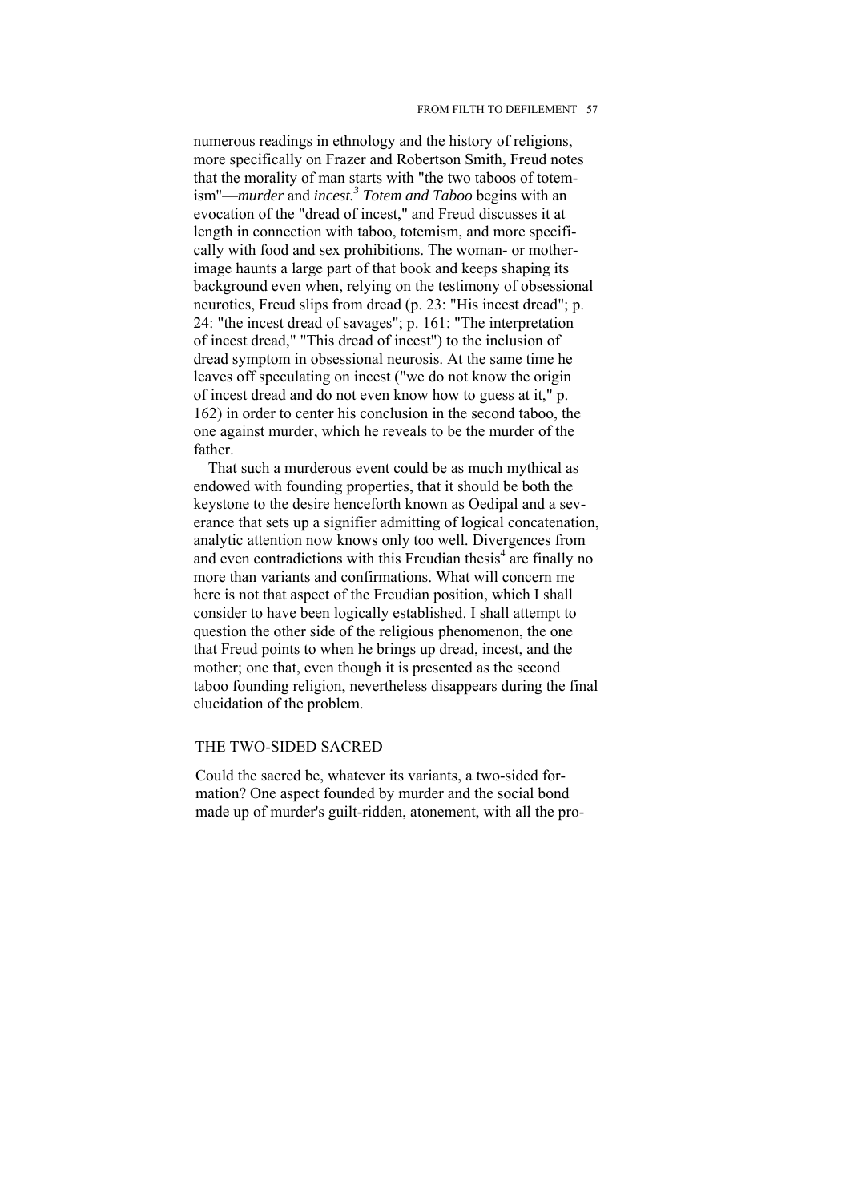numerous readings in ethnology and the history of religions, more specifically on Frazer and Robertson Smith, Freud notes that the morality of man starts with "the two taboos of totemism"—*murder* and *incest.*[3] *Totem and Taboo* begins with an evocation of the "dread of incest," and Freud discusses it at length in connection with taboo, totemism, and more specifically with food and sex prohibitions. The woman- or mother-image haunts a large part of that book and keeps shaping its background even when, relying on the testimony of obsessional neurotics, Freud slips from dread (p. 23: "His incest dread"; p. 24: "the incest dread of savages"; p. 161: "The interpretation of incest dread," "This dread of incest") to the inclusion of dread symptom in obsessional neurosis. At the same time he leaves off speculating on incest ("we do not know the origin of incest dread and do not even know how to guess at it," p. 162) in order to center his conclusion in the second taboo, the one against murder, which he reveals to be the murder of the father.

That such a murderous event could be as much mythical as endowed with founding properties, that it should be both the keystone to the desire henceforth known as Oedipal and a severance that sets up a signifier admitting of logical concatenation, analytic attention now knows only too well. Divergences from and even contradictions with this Freudian thesis[4] are finally no more than variants and confirmations. What will concern me here is not that aspect of the Freudian position, which I shall consider to have been logically established. I shall attempt to question the other side of the religious phenomenon, the one that Freud points to when he brings up dread, incest, and the mother; one that, even though it is presented as the second taboo founding religion, nevertheless disappears during the final elucidation of the problem.

## THE TWO-SIDED SACRED

Could the sacred be, whatever its variants, a two-sided formation? One aspect founded by murder and the social bond made up of murder's guilt-ridden, atonement, with all the pro-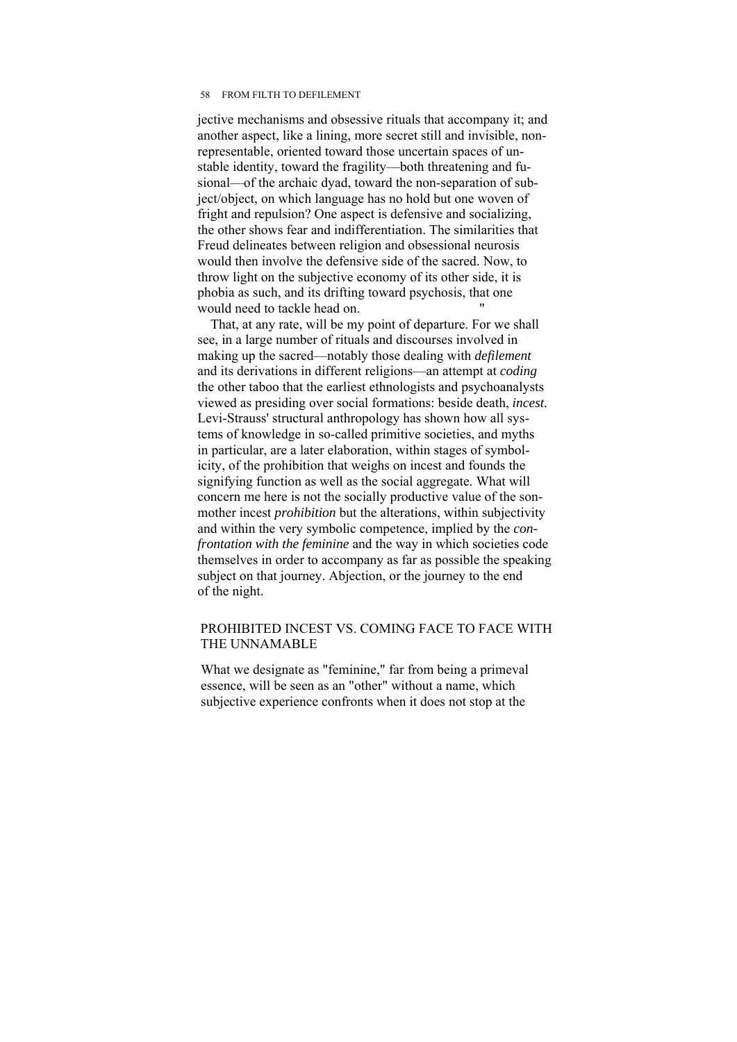jective mechanisms and obsessive rituals that accompany it; and another aspect, like a lining, more secret still and invisible, non-representable, oriented toward those uncertain spaces of unstable identity, toward the fragility—both threatening and fusional—of the archaic dyad, toward the non-separation of subject/object, on which language has no hold but one woven of fright and repulsion? One aspect is defensive and socializing, the other shows fear and indifferentiation. The similarities that Freud delineates between religion and obsessional neurosis would then involve the defensive side of the sacred. Now, to throw light on the subjective economy of its other side, it is phobia as such, and its drifting toward psychosis, that one would need to tackle head on.

That, at any rate, will be my point of departure. For we shall see, in a large number of rituals and discourses involved in making up the sacred—notably those dealing with *defilement* and its derivations in different religions—an attempt at *coding* the other taboo that the earliest ethnologists and psychoanalysts viewed as presiding over social formations: beside death, *incest.* Levi-Strauss' structural anthropology has shown how all systems of knowledge in so-called primitive societies, and myths in particular, are a later elaboration, within stages of symbolicity, of the prohibition that weighs on incest and founds the signifying function as well as the social aggregate. What will concern me here is not the socially productive value of the son-mother incest *prohibition* but the alterations, within subjectivity and within the very symbolic competence, implied by the *confrontation with the feminine* and the way in which societies code themselves in order to accompany as far as possible the speaking subject on that journey. Abjection, or the journey to the end of the night.

## PROHIBITED INCEST VS. COMING FACE TO FACE WITH THE UNNAMABLE

What we designate as "feminine," far from being a primeval essence, will be seen as an "other" without a name, which subjective experience confronts when it does not stop at the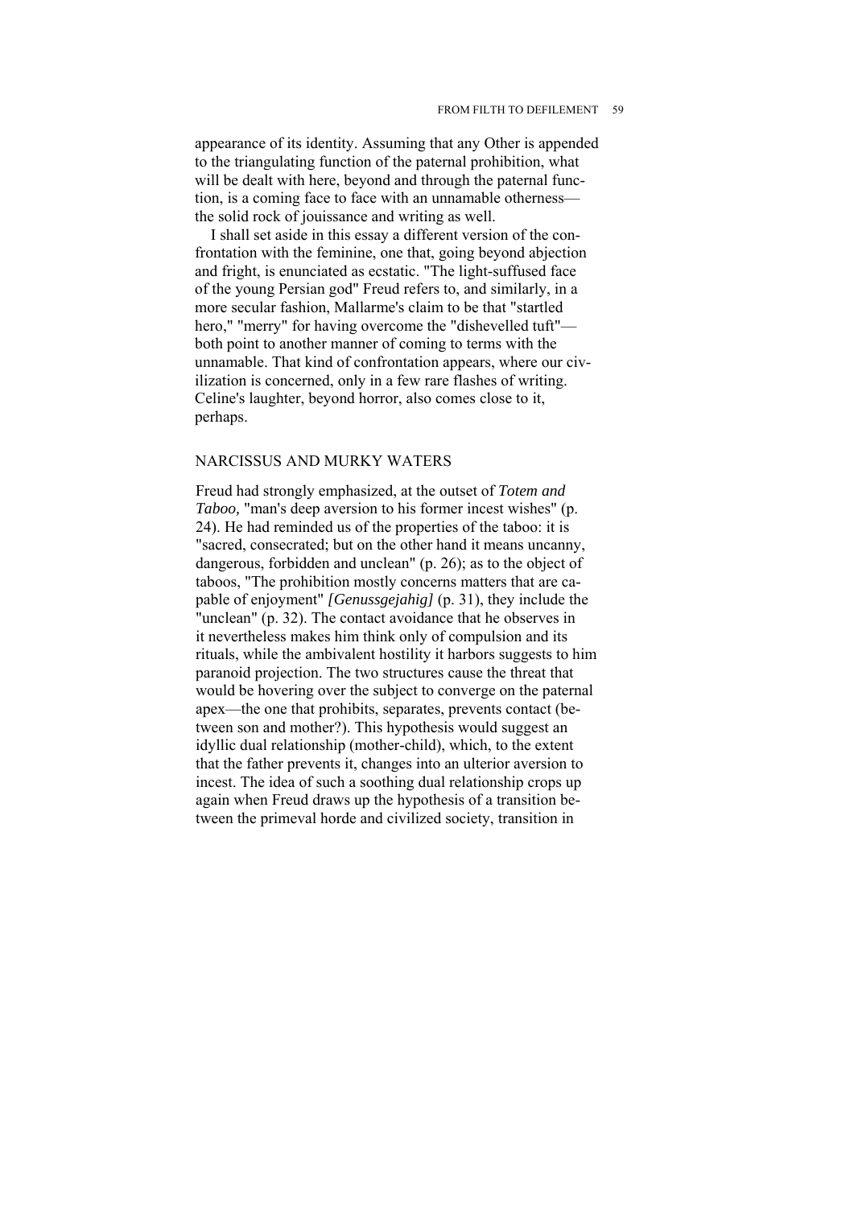appearance of its identity. Assuming that any Other is appended to the triangulating function of the paternal prohibition, what will be dealt with here, beyond and through the paternal function, is a coming face to face with an unnamable otherness—the solid rock of jouissance and writing as well.

I shall set aside in this essay a different version of the confrontation with the feminine, one that, going beyond abjection and fright, is enunciated as ecstatic. "The light-suffused face of the young Persian god" Freud refers to, and similarly, in a more secular fashion, Mallarme's claim to be that "startled hero," "merry" for having overcome the "dishevelled tuft"—both point to another manner of coming to terms with the unnamable. That kind of confrontation appears, where our civilization is concerned, only in a few rare flashes of writing. Celine's laughter, beyond horror, also comes close to it, perhaps.

## NARCISSUS AND MURKY WATERS

Freud had strongly emphasized, at the outset of *Totem and Taboo,* "man's deep aversion to his former incest wishes" (p. 24). He had reminded us of the properties of the taboo: it is "sacred, consecrated; but on the other hand it means uncanny, dangerous, forbidden and unclean" (p. 26); as to the object of taboos, "The prohibition mostly concerns matters that are capable of enjoyment" *[Genussgejahig]* (p. 31), they include the "unclean" (p. 32). The contact avoidance that he observes in it nevertheless makes him think only of compulsion and its rituals, while the ambivalent hostility it harbors suggests to him paranoid projection. The two structures cause the threat that would be hovering over the subject to converge on the paternal apex—the one that prohibits, separates, prevents contact (between son and mother?). This hypothesis would suggest an idyllic dual relationship (mother-child), which, to the extent that the father prevents it, changes into an ulterior aversion to incest. The idea of such a soothing dual relationship crops up again when Freud draws up the hypothesis of a transition between the primeval horde and civilized society, transition in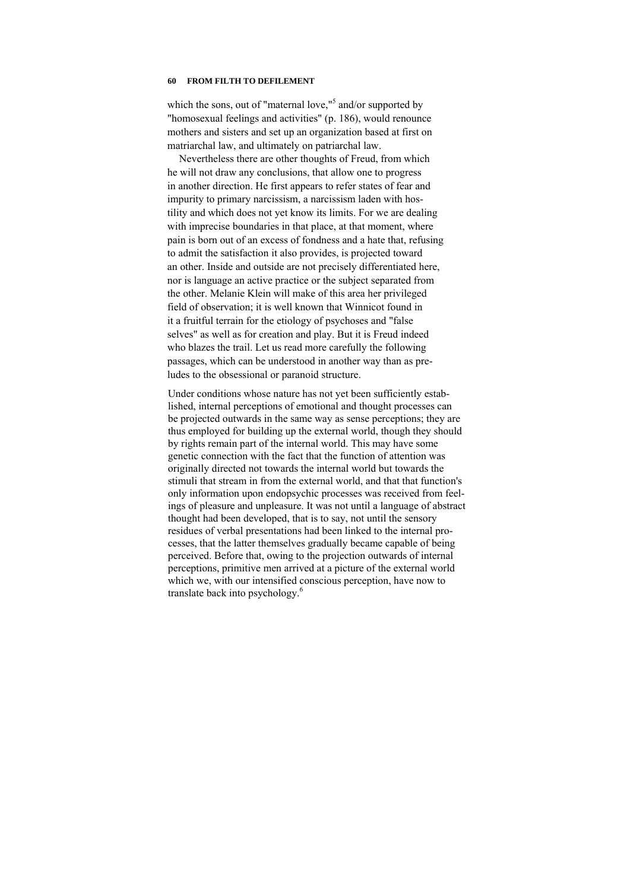which the sons, out of "maternal love,"[5] and/or supported by "homosexual feelings and activities" (p. 186), would renounce mothers and sisters and set up an organization based at first on matriarchal law, and ultimately on patriarchal law.

Nevertheless there are other thoughts of Freud, from which he will not draw any conclusions, that allow one to progress in another direction. He first appears to refer states of fear and impurity to primary narcissism, a narcissism laden with hostility and which does not yet know its limits. For we are dealing with imprecise boundaries in that place, at that moment, where pain is born out of an excess of fondness and a hate that, refusing to admit the satisfaction it also provides, is projected toward an other. Inside and outside are not precisely differentiated here, nor is language an active practice or the subject separated from the other. Melanie Klein will make of this area her privileged field of observation; it is well known that Winnicot found in it a fruitful terrain for the etiology of psychoses and "false selves" as well as for creation and play. But it is Freud indeed who blazes the trail. Let us read more carefully the following passages, which can be understood in another way than as preludes to the obsessional or paranoid structure.

Under conditions whose nature has not yet been sufficiently established, internal perceptions of emotional and thought processes can be projected outwards in the same way as sense perceptions; they are thus employed for building up the external world, though they should by rights remain part of the internal world. This may have some genetic connection with the fact that the function of attention was originally directed not towards the internal world but towards the stimuli that stream in from the external world, and that that function's only information upon endopsychic processes was received from feelings of pleasure and unpleasure. It was not until a language of abstract thought had been developed, that is to say, not until the sensory residues of verbal presentations had been linked to the internal processes, that the latter themselves gradually became capable of being perceived. Before that, owing to the projection outwards of internal perceptions, primitive men arrived at a picture of the external world which we, with our intensified conscious perception, have now to translate back into psychology.[6]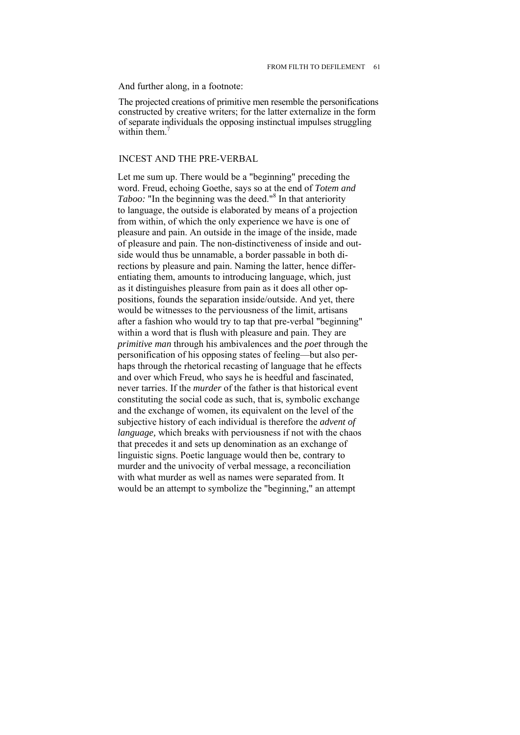And further along, in a footnote:

> The projected creations of primitive men resemble the personifications constructed by creative writers; for the latter externalize in the form of separate individuals the opposing instinctual impulses struggling within them.[7]

## INCEST AND THE PRE-VERBAL

Let me sum up. There would be a "beginning" preceding the word. Freud, echoing Goethe, says so at the end of *Totem and Taboo:* "In the beginning was the deed."[8] In that anteriority to language, the outside is elaborated by means of a projection from within, of which the only experience we have is one of pleasure and pain. An outside in the image of the inside, made of pleasure and pain. The non-distinctiveness of inside and outside would thus be unnamable, a border passable in both directions by pleasure and pain. Naming the latter, hence differentiating them, amounts to introducing language, which, just as it distinguishes pleasure from pain as it does all other oppositions, founds the separation inside/outside. And yet, there would be witnesses to the perviousness of the limit, artisans after a fashion who would try to tap that pre-verbal "beginning" within a word that is flush with pleasure and pain. They are *primitive man* through his ambivalences and the *poet* through the personification of his opposing states of feeling—but also perhaps through the rhetorical recasting of language that he effects and over which Freud, who says he is heedful and fascinated, never tarries. If the *murder* of the father is that historical event constituting the social code as such, that is, symbolic exchange and the exchange of women, its equivalent on the level of the subjective history of each individual is therefore the *advent of language,* which breaks with perviousness if not with the chaos that precedes it and sets up denomination as an exchange of linguistic signs. Poetic language would then be, contrary to murder and the univocity of verbal message, a reconciliation with what murder as well as names were separated from. It would be an attempt to symbolize the "beginning," an attempt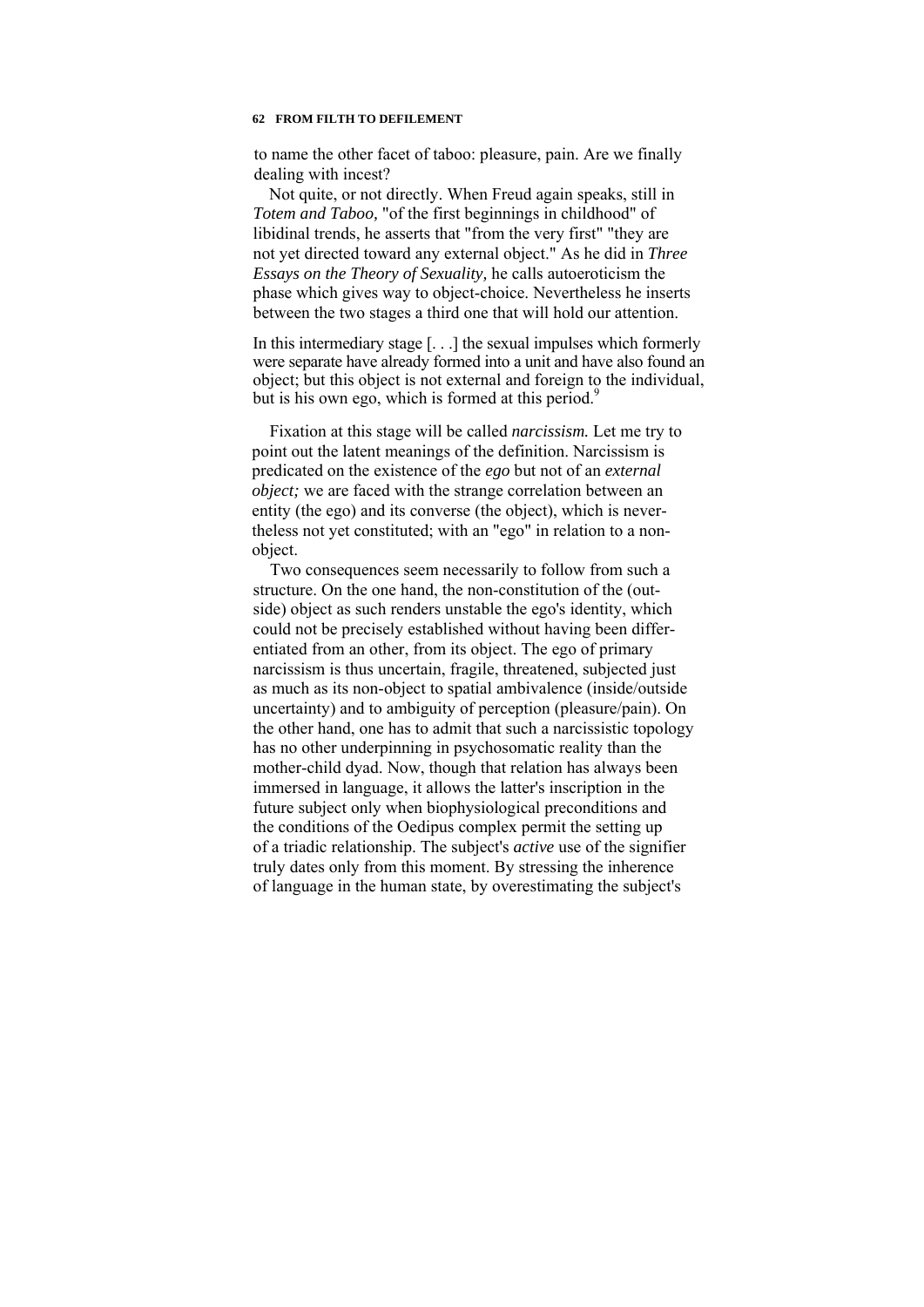to name the other facet of taboo: pleasure, pain. Are we finally dealing with incest?

Not quite, or not directly. When Freud again speaks, still in *Totem and Taboo,* "of the first beginnings in childhood" of libidinal trends, he asserts that "from the very first" "they are not yet directed toward any external object." As he did in *Three Essays on the Theory of Sexuality,* he calls autoeroticism the phase which gives way to object-choice. Nevertheless he inserts between the two stages a third one that will hold our attention.

> In this intermediary stage [. . .] the sexual impulses which formerly were separate have already formed into a unit and have also found an object; but this object is not external and foreign to the individual, but is his own ego, which is formed at this period.[9]

Fixation at this stage will be called *narcissism.* Let me try to point out the latent meanings of the definition. Narcissism is predicated on the existence of the *ego* but not of an *external object;* we are faced with the strange correlation between an entity (the ego) and its converse (the object), which is nevertheless not yet constituted; with an "ego" in relation to a non-object.

Two consequences seem necessarily to follow from such a structure. On the one hand, the non-constitution of the (outside) object as such renders unstable the ego's identity, which could not be precisely established without having been differentiated from an other, from its object. The ego of primary narcissism is thus uncertain, fragile, threatened, subjected just as much as its non-object to spatial ambivalence (inside/outside uncertainty) and to ambiguity of perception (pleasure/pain). On the other hand, one has to admit that such a narcissistic topology has no other underpinning in psychosomatic reality than the mother-child dyad. Now, though that relation has always been immersed in language, it allows the latter's inscription in the future subject only when biophysiological preconditions and the conditions of the Oedipus complex permit the setting up of a triadic relationship. The subject's *active* use of the signifier truly dates only from this moment. By stressing the inherence of language in the human state, by overestimating the subject's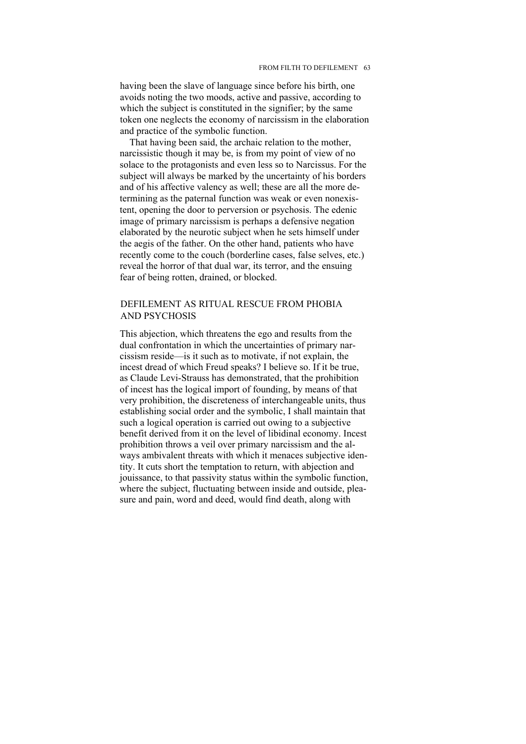having been the slave of language since before his birth, one avoids noting the two moods, active and passive, according to which the subject is constituted in the signifier; by the same token one neglects the economy of narcissism in the elaboration and practice of the symbolic function.

That having been said, the archaic relation to the mother, narcissistic though it may be, is from my point of view of no solace to the protagonists and even less so to Narcissus. For the subject will always be marked by the uncertainty of his borders and of his affective valency as well; these are all the more determining as the paternal function was weak or even nonexistent, opening the door to perversion or psychosis. The edenic image of primary narcissism is perhaps a defensive negation elaborated by the neurotic subject when he sets himself under the aegis of the father. On the other hand, patients who have recently come to the couch (borderline cases, false selves, etc.) reveal the horror of that dual war, its terror, and the ensuing fear of being rotten, drained, or blocked.

## DEFILEMENT AS RITUAL RESCUE FROM PHOBIA AND PSYCHOSIS

This abjection, which threatens the ego and results from the dual confrontation in which the uncertainties of primary narcissism reside—is it such as to motivate, if not explain, the incest dread of which Freud speaks? I believe so. If it be true, as Claude Levi-Strauss has demonstrated, that the prohibition of incest has the logical import of founding, by means of that very prohibition, the discreteness of interchangeable units, thus establishing social order and the symbolic, I shall maintain that such a logical operation is carried out owing to a subjective benefit derived from it on the level of libidinal economy. Incest prohibition throws a veil over primary narcissism and the always ambivalent threats with which it menaces subjective identity. It cuts short the temptation to return, with abjection and jouissance, to that passivity status within the symbolic function, where the subject, fluctuating between inside and outside, pleasure and pain, word and deed, would find death, along with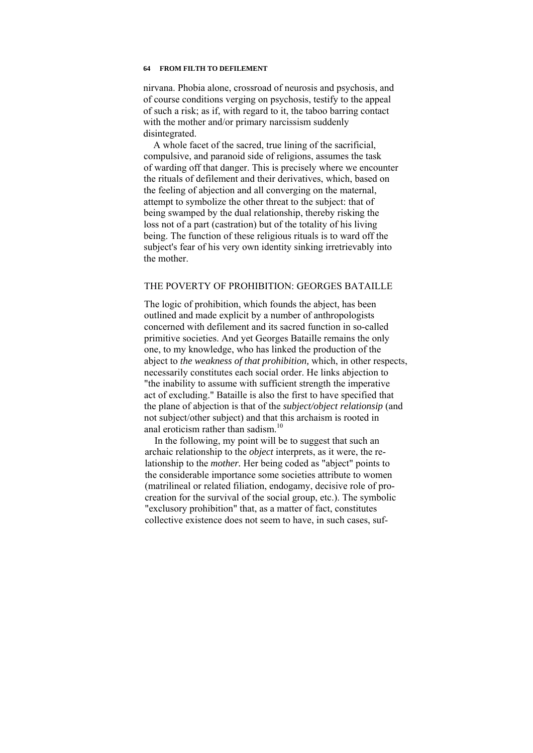nirvana. Phobia alone, crossroad of neurosis and psychosis, and of course conditions verging on psychosis, testify to the appeal of such a risk; as if, with regard to it, the taboo barring contact with the mother and/or primary narcissism suddenly disintegrated.

A whole facet of the sacred, true lining of the sacrificial, compulsive, and paranoid side of religions, assumes the task of warding off that danger. This is precisely where we encounter the rituals of defilement and their derivatives, which, based on the feeling of abjection and all converging on the maternal, attempt to symbolize the other threat to the subject: that of being swamped by the dual relationship, thereby risking the loss not of a part (castration) but of the totality of his living being. The function of these religious rituals is to ward off the subject's fear of his very own identity sinking irretrievably into the mother.

## THE POVERTY OF PROHIBITION: GEORGES BATAILLE

The logic of prohibition, which founds the abject, has been outlined and made explicit by a number of anthropologists concerned with defilement and its sacred function in so-called primitive societies. And yet Georges Bataille remains the only one, to my knowledge, who has linked the production of the abject to *the weakness of that prohibition,* which, in other respects, necessarily constitutes each social order. He links abjection to "the inability to assume with sufficient strength the imperative act of excluding." Bataille is also the first to have specified that the plane of abjection is that of the *subject/object relationsip* (and not subject/other subject) and that this archaism is rooted in anal eroticism rather than sadism.[10]

In the following, my point will be to suggest that such an archaic relationship to the *object* interprets, as it were, the relationship to the *mother.* Her being coded as "abject" points to the considerable importance some societies attribute to women (matrilineal or related filiation, endogamy, decisive role of procreation for the survival of the social group, etc.). The symbolic "exclusory prohibition" that, as a matter of fact, constitutes collective existence does not seem to have, in such cases, suf-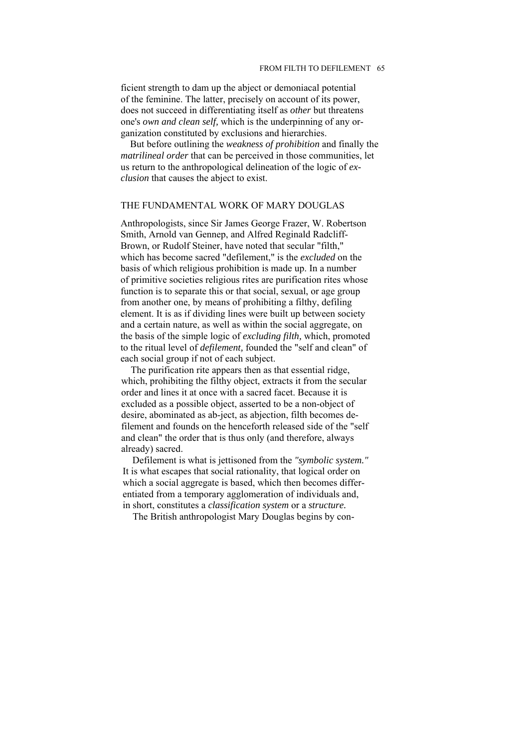ficient strength to dam up the abject or demoniacal potential of the feminine. The latter, precisely on account of its power, does not succeed in differentiating itself as *other* but threatens one's *own and clean self,* which is the underpinning of any organization constituted by exclusions and hierarchies.

But before outlining the *weakness of prohibition* and finally the *matrilineal order* that can be perceived in those communities, let us return to the anthropological delineation of the logic of *exclusion* that causes the abject to exist.

## THE FUNDAMENTAL WORK OF MARY DOUGLAS

Anthropologists, since Sir James George Frazer, W. Robertson Smith, Arnold van Gennep, and Alfred Reginald Radcliff-Brown, or Rudolf Steiner, have noted that secular "filth," which has become sacred "defilement," is the *excluded* on the basis of which religious prohibition is made up. In a number of primitive societies religious rites are purification rites whose function is to separate this or that social, sexual, or age group from another one, by means of prohibiting a filthy, defiling element. It is as if dividing lines were built up between society and a certain nature, as well as within the social aggregate, on the basis of the simple logic of *excluding filth,* which, promoted to the ritual level of *defilement,* founded the "self and clean" of each social group if not of each subject.

The purification rite appears then as that essential ridge, which, prohibiting the filthy object, extracts it from the secular order and lines it at once with a sacred facet. Because it is excluded as a possible object, asserted to be a non-object of desire, abominated as ab-ject, as abjection, filth becomes defilement and founds on the henceforth released side of the "self and clean" the order that is thus only (and therefore, always already) sacred.

Defilement is what is jettisoned from the *"symbolic system."* It is what escapes that social rationality, that logical order on which a social aggregate is based, which then becomes differentiated from a temporary agglomeration of individuals and, in short, constitutes a *classification system* or a *structure.*

The British anthropologist Mary Douglas begins by con-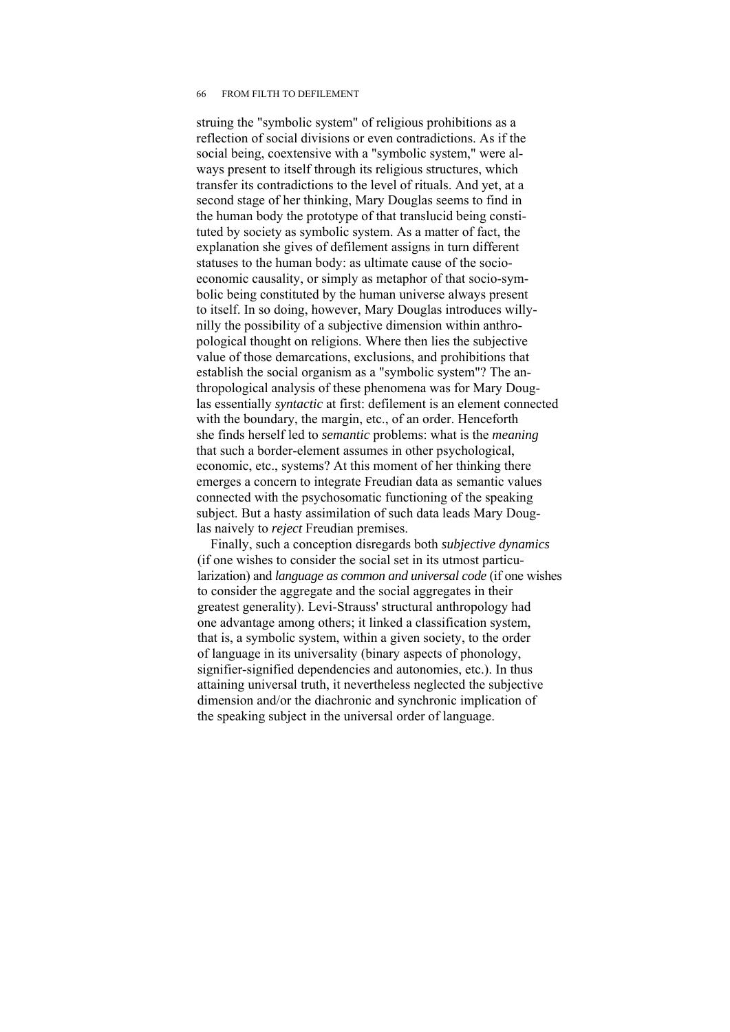struing the "symbolic system" of religious prohibitions as a reflection of social divisions or even contradictions. As if the social being, coextensive with a "symbolic system," were always present to itself through its religious structures, which transfer its contradictions to the level of rituals. And yet, at a second stage of her thinking, Mary Douglas seems to find in the human body the prototype of that translucid being constituted by society as symbolic system. As a matter of fact, the explanation she gives of defilement assigns in turn different statuses to the human body: as ultimate cause of the socio-economic causality, or simply as metaphor of that socio-symbolic being constituted by the human universe always present to itself. In so doing, however, Mary Douglas introduces willy-nilly the possibility of a subjective dimension within anthropological thought on religions. Where then lies the subjective value of those demarcations, exclusions, and prohibitions that establish the social organism as a "symbolic system"? The anthropological analysis of these phenomena was for Mary Douglas essentially *syntactic* at first: defilement is an element connected with the boundary, the margin, etc., of an order. Henceforth she finds herself led to *semantic* problems: what is the *meaning* that such a border-element assumes in other psychological, economic, etc., systems? At this moment of her thinking there emerges a concern to integrate Freudian data as semantic values connected with the psychosomatic functioning of the speaking subject. But a hasty assimilation of such data leads Mary Douglas naively to *reject* Freudian premises.

Finally, such a conception disregards both *subjective dynamics* (if one wishes to consider the social set in its utmost particularization) and *language as common and universal code* (if one wishes to consider the aggregate and the social aggregates in their greatest generality). Levi-Strauss' structural anthropology had one advantage among others; it linked a classification system, that is, a symbolic system, within a given society, to the order of language in its universality (binary aspects of phonology, signifier-signified dependencies and autonomies, etc.). In thus attaining universal truth, it nevertheless neglected the subjective dimension and/or the diachronic and synchronic implication of the speaking subject in the universal order of language.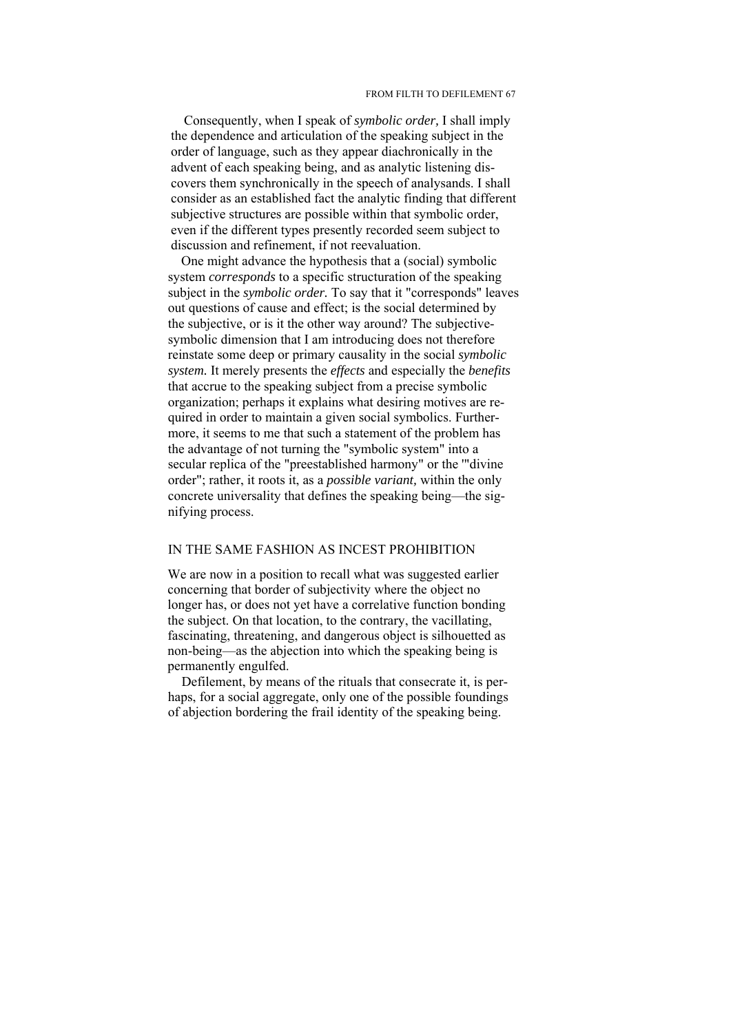Consequently, when I speak of *symbolic order,* I shall imply the dependence and articulation of the speaking subject in the order of language, such as they appear diachronically in the advent of each speaking being, and as analytic listening discovers them synchronically in the speech of analysands. I shall consider as an established fact the analytic finding that different subjective structures are possible within that symbolic order, even if the different types presently recorded seem subject to discussion and refinement, if not reevaluation.

One might advance the hypothesis that a (social) symbolic system *corresponds* to a specific structuration of the speaking subject in the *symbolic order.* To say that it "corresponds" leaves out questions of cause and effect; is the social determined by the subjective, or is it the other way around? The subjective-symbolic dimension that I am introducing does not therefore reinstate some deep or primary causality in the social *symbolic system.* It merely presents the *effects* and especially the *benefits* that accrue to the speaking subject from a precise symbolic organization; perhaps it explains what desiring motives are required in order to maintain a given social symbolics. Furthermore, it seems to me that such a statement of the problem has the advantage of not turning the "symbolic system" into a secular replica of the "preestablished harmony" or the '"divine order"; rather, it roots it, as a *possible variant,* within the only concrete universality that defines the speaking being—the signifying process.

## IN THE SAME FASHION AS INCEST PROHIBITION

We are now in a position to recall what was suggested earlier concerning that border of subjectivity where the object no longer has, or does not yet have a correlative function bonding the subject. On that location, to the contrary, the vacillating, fascinating, threatening, and dangerous object is silhouetted as non-being—as the abjection into which the speaking being is permanently engulfed.

Defilement, by means of the rituals that consecrate it, is perhaps, for a social aggregate, only one of the possible foundings of abjection bordering the frail identity of the speaking being.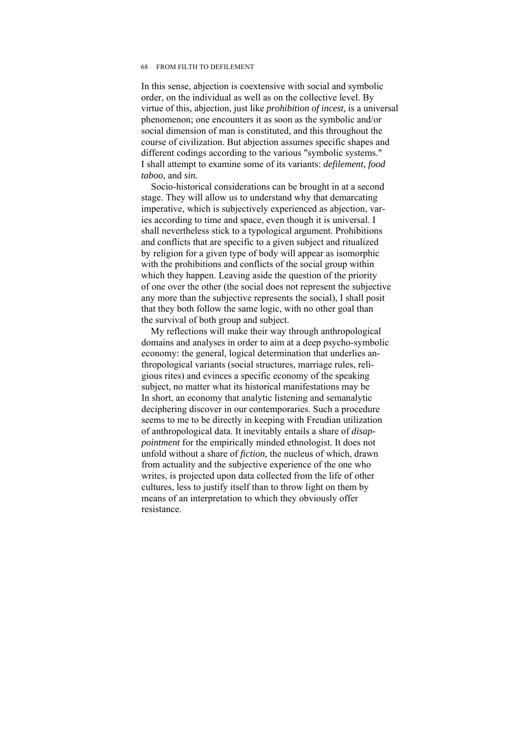In this sense, abjection is coextensive with social and symbolic order, on the individual as well as on the collective level. By virtue of this, abjection, just like *prohibition of incest,* is a universal phenomenon; one encounters it as soon as the symbolic and/or social dimension of man is constituted, and this throughout the course of civilization. But abjection assumes specific shapes and different codings according to the various "symbolic systems." I shall attempt to examine some of its variants: *defilement, food taboo,* and *sin.*

Socio-historical considerations can be brought in at a second stage. They will allow us to understand why that demarcating imperative, which is subjectively experienced as abjection, varies according to time and space, even though it is universal. I shall nevertheless stick to a typological argument. Prohibitions and conflicts that are specific to a given subject and ritualized by religion for a given type of body will appear as isomorphic with the prohibitions and conflicts of the social group within which they happen. Leaving aside the question of the priority of one over the other (the social does not represent the subjective any more than the subjective represents the social), I shall posit that they both follow the same logic, with no other goal than the survival of both group and subject.

My reflections will make their way through anthropological domains and analyses in order to aim at a deep psycho-symbolic economy: the general, logical determination that underlies anthropological variants (social structures, marriage rules, religious rites) and evinces a specific economy of the speaking subject, no matter what its historical manifestations may be In short, an economy that analytic listening and semanalytic deciphering discover in our contemporaries. Such a procedure seems to me to be directly in keeping with Freudian utilization of anthropological data. It inevitably entails a share of *disappointment* for the empirically minded ethnologist. It does not unfold without a share of *fiction,* the nucleus of which, drawn from actuality and the subjective experience of the one who writes, is projected upon data collected from the life of other cultures, less to justify itself than to throw light on them by means of an interpretation to which they obviously offer resistance.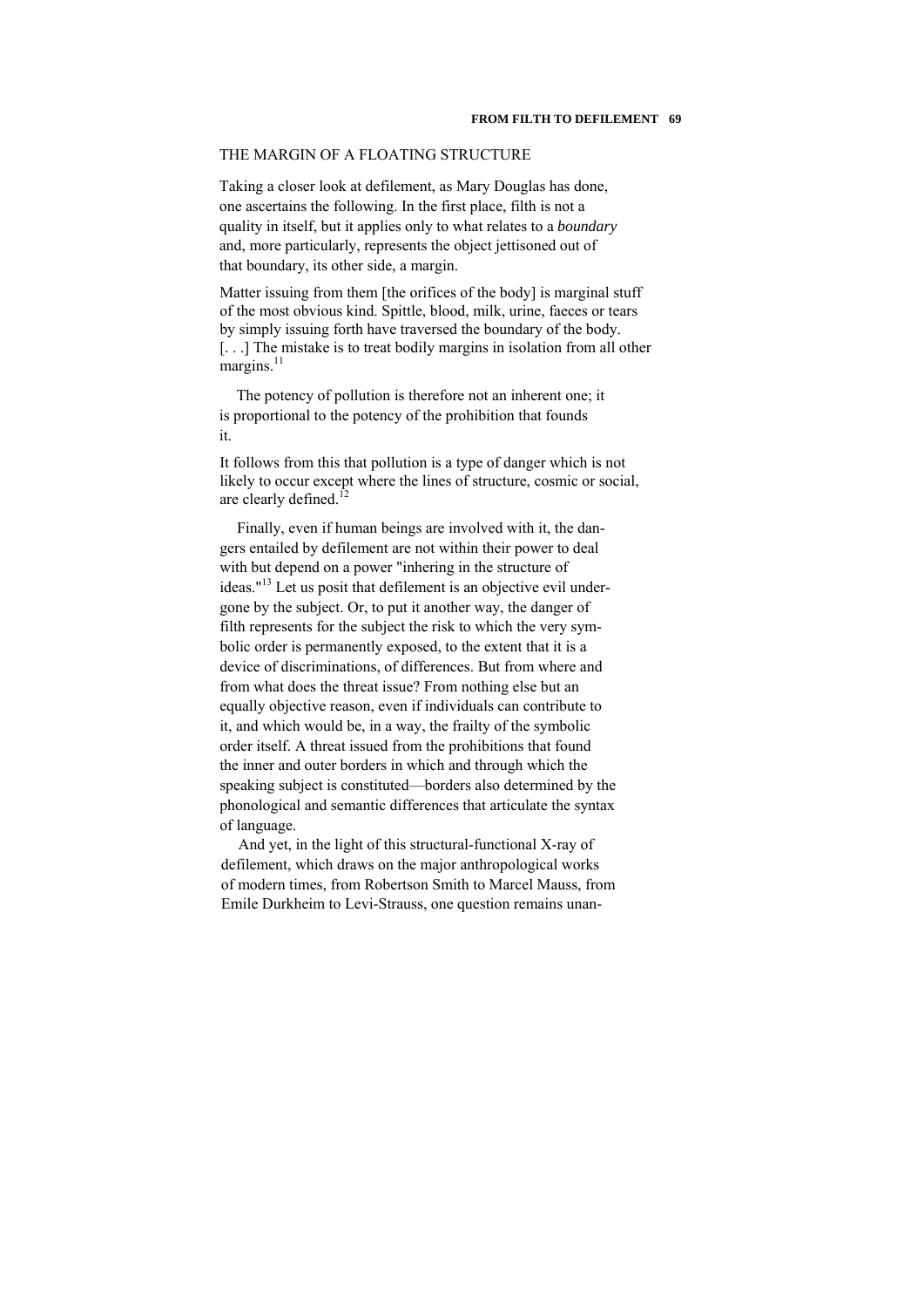## THE MARGIN OF A FLOATING STRUCTURE

Taking a closer look at defilement, as Mary Douglas has done, one ascertains the following. In the first place, filth is not a quality in itself, but it applies only to what relates to a *boundary* and, more particularly, represents the object jettisoned out of that boundary, its other side, a margin.

> Matter issuing from them [the orifices of the body] is marginal stuff of the most obvious kind. Spittle, blood, milk, urine, faeces or tears by simply issuing forth have traversed the boundary of the body. [. . .] The mistake is to treat bodily margins in isolation from all other margins.[11]

The potency of pollution is therefore not an inherent one; it is proportional to the potency of the prohibition that founds it.

> It follows from this that pollution is a type of danger which is not likely to occur except where the lines of structure, cosmic or social, are clearly defined.[12]

Finally, even if human beings are involved with it, the dangers entailed by defilement are not within their power to deal with but depend on a power "inhering in the structure of ideas."[13] Let us posit that defilement is an objective evil undergone by the subject. Or, to put it another way, the danger of filth represents for the subject the risk to which the very symbolic order is permanently exposed, to the extent that it is a device of discriminations, of differences. But from where and from what does the threat issue? From nothing else but an equally objective reason, even if individuals can contribute to it, and which would be, in a way, the frailty of the symbolic order itself. A threat issued from the prohibitions that found the inner and outer borders in which and through which the speaking subject is constituted—borders also determined by the phonological and semantic differences that articulate the syntax of language.

And yet, in the light of this structural-functional X-ray of defilement, which draws on the major anthropological works of modern times, from Robertson Smith to Marcel Mauss, from Emile Durkheim to Levi-Strauss, one question remains unan-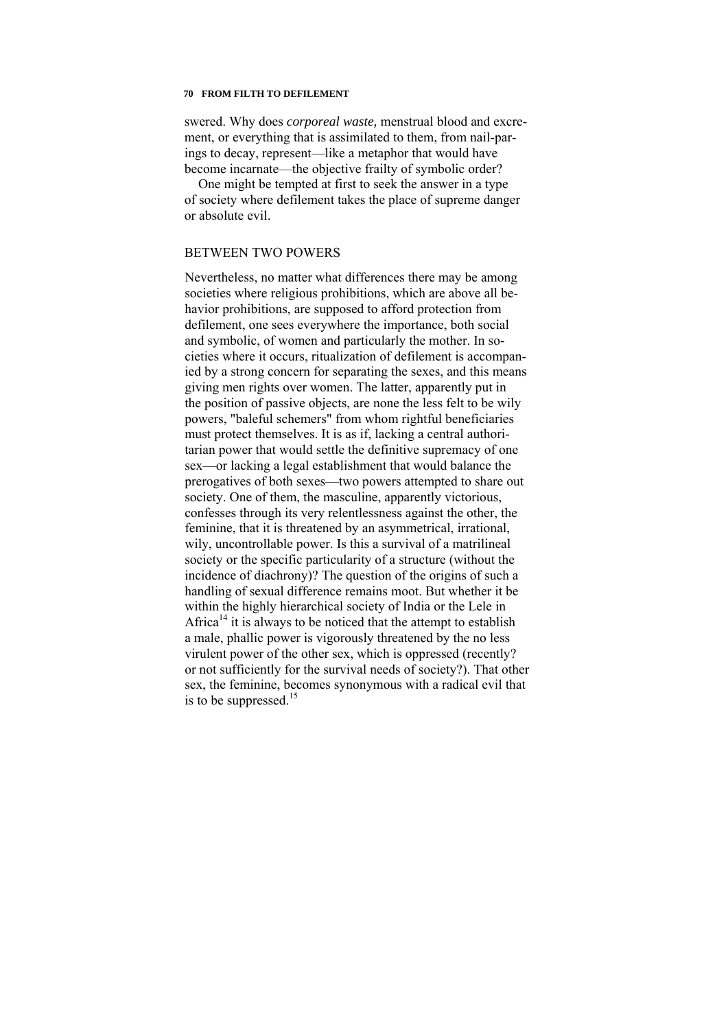swered. Why does *corporeal waste,* menstrual blood and excrement, or everything that is assimilated to them, from nail-parings to decay, represent—like a metaphor that would have become incarnate—the objective frailty of symbolic order?

One might be tempted at first to seek the answer in a type of society where defilement takes the place of supreme danger or absolute evil.

## BETWEEN TWO POWERS

Nevertheless, no matter what differences there may be among societies where religious prohibitions, which are above all behavior prohibitions, are supposed to afford protection from defilement, one sees everywhere the importance, both social and symbolic, of women and particularly the mother. In societies where it occurs, ritualization of defilement is accompanied by a strong concern for separating the sexes, and this means giving men rights over women. The latter, apparently put in the position of passive objects, are none the less felt to be wily powers, "baleful schemers" from whom rightful beneficiaries must protect themselves. It is as if, lacking a central authoritarian power that would settle the definitive supremacy of one sex—or lacking a legal establishment that would balance the prerogatives of both sexes—two powers attempted to share out society. One of them, the masculine, apparently victorious, confesses through its very relentlessness against the other, the feminine, that it is threatened by an asymmetrical, irrational, wily, uncontrollable power. Is this a survival of a matrilineal society or the specific particularity of a structure (without the incidence of diachrony)? The question of the origins of such a handling of sexual difference remains moot. But whether it be within the highly hierarchical society of India or the Lele in Africa[14] it is always to be noticed that the attempt to establish a male, phallic power is vigorously threatened by the no less virulent power of the other sex, which is oppressed (recently? or not sufficiently for the survival needs of society?). That other sex, the feminine, becomes synonymous with a radical evil that is to be suppressed.[15]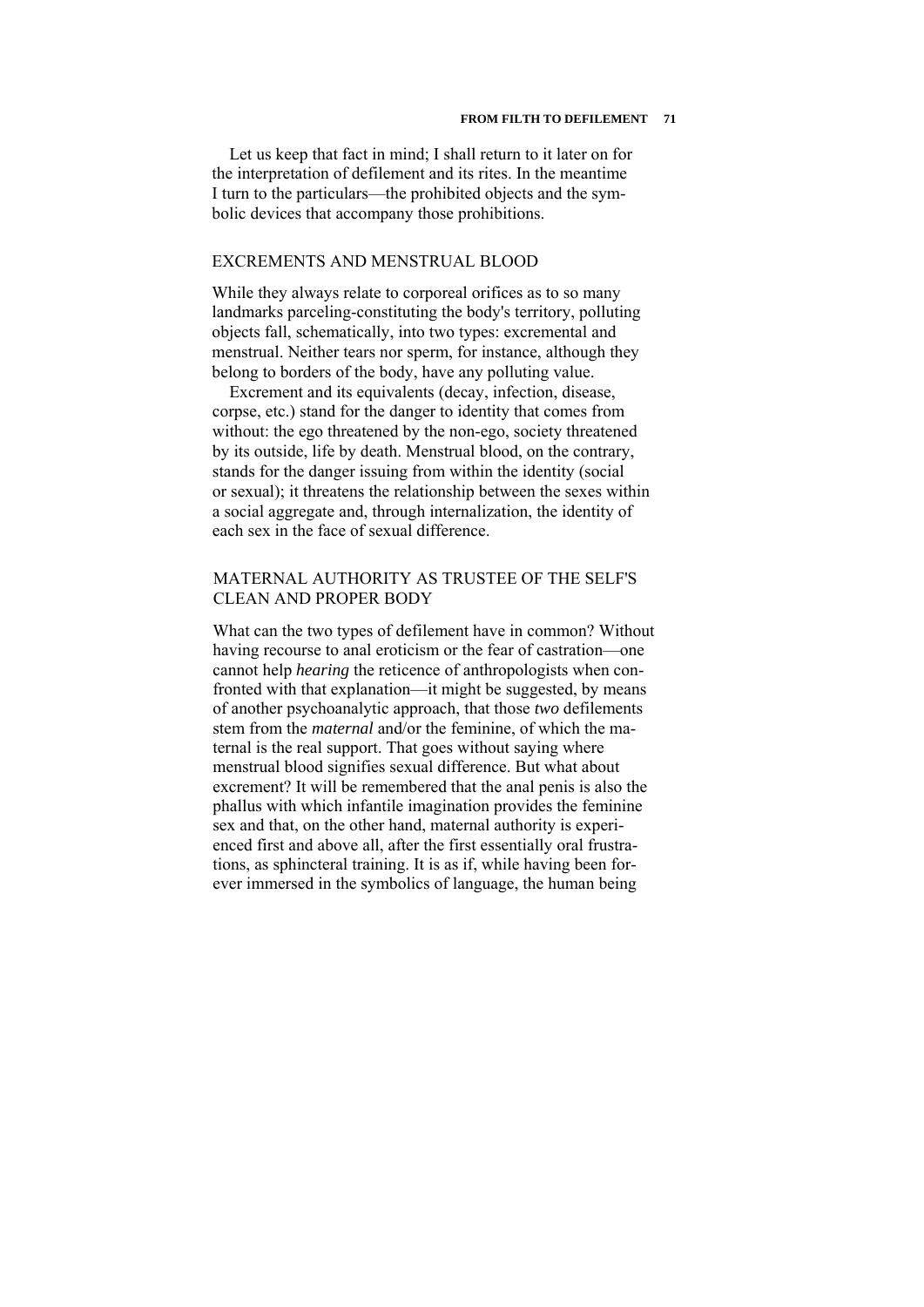Let us keep that fact in mind; I shall return to it later on for the interpretation of defilement and its rites. In the meantime I turn to the particulars—the prohibited objects and the symbolic devices that accompany those prohibitions.

## EXCREMENTS AND MENSTRUAL BLOOD

While they always relate to corporeal orifices as to so many landmarks parceling-constituting the body's territory, polluting objects fall, schematically, into two types: excremental and menstrual. Neither tears nor sperm, for instance, although they belong to borders of the body, have any polluting value.

Excrement and its equivalents (decay, infection, disease, corpse, etc.) stand for the danger to identity that comes from without: the ego threatened by the non-ego, society threatened by its outside, life by death. Menstrual blood, on the contrary, stands for the danger issuing from within the identity (social or sexual); it threatens the relationship between the sexes within a social aggregate and, through internalization, the identity of each sex in the face of sexual difference.

## MATERNAL AUTHORITY AS TRUSTEE OF THE SELF'S CLEAN AND PROPER BODY

What can the two types of defilement have in common? Without having recourse to anal eroticism or the fear of castration—one cannot help *hearing* the reticence of anthropologists when confronted with that explanation—it might be suggested, by means of another psychoanalytic approach, that those *two* defilements stem from the *maternal* and/or the feminine, of which the maternal is the real support. That goes without saying where menstrual blood signifies sexual difference. But what about excrement? It will be remembered that the anal penis is also the phallus with which infantile imagination provides the feminine sex and that, on the other hand, maternal authority is experienced first and above all, after the first essentially oral frustrations, as sphincteral training. It is as if, while having been forever immersed in the symbolics of language, the human being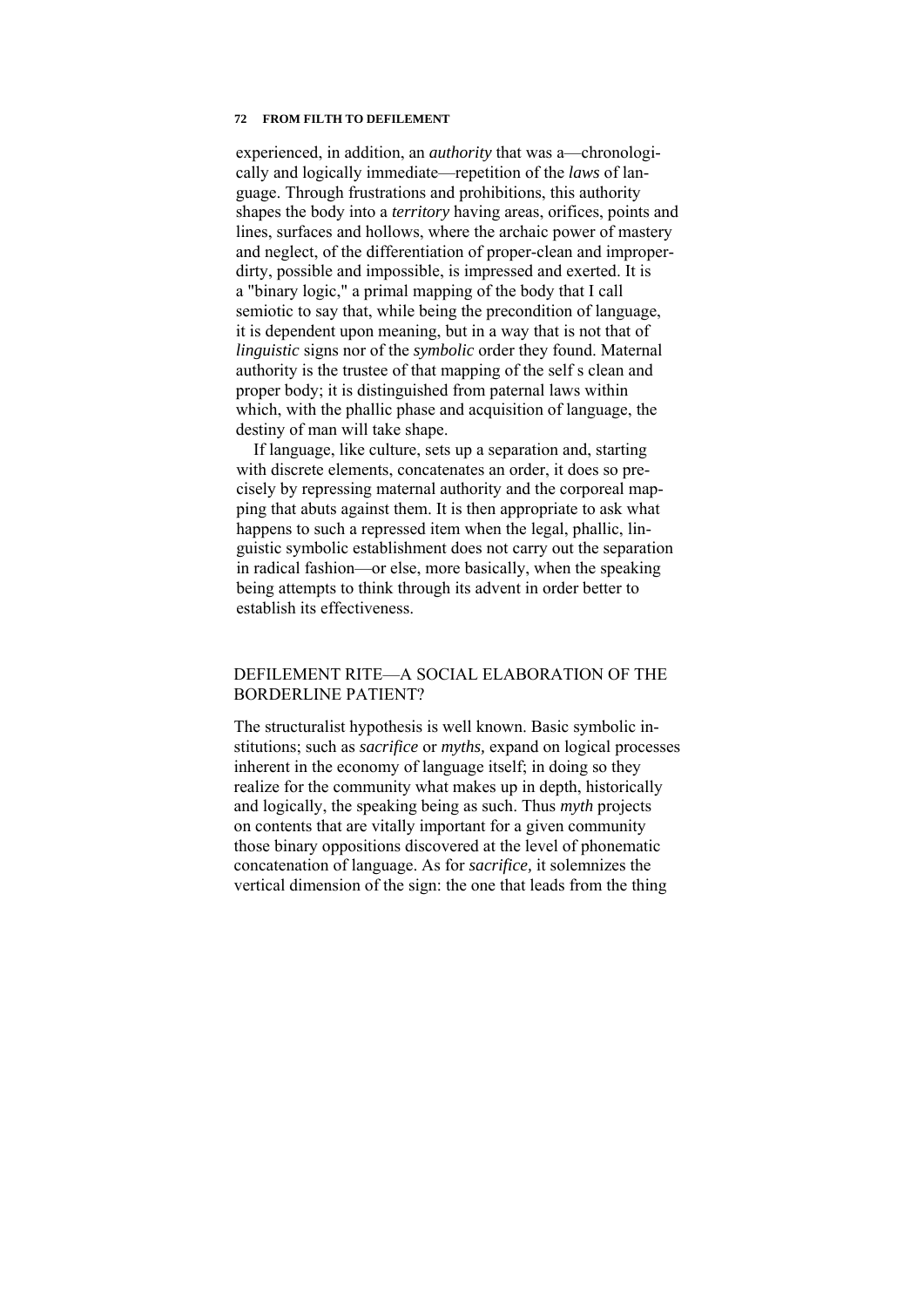experienced, in addition, an *authority* that was a—chronologically and logically immediate—repetition of the *laws* of language. Through frustrations and prohibitions, this authority shapes the body into a *territory* having areas, orifices, points and lines, surfaces and hollows, where the archaic power of mastery and neglect, of the differentiation of proper-clean and improper-dirty, possible and impossible, is impressed and exerted. It is a "binary logic," a primal mapping of the body that I call semiotic to say that, while being the precondition of language, it is dependent upon meaning, but in a way that is not that of *linguistic* signs nor of the *symbolic* order they found. Maternal authority is the trustee of that mapping of the self s clean and proper body; it is distinguished from paternal laws within which, with the phallic phase and acquisition of language, the destiny of man will take shape.

If language, like culture, sets up a separation and, starting with discrete elements, concatenates an order, it does so precisely by repressing maternal authority and the corporeal mapping that abuts against them. It is then appropriate to ask what happens to such a repressed item when the legal, phallic, linguistic symbolic establishment does not carry out the separation in radical fashion—or else, more basically, when the speaking being attempts to think through its advent in order better to establish its effectiveness.

## DEFILEMENT RITE—A SOCIAL ELABORATION OF THE BORDERLINE PATIENT?

The structuralist hypothesis is well known. Basic symbolic institutions; such as *sacrifice* or *myths,* expand on logical processes inherent in the economy of language itself; in doing so they realize for the community what makes up in depth, historically and logically, the speaking being as such. Thus *myth* projects on contents that are vitally important for a given community those binary oppositions discovered at the level of phonematic concatenation of language. As for *sacrifice,* it solemnizes the vertical dimension of the sign: the one that leads from the thing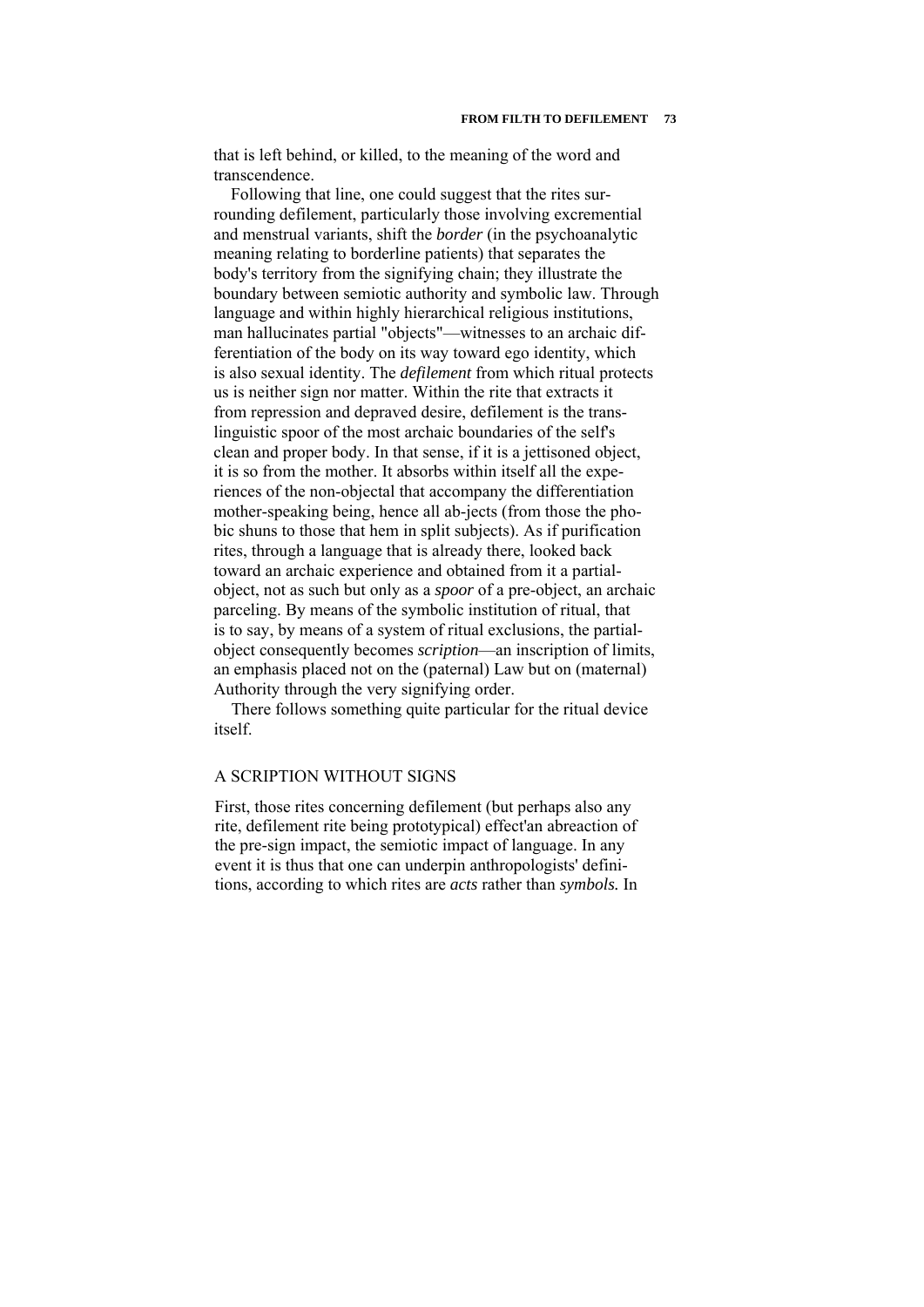that is left behind, or killed, to the meaning of the word and transcendence.

Following that line, one could suggest that the rites surrounding defilement, particularly those involving excremential and menstrual variants, shift the *border* (in the psychoanalytic meaning relating to borderline patients) that separates the body's territory from the signifying chain; they illustrate the boundary between semiotic authority and symbolic law. Through language and within highly hierarchical religious institutions, man hallucinates partial "objects"—witnesses to an archaic differentiation of the body on its way toward ego identity, which is also sexual identity. The *defilement* from which ritual protects us is neither sign nor matter. Within the rite that extracts it from repression and depraved desire, defilement is the translinguistic spoor of the most archaic boundaries of the self's clean and proper body. In that sense, if it is a jettisoned object, it is so from the mother. It absorbs within itself all the experiences of the non-objectal that accompany the differentiation mother-speaking being, hence all ab-jects (from those the phobic shuns to those that hem in split subjects). As if purification rites, through a language that is already there, looked back toward an archaic experience and obtained from it a partial-object, not as such but only as a *spoor* of a pre-object, an archaic parceling. By means of the symbolic institution of ritual, that is to say, by means of a system of ritual exclusions, the partial-object consequently becomes *scription*—an inscription of limits, an emphasis placed not on the (paternal) Law but on (maternal) Authority through the very signifying order.

There follows something quite particular for the ritual device itself.

## A SCRIPTION WITHOUT SIGNS

First, those rites concerning defilement (but perhaps also any rite, defilement rite being prototypical) effect'an abreaction of the pre-sign impact, the semiotic impact of language. In any event it is thus that one can underpin anthropologists' definitions, according to which rites are *acts* rather than *symbols.* In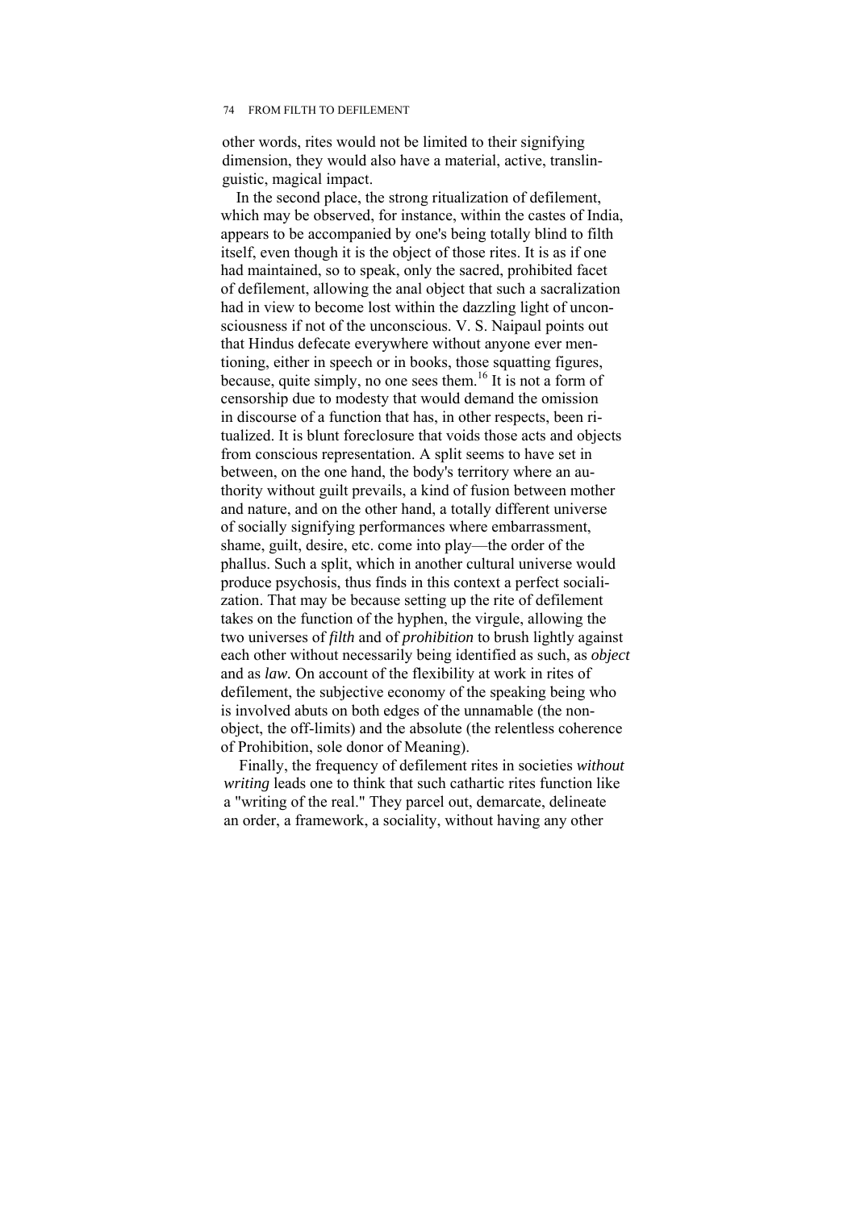other words, rites would not be limited to their signifying dimension, they would also have a material, active, translinguistic, magical impact.

In the second place, the strong ritualization of defilement, which may be observed, for instance, within the castes of India, appears to be accompanied by one's being totally blind to filth itself, even though it is the object of those rites. It is as if one had maintained, so to speak, only the sacred, prohibited facet of defilement, allowing the anal object that such a sacralization had in view to become lost within the dazzling light of unconsciousness if not of the unconscious. V. S. Naipaul points out that Hindus defecate everywhere without anyone ever mentioning, either in speech or in books, those squatting figures, because, quite simply, no one sees them.[16] It is not a form of censorship due to modesty that would demand the omission in discourse of a function that has, in other respects, been ritualized. It is blunt foreclosure that voids those acts and objects from conscious representation. A split seems to have set in between, on the one hand, the body's territory where an authority without guilt prevails, a kind of fusion between mother and nature, and on the other hand, a totally different universe of socially signifying performances where embarrassment, shame, guilt, desire, etc. come into play—the order of the phallus. Such a split, which in another cultural universe would produce psychosis, thus finds in this context a perfect socialization. That may be because setting up the rite of defilement takes on the function of the hyphen, the virgule, allowing the two universes of *filth* and of *prohibition* to brush lightly against each other without necessarily being identified as such, as *object* and as *law.* On account of the flexibility at work in rites of defilement, the subjective economy of the speaking being who is involved abuts on both edges of the unnamable (the non-object, the off-limits) and the absolute (the relentless coherence of Prohibition, sole donor of Meaning).

Finally, the frequency of defilement rites in societies *without writing* leads one to think that such cathartic rites function like a "writing of the real." They parcel out, demarcate, delineate an order, a framework, a sociality, without having any other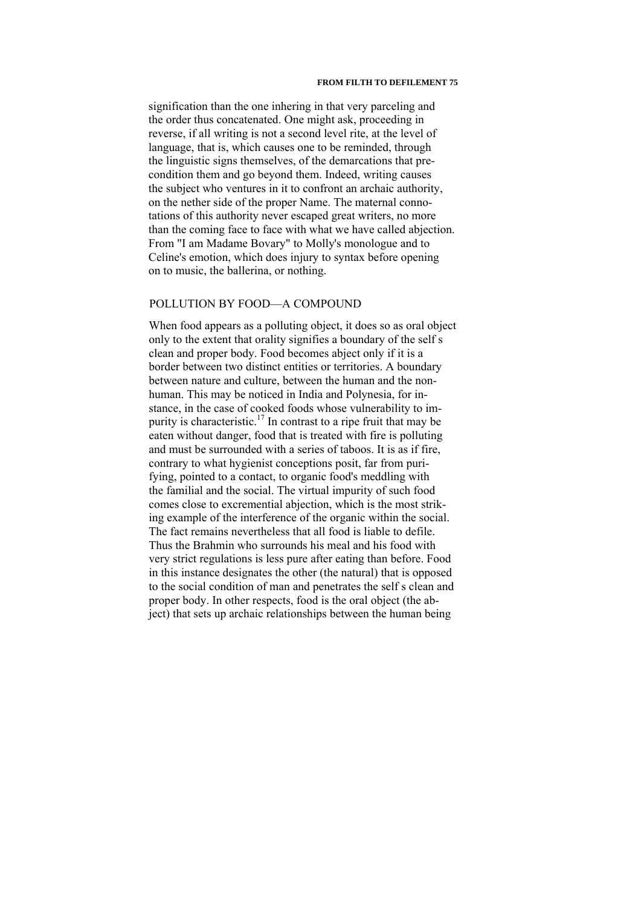signification than the one inhering in that very parceling and the order thus concatenated. One might ask, proceeding in reverse, if all writing is not a second level rite, at the level of language, that is, which causes one to be reminded, through the linguistic signs themselves, of the demarcations that precondition them and go beyond them. Indeed, writing causes the subject who ventures in it to confront an archaic authority, on the nether side of the proper Name. The maternal connotations of this authority never escaped great writers, no more than the coming face to face with what we have called abjection. From "I am Madame Bovary" to Molly's monologue and to Celine's emotion, which does injury to syntax before opening on to music, the ballerina, or nothing.

## POLLUTION BY FOOD—A COMPOUND

When food appears as a polluting object, it does so as oral object only to the extent that orality signifies a boundary of the self s clean and proper body. Food becomes abject only if it is a border between two distinct entities or territories. A boundary between nature and culture, between the human and the nonhuman. This may be noticed in India and Polynesia, for instance, in the case of cooked foods whose vulnerability to impurity is characteristic.[17] In contrast to a ripe fruit that may be eaten without danger, food that is treated with fire is polluting and must be surrounded with a series of taboos. It is as if fire, contrary to what hygienist conceptions posit, far from purifying, pointed to a contact, to organic food's meddling with the familial and the social. The virtual impurity of such food comes close to excremential abjection, which is the most striking example of the interference of the organic within the social. The fact remains nevertheless that all food is liable to defile. Thus the Brahmin who surrounds his meal and his food with very strict regulations is less pure after eating than before. Food in this instance designates the other (the natural) that is opposed to the social condition of man and penetrates the self s clean and proper body. In other respects, food is the oral object (the abject) that sets up archaic relationships between the human being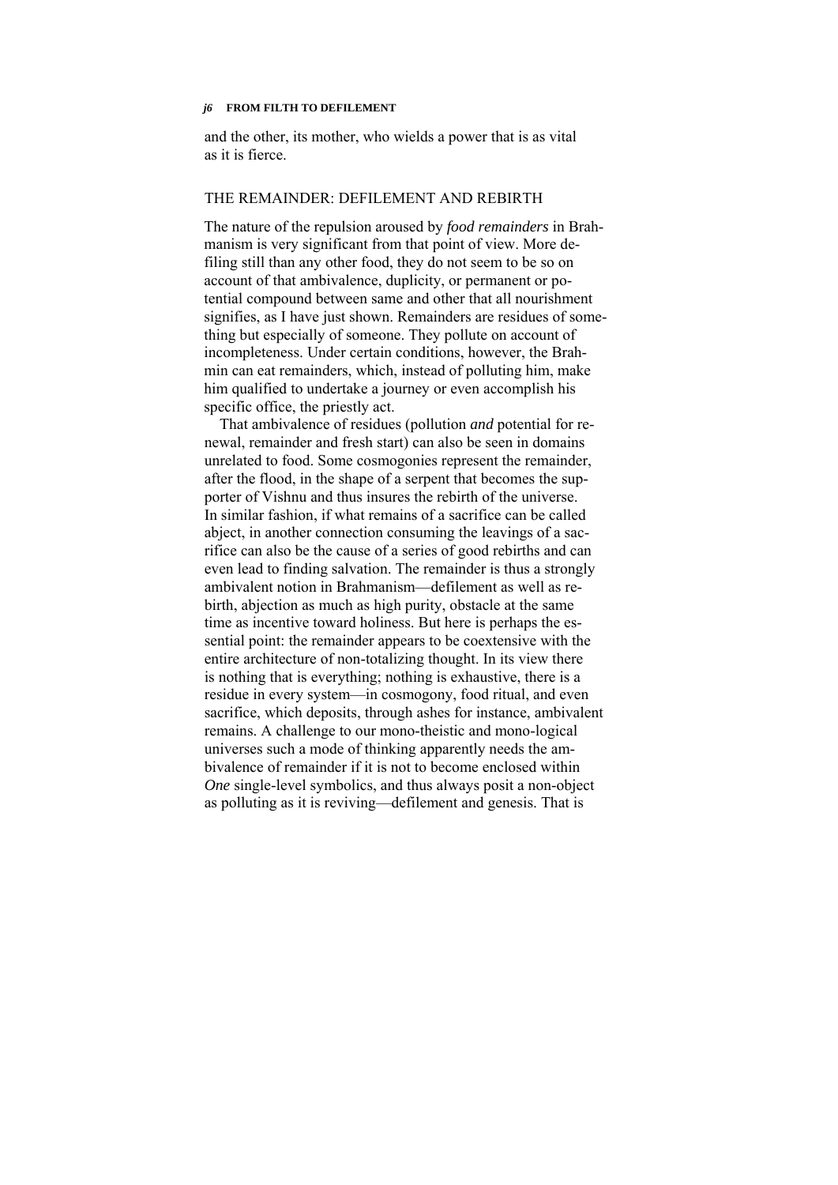and the other, its mother, who wields a power that is as vital as it is fierce.

## THE REMAINDER: DEFILEMENT AND REBIRTH

The nature of the repulsion aroused by *food remainders* in Brahmanism is very significant from that point of view. More defiling still than any other food, they do not seem to be so on account of that ambivalence, duplicity, or permanent or potential compound between same and other that all nourishment signifies, as I have just shown. Remainders are residues of something but especially of someone. They pollute on account of incompleteness. Under certain conditions, however, the Brahmin can eat remainders, which, instead of polluting him, make him qualified to undertake a journey or even accomplish his specific office, the priestly act.

That ambivalence of residues (pollution *and* potential for renewal, remainder and fresh start) can also be seen in domains unrelated to food. Some cosmogonies represent the remainder, after the flood, in the shape of a serpent that becomes the supporter of Vishnu and thus insures the rebirth of the universe. In similar fashion, if what remains of a sacrifice can be called abject, in another connection consuming the leavings of a sacrifice can also be the cause of a series of good rebirths and can even lead to finding salvation. The remainder is thus a strongly ambivalent notion in Brahmanism—defilement as well as rebirth, abjection as much as high purity, obstacle at the same time as incentive toward holiness. But here is perhaps the essential point: the remainder appears to be coextensive with the entire architecture of non-totalizing thought. In its view there is nothing that is everything; nothing is exhaustive, there is a residue in every system—in cosmogony, food ritual, and even sacrifice, which deposits, through ashes for instance, ambivalent remains. A challenge to our mono-theistic and mono-logical universes such a mode of thinking apparently needs the ambivalence of remainder if it is not to become enclosed within *One* single-level symbolics, and thus always posit a non-object as polluting as it is reviving—defilement and genesis. That is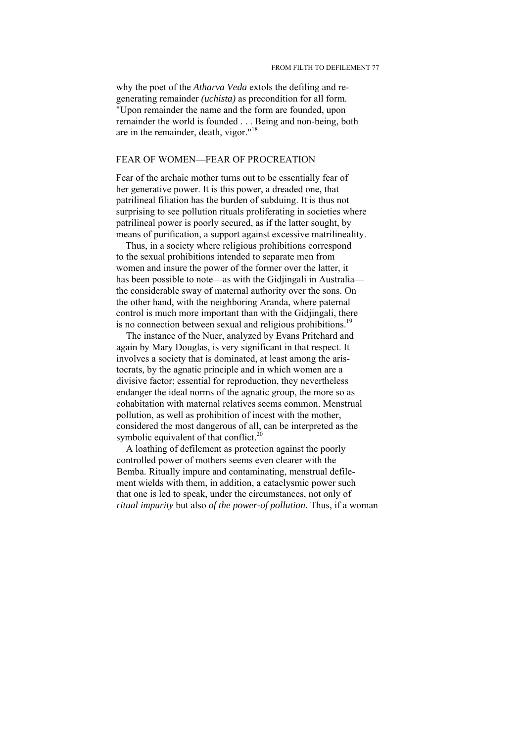why the poet of the *Atharva Veda* extols the defiling and regenerating remainder *(uchista)* as precondition for all form. "Upon remainder the name and the form are founded, upon remainder the world is founded . . . Being and non-being, both are in the remainder, death, vigor."[18]

## FEAR OF WOMEN—FEAR OF PROCREATION

Fear of the archaic mother turns out to be essentially fear of her generative power. It is this power, a dreaded one, that patrilineal filiation has the burden of subduing. It is thus not surprising to see pollution rituals proliferating in societies where patrilineal power is poorly secured, as if the latter sought, by means of purification, a support against excessive matrilineality.

Thus, in a society where religious prohibitions correspond to the sexual prohibitions intended to separate men from women and insure the power of the former over the latter, it has been possible to note—as with the Gidjingali in Australia—the considerable sway of maternal authority over the sons. On the other hand, with the neighboring Aranda, where paternal control is much more important than with the Gidjingali, there is no connection between sexual and religious prohibitions.[19]

The instance of the Nuer, analyzed by Evans Pritchard and again by Mary Douglas, is very significant in that respect. It involves a society that is dominated, at least among the aristocrats, by the agnatic principle and in which women are a divisive factor; essential for reproduction, they nevertheless endanger the ideal norms of the agnatic group, the more so as cohabitation with maternal relatives seems common. Menstrual pollution, as well as prohibition of incest with the mother, considered the most dangerous of all, can be interpreted as the symbolic equivalent of that conflict.[20]

A loathing of defilement as protection against the poorly controlled power of mothers seems even clearer with the Bemba. Ritually impure and contaminating, menstrual defilement wields with them, in addition, a cataclysmic power such that one is led to speak, under the circumstances, not only of *ritual impurity* but also *of the power-of pollution.* Thus, if a woman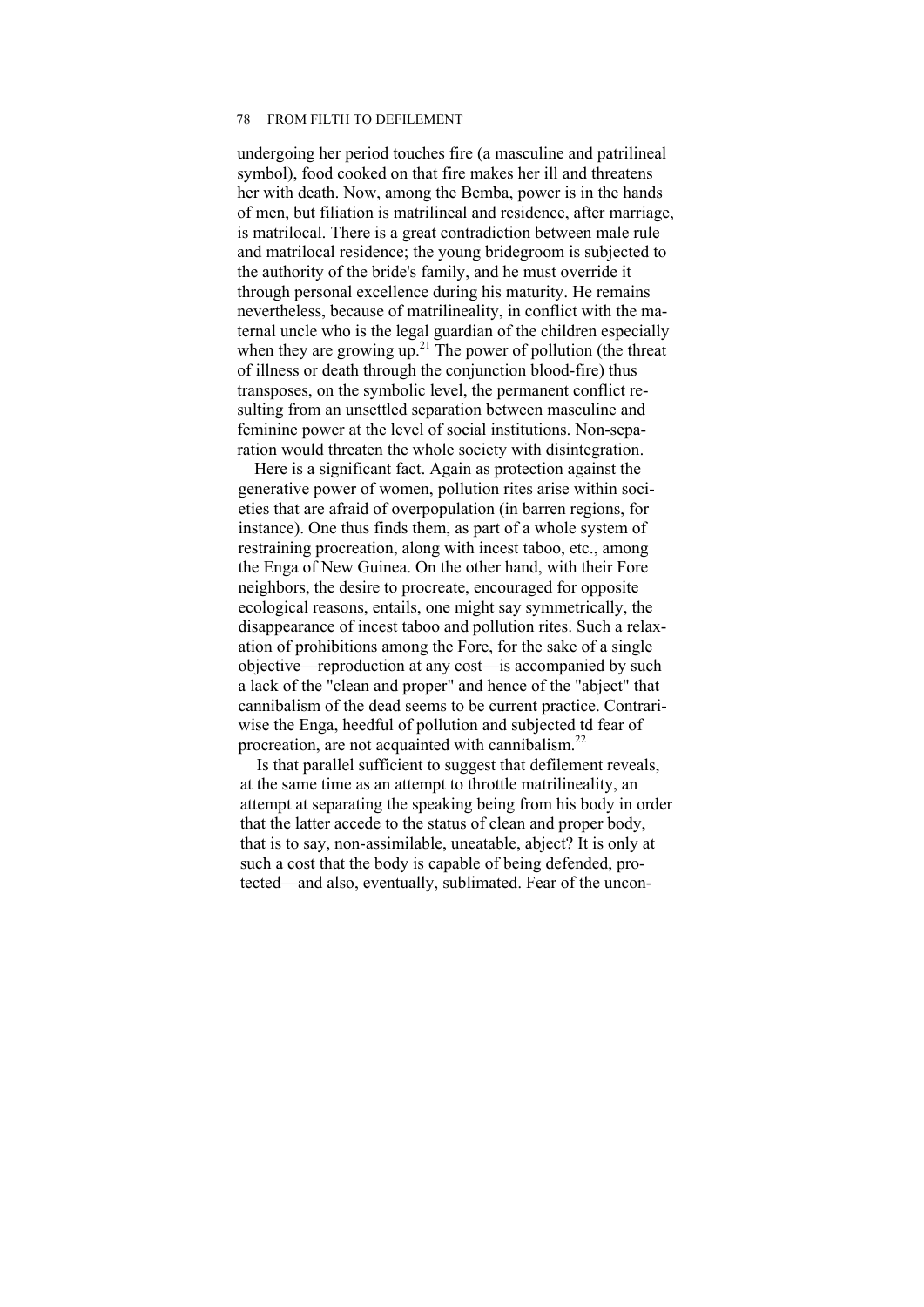undergoing her period touches fire (a masculine and patrilineal symbol), food cooked on that fire makes her ill and threatens her with death. Now, among the Bemba, power is in the hands of men, but filiation is matrilineal and residence, after marriage, is matrilocal. There is a great contradiction between male rule and matrilocal residence; the young bridegroom is subjected to the authority of the bride's family, and he must override it through personal excellence during his maturity. He remains nevertheless, because of matrilineality, in conflict with the maternal uncle who is the legal guardian of the children especially when they are growing up.[21] The power of pollution (the threat of illness or death through the conjunction blood-fire) thus transposes, on the symbolic level, the permanent conflict resulting from an unsettled separation between masculine and feminine power at the level of social institutions. Non-separation would threaten the whole society with disintegration.

Here is a significant fact. Again as protection against the generative power of women, pollution rites arise within societies that are afraid of overpopulation (in barren regions, for instance). One thus finds them, as part of a whole system of restraining procreation, along with incest taboo, etc., among the Enga of New Guinea. On the other hand, with their Fore neighbors, the desire to procreate, encouraged for opposite ecological reasons, entails, one might say symmetrically, the disappearance of incest taboo and pollution rites. Such a relaxation of prohibitions among the Fore, for the sake of a single objective—reproduction at any cost—is accompanied by such a lack of the "clean and proper" and hence of the "abject" that cannibalism of the dead seems to be current practice. Contrariwise the Enga, heedful of pollution and subjected td fear of procreation, are not acquainted with cannibalism.[22]

Is that parallel sufficient to suggest that defilement reveals, at the same time as an attempt to throttle matrilineality, an attempt at separating the speaking being from his body in order that the latter accede to the status of clean and proper body, that is to say, non-assimilable, uneatable, abject? It is only at such a cost that the body is capable of being defended, protected—and also, eventually, sublimated. Fear of the uncon-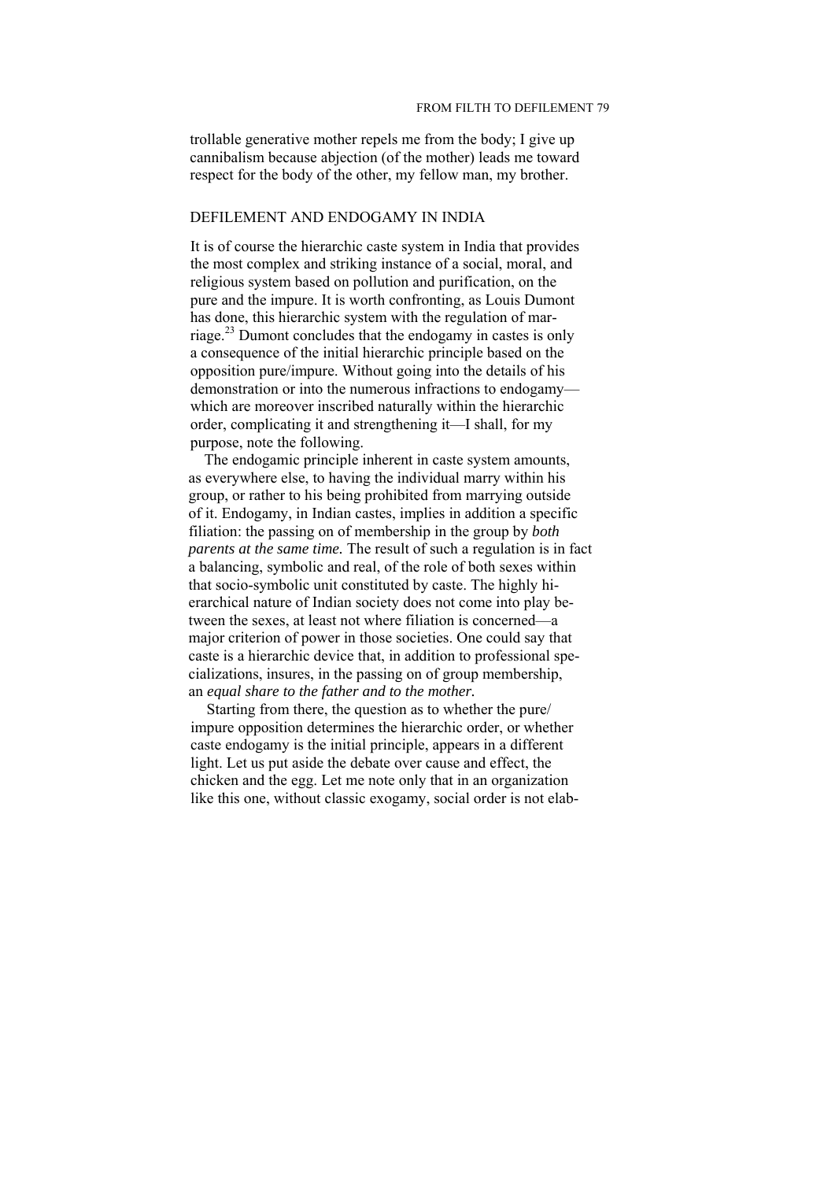trollable generative mother repels me from the body; I give up cannibalism because abjection (of the mother) leads me toward respect for the body of the other, my fellow man, my brother.

## DEFILEMENT AND ENDOGAMY IN INDIA

It is of course the hierarchic caste system in India that provides the most complex and striking instance of a social, moral, and religious system based on pollution and purification, on the pure and the impure. It is worth confronting, as Louis Dumont has done, this hierarchic system with the regulation of marriage.[23] Dumont concludes that the endogamy in castes is only a consequence of the initial hierarchic principle based on the opposition pure/impure. Without going into the details of his demonstration or into the numerous infractions to endogamy—which are moreover inscribed naturally within the hierarchic order, complicating it and strengthening it—I shall, for my purpose, note the following.

The endogamic principle inherent in caste system amounts, as everywhere else, to having the individual marry within his group, or rather to his being prohibited from marrying outside of it. Endogamy, in Indian castes, implies in addition a specific filiation: the passing on of membership in the group by *both parents at the same time.* The result of such a regulation is in fact a balancing, symbolic and real, of the role of both sexes within that socio-symbolic unit constituted by caste. The highly hierarchical nature of Indian society does not come into play between the sexes, at least not where filiation is concerned—a major criterion of power in those societies. One could say that caste is a hierarchic device that, in addition to professional specializations, insures, in the passing on of group membership, an *equal share to the father and to the mother.*

Starting from there, the question as to whether the pure/impure opposition determines the hierarchic order, or whether caste endogamy is the initial principle, appears in a different light. Let us put aside the debate over cause and effect, the chicken and the egg. Let me note only that in an organization like this one, without classic exogamy, social order is not elab-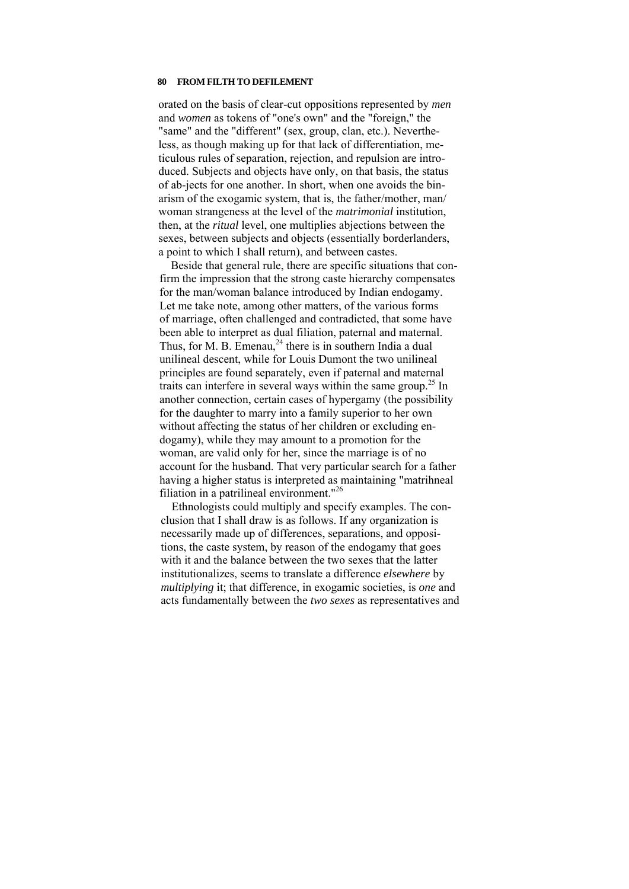orated on the basis of clear-cut oppositions represented by *men* and *women* as tokens of "one's own" and the "foreign," the "same" and the "different" (sex, group, clan, etc.). Nevertheless, as though making up for that lack of differentiation, meticulous rules of separation, rejection, and repulsion are introduced. Subjects and objects have only, on that basis, the status of ab-jects for one another. In short, when one avoids the binarism of the exogamic system, that is, the father/mother, man/woman strangeness at the level of the *matrimonial* institution, then, at the *ritual* level, one multiplies abjections between the sexes, between subjects and objects (essentially borderlanders, a point to which I shall return), and between castes.

Beside that general rule, there are specific situations that confirm the impression that the strong caste hierarchy compensates for the man/woman balance introduced by Indian endogamy. Let me take note, among other matters, of the various forms of marriage, often challenged and contradicted, that some have been able to interpret as dual filiation, paternal and maternal. Thus, for M. B. Emenau,[24] there is in southern India a dual unilineal descent, while for Louis Dumont the two unilineal principles are found separately, even if paternal and maternal traits can interfere in several ways within the same group.[25] In another connection, certain cases of hypergamy (the possibility for the daughter to marry into a family superior to her own without affecting the status of her children or excluding endogamy), while they may amount to a promotion for the woman, are valid only for her, since the marriage is of no account for the husband. That very particular search for a father having a higher status is interpreted as maintaining "matrihneal filiation in a patrilineal environment."[26]

Ethnologists could multiply and specify examples. The conclusion that I shall draw is as follows. If any organization is necessarily made up of differences, separations, and oppositions, the caste system, by reason of the endogamy that goes with it and the balance between the two sexes that the latter institutionalizes, seems to translate a difference *elsewhere* by *multiplying* it; that difference, in exogamic societies, is *one* and acts fundamentally between the *two sexes* as representatives and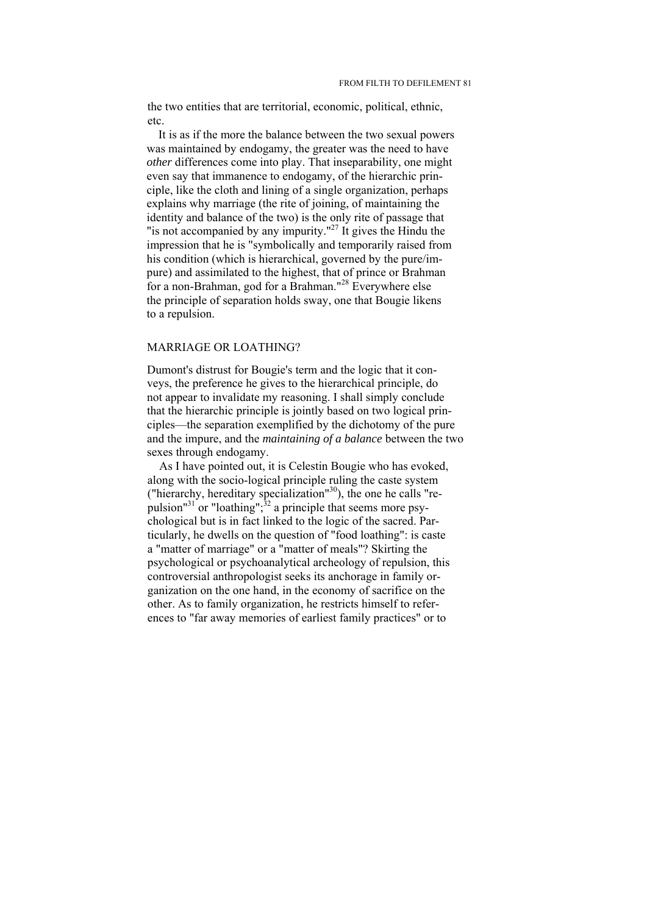the two entities that are territorial, economic, political, ethnic, etc.

It is as if the more the balance between the two sexual powers was maintained by endogamy, the greater was the need to have *other* differences come into play. That inseparability, one might even say that immanence to endogamy, of the hierarchic principle, like the cloth and lining of a single organization, perhaps explains why marriage (the rite of joining, of maintaining the identity and balance of the two) is the only rite of passage that "is not accompanied by any impurity."[27] It gives the Hindu the impression that he is "symbolically and temporarily raised from his condition (which is hierarchical, governed by the pure/impure) and assimilated to the highest, that of prince or Brahman for a non-Brahman, god for a Brahman."[28] Everywhere else the principle of separation holds sway, one that Bougie likens to a repulsion.

## MARRIAGE OR LOATHING?

Dumont's distrust for Bougie's term and the logic that it conveys, the preference he gives to the hierarchical principle, do not appear to invalidate my reasoning. I shall simply conclude that the hierarchic principle is jointly based on two logical principles—the separation exemplified by the dichotomy of the pure and the impure, and the *maintaining of a balance* between the two sexes through endogamy.

As I have pointed out, it is Celestin Bougie who has evoked, along with the socio-logical principle ruling the caste system ("hierarchy, hereditary specialization"[30]), the one he calls "repulsion"[31] or "loathing";[32] a principle that seems more psychological but is in fact linked to the logic of the sacred. Particularly, he dwells on the question of "food loathing": is caste a "matter of marriage" or a "matter of meals"? Skirting the psychological or psychoanalytical archeology of repulsion, this controversial anthropologist seeks its anchorage in family organization on the one hand, in the economy of sacrifice on the other. As to family organization, he restricts himself to references to "far away memories of earliest family practices" or to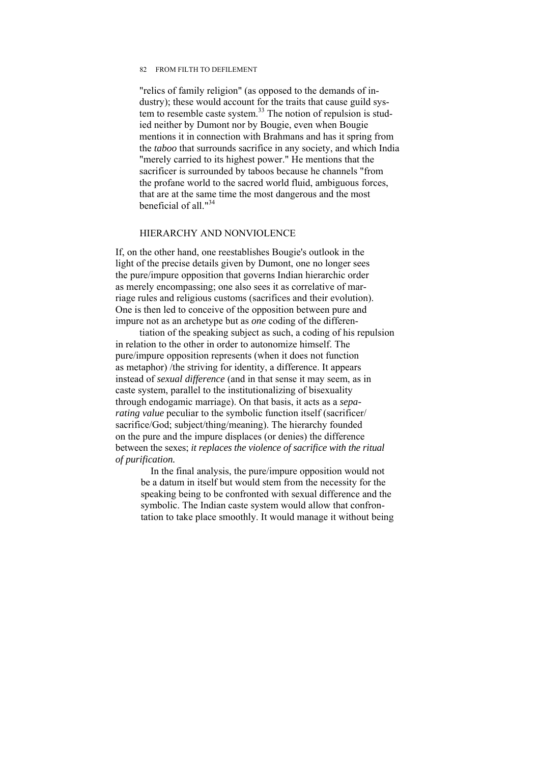"relics of family religion" (as opposed to the demands of industry); these would account for the traits that cause guild system to resemble caste system.[33] The notion of repulsion is studied neither by Dumont nor by Bougie, even when Bougie mentions it in connection with Brahmans and has it spring from the *taboo* that surrounds sacrifice in any society, and which India "merely carried to its highest power." He mentions that the sacrificer is surrounded by taboos because he channels "from the profane world to the sacred world fluid, ambiguous forces, that are at the same time the most dangerous and the most beneficial of all."[34]

## HIERARCHY AND NONVIOLENCE

If, on the other hand, one reestablishes Bougie's outlook in the light of the precise details given by Dumont, one no longer sees the pure/impure opposition that governs Indian hierarchic order as merely encompassing; one also sees it as correlative of marriage rules and religious customs (sacrifices and their evolution). One is then led to conceive of the opposition between pure and impure not as an archetype but as *one* coding of the differentiation of the speaking subject as such, a coding of his repulsion in relation to the other in order to autonomize himself. The pure/impure opposition represents (when it does not function as metaphor) /the striving for identity, a difference. It appears instead of *sexual difference* (and in that sense it may seem, as in caste system, parallel to the institutionalizing of bisexuality through endogamic marriage). On that basis, it acts as a *separating value* peculiar to the symbolic function itself (sacrificer/sacrifice/God; subject/thing/meaning). The hierarchy founded on the pure and the impure displaces (or denies) the difference between the sexes; *it replaces the violence of sacrifice with the ritual of purification.*

In the final analysis, the pure/impure opposition would not be a datum in itself but would stem from the necessity for the speaking being to be confronted with sexual difference and the symbolic. The Indian caste system would allow that confrontation to take place smoothly. It would manage it without being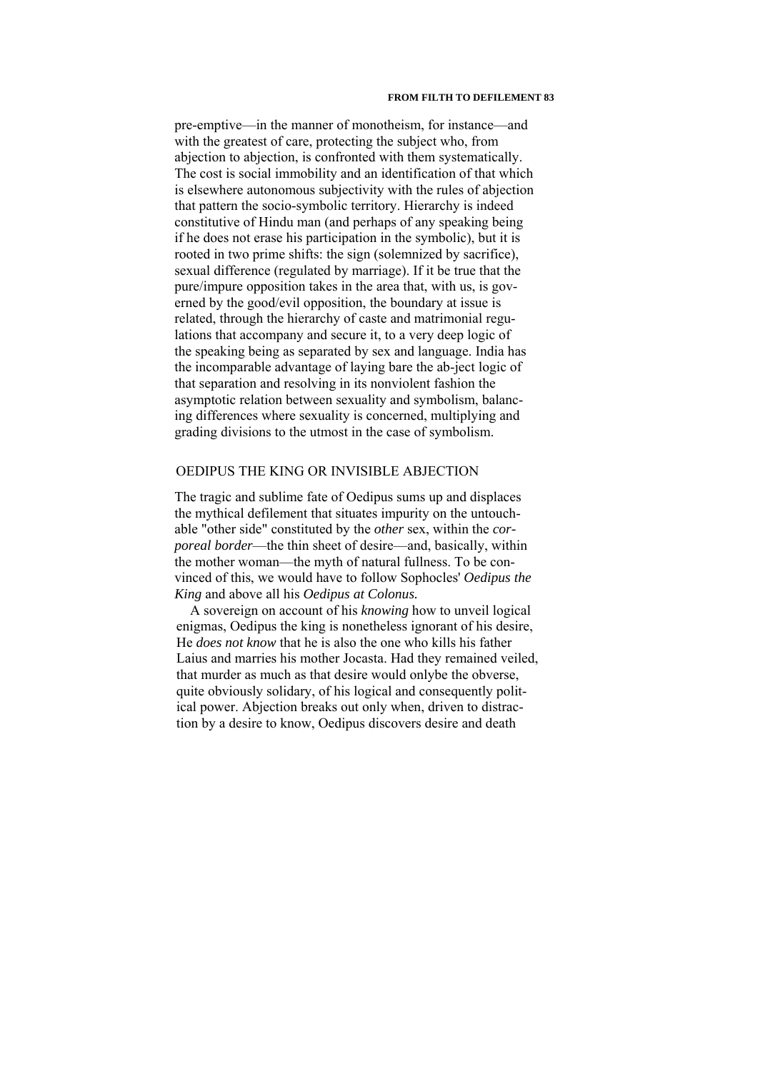pre-emptive—in the manner of monotheism, for instance—and with the greatest of care, protecting the subject who, from abjection to abjection, is confronted with them systematically. The cost is social immobility and an identification of that which is elsewhere autonomous subjectivity with the rules of abjection that pattern the socio-symbolic territory. Hierarchy is indeed constitutive of Hindu man (and perhaps of any speaking being if he does not erase his participation in the symbolic), but it is rooted in two prime shifts: the sign (solemnized by sacrifice), sexual difference (regulated by marriage). If it be true that the pure/impure opposition takes in the area that, with us, is governed by the good/evil opposition, the boundary at issue is related, through the hierarchy of caste and matrimonial regulations that accompany and secure it, to a very deep logic of the speaking being as separated by sex and language. India has the incomparable advantage of laying bare the ab-ject logic of that separation and resolving in its nonviolent fashion the asymptotic relation between sexuality and symbolism, balancing differences where sexuality is concerned, multiplying and grading divisions to the utmost in the case of symbolism.

## OEDIPUS THE KING OR INVISIBLE ABJECTION

The tragic and sublime fate of Oedipus sums up and displaces the mythical defilement that situates impurity on the untouchable "other side" constituted by the *other* sex, within the *corporeal border*—the thin sheet of desire—and, basically, within the mother woman—the myth of natural fullness. To be convinced of this, we would have to follow Sophocles' *Oedipus the King* and above all his *Oedipus at Colonus.*

A sovereign on account of his *knowing* how to unveil logical enigmas, Oedipus the king is nonetheless ignorant of his desire, He *does not know* that he is also the one who kills his father Laius and marries his mother Jocasta. Had they remained veiled, that murder as much as that desire would onlybe the obverse, quite obviously solidary, of his logical and consequently political power. Abjection breaks out only when, driven to distraction by a desire to know, Oedipus discovers desire and death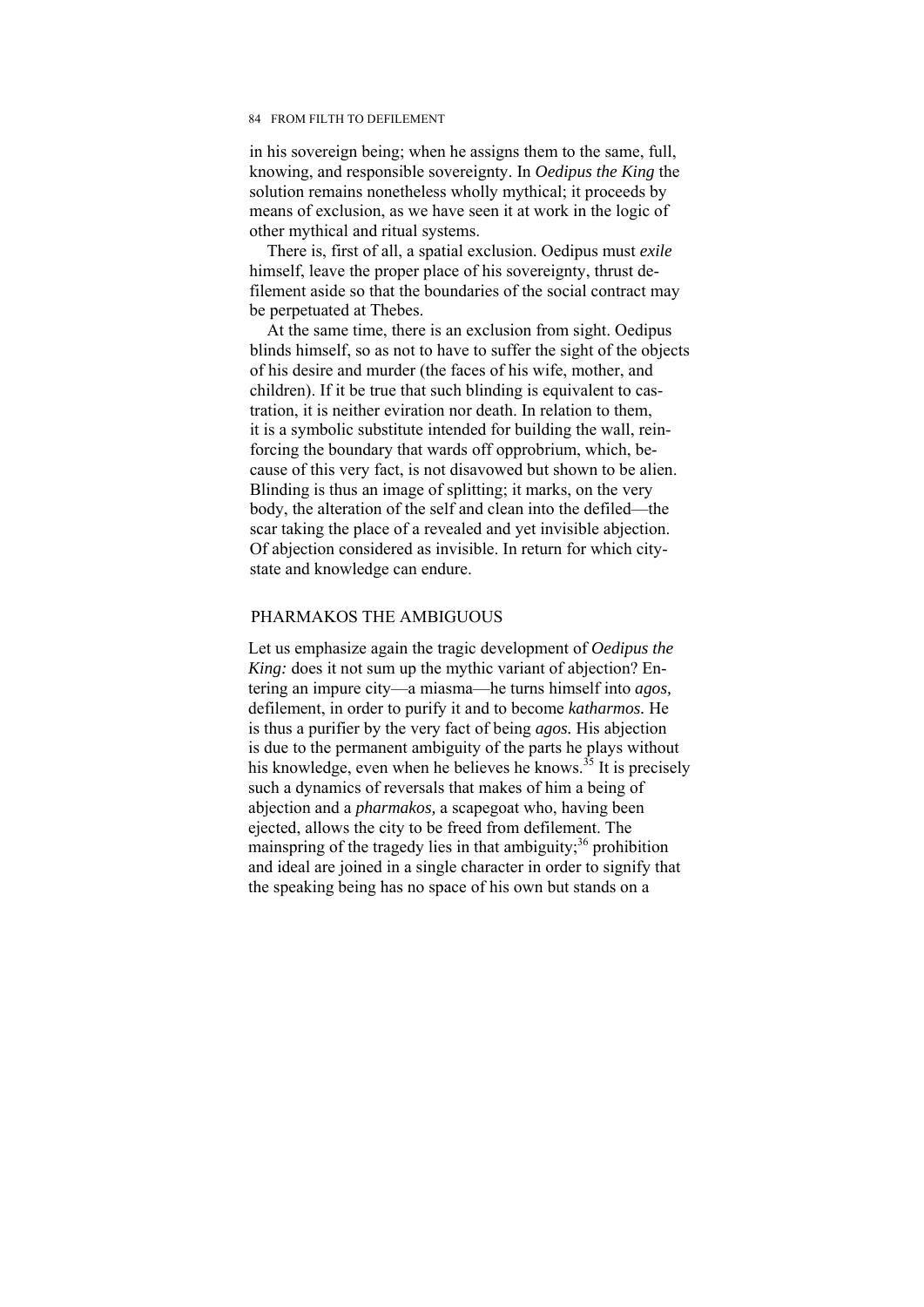in his sovereign being; when he assigns them to the same, full, knowing, and responsible sovereignty. In *Oedipus the King* the solution remains nonetheless wholly mythical; it proceeds by means of exclusion, as we have seen it at work in the logic of other mythical and ritual systems.

There is, first of all, a spatial exclusion. Oedipus must *exile* himself, leave the proper place of his sovereignty, thrust defilement aside so that the boundaries of the social contract may be perpetuated at Thebes.

At the same time, there is an exclusion from sight. Oedipus blinds himself, so as not to have to suffer the sight of the objects of his desire and murder (the faces of his wife, mother, and children). If it be true that such blinding is equivalent to castration, it is neither eviration nor death. In relation to them, it is a symbolic substitute intended for building the wall, reinforcing the boundary that wards off opprobrium, which, because of this very fact, is not disavowed but shown to be alien. Blinding is thus an image of splitting; it marks, on the very body, the alteration of the self and clean into the defiled—the scar taking the place of a revealed and yet invisible abjection. Of abjection considered as invisible. In return for which city-state and knowledge can endure.

## PHARMAKOS THE AMBIGUOUS

Let us emphasize again the tragic development of *Oedipus the King:* does it not sum up the mythic variant of abjection? Entering an impure city—a miasma—he turns himself into *agos,* defilement, in order to purify it and to become *katharmos.* He is thus a purifier by the very fact of being *agos.* His abjection is due to the permanent ambiguity of the parts he plays without his knowledge, even when he believes he knows.[35] It is precisely such a dynamics of reversals that makes of him a being of abjection and a *pharmakos,* a scapegoat who, having been ejected, allows the city to be freed from defilement. The mainspring of the tragedy lies in that ambiguity;[36] prohibition and ideal are joined in a single character in order to signify that the speaking being has no space of his own but stands on a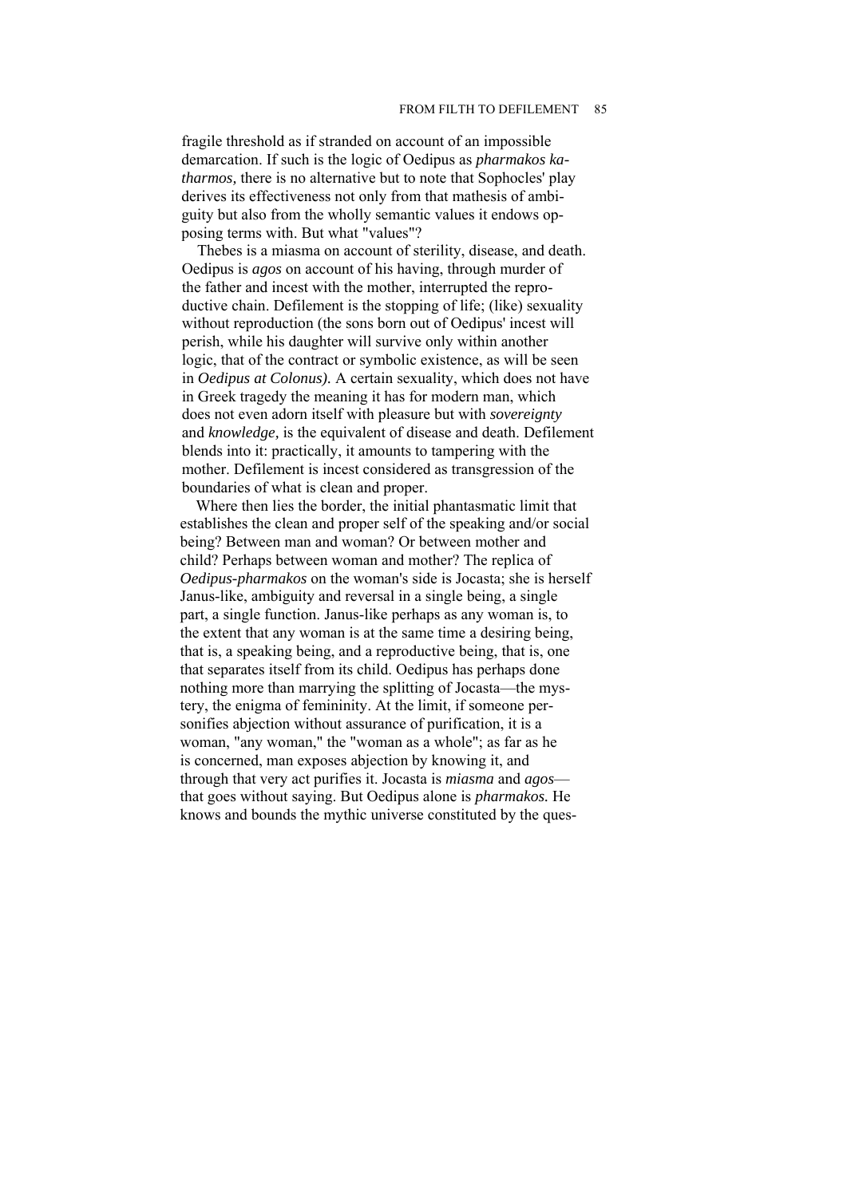fragile threshold as if stranded on account of an impossible demarcation. If such is the logic of Oedipus as *pharmakos katharmos,* there is no alternative but to note that Sophocles' play derives its effectiveness not only from that mathesis of ambiguity but also from the wholly semantic values it endows opposing terms with. But what "values"?

Thebes is a miasma on account of sterility, disease, and death. Oedipus is *agos* on account of his having, through murder of the father and incest with the mother, interrupted the reproductive chain. Defilement is the stopping of life; (like) sexuality without reproduction (the sons born out of Oedipus' incest will perish, while his daughter will survive only within another logic, that of the contract or symbolic existence, as will be seen in *Oedipus at Colonus).* A certain sexuality, which does not have in Greek tragedy the meaning it has for modern man, which does not even adorn itself with pleasure but with *sovereignty* and *knowledge,* is the equivalent of disease and death. Defilement blends into it: practically, it amounts to tampering with the mother. Defilement is incest considered as transgression of the boundaries of what is clean and proper.

Where then lies the border, the initial phantasmatic limit that establishes the clean and proper self of the speaking and/or social being? Between man and woman? Or between mother and child? Perhaps between woman and mother? The replica of *Oedipus-pharmakos* on the woman's side is Jocasta; she is herself Janus-like, ambiguity and reversal in a single being, a single part, a single function. Janus-like perhaps as any woman is, to the extent that any woman is at the same time a desiring being, that is, a speaking being, and a reproductive being, that is, one that separates itself from its child. Oedipus has perhaps done nothing more than marrying the splitting of Jocasta—the mystery, the enigma of femininity. At the limit, if someone personifies abjection without assurance of purification, it is a woman, "any woman," the "woman as a whole"; as far as he is concerned, man exposes abjection by knowing it, and through that very act purifies it. Jocasta is *miasma* and *agos*—that goes without saying. But Oedipus alone is *pharmakos.* He knows and bounds the mythic universe constituted by the ques-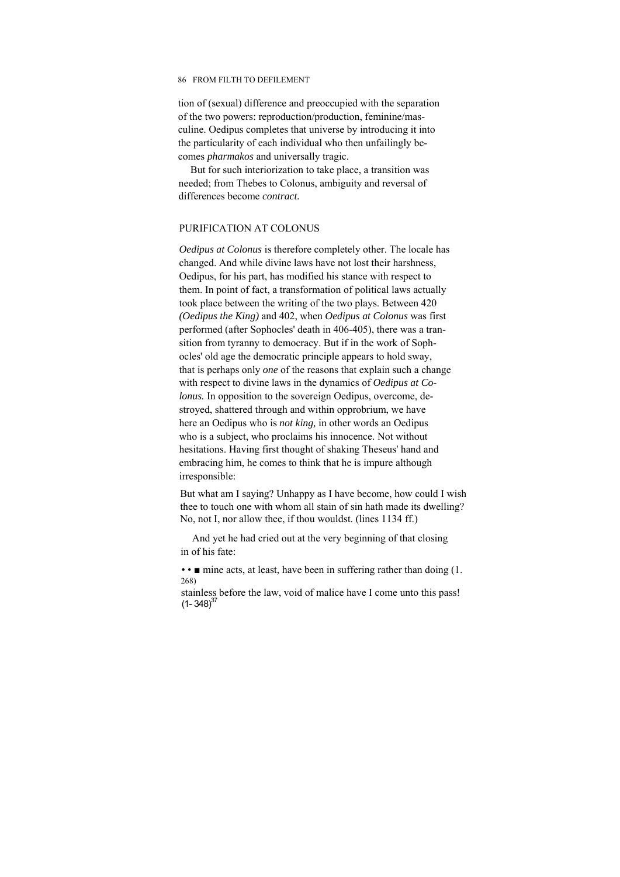tion of (sexual) difference and preoccupied with the separation of the two powers: reproduction/production, feminine/masculine. Oedipus completes that universe by introducing it into the particularity of each individual who then unfailingly becomes *pharmakos* and universally tragic.

But for such interiorization to take place, a transition was needed; from Thebes to Colonus, ambiguity and reversal of differences become *contract.*

## PURIFICATION AT COLONUS

*Oedipus at Colonus* is therefore completely other. The locale has changed. And while divine laws have not lost their harshness, Oedipus, for his part, has modified his stance with respect to them. In point of fact, a transformation of political laws actually took place between the writing of the two plays. Between 420 *(Oedipus the King)* and 402, when *Oedipus at Colonus* was first performed (after Sophocles' death in 406-405), there was a transition from tyranny to democracy. But if in the work of Sophocles' old age the democratic principle appears to hold sway, that is perhaps only *one* of the reasons that explain such a change with respect to divine laws in the dynamics of *Oedipus at Colonus.* In opposition to the sovereign Oedipus, overcome, destroyed, shattered through and within opprobrium, we have here an Oedipus who is *not king,* in other words an Oedipus who is a subject, who proclaims his innocence. Not without hesitations. Having first thought of shaking Theseus' hand and embracing him, he comes to think that he is impure although irresponsible:

> But what am I saying? Unhappy as I have become, how could I wish thee to touch one with whom all stain of sin hath made its dwelling? No, not I, nor allow thee, if thou wouldst. (lines 1134 ff.)

And yet he had cried out at the very beginning of that closing in of his fate:

> . . . mine acts, at least, have been in suffering rather than doing (1. 268)
>
> stainless before the law, void of malice have I come unto this pass! (1. 348)[37]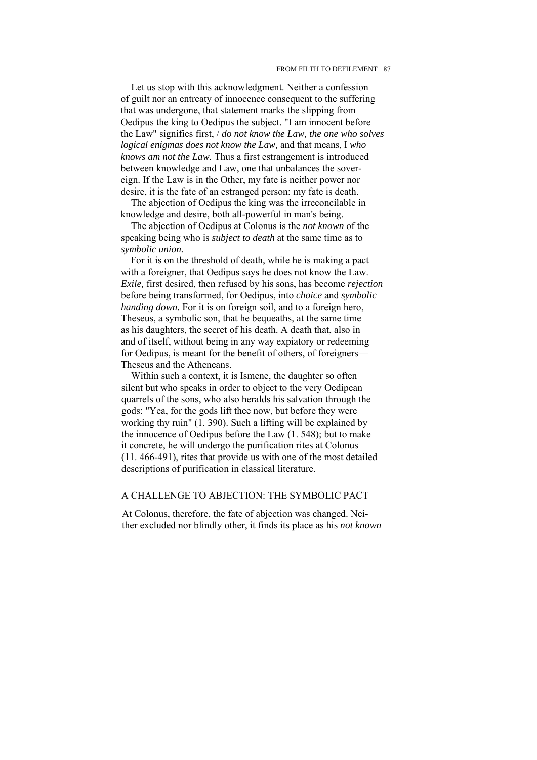Let us stop with this acknowledgment. Neither a confession of guilt nor an entreaty of innocence consequent to the suffering that was undergone, that statement marks the slipping from Oedipus the king to Oedipus the subject. "I am innocent before the Law" signifies first, / *do not know the Law, the one who solves logical enigmas does not know the Law,* and that means, I *who knows am not the Law.* Thus a first estrangement is introduced between knowledge and Law, one that unbalances the sovereign. If the Law is in the Other, my fate is neither power nor desire, it is the fate of an estranged person: my fate is death.

The abjection of Oedipus the king was the irreconcilable in knowledge and desire, both all-powerful in man's being.

The abjection of Oedipus at Colonus is the *not known* of the speaking being who is *subject to death* at the same time as to *symbolic union.*

For it is on the threshold of death, while he is making a pact with a foreigner, that Oedipus says he does not know the Law. *Exile,* first desired, then refused by his sons, has become *rejection* before being transformed, for Oedipus, into *choice* and *symbolic handing down.* For it is on foreign soil, and to a foreign hero, Theseus, a symbolic son, that he bequeaths, at the same time as his daughters, the secret of his death. A death that, also in and of itself, without being in any way expiatory or redeeming for Oedipus, is meant for the benefit of others, of foreigners—Theseus and the Atheneans.

Within such a context, it is Ismene, the daughter so often silent but who speaks in order to object to the very Oedipean quarrels of the sons, who also heralds his salvation through the gods: "Yea, for the gods lift thee now, but before they were working thy ruin" (1. 390). Such a lifting will be explained by the innocence of Oedipus before the Law (1. 548); but to make it concrete, he will undergo the purification rites at Colonus (11. 466-491), rites that provide us with one of the most detailed descriptions of purification in classical literature.

## A CHALLENGE TO ABJECTION: THE SYMBOLIC PACT

At Colonus, therefore, the fate of abjection was changed. Neither excluded nor blindly other, it finds its place as his *not known*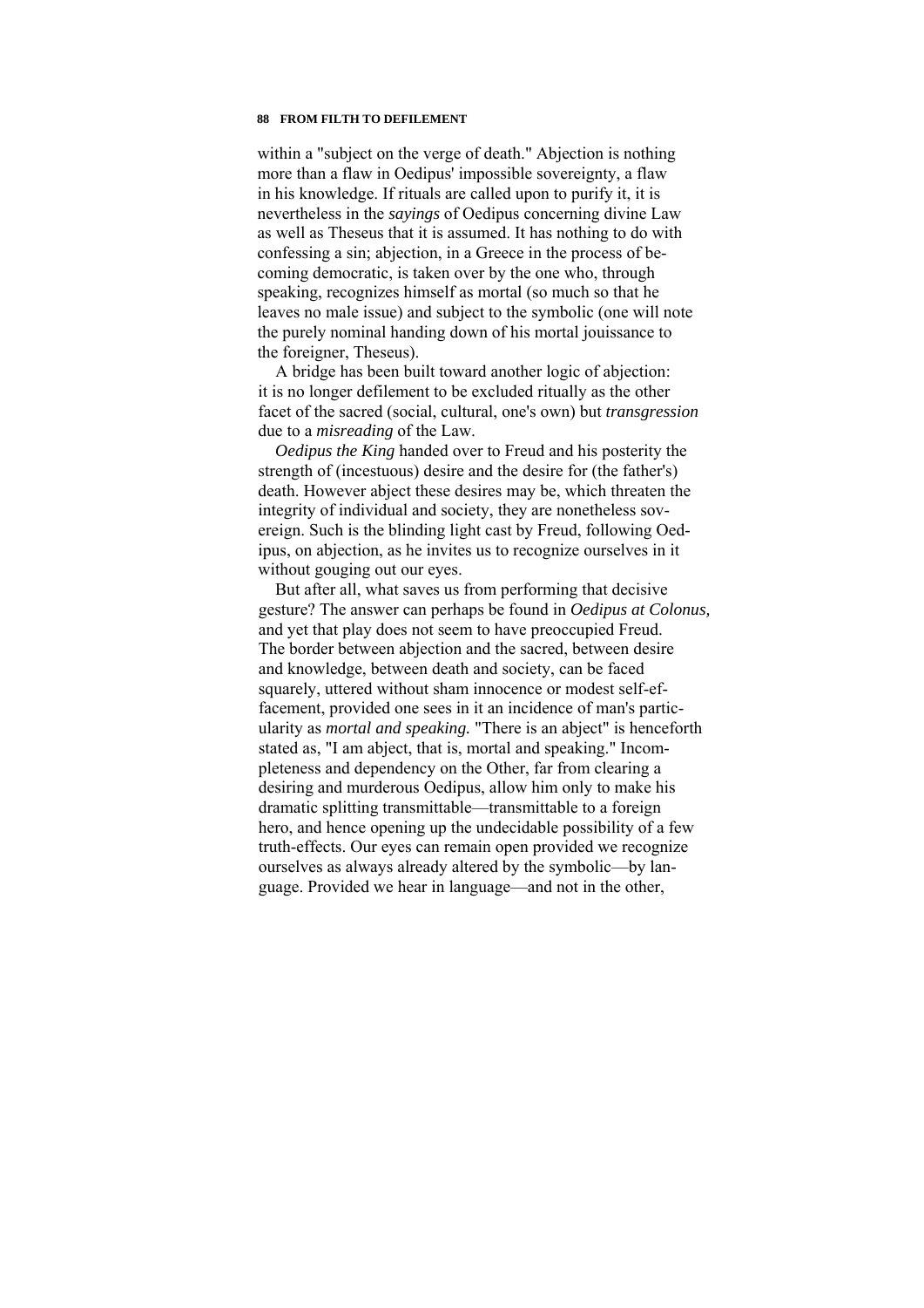within a "subject on the verge of death." Abjection is nothing more than a flaw in Oedipus' impossible sovereignty, a flaw in his knowledge. If rituals are called upon to purify it, it is nevertheless in the *sayings* of Oedipus concerning divine Law as well as Theseus that it is assumed. It has nothing to do with confessing a sin; abjection, in a Greece in the process of becoming democratic, is taken over by the one who, through speaking, recognizes himself as mortal (so much so that he leaves no male issue) and subject to the symbolic (one will note the purely nominal handing down of his mortal jouissance to the foreigner, Theseus).

A bridge has been built toward another logic of abjection: it is no longer defilement to be excluded ritually as the other facet of the sacred (social, cultural, one's own) but *transgression* due to a *misreading* of the Law.

*Oedipus the King* handed over to Freud and his posterity the strength of (incestuous) desire and the desire for (the father's) death. However abject these desires may be, which threaten the integrity of individual and society, they are nonetheless sovereign. Such is the blinding light cast by Freud, following Oedipus, on abjection, as he invites us to recognize ourselves in it without gouging out our eyes.

But after all, what saves us from performing that decisive gesture? The answer can perhaps be found in *Oedipus at Colonus,* and yet that play does not seem to have preoccupied Freud. The border between abjection and the sacred, between desire and knowledge, between death and society, can be faced squarely, uttered without sham innocence or modest self-effacement, provided one sees in it an incidence of man's particularity as *mortal and speaking.* "There is an abject" is henceforth stated as, "I am abject, that is, mortal and speaking." Incompleteness and dependency on the Other, far from clearing a desiring and murderous Oedipus, allow him only to make his dramatic splitting transmittable—transmittable to a foreign hero, and hence opening up the undecidable possibility of a few truth-effects. Our eyes can remain open provided we recognize ourselves as always already altered by the symbolic—by language. Provided we hear in language—and not in the other,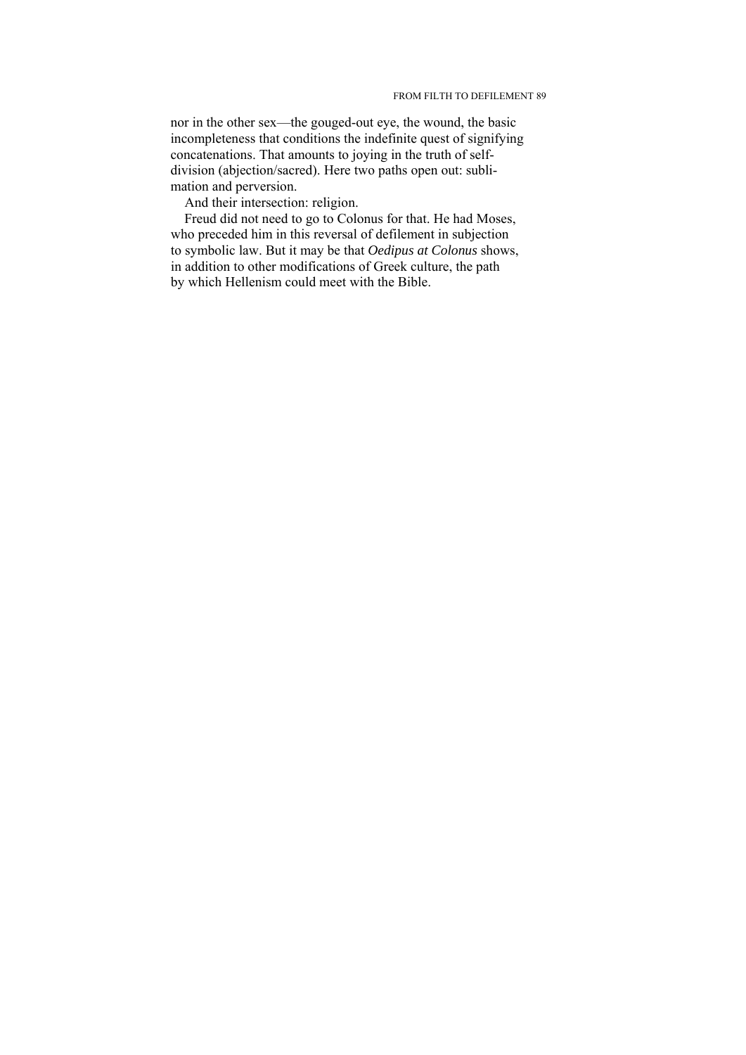nor in the other sex—the gouged-out eye, the wound, the basic incompleteness that conditions the indefinite quest of signifying concatenations. That amounts to joying in the truth of self-division (abjection/sacred). Here two paths open out: sublimation and perversion.

And their intersection: religion.

Freud did not need to go to Colonus for that. He had Moses, who preceded him in this reversal of defilement in subjection to symbolic law. But it may be that *Oedipus at Colonus* shows, in addition to other modifications of Greek culture, the path by which Hellenism could meet with the Bible.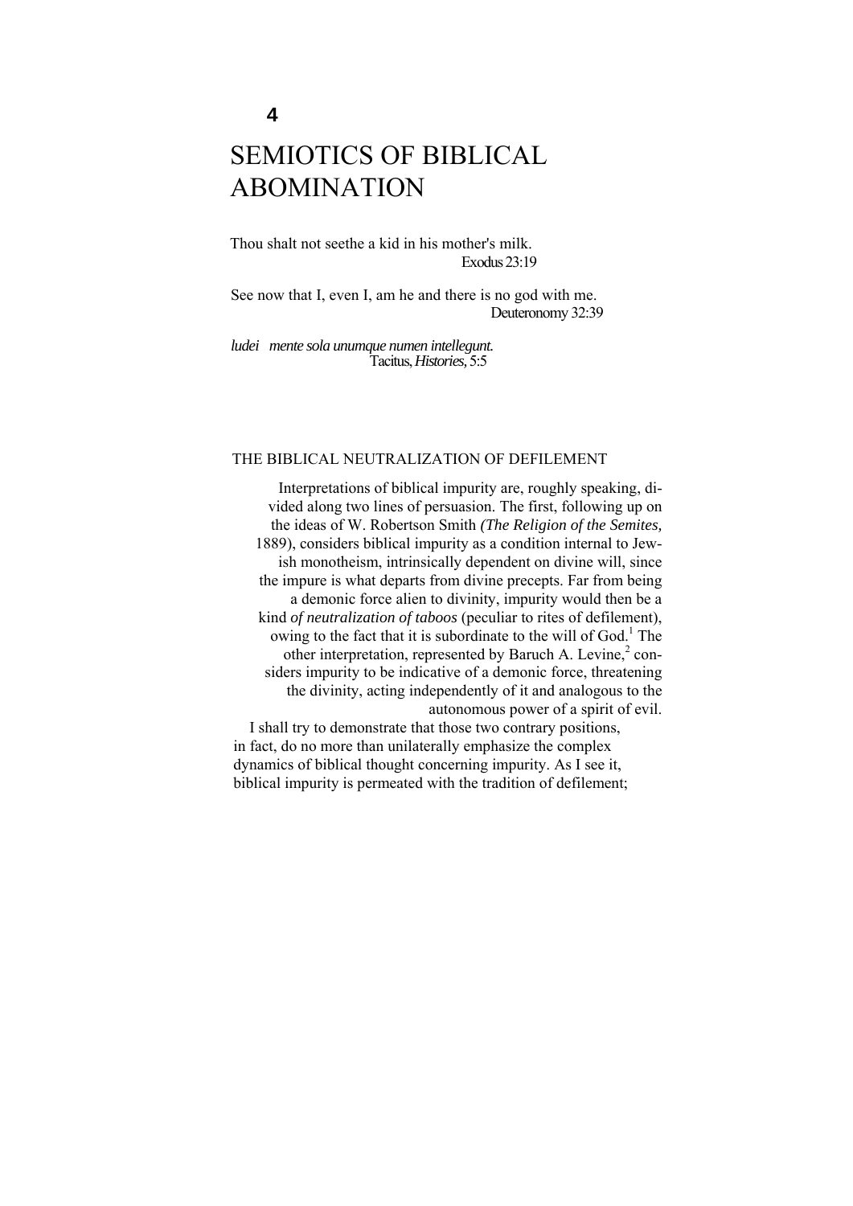# 4

# SEMIOTICS OF BIBLICAL ABOMINATION

Thou shalt not seethe a kid in his mother's milk.
Exodus 23:19

See now that I, even I, am he and there is no god with me.
Deuteronomy 32:39

*ludei mente sola unumque numen intellegunt.*
Tacitus, *Histories,* 5:5

## THE BIBLICAL NEUTRALIZATION OF DEFILEMENT

Interpretations of biblical impurity are, roughly speaking, divided along two lines of persuasion. The first, following up on the ideas of W. Robertson Smith *(The Religion of the Semites,* 1889), considers biblical impurity as a condition internal to Jewish monotheism, intrinsically dependent on divine will, since the impure is what departs from divine precepts. Far from being a demonic force alien to divinity, impurity would then be a kind *of neutralization of taboos* (peculiar to rites of defilement), owing to the fact that it is subordinate to the will of God.[1] The other interpretation, represented by Baruch A. Levine,[2] considers impurity to be indicative of a demonic force, threatening the divinity, acting independently of it and analogous to the autonomous power of a spirit of evil.

I shall try to demonstrate that those two contrary positions, in fact, do no more than unilaterally emphasize the complex dynamics of biblical thought concerning impurity. As I see it, biblical impurity is permeated with the tradition of defilement;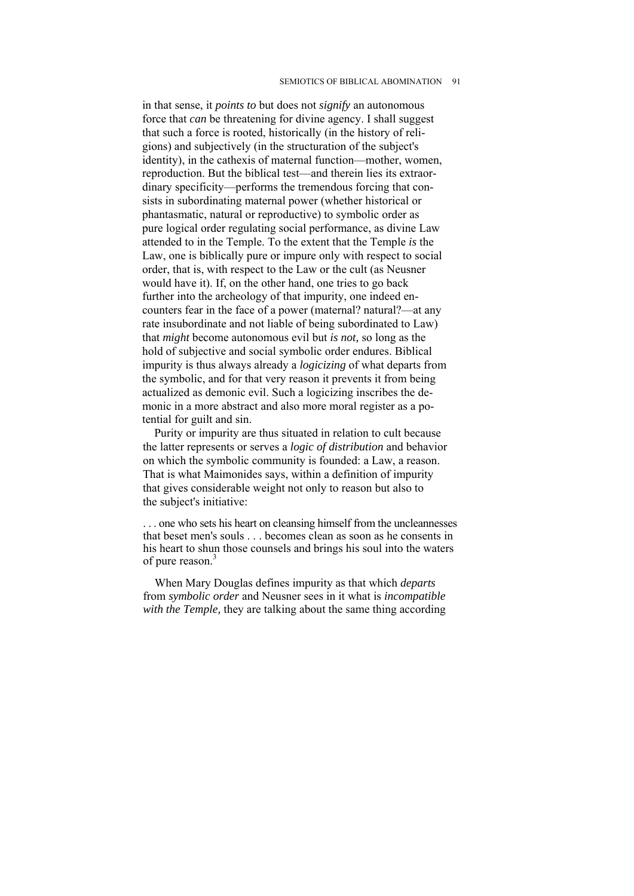in that sense, it *points to* but does not *signify* an autonomous force that *can* be threatening for divine agency. I shall suggest that such a force is rooted, historically (in the history of religions) and subjectively (in the structuration of the subject's identity), in the cathexis of maternal function—mother, women, reproduction. But the biblical test—and therein lies its extraordinary specificity—performs the tremendous forcing that consists in subordinating maternal power (whether historical or phantasmatic, natural or reproductive) to symbolic order as pure logical order regulating social performance, as divine Law attended to in the Temple. To the extent that the Temple *is* the Law, one is biblically pure or impure only with respect to social order, that is, with respect to the Law or the cult (as Neusner would have it). If, on the other hand, one tries to go back further into the archeology of that impurity, one indeed encounters fear in the face of a power (maternal? natural?—at any rate insubordinate and not liable of being subordinated to Law) that *might* become autonomous evil but *is not,* so long as the hold of subjective and social symbolic order endures. Biblical impurity is thus always already a *logicizing* of what departs from the symbolic, and for that very reason it prevents it from being actualized as demonic evil. Such a logicizing inscribes the demonic in a more abstract and also more moral register as a potential for guilt and sin.

Purity or impurity are thus situated in relation to cult because the latter represents or serves a *logic of distribution* and behavior on which the symbolic community is founded: a Law, a reason. That is what Maimonides says, within a definition of impurity that gives considerable weight not only to reason but also to the subject's initiative:

> . . . one who sets his heart on cleansing himself from the uncleannesses that beset men's souls . . . becomes clean as soon as he consents in his heart to shun those counsels and brings his soul into the waters of pure reason.[3]

When Mary Douglas defines impurity as that which *departs* from *symbolic order* and Neusner sees in it what is *incompatible with the Temple,* they are talking about the same thing according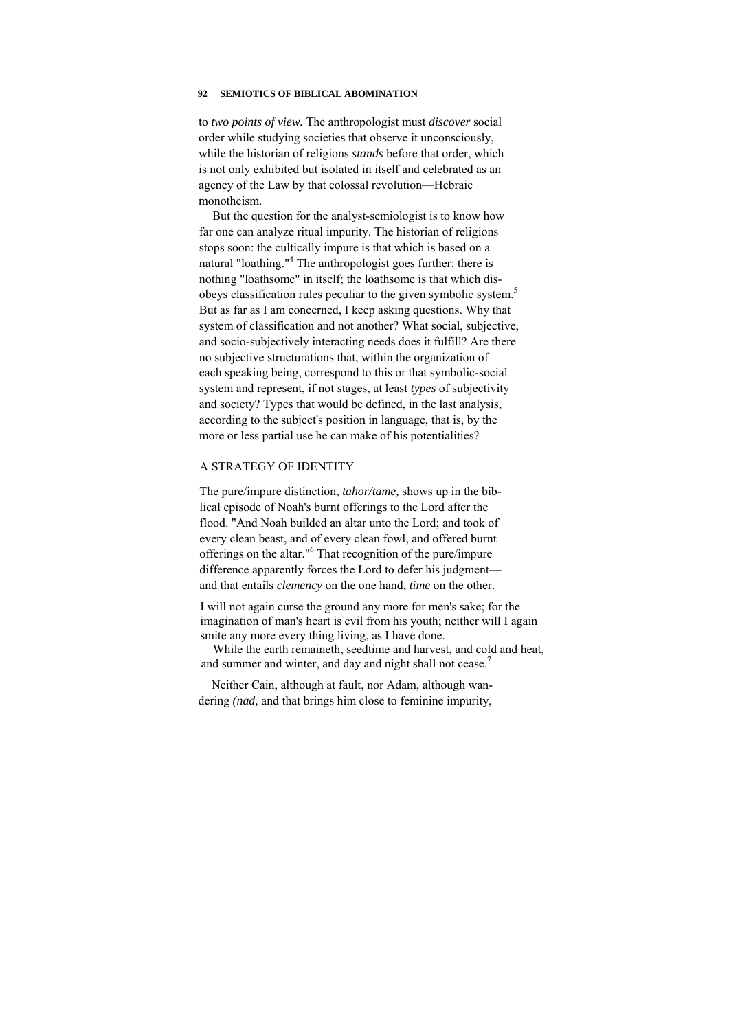to *two points of view.* The anthropologist must *discover* social order while studying societies that observe it unconsciously, while the historian of religions *stands* before that order, which is not only exhibited but isolated in itself and celebrated as an agency of the Law by that colossal revolution—Hebraic monotheism.

But the question for the analyst-semiologist is to know how far one can analyze ritual impurity. The historian of religions stops soon: the cultically impure is that which is based on a natural "loathing."[4] The anthropologist goes further: there is nothing "loathsome" in itself; the loathsome is that which disobeys classification rules peculiar to the given symbolic system.[5] But as far as I am concerned, I keep asking questions. Why that system of classification and not another? What social, subjective, and socio-subjectively interacting needs does it fulfill? Are there no subjective structurations that, within the organization of each speaking being, correspond to this or that symbolic-social system and represent, if not stages, at least *types* of subjectivity and society? Types that would be defined, in the last analysis, according to the subject's position in language, that is, by the more or less partial use he can make of his potentialities?

## A STRATEGY OF IDENTITY

The pure/impure distinction, *tahor/tame,* shows up in the biblical episode of Noah's burnt offerings to the Lord after the flood. "And Noah builded an altar unto the Lord; and took of every clean beast, and of every clean fowl, and offered burnt offerings on the altar."[6] That recognition of the pure/impure difference apparently forces the Lord to defer his judgment—and that entails *clemency* on the one hand, *time* on the other.

> I will not again curse the ground any more for men's sake; for the imagination of man's heart is evil from his youth; neither will I again smite any more every thing living, as I have done.
>
> While the earth remaineth, seedtime and harvest, and cold and heat, and summer and winter, and day and night shall not cease.[7]

Neither Cain, although at fault, nor Adam, although wandering *(nad,* and that brings him close to feminine impurity,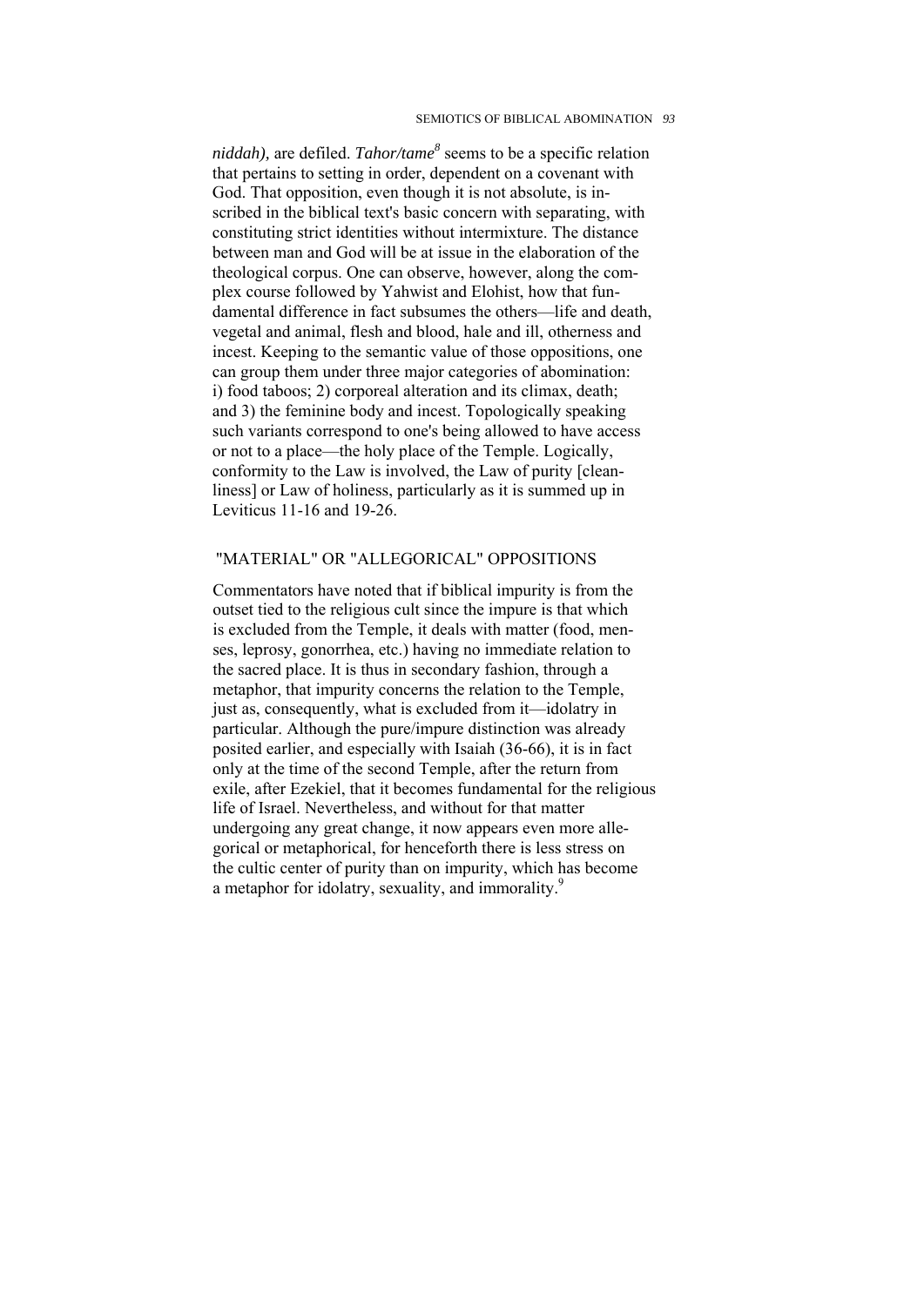*niddah),* are defiled. *Tahor/tame*[8] seems to be a specific relation that pertains to setting in order, dependent on a covenant with God. That opposition, even though it is not absolute, is inscribed in the biblical text's basic concern with separating, with constituting strict identities without intermixture. The distance between man and God will be at issue in the elaboration of the theological corpus. One can observe, however, along the complex course followed by Yahwist and Elohist, how that fundamental difference in fact subsumes the others—life and death, vegetal and animal, flesh and blood, hale and ill, otherness and incest. Keeping to the semantic value of those oppositions, one can group them under three major categories of abomination: i) food taboos; 2) corporeal alteration and its climax, death; and 3) the feminine body and incest. Topologically speaking such variants correspond to one's being allowed to have access or not to a place—the holy place of the Temple. Logically, conformity to the Law is involved, the Law of purity [cleanliness] or Law of holiness, particularly as it is summed up in Leviticus 11-16 and 19-26.

## "MATERIAL" OR "ALLEGORICAL" OPPOSITIONS

Commentators have noted that if biblical impurity is from the outset tied to the religious cult since the impure is that which is excluded from the Temple, it deals with matter (food, menses, leprosy, gonorrhea, etc.) having no immediate relation to the sacred place. It is thus in secondary fashion, through a metaphor, that impurity concerns the relation to the Temple, just as, consequently, what is excluded from it—idolatry in particular. Although the pure/impure distinction was already posited earlier, and especially with Isaiah (36-66), it is in fact only at the time of the second Temple, after the return from exile, after Ezekiel, that it becomes fundamental for the religious life of Israel. Nevertheless, and without for that matter undergoing any great change, it now appears even more allegorical or metaphorical, for henceforth there is less stress on the cultic center of purity than on impurity, which has become a metaphor for idolatry, sexuality, and immorality.[9]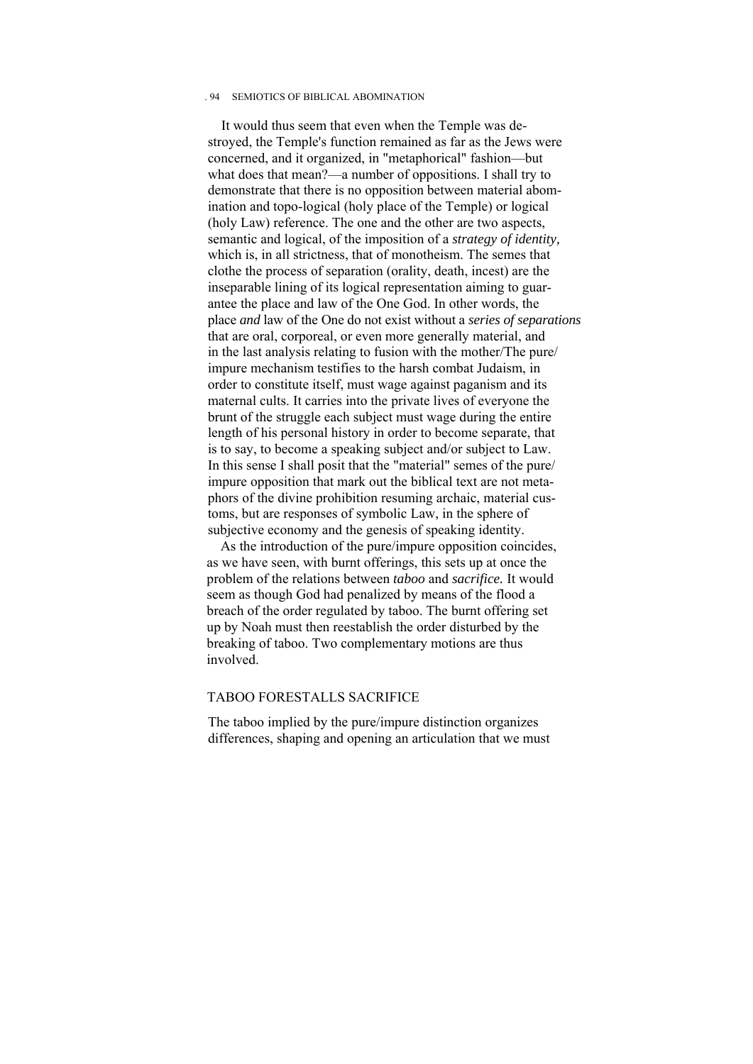It would thus seem that even when the Temple was destroyed, the Temple's function remained as far as the Jews were concerned, and it organized, in "metaphorical" fashion—but what does that mean?—a number of oppositions. I shall try to demonstrate that there is no opposition between material abomination and topo-logical (holy place of the Temple) or logical (holy Law) reference. The one and the other are two aspects, semantic and logical, of the imposition of a *strategy of identity,* which is, in all strictness, that of monotheism. The semes that clothe the process of separation (orality, death, incest) are the inseparable lining of its logical representation aiming to guarantee the place and law of the One God. In other words, the place *and* law of the One do not exist without a *series of separations* that are oral, corporeal, or even more generally material, and in the last analysis relating to fusion with the mother/The pure/impure mechanism testifies to the harsh combat Judaism, in order to constitute itself, must wage against paganism and its maternal cults. It carries into the private lives of everyone the brunt of the struggle each subject must wage during the entire length of his personal history in order to become separate, that is to say, to become a speaking subject and/or subject to Law. In this sense I shall posit that the "material" semes of the pure/impure opposition that mark out the biblical text are not metaphors of the divine prohibition resuming archaic, material customs, but are responses of symbolic Law, in the sphere of subjective economy and the genesis of speaking identity.

As the introduction of the pure/impure opposition coincides, as we have seen, with burnt offerings, this sets up at once the problem of the relations between *taboo* and *sacrifice.* It would seem as though God had penalized by means of the flood a breach of the order regulated by taboo. The burnt offering set up by Noah must then reestablish the order disturbed by the breaking of taboo. Two complementary motions are thus involved.

## TABOO FORESTALLS SACRIFICE

The taboo implied by the pure/impure distinction organizes differences, shaping and opening an articulation that we must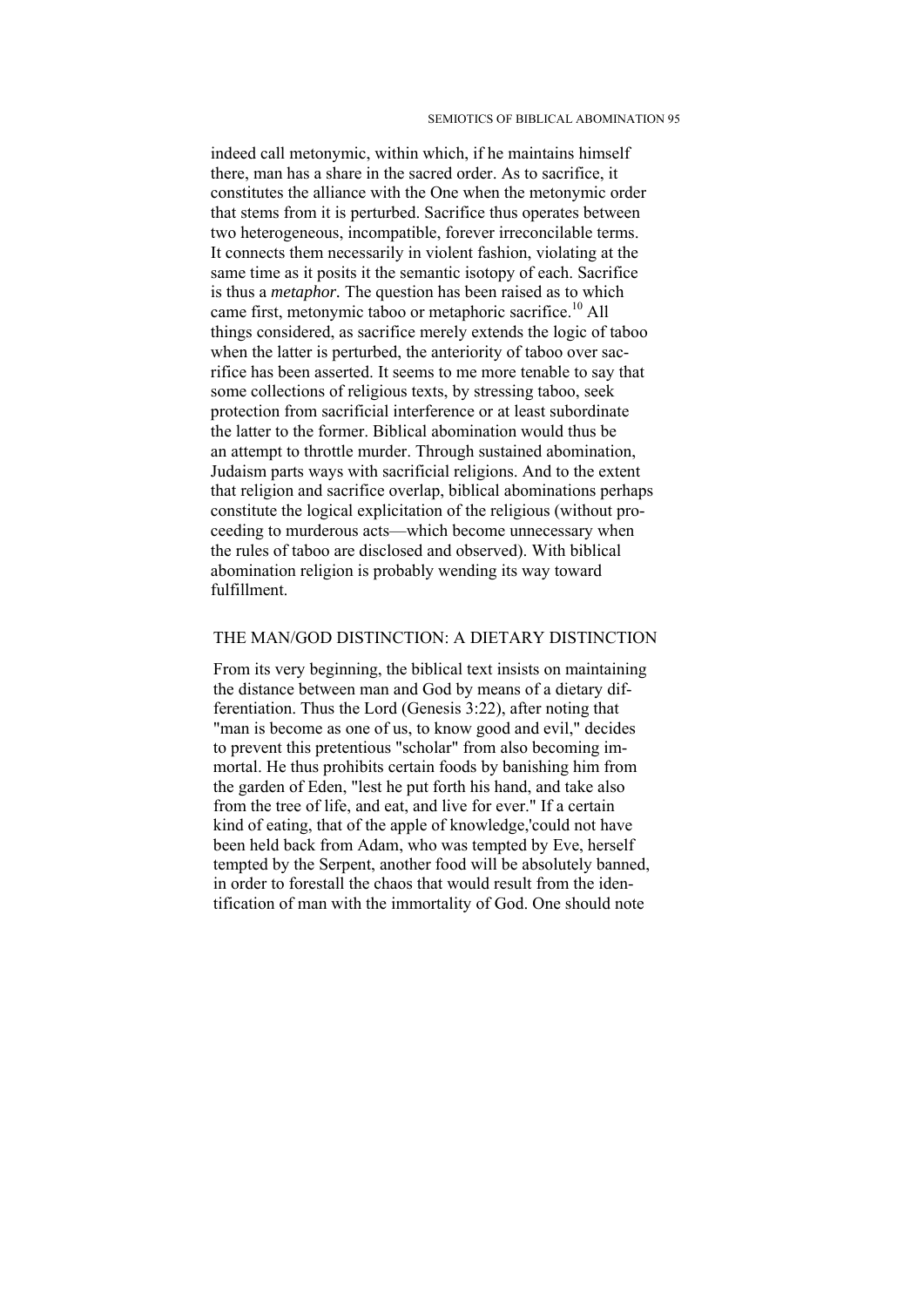indeed call metonymic, within which, if he maintains himself there, man has a share in the sacred order. As to sacrifice, it constitutes the alliance with the One when the metonymic order that stems from it is perturbed. Sacrifice thus operates between two heterogeneous, incompatible, forever irreconcilable terms. It connects them necessarily in violent fashion, violating at the same time as it posits it the semantic isotopy of each. Sacrifice is thus a *metaphor.* The question has been raised as to which came first, metonymic taboo or metaphoric sacrifice.[10] All things considered, as sacrifice merely extends the logic of taboo when the latter is perturbed, the anteriority of taboo over sacrifice has been asserted. It seems to me more tenable to say that some collections of religious texts, by stressing taboo, seek protection from sacrificial interference or at least subordinate the latter to the former. Biblical abomination would thus be an attempt to throttle murder. Through sustained abomination, Judaism parts ways with sacrificial religions. And to the extent that religion and sacrifice overlap, biblical abominations perhaps constitute the logical explicitation of the religious (without proceeding to murderous acts—which become unnecessary when the rules of taboo are disclosed and observed). With biblical abomination religion is probably wending its way toward fulfillment.

## THE MAN/GOD DISTINCTION: A DIETARY DISTINCTION

From its very beginning, the biblical text insists on maintaining the distance between man and God by means of a dietary differentiation. Thus the Lord (Genesis 3:22), after noting that "man is become as one of us, to know good and evil," decides to prevent this pretentious "scholar" from also becoming immortal. He thus prohibits certain foods by banishing him from the garden of Eden, "lest he put forth his hand, and take also from the tree of life, and eat, and live for ever." If a certain kind of eating, that of the apple of knowledge,'could not have been held back from Adam, who was tempted by Eve, herself tempted by the Serpent, another food will be absolutely banned, in order to forestall the chaos that would result from the identification of man with the immortality of God. One should note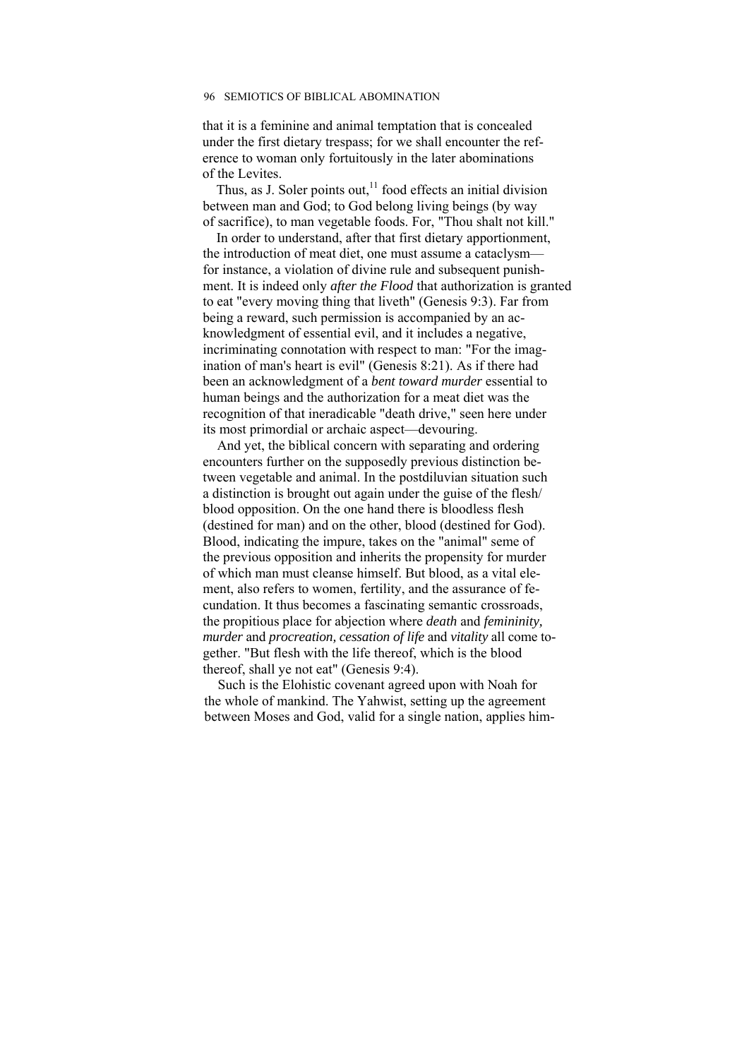that it is a feminine and animal temptation that is concealed under the first dietary trespass; for we shall encounter the reference to woman only fortuitously in the later abominations of the Levites.

Thus, as J. Soler points out,[11] food effects an initial division between man and God; to God belong living beings (by way of sacrifice), to man vegetable foods. For, "Thou shalt not kill."

In order to understand, after that first dietary apportionment, the introduction of meat diet, one must assume a cataclysm—for instance, a violation of divine rule and subsequent punishment. It is indeed only *after the Flood* that authorization is granted to eat "every moving thing that liveth" (Genesis 9:3). Far from being a reward, such permission is accompanied by an acknowledgment of essential evil, and it includes a negative, incriminating connotation with respect to man: "For the imagination of man's heart is evil" (Genesis 8:21). As if there had been an acknowledgment of a *bent toward murder* essential to human beings and the authorization for a meat diet was the recognition of that ineradicable "death drive," seen here under its most primordial or archaic aspect—devouring.

And yet, the biblical concern with separating and ordering encounters further on the supposedly previous distinction between vegetable and animal. In the postdiluvian situation such a distinction is brought out again under the guise of the flesh/blood opposition. On the one hand there is bloodless flesh (destined for man) and on the other, blood (destined for God). Blood, indicating the impure, takes on the "animal" seme of the previous opposition and inherits the propensity for murder of which man must cleanse himself. But blood, as a vital element, also refers to women, fertility, and the assurance of fecundation. It thus becomes a fascinating semantic crossroads, the propitious place for abjection where *death* and *femininity, murder* and *procreation, cessation of life* and *vitality* all come together. "But flesh with the life thereof, which is the blood thereof, shall ye not eat" (Genesis 9:4).

Such is the Elohistic covenant agreed upon with Noah for the whole of mankind. The Yahwist, setting up the agreement between Moses and God, valid for a single nation, applies him-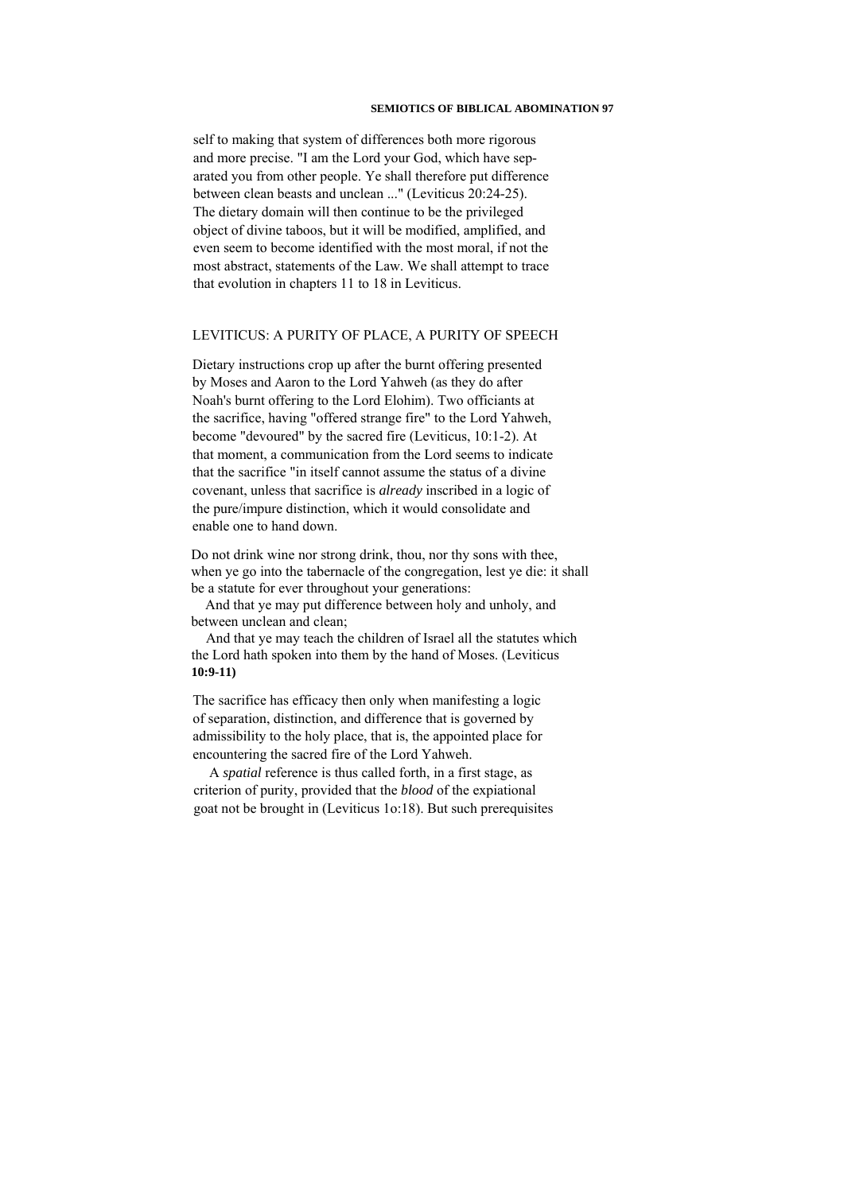self to making that system of differences both more rigorous and more precise. "I am the Lord your God, which have separated you from other people. Ye shall therefore put difference between clean beasts and unclean ..." (Leviticus 20:24-25). The dietary domain will then continue to be the privileged object of divine taboos, but it will be modified, amplified, and even seem to become identified with the most moral, if not the most abstract, statements of the Law. We shall attempt to trace that evolution in chapters 11 to 18 in Leviticus.

## LEVITICUS: A PURITY OF PLACE, A PURITY OF SPEECH

Dietary instructions crop up after the burnt offering presented by Moses and Aaron to the Lord Yahweh (as they do after Noah's burnt offering to the Lord Elohim). Two officiants at the sacrifice, having "offered strange fire" to the Lord Yahweh, become "devoured" by the sacred fire (Leviticus, 10:1-2). At that moment, a communication from the Lord seems to indicate that the sacrifice "in itself cannot assume the status of a divine covenant, unless that sacrifice is *already* inscribed in a logic of the pure/impure distinction, which it would consolidate and enable one to hand down.

> Do not drink wine nor strong drink, thou, nor thy sons with thee, when ye go into the tabernacle of the congregation, lest ye die: it shall be a statute for ever throughout your generations:
>
> And that ye may put difference between holy and unholy, and between unclean and clean;
>
> And that ye may teach the children of Israel all the statutes which the Lord hath spoken into them by the hand of Moses. (Leviticus **10:9-11)**

The sacrifice has efficacy then only when manifesting a logic of separation, distinction, and difference that is governed by admissibility to the holy place, that is, the appointed place for encountering the sacred fire of the Lord Yahweh.

A *spatial* reference is thus called forth, in a first stage, as criterion of purity, provided that the *blood* of the expiational goat not be brought in (Leviticus 1o:18). But such prerequisites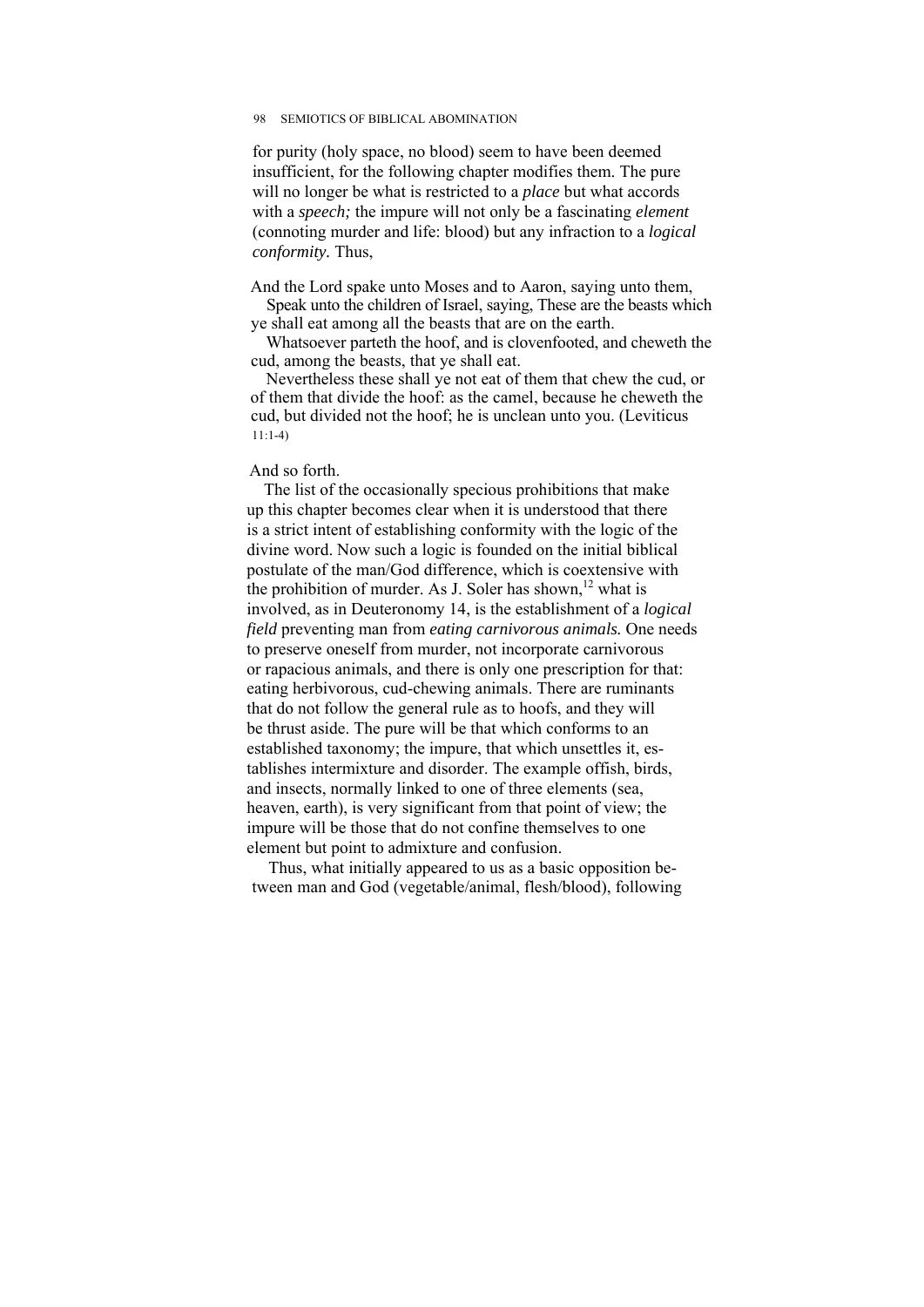for purity (holy space, no blood) seem to have been deemed insufficient, for the following chapter modifies them. The pure will no longer be what is restricted to a *place* but what accords with a *speech;* the impure will not only be a fascinating *element* (connoting murder and life: blood) but any infraction to a *logical conformity.* Thus,

> And the Lord spake unto Moses and to Aaron, saying unto them,
> Speak unto the children of Israel, saying, These are the beasts which ye shall eat among all the beasts that are on the earth.
> Whatsoever parteth the hoof, and is clovenfooted, and cheweth the cud, among the beasts, that ye shall eat.
> Nevertheless these shall ye not eat of them that chew the cud, or of them that divide the hoof: as the camel, because he cheweth the cud, but divided not the hoof; he is unclean unto you. (Leviticus 11:1-4)

And so forth.

The list of the occasionally specious prohibitions that make up this chapter becomes clear when it is understood that there is a strict intent of establishing conformity with the logic of the divine word. Now such a logic is founded on the initial biblical postulate of the man/God difference, which is coextensive with the prohibition of murder. As J. Soler has shown,[12] what is involved, as in Deuteronomy 14, is the establishment of a *logical field* preventing man from *eating carnivorous animals.* One needs to preserve oneself from murder, not incorporate carnivorous or rapacious animals, and there is only one prescription for that: eating herbivorous, cud-chewing animals. There are ruminants that do not follow the general rule as to hoofs, and they will be thrust aside. The pure will be that which conforms to an established taxonomy; the impure, that which unsettles it, establishes intermixture and disorder. The example offish, birds, and insects, normally linked to one of three elements (sea, heaven, earth), is very significant from that point of view; the impure will be those that do not confine themselves to one element but point to admixture and confusion.

Thus, what initially appeared to us as a basic opposition between man and God (vegetable/animal, flesh/blood), following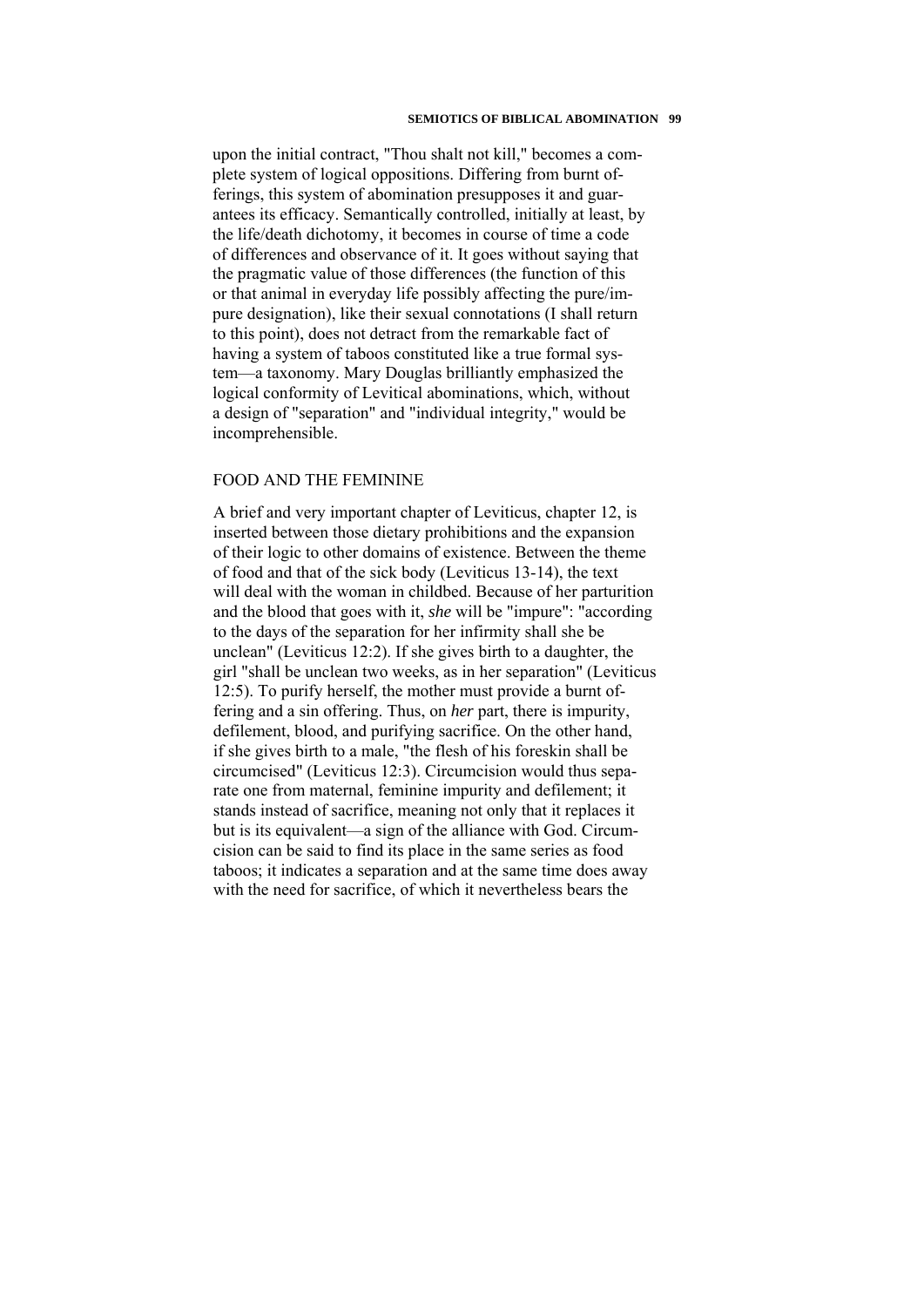upon the initial contract, "Thou shalt not kill," becomes a complete system of logical oppositions. Differing from burnt offerings, this system of abomination presupposes it and guarantees its efficacy. Semantically controlled, initially at least, by the life/death dichotomy, it becomes in course of time a code of differences and observance of it. It goes without saying that the pragmatic value of those differences (the function of this or that animal in everyday life possibly affecting the pure/impure designation), like their sexual connotations (I shall return to this point), does not detract from the remarkable fact of having a system of taboos constituted like a true formal system—a taxonomy. Mary Douglas brilliantly emphasized the logical conformity of Levitical abominations, which, without a design of "separation" and "individual integrity," would be incomprehensible.

## FOOD AND THE FEMININE

A brief and very important chapter of Leviticus, chapter 12, is inserted between those dietary prohibitions and the expansion of their logic to other domains of existence. Between the theme of food and that of the sick body (Leviticus 13-14), the text will deal with the woman in childbed. Because of her parturition and the blood that goes with it, *she* will be "impure": "according to the days of the separation for her infirmity shall she be unclean" (Leviticus 12:2). If she gives birth to a daughter, the girl "shall be unclean two weeks, as in her separation" (Leviticus 12:5). To purify herself, the mother must provide a burnt offering and a sin offering. Thus, on *her* part, there is impurity, defilement, blood, and purifying sacrifice. On the other hand, if she gives birth to a male, "the flesh of his foreskin shall be circumcised" (Leviticus 12:3). Circumcision would thus separate one from maternal, feminine impurity and defilement; it stands instead of sacrifice, meaning not only that it replaces it but is its equivalent—a sign of the alliance with God. Circumcision can be said to find its place in the same series as food taboos; it indicates a separation and at the same time does away with the need for sacrifice, of which it nevertheless bears the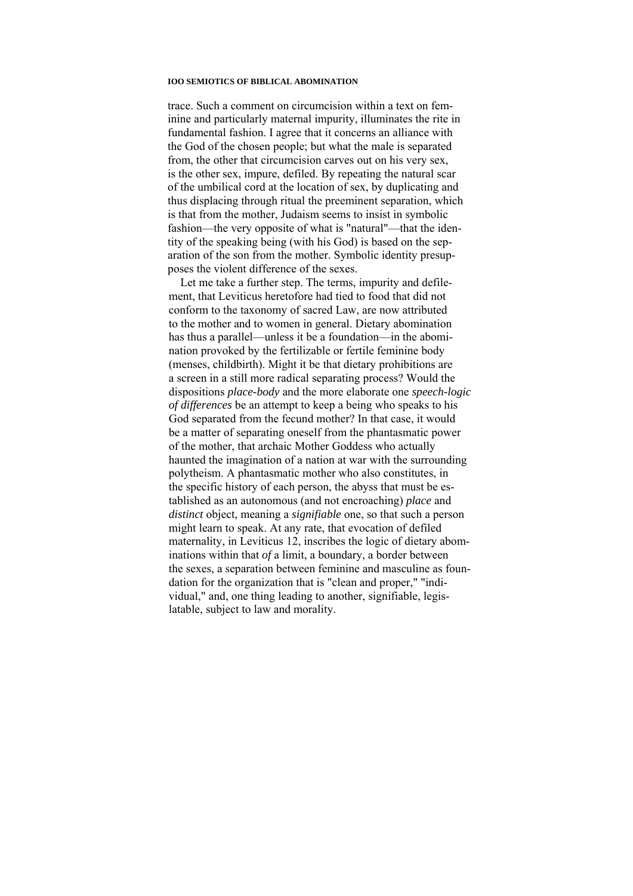trace. Such a comment on circumcision within a text on feminine and particularly maternal impurity, illuminates the rite in fundamental fashion. I agree that it concerns an alliance with the God of the chosen people; but what the male is separated from, the other that circumcision carves out on his very sex, is the other sex, impure, defiled. By repeating the natural scar of the umbilical cord at the location of sex, by duplicating and thus displacing through ritual the preeminent separation, which is that from the mother, Judaism seems to insist in symbolic fashion—the very opposite of what is "natural"—that the identity of the speaking being (with his God) is based on the separation of the son from the mother. Symbolic identity presupposes the violent difference of the sexes.

Let me take a further step. The terms, impurity and defilement, that Leviticus heretofore had tied to food that did not conform to the taxonomy of sacred Law, are now attributed to the mother and to women in general. Dietary abomination has thus a parallel—unless it be a foundation—in the abomination provoked by the fertilizable or fertile feminine body (menses, childbirth). Might it be that dietary prohibitions are a screen in a still more radical separating process? Would the dispositions *place-body* and the more elaborate one *speech-logic of differences* be an attempt to keep a being who speaks to his God separated from the fecund mother? In that case, it would be a matter of separating oneself from the phantasmatic power of the mother, that archaic Mother Goddess who actually haunted the imagination of a nation at war with the surrounding polytheism. A phantasmatic mother who also constitutes, in the specific history of each person, the abyss that must be established as an autonomous (and not encroaching) *place* and *distinct* object, meaning a *signifiable* one, so that such a person might learn to speak. At any rate, that evocation of defiled maternality, in Leviticus 12, inscribes the logic of dietary abominations within that *of* a limit, a boundary, a border between the sexes, a separation between feminine and masculine as foundation for the organization that is "clean and proper," "individual," and, one thing leading to another, signifiable, legislatable, subject to law and morality.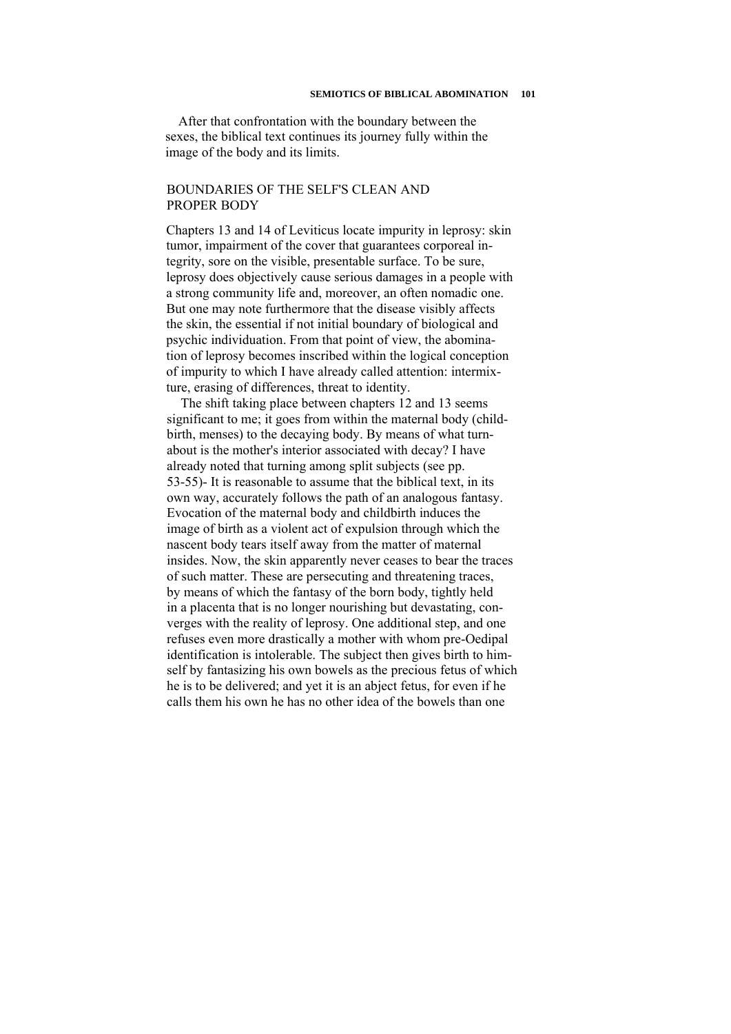After that confrontation with the boundary between the sexes, the biblical text continues its journey fully within the image of the body and its limits.

## BOUNDARIES OF THE SELF'S CLEAN AND PROPER BODY

Chapters 13 and 14 of Leviticus locate impurity in leprosy: skin tumor, impairment of the cover that guarantees corporeal integrity, sore on the visible, presentable surface. To be sure, leprosy does objectively cause serious damages in a people with a strong community life and, moreover, an often nomadic one. But one may note furthermore that the disease visibly affects the skin, the essential if not initial boundary of biological and psychic individuation. From that point of view, the abomination of leprosy becomes inscribed within the logical conception of impurity to which I have already called attention: intermixture, erasing of differences, threat to identity.

The shift taking place between chapters 12 and 13 seems significant to me; it goes from within the maternal body (childbirth, menses) to the decaying body. By means of what turnabout is the mother's interior associated with decay? I have already noted that turning among split subjects (see pp. 53-55)- It is reasonable to assume that the biblical text, in its own way, accurately follows the path of an analogous fantasy. Evocation of the maternal body and childbirth induces the image of birth as a violent act of expulsion through which the nascent body tears itself away from the matter of maternal insides. Now, the skin apparently never ceases to bear the traces of such matter. These are persecuting and threatening traces, by means of which the fantasy of the born body, tightly held in a placenta that is no longer nourishing but devastating, converges with the reality of leprosy. One additional step, and one refuses even more drastically a mother with whom pre-Oedipal identification is intolerable. The subject then gives birth to himself by fantasizing his own bowels as the precious fetus of which he is to be delivered; and yet it is an abject fetus, for even if he calls them his own he has no other idea of the bowels than one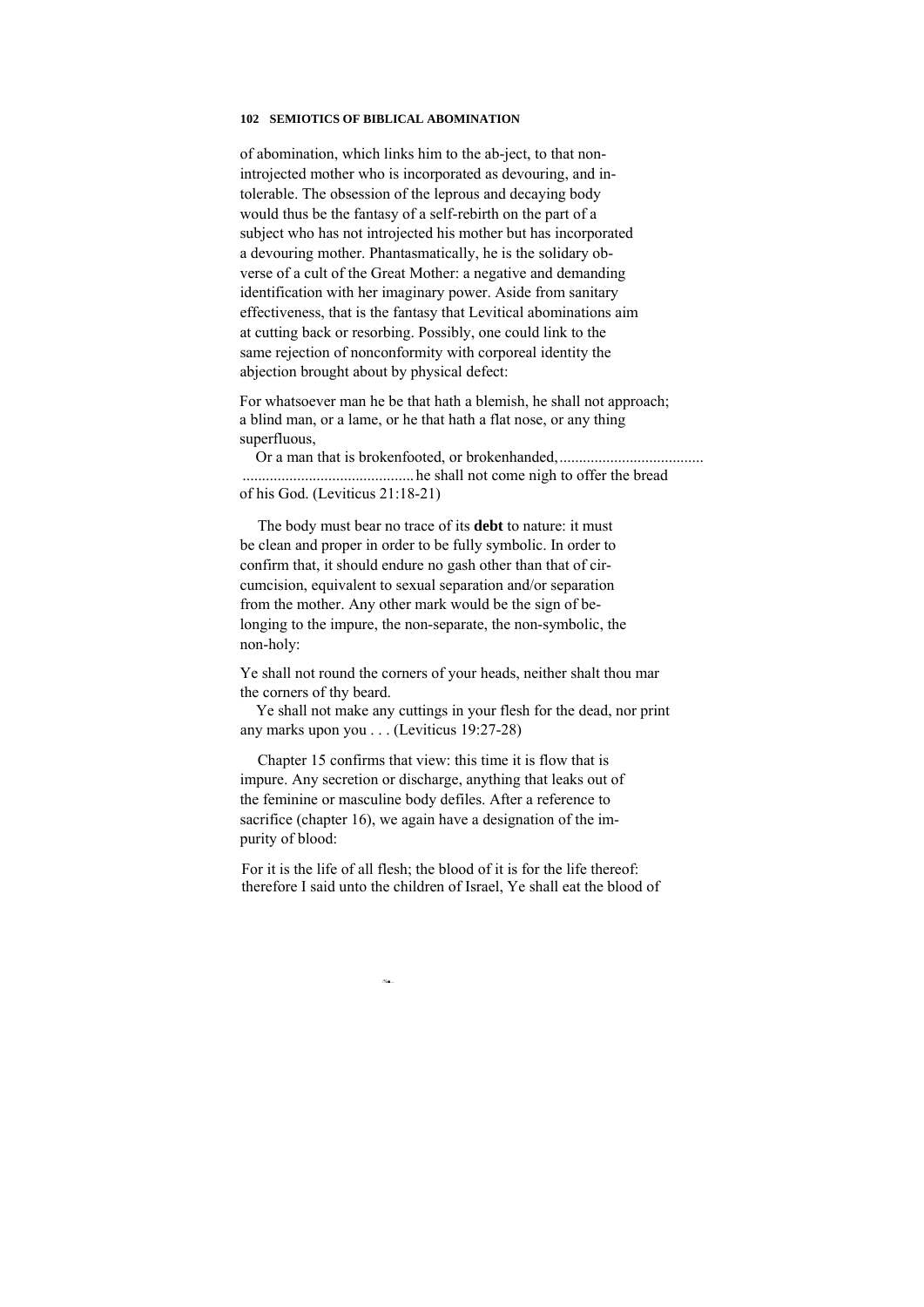of abomination, which links him to the ab-ject, to that non-introjected mother who is incorporated as devouring, and intolerable. The obsession of the leprous and decaying body would thus be the fantasy of a self-rebirth on the part of a subject who has not introjected his mother but has incorporated a devouring mother. Phantasmatically, he is the solidary obverse of a cult of the Great Mother: a negative and demanding identification with her imaginary power. Aside from sanitary effectiveness, that is the fantasy that Levitical abominations aim at cutting back or resorbing. Possibly, one could link to the same rejection of nonconformity with corporeal identity the abjection brought about by physical defect:

> For whatsoever man he be that hath a blemish, he shall not approach; a blind man, or a lame, or he that hath a flat nose, or any thing superfluous,
>
> Or a man that is brokenfooted, or brokenhanded, ..................................... ........................................... he shall not come nigh to offer the bread of his God. (Leviticus 21:18-21)

The body must bear no trace of its **debt** to nature: it must be clean and proper in order to be fully symbolic. In order to confirm that, it should endure no gash other than that of circumcision, equivalent to sexual separation and/or separation from the mother. Any other mark would be the sign of belonging to the impure, the non-separate, the non-symbolic, the non-holy:

> Ye shall not round the corners of your heads, neither shalt thou mar the corners of thy beard.
>
> Ye shall not make any cuttings in your flesh for the dead, nor print any marks upon you . . . (Leviticus 19:27-28)

Chapter 15 confirms that view: this time it is flow that is impure. Any secretion or discharge, anything that leaks out of the feminine or masculine body defiles. After a reference to sacrifice (chapter 16), we again have a designation of the impurity of blood:

> For it is the life of all flesh; the blood of it is for the life thereof: therefore I said unto the children of Israel, Ye shall eat the blood of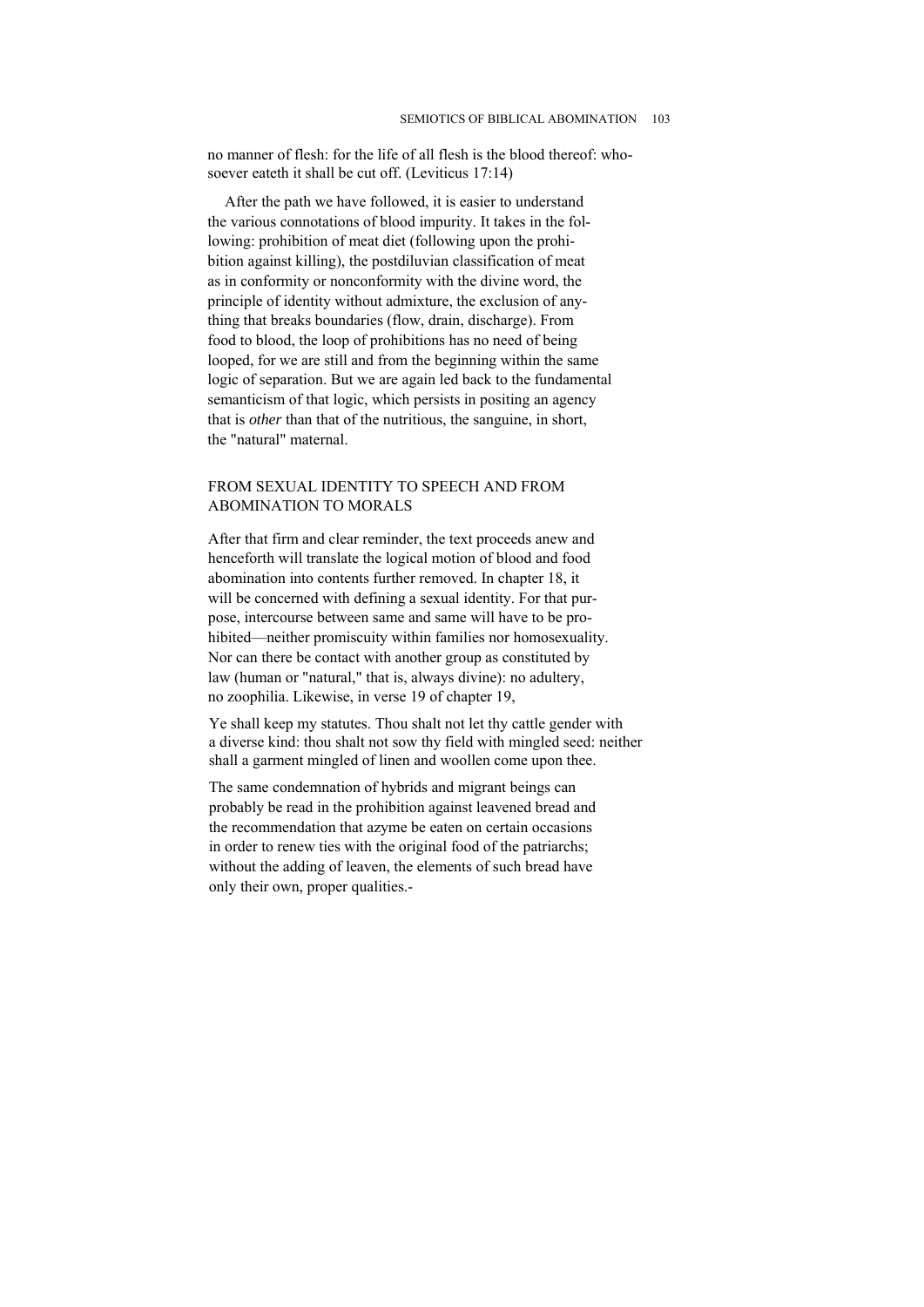no manner of flesh: for the life of all flesh is the blood thereof: whosoever eateth it shall be cut off. (Leviticus 17:14)

After the path we have followed, it is easier to understand the various connotations of blood impurity. It takes in the following: prohibition of meat diet (following upon the prohibition against killing), the postdiluvian classification of meat as in conformity or nonconformity with the divine word, the principle of identity without admixture, the exclusion of anything that breaks boundaries (flow, drain, discharge). From food to blood, the loop of prohibitions has no need of being looped, for we are still and from the beginning within the same logic of separation. But we are again led back to the fundamental semanticism of that logic, which persists in positing an agency that is *other* than that of the nutritious, the sanguine, in short, the "natural" maternal.

## FROM SEXUAL IDENTITY TO SPEECH AND FROM ABOMINATION TO MORALS

After that firm and clear reminder, the text proceeds anew and henceforth will translate the logical motion of blood and food abomination into contents further removed. In chapter 18, it will be concerned with defining a sexual identity. For that purpose, intercourse between same and same will have to be prohibited—neither promiscuity within families nor homosexuality. Nor can there be contact with another group as constituted by law (human or "natural," that is, always divine): no adultery, no zoophilia. Likewise, in verse 19 of chapter 19,

> Ye shall keep my statutes. Thou shalt not let thy cattle gender with a diverse kind: thou shalt not sow thy field with mingled seed: neither shall a garment mingled of linen and woollen come upon thee.

The same condemnation of hybrids and migrant beings can probably be read in the prohibition against leavened bread and the recommendation that azyme be eaten on certain occasions in order to renew ties with the original food of the patriarchs; without the adding of leaven, the elements of such bread have only their own, proper qualities.-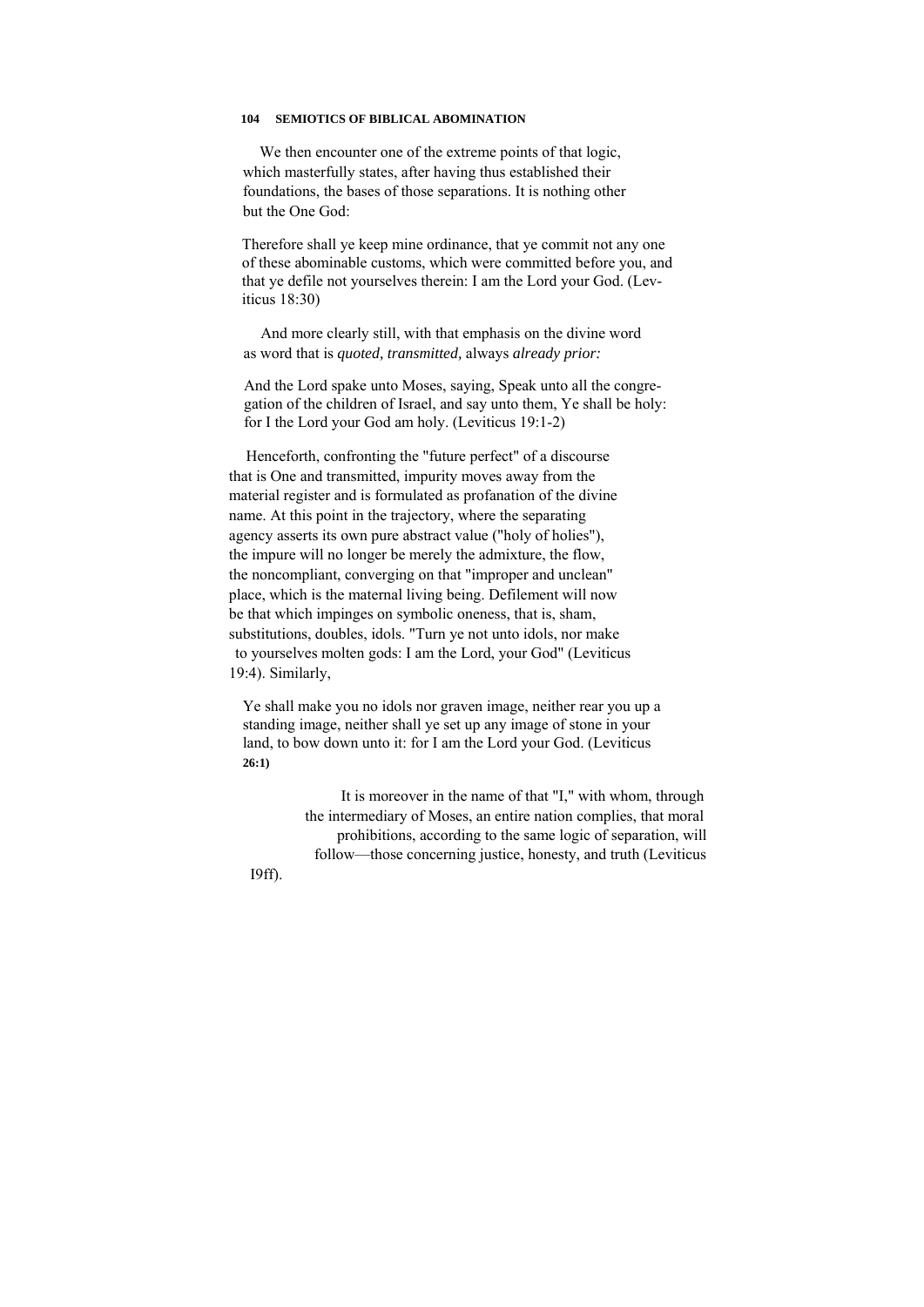We then encounter one of the extreme points of that logic, which masterfully states, after having thus established their foundations, the bases of those separations. It is nothing other but the One God:

> Therefore shall ye keep mine ordinance, that ye commit not any one of these abominable customs, which were committed before you, and that ye defile not yourselves therein: I am the Lord your God. (Leviticus 18:30)

And more clearly still, with that emphasis on the divine word as word that is *quoted, transmitted,* always *already prior:*

> And the Lord spake unto Moses, saying, Speak unto all the congregation of the children of Israel, and say unto them, Ye shall be holy: for I the Lord your God am holy. (Leviticus 19:1-2)

Henceforth, confronting the "future perfect" of a discourse that is One and transmitted, impurity moves away from the material register and is formulated as profanation of the divine name. At this point in the trajectory, where the separating agency asserts its own pure abstract value ("holy of holies"), the impure will no longer be merely the admixture, the flow, the noncompliant, converging on that "improper and unclean" place, which is the maternal living being. Defilement will now be that which impinges on symbolic oneness, that is, sham, substitutions, doubles, idols. "Turn ye not unto idols, nor make to yourselves molten gods: I am the Lord, your God" (Leviticus 19:4). Similarly,

> Ye shall make you no idols nor graven image, neither rear you up a standing image, neither shall ye set up any image of stone in your land, to bow down unto it: for I am the Lord your God. (Leviticus 26:1)

It is moreover in the name of that "I," with whom, through the intermediary of Moses, an entire nation complies, that moral prohibitions, according to the same logic of separation, will follow—those concerning justice, honesty, and truth (Leviticus I9ff).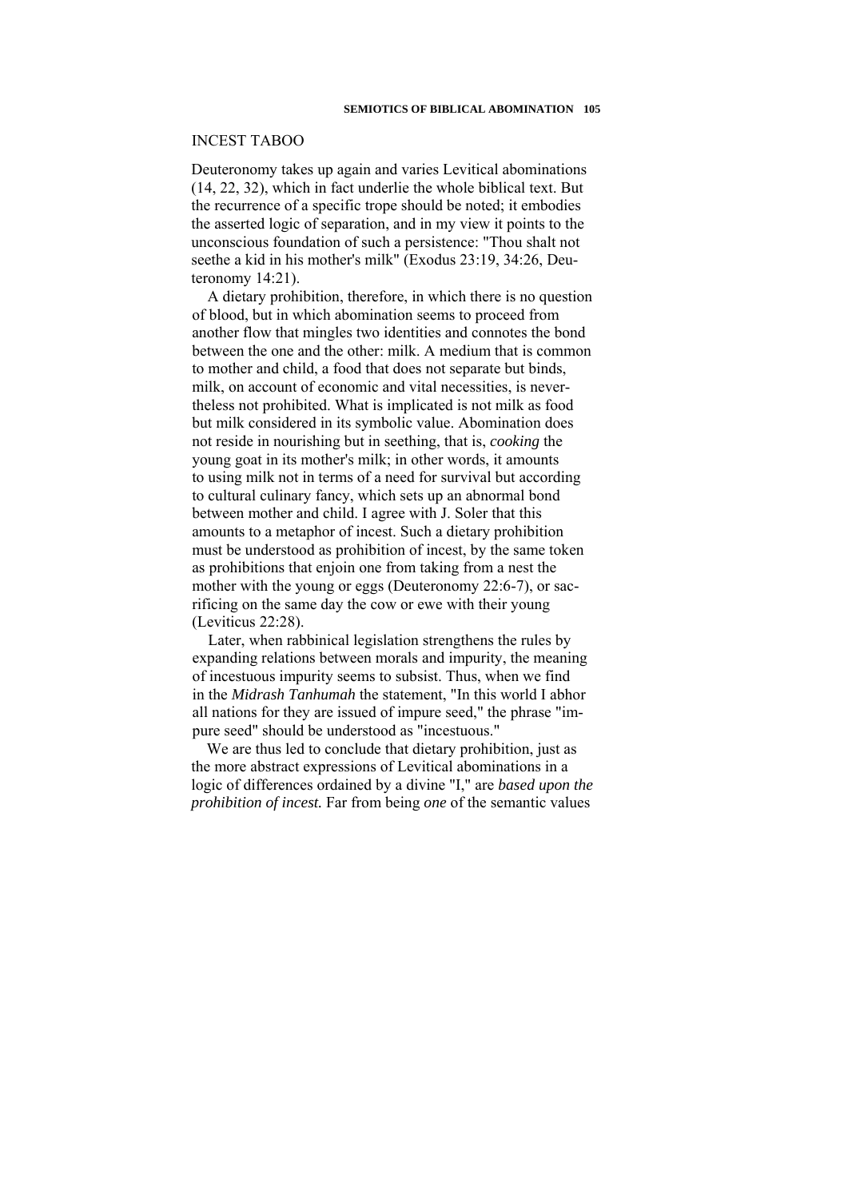## INCEST TABOO

Deuteronomy takes up again and varies Levitical abominations (14, 22, 32), which in fact underlie the whole biblical text. But the recurrence of a specific trope should be noted; it embodies the asserted logic of separation, and in my view it points to the unconscious foundation of such a persistence: "Thou shalt not seethe a kid in his mother's milk" (Exodus 23:19, 34:26, Deuteronomy 14:21).

A dietary prohibition, therefore, in which there is no question of blood, but in which abomination seems to proceed from another flow that mingles two identities and connotes the bond between the one and the other: milk. A medium that is common to mother and child, a food that does not separate but binds, milk, on account of economic and vital necessities, is nevertheless not prohibited. What is implicated is not milk as food but milk considered in its symbolic value. Abomination does not reside in nourishing but in seething, that is, *cooking* the young goat in its mother's milk; in other words, it amounts to using milk not in terms of a need for survival but according to cultural culinary fancy, which sets up an abnormal bond between mother and child. I agree with J. Soler that this amounts to a metaphor of incest. Such a dietary prohibition must be understood as prohibition of incest, by the same token as prohibitions that enjoin one from taking from a nest the mother with the young or eggs (Deuteronomy 22:6-7), or sacrificing on the same day the cow or ewe with their young (Leviticus 22:28).

Later, when rabbinical legislation strengthens the rules by expanding relations between morals and impurity, the meaning of incestuous impurity seems to subsist. Thus, when we find in the *Midrash Tanhumah* the statement, "In this world I abhor all nations for they are issued of impure seed," the phrase "impure seed" should be understood as "incestuous."

We are thus led to conclude that dietary prohibition, just as the more abstract expressions of Levitical abominations in a logic of differences ordained by a divine "I," are *based upon the prohibition of incest.* Far from being *one* of the semantic values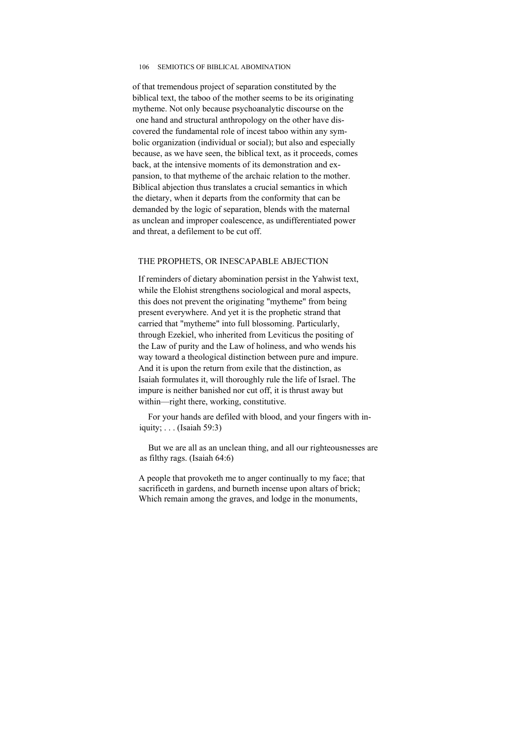of that tremendous project of separation constituted by the biblical text, the taboo of the mother seems to be its originating mytheme. Not only because psychoanalytic discourse on the one hand and structural anthropology on the other have discovered the fundamental role of incest taboo within any symbolic organization (individual or social); but also and especially because, as we have seen, the biblical text, as it proceeds, comes back, at the intensive moments of its demonstration and expansion, to that mytheme of the archaic relation to the mother. Biblical abjection thus translates a crucial semantics in which the dietary, when it departs from the conformity that can be demanded by the logic of separation, blends with the maternal as unclean and improper coalescence, as undifferentiated power and threat, a defilement to be cut off.

## THE PROPHETS, OR INESCAPABLE ABJECTION

If reminders of dietary abomination persist in the Yahwist text, while the Elohist strengthens sociological and moral aspects, this does not prevent the originating "mytheme" from being present everywhere. And yet it is the prophetic strand that carried that "mytheme" into full blossoming. Particularly, through Ezekiel, who inherited from Leviticus the positing of the Law of purity and the Law of holiness, and who wends his way toward a theological distinction between pure and impure. And it is upon the return from exile that the distinction, as Isaiah formulates it, will thoroughly rule the life of Israel. The impure is neither banished nor cut off, it is thrust away but within—right there, working, constitutive.

> For your hands are defiled with blood, and your fingers with iniquity; . . . (Isaiah 59:3)

> But we are all as an unclean thing, and all our righteousnesses are as filthy rags. (Isaiah 64:6)

> A people that provoketh me to anger continually to my face; that sacrificeth in gardens, and burneth incense upon altars of brick; Which remain among the graves, and lodge in the monuments,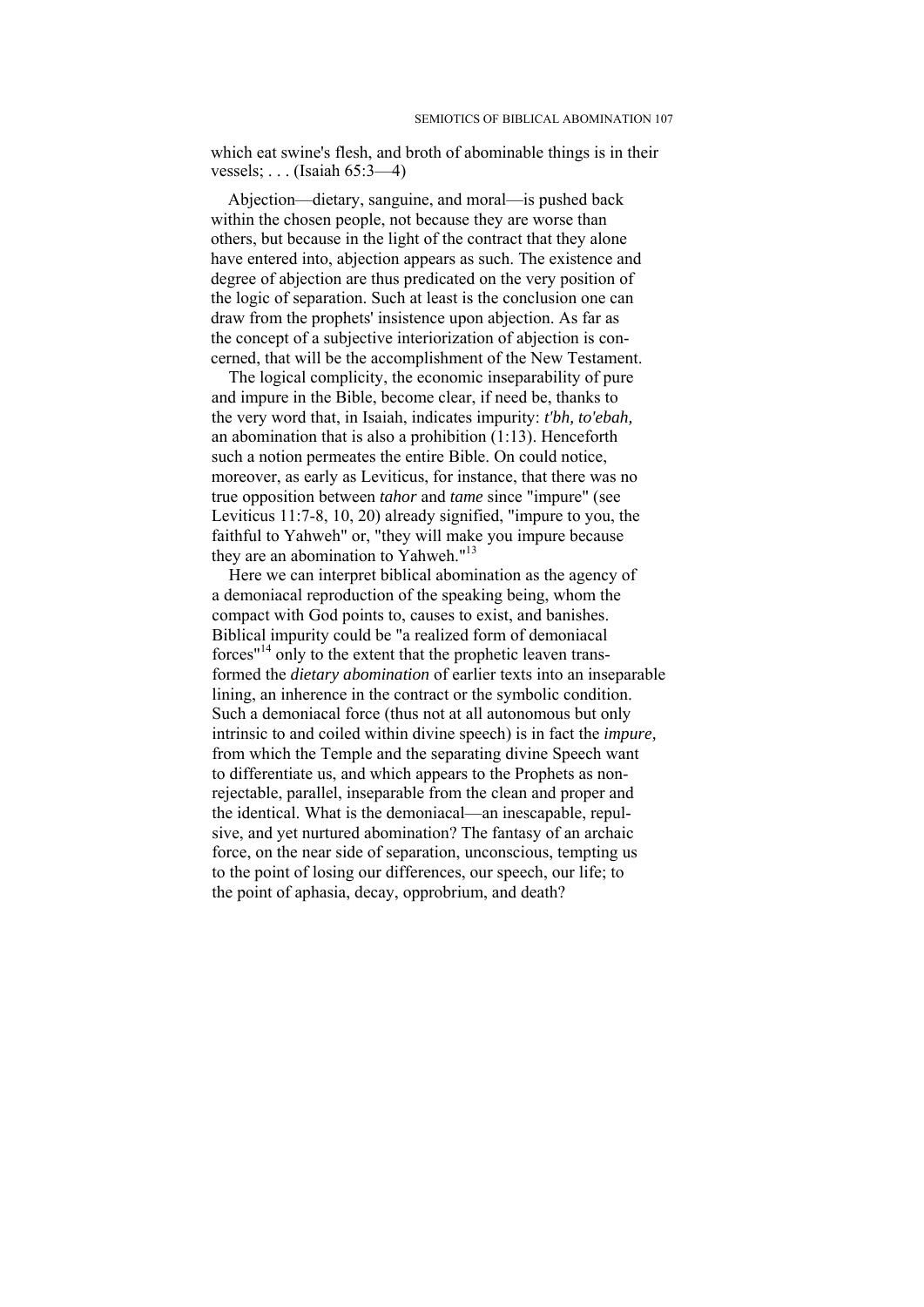which eat swine's flesh, and broth of abominable things is in their vessels; . . . (Isaiah 65:3—4)

Abjection—dietary, sanguine, and moral—is pushed back within the chosen people, not because they are worse than others, but because in the light of the contract that they alone have entered into, abjection appears as such. The existence and degree of abjection are thus predicated on the very position of the logic of separation. Such at least is the conclusion one can draw from the prophets' insistence upon abjection. As far as the concept of a subjective interiorization of abjection is concerned, that will be the accomplishment of the New Testament.

The logical complicity, the economic inseparability of pure and impure in the Bible, become clear, if need be, thanks to the very word that, in Isaiah, indicates impurity: *t'bh, to'ebah,* an abomination that is also a prohibition (1:13). Henceforth such a notion permeates the entire Bible. On could notice, moreover, as early as Leviticus, for instance, that there was no true opposition between *tahor* and *tame* since "impure" (see Leviticus 11:7-8, 10, 20) already signified, "impure to you, the faithful to Yahweh" or, "they will make you impure because they are an abomination to Yahweh."[13]

Here we can interpret biblical abomination as the agency of a demoniacal reproduction of the speaking being, whom the compact with God points to, causes to exist, and banishes. Biblical impurity could be "a realized form of demoniacal forces"[14] only to the extent that the prophetic leaven transformed the *dietary abomination* of earlier texts into an inseparable lining, an inherence in the contract or the symbolic condition. Such a demoniacal force (thus not at all autonomous but only intrinsic to and coiled within divine speech) is in fact the *impure,* from which the Temple and the separating divine Speech want to differentiate us, and which appears to the Prophets as non-rejectable, parallel, inseparable from the clean and proper and the identical. What is the demoniacal—an inescapable, repulsive, and yet nurtured abomination? The fantasy of an archaic force, on the near side of separation, unconscious, tempting us to the point of losing our differences, our speech, our life; to the point of aphasia, decay, opprobrium, and death?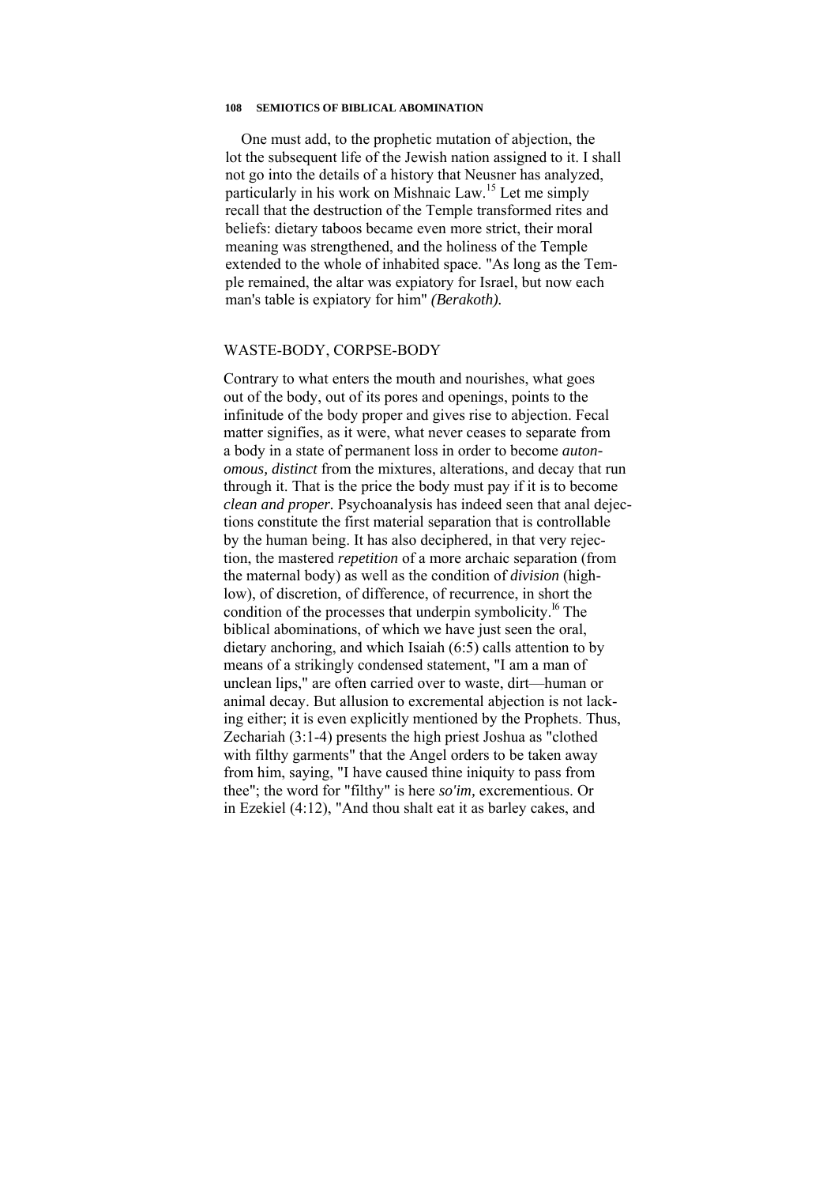One must add, to the prophetic mutation of abjection, the lot the subsequent life of the Jewish nation assigned to it. I shall not go into the details of a history that Neusner has analyzed, particularly in his work on Mishnaic Law.[15] Let me simply recall that the destruction of the Temple transformed rites and beliefs: dietary taboos became even more strict, their moral meaning was strengthened, and the holiness of the Temple extended to the whole of inhabited space. "As long as the Temple remained, the altar was expiatory for Israel, but now each man's table is expiatory for him" *(Berakoth).*

## WASTE-BODY, CORPSE-BODY

Contrary to what enters the mouth and nourishes, what goes out of the body, out of its pores and openings, points to the infinitude of the body proper and gives rise to abjection. Fecal matter signifies, as it were, what never ceases to separate from a body in a state of permanent loss in order to become *autonomous, distinct* from the mixtures, alterations, and decay that run through it. That is the price the body must pay if it is to become *clean and proper.* Psychoanalysis has indeed seen that anal dejections constitute the first material separation that is controllable by the human being. It has also deciphered, in that very rejection, the mastered *repetition* of a more archaic separation (from the maternal body) as well as the condition of *division* (high-low), of discretion, of difference, of recurrence, in short the condition of the processes that underpin symbolicity.[16] The biblical abominations, of which we have just seen the oral, dietary anchoring, and which Isaiah (6:5) calls attention to by means of a strikingly condensed statement, "I am a man of unclean lips," are often carried over to waste, dirt—human or animal decay. But allusion to excremental abjection is not lacking either; it is even explicitly mentioned by the Prophets. Thus, Zechariah (3:1-4) presents the high priest Joshua as "clothed with filthy garments" that the Angel orders to be taken away from him, saying, "I have caused thine iniquity to pass from thee"; the word for "filthy" is here *so'im,* excrementious. Or in Ezekiel (4:12), "And thou shalt eat it as barley cakes, and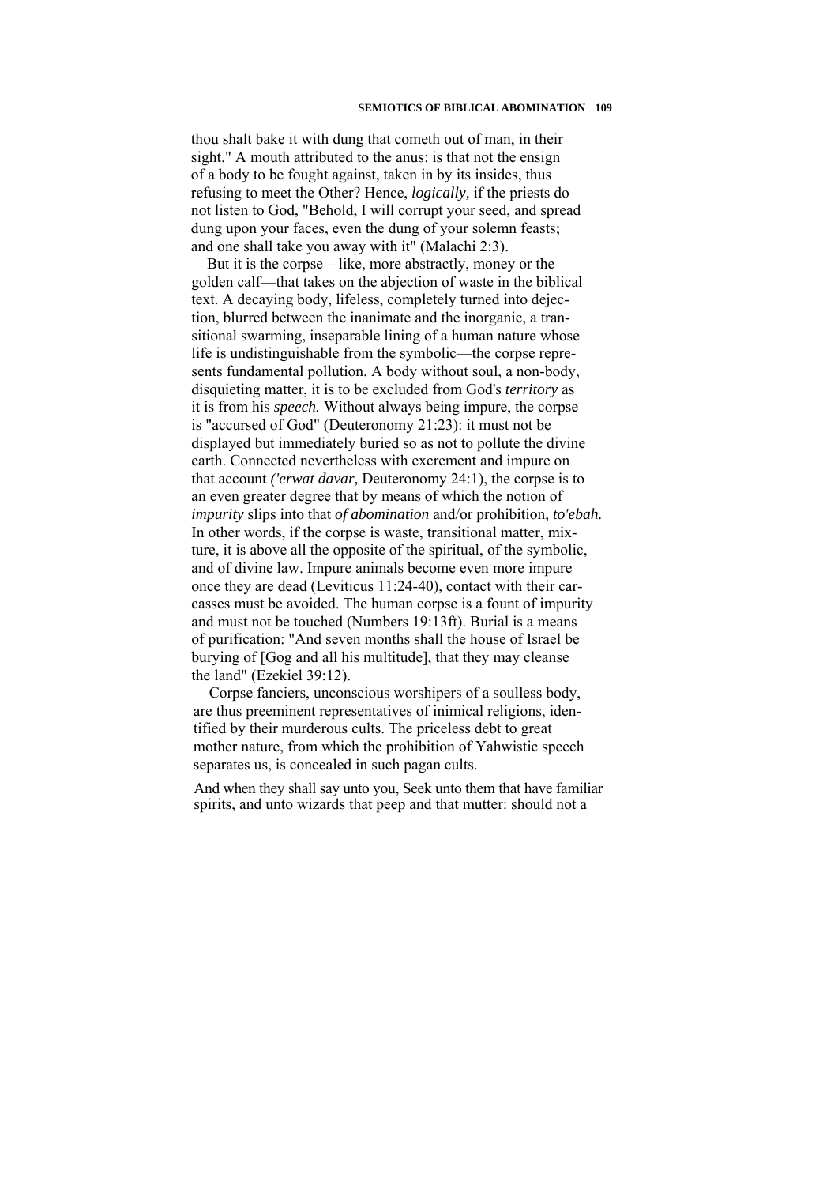thou shalt bake it with dung that cometh out of man, in their sight." A mouth attributed to the anus: is that not the ensign of a body to be fought against, taken in by its insides, thus refusing to meet the Other? Hence, *logically,* if the priests do not listen to God, "Behold, I will corrupt your seed, and spread dung upon your faces, even the dung of your solemn feasts; and one shall take you away with it" (Malachi 2:3).

But it is the corpse—like, more abstractly, money or the golden calf—that takes on the abjection of waste in the biblical text. A decaying body, lifeless, completely turned into dejection, blurred between the inanimate and the inorganic, a transitional swarming, inseparable lining of a human nature whose life is undistinguishable from the symbolic—the corpse represents fundamental pollution. A body without soul, a non-body, disquieting matter, it is to be excluded from God's *territory* as it is from his *speech.* Without always being impure, the corpse is "accursed of God" (Deuteronomy 21:23): it must not be displayed but immediately buried so as not to pollute the divine earth. Connected nevertheless with excrement and impure on that account *('erwat davar,* Deuteronomy 24:1), the corpse is to an even greater degree that by means of which the notion of *impurity* slips into that *of abomination* and/or prohibition, *to'ebah.* In other words, if the corpse is waste, transitional matter, mixture, it is above all the opposite of the spiritual, of the symbolic, and of divine law. Impure animals become even more impure once they are dead (Leviticus 11:24-40), contact with their carcasses must be avoided. The human corpse is a fount of impurity and must not be touched (Numbers 19:13ft). Burial is a means of purification: "And seven months shall the house of Israel be burying of [Gog and all his multitude], that they may cleanse the land" (Ezekiel 39:12).

Corpse fanciers, unconscious worshipers of a soulless body, are thus preeminent representatives of inimical religions, identified by their murderous cults. The priceless debt to great mother nature, from which the prohibition of Yahwistic speech separates us, is concealed in such pagan cults.

And when they shall say unto you, Seek unto them that have familiar spirits, and unto wizards that peep and that mutter: should not a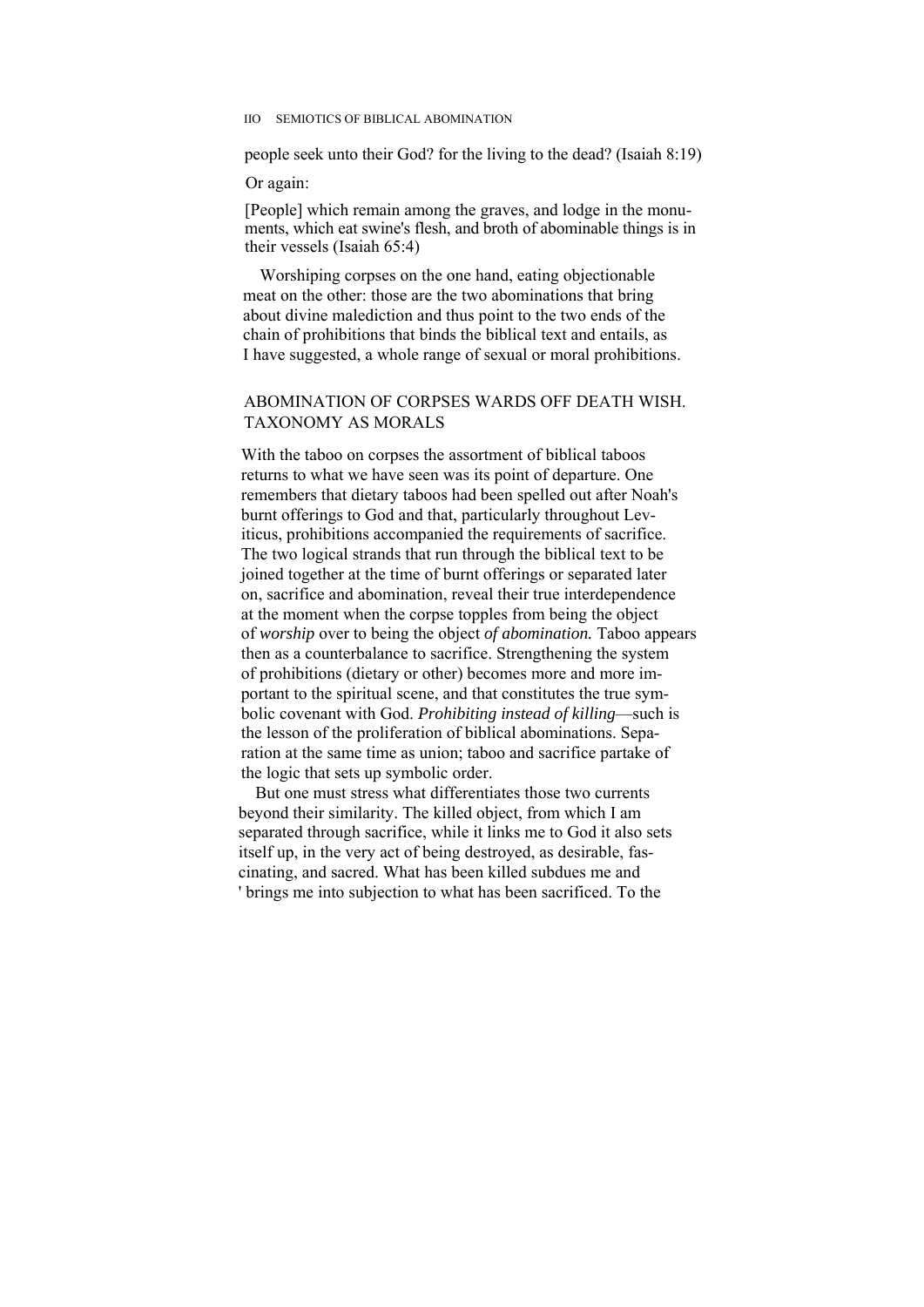people seek unto their God? for the living to the dead? (Isaiah 8:19)

Or again:

[People] which remain among the graves, and lodge in the monuments, which eat swine's flesh, and broth of abominable things is in their vessels (Isaiah 65:4)

Worshiping corpses on the one hand, eating objectionable meat on the other: those are the two abominations that bring about divine malediction and thus point to the two ends of the chain of prohibitions that binds the biblical text and entails, as I have suggested, a whole range of sexual or moral prohibitions.

## ABOMINATION OF CORPSES WARDS OFF DEATH WISH. TAXONOMY AS MORALS

With the taboo on corpses the assortment of biblical taboos returns to what we have seen was its point of departure. One remembers that dietary taboos had been spelled out after Noah's burnt offerings to God and that, particularly throughout Leviticus, prohibitions accompanied the requirements of sacrifice. The two logical strands that run through the biblical text to be joined together at the time of burnt offerings or separated later on, sacrifice and abomination, reveal their true interdependence at the moment when the corpse topples from being the object of *worship* over to being the object *of abomination.* Taboo appears then as a counterbalance to sacrifice. Strengthening the system of prohibitions (dietary or other) becomes more and more important to the spiritual scene, and that constitutes the true symbolic covenant with God. *Prohibiting instead of killing*—such is the lesson of the proliferation of biblical abominations. Separation at the same time as union; taboo and sacrifice partake of the logic that sets up symbolic order.

But one must stress what differentiates those two currents beyond their similarity. The killed object, from which I am separated through sacrifice, while it links me to God it also sets itself up, in the very act of being destroyed, as desirable, fascinating, and sacred. What has been killed subdues me and brings me into subjection to what has been sacrificed. To the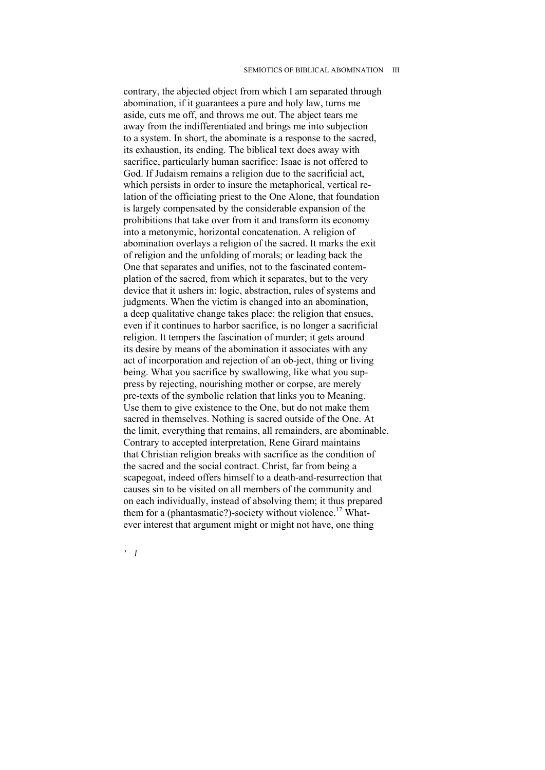contrary, the abjected object from which I am separated through abomination, if it guarantees a pure and holy law, turns me aside, cuts me off, and throws me out. The abject tears me away from the indifferentiated and brings me into subjection to a system. In short, the abominate is a response to the sacred, its exhaustion, its ending. The biblical text does away with sacrifice, particularly human sacrifice: Isaac is not offered to God. If Judaism remains a religion due to the sacrificial act, which persists in order to insure the metaphorical, vertical relation of the officiating priest to the One Alone, that foundation is largely compensated by the considerable expansion of the prohibitions that take over from it and transform its economy into a metonymic, horizontal concatenation. A religion of abomination overlays a religion of the sacred. It marks the exit of religion and the unfolding of morals; or leading back the One that separates and unifies, not to the fascinated contemplation of the sacred, from which it separates, but to the very device that it ushers in: logic, abstraction, rules of systems and judgments. When the victim is changed into an abomination, a deep qualitative change takes place: the religion that ensues, even if it continues to harbor sacrifice, is no longer a sacrificial religion. It tempers the fascination of murder; it gets around its desire by means of the abomination it associates with any act of incorporation and rejection of an ob-ject, thing or living being. What you sacrifice by swallowing, like what you suppress by rejecting, nourishing mother or corpse, are merely pre-texts of the symbolic relation that links you to Meaning. Use them to give existence to the One, but do not make them sacred in themselves. Nothing is sacred outside of the One. At the limit, everything that remains, all remainders, are abominable. Contrary to accepted interpretation, Rene Girard maintains that Christian religion breaks with sacrifice as the condition of the sacred and the social contract. Christ, far from being a scapegoat, indeed offers himself to a death-and-resurrection that causes sin to be visited on all members of the community and on each individually, instead of absolving them; it thus prepared them for a (phantasmatic?)-society without violence.[17] Whatever interest that argument might or might not have, one thing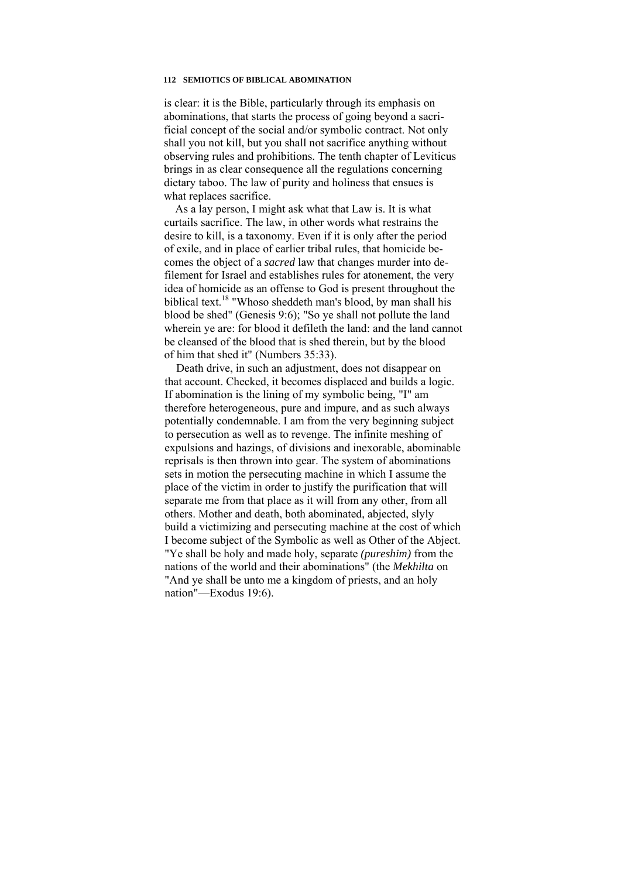is clear: it is the Bible, particularly through its emphasis on abominations, that starts the process of going beyond a sacrificial concept of the social and/or symbolic contract. Not only shall you not kill, but you shall not sacrifice anything without observing rules and prohibitions. The tenth chapter of Leviticus brings in as clear consequence all the regulations concerning dietary taboo. The law of purity and holiness that ensues is what replaces sacrifice.

As a lay person, I might ask what that Law is. It is what curtails sacrifice. The law, in other words what restrains the desire to kill, is a taxonomy. Even if it is only after the period of exile, and in place of earlier tribal rules, that homicide becomes the object of a *sacred* law that changes murder into defilement for Israel and establishes rules for atonement, the very idea of homicide as an offense to God is present throughout the biblical text.[18] "Whoso sheddeth man's blood, by man shall his blood be shed" (Genesis 9:6); "So ye shall not pollute the land wherein ye are: for blood it defileth the land: and the land cannot be cleansed of the blood that is shed therein, but by the blood of him that shed it" (Numbers 35:33).

Death drive, in such an adjustment, does not disappear on that account. Checked, it becomes displaced and builds a logic. If abomination is the lining of my symbolic being, "I" am therefore heterogeneous, pure and impure, and as such always potentially condemnable. I am from the very beginning subject to persecution as well as to revenge. The infinite meshing of expulsions and hazings, of divisions and inexorable, abominable reprisals is then thrown into gear. The system of abominations sets in motion the persecuting machine in which I assume the place of the victim in order to justify the purification that will separate me from that place as it will from any other, from all others. Mother and death, both abominated, abjected, slyly build a victimizing and persecuting machine at the cost of which I become subject of the Symbolic as well as Other of the Abject. "Ye shall be holy and made holy, separate *(pureshim)* from the nations of the world and their abominations" (the *Mekhilta* on "And ye shall be unto me a kingdom of priests, and an holy nation"—Exodus 19:6).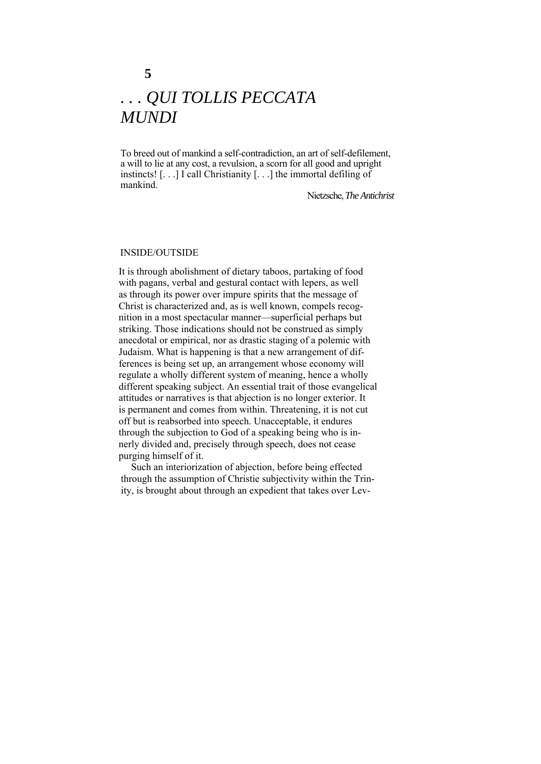# 5

# *. . . QUI TOLLIS PECCATA MUNDI*

> To breed out of mankind a self-contradiction, an art of self-defilement, a will to lie at any cost, a revulsion, a scorn for all good and upright instincts! [. . .] I call Christianity [. . .] the immortal defiling of mankind.
>
> Nietzsche, *The Antichrist*

## INSIDE/OUTSIDE

It is through abolishment of dietary taboos, partaking of food with pagans, verbal and gestural contact with lepers, as well as through its power over impure spirits that the message of Christ is characterized and, as is well known, compels recognition in a most spectacular manner—superficial perhaps but striking. Those indications should not be construed as simply anecdotal or empirical, nor as drastic staging of a polemic with Judaism. What is happening is that a new arrangement of differences is being set up, an arrangement whose economy will regulate a wholly different system of meaning, hence a wholly different speaking subject. An essential trait of those evangelical attitudes or narratives is that abjection is no longer exterior. It is permanent and comes from within. Threatening, it is not cut off but is reabsorbed into speech. Unacceptable, it endures through the subjection to God of a speaking being who is innerly divided and, precisely through speech, does not cease purging himself of it.

Such an interiorization of abjection, before being effected through the assumption of Christic subjectivity within the Trinity, is brought about through an expedient that takes over Lev-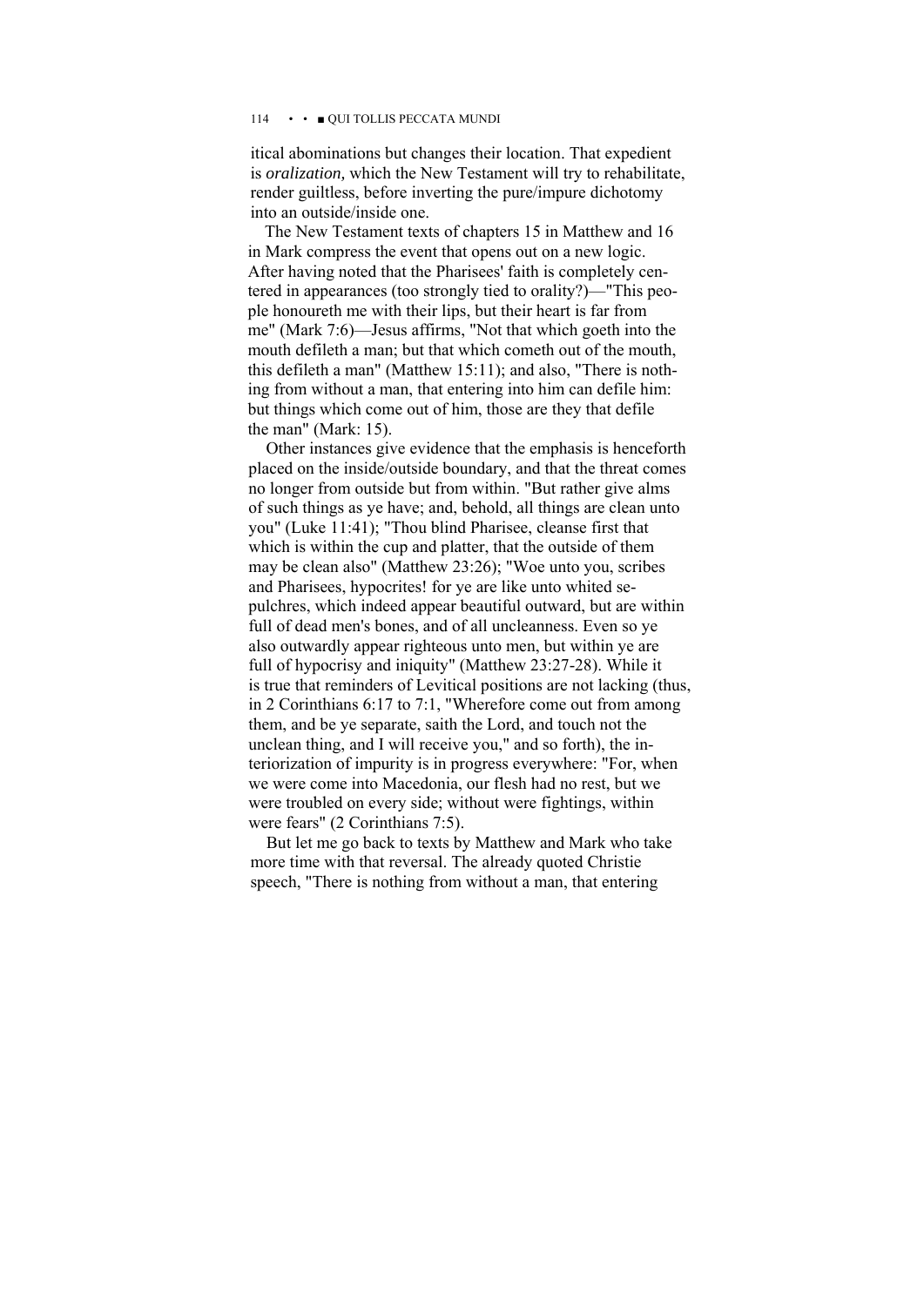itical abominations but changes their location. That expedient is *oralization,* which the New Testament will try to rehabilitate, render guiltless, before inverting the pure/impure dichotomy into an outside/inside one.

The New Testament texts of chapters 15 in Matthew and 16 in Mark compress the event that opens out on a new logic. After having noted that the Pharisees' faith is completely centered in appearances (too strongly tied to orality?)—"This people honoureth me with their lips, but their heart is far from me" (Mark 7:6)—Jesus affirms, "Not that which goeth into the mouth defileth a man; but that which cometh out of the mouth, this defileth a man" (Matthew 15:11); and also, "There is nothing from without a man, that entering into him can defile him: but things which come out of him, those are they that defile the man" (Mark: 15).

Other instances give evidence that the emphasis is henceforth placed on the inside/outside boundary, and that the threat comes no longer from outside but from within. "But rather give alms of such things as ye have; and, behold, all things are clean unto you" (Luke 11:41); "Thou blind Pharisee, cleanse first that which is within the cup and platter, that the outside of them may be clean also" (Matthew 23:26); "Woe unto you, scribes and Pharisees, hypocrites! for ye are like unto whited sepulchres, which indeed appear beautiful outward, but are within full of dead men's bones, and of all uncleanness. Even so ye also outwardly appear righteous unto men, but within ye are full of hypocrisy and iniquity" (Matthew 23:27-28). While it is true that reminders of Levitical positions are not lacking (thus, in 2 Corinthians 6:17 to 7:1, "Wherefore come out from among them, and be ye separate, saith the Lord, and touch not the unclean thing, and I will receive you," and so forth), the interiorization of impurity is in progress everywhere: "For, when we were come into Macedonia, our flesh had no rest, but we were troubled on every side; without were fightings, within were fears" (2 Corinthians 7:5).

But let me go back to texts by Matthew and Mark who take more time with that reversal. The already quoted Christie speech, "There is nothing from without a man, that entering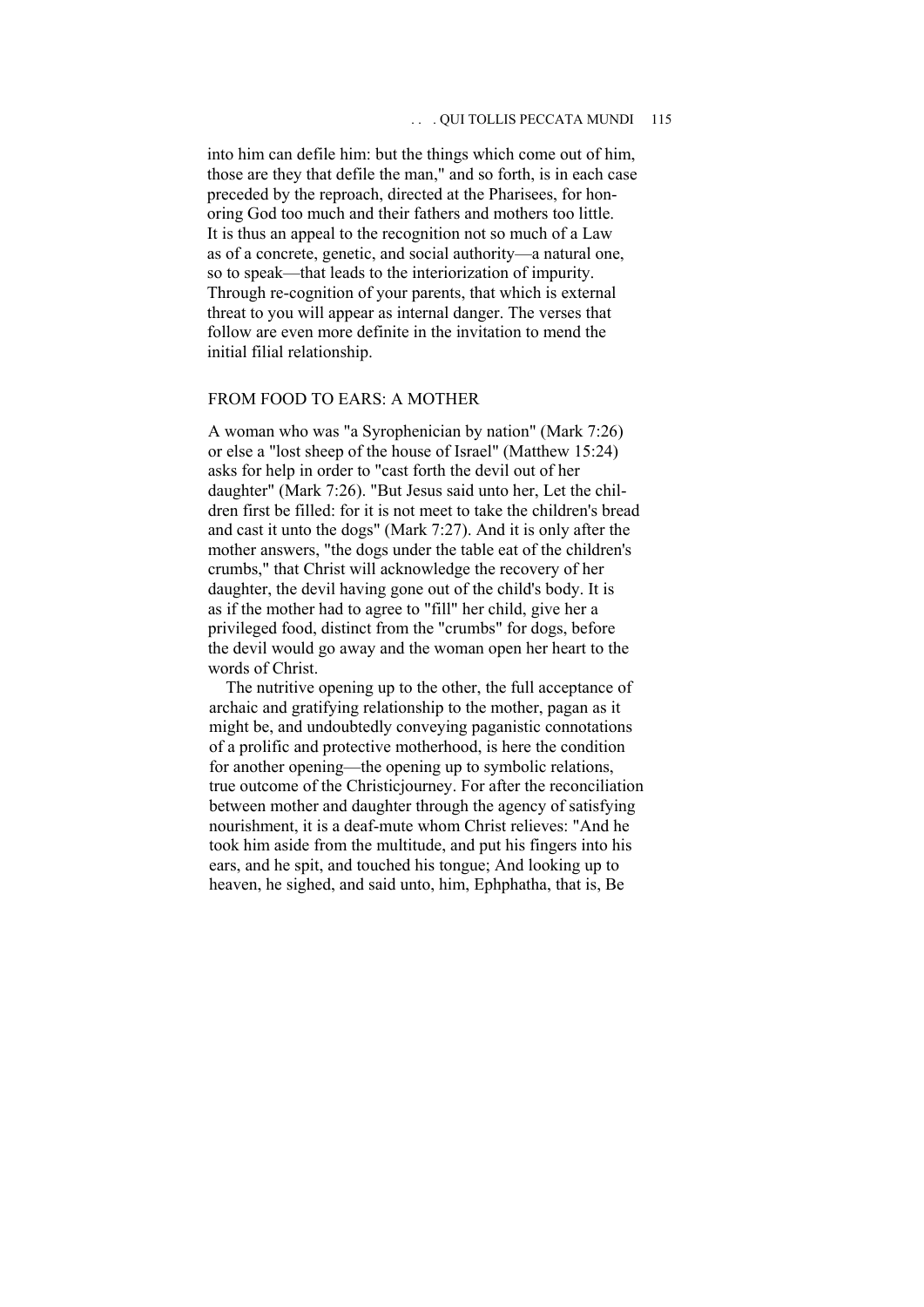into him can defile him: but the things which come out of him, those are they that defile the man," and so forth, is in each case preceded by the reproach, directed at the Pharisees, for honoring God too much and their fathers and mothers too little. It is thus an appeal to the recognition not so much of a Law as of a concrete, genetic, and social authority—a natural one, so to speak—that leads to the interiorization of impurity. Through re-cognition of your parents, that which is external threat to you will appear as internal danger. The verses that follow are even more definite in the invitation to mend the initial filial relationship.

## FROM FOOD TO EARS: A MOTHER

A woman who was "a Syrophenician by nation" (Mark 7:26) or else a "lost sheep of the house of Israel" (Matthew 15:24) asks for help in order to "cast forth the devil out of her daughter" (Mark 7:26). "But Jesus said unto her, Let the children first be filled: for it is not meet to take the children's bread and cast it unto the dogs" (Mark 7:27). And it is only after the mother answers, "the dogs under the table eat of the children's crumbs," that Christ will acknowledge the recovery of her daughter, the devil having gone out of the child's body. It is as if the mother had to agree to "fill" her child, give her a privileged food, distinct from the "crumbs" for dogs, before the devil would go away and the woman open her heart to the words of Christ.

The nutritive opening up to the other, the full acceptance of archaic and gratifying relationship to the mother, pagan as it might be, and undoubtedly conveying paganistic connotations of a prolific and protective motherhood, is here the condition for another opening—the opening up to symbolic relations, true outcome of the Christicjourney. For after the reconciliation between mother and daughter through the agency of satisfying nourishment, it is a deaf-mute whom Christ relieves: "And he took him aside from the multitude, and put his fingers into his ears, and he spit, and touched his tongue; And looking up to heaven, he sighed, and said unto, him, Ephphatha, that is, Be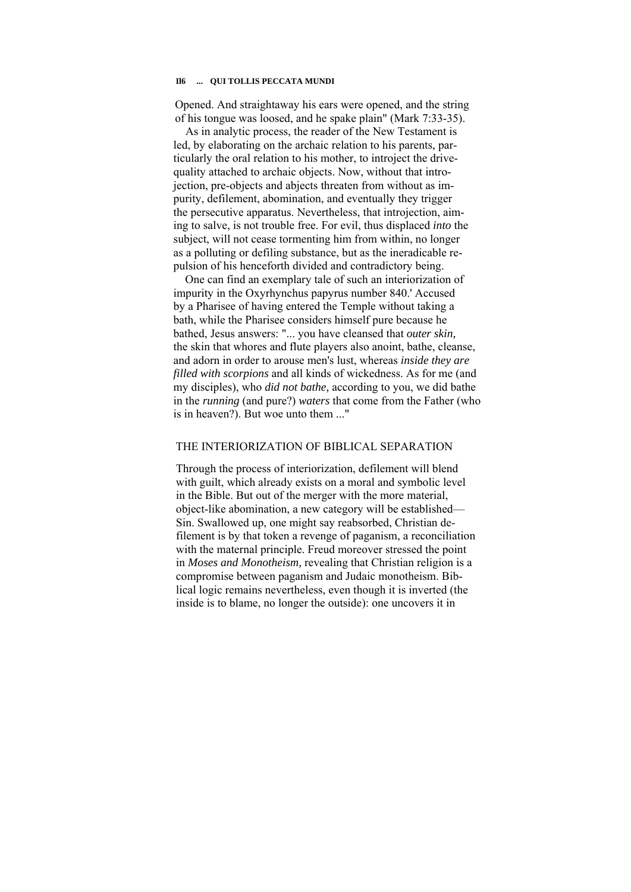Opened. And straightaway his ears were opened, and the string of his tongue was loosed, and he spake plain" (Mark 7:33-35).

As in analytic process, the reader of the New Testament is led, by elaborating on the archaic relation to his parents, particularly the oral relation to his mother, to introject the drive-quality attached to archaic objects. Now, without that introjection, pre-objects and abjects threaten from without as impurity, defilement, abomination, and eventually they trigger the persecutive apparatus. Nevertheless, that introjection, aiming to salve, is not trouble free. For evil, thus displaced *into* the subject, will not cease tormenting him from within, no longer as a polluting or defiling substance, but as the ineradicable repulsion of his henceforth divided and contradictory being.

One can find an exemplary tale of such an interiorization of impurity in the Oxyrhynchus papyrus number 840.' Accused by a Pharisee of having entered the Temple without taking a bath, while the Pharisee considers himself pure because he bathed, Jesus answers: "... you have cleansed that *outer skin,* the skin that whores and flute players also anoint, bathe, cleanse, and adorn in order to arouse men's lust, whereas *inside they are filled with scorpions* and all kinds of wickedness. As for me (and my disciples), who *did not bathe,* according to you, we did bathe in the *running* (and pure?) *waters* that come from the Father (who is in heaven?). But woe unto them ..."

## THE INTERIORIZATION OF BIBLICAL SEPARATION

Through the process of interiorization, defilement will blend with guilt, which already exists on a moral and symbolic level in the Bible. But out of the merger with the more material, object-like abomination, a new category will be established—Sin. Swallowed up, one might say reabsorbed, Christian defilement is by that token a revenge of paganism, a reconciliation with the maternal principle. Freud moreover stressed the point in *Moses and Monotheism,* revealing that Christian religion is a compromise between paganism and Judaic monotheism. Biblical logic remains nevertheless, even though it is inverted (the inside is to blame, no longer the outside): one uncovers it in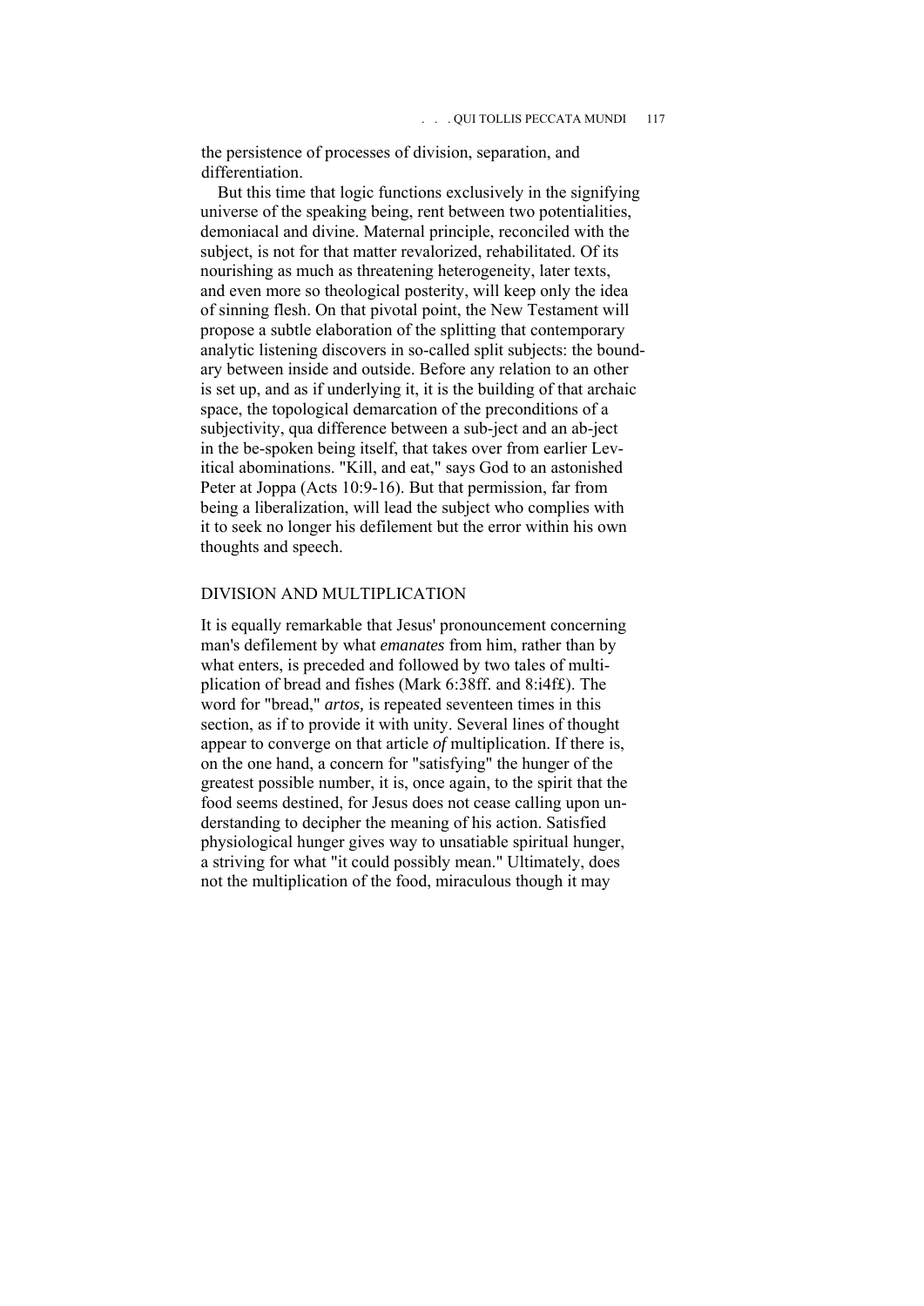the persistence of processes of division, separation, and differentiation.

But this time that logic functions exclusively in the signifying universe of the speaking being, rent between two potentialities, demoniacal and divine. Maternal principle, reconciled with the subject, is not for that matter revalorized, rehabilitated. Of its nourishing as much as threatening heterogeneity, later texts, and even more so theological posterity, will keep only the idea of sinning flesh. On that pivotal point, the New Testament will propose a subtle elaboration of the splitting that contemporary analytic listening discovers in so-called split subjects: the boundary between inside and outside. Before any relation to an other is set up, and as if underlying it, it is the building of that archaic space, the topological demarcation of the preconditions of a subjectivity, qua difference between a sub-ject and an ab-ject in the be-spoken being itself, that takes over from earlier Levitical abominations. "Kill, and eat," says God to an astonished Peter at Joppa (Acts 10:9-16). But that permission, far from being a liberalization, will lead the subject who complies with it to seek no longer his defilement but the error within his own thoughts and speech.

## DIVISION AND MULTIPLICATION

It is equally remarkable that Jesus' pronouncement concerning man's defilement by what *emanates* from him, rather than by what enters, is preceded and followed by two tales of multiplication of bread and fishes (Mark 6:38ff. and 8:i4f£). The word for "bread," *artos,* is repeated seventeen times in this section, as if to provide it with unity. Several lines of thought appear to converge on that article *of* multiplication. If there is, on the one hand, a concern for "satisfying" the hunger of the greatest possible number, it is, once again, to the spirit that the food seems destined, for Jesus does not cease calling upon understanding to decipher the meaning of his action. Satisfied physiological hunger gives way to unsatiable spiritual hunger, a striving for what "it could possibly mean." Ultimately, does not the multiplication of the food, miraculous though it may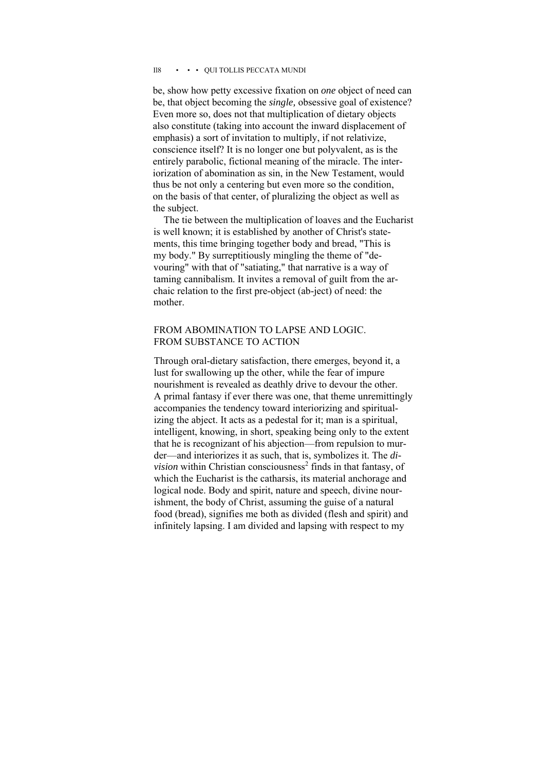be, show how petty excessive fixation on *one* object of need can be, that object becoming the *single,* obsessive goal of existence? Even more so, does not that multiplication of dietary objects also constitute (taking into account the inward displacement of emphasis) a sort of invitation to multiply, if not relativize, conscience itself? It is no longer one but polyvalent, as is the entirely parabolic, fictional meaning of the miracle. The interiorization of abomination as sin, in the New Testament, would thus be not only a centering but even more so the condition, on the basis of that center, of pluralizing the object as well as the subject.

The tie between the multiplication of loaves and the Eucharist is well known; it is established by another of Christ's statements, this time bringing together body and bread, "This is my body." By surreptitiously mingling the theme of "devouring" with that of "satiating," that narrative is a way of taming cannibalism. It invites a removal of guilt from the archaic relation to the first pre-object (ab-ject) of need: the mother.

## FROM ABOMINATION TO LAPSE AND LOGIC. FROM SUBSTANCE TO ACTION

Through oral-dietary satisfaction, there emerges, beyond it, a lust for swallowing up the other, while the fear of impure nourishment is revealed as deathly drive to devour the other. A primal fantasy if ever there was one, that theme unremittingly accompanies the tendency toward interiorizing and spiritualizing the abject. It acts as a pedestal for it; man is a spiritual, intelligent, knowing, in short, speaking being only to the extent that he is recognizant of his abjection—from repulsion to murder—and interiorizes it as such, that is, symbolizes it. The *division* within Christian consciousness[2] finds in that fantasy, of which the Eucharist is the catharsis, its material anchorage and logical node. Body and spirit, nature and speech, divine nourishment, the body of Christ, assuming the guise of a natural food (bread), signifies me both as divided (flesh and spirit) and infinitely lapsing. I am divided and lapsing with respect to my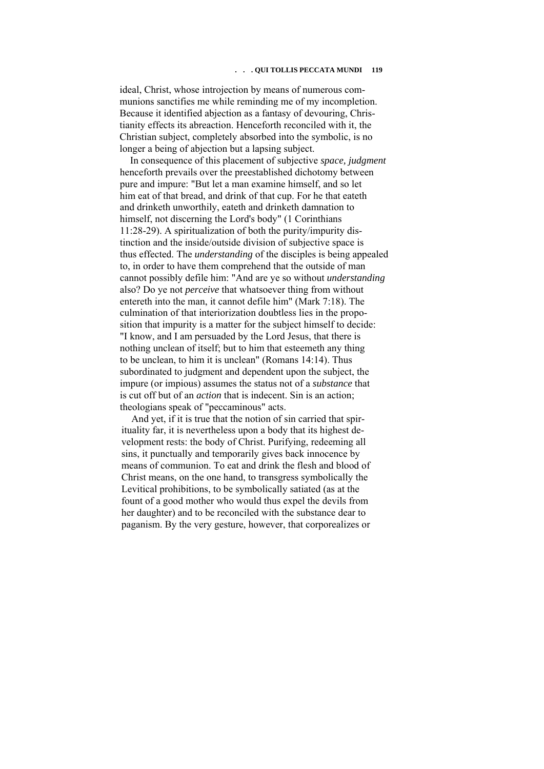ideal, Christ, whose introjection by means of numerous communions sanctifies me while reminding me of my incompletion. Because it identified abjection as a fantasy of devouring, Christianity effects its abreaction. Henceforth reconciled with it, the Christian subject, completely absorbed into the symbolic, is no longer a being of abjection but a lapsing subject.

In consequence of this placement of subjective *space, judgment* henceforth prevails over the preestablished dichotomy between pure and impure: "But let a man examine himself, and so let him eat of that bread, and drink of that cup. For he that eateth and drinketh unworthily, eateth and drinketh damnation to himself, not discerning the Lord's body" (1 Corinthians 11:28-29). A spiritualization of both the purity/impurity distinction and the inside/outside division of subjective space is thus effected. The *understanding* of the disciples is being appealed to, in order to have them comprehend that the outside of man cannot possibly defile him: "And are ye so without *understanding* also? Do ye not *perceive* that whatsoever thing from without entereth into the man, it cannot defile him" (Mark 7:18). The culmination of that interiorization doubtless lies in the proposition that impurity is a matter for the subject himself to decide: "I know, and I am persuaded by the Lord Jesus, that there is nothing unclean of itself; but to him that esteemeth any thing to be unclean, to him it is unclean" (Romans 14:14). Thus subordinated to judgment and dependent upon the subject, the impure (or impious) assumes the status not of a *substance* that is cut off but of an *action* that is indecent. Sin is an action; theologians speak of "peccaminous" acts.

And yet, if it is true that the notion of sin carried that spirituality far, it is nevertheless upon a body that its highest development rests: the body of Christ. Purifying, redeeming all sins, it punctually and temporarily gives back innocence by means of communion. To eat and drink the flesh and blood of Christ means, on the one hand, to transgress symbolically the Levitical prohibitions, to be symbolically satiated (as at the fount of a good mother who would thus expel the devils from her daughter) and to be reconciled with the substance dear to paganism. By the very gesture, however, that corporealizes or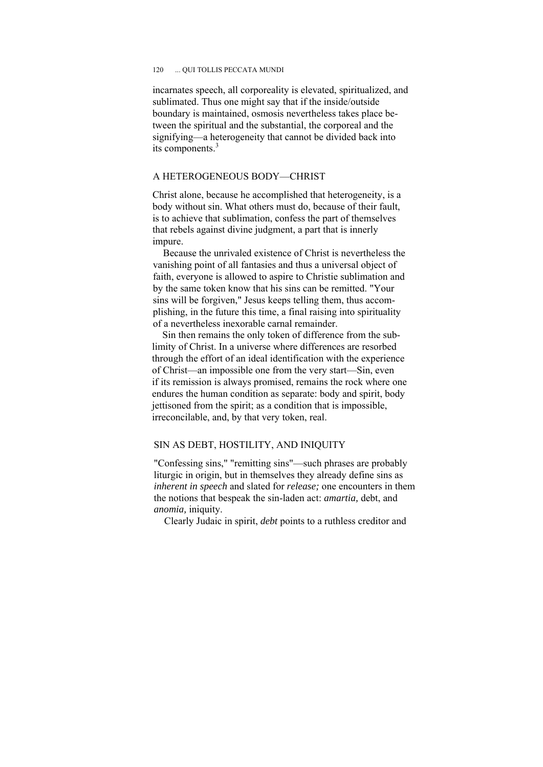incarnates speech, all corporeality is elevated, spiritualized, and sublimated. Thus one might say that if the inside/outside boundary is maintained, osmosis nevertheless takes place between the spiritual and the substantial, the corporeal and the signifying—a heterogeneity that cannot be divided back into its components.[3]

## A HETEROGENEOUS BODY—CHRIST

Christ alone, because he accomplished that heterogeneity, is a body without sin. What others must do, because of their fault, is to achieve that sublimation, confess the part of themselves that rebels against divine judgment, a part that is innerly impure.

Because the unrivaled existence of Christ is nevertheless the vanishing point of all fantasies and thus a universal object of faith, everyone is allowed to aspire to Christie sublimation and by the same token know that his sins can be remitted. "Your sins will be forgiven," Jesus keeps telling them, thus accomplishing, in the future this time, a final raising into spirituality of a nevertheless inexorable carnal remainder.

Sin then remains the only token of difference from the sublimity of Christ. In a universe where differences are resorbed through the effort of an ideal identification with the experience of Christ—an impossible one from the very start—Sin, even if its remission is always promised, remains the rock where one endures the human condition as separate: body and spirit, body jettisoned from the spirit; as a condition that is impossible, irreconcilable, and, by that very token, real.

## SIN AS DEBT, HOSTILITY, AND INIQUITY

"Confessing sins," "remitting sins"—such phrases are probably liturgic in origin, but in themselves they already define sins as *inherent in speech* and slated for *release;* one encounters in them the notions that bespeak the sin-laden act: *amartia,* debt, and *anomia,* iniquity.

Clearly Judaic in spirit, *debt* points to a ruthless creditor and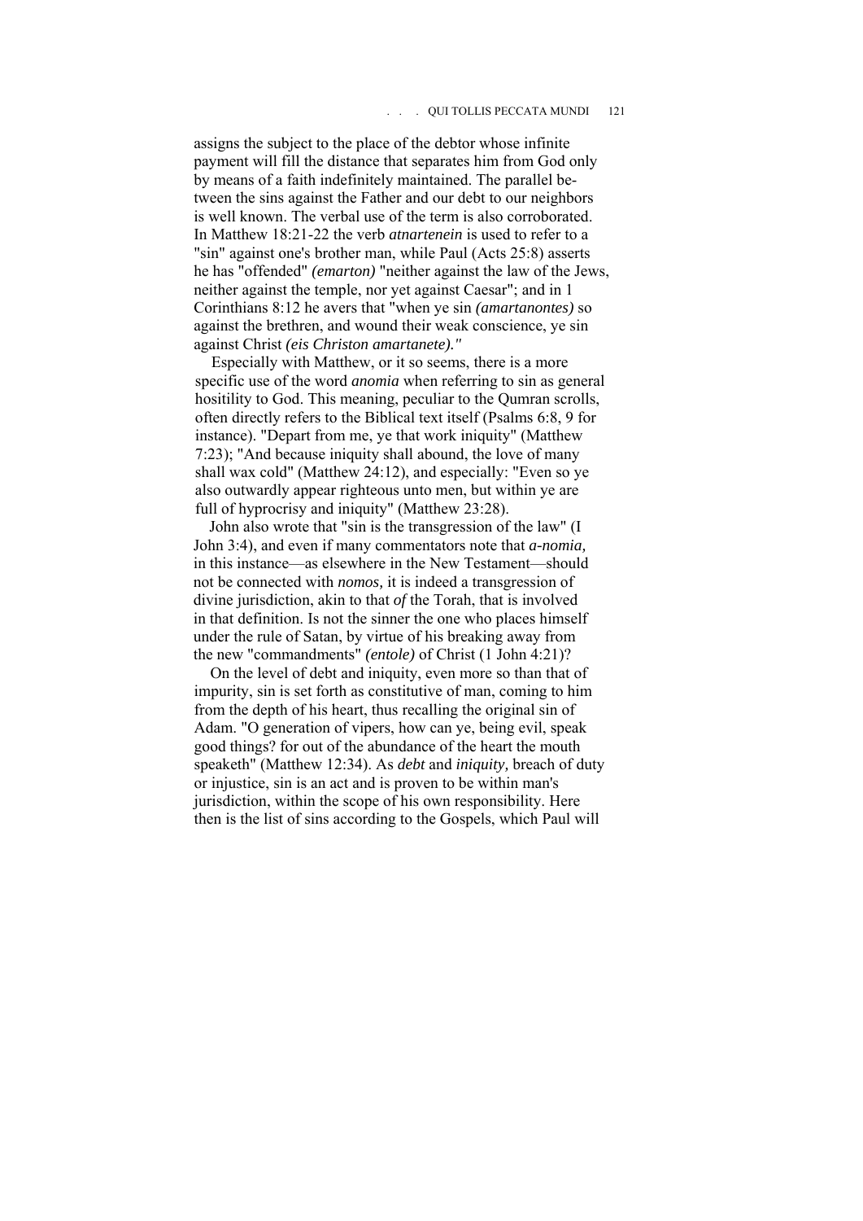assigns the subject to the place of the debtor whose infinite payment will fill the distance that separates him from God only by means of a faith indefinitely maintained. The parallel between the sins against the Father and our debt to our neighbors is well known. The verbal use of the term is also corroborated. In Matthew 18:21-22 the verb *atnartenein* is used to refer to a "sin" against one's brother man, while Paul (Acts 25:8) asserts he has "offended" *(emarton)* "neither against the law of the Jews, neither against the temple, nor yet against Caesar"; and in 1 Corinthians 8:12 he avers that "when ye sin *(amartanontes)* so against the brethren, and wound their weak conscience, ye sin against Christ *(eis Christon amartanete)."*

Especially with Matthew, or it so seems, there is a more specific use of the word *anomia* when referring to sin as general hositility to God. This meaning, peculiar to the Qumran scrolls, often directly refers to the Biblical text itself (Psalms 6:8, 9 for instance). "Depart from me, ye that work iniquity" (Matthew 7:23); "And because iniquity shall abound, the love of many shall wax cold" (Matthew 24:12), and especially: "Even so ye also outwardly appear righteous unto men, but within ye are full of hyprocrisy and iniquity" (Matthew 23:28).

John also wrote that "sin is the transgression of the law" (I John 3:4), and even if many commentators note that *a-nomia,* in this instance—as elsewhere in the New Testament—should not be connected with *nomos,* it is indeed a transgression of divine jurisdiction, akin to that *of* the Torah, that is involved in that definition. Is not the sinner the one who places himself under the rule of Satan, by virtue of his breaking away from the new "commandments" *(entole)* of Christ (1 John 4:21)?

On the level of debt and iniquity, even more so than that of impurity, sin is set forth as constitutive of man, coming to him from the depth of his heart, thus recalling the original sin of Adam. "O generation of vipers, how can ye, being evil, speak good things? for out of the abundance of the heart the mouth speaketh" (Matthew 12:34). As *debt* and *iniquity,* breach of duty or injustice, sin is an act and is proven to be within man's jurisdiction, within the scope of his own responsibility. Here then is the list of sins according to the Gospels, which Paul will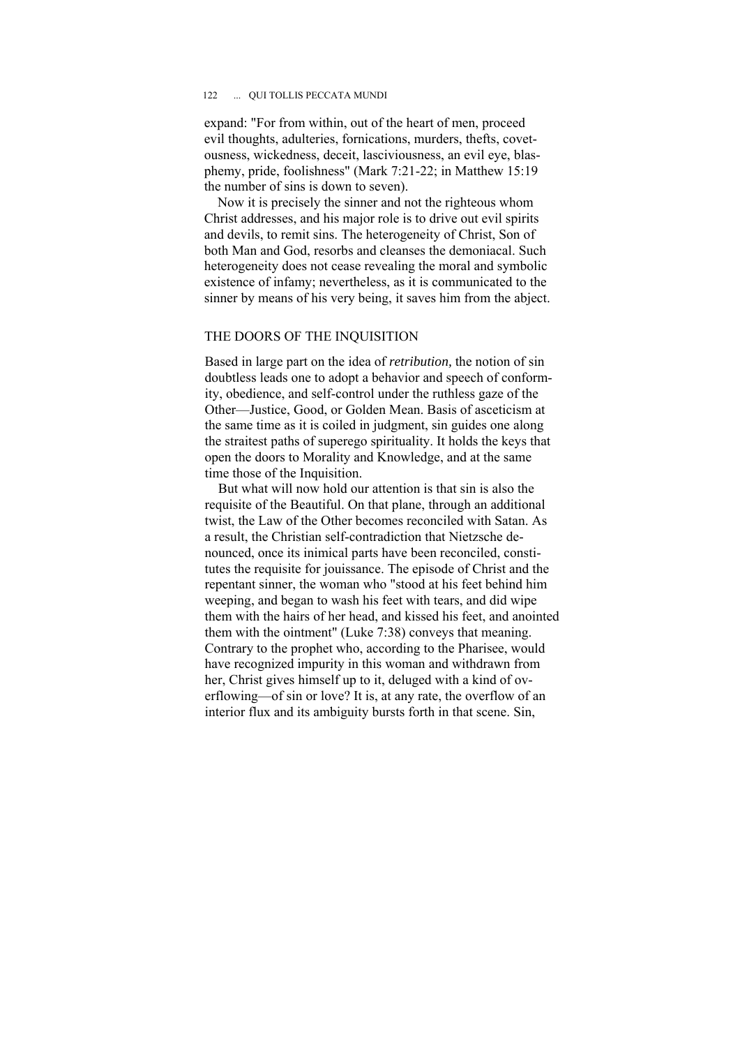expand: "For from within, out of the heart of men, proceed evil thoughts, adulteries, fornications, murders, thefts, covetousness, wickedness, deceit, lasciviousness, an evil eye, blasphemy, pride, foolishness" (Mark 7:21-22; in Matthew 15:19 the number of sins is down to seven).

Now it is precisely the sinner and not the righteous whom Christ addresses, and his major role is to drive out evil spirits and devils, to remit sins. The heterogeneity of Christ, Son of both Man and God, resorbs and cleanses the demoniacal. Such heterogeneity does not cease revealing the moral and symbolic existence of infamy; nevertheless, as it is communicated to the sinner by means of his very being, it saves him from the abject.

## THE DOORS OF THE INQUISITION

Based in large part on the idea of *retribution,* the notion of sin doubtless leads one to adopt a behavior and speech of conformity, obedience, and self-control under the ruthless gaze of the Other—Justice, Good, or Golden Mean. Basis of asceticism at the same time as it is coiled in judgment, sin guides one along the straitest paths of superego spirituality. It holds the keys that open the doors to Morality and Knowledge, and at the same time those of the Inquisition.

But what will now hold our attention is that sin is also the requisite of the Beautiful. On that plane, through an additional twist, the Law of the Other becomes reconciled with Satan. As a result, the Christian self-contradiction that Nietzsche denounced, once its inimical parts have been reconciled, constitutes the requisite for jouissance. The episode of Christ and the repentant sinner, the woman who "stood at his feet behind him weeping, and began to wash his feet with tears, and did wipe them with the hairs of her head, and kissed his feet, and anointed them with the ointment" (Luke 7:38) conveys that meaning. Contrary to the prophet who, according to the Pharisee, would have recognized impurity in this woman and withdrawn from her, Christ gives himself up to it, deluged with a kind of overflowing—of sin or love? It is, at any rate, the overflow of an interior flux and its ambiguity bursts forth in that scene. Sin,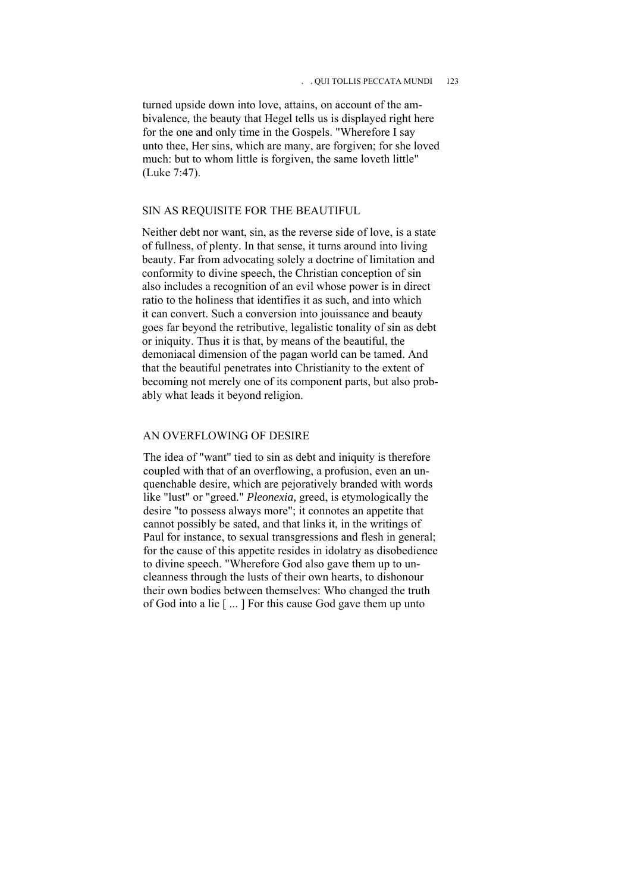turned upside down into love, attains, on account of the ambivalence, the beauty that Hegel tells us is displayed right here for the one and only time in the Gospels. "Wherefore I say unto thee, Her sins, which are many, are forgiven; for she loved much: but to whom little is forgiven, the same loveth little" (Luke 7:47).

## SIN AS REQUISITE FOR THE BEAUTIFUL

Neither debt nor want, sin, as the reverse side of love, is a state of fullness, of plenty. In that sense, it turns around into living beauty. Far from advocating solely a doctrine of limitation and conformity to divine speech, the Christian conception of sin also includes a recognition of an evil whose power is in direct ratio to the holiness that identifies it as such, and into which it can convert. Such a conversion into jouissance and beauty goes far beyond the retributive, legalistic tonality of sin as debt or iniquity. Thus it is that, by means of the beautiful, the demoniacal dimension of the pagan world can be tamed. And that the beautiful penetrates into Christianity to the extent of becoming not merely one of its component parts, but also probably what leads it beyond religion.

## AN OVERFLOWING OF DESIRE

The idea of "want" tied to sin as debt and iniquity is therefore coupled with that of an overflowing, a profusion, even an unquenchable desire, which are pejoratively branded with words like "lust" or "greed." *Pleonexia,* greed, is etymologically the desire "to possess always more"; it connotes an appetite that cannot possibly be sated, and that links it, in the writings of Paul for instance, to sexual transgressions and flesh in general; for the cause of this appetite resides in idolatry as disobedience to divine speech. "Wherefore God also gave them up to uncleanness through the lusts of their own hearts, to dishonour their own bodies between themselves: Who changed the truth of God into a lie [ ... ] For this cause God gave them up unto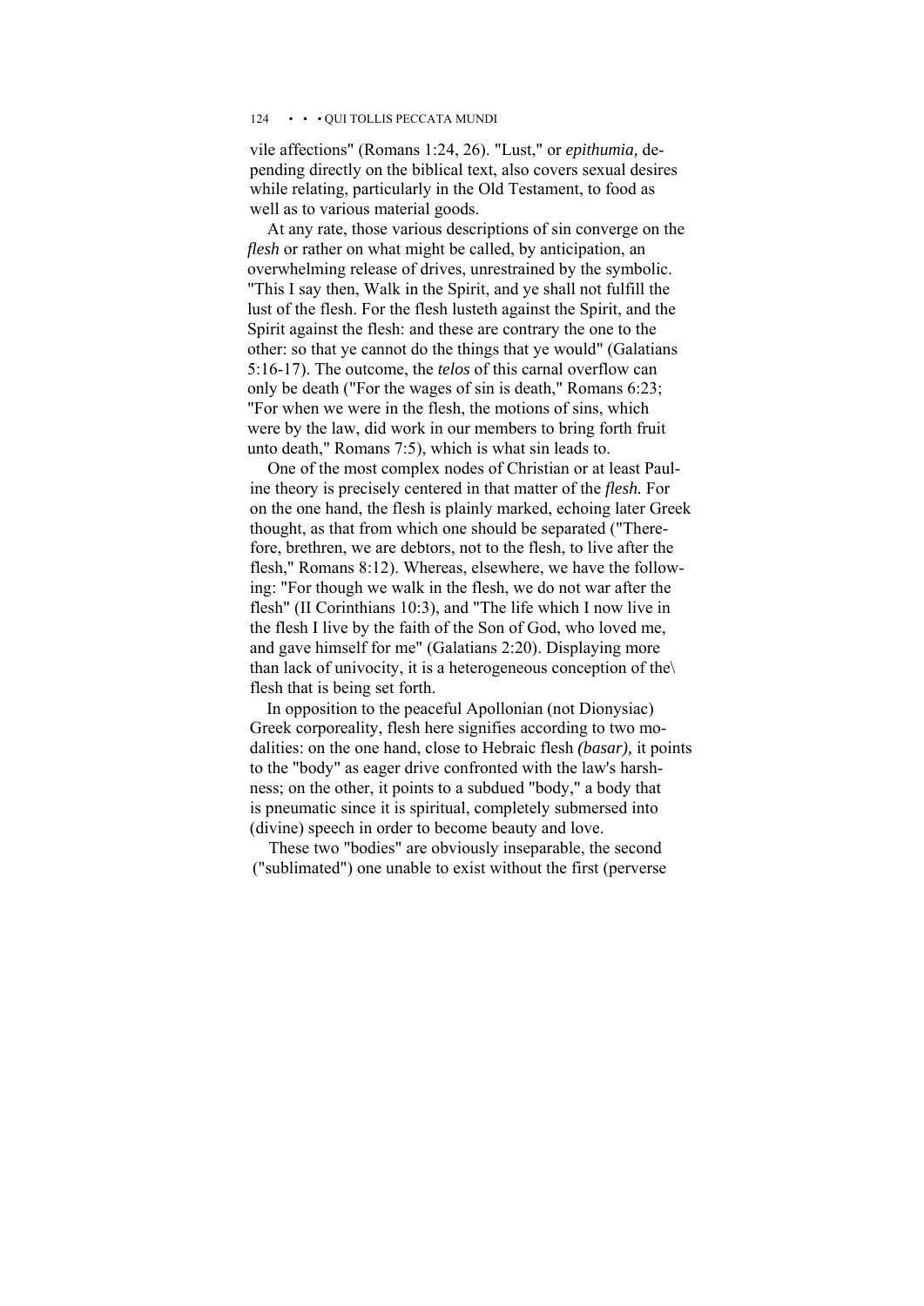vile affections" (Romans 1:24, 26). "Lust," or *epithumia,* depending directly on the biblical text, also covers sexual desires while relating, particularly in the Old Testament, to food as well as to various material goods.

At any rate, those various descriptions of sin converge on the *flesh* or rather on what might be called, by anticipation, an overwhelming release of drives, unrestrained by the symbolic. "This I say then, Walk in the Spirit, and ye shall not fulfill the lust of the flesh. For the flesh lusteth against the Spirit, and the Spirit against the flesh: and these are contrary the one to the other: so that ye cannot do the things that ye would" (Galatians 5:16-17). The outcome, the *telos* of this carnal overflow can only be death ("For the wages of sin is death," Romans 6:23; "For when we were in the flesh, the motions of sins, which were by the law, did work in our members to bring forth fruit unto death," Romans 7:5), which is what sin leads to.

One of the most complex nodes of Christian or at least Pauline theory is precisely centered in that matter of the *flesh.* For on the one hand, the flesh is plainly marked, echoing later Greek thought, as that from which one should be separated ("Therefore, brethren, we are debtors, not to the flesh, to live after the flesh," Romans 8:12). Whereas, elsewhere, we have the following: "For though we walk in the flesh, we do not war after the flesh" (II Corinthians 10:3), and "The life which I now live in the flesh I live by the faith of the Son of God, who loved me, and gave himself for me" (Galatians 2:20). Displaying more than lack of univocity, it is a heterogeneous conception of the\ flesh that is being set forth.

In opposition to the peaceful Apollonian (not Dionysiac) Greek corporeality, flesh here signifies according to two modalities: on the one hand, close to Hebraic flesh *(basar),* it points to the "body" as eager drive confronted with the law's harshness; on the other, it points to a subdued "body," a body that is pneumatic since it is spiritual, completely submersed into (divine) speech in order to become beauty and love.

These two "bodies" are obviously inseparable, the second ("sublimated") one unable to exist without the first (perverse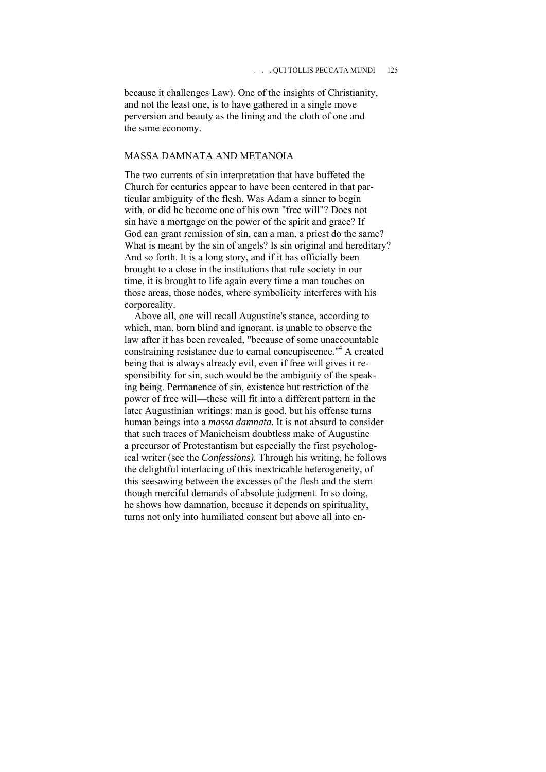because it challenges Law). One of the insights of Christianity, and not the least one, is to have gathered in a single move perversion and beauty as the lining and the cloth of one and the same economy.

## MASSA DAMNATA AND METANOIA

The two currents of sin interpretation that have buffeted the Church for centuries appear to have been centered in that particular ambiguity of the flesh. Was Adam a sinner to begin with, or did he become one of his own "free will"? Does not sin have a mortgage on the power of the spirit and grace? If God can grant remission of sin, can a man, a priest do the same? What is meant by the sin of angels? Is sin original and hereditary? And so forth. It is a long story, and if it has officially been brought to a close in the institutions that rule society in our time, it is brought to life again every time a man touches on those areas, those nodes, where symbolicity interferes with his corporeality.

Above all, one will recall Augustine's stance, according to which, man, born blind and ignorant, is unable to observe the law after it has been revealed, "because of some unaccountable constraining resistance due to carnal concupiscence."[4] A created being that is always already evil, even if free will gives it responsibility for sin, such would be the ambiguity of the speaking being. Permanence of sin, existence but restriction of the power of free will—these will fit into a different pattern in the later Augustinian writings: man is good, but his offense turns human beings into a *massa damnata.* It is not absurd to consider that such traces of Manicheism doubtless make of Augustine a precursor of Protestantism but especially the first psychological writer (see the *Confessions).* Through his writing, he follows the delightful interlacing of this inextricable heterogeneity, of this seesawing between the excesses of the flesh and the stern though merciful demands of absolute judgment. In so doing, he shows how damnation, because it depends on spirituality, turns not only into humiliated consent but above all into en-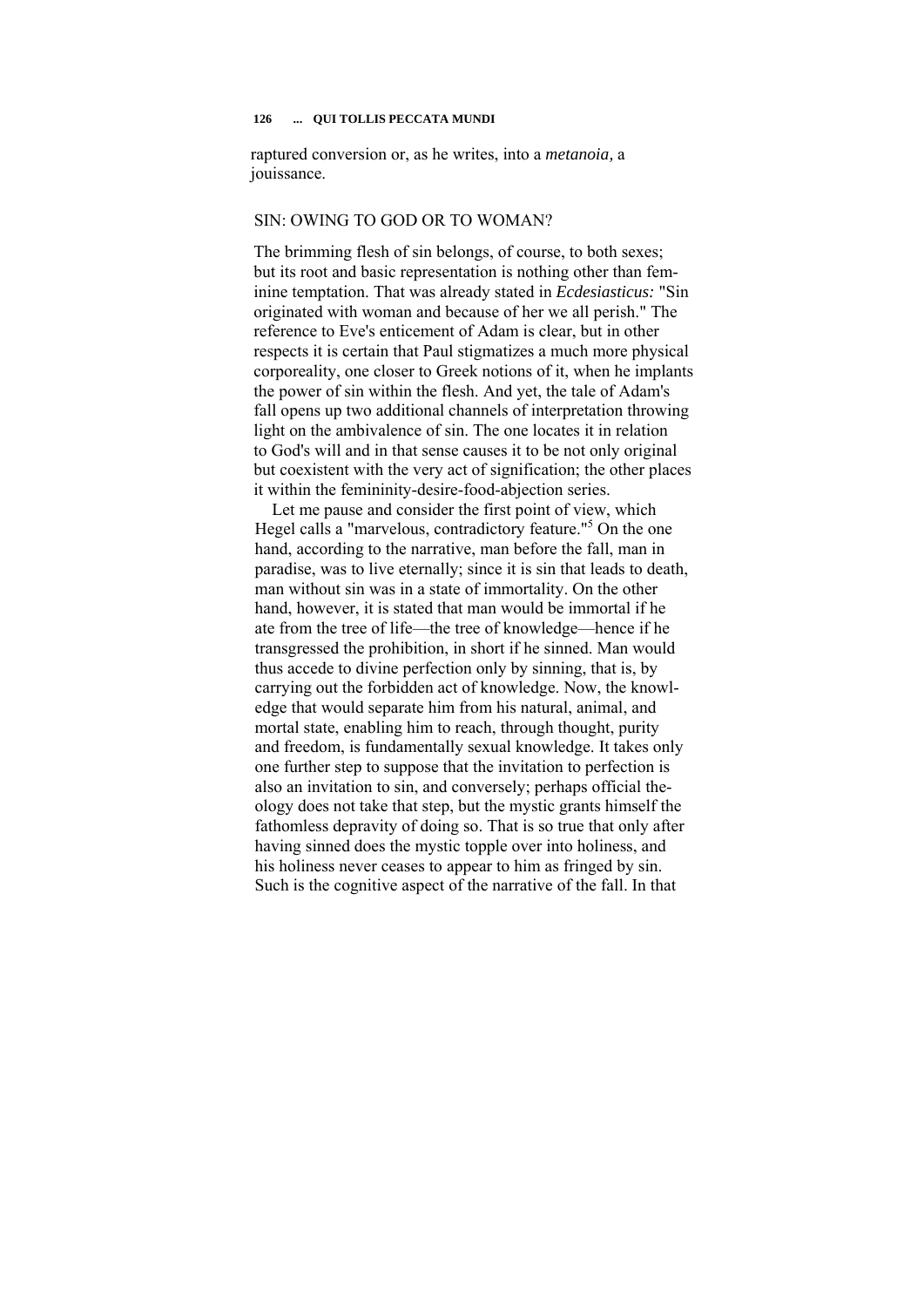raptured conversion or, as he writes, into a *metanoia,* a jouissance.

## SIN: OWING TO GOD OR TO WOMAN?

The brimming flesh of sin belongs, of course, to both sexes; but its root and basic representation is nothing other than feminine temptation. That was already stated in *Ecdesiasticus:* "Sin originated with woman and because of her we all perish." The reference to Eve's enticement of Adam is clear, but in other respects it is certain that Paul stigmatizes a much more physical corporeality, one closer to Greek notions of it, when he implants the power of sin within the flesh. And yet, the tale of Adam's fall opens up two additional channels of interpretation throwing light on the ambivalence of sin. The one locates it in relation to God's will and in that sense causes it to be not only original but coexistent with the very act of signification; the other places it within the femininity-desire-food-abjection series.

Let me pause and consider the first point of view, which Hegel calls a "marvelous, contradictory feature."[5] On the one hand, according to the narrative, man before the fall, man in paradise, was to live eternally; since it is sin that leads to death, man without sin was in a state of immortality. On the other hand, however, it is stated that man would be immortal if he ate from the tree of life—the tree of knowledge—hence if he transgressed the prohibition, in short if he sinned. Man would thus accede to divine perfection only by sinning, that is, by carrying out the forbidden act of knowledge. Now, the knowledge that would separate him from his natural, animal, and mortal state, enabling him to reach, through thought, purity and freedom, is fundamentally sexual knowledge. It takes only one further step to suppose that the invitation to perfection is also an invitation to sin, and conversely; perhaps official theology does not take that step, but the mystic grants himself the fathomless depravity of doing so. That is so true that only after having sinned does the mystic topple over into holiness, and his holiness never ceases to appear to him as fringed by sin. Such is the cognitive aspect of the narrative of the fall. In that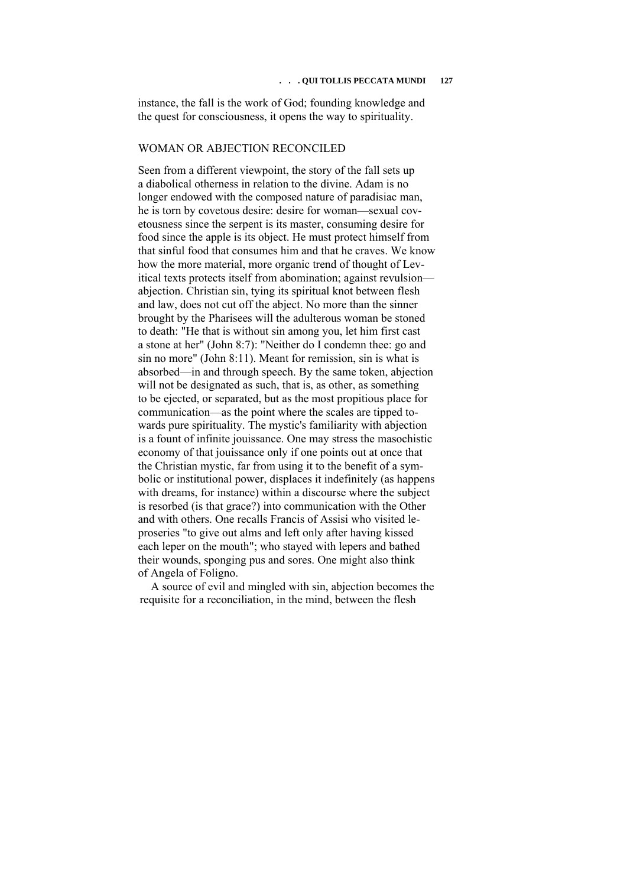instance, the fall is the work of God; founding knowledge and the quest for consciousness, it opens the way to spirituality.

## WOMAN OR ABJECTION RECONCILED

Seen from a different viewpoint, the story of the fall sets up a diabolical otherness in relation to the divine. Adam is no longer endowed with the composed nature of paradisiac man, he is torn by covetous desire: desire for woman—sexual covetousness since the serpent is its master, consuming desire for food since the apple is its object. He must protect himself from that sinful food that consumes him and that he craves. We know how the more material, more organic trend of thought of Levitical texts protects itself from abomination; against revulsion—abjection. Christian sin, tying its spiritual knot between flesh and law, does not cut off the abject. No more than the sinner brought by the Pharisees will the adulterous woman be stoned to death: "He that is without sin among you, let him first cast a stone at her" (John 8:7): "Neither do I condemn thee: go and sin no more" (John 8:11). Meant for remission, sin is what is absorbed—in and through speech. By the same token, abjection will not be designated as such, that is, as other, as something to be ejected, or separated, but as the most propitious place for communication—as the point where the scales are tipped towards pure spirituality. The mystic's familiarity with abjection is a fount of infinite jouissance. One may stress the masochistic economy of that jouissance only if one points out at once that the Christian mystic, far from using it to the benefit of a symbolic or institutional power, displaces it indefinitely (as happens with dreams, for instance) within a discourse where the subject is resorbed (is that grace?) into communication with the Other and with others. One recalls Francis of Assisi who visited leproseries "to give out alms and left only after having kissed each leper on the mouth"; who stayed with lepers and bathed their wounds, sponging pus and sores. One might also think of Angela of Foligno.

A source of evil and mingled with sin, abjection becomes the requisite for a reconciliation, in the mind, between the flesh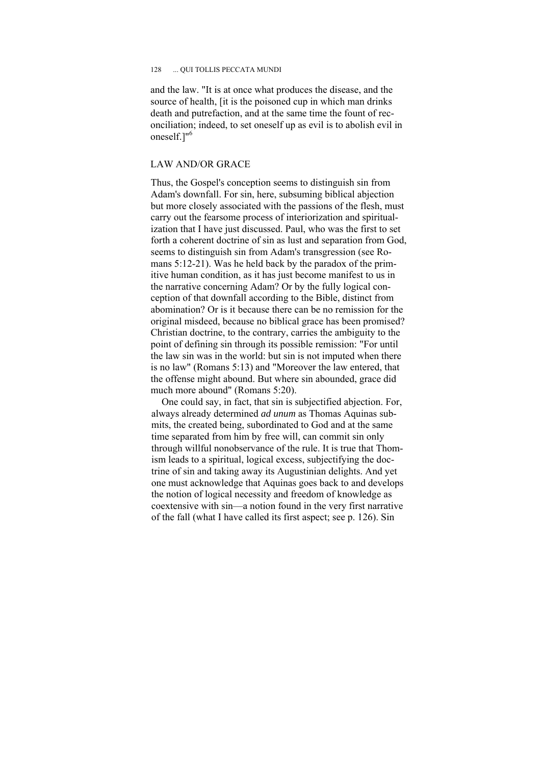and the law. "It is at once what produces the disease, and the source of health, [it is the poisoned cup in which man drinks death and putrefaction, and at the same time the fount of reconciliation; indeed, to set oneself up as evil is to abolish evil in oneself.]"[6]

## LAW AND/OR GRACE

Thus, the Gospel's conception seems to distinguish sin from Adam's downfall. For sin, here, subsuming biblical abjection but more closely associated with the passions of the flesh, must carry out the fearsome process of interiorization and spiritualization that I have just discussed. Paul, who was the first to set forth a coherent doctrine of sin as lust and separation from God, seems to distinguish sin from Adam's transgression (see Romans 5:12-21). Was he held back by the paradox of the primitive human condition, as it has just become manifest to us in the narrative concerning Adam? Or by the fully logical conception of that downfall according to the Bible, distinct from abomination? Or is it because there can be no remission for the original misdeed, because no biblical grace has been promised? Christian doctrine, to the contrary, carries the ambiguity to the point of defining sin through its possible remission: "For until the law sin was in the world: but sin is not imputed when there is no law" (Romans 5:13) and "Moreover the law entered, that the offense might abound. But where sin abounded, grace did much more abound" (Romans 5:20).

One could say, in fact, that sin is subjectified abjection. For, always already determined *ad unum* as Thomas Aquinas submits, the created being, subordinated to God and at the same time separated from him by free will, can commit sin only through willful nonobservance of the rule. It is true that Thomism leads to a spiritual, logical excess, subjectifying the doctrine of sin and taking away its Augustinian delights. And yet one must acknowledge that Aquinas goes back to and develops the notion of logical necessity and freedom of knowledge as coextensive with sin—a notion found in the very first narrative of the fall (what I have called its first aspect; see p. 126). Sin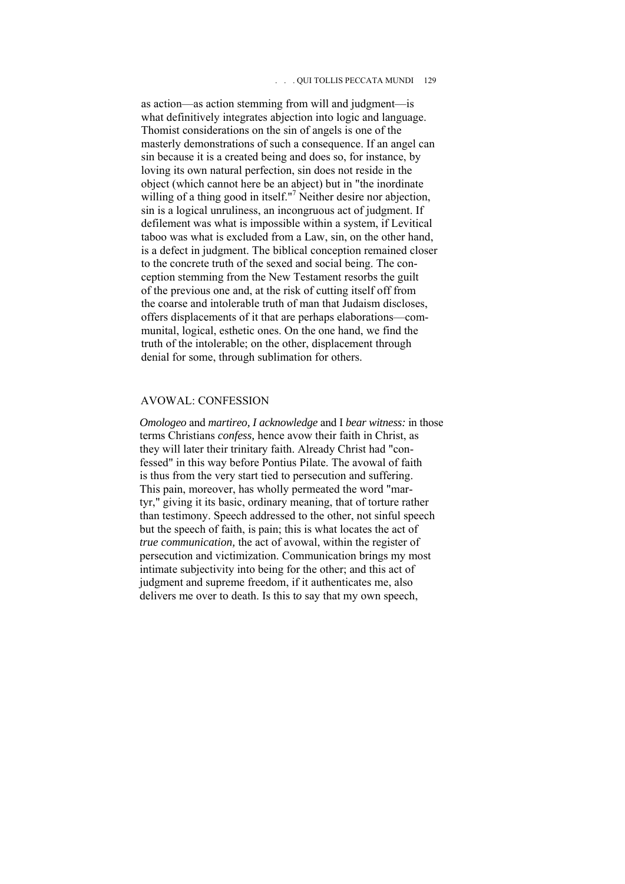as action—as action stemming from will and judgment—is what definitively integrates abjection into logic and language. Thomist considerations on the sin of angels is one of the masterly demonstrations of such a consequence. If an angel can sin because it is a created being and does so, for instance, by loving its own natural perfection, sin does not reside in the object (which cannot here be an abject) but in "the inordinate willing of a thing good in itself."[7] Neither desire nor abjection, sin is a logical unruliness, an incongruous act of judgment. If defilement was what is impossible within a system, if Levitical taboo was what is excluded from a Law, sin, on the other hand, is a defect in judgment. The biblical conception remained closer to the concrete truth of the sexed and social being. The conception stemming from the New Testament resorbs the guilt of the previous one and, at the risk of cutting itself off from the coarse and intolerable truth of man that Judaism discloses, offers displacements of it that are perhaps elaborations—communital, logical, esthetic ones. On the one hand, we find the truth of the intolerable; on the other, displacement through denial for some, through sublimation for others.

## AVOWAL: CONFESSION

*Omologeo* and *martireo, I acknowledge* and I *bear witness:* in those terms Christians *confess,* hence avow their faith in Christ, as they will later their trinitary faith. Already Christ had "confessed" in this way before Pontius Pilate. The avowal of faith is thus from the very start tied to persecution and suffering. This pain, moreover, has wholly permeated the word "martyr," giving it its basic, ordinary meaning, that of torture rather than testimony. Speech addressed to the other, not sinful speech but the speech of faith, is pain; this is what locates the act of *true communication,* the act of avowal, within the register of persecution and victimization. Communication brings my most intimate subjectivity into being for the other; and this act of judgment and supreme freedom, if it authenticates me, also delivers me over to death. Is this to say that my own speech,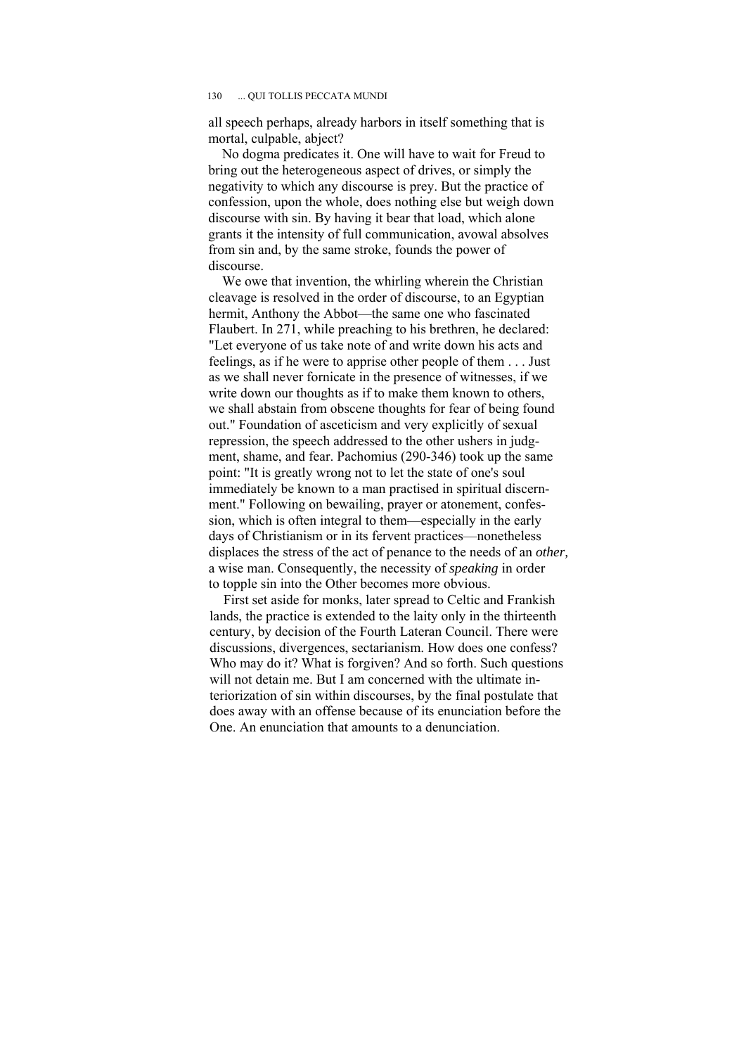all speech perhaps, already harbors in itself something that is mortal, culpable, abject?

No dogma predicates it. One will have to wait for Freud to bring out the heterogeneous aspect of drives, or simply the negativity to which any discourse is prey. But the practice of confession, upon the whole, does nothing else but weigh down discourse with sin. By having it bear that load, which alone grants it the intensity of full communication, avowal absolves from sin and, by the same stroke, founds the power of discourse.

We owe that invention, the whirling wherein the Christian cleavage is resolved in the order of discourse, to an Egyptian hermit, Anthony the Abbot—the same one who fascinated Flaubert. In 271, while preaching to his brethren, he declared: "Let everyone of us take note of and write down his acts and feelings, as if he were to apprise other people of them . . . Just as we shall never fornicate in the presence of witnesses, if we write down our thoughts as if to make them known to others, we shall abstain from obscene thoughts for fear of being found out." Foundation of asceticism and very explicitly of sexual repression, the speech addressed to the other ushers in judgment, shame, and fear. Pachomius (290-346) took up the same point: "It is greatly wrong not to let the state of one's soul immediately be known to a man practised in spiritual discernment." Following on bewailing, prayer or atonement, confession, which is often integral to them—especially in the early days of Christianism or in its fervent practices—nonetheless displaces the stress of the act of penance to the needs of an *other,* a wise man. Consequently, the necessity of *speaking* in order to topple sin into the Other becomes more obvious.

First set aside for monks, later spread to Celtic and Frankish lands, the practice is extended to the laity only in the thirteenth century, by decision of the Fourth Lateran Council. There were discussions, divergences, sectarianism. How does one confess? Who may do it? What is forgiven? And so forth. Such questions will not detain me. But I am concerned with the ultimate interiorization of sin within discourses, by the final postulate that does away with an offense because of its enunciation before the One. An enunciation that amounts to a denunciation.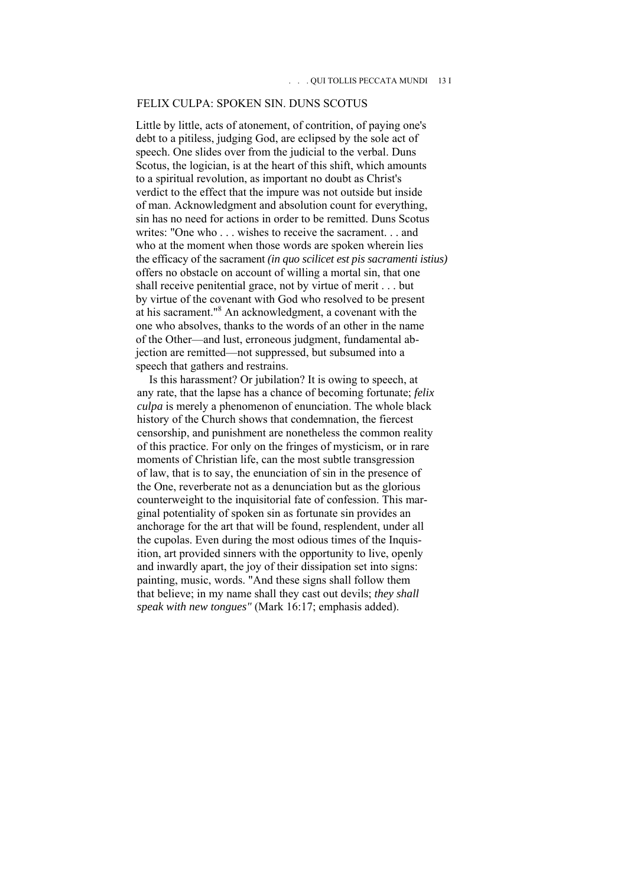## FELIX CULPA: SPOKEN SIN. DUNS SCOTUS

Little by little, acts of atonement, of contrition, of paying one's debt to a pitiless, judging God, are eclipsed by the sole act of speech. One slides over from the judicial to the verbal. Duns Scotus, the logician, is at the heart of this shift, which amounts to a spiritual revolution, as important no doubt as Christ's verdict to the effect that the impure was not outside but inside of man. Acknowledgment and absolution count for everything, sin has no need for actions in order to be remitted. Duns Scotus writes: "One who . . . wishes to receive the sacrament. . . and who at the moment when those words are spoken wherein lies the efficacy of the sacrament *(in quo scilicet est pis sacramenti istius)* offers no obstacle on account of willing a mortal sin, that one shall receive penitential grace, not by virtue of merit . . . but by virtue of the covenant with God who resolved to be present at his sacrament."[8] An acknowledgment, a covenant with the one who absolves, thanks to the words of an other in the name of the Other—and lust, erroneous judgment, fundamental abjection are remitted—not suppressed, but subsumed into a speech that gathers and restrains.

Is this harassment? Or jubilation? It is owing to speech, at any rate, that the lapse has a chance of becoming fortunate; *felix culpa* is merely a phenomenon of enunciation. The whole black history of the Church shows that condemnation, the fiercest censorship, and punishment are nonetheless the common reality of this practice. For only on the fringes of mysticism, or in rare moments of Christian life, can the most subtle transgression of law, that is to say, the enunciation of sin in the presence of the One, reverberate not as a denunciation but as the glorious counterweight to the inquisitorial fate of confession. This marginal potentiality of spoken sin as fortunate sin provides an anchorage for the art that will be found, resplendent, under all the cupolas. Even during the most odious times of the Inquisition, art provided sinners with the opportunity to live, openly and inwardly apart, the joy of their dissipation set into signs: painting, music, words. "And these signs shall follow them that believe; in my name shall they cast out devils; *they shall speak with new tongues"* (Mark 16:17; emphasis added).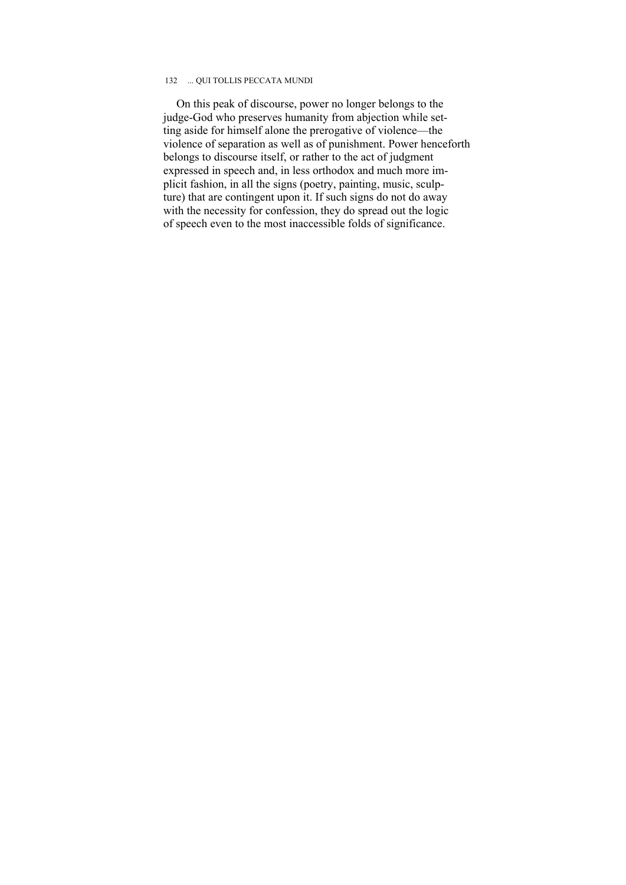On this peak of discourse, power no longer belongs to the judge-God who preserves humanity from abjection while setting aside for himself alone the prerogative of violence—the violence of separation as well as of punishment. Power henceforth belongs to discourse itself, or rather to the act of judgment expressed in speech and, in less orthodox and much more implicit fashion, in all the signs (poetry, painting, music, sculpture) that are contingent upon it. If such signs do not do away with the necessity for confession, they do spread out the logic of speech even to the most inaccessible folds of significance.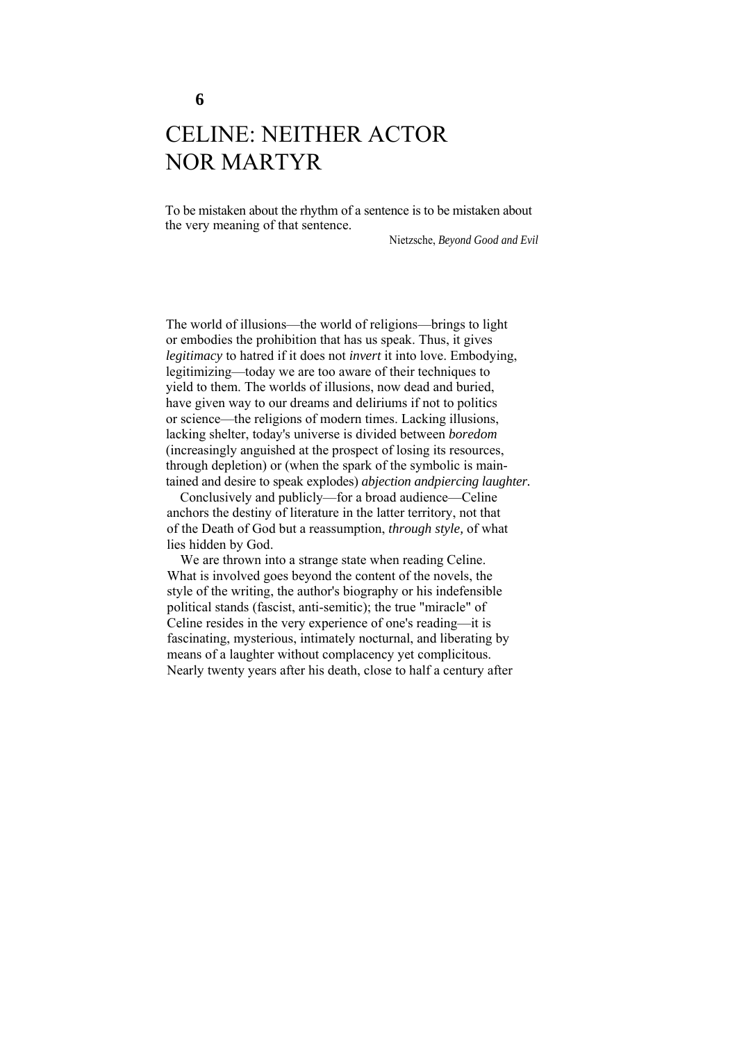# 6

# CELINE: NEITHER ACTOR NOR MARTYR

To be mistaken about the rhythm of a sentence is to be mistaken about the very meaning of that sentence.

Nietzsche, *Beyond Good and Evil*

The world of illusions—the world of religions—brings to light or embodies the prohibition that has us speak. Thus, it gives *legitimacy* to hatred if it does not *invert* it into love. Embodying, legitimizing—today we are too aware of their techniques to yield to them. The worlds of illusions, now dead and buried, have given way to our dreams and deliriums if not to politics or science—the religions of modern times. Lacking illusions, lacking shelter, today's universe is divided between *boredom* (increasingly anguished at the prospect of losing its resources, through depletion) or (when the spark of the symbolic is maintained and desire to speak explodes) *abjection andpiercing laughter.*

Conclusively and publicly—for a broad audience—Celine anchors the destiny of literature in the latter territory, not that of the Death of God but a reassumption, *through style,* of what lies hidden by God.

We are thrown into a strange state when reading Celine. What is involved goes beyond the content of the novels, the style of the writing, the author's biography or his indefensible political stands (fascist, anti-semitic); the true "miracle" of Celine resides in the very experience of one's reading—it is fascinating, mysterious, intimately nocturnal, and liberating by means of a laughter without complacency yet complicitous. Nearly twenty years after his death, close to half a century after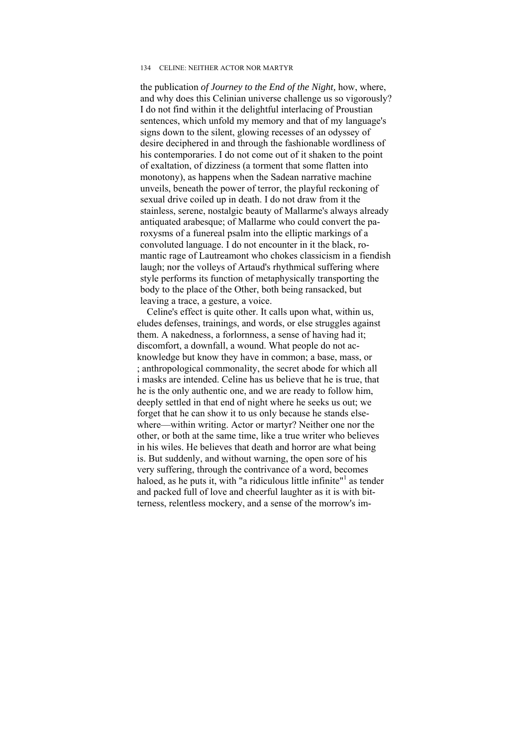the publication *of Journey to the End of the Night,* how, where, and why does this Celinian universe challenge us so vigorously? I do not find within it the delightful interlacing of Proustian sentences, which unfold my memory and that of my language's signs down to the silent, glowing recesses of an odyssey of desire deciphered in and through the fashionable wordliness of his contemporaries. I do not come out of it shaken to the point of exaltation, of dizziness (a torment that some flatten into monotony), as happens when the Sadean narrative machine unveils, beneath the power of terror, the playful reckoning of sexual drive coiled up in death. I do not draw from it the stainless, serene, nostalgic beauty of Mallarme's always already antiquated arabesque; of Mallarme who could convert the paroxysms of a funereal psalm into the elliptic markings of a convoluted language. I do not encounter in it the black, romantic rage of Lautreamont who chokes classicism in a fiendish laugh; nor the volleys of Artaud's rhythmical suffering where style performs its function of metaphysically transporting the body to the place of the Other, both being ransacked, but leaving a trace, a gesture, a voice.

Celine's effect is quite other. It calls upon what, within us, eludes defenses, trainings, and words, or else struggles against them. A nakedness, a forlornness, a sense of having had it; discomfort, a downfall, a wound. What people do not acknowledge but know they have in common; a base, mass, or ; anthropological commonality, the secret abode for which all i masks are intended. Celine has us believe that he is true, that he is the only authentic one, and we are ready to follow him, deeply settled in that end of night where he seeks us out; we forget that he can show it to us only because he stands elsewhere—within writing. Actor or martyr? Neither one nor the other, or both at the same time, like a true writer who believes in his wiles. He believes that death and horror are what being is. But suddenly, and without warning, the open sore of his very suffering, through the contrivance of a word, becomes haloed, as he puts it, with "a ridiculous little infinite"[1] as tender and packed full of love and cheerful laughter as it is with bitterness, relentless mockery, and a sense of the morrow's im-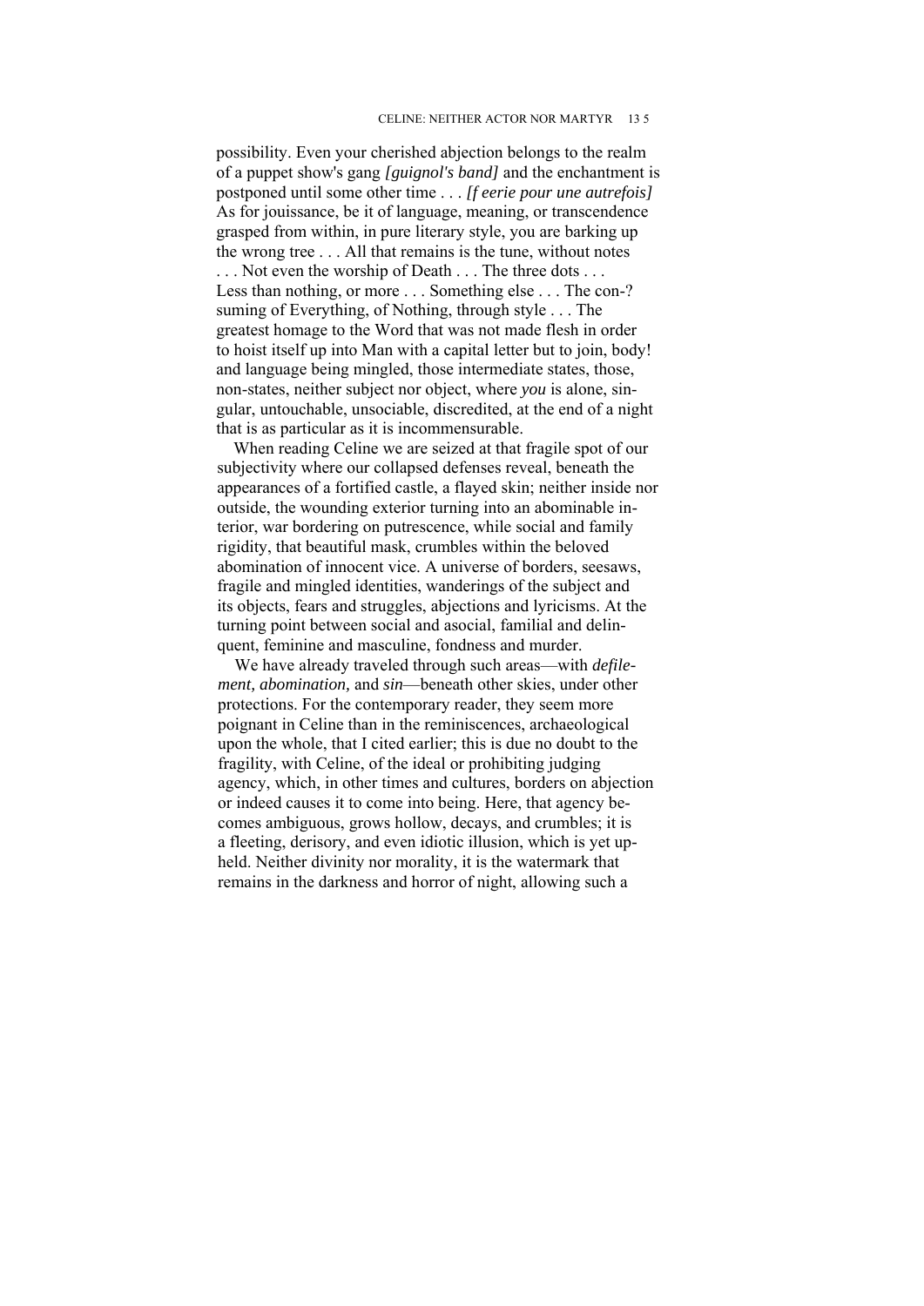possibility. Even your cherished abjection belongs to the realm of a puppet show's gang *[guignol's band]* and the enchantment is postponed until some other time . . . *[f eerie pour une autrefois]* As for jouissance, be it of language, meaning, or transcendence grasped from within, in pure literary style, you are barking up the wrong tree . . . All that remains is the tune, without notes . . . Not even the worship of Death . . . The three dots . . . Less than nothing, or more . . . Something else . . . The con-? suming of Everything, of Nothing, through style . . . The greatest homage to the Word that was not made flesh in order to hoist itself up into Man with a capital letter but to join, body! and language being mingled, those intermediate states, those, non-states, neither subject nor object, where *you* is alone, singular, untouchable, unsociable, discredited, at the end of a night that is as particular as it is incommensurable.

When reading Celine we are seized at that fragile spot of our subjectivity where our collapsed defenses reveal, beneath the appearances of a fortified castle, a flayed skin; neither inside nor outside, the wounding exterior turning into an abominable interior, war bordering on putrescence, while social and family rigidity, that beautiful mask, crumbles within the beloved abomination of innocent vice. A universe of borders, seesaws, fragile and mingled identities, wanderings of the subject and its objects, fears and struggles, abjections and lyricisms. At the turning point between social and asocial, familial and delinquent, feminine and masculine, fondness and murder.

We have already traveled through such areas—with *defilement, abomination,* and *sin*—beneath other skies, under other protections. For the contemporary reader, they seem more poignant in Celine than in the reminiscences, archaeological upon the whole, that I cited earlier; this is due no doubt to the fragility, with Celine, of the ideal or prohibiting judging agency, which, in other times and cultures, borders on abjection or indeed causes it to come into being. Here, that agency becomes ambiguous, grows hollow, decays, and crumbles; it is a fleeting, derisory, and even idiotic illusion, which is yet upheld. Neither divinity nor morality, it is the watermark that remains in the darkness and horror of night, allowing such a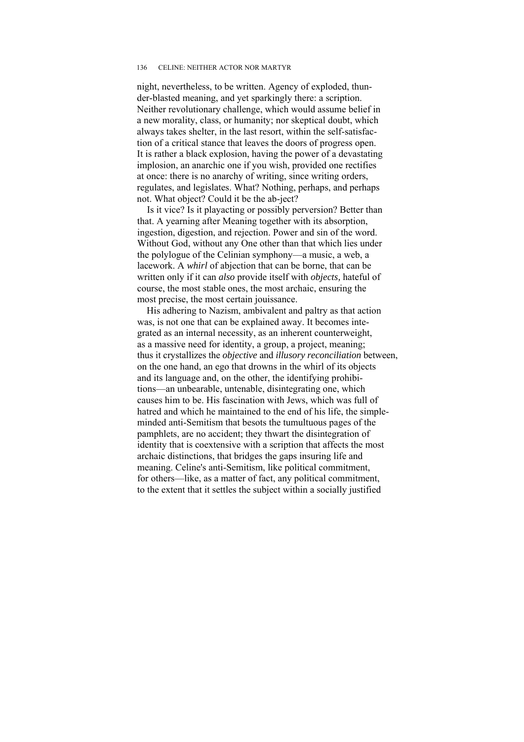night, nevertheless, to be written. Agency of exploded, thunder-blasted meaning, and yet sparkingly there: a scription. Neither revolutionary challenge, which would assume belief in a new morality, class, or humanity; nor skeptical doubt, which always takes shelter, in the last resort, within the self-satisfaction of a critical stance that leaves the doors of progress open. It is rather a black explosion, having the power of a devastating implosion, an anarchic one if you wish, provided one rectifies at once: there is no anarchy of writing, since writing orders, regulates, and legislates. What? Nothing, perhaps, and perhaps not. What object? Could it be the ab-ject?

Is it vice? Is it playacting or possibly perversion? Better than that. A yearning after Meaning together with its absorption, ingestion, digestion, and rejection. Power and sin of the word. Without God, without any One other than that which lies under the polylogue of the Celinian symphony—a music, a web, a lacework. A *whirl* of abjection that can be borne, that can be written only if it can *also* provide itself with *objects,* hateful of course, the most stable ones, the most archaic, ensuring the most precise, the most certain jouissance.

His adhering to Nazism, ambivalent and paltry as that action was, is not one that can be explained away. It becomes integrated as an internal necessity, as an inherent counterweight, as a massive need for identity, a group, a project, meaning; thus it crystallizes the *objective* and *illusory reconciliation* between, on the one hand, an ego that drowns in the whirl of its objects and its language and, on the other, the identifying prohibitions—an unbearable, untenable, disintegrating one, which causes him to be. His fascination with Jews, which was full of hatred and which he maintained to the end of his life, the simple-minded anti-Semitism that besots the tumultuous pages of the pamphlets, are no accident; they thwart the disintegration of identity that is coextensive with a scription that affects the most archaic distinctions, that bridges the gaps insuring life and meaning. Celine's anti-Semitism, like political commitment, for others—like, as a matter of fact, any political commitment, to the extent that it settles the subject within a socially justified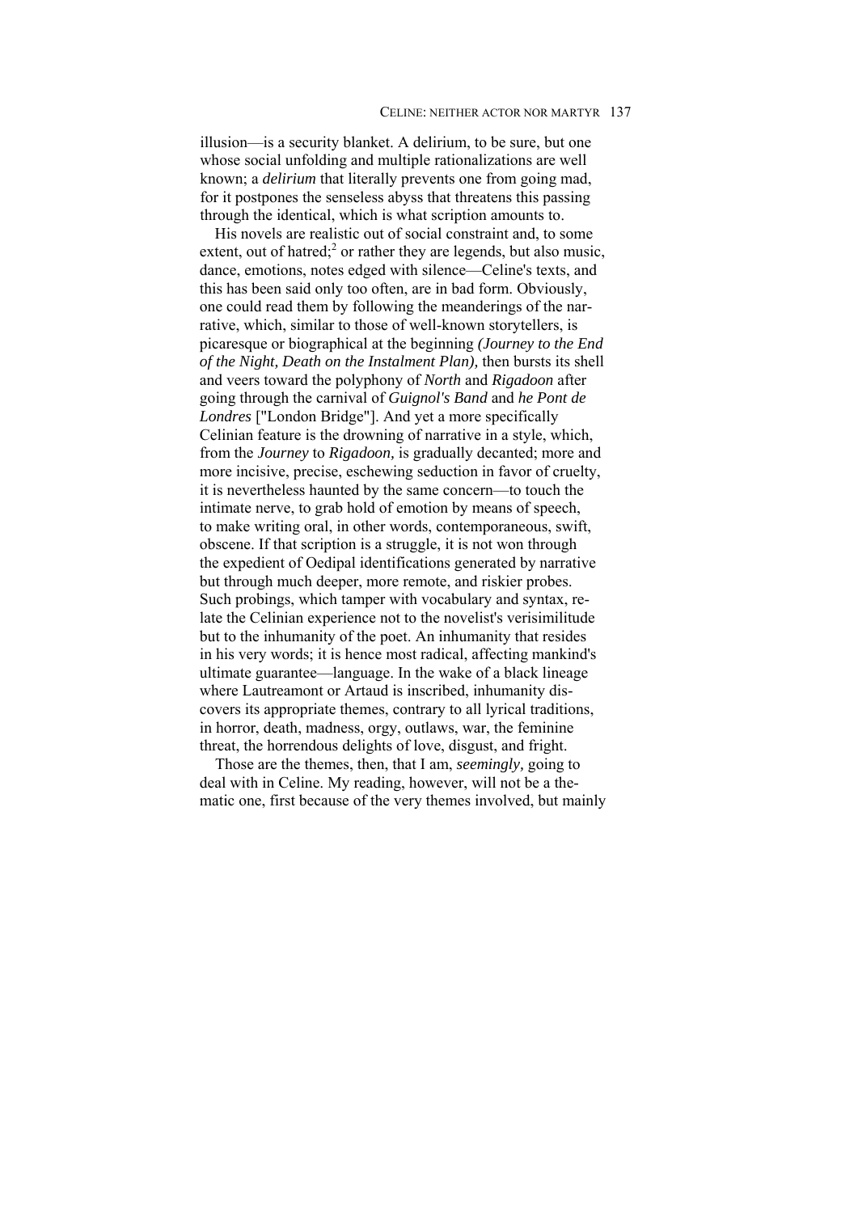illusion—is a security blanket. A delirium, to be sure, but one whose social unfolding and multiple rationalizations are well known; a *delirium* that literally prevents one from going mad, for it postpones the senseless abyss that threatens this passing through the identical, which is what scription amounts to.

His novels are realistic out of social constraint and, to some extent, out of hatred;[2] or rather they are legends, but also music, dance, emotions, notes edged with silence—Celine's texts, and this has been said only too often, are in bad form. Obviously, one could read them by following the meanderings of the narrative, which, similar to those of well-known storytellers, is picaresque or biographical at the beginning *(Journey to the End of the Night, Death on the Instalment Plan),* then bursts its shell and veers toward the polyphony of *North* and *Rigadoon* after going through the carnival of *Guignol's Band* and *he Pont de Londres* ["London Bridge"]. And yet a more specifically Celinian feature is the drowning of narrative in a style, which, from the *Journey* to *Rigadoon,* is gradually decanted; more and more incisive, precise, eschewing seduction in favor of cruelty, it is nevertheless haunted by the same concern—to touch the intimate nerve, to grab hold of emotion by means of speech, to make writing oral, in other words, contemporaneous, swift, obscene. If that scription is a struggle, it is not won through the expedient of Oedipal identifications generated by narrative but through much deeper, more remote, and riskier probes. Such probings, which tamper with vocabulary and syntax, relate the Celinian experience not to the novelist's verisimilitude but to the inhumanity of the poet. An inhumanity that resides in his very words; it is hence most radical, affecting mankind's ultimate guarantee—language. In the wake of a black lineage where Lautreamont or Artaud is inscribed, inhumanity discovers its appropriate themes, contrary to all lyrical traditions, in horror, death, madness, orgy, outlaws, war, the feminine threat, the horrendous delights of love, disgust, and fright.

Those are the themes, then, that I am, *seemingly,* going to deal with in Celine. My reading, however, will not be a thematic one, first because of the very themes involved, but mainly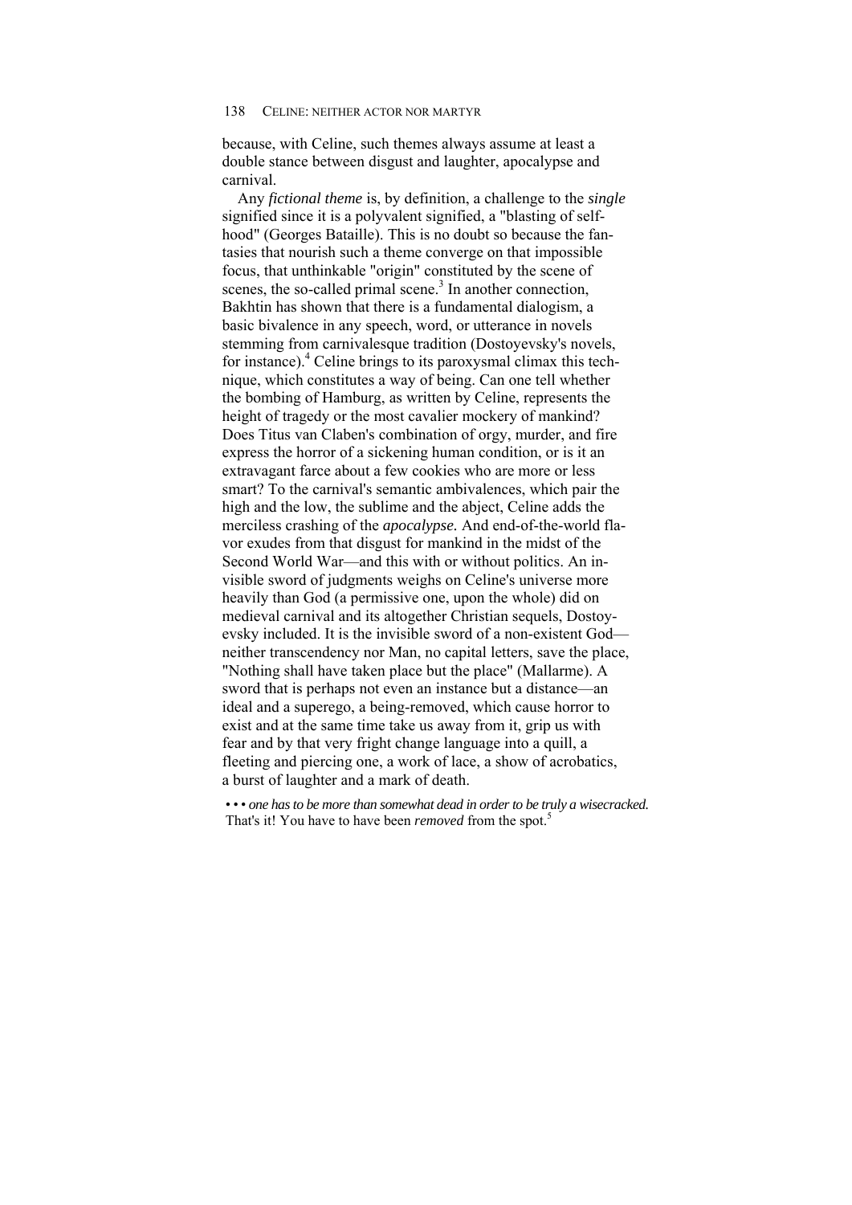because, with Celine, such themes always assume at least a double stance between disgust and laughter, apocalypse and carnival.

Any *fictional theme* is, by definition, a challenge to the *single* signified since it is a polyvalent signified, a "blasting of selfhood" (Georges Bataille). This is no doubt so because the fantasies that nourish such a theme converge on that impossible focus, that unthinkable "origin" constituted by the scene of scenes, the so-called primal scene.[3] In another connection, Bakhtin has shown that there is a fundamental dialogism, a basic bivalence in any speech, word, or utterance in novels stemming from carnivalesque tradition (Dostoyevsky's novels, for instance).[4] Celine brings to its paroxysmal climax this technique, which constitutes a way of being. Can one tell whether the bombing of Hamburg, as written by Celine, represents the height of tragedy or the most cavalier mockery of mankind? Does Titus van Claben's combination of orgy, murder, and fire express the horror of a sickening human condition, or is it an extravagant farce about a few cookies who are more or less smart? To the carnival's semantic ambivalences, which pair the high and the low, the sublime and the abject, Celine adds the merciless crashing of the *apocalypse.* And end-of-the-world flavor exudes from that disgust for mankind in the midst of the Second World War—and this with or without politics. An invisible sword of judgments weighs on Celine's universe more heavily than God (a permissive one, upon the whole) did on medieval carnival and its altogether Christian sequels, Dostoyevsky included. It is the invisible sword of a non-existent God—neither transcendency nor Man, no capital letters, save the place, "Nothing shall have taken place but the place" (Mallarme). A sword that is perhaps not even an instance but a distance—an ideal and a superego, a being-removed, which cause horror to exist and at the same time take us away from it, grip us with fear and by that very fright change language into a quill, a fleeting and piercing one, a work of lace, a show of acrobatics, a burst of laughter and a mark of death.

> • • • *one has to be more than somewhat dead in order to be truly a wisecracked.* That's it! You have to have been *removed* from the spot.[5]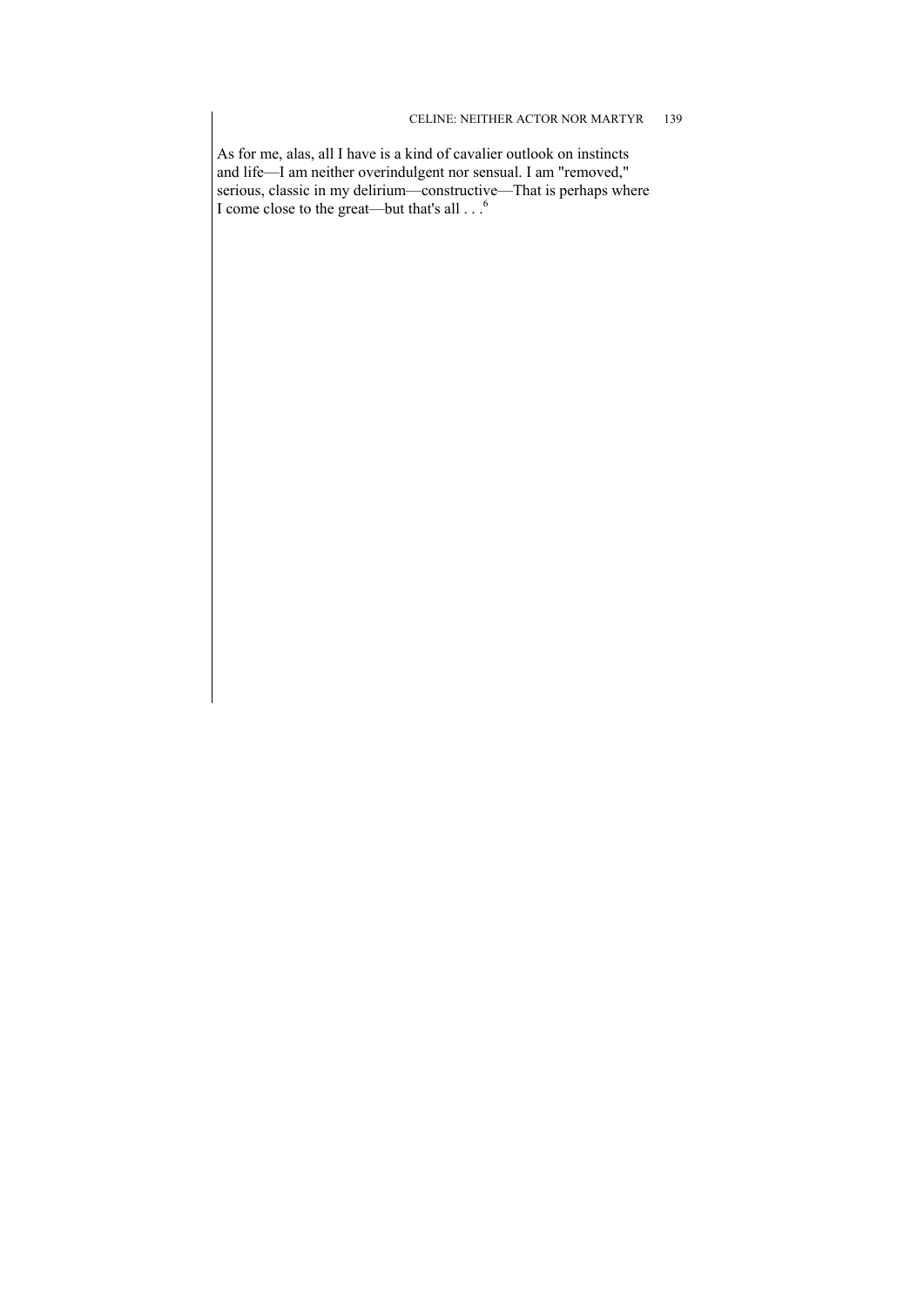As for me, alas, all I have is a kind of cavalier outlook on instincts and life—I am neither overindulgent nor sensual. I am "removed," serious, classic in my delirium—constructive—That is perhaps where I come close to the great—but that's all . . .[6]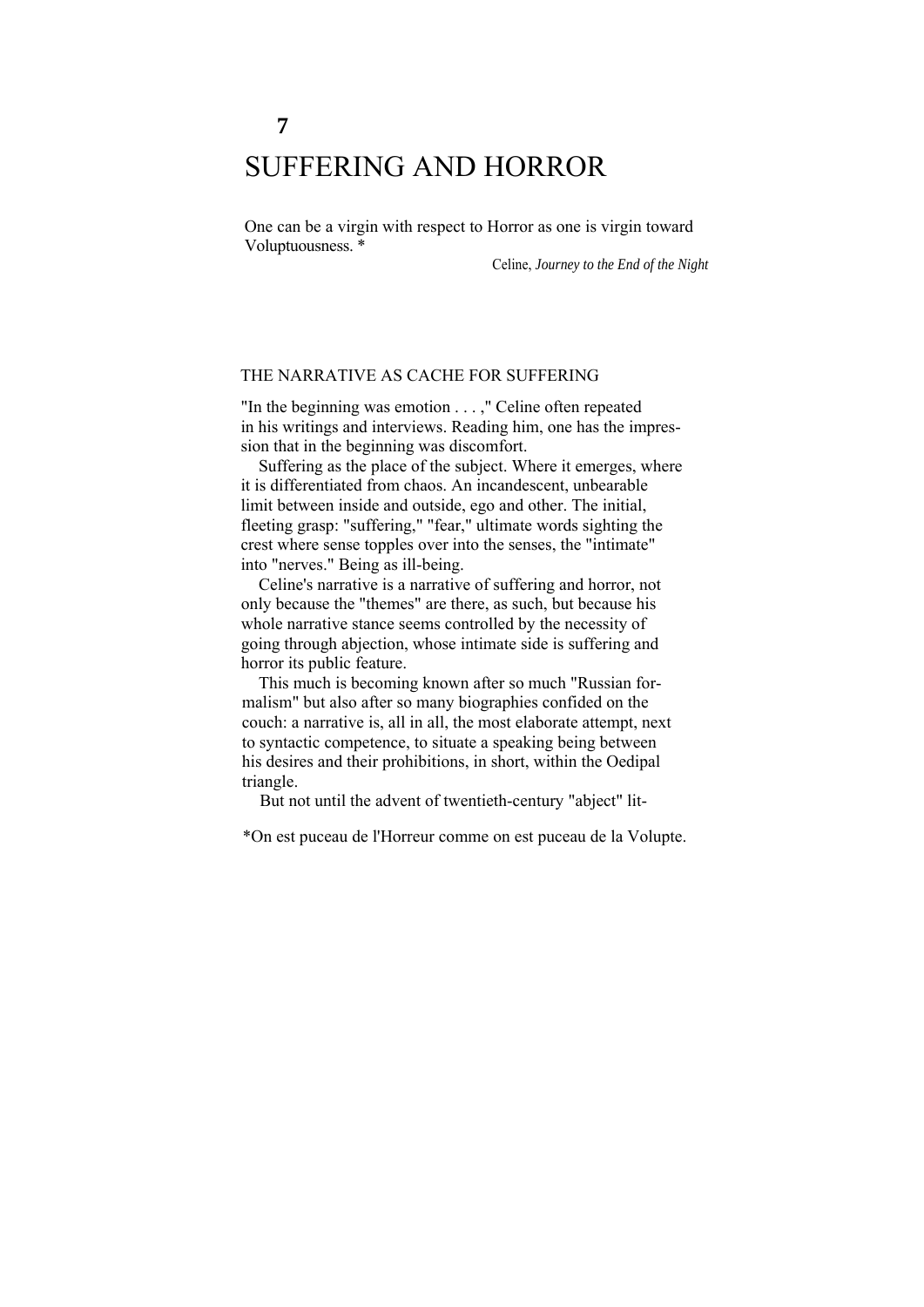# 7

# SUFFERING AND HORROR

One can be a virgin with respect to Horror as one is virgin toward Voluptuousness. *

Celine, *Journey to the End of the Night*

## THE NARRATIVE AS CACHE FOR SUFFERING

"In the beginning was emotion . . . ," Celine often repeated in his writings and interviews. Reading him, one has the impression that in the beginning was discomfort.

Suffering as the place of the subject. Where it emerges, where it is differentiated from chaos. An incandescent, unbearable limit between inside and outside, ego and other. The initial, fleeting grasp: "suffering," "fear," ultimate words sighting the crest where sense topples over into the senses, the "intimate" into "nerves." Being as ill-being.

Celine's narrative is a narrative of suffering and horror, not only because the "themes" are there, as such, but because his whole narrative stance seems controlled by the necessity of going through abjection, whose intimate side is suffering and horror its public feature.

This much is becoming known after so much "Russian formalism" but also after so many biographies confided on the couch: a narrative is, all in all, the most elaborate attempt, next to syntactic competence, to situate a speaking being between his desires and their prohibitions, in short, within the Oedipal triangle.

But not until the advent of twentieth-century "abject" lit-

*On est puceau de l'Horreur comme on est puceau de la Volupte.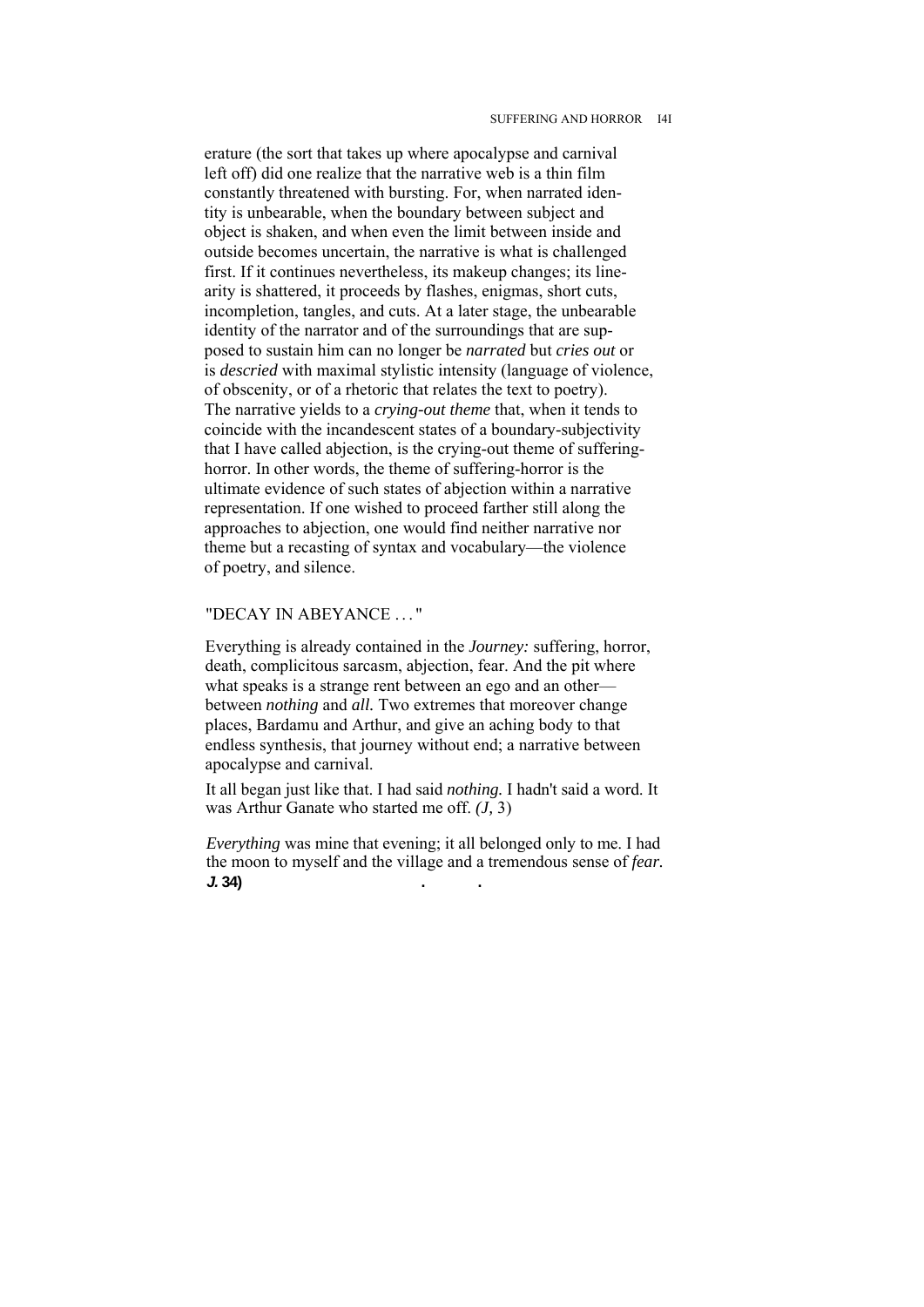erature (the sort that takes up where apocalypse and carnival left off) did one realize that the narrative web is a thin film constantly threatened with bursting. For, when narrated identity is unbearable, when the boundary between subject and object is shaken, and when even the limit between inside and outside becomes uncertain, the narrative is what is challenged first. If it continues nevertheless, its makeup changes; its linearity is shattered, it proceeds by flashes, enigmas, short cuts, incompletion, tangles, and cuts. At a later stage, the unbearable identity of the narrator and of the surroundings that are supposed to sustain him can no longer be *narrated* but *cries out* or is *descried* with maximal stylistic intensity (language of violence, of obscenity, or of a rhetoric that relates the text to poetry). The narrative yields to a *crying-out theme* that, when it tends to coincide with the incandescent states of a boundary-subjectivity that I have called abjection, is the crying-out theme of suffering-horror. In other words, the theme of suffering-horror is the ultimate evidence of such states of abjection within a narrative representation. If one wished to proceed farther still along the approaches to abjection, one would find neither narrative nor theme but a recasting of syntax and vocabulary—the violence of poetry, and silence.

## "DECAY IN ABEYANCE . . ."

Everything is already contained in the *Journey:* suffering, horror, death, complicitous sarcasm, abjection, fear. And the pit where what speaks is a strange rent between an ego and an other—between *nothing* and *all.* Two extremes that moreover change places, Bardamu and Arthur, and give an aching body to that endless synthesis, that journey without end; a narrative between apocalypse and carnival.

It all began just like that. I had said *nothing.* I hadn't said a word. It was Arthur Ganate who started me off. *(J,* 3)

*Everything* was mine that evening; it all belonged only to me. I had the moon to myself and the village and a tremendous sense of *fear.* *J.* 34)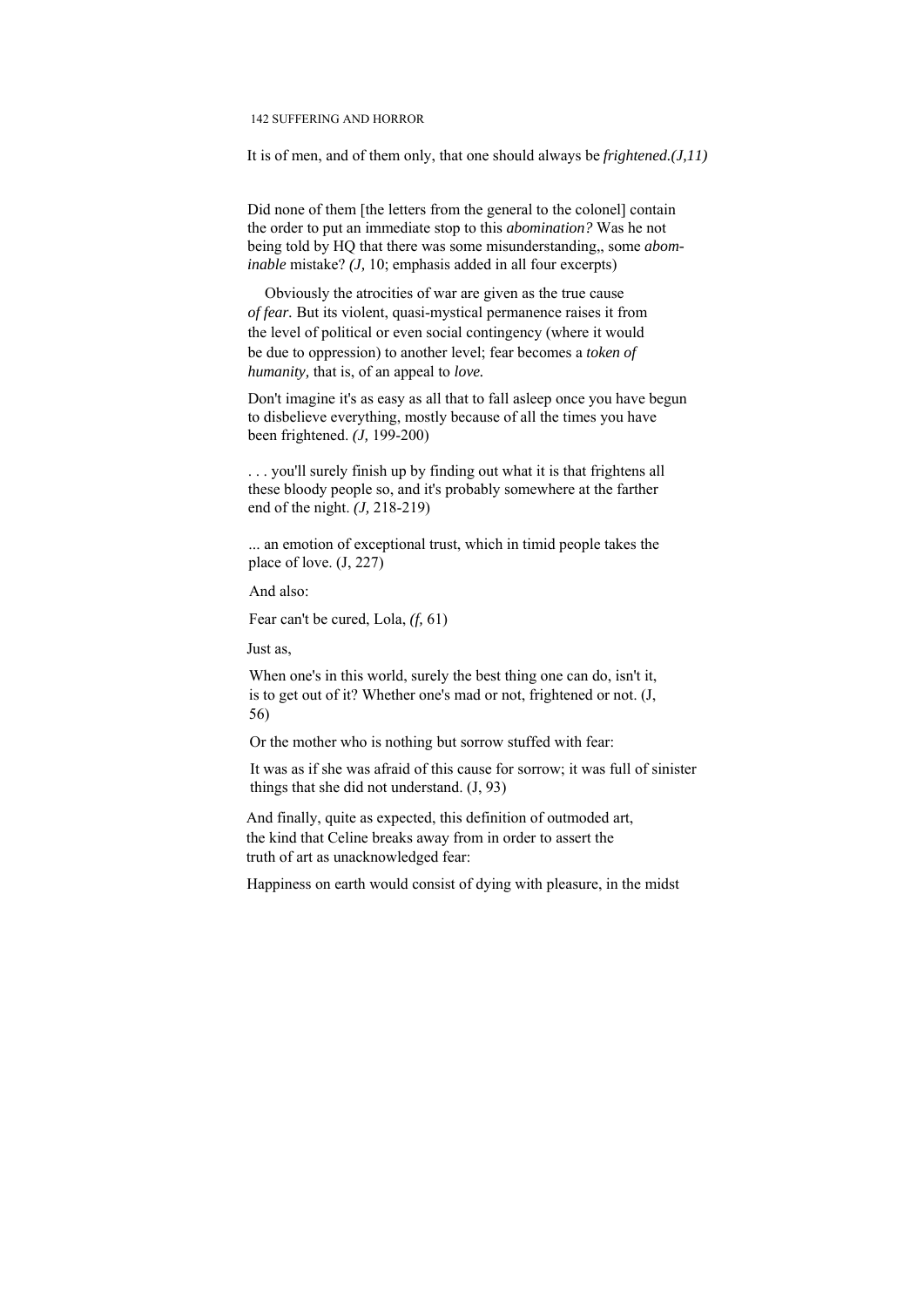It is of men, and of them only, that one should always be *frightened.(J,11)*

Did none of them [the letters from the general to the colonel] contain the order to put an immediate stop to this *abomination?* Was he not being told by HQ that there was some misunderstanding,, some *abominable* mistake? *(J,* 10; emphasis added in all four excerpts)

Obviously the atrocities of war are given as the true cause *of fear.* But its violent, quasi-mystical permanence raises it from the level of political or even social contingency (where it would be due to oppression) to another level; fear becomes a *token of humanity,* that is, of an appeal to *love.*

Don't imagine it's as easy as all that to fall asleep once you have begun to disbelieve everything, mostly because of all the times you have been frightened. *(J,* 199-200)

. . . you'll surely finish up by finding out what it is that frightens all these bloody people so, and it's probably somewhere at the farther end of the night. *(J,* 218-219)

... an emotion of exceptional trust, which in timid people takes the place of love. (J, 227)

And also:

Fear can't be cured, Lola, *(f,* 61)

Just as,

When one's in this world, surely the best thing one can do, isn't it, is to get out of it? Whether one's mad or not, frightened or not. (J, 56)

Or the mother who is nothing but sorrow stuffed with fear:

It was as if she was afraid of this cause for sorrow; it was full of sinister things that she did not understand. (J, 93)

And finally, quite as expected, this definition of outmoded art, the kind that Celine breaks away from in order to assert the truth of art as unacknowledged fear:

Happiness on earth would consist of dying with pleasure, in the midst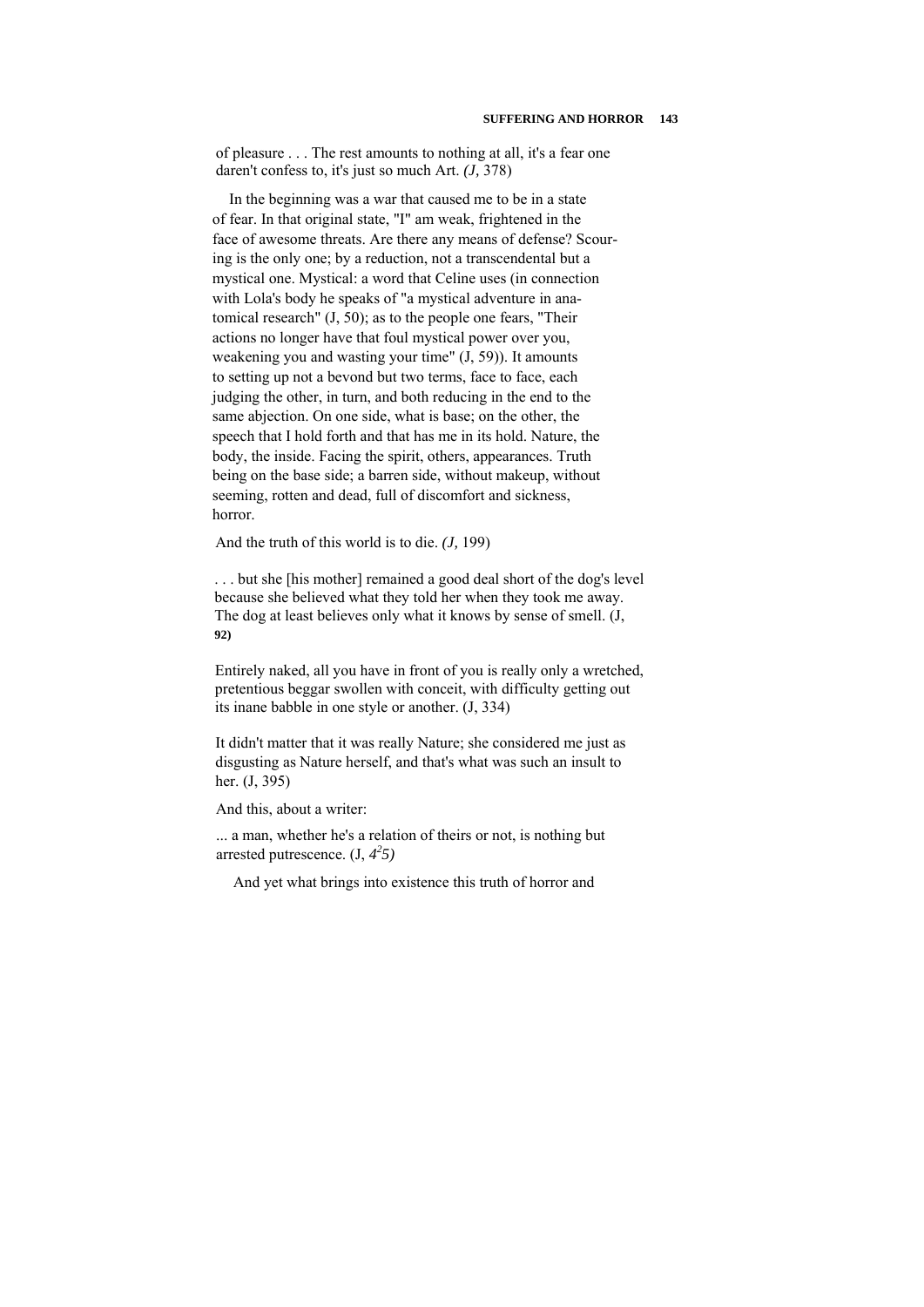of pleasure . . . The rest amounts to nothing at all, it's a fear one daren't confess to, it's just so much Art. *(J,* 378)

In the beginning was a war that caused me to be in a state of fear. In that original state, "I" am weak, frightened in the face of awesome threats. Are there any means of defense? Scouring is the only one; by a reduction, not a transcendental but a mystical one. Mystical: a word that Celine uses (in connection with Lola's body he speaks of "a mystical adventure in anatomical research" (J, 50); as to the people one fears, "Their actions no longer have that foul mystical power over you, weakening you and wasting your time" (J, 59)). It amounts to setting up not a bevond but two terms, face to face, each judging the other, in turn, and both reducing in the end to the same abjection. On one side, what is base; on the other, the speech that I hold forth and that has me in its hold. Nature, the body, the inside. Facing the spirit, others, appearances. Truth being on the base side; a barren side, without makeup, without seeming, rotten and dead, full of discomfort and sickness, horror.

And the truth of this world is to die. *(J,* 199)

. . . but she [his mother] remained a good deal short of the dog's level because she believed what they told her when they took me away. The dog at least believes only what it knows by sense of smell. (J, 92)

Entirely naked, all you have in front of you is really only a wretched, pretentious beggar swollen with conceit, with difficulty getting out its inane babble in one style or another. (J, 334)

It didn't matter that it was really Nature; she considered me just as disgusting as Nature herself, and that's what was such an insult to her. (J, 395)

And this, about a writer:

... a man, whether he's a relation of theirs or not, is nothing but arrested putrescence. (J, *425)*

And yet what brings into existence this truth of horror and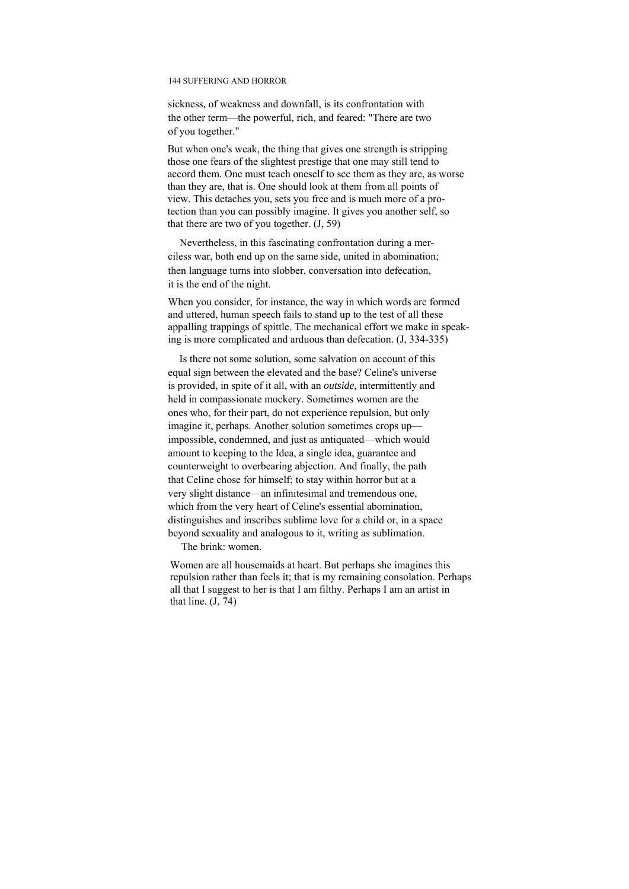sickness, of weakness and downfall, is its confrontation with the other term—the powerful, rich, and feared: "There are two of you together."

> But when one's weak, the thing that gives one strength is stripping those one fears of the slightest prestige that one may still tend to accord them. One must teach oneself to see them as they are, as worse than they are, that is. One should look at them from all points of view. This detaches you, sets you free and is much more of a protection than you can possibly imagine. It gives you another self, so that there are two of you together. (J, 59)

Nevertheless, in this fascinating confrontation during a merciless war, both end up on the same side, united in abomination; then language turns into slobber, conversation into defecation, it is the end of the night.

> When you consider, for instance, the way in which words are formed and uttered, human speech fails to stand up to the test of all these appalling trappings of spittle. The mechanical effort we make in speaking is more complicated and arduous than defecation. (J, 334-335)

Is there not some solution, some salvation on account of this equal sign between the elevated and the base? Celine's universe is provided, in spite of it all, with an *outside,* intermittently and held in compassionate mockery. Sometimes women are the ones who, for their part, do not experience repulsion, but only imagine it, perhaps. Another solution sometimes crops up—impossible, condemned, and just as antiquated—which would amount to keeping to the Idea, a single idea, guarantee and counterweight to overbearing abjection. And finally, the path that Celine chose for himself; to stay within horror but at a very slight distance—an infinitesimal and tremendous one, which from the very heart of Celine's essential abomination, distinguishes and inscribes sublime love for a child or, in a space beyond sexuality and analogous to it, writing as sublimation.

The brink: women.

> Women are all housemaids at heart. But perhaps she imagines this repulsion rather than feels it; that is my remaining consolation. Perhaps all that I suggest to her is that I am filthy. Perhaps I am an artist in that line. (J, 74)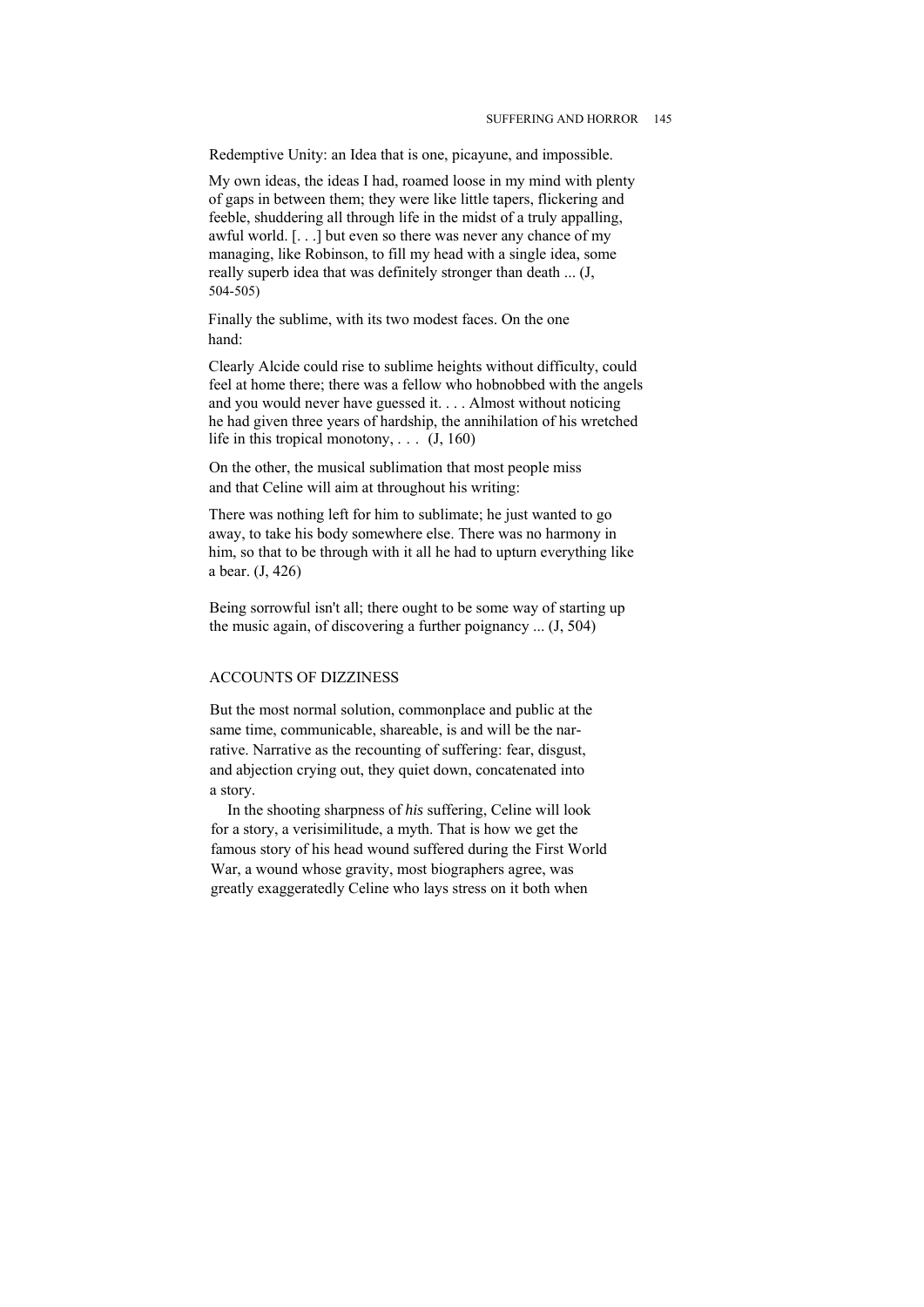Redemptive Unity: an Idea that is one, picayune, and impossible.

> My own ideas, the ideas I had, roamed loose in my mind with plenty of gaps in between them; they were like little tapers, flickering and feeble, shuddering all through life in the midst of a truly appalling, awful world. [. . .] but even so there was never any chance of my managing, like Robinson, to fill my head with a single idea, some really superb idea that was definitely stronger than death ... (J, 504-505)

Finally the sublime, with its two modest faces. On the one hand:

> Clearly Alcide could rise to sublime heights without difficulty, could feel at home there; there was a fellow who hobnobbed with the angels and you would never have guessed it. . . . Almost without noticing he had given three years of hardship, the annihilation of his wretched life in this tropical monotony, . . . (J, 160)

On the other, the musical sublimation that most people miss and that Celine will aim at throughout his writing:

> There was nothing left for him to sublimate; he just wanted to go away, to take his body somewhere else. There was no harmony in him, so that to be through with it all he had to upturn everything like a bear. (J, 426)

> Being sorrowful isn't all; there ought to be some way of starting up the music again, of discovering a further poignancy ... (J, 504)

## ACCOUNTS OF DIZZINESS

But the most normal solution, commonplace and public at the same time, communicable, shareable, is and will be the narrative. Narrative as the recounting of suffering: fear, disgust, and abjection crying out, they quiet down, concatenated into a story.

In the shooting sharpness of *his* suffering, Celine will look for a story, a verisimilitude, a myth. That is how we get the famous story of his head wound suffered during the First World War, a wound whose gravity, most biographers agree, was greatly exaggeratedly Celine who lays stress on it both when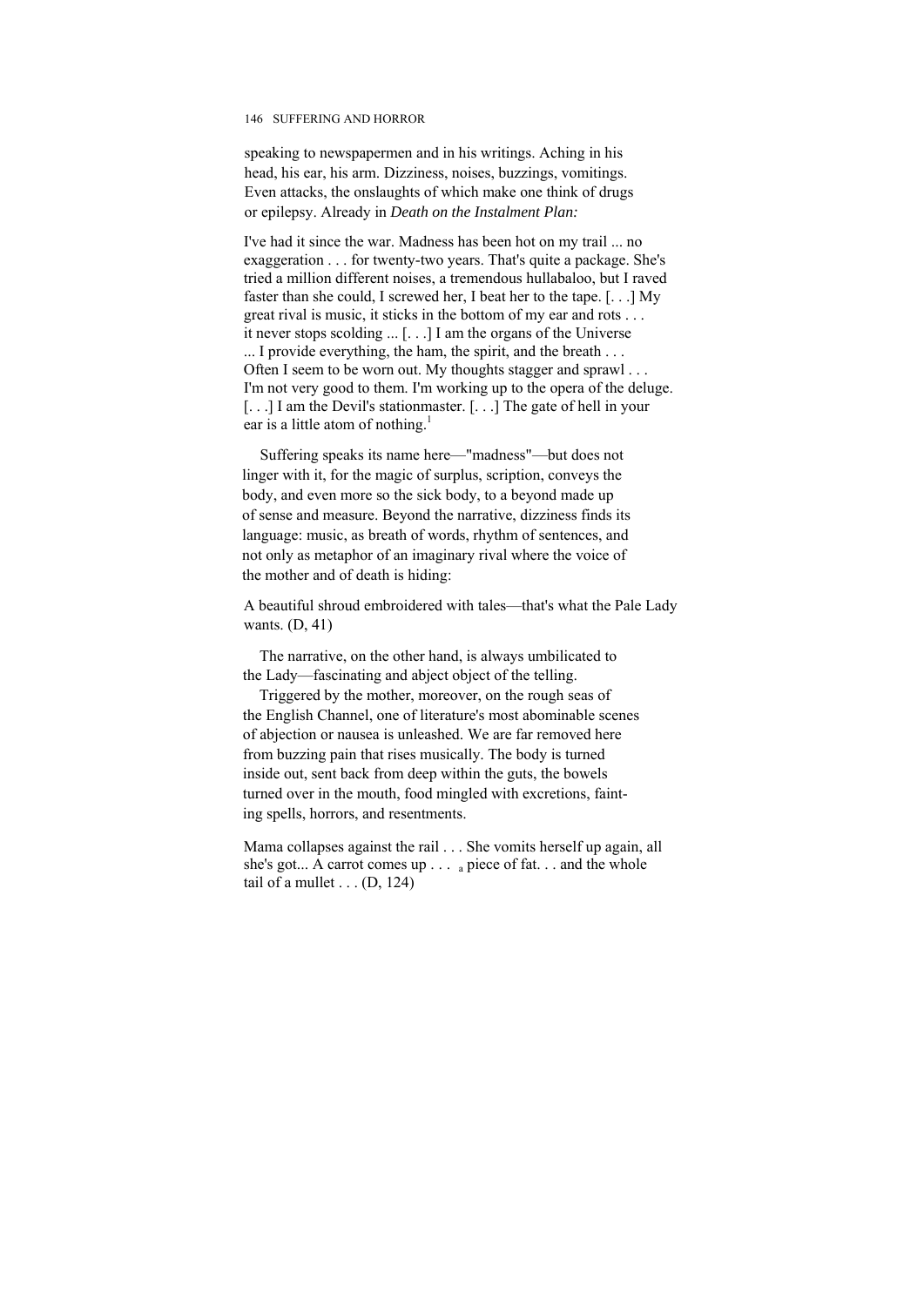speaking to newspapermen and in his writings. Aching in his head, his ear, his arm. Dizziness, noises, buzzings, vomitings. Even attacks, the onslaughts of which make one think of drugs or epilepsy. Already in *Death on the Instalment Plan:*

> I've had it since the war. Madness has been hot on my trail ... no exaggeration . . . for twenty-two years. That's quite a package. She's tried a million different noises, a tremendous hullabaloo, but I raved faster than she could, I screwed her, I beat her to the tape. [. . .] My great rival is music, it sticks in the bottom of my ear and rots . . . it never stops scolding ... [. . .] I am the organs of the Universe ... I provide everything, the ham, the spirit, and the breath . . . Often I seem to be worn out. My thoughts stagger and sprawl . . . I'm not very good to them. I'm working up to the opera of the deluge. [. . .] I am the Devil's stationmaster. [. . .] The gate of hell in your ear is a little atom of nothing.[1]

Suffering speaks its name here—"madness"—but does not linger with it, for the magic of surplus, scription, conveys the body, and even more so the sick body, to a beyond made up of sense and measure. Beyond the narrative, dizziness finds its language: music, as breath of words, rhythm of sentences, and not only as metaphor of an imaginary rival where the voice of the mother and of death is hiding:

> A beautiful shroud embroidered with tales—that's what the Pale Lady wants. (D, 41)

The narrative, on the other hand, is always umbilicated to the Lady—fascinating and abject object of the telling.

Triggered by the mother, moreover, on the rough seas of the English Channel, one of literature's most abominable scenes of abjection or nausea is unleashed. We are far removed here from buzzing pain that rises musically. The body is turned inside out, sent back from deep within the guts, the bowels turned over in the mouth, food mingled with excretions, fainting spells, horrors, and resentments.

> Mama collapses against the rail . . . She vomits herself up again, all she's got... A carrot comes up . . . a piece of fat. . . and the whole tail of a mullet . . . (D, 124)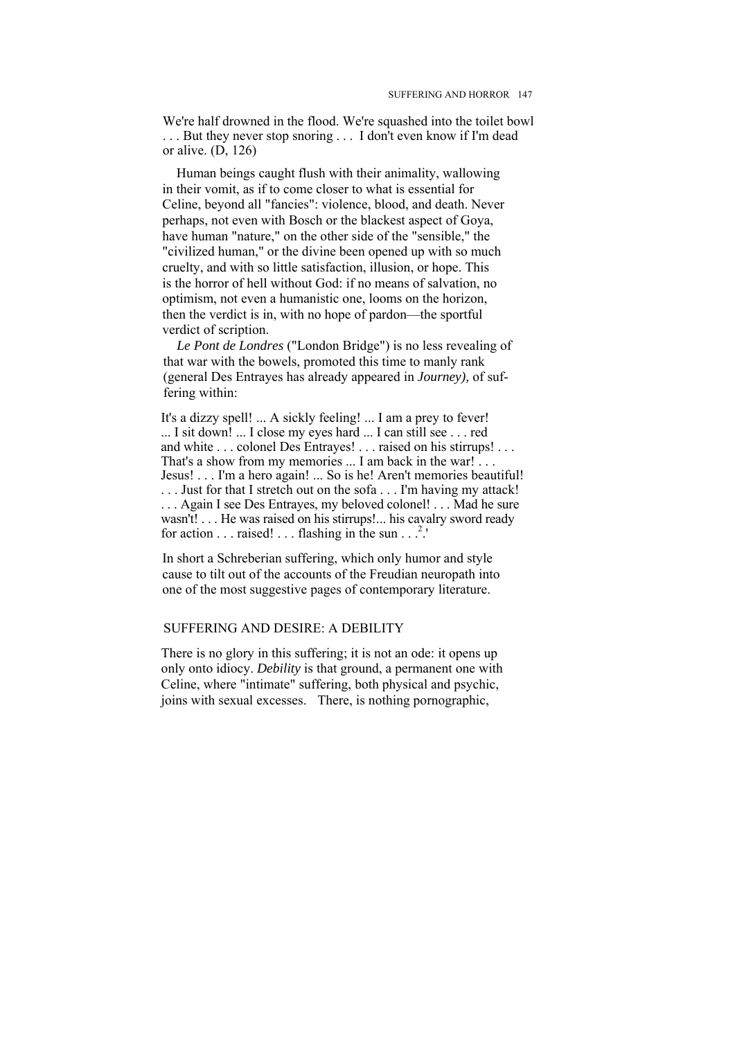We're half drowned in the flood. We're squashed into the toilet bowl . . . But they never stop snoring . . . I don't even know if I'm dead or alive. (D, 126)

Human beings caught flush with their animality, wallowing in their vomit, as if to come closer to what is essential for Celine, beyond all "fancies": violence, blood, and death. Never perhaps, not even with Bosch or the blackest aspect of Goya, have human "nature," on the other side of the "sensible," the "civilized human," or the divine been opened up with so much cruelty, and with so little satisfaction, illusion, or hope. This is the horror of hell without God: if no means of salvation, no optimism, not even a humanistic one, looms on the horizon, then the verdict is in, with no hope of pardon—the sportful verdict of scription.

*Le Pont de Londres* ("London Bridge") is no less revealing of that war with the bowels, promoted this time to manly rank (general Des Entrayes has already appeared in *Journey),* of suffering within:

> It's a dizzy spell! ... A sickly feeling! ... I am a prey to fever! ... I sit down! ... I close my eyes hard ... I can still see . . . red and white . . . colonel Des Entrayes! . . . raised on his stirrups! . . . That's a show from my memories ... I am back in the war! . . . Jesus! . . . I'm a hero again! ... So is he! Aren't memories beautiful! . . . Just for that I stretch out on the sofa . . . I'm having my attack! . . . Again I see Des Entrayes, my beloved colonel! . . . Mad he sure wasn't! . . . He was raised on his stirrups!... his cavalry sword ready for action . . . raised! . . . flashing in the sun . . .[2].'

In short a Schreberian suffering, which only humor and style cause to tilt out of the accounts of the Freudian neuropath into one of the most suggestive pages of contemporary literature.

## SUFFERING AND DESIRE: A DEBILITY

There is no glory in this suffering; it is not an ode: it opens up only onto idiocy. *Debility* is that ground, a permanent one with Celine, where "intimate" suffering, both physical and psychic, joins with sexual excesses. There, is nothing pornographic,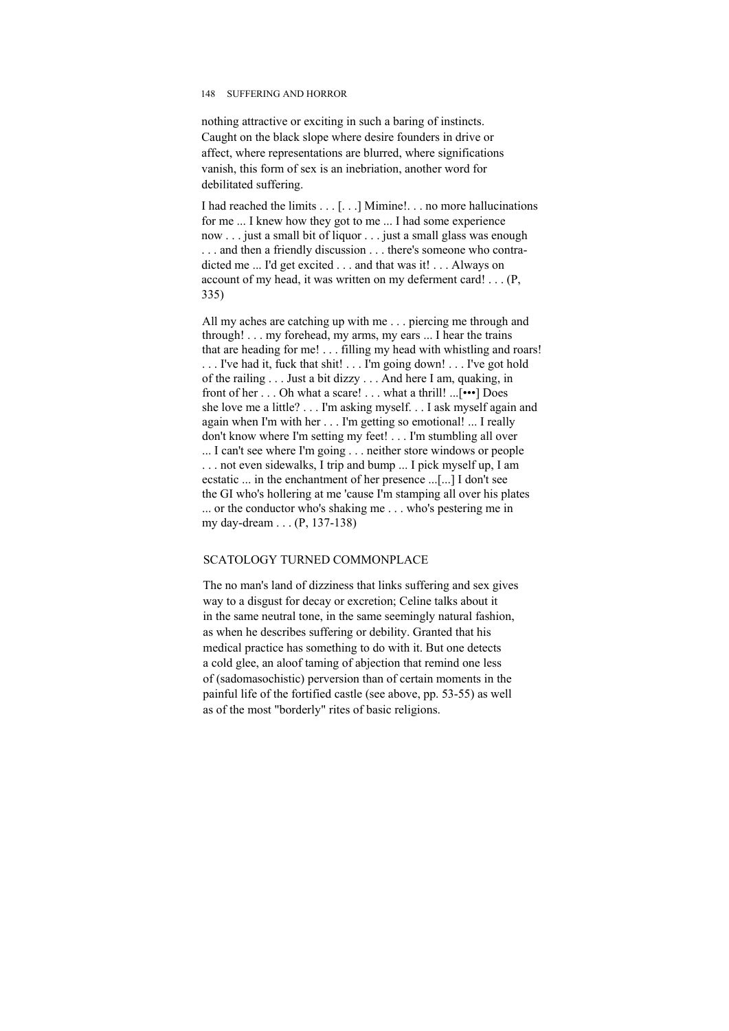nothing attractive or exciting in such a baring of instincts. Caught on the black slope where desire founders in drive or affect, where representations are blurred, where significations vanish, this form of sex is an inebriation, another word for debilitated suffering.

I had reached the limits . . . [. . .] Mimine!. . . no more hallucinations for me ... I knew how they got to me ... I had some experience now . . . just a small bit of liquor . . . just a small glass was enough . . . and then a friendly discussion . . . there's someone who contradicted me ... I'd get excited . . . and that was it! . . . Always on account of my head, it was written on my deferment card! . . . (P, 335)

All my aches are catching up with me . . . piercing me through and through! . . . my forehead, my arms, my ears ... I hear the trains that are heading for me! . . . filling my head with whistling and roars! . . . I've had it, fuck that shit! . . . I'm going down! . . . I've got hold of the railing . . . Just a bit dizzy . . . And here I am, quaking, in front of her . . . Oh what a scare! . . . what a thrill! ...[•••] Does she love me a little? . . . I'm asking myself. . . I ask myself again and again when I'm with her . . . I'm getting so emotional! ... I really don't know where I'm setting my feet! . . . I'm stumbling all over ... I can't see where I'm going . . . neither store windows or people . . . not even sidewalks, I trip and bump ... I pick myself up, I am ecstatic ... in the enchantment of her presence ...[...] I don't see the GI who's hollering at me 'cause I'm stamping all over his plates ... or the conductor who's shaking me . . . who's pestering me in my day-dream . . . (P, 137-138)

## SCATOLOGY TURNED COMMONPLACE

The no man's land of dizziness that links suffering and sex gives way to a disgust for decay or excretion; Celine talks about it in the same neutral tone, in the same seemingly natural fashion, as when he describes suffering or debility. Granted that his medical practice has something to do with it. But one detects a cold glee, an aloof taming of abjection that remind one less of (sadomasochistic) perversion than of certain moments in the painful life of the fortified castle (see above, pp. 53-55) as well as of the most "borderly" rites of basic religions.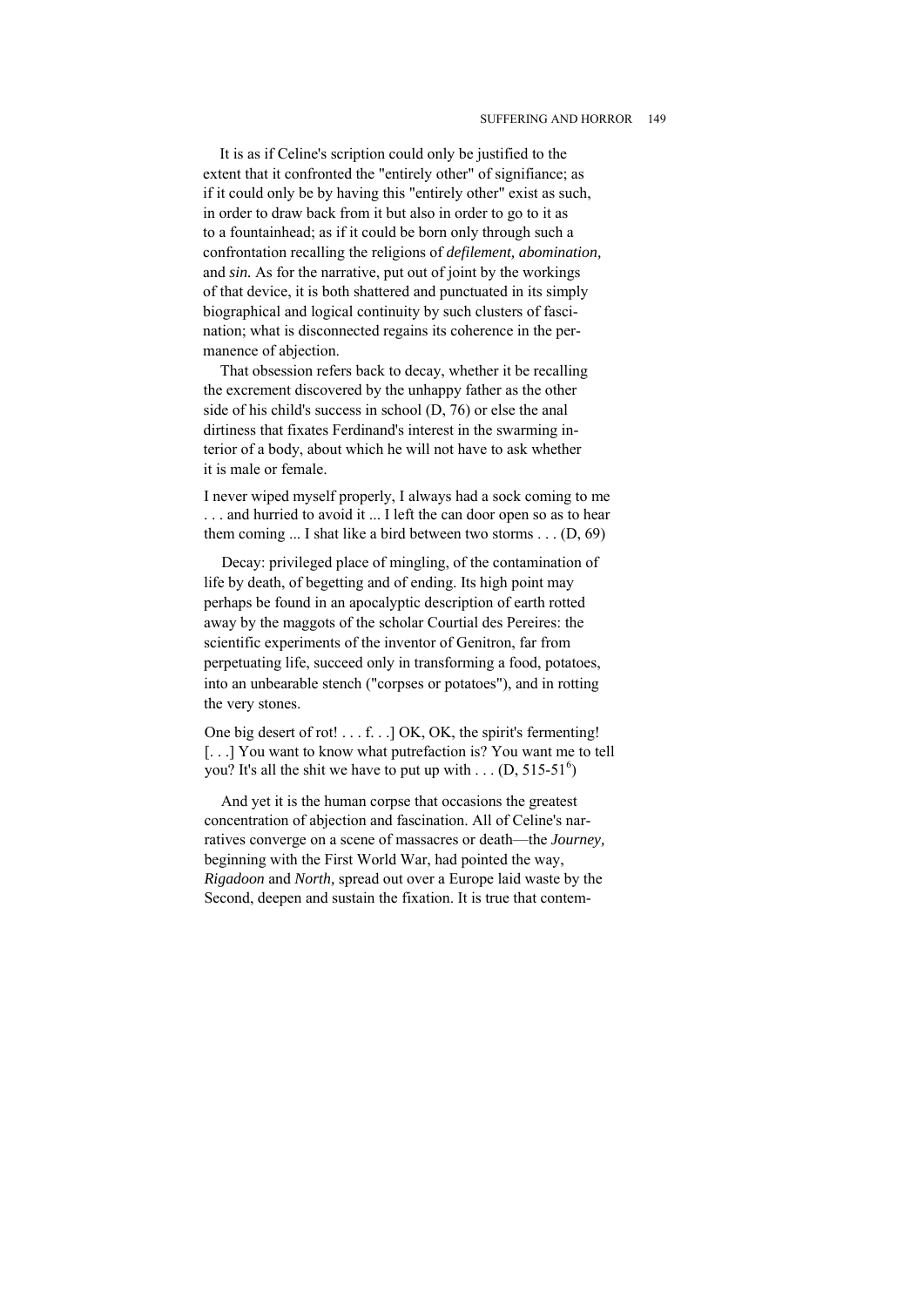It is as if Celine's scription could only be justified to the extent that it confronted the "entirely other" of signifiance; as if it could only be by having this "entirely other" exist as such, in order to draw back from it but also in order to go to it as to a fountainhead; as if it could be born only through such a confrontation recalling the religions of *defilement, abomination,* and *sin.* As for the narrative, put out of joint by the workings of that device, it is both shattered and punctuated in its simply biographical and logical continuity by such clusters of fascination; what is disconnected regains its coherence in the permanence of abjection.

That obsession refers back to decay, whether it be recalling the excrement discovered by the unhappy father as the other side of his child's success in school (D, 76) or else the anal dirtiness that fixates Ferdinand's interest in the swarming interior of a body, about which he will not have to ask whether it is male or female.

I never wiped myself properly, I always had a sock coming to me . . . and hurried to avoid it ... I left the can door open so as to hear them coming ... I shat like a bird between two storms . . . (D, 69)

Decay: privileged place of mingling, of the contamination of life by death, of begetting and of ending. Its high point may perhaps be found in an apocalyptic description of earth rotted away by the maggots of the scholar Courtial des Pereires: the scientific experiments of the inventor of Genitron, far from perpetuating life, succeed only in transforming a food, potatoes, into an unbearable stench ("corpses or potatoes"), and in rotting the very stones.

One big desert of rot! . . . f. . .] OK, OK, the spirit's fermenting! [. . .] You want to know what putrefaction is? You want me to tell you? It's all the shit we have to put up with . . . (D, 515-51[6])

And yet it is the human corpse that occasions the greatest concentration of abjection and fascination. All of Celine's narratives converge on a scene of massacres or death—the *Journey,* beginning with the First World War, had pointed the way, *Rigadoon* and *North,* spread out over a Europe laid waste by the Second, deepen and sustain the fixation. It is true that contem-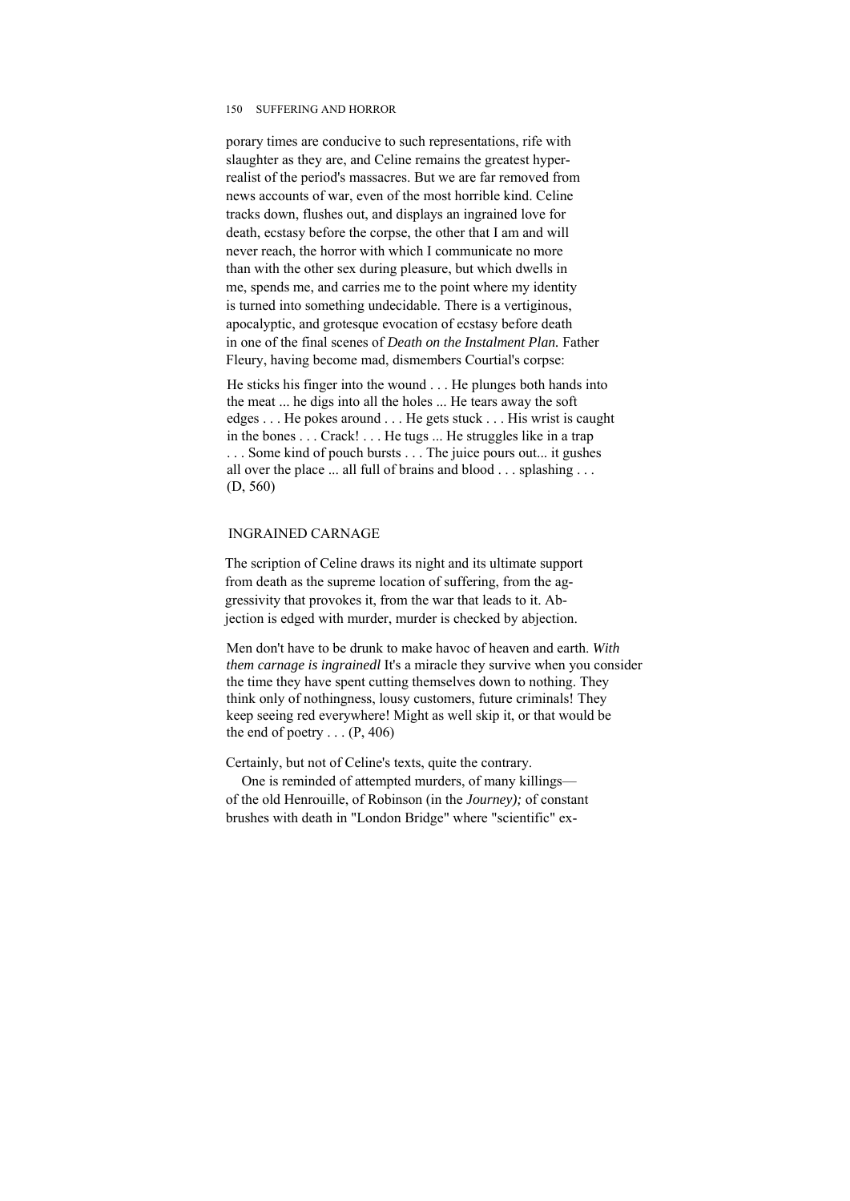porary times are conducive to such representations, rife with slaughter as they are, and Celine remains the greatest hyperrealist of the period's massacres. But we are far removed from news accounts of war, even of the most horrible kind. Celine tracks down, flushes out, and displays an ingrained love for death, ecstasy before the corpse, the other that I am and will never reach, the horror with which I communicate no more than with the other sex during pleasure, but which dwells in me, spends me, and carries me to the point where my identity is turned into something undecidable. There is a vertiginous, apocalyptic, and grotesque evocation of ecstasy before death in one of the final scenes of *Death on the Instalment Plan.* Father Fleury, having become mad, dismembers Courtial's corpse:

> He sticks his finger into the wound . . . He plunges both hands into the meat ... he digs into all the holes ... He tears away the soft edges . . . He pokes around . . . He gets stuck . . . His wrist is caught in the bones . . . Crack! . . . He tugs ... He struggles like in a trap . . . Some kind of pouch bursts . . . The juice pours out... it gushes all over the place ... all full of brains and blood . . . splashing . . . (D, 560)

## INGRAINED CARNAGE

The scription of Celine draws its night and its ultimate support from death as the supreme location of suffering, from the aggressivity that provokes it, from the war that leads to it. Abjection is edged with murder, murder is checked by abjection.

> Men don't have to be drunk to make havoc of heaven and earth. *With them carnage is ingrainedl* It's a miracle they survive when you consider the time they have spent cutting themselves down to nothing. They think only of nothingness, lousy customers, future criminals! They keep seeing red everywhere! Might as well skip it, or that would be the end of poetry . . . (P, 406)

Certainly, but not of Celine's texts, quite the contrary.

One is reminded of attempted murders, of many killings— of the old Henrouille, of Robinson (in the *Journey);* of constant brushes with death in "London Bridge" where "scientific" ex-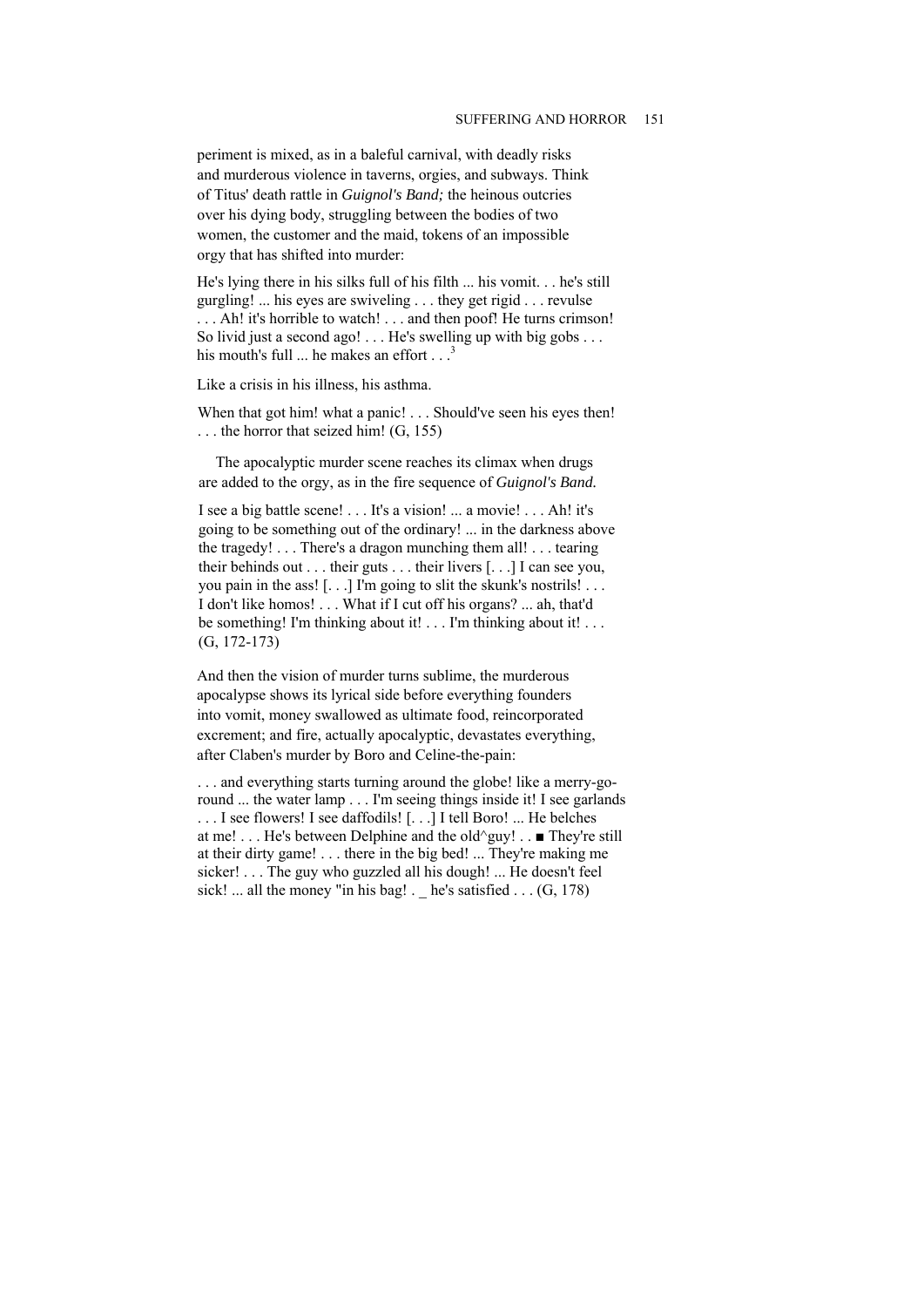periment is mixed, as in a baleful carnival, with deadly risks and murderous violence in taverns, orgies, and subways. Think of Titus' death rattle in *Guignol's Band;* the heinous outcries over his dying body, struggling between the bodies of two women, the customer and the maid, tokens of an impossible orgy that has shifted into murder:

> He's lying there in his silks full of his filth ... his vomit. . . he's still gurgling! ... his eyes are swiveling . . . they get rigid . . . revulse . . . Ah! it's horrible to watch! . . . and then poof! He turns crimson! So livid just a second ago! . . . He's swelling up with big gobs . . . his mouth's full ... he makes an effort . . .[3]

Like a crisis in his illness, his asthma.

> When that got him! what a panic! . . . Should've seen his eyes then! . . . the horror that seized him! (G, 155)

The apocalyptic murder scene reaches its climax when drugs are added to the orgy, as in the fire sequence of *Guignol's Band.*

> I see a big battle scene! . . . It's a vision! ... a movie! . . . Ah! it's going to be something out of the ordinary! ... in the darkness above the tragedy! . . . There's a dragon munching them all! . . . tearing their behinds out . . . their guts . . . their livers [. . .] I can see you, you pain in the ass! [. . .] I'm going to slit the skunk's nostrils! . . . I don't like homos! . . . What if I cut off his organs? ... ah, that'd be something! I'm thinking about it! . . . I'm thinking about it! . . . (G, 172-173)

And then the vision of murder turns sublime, the murderous apocalypse shows its lyrical side before everything founders into vomit, money swallowed as ultimate food, reincorporated excrement; and fire, actually apocalyptic, devastates everything, after Claben's murder by Boro and Celine-the-pain:

> . . . and everything starts turning around the globe! like a merry-go-round ... the water lamp . . . I'm seeing things inside it! I see garlands . . . I see flowers! I see daffodils! [. . .] I tell Boro! ... He belches at me! . . . He's between Delphine and the old^guy! . . ■ They're still at their dirty game! . . . there in the big bed! ... They're making me sicker! . . . The guy who guzzled all his dough! ... He doesn't feel sick! ... all the money "in his bag! . _ he's satisfied . . . (G, 178)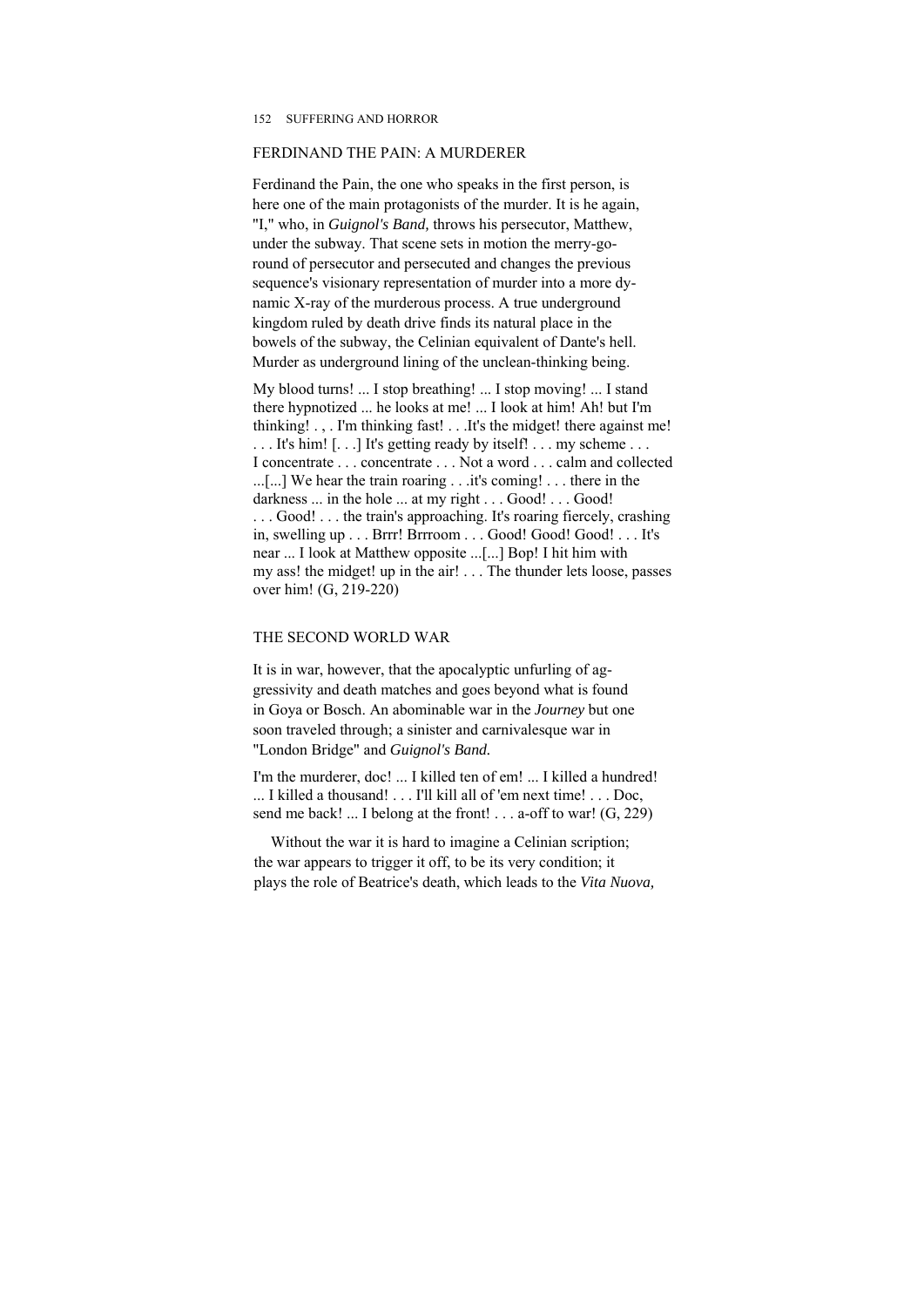## FERDINAND THE PAIN: A MURDERER

Ferdinand the Pain, the one who speaks in the first person, is here one of the main protagonists of the murder. It is he again, "I," who, in *Guignol's Band,* throws his persecutor, Matthew, under the subway. That scene sets in motion the merry-go-round of persecutor and persecuted and changes the previous sequence's visionary representation of murder into a more dynamic X-ray of the murderous process. A true underground kingdom ruled by death drive finds its natural place in the bowels of the subway, the Celinian equivalent of Dante's hell. Murder as underground lining of the unclean-thinking being.

My blood turns! ... I stop breathing! ... I stop moving! ... I stand there hypnotized ... he looks at me! ... I look at him! Ah! but I'm thinking! . , . I'm thinking fast! . . .It's the midget! there against me! . . . It's him! [. . .] It's getting ready by itself! . . . my scheme . . . I concentrate . . . concentrate . . . Not a word . . . calm and collected ...[...] We hear the train roaring . . .it's coming! . . . there in the darkness ... in the hole ... at my right . . . Good! . . . Good! . . . Good! . . . the train's approaching. It's roaring fiercely, crashing in, swelling up . . . Brrr! Brrroom . . . Good! Good! Good! . . . It's near ... I look at Matthew opposite ...[...] Bop! I hit him with my ass! the midget! up in the air! . . . The thunder lets loose, passes over him! (G, 219-220)

## THE SECOND WORLD WAR

It is in war, however, that the apocalyptic unfurling of aggressivity and death matches and goes beyond what is found in Goya or Bosch. An abominable war in the *Journey* but one soon traveled through; a sinister and carnivalesque war in "London Bridge" and *Guignol's Band.*

I'm the murderer, doc! ... I killed ten of em! ... I killed a hundred! ... I killed a thousand! . . . I'll kill all of 'em next time! . . . Doc, send me back! ... I belong at the front! . . . a-off to war! (G, 229)

Without the war it is hard to imagine a Celinian scription; the war appears to trigger it off, to be its very condition; it plays the role of Beatrice's death, which leads to the *Vita Nuova,*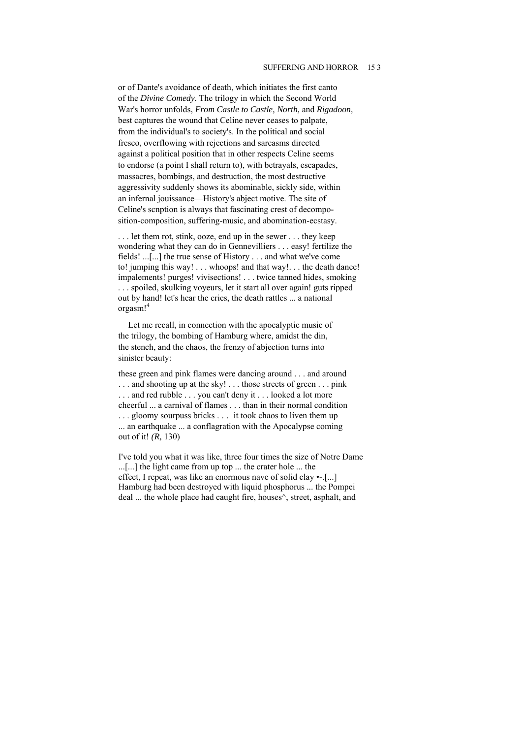or of Dante's avoidance of death, which initiates the first canto of the *Divine Comedy.* The trilogy in which the Second World War's horror unfolds, *From Castle to Castle, North,* and *Rigadoon,* best captures the wound that Celine never ceases to palpate, from the individual's to society's. In the political and social fresco, overflowing with rejections and sarcasms directed against a political position that in other respects Celine seems to endorse (a point I shall return to), with betrayals, escapades, massacres, bombings, and destruction, the most destructive aggressivity suddenly shows its abominable, sickly side, within an infernal jouissance—History's abject motive. The site of Celine's scnption is always that fascinating crest of decomposition-composition, suffering-music, and abomination-ecstasy.

. . . let them rot, stink, ooze, end up in the sewer . . . they keep wondering what they can do in Gennevilliers . . . easy! fertilize the fields! ...[...] the true sense of History . . . and what we've come to! jumping this way! . . . whoops! and that way!. . . the death dance! impalements! purges! vivisections! . . . twice tanned hides, smoking . . . spoiled, skulking voyeurs, let it start all over again! guts ripped out by hand! let's hear the cries, the death rattles ... a national orgasm![4]

Let me recall, in connection with the apocalyptic music of the trilogy, the bombing of Hamburg where, amidst the din, the stench, and the chaos, the frenzy of abjection turns into sinister beauty:

these green and pink flames were dancing around . . . and around . . . and shooting up at the sky! . . . those streets of green . . . pink . . . and red rubble . . . you can't deny it . . . looked a lot more cheerful ... a carnival of flames . . . than in their normal condition . . . gloomy sourpuss bricks . . . it took chaos to liven them up ... an earthquake ... a conflagration with the Apocalypse coming out of it! *(R,* 130)

I've told you what it was like, three four times the size of Notre Dame ...[...] the light came from up top ... the crater hole ... the effect, I repeat, was like an enormous nave of solid clay •-.[...] Hamburg had been destroyed with liquid phosphorus ... the Pompei deal ... the whole place had caught fire, houses^, street, asphalt, and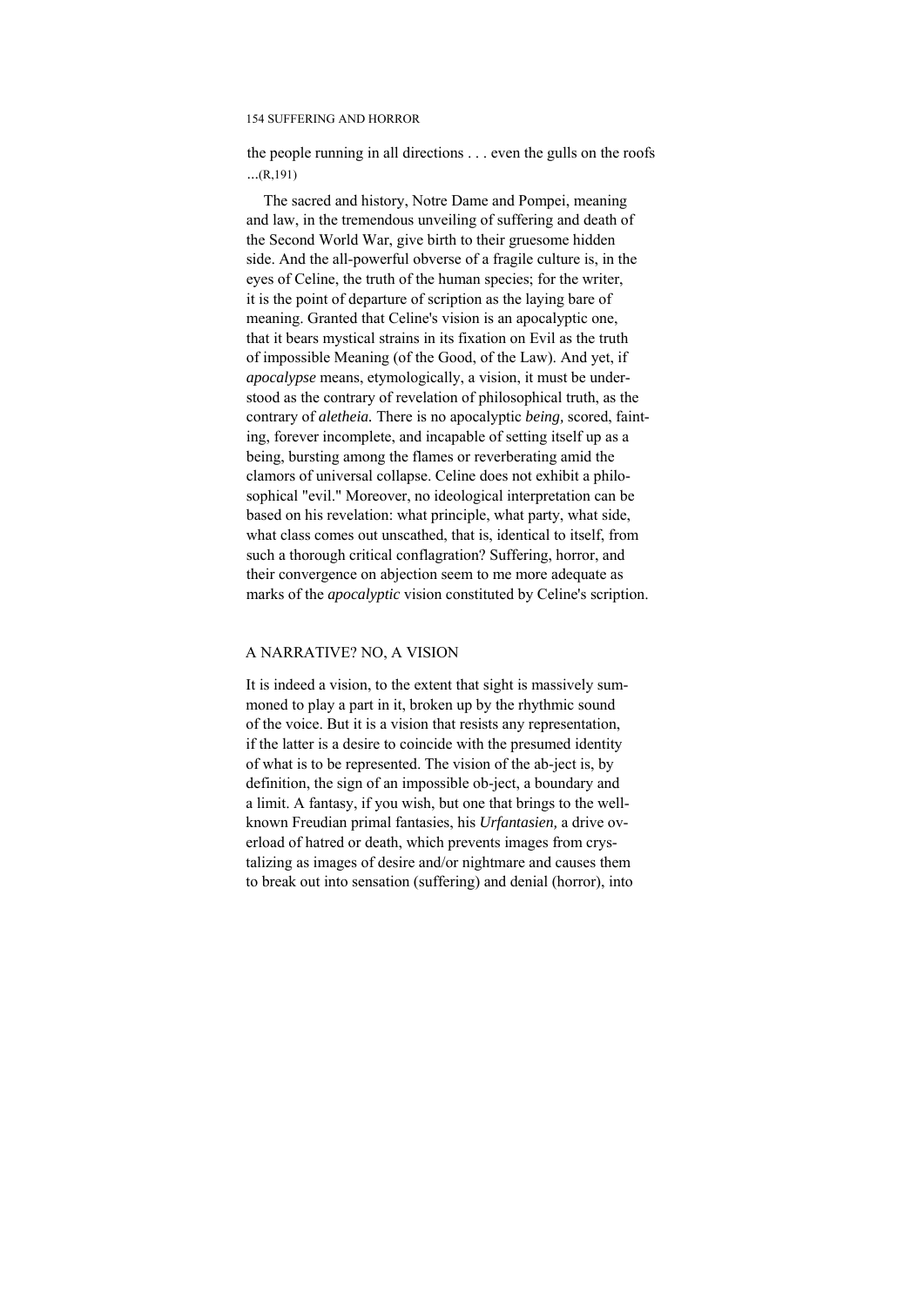the people running in all directions . . . even the gulls on the roofs ...(R,191)

The sacred and history, Notre Dame and Pompei, meaning and law, in the tremendous unveiling of suffering and death of the Second World War, give birth to their gruesome hidden side. And the all-powerful obverse of a fragile culture is, in the eyes of Celine, the truth of the human species; for the writer, it is the point of departure of scription as the laying bare of meaning. Granted that Celine's vision is an apocalyptic one, that it bears mystical strains in its fixation on Evil as the truth of impossible Meaning (of the Good, of the Law). And yet, if *apocalypse* means, etymologically, a vision, it must be understood as the contrary of revelation of philosophical truth, as the contrary of *aletheia.* There is no apocalyptic *being,* scored, fainting, forever incomplete, and incapable of setting itself up as a being, bursting among the flames or reverberating amid the clamors of universal collapse. Celine does not exhibit a philosophical "evil." Moreover, no ideological interpretation can be based on his revelation: what principle, what party, what side, what class comes out unscathed, that is, identical to itself, from such a thorough critical conflagration? Suffering, horror, and their convergence on abjection seem to me more adequate as marks of the *apocalyptic* vision constituted by Celine's scription.

## A NARRATIVE? NO, A VISION

It is indeed a vision, to the extent that sight is massively summoned to play a part in it, broken up by the rhythmic sound of the voice. But it is a vision that resists any representation, if the latter is a desire to coincide with the presumed identity of what is to be represented. The vision of the ab-ject is, by definition, the sign of an impossible ob-ject, a boundary and a limit. A fantasy, if you wish, but one that brings to the well-known Freudian primal fantasies, his *Urfantasien,* a drive overload of hatred or death, which prevents images from crystalizing as images of desire and/or nightmare and causes them to break out into sensation (suffering) and denial (horror), into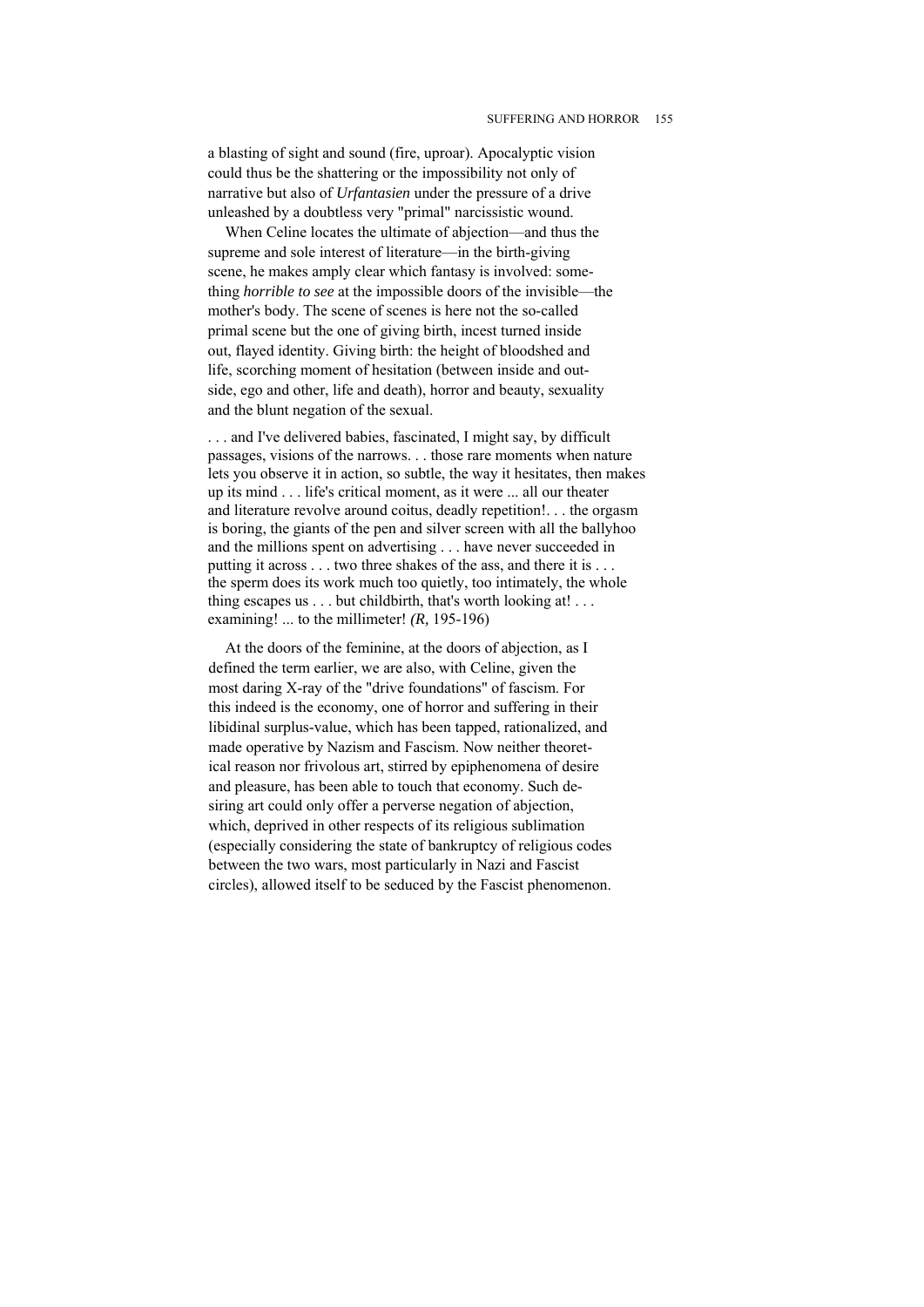a blasting of sight and sound (fire, uproar). Apocalyptic vision could thus be the shattering or the impossibility not only of narrative but also of *Urfantasien* under the pressure of a drive unleashed by a doubtless very "primal" narcissistic wound.

When Celine locates the ultimate of abjection—and thus the supreme and sole interest of literature—in the birth-giving scene, he makes amply clear which fantasy is involved: something *horrible to see* at the impossible doors of the invisible—the mother's body. The scene of scenes is here not the so-called primal scene but the one of giving birth, incest turned inside out, flayed identity. Giving birth: the height of bloodshed and life, scorching moment of hesitation (between inside and outside, ego and other, life and death), horror and beauty, sexuality and the blunt negation of the sexual.

> . . . and I've delivered babies, fascinated, I might say, by difficult passages, visions of the narrows. . . those rare moments when nature lets you observe it in action, so subtle, the way it hesitates, then makes up its mind . . . life's critical moment, as it were ... all our theater and literature revolve around coitus, deadly repetition!. . . the orgasm is boring, the giants of the pen and silver screen with all the ballyhoo and the millions spent on advertising . . . have never succeeded in putting it across . . . two three shakes of the ass, and there it is . . . the sperm does its work much too quietly, too intimately, the whole thing escapes us . . . but childbirth, that's worth looking at! . . . examining! ... to the millimeter! *(R,* 195-196)

At the doors of the feminine, at the doors of abjection, as I defined the term earlier, we are also, with Celine, given the most daring X-ray of the "drive foundations" of fascism. For this indeed is the economy, one of horror and suffering in their libidinal surplus-value, which has been tapped, rationalized, and made operative by Nazism and Fascism. Now neither theoretical reason nor frivolous art, stirred by epiphenomena of desire and pleasure, has been able to touch that economy. Such desiring art could only offer a perverse negation of abjection, which, deprived in other respects of its religious sublimation (especially considering the state of bankruptcy of religious codes between the two wars, most particularly in Nazi and Fascist circles), allowed itself to be seduced by the Fascist phenomenon.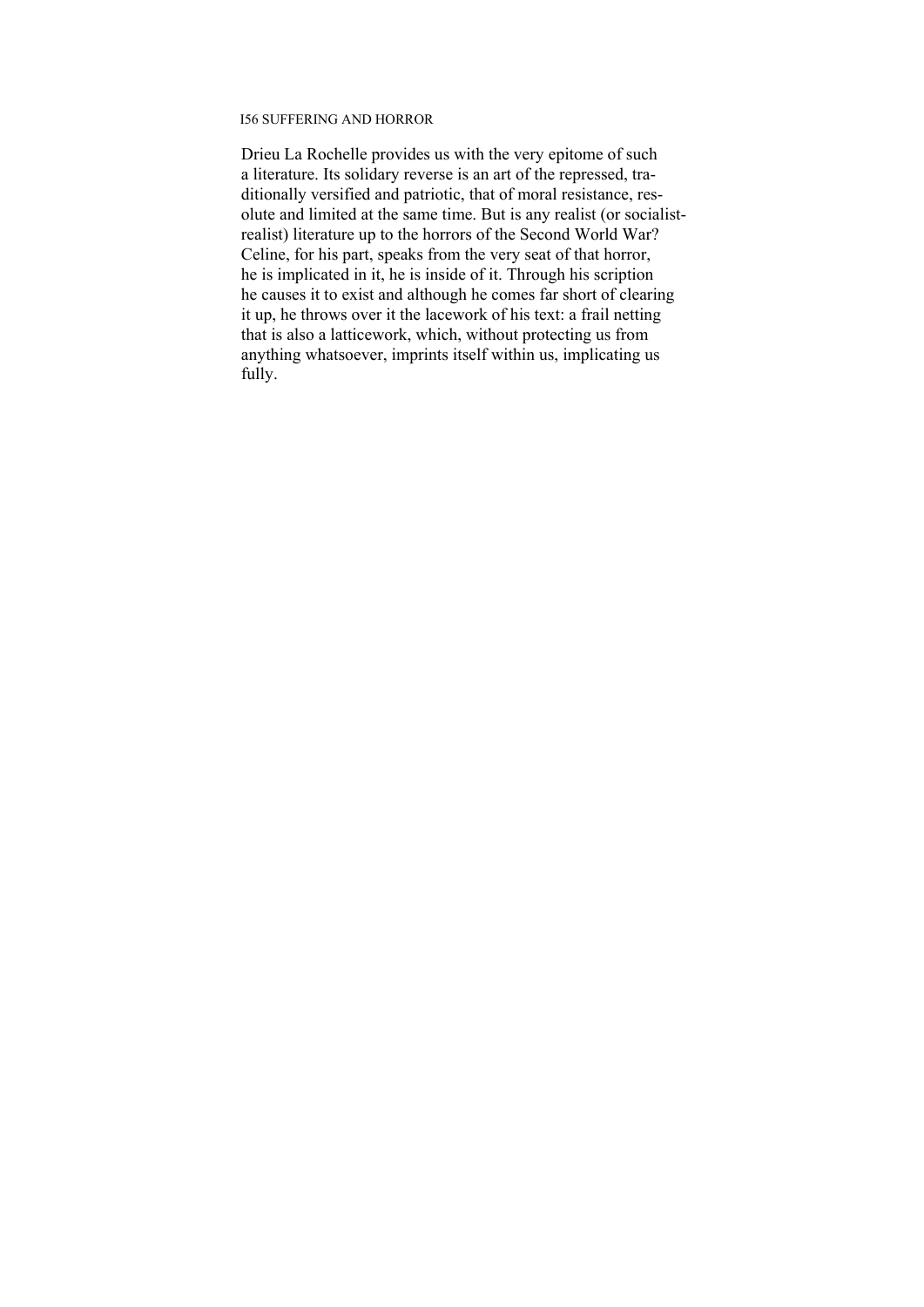Drieu La Rochelle provides us with the very epitome of such a literature. Its solidary reverse is an art of the repressed, traditionally versified and patriotic, that of moral resistance, resolute and limited at the same time. But is any realist (or socialist-realist) literature up to the horrors of the Second World War? Celine, for his part, speaks from the very seat of that horror, he is implicated in it, he is inside of it. Through his scription he causes it to exist and although he comes far short of clearing it up, he throws over it the lacework of his text: a frail netting that is also a latticework, which, without protecting us from anything whatsoever, imprints itself within us, implicating us fully.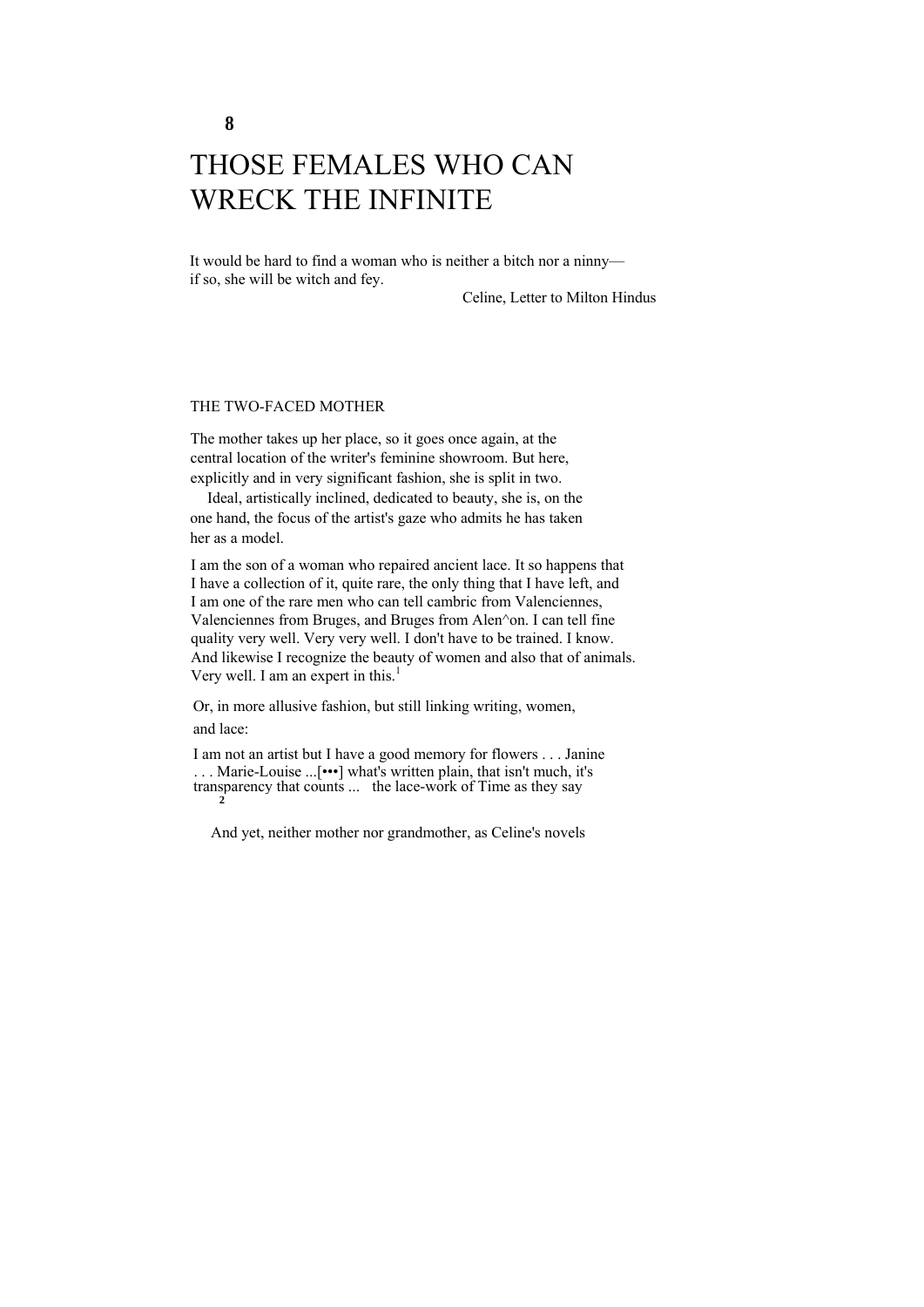# 8

# THOSE FEMALES WHO CAN WRECK THE INFINITE

It would be hard to find a woman who is neither a bitch nor a ninny—if so, she will be witch and fey.

Celine, Letter to Milton Hindus

## THE TWO-FACED MOTHER

The mother takes up her place, so it goes once again, at the central location of the writer's feminine showroom. But here, explicitly and in very significant fashion, she is split in two.

Ideal, artistically inclined, dedicated to beauty, she is, on the one hand, the focus of the artist's gaze who admits he has taken her as a model.

I am the son of a woman who repaired ancient lace. It so happens that I have a collection of it, quite rare, the only thing that I have left, and I am one of the rare men who can tell cambric from Valenciennes, Valenciennes from Bruges, and Bruges from Alen^on. I can tell fine quality very well. Very very well. I don't have to be trained. I know. And likewise I recognize the beauty of women and also that of animals. Very well. I am an expert in this.[1]

Or, in more allusive fashion, but still linking writing, women, and lace:

I am not an artist but I have a good memory for flowers . . . Janine . . . Marie-Louise ...[•••] what's written plain, that isn't much, it's transparency that counts ... the lace-work of Time as they say [2]

And yet, neither mother nor grandmother, as Celine's novels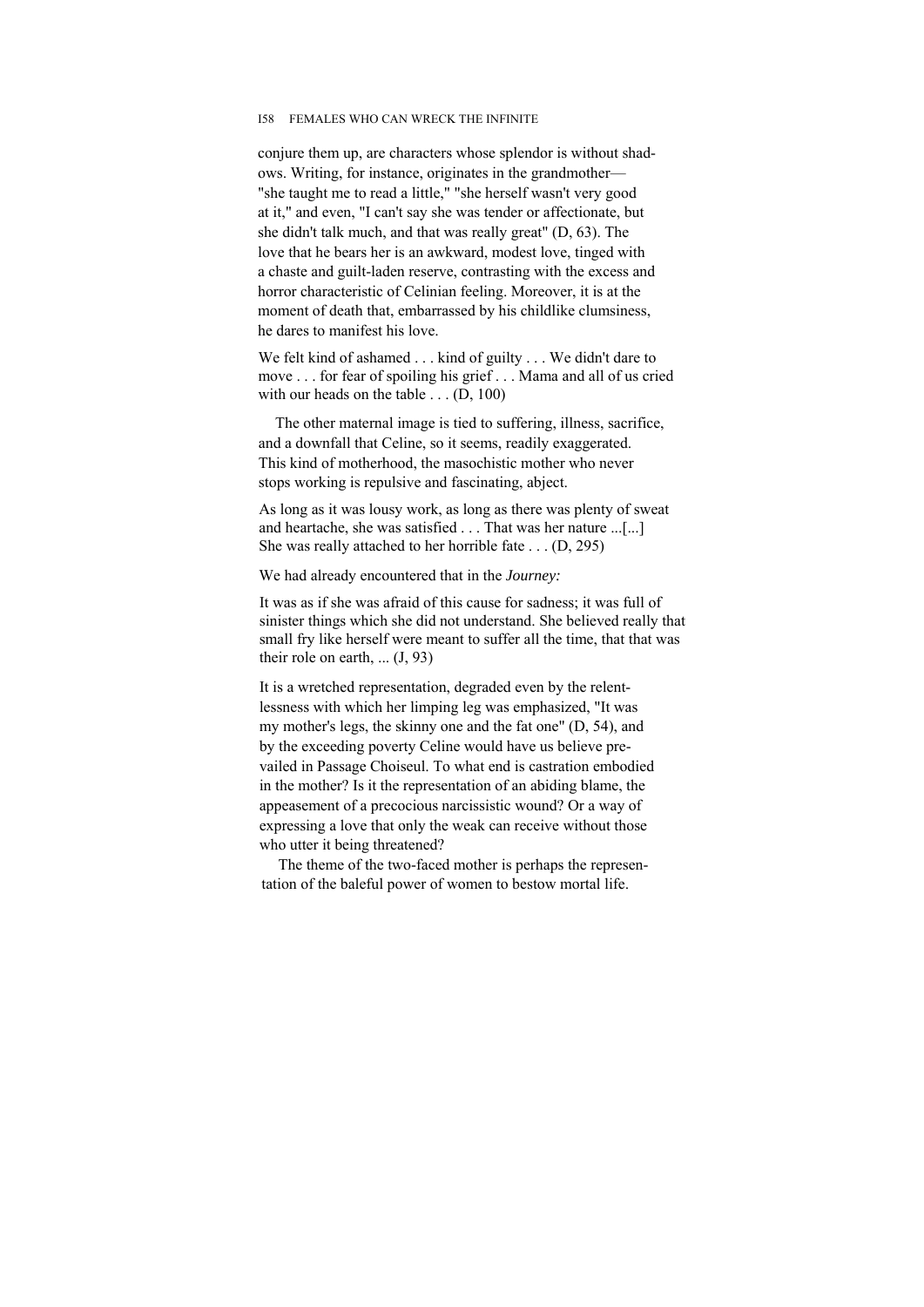conjure them up, are characters whose splendor is without shadows. Writing, for instance, originates in the grandmother—"she taught me to read a little," "she herself wasn't very good at it," and even, "I can't say she was tender or affectionate, but she didn't talk much, and that was really great" (D, 63). The love that he bears her is an awkward, modest love, tinged with a chaste and guilt-laden reserve, contrasting with the excess and horror characteristic of Celinian feeling. Moreover, it is at the moment of death that, embarrassed by his childlike clumsiness, he dares to manifest his love.

> We felt kind of ashamed . . . kind of guilty . . . We didn't dare to move . . . for fear of spoiling his grief . . . Mama and all of us cried with our heads on the table . . . (D, 100)

The other maternal image is tied to suffering, illness, sacrifice, and a downfall that Celine, so it seems, readily exaggerated. This kind of motherhood, the masochistic mother who never stops working is repulsive and fascinating, abject.

> As long as it was lousy work, as long as there was plenty of sweat and heartache, she was satisfied . . . That was her nature ...[...] She was really attached to her horrible fate . . . (D, 295)

We had already encountered that in the *Journey:*

> It was as if she was afraid of this cause for sadness; it was full of sinister things which she did not understand. She believed really that small fry like herself were meant to suffer all the time, that that was their role on earth, ... (J, 93)

It is a wretched representation, degraded even by the relentlessness with which her limping leg was emphasized, "It was my mother's legs, the skinny one and the fat one" (D, 54), and by the exceeding poverty Celine would have us believe prevailed in Passage Choiseul. To what end is castration embodied in the mother? Is it the representation of an abiding blame, the appeasement of a precocious narcissistic wound? Or a way of expressing a love that only the weak can receive without those who utter it being threatened?

The theme of the two-faced mother is perhaps the representation of the baleful power of women to bestow mortal life.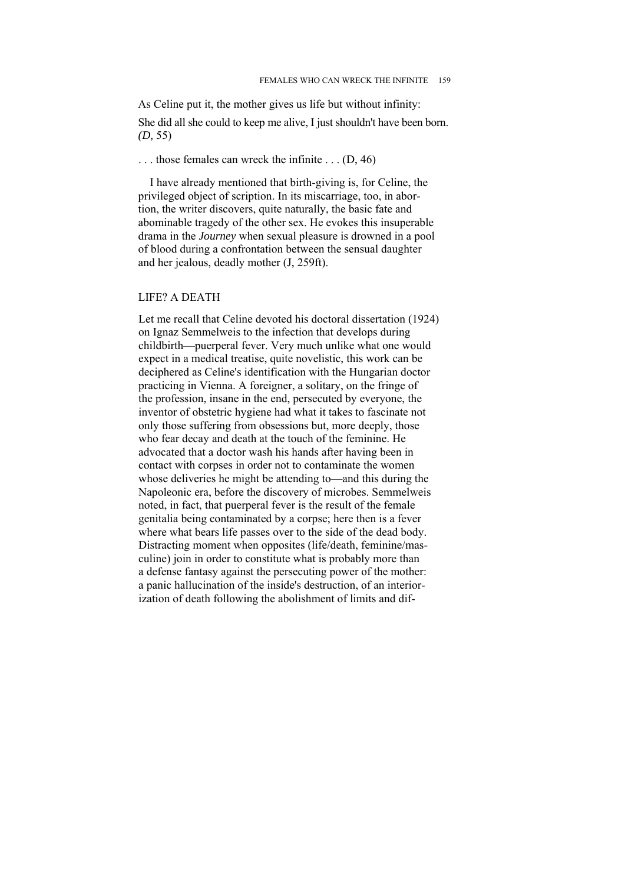As Celine put it, the mother gives us life but without infinity:

She did all she could to keep me alive, I just shouldn't have been born. *(D,* 55)

. . . those females can wreck the infinite . . . (D, 46)

I have already mentioned that birth-giving is, for Celine, the privileged object of scription. In its miscarriage, too, in abortion, the writer discovers, quite naturally, the basic fate and abominable tragedy of the other sex. He evokes this insuperable drama in the *Journey* when sexual pleasure is drowned in a pool of blood during a confrontation between the sensual daughter and her jealous, deadly mother (J, 259ft).

## LIFE? A DEATH

Let me recall that Celine devoted his doctoral dissertation (1924) on Ignaz Semmelweis to the infection that develops during childbirth—puerperal fever. Very much unlike what one would expect in a medical treatise, quite novelistic, this work can be deciphered as Celine's identification with the Hungarian doctor practicing in Vienna. A foreigner, a solitary, on the fringe of the profession, insane in the end, persecuted by everyone, the inventor of obstetric hygiene had what it takes to fascinate not only those suffering from obsessions but, more deeply, those who fear decay and death at the touch of the feminine. He advocated that a doctor wash his hands after having been in contact with corpses in order not to contaminate the women whose deliveries he might be attending to—and this during the Napoleonic era, before the discovery of microbes. Semmelweis noted, in fact, that puerperal fever is the result of the female genitalia being contaminated by a corpse; here then is a fever where what bears life passes over to the side of the dead body. Distracting moment when opposites (life/death, feminine/masculine) join in order to constitute what is probably more than a defense fantasy against the persecuting power of the mother: a panic hallucination of the inside's destruction, of an interiorization of death following the abolishment of limits and dif-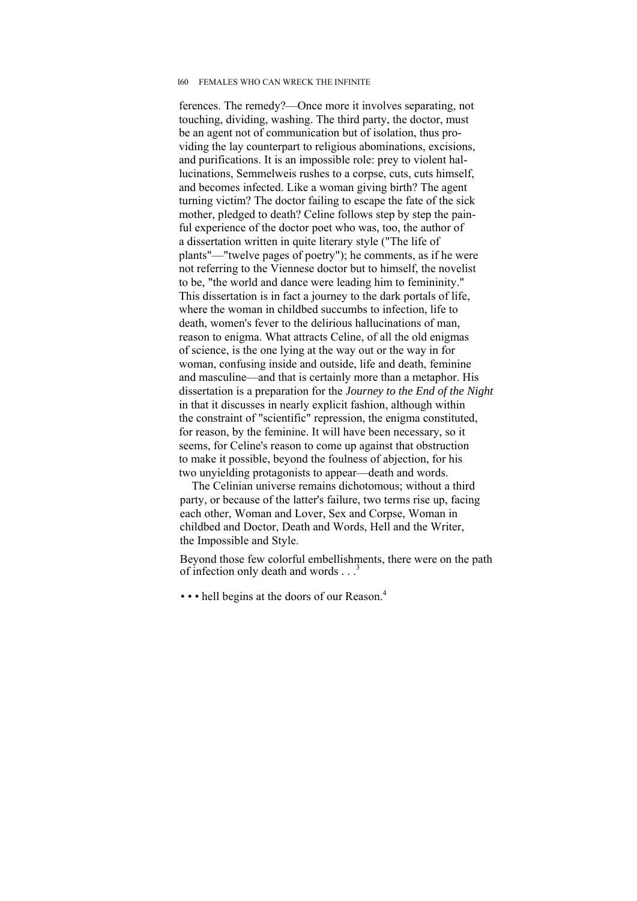ferences. The remedy?—Once more it involves separating, not touching, dividing, washing. The third party, the doctor, must be an agent not of communication but of isolation, thus providing the lay counterpart to religious abominations, excisions, and purifications. It is an impossible role: prey to violent hallucinations, Semmelweis rushes to a corpse, cuts, cuts himself, and becomes infected. Like a woman giving birth? The agent turning victim? The doctor failing to escape the fate of the sick mother, pledged to death? Celine follows step by step the painful experience of the doctor poet who was, too, the author of a dissertation written in quite literary style ("The life of plants"—"twelve pages of poetry"); he comments, as if he were not referring to the Viennese doctor but to himself, the novelist to be, "the world and dance were leading him to femininity." This dissertation is in fact a journey to the dark portals of life, where the woman in childbed succumbs to infection, life to death, women's fever to the delirious hallucinations of man, reason to enigma. What attracts Celine, of all the old enigmas of science, is the one lying at the way out or the way in for woman, confusing inside and outside, life and death, feminine and masculine—and that is certainly more than a metaphor. His dissertation is a preparation for the *Journey to the End of the Night* in that it discusses in nearly explicit fashion, although within the constraint of "scientific" repression, the enigma constituted, for reason, by the feminine. It will have been necessary, so it seems, for Celine's reason to come up against that obstruction to make it possible, beyond the foulness of abjection, for his two unyielding protagonists to appear—death and words.

The Celinian universe remains dichotomous; without a third party, or because of the latter's failure, two terms rise up, facing each other, Woman and Lover, Sex and Corpse, Woman in childbed and Doctor, Death and Words, Hell and the Writer, the Impossible and Style.

Beyond those few colorful embellishments, there were on the path of infection only death and words . . .[3]

• • • hell begins at the doors of our Reason.[4]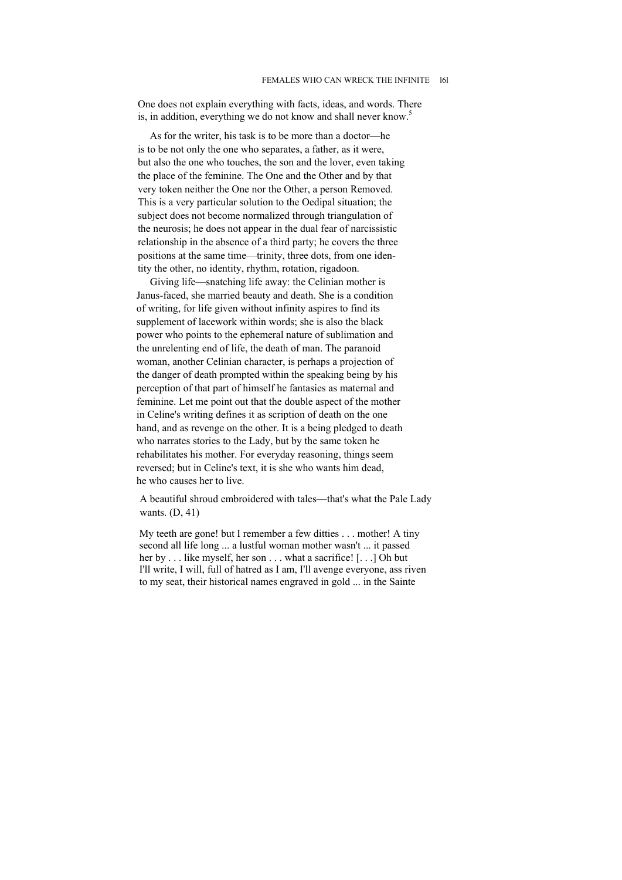One does not explain everything with facts, ideas, and words. There is, in addition, everything we do not know and shall never know.[5]

As for the writer, his task is to be more than a doctor—he is to be not only the one who separates, a father, as it were, but also the one who touches, the son and the lover, even taking the place of the feminine. The One and the Other and by that very token neither the One nor the Other, a person Removed. This is a very particular solution to the Oedipal situation; the subject does not become normalized through triangulation of the neurosis; he does not appear in the dual fear of narcissistic relationship in the absence of a third party; he covers the three positions at the same time—trinity, three dots, from one identity the other, no identity, rhythm, rotation, rigadoon.

Giving life—snatching life away: the Celinian mother is Janus-faced, she married beauty and death. She is a condition of writing, for life given without infinity aspires to find its supplement of lacework within words; she is also the black power who points to the ephemeral nature of sublimation and the unrelenting end of life, the death of man. The paranoid woman, another Celinian character, is perhaps a projection of the danger of death prompted within the speaking being by his perception of that part of himself he fantasies as maternal and feminine. Let me point out that the double aspect of the mother in Celine's writing defines it as scription of death on the one hand, and as revenge on the other. It is a being pledged to death who narrates stories to the Lady, but by the same token he rehabilitates his mother. For everyday reasoning, things seem reversed; but in Celine's text, it is she who wants him dead, he who causes her to live.

A beautiful shroud embroidered with tales—that's what the Pale Lady wants. (D, 41)

My teeth are gone! but I remember a few ditties . . . mother! A tiny second all life long ... a lustful woman mother wasn't ... it passed her by . . . like myself, her son . . . what a sacrifice! [. . .] Oh but I'll write, I will, full of hatred as I am, I'll avenge everyone, ass riven to my seat, their historical names engraved in gold ... in the Sainte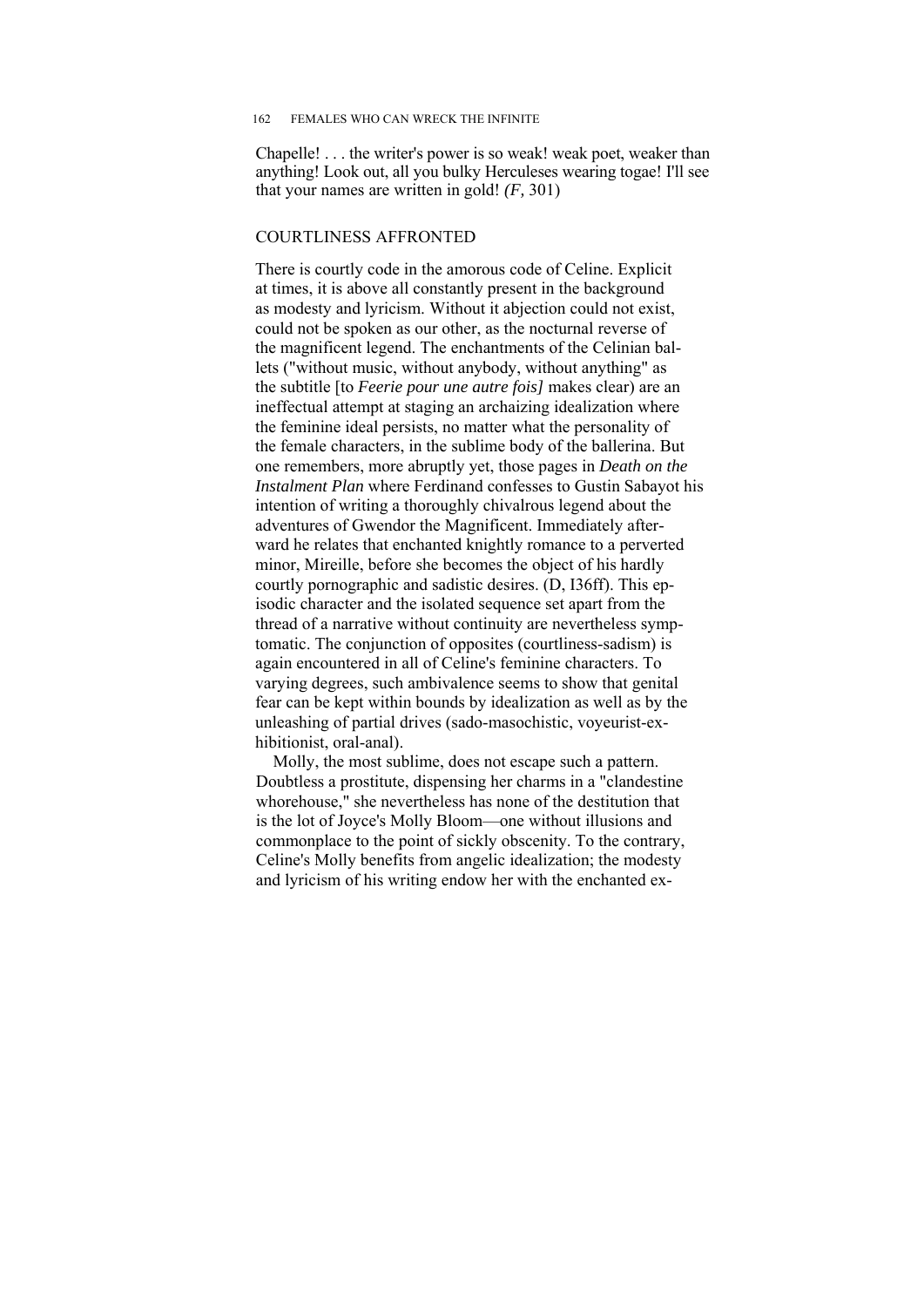Chapelle! . . . the writer's power is so weak! weak poet, weaker than anything! Look out, all you bulky Herculeses wearing togae! I'll see that your names are written in gold! *(F,* 301)

## COURTLINESS AFFRONTED

There is courtly code in the amorous code of Celine. Explicit at times, it is above all constantly present in the background as modesty and lyricism. Without it abjection could not exist, could not be spoken as our other, as the nocturnal reverse of the magnificent legend. The enchantments of the Celinian ballets ("without music, without anybody, without anything" as the subtitle [to *Feerie pour une autre fois]* makes clear) are an ineffectual attempt at staging an archaizing idealization where the feminine ideal persists, no matter what the personality of the female characters, in the sublime body of the ballerina. But one remembers, more abruptly yet, those pages in *Death on the Instalment Plan* where Ferdinand confesses to Gustin Sabayot his intention of writing a thoroughly chivalrous legend about the adventures of Gwendor the Magnificent. Immediately afterward he relates that enchanted knightly romance to a perverted minor, Mireille, before she becomes the object of his hardly courtly pornographic and sadistic desires. (D, I36ff). This episodic character and the isolated sequence set apart from the thread of a narrative without continuity are nevertheless symptomatic. The conjunction of opposites (courtliness-sadism) is again encountered in all of Celine's feminine characters. To varying degrees, such ambivalence seems to show that genital fear can be kept within bounds by idealization as well as by the unleashing of partial drives (sado-masochistic, voyeurist-exhibitionist, oral-anal).

Molly, the most sublime, does not escape such a pattern. Doubtless a prostitute, dispensing her charms in a "clandestine whorehouse," she nevertheless has none of the destitution that is the lot of Joyce's Molly Bloom—one without illusions and commonplace to the point of sickly obscenity. To the contrary, Celine's Molly benefits from angelic idealization; the modesty and lyricism of his writing endow her with the enchanted ex-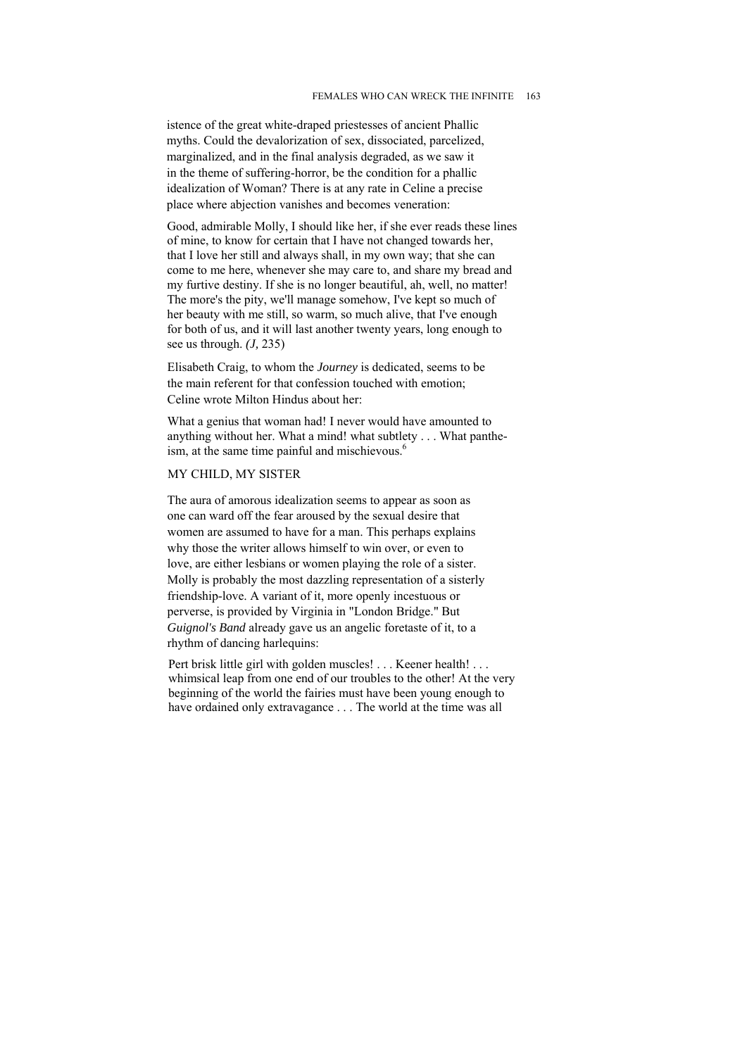istence of the great white-draped priestesses of ancient Phallic myths. Could the devalorization of sex, dissociated, parcelized, marginalized, and in the final analysis degraded, as we saw it in the theme of suffering-horror, be the condition for a phallic idealization of Woman? There is at any rate in Celine a precise place where abjection vanishes and becomes veneration:

> Good, admirable Molly, I should like her, if she ever reads these lines of mine, to know for certain that I have not changed towards her, that I love her still and always shall, in my own way; that she can come to me here, whenever she may care to, and share my bread and my furtive destiny. If she is no longer beautiful, ah, well, no matter! The more's the pity, we'll manage somehow, I've kept so much of her beauty with me still, so warm, so much alive, that I've enough for both of us, and it will last another twenty years, long enough to see us through. *(J,* 235)

Elisabeth Craig, to whom the *Journey* is dedicated, seems to be the main referent for that confession touched with emotion; Celine wrote Milton Hindus about her:

> What a genius that woman had! I never would have amounted to anything without her. What a mind! what subtlety . . . What pantheism, at the same time painful and mischievous.[6]

## MY CHILD, MY SISTER

The aura of amorous idealization seems to appear as soon as one can ward off the fear aroused by the sexual desire that women are assumed to have for a man. This perhaps explains why those the writer allows himself to win over, or even to love, are either lesbians or women playing the role of a sister. Molly is probably the most dazzling representation of a sisterly friendship-love. A variant of it, more openly incestuous or perverse, is provided by Virginia in "London Bridge." But *Guignol's Band* already gave us an angelic foretaste of it, to a rhythm of dancing harlequins:

> Pert brisk little girl with golden muscles! . . . Keener health! . . . whimsical leap from one end of our troubles to the other! At the very beginning of the world the fairies must have been young enough to have ordained only extravagance . . . The world at the time was all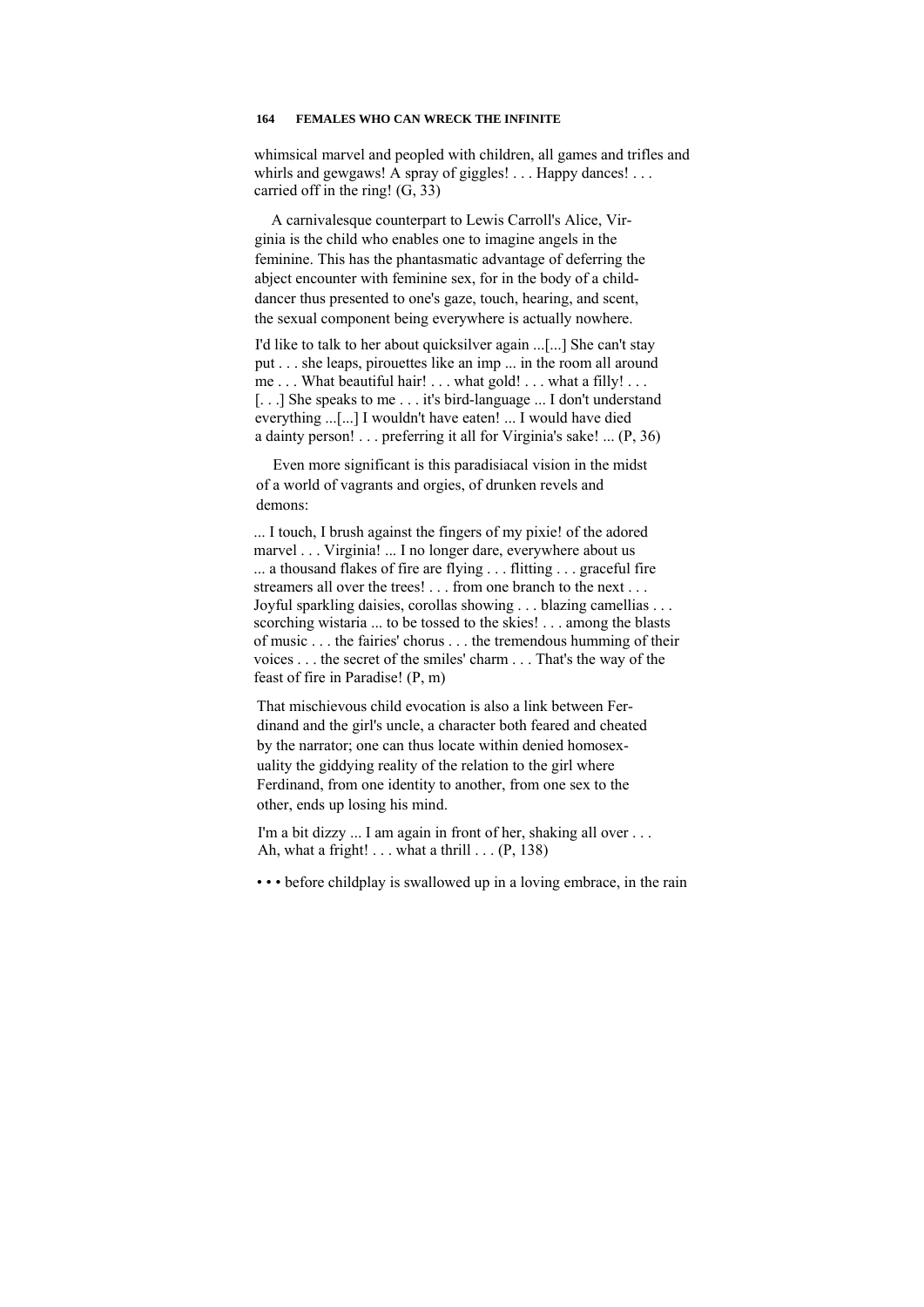whimsical marvel and peopled with children, all games and trifles and whirls and gewgaws! A spray of giggles! . . . Happy dances! . . . carried off in the ring! (G, 33)

A carnivalesque counterpart to Lewis Carroll's Alice, Virginia is the child who enables one to imagine angels in the feminine. This has the phantasmatic advantage of deferring the abject encounter with feminine sex, for in the body of a child-dancer thus presented to one's gaze, touch, hearing, and scent, the sexual component being everywhere is actually nowhere.

> I'd like to talk to her about quicksilver again ...[...] She can't stay put . . . she leaps, pirouettes like an imp ... in the room all around me . . . What beautiful hair! . . . what gold! . . . what a filly! . . . [. . .] She speaks to me . . . it's bird-language ... I don't understand everything ...[...] I wouldn't have eaten! ... I would have died a dainty person! . . . preferring it all for Virginia's sake! ... (P, 36)

Even more significant is this paradisiacal vision in the midst of a world of vagrants and orgies, of drunken revels and demons:

> ... I touch, I brush against the fingers of my pixie! of the adored marvel . . . Virginia! ... I no longer dare, everywhere about us ... a thousand flakes of fire are flying . . . flitting . . . graceful fire streamers all over the trees! . . . from one branch to the next . . . Joyful sparkling daisies, corollas showing . . . blazing camellias . . . scorching wistaria ... to be tossed to the skies! . . . among the blasts of music . . . the fairies' chorus . . . the tremendous humming of their voices . . . the secret of the smiles' charm . . . That's the way of the feast of fire in Paradise! (P, m)

That mischievous child evocation is also a link between Ferdinand and the girl's uncle, a character both feared and cheated by the narrator; one can thus locate within denied homosexuality the giddying reality of the relation to the girl where Ferdinand, from one identity to another, from one sex to the other, ends up losing his mind.

> I'm a bit dizzy ... I am again in front of her, shaking all over . . . Ah, what a fright! . . . what a thrill . . . (P, 138)

• • • before childplay is swallowed up in a loving embrace, in the rain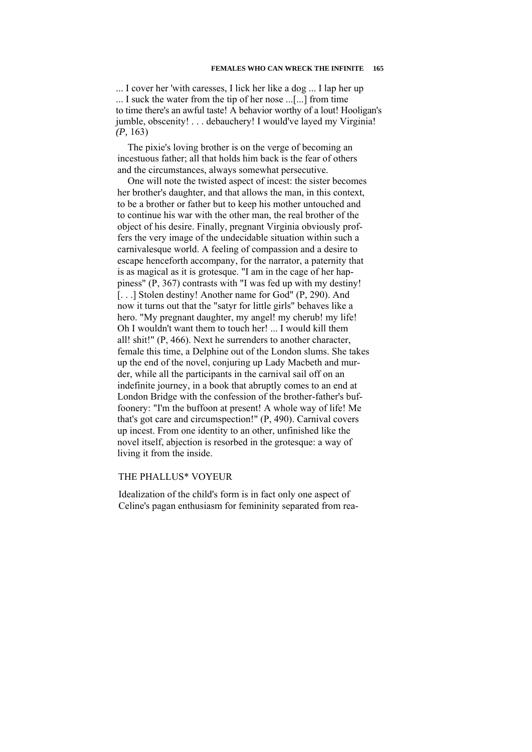... I cover her 'with caresses, I lick her like a dog ... I lap her up ... I suck the water from the tip of her nose ...[...] from time to time there's an awful taste! A behavior worthy of a lout! Hooligan's jumble, obscenity! . . . debauchery! I would've layed my Virginia! *(P,* 163)

The pixie's loving brother is on the verge of becoming an incestuous father; all that holds him back is the fear of others and the circumstances, always somewhat persecutive.

One will note the twisted aspect of incest: the sister becomes her brother's daughter, and that allows the man, in this context, to be a brother or father but to keep his mother untouched and to continue his war with the other man, the real brother of the object of his desire. Finally, pregnant Virginia obviously proffers the very image of the undecidable situation within such a carnivalesque world. A feeling of compassion and a desire to escape henceforth accompany, for the narrator, a paternity that is as magical as it is grotesque. "I am in the cage of her happiness" (P, 367) contrasts with "I was fed up with my destiny! [. . .] Stolen destiny! Another name for God" (P, 290). And now it turns out that the "satyr for little girls" behaves like a hero. "My pregnant daughter, my angel! my cherub! my life! Oh I wouldn't want them to touch her! ... I would kill them all! shit!" (P, 466). Next he surrenders to another character, female this time, a Delphine out of the London slums. She takes up the end of the novel, conjuring up Lady Macbeth and murder, while all the participants in the carnival sail off on an indefinite journey, in a book that abruptly comes to an end at London Bridge with the confession of the brother-father's buffoonery: "I'm the buffoon at present! A whole way of life! Me that's got care and circumspection!" (P, 490). Carnival covers up incest. From one identity to an other, unfinished like the novel itself, abjection is resorbed in the grotesque: a way of living it from the inside.

## THE PHALLUS* VOYEUR

Idealization of the child's form is in fact only one aspect of Celine's pagan enthusiasm for femininity separated from rea-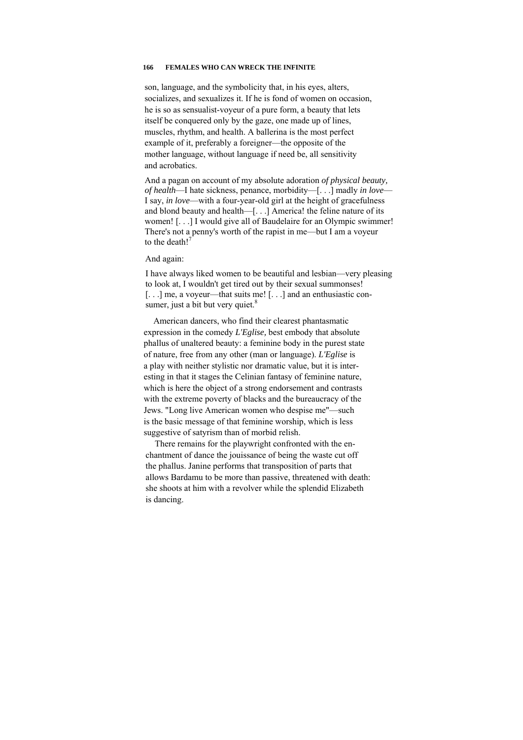son, language, and the symbolicity that, in his eyes, alters, socializes, and sexualizes it. If he is fond of women on occasion, he is so as sensualist-voyeur of a pure form, a beauty that lets itself be conquered only by the gaze, one made up of lines, muscles, rhythm, and health. A ballerina is the most perfect example of it, preferably a foreigner—the opposite of the mother language, without language if need be, all sensitivity and acrobatics.

> And a pagan on account of my absolute adoration *of physical beauty, of health*—I hate sickness, penance, morbidity—[. . .] madly *in love*—I say, *in love*—with a four-year-old girl at the height of gracefulness and blond beauty and health—[. . .] America! the feline nature of its women! [. . .] I would give all of Baudelaire for an Olympic swimmer! There's not a penny's worth of the rapist in me—but I am a voyeur to the death![7]

And again:

> I have always liked women to be beautiful and lesbian—very pleasing to look at, I wouldn't get tired out by their sexual summonses! [. . .] me, a voyeur—that suits me! [. . .] and an enthusiastic consumer, just a bit but very quiet.[8]

American dancers, who find their clearest phantasmatic expression in the comedy *L'Eglise,* best embody that absolute phallus of unaltered beauty: a feminine body in the purest state of nature, free from any other (man or language). *L'Eglise* is a play with neither stylistic nor dramatic value, but it is interesting in that it stages the Celinian fantasy of feminine nature, which is here the object of a strong endorsement and contrasts with the extreme poverty of blacks and the bureaucracy of the Jews. "Long live American women who despise me"—such is the basic message of that feminine worship, which is less suggestive of satyrism than of morbid relish.

There remains for the playwright confronted with the enchantment of dance the jouissance of being the waste cut off the phallus. Janine performs that transposition of parts that allows Bardamu to be more than passive, threatened with death: she shoots at him with a revolver while the splendid Elizabeth is dancing.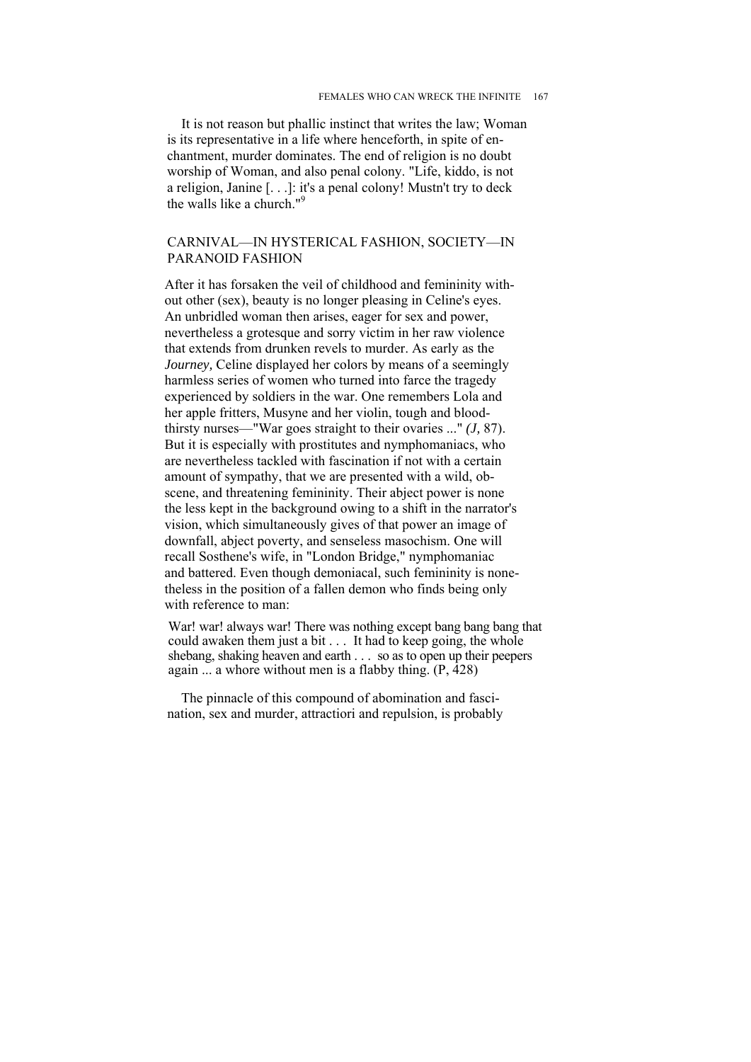It is not reason but phallic instinct that writes the law; Woman is its representative in a life where henceforth, in spite of enchantment, murder dominates. The end of religion is no doubt worship of Woman, and also penal colony. "Life, kiddo, is not a religion, Janine [. . .]: it's a penal colony! Mustn't try to deck the walls like a church."[9]

## CARNIVAL—IN HYSTERICAL FASHION, SOCIETY—IN PARANOID FASHION

After it has forsaken the veil of childhood and femininity without other (sex), beauty is no longer pleasing in Celine's eyes. An unbridled woman then arises, eager for sex and power, nevertheless a grotesque and sorry victim in her raw violence that extends from drunken revels to murder. As early as the *Journey,* Celine displayed her colors by means of a seemingly harmless series of women who turned into farce the tragedy experienced by soldiers in the war. One remembers Lola and her apple fritters, Musyne and her violin, tough and bloodthirsty nurses—"War goes straight to their ovaries ..." *(J,* 87). But it is especially with prostitutes and nymphomaniacs, who are nevertheless tackled with fascination if not with a certain amount of sympathy, that we are presented with a wild, obscene, and threatening femininity. Their abject power is none the less kept in the background owing to a shift in the narrator's vision, which simultaneously gives of that power an image of downfall, abject poverty, and senseless masochism. One will recall Sosthene's wife, in "London Bridge," nymphomaniac and battered. Even though demoniacal, such femininity is nonetheless in the position of a fallen demon who finds being only with reference to man:

> War! war! always war! There was nothing except bang bang bang that could awaken them just a bit . . . It had to keep going, the whole shebang, shaking heaven and earth . . . so as to open up their peepers again ... a whore without men is a flabby thing. (P, 428)

The pinnacle of this compound of abomination and fascination, sex and murder, attractiori and repulsion, is probably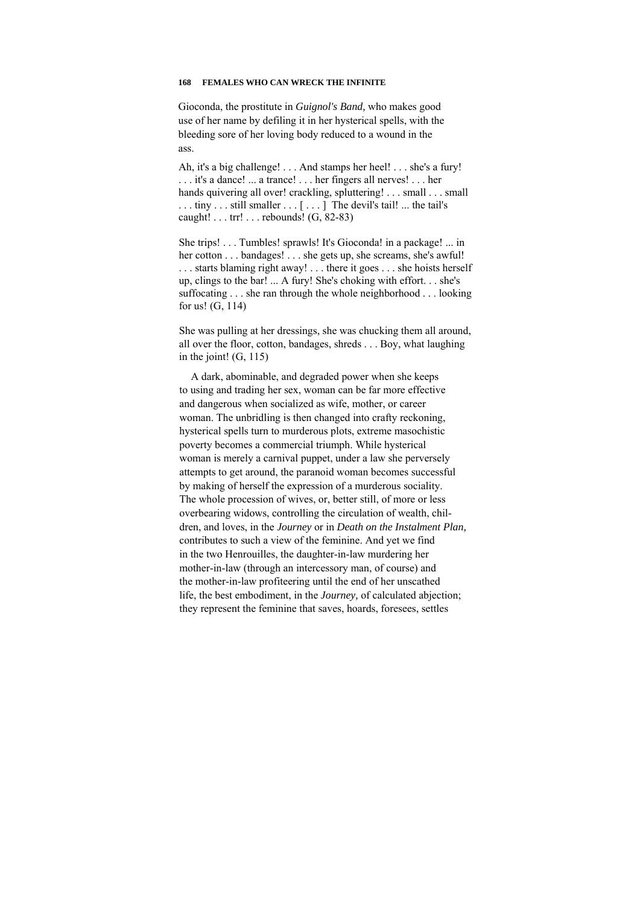Gioconda, the prostitute in *Guignol's Band,* who makes good use of her name by defiling it in her hysterical spells, with the bleeding sore of her loving body reduced to a wound in the ass.

Ah, it's a big challenge! . . . And stamps her heel! . . . she's a fury! . . . it's a dance! ... a trance! . . . her fingers all nerves! . . . her hands quivering all over! crackling, spluttering! . . . small . . . small . . . tiny . . . still smaller . . . [ . . . ] The devil's tail! ... the tail's caught! . . . trr! . . . rebounds! (G, 82-83)

She trips! . . . Tumbles! sprawls! It's Gioconda! in a package! ... in her cotton . . . bandages! . . . she gets up, she screams, she's awful! . . . starts blaming right away! . . . there it goes . . . she hoists herself up, clings to the bar! ... A fury! She's choking with effort. . . she's suffocating . . . she ran through the whole neighborhood . . . looking for us! (G, 114)

She was pulling at her dressings, she was chucking them all around, all over the floor, cotton, bandages, shreds . . . Boy, what laughing in the joint! (G, 115)

A dark, abominable, and degraded power when she keeps to using and trading her sex, woman can be far more effective and dangerous when socialized as wife, mother, or career woman. The unbridling is then changed into crafty reckoning, hysterical spells turn to murderous plots, extreme masochistic poverty becomes a commercial triumph. While hysterical woman is merely a carnival puppet, under a law she perversely attempts to get around, the paranoid woman becomes successful by making of herself the expression of a murderous sociality. The whole procession of wives, or, better still, of more or less overbearing widows, controlling the circulation of wealth, children, and loves, in the *Journey* or in *Death on the Instalment Plan,* contributes to such a view of the feminine. And yet we find in the two Henrouilles, the daughter-in-law murdering her mother-in-law (through an intercessory man, of course) and the mother-in-law profiteering until the end of her unscathed life, the best embodiment, in the *Journey,* of calculated abjection; they represent the feminine that saves, hoards, foresees, settles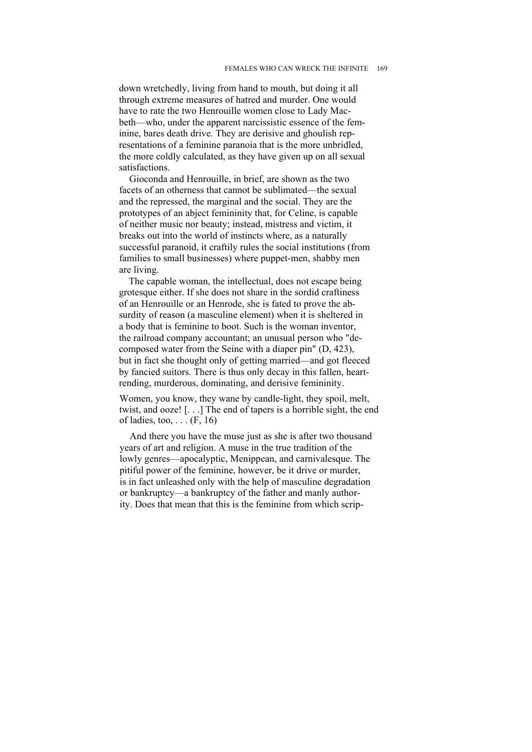down wretchedly, living from hand to mouth, but doing it all through extreme measures of hatred and murder. One would have to rate the two Henrouille women close to Lady Macbeth—who, under the apparent narcissistic essence of the feminine, bares death drive. They are derisive and ghoulish representations of a feminine paranoia that is the more unbridled, the more coldly calculated, as they have given up on all sexual satisfactions.

Gioconda and Henrouille, in brief, are shown as the two facets of an otherness that cannot be sublimated—the sexual and the repressed, the marginal and the social. They are the prototypes of an abject femininity that, for Celine, is capable of neither music nor beauty; instead, mistress and victim, it breaks out into the world of instincts where, as a naturally successful paranoid, it craftily rules the social institutions (from families to small businesses) where puppet-men, shabby men are living.

The capable woman, the intellectual, does not escape being grotesque either. If she does not share in the sordid craftiness of an Henrouille or an Henrode, she is fated to prove the absurdity of reason (a masculine element) when it is sheltered in a body that is feminine to boot. Such is the woman inventor, the railroad company accountant; an unusual person who "decomposed water from the Seine with a diaper pin" (D, 423), but in fact she thought only of getting married—and got fleeced by fancied suitors. There is thus only decay in this fallen, heartrending, murderous, dominating, and derisive femininity.

> Women, you know, they wane by candle-light, they spoil, melt, twist, and ooze! [. . .] The end of tapers is a horrible sight, the end of ladies, too, . . . (F, 16)

And there you have the muse just as she is after two thousand years of art and religion. A muse in the true tradition of the lowly genres—apocalyptic, Menippean, and carnivalesque. The pitiful power of the feminine, however, be it drive or murder, is in fact unleashed only with the help of masculine degradation or bankruptcy—a bankruptcy of the father and manly authority. Does that mean that this is the feminine from which scrip-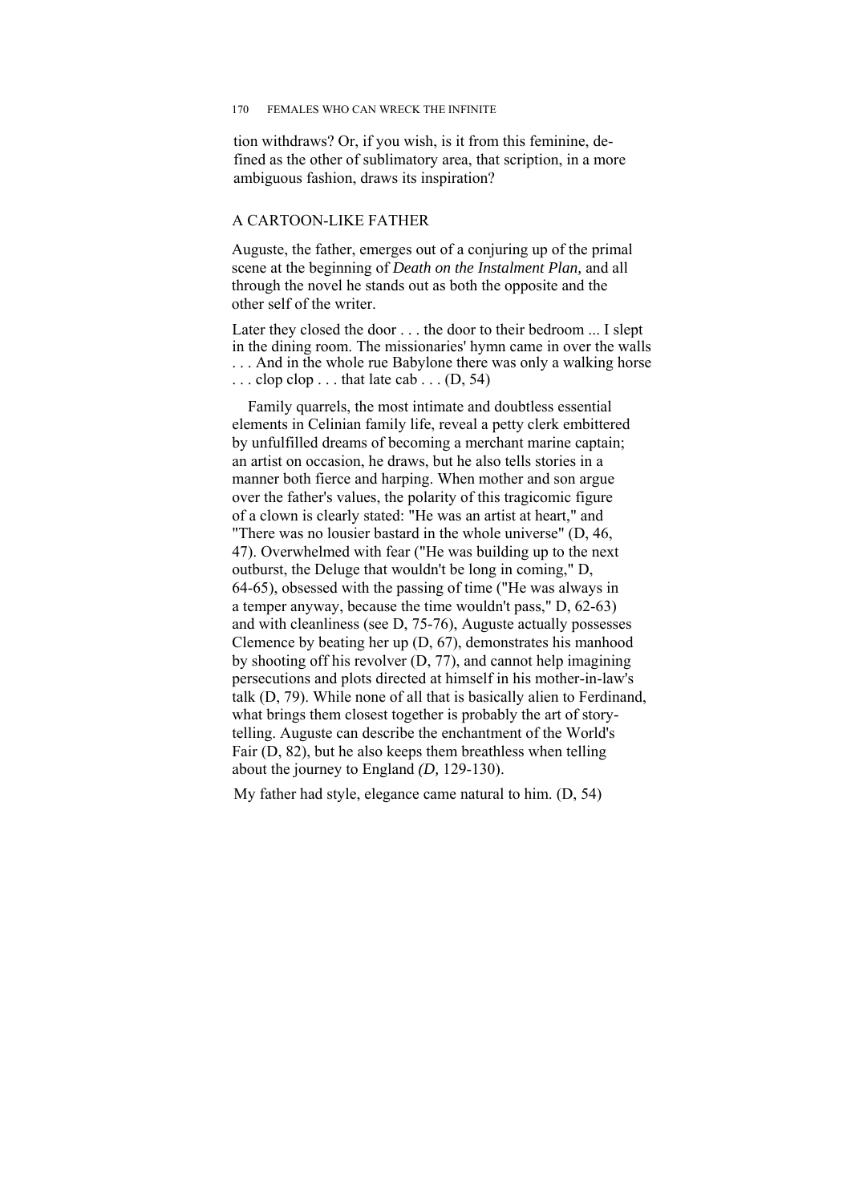tion withdraws? Or, if you wish, is it from this feminine, defined as the other of sublimatory area, that scription, in a more ambiguous fashion, draws its inspiration?

## A CARTOON-LIKE FATHER

Auguste, the father, emerges out of a conjuring up of the primal scene at the beginning of *Death on the Instalment Plan,* and all through the novel he stands out as both the opposite and the other self of the writer.

Later they closed the door . . . the door to their bedroom ... I slept in the dining room. The missionaries' hymn came in over the walls . . . And in the whole rue Babylone there was only a walking horse . . . clop clop . . . that late cab . . . (D, 54)

Family quarrels, the most intimate and doubtless essential elements in Celinian family life, reveal a petty clerk embittered by unfulfilled dreams of becoming a merchant marine captain; an artist on occasion, he draws, but he also tells stories in a manner both fierce and harping. When mother and son argue over the father's values, the polarity of this tragicomic figure of a clown is clearly stated: "He was an artist at heart," and "There was no lousier bastard in the whole universe" (D, 46, 47). Overwhelmed with fear ("He was building up to the next outburst, the Deluge that wouldn't be long in coming," D, 64-65), obsessed with the passing of time ("He was always in a temper anyway, because the time wouldn't pass," D, 62-63) and with cleanliness (see D, 75-76), Auguste actually possesses Clemence by beating her up (D, 67), demonstrates his manhood by shooting off his revolver (D, 77), and cannot help imagining persecutions and plots directed at himself in his mother-in-law's talk (D, 79). While none of all that is basically alien to Ferdinand, what brings them closest together is probably the art of storytelling. Auguste can describe the enchantment of the World's Fair (D, 82), but he also keeps them breathless when telling about the journey to England *(D,* 129-130).

My father had style, elegance came natural to him. (D, 54)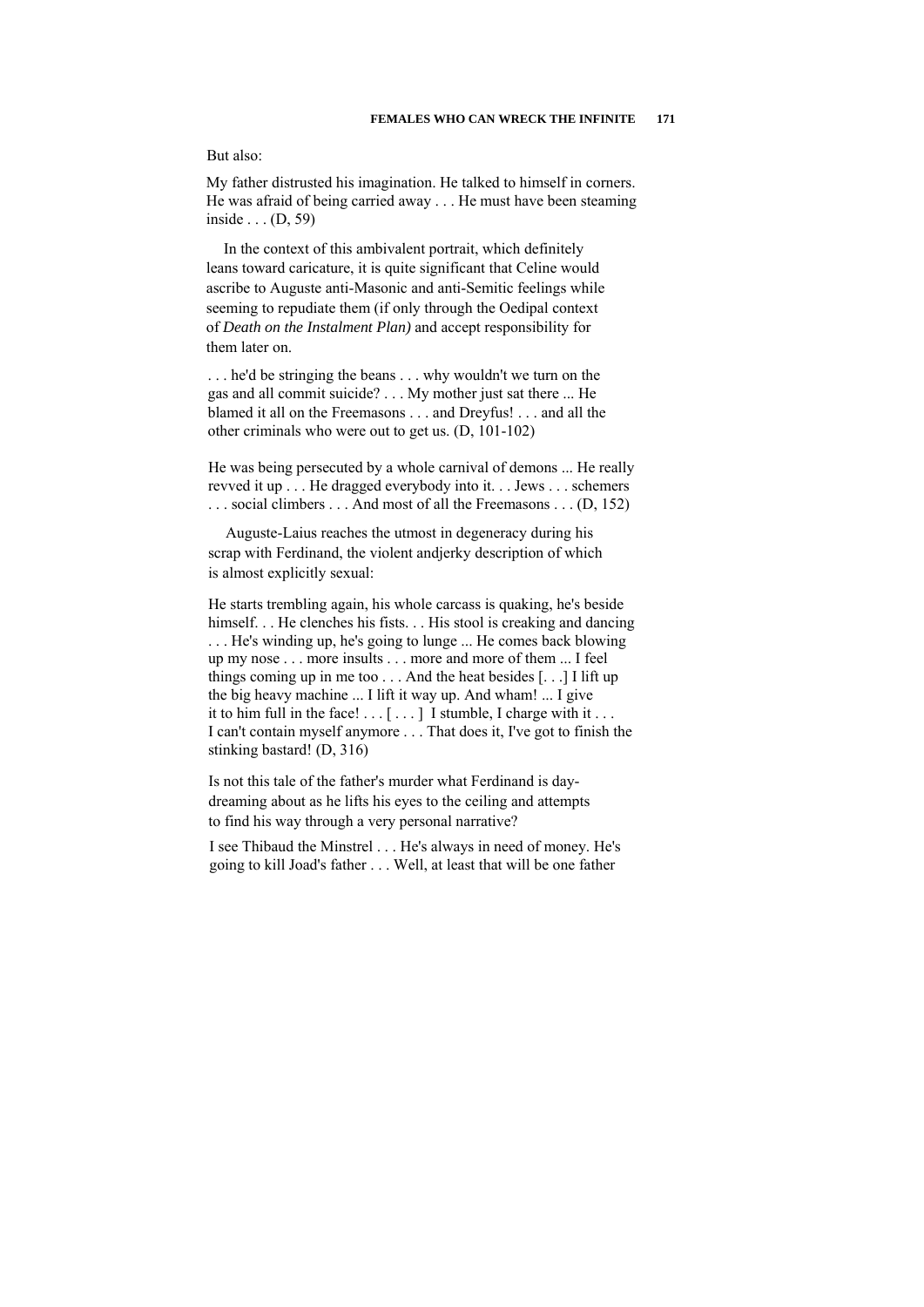But also:

My father distrusted his imagination. He talked to himself in corners. He was afraid of being carried away . . . He must have been steaming inside . . . (D, 59)

In the context of this ambivalent portrait, which definitely leans toward caricature, it is quite significant that Celine would ascribe to Auguste anti-Masonic and anti-Semitic feelings while seeming to repudiate them (if only through the Oedipal context of *Death on the Instalment Plan)* and accept responsibility for them later on.

. . . he'd be stringing the beans . . . why wouldn't we turn on the gas and all commit suicide? . . . My mother just sat there ... He blamed it all on the Freemasons . . . and Dreyfus! . . . and all the other criminals who were out to get us. (D, 101-102)

He was being persecuted by a whole carnival of demons ... He really revved it up . . . He dragged everybody into it. . . Jews . . . schemers . . . social climbers . . . And most of all the Freemasons . . . (D, 152)

Auguste-Laius reaches the utmost in degeneracy during his scrap with Ferdinand, the violent andjerky description of which is almost explicitly sexual:

He starts trembling again, his whole carcass is quaking, he's beside himself. . . He clenches his fists. . . His stool is creaking and dancing . . . He's winding up, he's going to lunge ... He comes back blowing up my nose . . . more insults . . . more and more of them ... I feel things coming up in me too . . . And the heat besides [. . .] I lift up the big heavy machine ... I lift it way up. And wham! ... I give it to him full in the face! . . . [ . . . ] I stumble, I charge with it . . . I can't contain myself anymore . . . That does it, I've got to finish the stinking bastard! (D, 316)

Is not this tale of the father's murder what Ferdinand is day-dreaming about as he lifts his eyes to the ceiling and attempts to find his way through a very personal narrative?

I see Thibaud the Minstrel . . . He's always in need of money. He's going to kill Joad's father . . . Well, at least that will be one father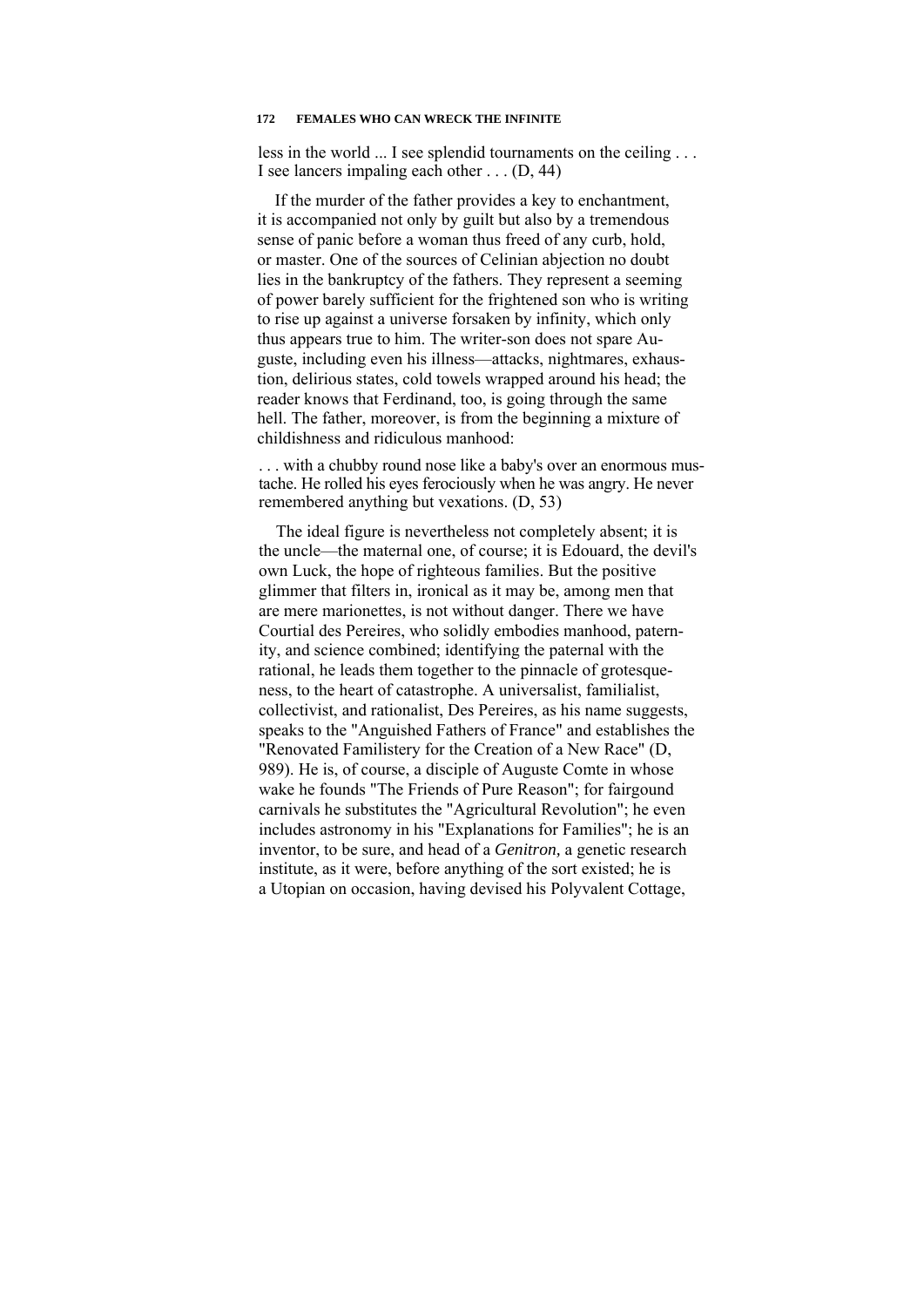less in the world ... I see splendid tournaments on the ceiling . . . I see lancers impaling each other . . . (D, 44)

If the murder of the father provides a key to enchantment, it is accompanied not only by guilt but also by a tremendous sense of panic before a woman thus freed of any curb, hold, or master. One of the sources of Celinian abjection no doubt lies in the bankruptcy of the fathers. They represent a seeming of power barely sufficient for the frightened son who is writing to rise up against a universe forsaken by infinity, which only thus appears true to him. The writer-son does not spare Auguste, including even his illness—attacks, nightmares, exhaustion, delirious states, cold towels wrapped around his head; the reader knows that Ferdinand, too, is going through the same hell. The father, moreover, is from the beginning a mixture of childishness and ridiculous manhood:

> . . . with a chubby round nose like a baby's over an enormous mustache. He rolled his eyes ferociously when he was angry. He never remembered anything but vexations. (D, 53)

The ideal figure is nevertheless not completely absent; it is the uncle—the maternal one, of course; it is Edouard, the devil's own Luck, the hope of righteous families. But the positive glimmer that filters in, ironical as it may be, among men that are mere marionettes, is not without danger. There we have Courtial des Pereires, who solidly embodies manhood, paternity, and science combined; identifying the paternal with the rational, he leads them together to the pinnacle of grotesqueness, to the heart of catastrophe. A universalist, familialist, collectivist, and rationalist, Des Pereires, as his name suggests, speaks to the "Anguished Fathers of France" and establishes the "Renovated Familistery for the Creation of a New Race" (D, 989). He is, of course, a disciple of Auguste Comte in whose wake he founds "The Friends of Pure Reason"; for fairgound carnivals he substitutes the "Agricultural Revolution"; he even includes astronomy in his "Explanations for Families"; he is an inventor, to be sure, and head of a *Genitron*, a genetic research institute, as it were, before anything of the sort existed; he is a Utopian on occasion, having devised his Polyvalent Cottage,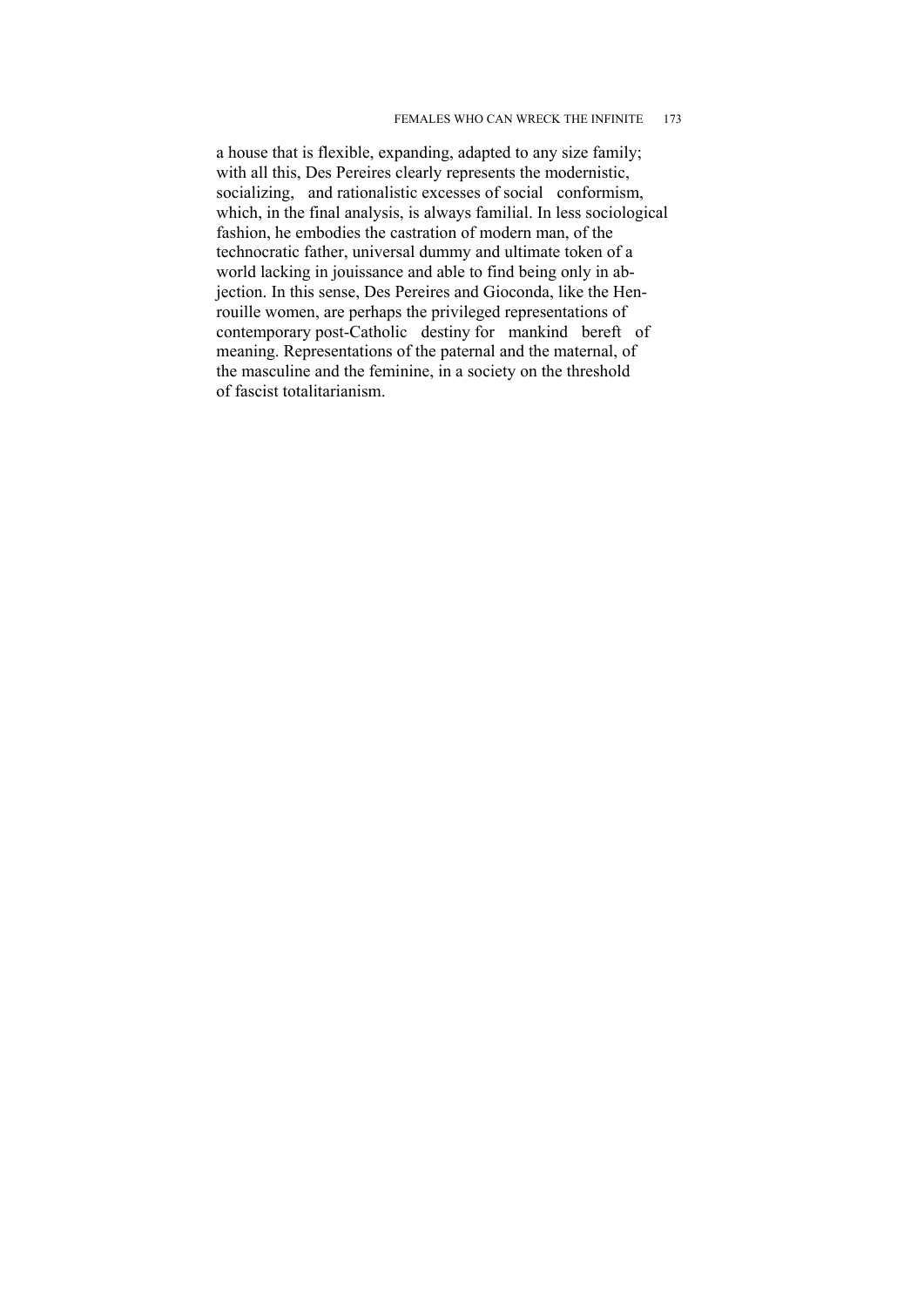a house that is flexible, expanding, adapted to any size family; with all this, Des Pereires clearly represents the modernistic, socializing, and rationalistic excesses of social conformism, which, in the final analysis, is always familial. In less sociological fashion, he embodies the castration of modern man, of the technocratic father, universal dummy and ultimate token of a world lacking in jouissance and able to find being only in abjection. In this sense, Des Pereires and Gioconda, like the Henrouille women, are perhaps the privileged representations of contemporary post-Catholic destiny for mankind bereft of meaning. Representations of the paternal and the maternal, of the masculine and the feminine, in a society on the threshold of fascist totalitarianism.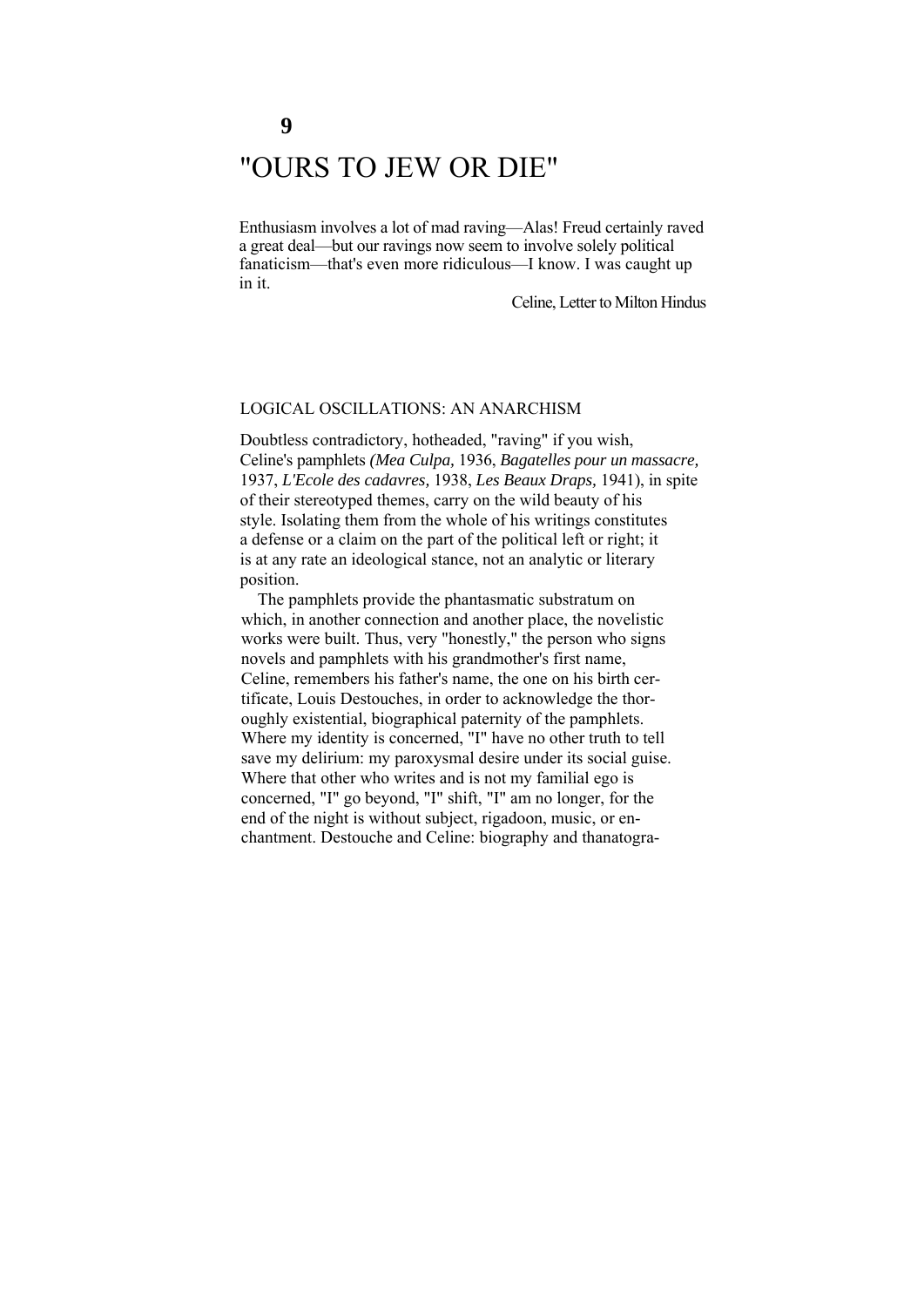# 9

# "OURS TO JEW OR DIE"

Enthusiasm involves a lot of mad raving—Alas! Freud certainly raved a great deal—but our ravings now seem to involve solely political fanaticism—that's even more ridiculous—I know. I was caught up in it.

Celine, Letter to Milton Hindus

## LOGICAL OSCILLATIONS: AN ANARCHISM

Doubtless contradictory, hotheaded, "raving" if you wish, Celine's pamphlets *(Mea Culpa,* 1936, *Bagatelles pour un massacre,* 1937, *L'Ecole des cadavres,* 1938, *Les Beaux Draps,* 1941), in spite of their stereotyped themes, carry on the wild beauty of his style. Isolating them from the whole of his writings constitutes a defense or a claim on the part of the political left or right; it is at any rate an ideological stance, not an analytic or literary position.

The pamphlets provide the phantasmatic substratum on which, in another connection and another place, the novelistic works were built. Thus, very "honestly," the person who signs novels and pamphlets with his grandmother's first name, Celine, remembers his father's name, the one on his birth certificate, Louis Destouches, in order to acknowledge the thoroughly existential, biographical paternity of the pamphlets. Where my identity is concerned, "I" have no other truth to tell save my delirium: my paroxysmal desire under its social guise. Where that other who writes and is not my familial ego is concerned, "I" go beyond, "I" shift, "I" am no longer, for the end of the night is without subject, rigadoon, music, or enchantment. Destouche and Celine: biography and thanatogra-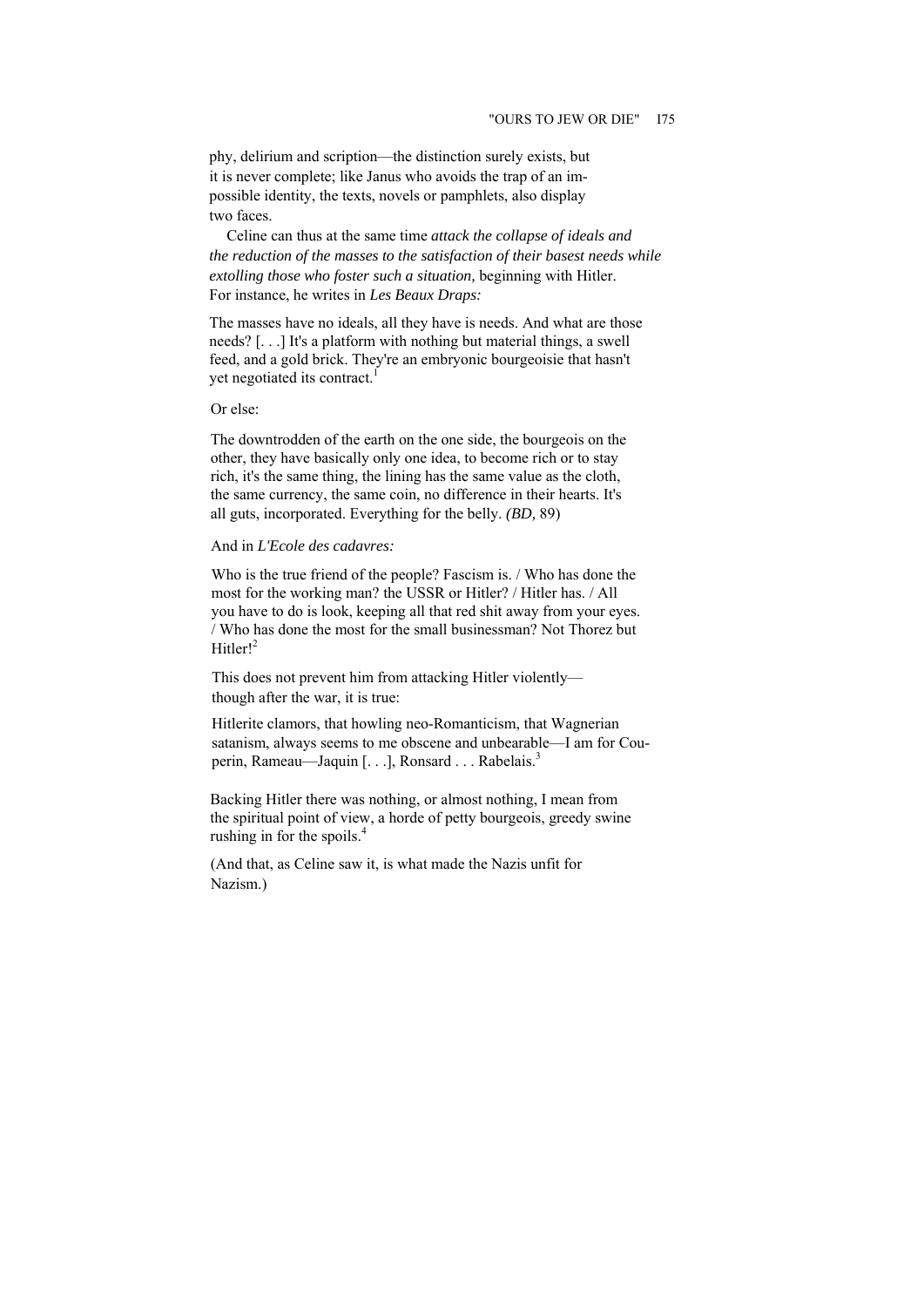phy, delirium and scription—the distinction surely exists, but it is never complete; like Janus who avoids the trap of an impossible identity, the texts, novels or pamphlets, also display two faces.

Celine can thus at the same time *attack the collapse of ideals and the reduction of the masses to the satisfaction of their basest needs while extolling those who foster such a situation,* beginning with Hitler. For instance, he writes in *Les Beaux Draps:*

> The masses have no ideals, all they have is needs. And what are those needs? [. . .] It's a platform with nothing but material things, a swell feed, and a gold brick. They're an embryonic bourgeoisie that hasn't yet negotiated its contract.[1]

Or else:

> The downtrodden of the earth on the one side, the bourgeois on the other, they have basically only one idea, to become rich or to stay rich, it's the same thing, the lining has the same value as the cloth, the same currency, the same coin, no difference in their hearts. It's all guts, incorporated. Everything for the belly. *(BD,* 89)

And in *L'Ecole des cadavres:*

> Who is the true friend of the people? Fascism is. / Who has done the most for the working man? the USSR or Hitler? / Hitler has. / All you have to do is look, keeping all that red shit away from your eyes. / Who has done the most for the small businessman? Not Thorez but Hitler![2]

This does not prevent him from attacking Hitler violently—though after the war, it is true:

> Hitlerite clamors, that howling neo-Romanticism, that Wagnerian satanism, always seems to me obscene and unbearable—I am for Couperin, Rameau—Jaquin [. . .], Ronsard . . . Rabelais.[3]

> Backing Hitler there was nothing, or almost nothing, I mean from the spiritual point of view, a horde of petty bourgeois, greedy swine rushing in for the spoils.[4]

(And that, as Celine saw it, is what made the Nazis unfit for Nazism.)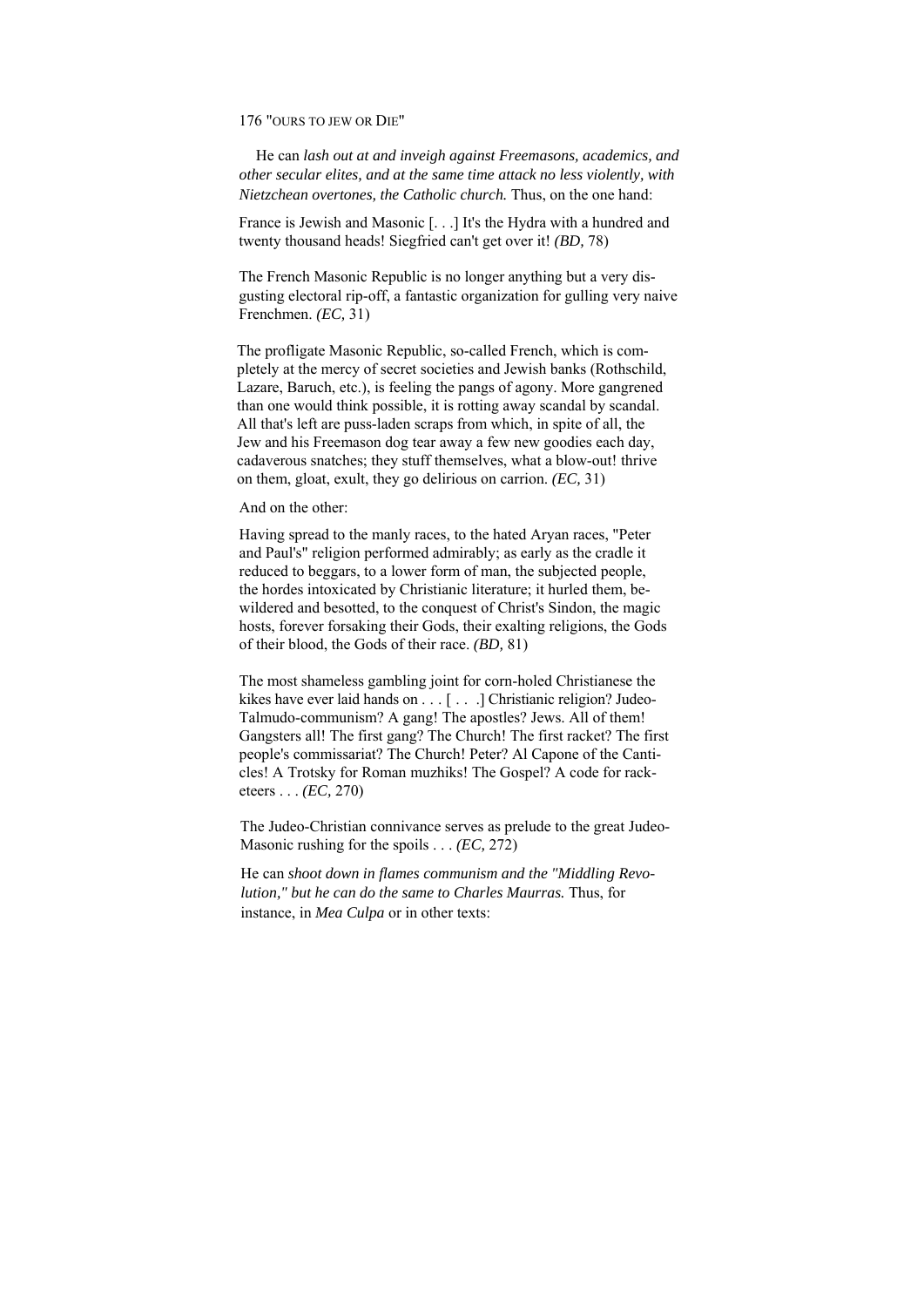He can *lash out at and inveigh against Freemasons, academics, and other secular elites, and at the same time attack no less violently, with Nietzchean overtones, the Catholic church.* Thus, on the one hand:

> France is Jewish and Masonic [. . .] It's the Hydra with a hundred and twenty thousand heads! Siegfried can't get over it! *(BD,* 78)

> The French Masonic Republic is no longer anything but a very disgusting electoral rip-off, a fantastic organization for gulling very naive Frenchmen. *(EC,* 31)

> The profligate Masonic Republic, so-called French, which is completely at the mercy of secret societies and Jewish banks (Rothschild, Lazare, Baruch, etc.), is feeling the pangs of agony. More gangrened than one would think possible, it is rotting away scandal by scandal. All that's left are puss-laden scraps from which, in spite of all, the Jew and his Freemason dog tear away a few new goodies each day, cadaverous snatches; they stuff themselves, what a blow-out! thrive on them, gloat, exult, they go delirious on carrion. *(EC,* 31)

And on the other:

> Having spread to the manly races, to the hated Aryan races, "Peter and Paul's" religion performed admirably; as early as the cradle it reduced to beggars, to a lower form of man, the subjected people, the hordes intoxicated by Christianic literature; it hurled them, bewildered and besotted, to the conquest of Christ's Sindon, the magic hosts, forever forsaking their Gods, their exalting religions, the Gods of their blood, the Gods of their race. *(BD,* 81)

> The most shameless gambling joint for corn-holed Christianese the kikes have ever laid hands on . . . [ . . .] Christianic religion? Judeo-Talmudo-communism? A gang! The apostles? Jews. All of them! Gangsters all! The first gang? The Church! The first racket? The first people's commissariat? The Church! Peter? Al Capone of the Canticles! A Trotsky for Roman muzhiks! The Gospel? A code for racketeers . . . *(EC,* 270)

> The Judeo-Christian connivance serves as prelude to the great Judeo-Masonic rushing for the spoils . . . *(EC,* 272)

He can *shoot down in flames communism and the "Middling Revolution," but he can do the same to Charles Maurras.* Thus, for instance, in *Mea Culpa* or in other texts: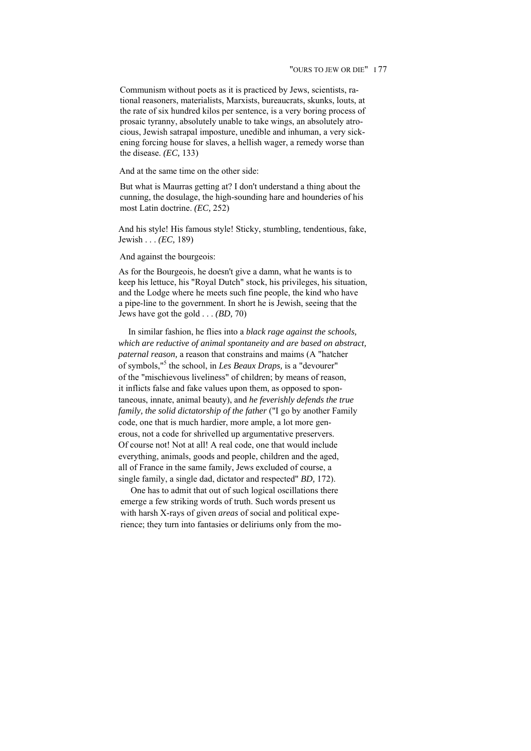Communism without poets as it is practiced by Jews, scientists, rational reasoners, materialists, Marxists, bureaucrats, skunks, louts, at the rate of six hundred kilos per sentence, is a very boring process of prosaic tyranny, absolutely unable to take wings, an absolutely atrocious, Jewish satrapal imposture, unedible and inhuman, a very sickening forcing house for slaves, a hellish wager, a remedy worse than the disease. *(EC,* 133)

And at the same time on the other side:

But what is Maurras getting at? I don't understand a thing about the cunning, the dosulage, the high-sounding hare and hounderies of his most Latin doctrine. *(EC,* 252)

And his style! His famous style! Sticky, stumbling, tendentious, fake, Jewish . . . *(EC,* 189)

And against the bourgeois:

As for the Bourgeois, he doesn't give a damn, what he wants is to keep his lettuce, his "Royal Dutch" stock, his privileges, his situation, and the Lodge where he meets such fine people, the kind who have a pipe-line to the government. In short he is Jewish, seeing that the Jews have got the gold . . . *(BD,* 70)

In similar fashion, he flies into a *black rage against the schools, which are reductive of animal spontaneity and are based on abstract, paternal reason,* a reason that constrains and maims (A "hatcher of symbols,"[5] the school, in *Les Beaux Draps,* is a "devourer" of the "mischievous liveliness" of children; by means of reason, it inflicts false and fake values upon them, as opposed to spontaneous, innate, animal beauty), and *he feverishly defends the true family, the solid dictatorship of the father* ("I go by another Family code, one that is much hardier, more ample, a lot more generous, not a code for shrivelled up argumentative preservers. Of course not! Not at all! A real code, one that would include everything, animals, goods and people, children and the aged, all of France in the same family, Jews excluded of course, a single family, a single dad, dictator and respected" *BD,* 172).

One has to admit that out of such logical oscillations there emerge a few striking words of truth. Such words present us with harsh X-rays of given *areas* of social and political experience; they turn into fantasies or deliriums only from the mo-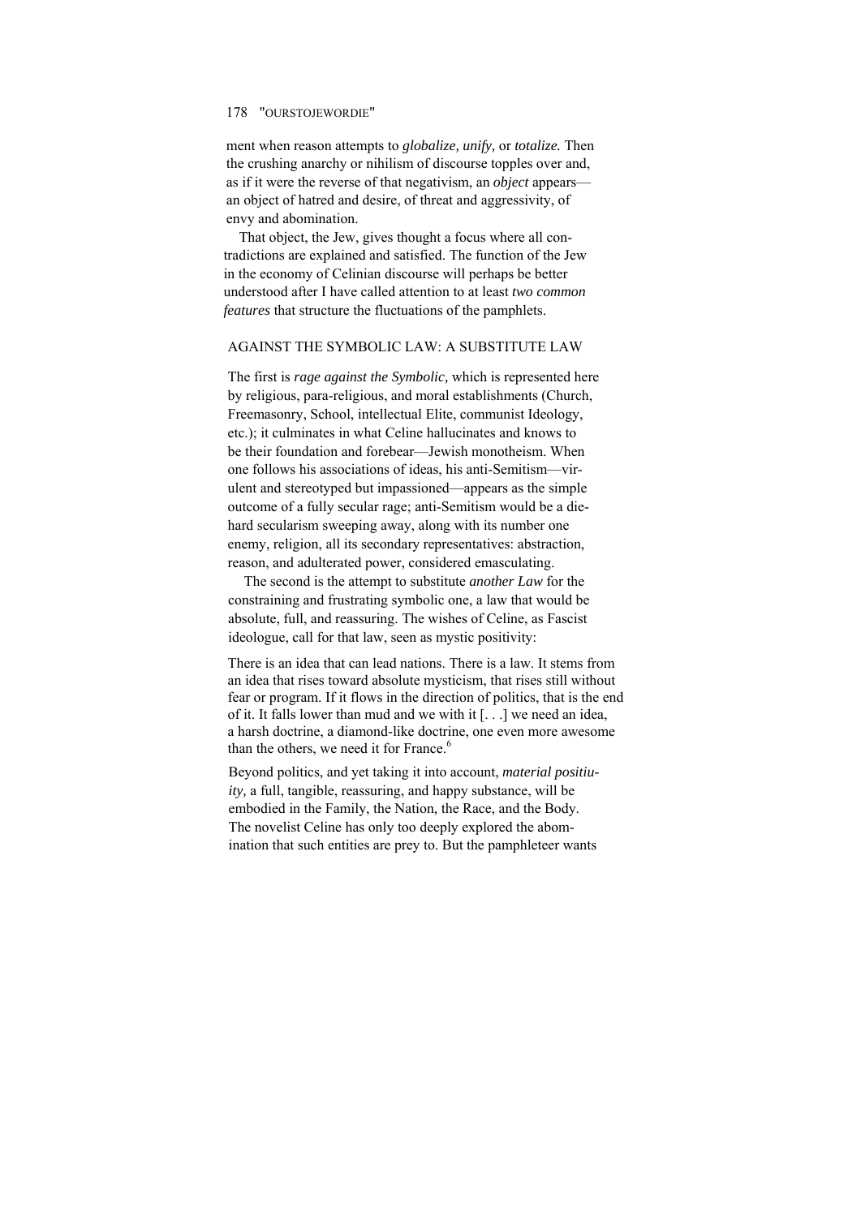ment when reason attempts to *globalize, unify,* or *totalize.* Then the crushing anarchy or nihilism of discourse topples over and, as if it were the reverse of that negativism, an *object* appears—an object of hatred and desire, of threat and aggressivity, of envy and abomination.

That object, the Jew, gives thought a focus where all contradictions are explained and satisfied. The function of the Jew in the economy of Celinian discourse will perhaps be better understood after I have called attention to at least *two common features* that structure the fluctuations of the pamphlets.

## AGAINST THE SYMBOLIC LAW: A SUBSTITUTE LAW

The first is *rage against the Symbolic,* which is represented here by religious, para-religious, and moral establishments (Church, Freemasonry, School, intellectual Elite, communist Ideology, etc.); it culminates in what Celine hallucinates and knows to be their foundation and forebear—Jewish monotheism. When one follows his associations of ideas, his anti-Semitism—virulent and stereotyped but impassioned—appears as the simple outcome of a fully secular rage; anti-Semitism would be a die-hard secularism sweeping away, along with its number one enemy, religion, all its secondary representatives: abstraction, reason, and adulterated power, considered emasculating.

The second is the attempt to substitute *another Law* for the constraining and frustrating symbolic one, a law that would be absolute, full, and reassuring. The wishes of Celine, as Fascist ideologue, call for that law, seen as mystic positivity:

> There is an idea that can lead nations. There is a law. It stems from an idea that rises toward absolute mysticism, that rises still without fear or program. If it flows in the direction of politics, that is the end of it. It falls lower than mud and we with it [. . .] we need an idea, a harsh doctrine, a diamond-like doctrine, one even more awesome than the others, we need it for France.[6]

Beyond politics, and yet taking it into account, *material positiuity,* a full, tangible, reassuring, and happy substance, will be embodied in the Family, the Nation, the Race, and the Body. The novelist Celine has only too deeply explored the abomination that such entities are prey to. But the pamphleteer wants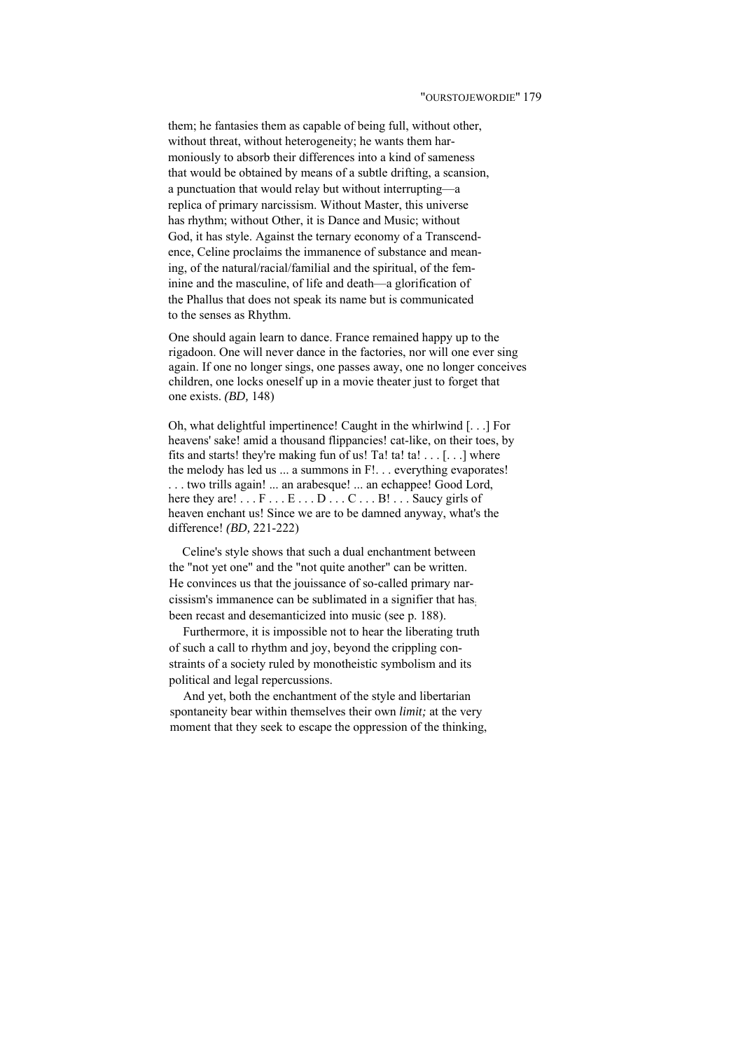them; he fantasies them as capable of being full, without other, without threat, without heterogeneity; he wants them harmoniously to absorb their differences into a kind of sameness that would be obtained by means of a subtle drifting, a scansion, a punctuation that would relay but without interrupting—a replica of primary narcissism. Without Master, this universe has rhythm; without Other, it is Dance and Music; without God, it has style. Against the ternary economy of a Transcendence, Celine proclaims the immanence of substance and meaning, of the natural/racial/familial and the spiritual, of the feminine and the masculine, of life and death—a glorification of the Phallus that does not speak its name but is communicated to the senses as Rhythm.

One should again learn to dance. France remained happy up to the rigadoon. One will never dance in the factories, nor will one ever sing again. If one no longer sings, one passes away, one no longer conceives children, one locks oneself up in a movie theater just to forget that one exists. *(BD,* 148)

Oh, what delightful impertinence! Caught in the whirlwind [. . .] For heavens' sake! amid a thousand flippancies! cat-like, on their toes, by fits and starts! they're making fun of us! Ta! ta! ta! . . . [. . .] where the melody has led us ... a summons in F!. . . everything evaporates! . . . two trills again! ... an arabesque! ... an echappee! Good Lord, here they are! . . . F . . . E . . . D . . . C . . . B! . . . Saucy girls of heaven enchant us! Since we are to be damned anyway, what's the difference! *(BD,* 221-222)

Celine's style shows that such a dual enchantment between the "not yet one" and the "not quite another" can be written. He convinces us that the jouissance of so-called primary narcissism's immanence can be sublimated in a signifier that has been recast and desemanticized into music (see p. 188).

Furthermore, it is impossible not to hear the liberating truth of such a call to rhythm and joy, beyond the crippling constraints of a society ruled by monotheistic symbolism and its political and legal repercussions.

And yet, both the enchantment of the style and libertarian spontaneity bear within themselves their own *limit;* at the very moment that they seek to escape the oppression of the thinking,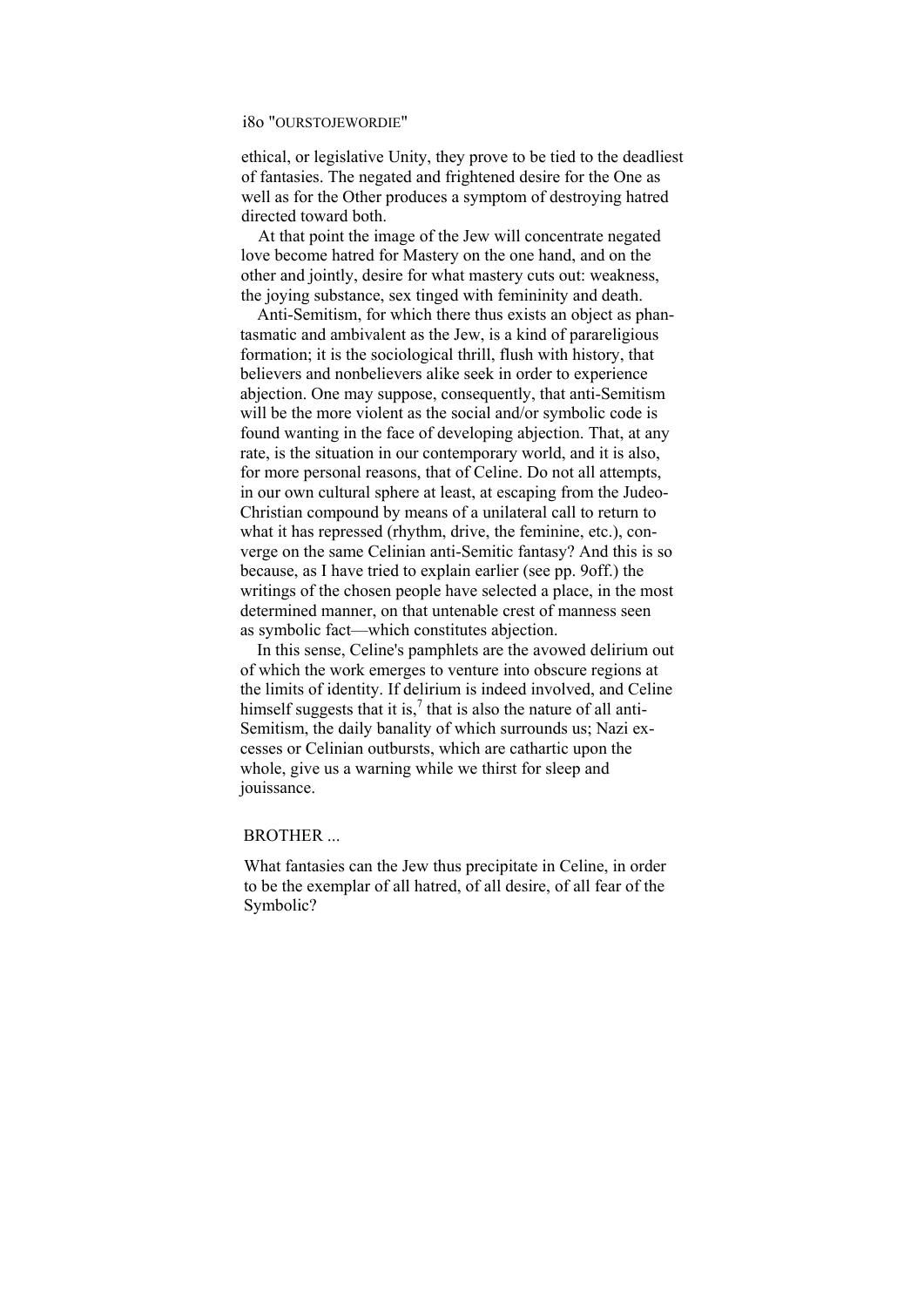ethical, or legislative Unity, they prove to be tied to the deadliest of fantasies. The negated and frightened desire for the One as well as for the Other produces a symptom of destroying hatred directed toward both.

At that point the image of the Jew will concentrate negated love become hatred for Mastery on the one hand, and on the other and jointly, desire for what mastery cuts out: weakness, the joying substance, sex tinged with femininity and death.

Anti-Semitism, for which there thus exists an object as phantasmatic and ambivalent as the Jew, is a kind of parareligious formation; it is the sociological thrill, flush with history, that believers and nonbelievers alike seek in order to experience abjection. One may suppose, consequently, that anti-Semitism will be the more violent as the social and/or symbolic code is found wanting in the face of developing abjection. That, at any rate, is the situation in our contemporary world, and it is also, for more personal reasons, that of Celine. Do not all attempts, in our own cultural sphere at least, at escaping from the Judeo-Christian compound by means of a unilateral call to return to what it has repressed (rhythm, drive, the feminine, etc.), converge on the same Celinian anti-Semitic fantasy? And this is so because, as I have tried to explain earlier (see pp. 90ff.) the writings of the chosen people have selected a place, in the most determined manner, on that untenable crest of manness seen as symbolic fact—which constitutes abjection.

In this sense, Celine's pamphlets are the avowed delirium out of which the work emerges to venture into obscure regions at the limits of identity. If delirium is indeed involved, and Celine himself suggests that it is,[7] that is also the nature of all anti-Semitism, the daily banality of which surrounds us; Nazi excesses or Celinian outbursts, which are cathartic upon the whole, give us a warning while we thirst for sleep and jouissance.

## BROTHER ...

What fantasies can the Jew thus precipitate in Celine, in order to be the exemplar of all hatred, of all desire, of all fear of the Symbolic?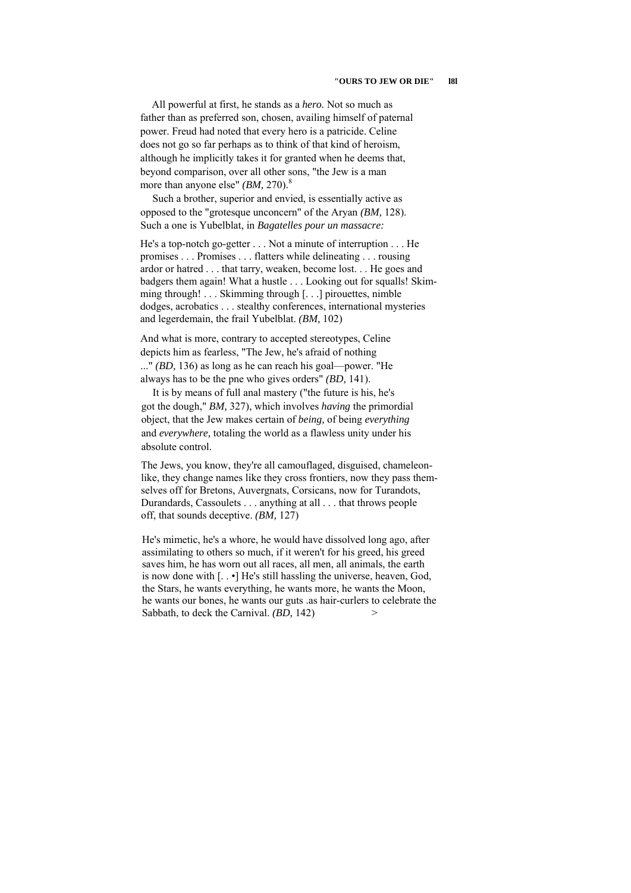All powerful at first, he stands as a *hero.* Not so much as father than as preferred son, chosen, availing himself of paternal power. Freud had noted that every hero is a patricide. Celine does not go so far perhaps as to think of that kind of heroism, although he implicitly takes it for granted when he deems that, beyond comparison, over all other sons, "the Jew is a man more than anyone else" *(BM,* 270).[8]

Such a brother, superior and envied, is essentially active as opposed to the "grotesque unconcern" of the Aryan *(BM,* 128). Such a one is Yubelblat, in *Bagatelles pour un massacre:*

> He's a top-notch go-getter . . . Not a minute of interruption . . . He promises . . . Promises . . . flatters while delineating . . . rousing ardor or hatred . . . that tarry, weaken, become lost. . . He goes and badgers them again! What a hustle . . . Looking out for squalls! Skimming through! . . . Skimming through [. . .] pirouettes, nimble dodges, acrobatics . . . stealthy conferences, international mysteries and legerdemain, the frail Yubelblat. *(BM,* 102)

And what is more, contrary to accepted stereotypes, Celine depicts him as fearless, "The Jew, he's afraid of nothing ..." *(BD,* 136) as long as he can reach his goal—power. "He always has to be the pne who gives orders" *(BD,* 141).

It is by means of full anal mastery ("the future is his, he's got the dough," *BM,* 327), which involves *having* the primordial object, that the Jew makes certain of *being,* of being *everything* and *everywhere,* totaling the world as a flawless unity under his absolute control.

> The Jews, you know, they're all camouflaged, disguised, chameleon-like, they change names like they cross frontiers, now they pass themselves off for Bretons, Auvergnats, Corsicans, now for Turandots, Durandards, Cassoulets . . . anything at all . . . that throws people off, that sounds deceptive. *(BM,* 127)

> He's mimetic, he's a whore, he would have dissolved long ago, after assimilating to others so much, if it weren't for his greed, his greed saves him, he has worn out all races, all men, all animals, the earth is now done with [. . •] He's still hassling the universe, heaven, God, the Stars, he wants everything, he wants more, he wants the Moon, he wants our bones, he wants our guts .as hair-curlers to celebrate the Sabbath, to deck the Carnival. *(BD,* 142)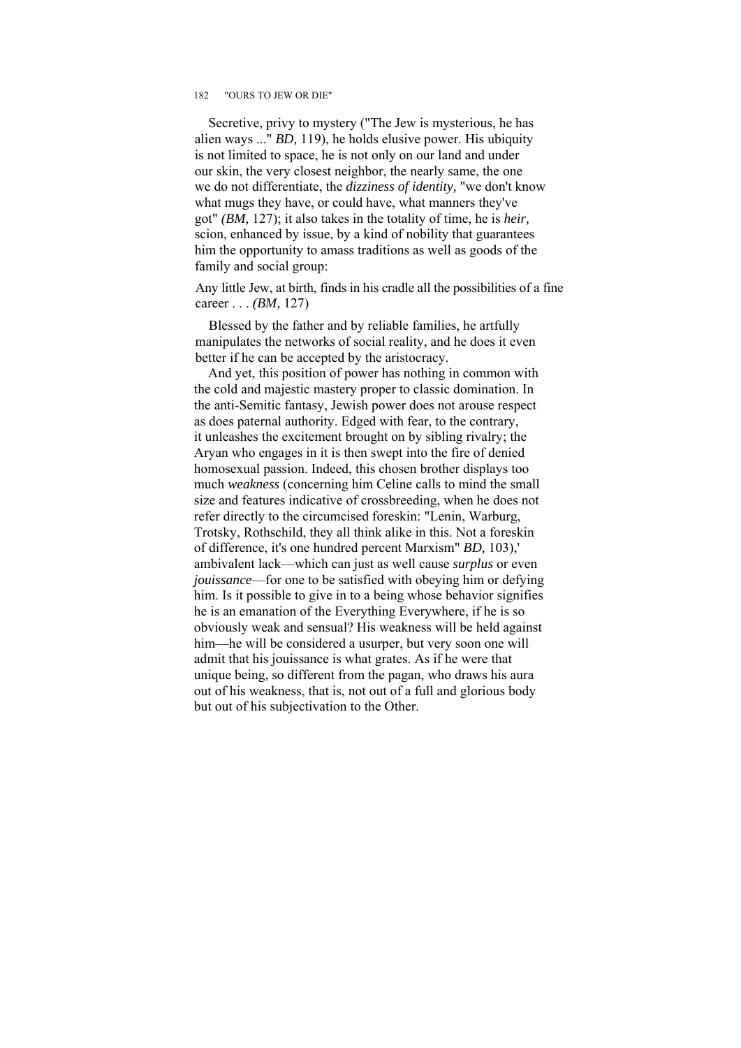Secretive, privy to mystery ("The Jew is mysterious, he has alien ways ..." *BD,* 119), he holds elusive power. His ubiquity is not limited to space, he is not only on our land and under our skin, the very closest neighbor, the nearly same, the one we do not differentiate, the *dizziness of identity,* "we don't know what mugs they have, or could have, what manners they've got" *(BM,* 127); it also takes in the totality of time, he is *heir,* scion, enhanced by issue, by a kind of nobility that guarantees him the opportunity to amass traditions as well as goods of the family and social group:

> Any little Jew, at birth, finds in his cradle all the possibilities of a fine career . . . *(BM,* 127)

Blessed by the father and by reliable families, he artfully manipulates the networks of social reality, and he does it even better if he can be accepted by the aristocracy.

And yet, this position of power has nothing in common with the cold and majestic mastery proper to classic domination. In the anti-Semitic fantasy, Jewish power does not arouse respect as does paternal authority. Edged with fear, to the contrary, it unleashes the excitement brought on by sibling rivalry; the Aryan who engages in it is then swept into the fire of denied homosexual passion. Indeed, this chosen brother displays too much *weakness* (concerning him Celine calls to mind the small size and features indicative of crossbreeding, when he does not refer directly to the circumcised foreskin: "Lenin, Warburg, Trotsky, Rothschild, they all think alike in this. Not a foreskin of difference, it's one hundred percent Marxism" *BD,* 103),' ambivalent lack—which can just as well cause *surplus* or even *jouissance*—for one to be satisfied with obeying him or defying him. Is it possible to give in to a being whose behavior signifies he is an emanation of the Everything Everywhere, if he is so obviously weak and sensual? His weakness will be held against him—he will be considered a usurper, but very soon one will admit that his jouissance is what grates. As if he were that unique being, so different from the pagan, who draws his aura out of his weakness, that is, not out of a full and glorious body but out of his subjectivation to the Other.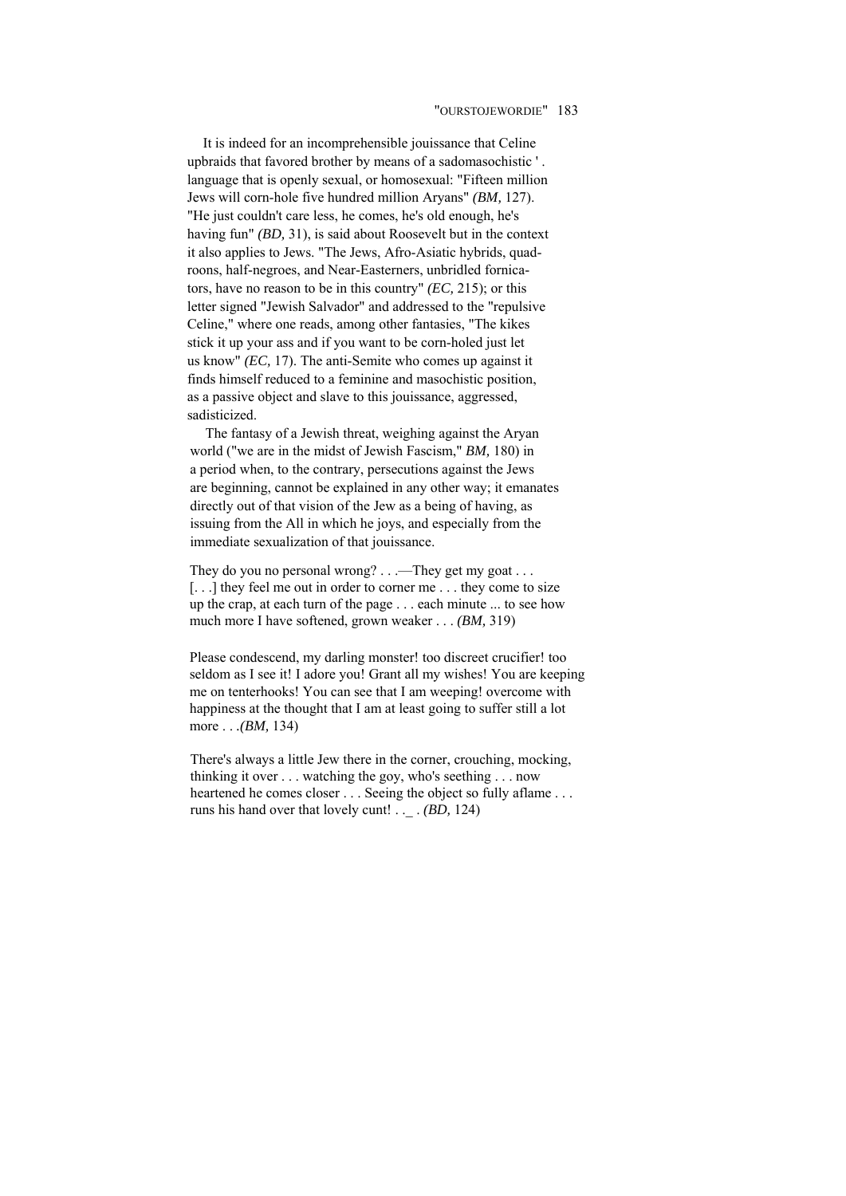It is indeed for an incomprehensible jouissance that Celine upbraids that favored brother by means of a sadomasochistic ' . language that is openly sexual, or homosexual: "Fifteen million Jews will corn-hole five hundred million Aryans" *(BM,* 127). "He just couldn't care less, he comes, he's old enough, he's having fun" *(BD,* 31), is said about Roosevelt but in the context it also applies to Jews. "The Jews, Afro-Asiatic hybrids, quadroons, half-negroes, and Near-Easterners, unbridled fornicators, have no reason to be in this country" *(EC,* 215); or this letter signed "Jewish Salvador" and addressed to the "repulsive Celine," where one reads, among other fantasies, "The kikes stick it up your ass and if you want to be corn-holed just let us know" *(EC,* 17). The anti-Semite who comes up against it finds himself reduced to a feminine and masochistic position, as a passive object and slave to this jouissance, aggressed, sadisticized.

The fantasy of a Jewish threat, weighing against the Aryan world ("we are in the midst of Jewish Fascism," *BM,* 180) in a period when, to the contrary, persecutions against the Jews are beginning, cannot be explained in any other way; it emanates directly out of that vision of the Jew as a being of having, as issuing from the All in which he joys, and especially from the immediate sexualization of that jouissance.

> They do you no personal wrong? . . .—They get my goat . . . [. . .] they feel me out in order to corner me . . . they come to size up the crap, at each turn of the page . . . each minute ... to see how much more I have softened, grown weaker . . . *(BM,* 319)

> Please condescend, my darling monster! too discreet crucifier! too seldom as I see it! I adore you! Grant all my wishes! You are keeping me on tenterhooks! You can see that I am weeping! overcome with happiness at the thought that I am at least going to suffer still a lot more . . .*(BM,* 134)

> There's always a little Jew there in the corner, crouching, mocking, thinking it over . . . watching the goy, who's seething . . . now heartened he comes closer . . . Seeing the object so fully aflame . . . runs his hand over that lovely cunt! . ._ . *(BD,* 124)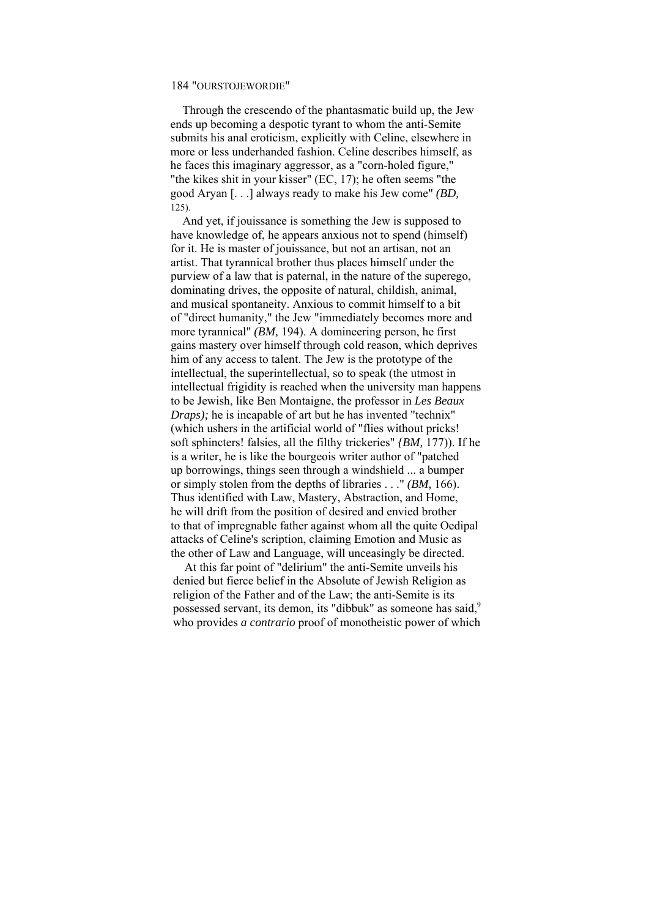Through the crescendo of the phantasmatic build up, the Jew ends up becoming a despotic tyrant to whom the anti-Semite submits his anal eroticism, explicitly with Celine, elsewhere in more or less underhanded fashion. Celine describes himself, as he faces this imaginary aggressor, as a "corn-holed figure," "the kikes shit in your kisser" (EC, 17); he often seems "the good Aryan [. . .] always ready to make his Jew come" *(BD,* 125).

And yet, if jouissance is something the Jew is supposed to have knowledge of, he appears anxious not to spend (himself) for it. He is master of jouissance, but not an artisan, not an artist. That tyrannical brother thus places himself under the purview of a law that is paternal, in the nature of the superego, dominating drives, the opposite of natural, childish, animal, and musical spontaneity. Anxious to commit himself to a bit of "direct humanity," the Jew "immediately becomes more and more tyrannical" *(BM,* 194). A domineering person, he first gains mastery over himself through cold reason, which deprives him of any access to talent. The Jew is the prototype of the intellectual, the superintellectual, so to speak (the utmost in intellectual frigidity is reached when the university man happens to be Jewish, like Ben Montaigne, the professor in *Les Beaux Draps);* he is incapable of art but he has invented "technix" (which ushers in the artificial world of "flies without pricks! soft sphincters! falsies, all the filthy trickeries" *{BM,* 177)). If he is a writer, he is like the bourgeois writer author of "patched up borrowings, things seen through a windshield ... a bumper or simply stolen from the depths of libraries . . ." *(BM,* 166). Thus identified with Law, Mastery, Abstraction, and Home, he will drift from the position of desired and envied brother to that of impregnable father against whom all the quite Oedipal attacks of Celine's scription, claiming Emotion and Music as the other of Law and Language, will unceasingly be directed.

At this far point of "delirium" the anti-Semite unveils his denied but fierce belief in the Absolute of Jewish Religion as religion of the Father and of the Law; the anti-Semite is its possessed servant, its demon, its "dibbuk" as someone has said,[9] who provides *a contrario* proof of monotheistic power of which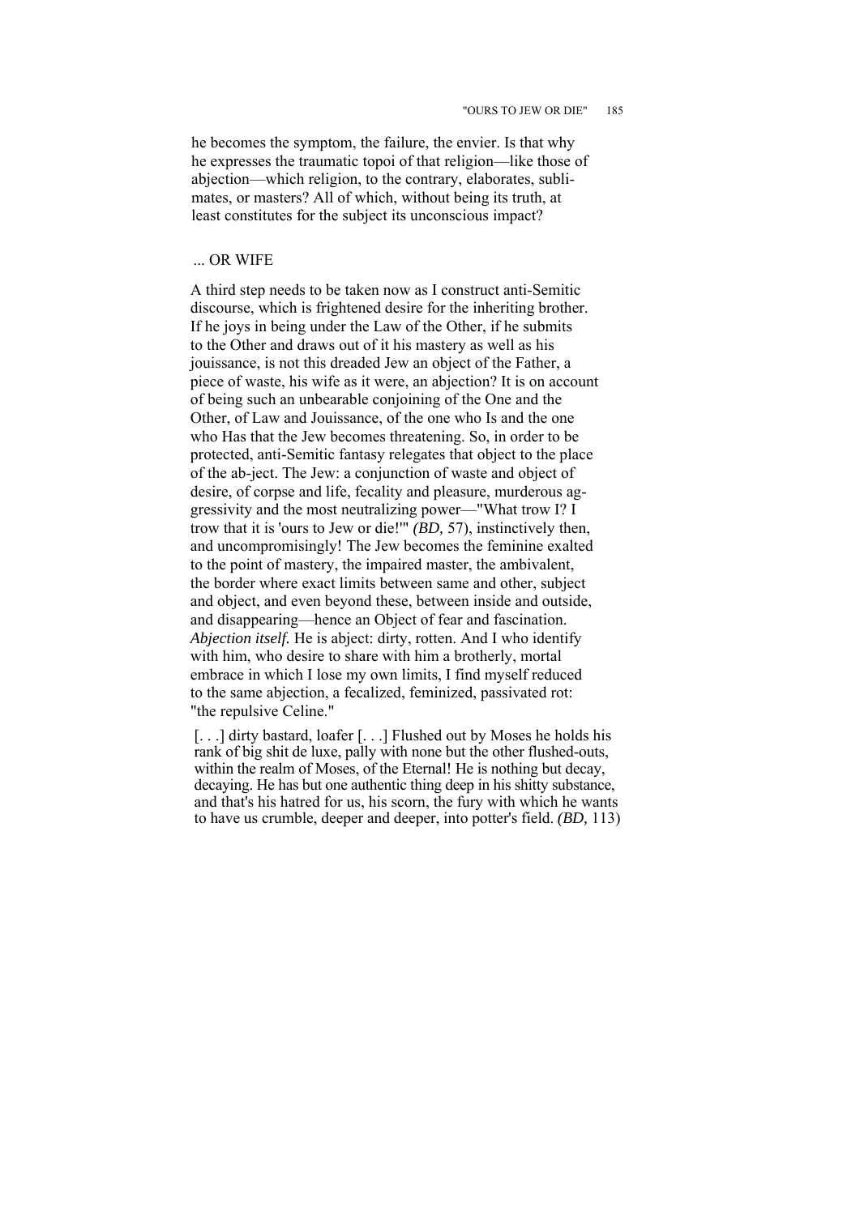he becomes the symptom, the failure, the envier. Is that why he expresses the traumatic topoi of that religion—like those of abjection—which religion, to the contrary, elaborates, sublimates, or masters? All of which, without being its truth, at least constitutes for the subject its unconscious impact?

## ... OR WIFE

A third step needs to be taken now as I construct anti-Semitic discourse, which is frightened desire for the inheriting brother. If he joys in being under the Law of the Other, if he submits to the Other and draws out of it his mastery as well as his jouissance, is not this dreaded Jew an object of the Father, a piece of waste, his wife as it were, an abjection? It is on account of being such an unbearable conjoining of the One and the Other, of Law and Jouissance, of the one who Is and the one who Has that the Jew becomes threatening. So, in order to be protected, anti-Semitic fantasy relegates that object to the place of the ab-ject. The Jew: a conjunction of waste and object of desire, of corpse and life, fecality and pleasure, murderous aggressivity and the most neutralizing power—"What trow I? I trow that it is 'ours to Jew or die!'" *(BD,* 57), instinctively then, and uncompromisingly! The Jew becomes the feminine exalted to the point of mastery, the impaired master, the ambivalent, the border where exact limits between same and other, subject and object, and even beyond these, between inside and outside, and disappearing—hence an Object of fear and fascination. *Abjection itself.* He is abject: dirty, rotten. And I who identify with him, who desire to share with him a brotherly, mortal embrace in which I lose my own limits, I find myself reduced to the same abjection, a fecalized, feminized, passivated rot: "the repulsive Celine."

> [. . .] dirty bastard, loafer [. . .] Flushed out by Moses he holds his rank of big shit de luxe, pally with none but the other flushed-outs, within the realm of Moses, of the Eternal! He is nothing but decay, decaying. He has but one authentic thing deep in his shitty substance, and that's his hatred for us, his scorn, the fury with which he wants to have us crumble, deeper and deeper, into potter's field. *(BD,* 113)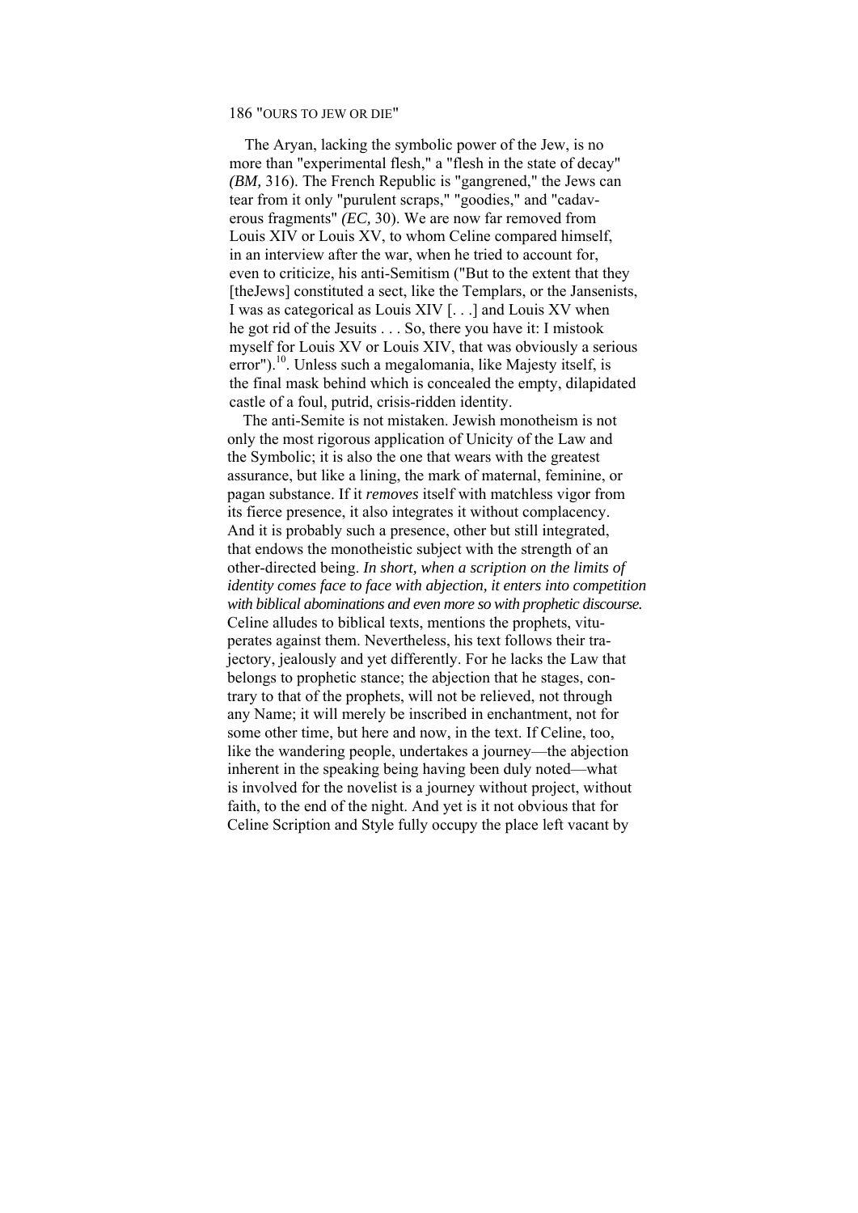The Aryan, lacking the symbolic power of the Jew, is no more than "experimental flesh," a "flesh in the state of decay" *(BM,* 316). The French Republic is "gangrened," the Jews can tear from it only "purulent scraps," "goodies," and "cadaverous fragments" *(EC,* 30). We are now far removed from Louis XIV or Louis XV, to whom Celine compared himself, in an interview after the war, when he tried to account for, even to criticize, his anti-Semitism ("But to the extent that they [theJews] constituted a sect, like the Templars, or the Jansenists, I was as categorical as Louis XIV [. . .] and Louis XV when he got rid of the Jesuits . . . So, there you have it: I mistook myself for Louis XV or Louis XIV, that was obviously a serious error").[10]. Unless such a megalomania, like Majesty itself, is the final mask behind which is concealed the empty, dilapidated castle of a foul, putrid, crisis-ridden identity.

The anti-Semite is not mistaken. Jewish monotheism is not only the most rigorous application of Unicity of the Law and the Symbolic; it is also the one that wears with the greatest assurance, but like a lining, the mark of maternal, feminine, or pagan substance. If it *removes* itself with matchless vigor from its fierce presence, it also integrates it without complacency. And it is probably such a presence, other but still integrated, that endows the monotheistic subject with the strength of an other-directed being. *In short, when a scription on the limits of identity comes face to face with abjection, it enters into competition with biblical abominations and even more so with prophetic discourse.* Celine alludes to biblical texts, mentions the prophets, vituperates against them. Nevertheless, his text follows their trajectory, jealously and yet differently. For he lacks the Law that belongs to prophetic stance; the abjection that he stages, contrary to that of the prophets, will not be relieved, not through any Name; it will merely be inscribed in enchantment, not for some other time, but here and now, in the text. If Celine, too, like the wandering people, undertakes a journey—the abjection inherent in the speaking being having been duly noted—what is involved for the novelist is a journey without project, without faith, to the end of the night. And yet is it not obvious that for Celine Scription and Style fully occupy the place left vacant by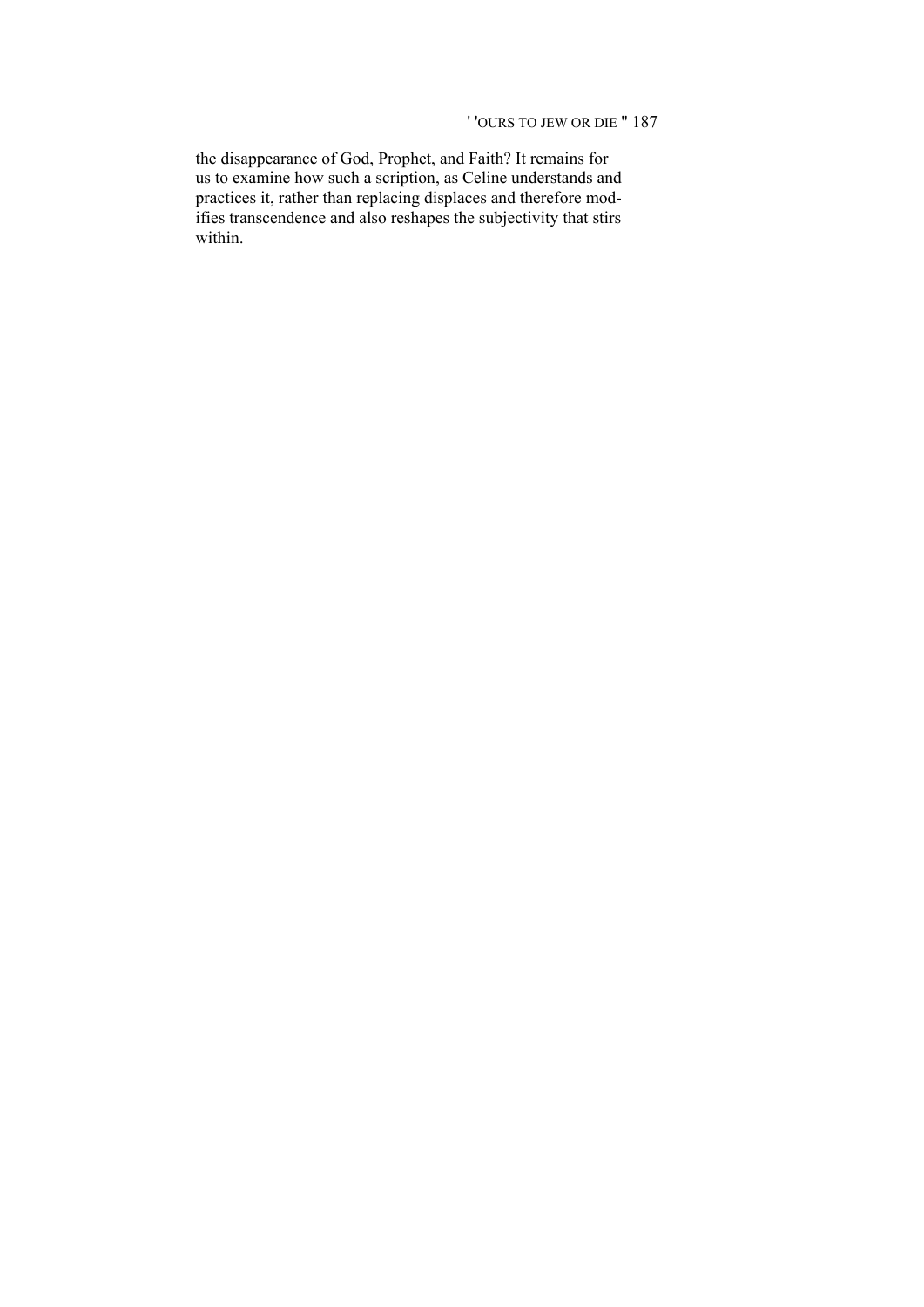the disappearance of God, Prophet, and Faith? It remains for us to examine how such a scription, as Celine understands and practices it, rather than replacing displaces and therefore modifies transcendence and also reshapes the subjectivity that stirs within.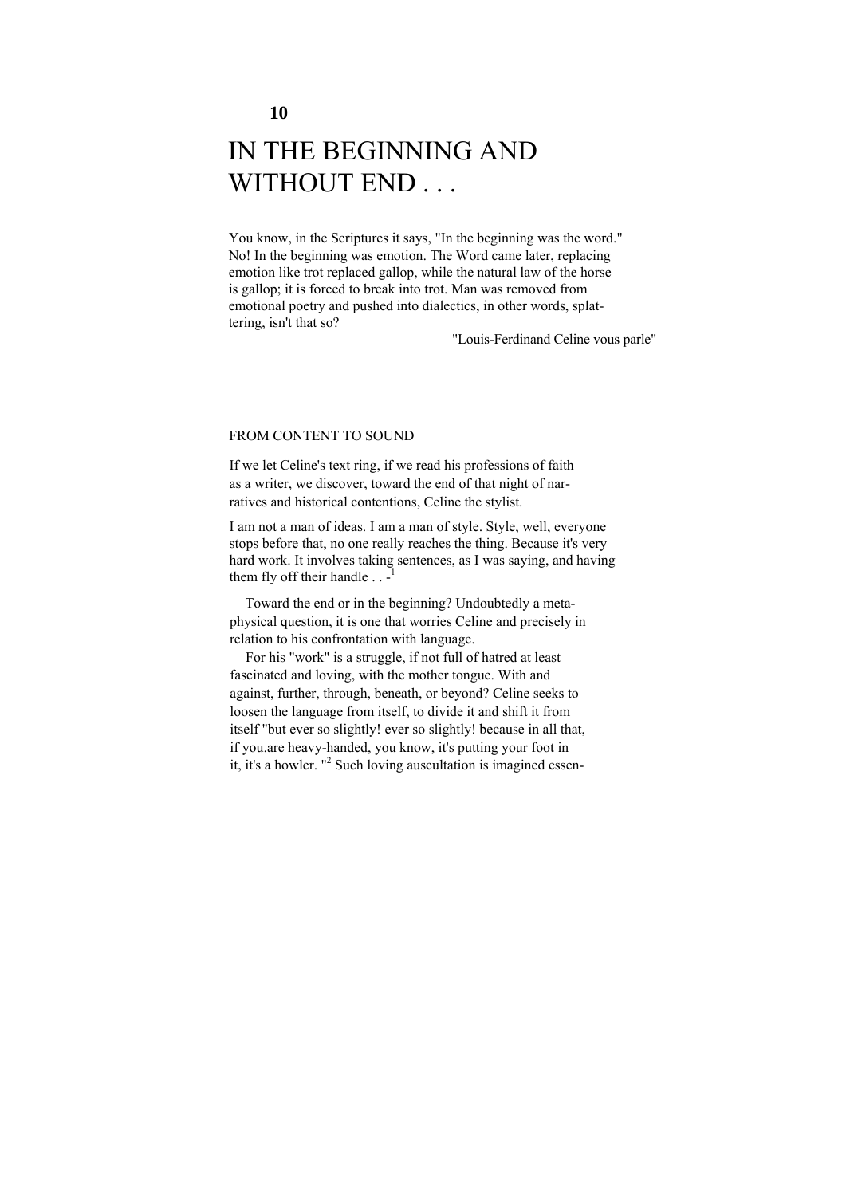# 10

# IN THE BEGINNING AND WITHOUT END . . .

You know, in the Scriptures it says, "In the beginning was the word." No! In the beginning was emotion. The Word came later, replacing emotion like trot replaced gallop, while the natural law of the horse is gallop; it is forced to break into trot. Man was removed from emotional poetry and pushed into dialectics, in other words, splattering, isn't that so?

"Louis-Ferdinand Celine vous parle"

## FROM CONTENT TO SOUND

If we let Celine's text ring, if we read his professions of faith as a writer, we discover, toward the end of that night of narratives and historical contentions, Celine the stylist.

I am not a man of ideas. I am a man of style. Style, well, everyone stops before that, no one really reaches the thing. Because it's very hard work. It involves taking sentences, as I was saying, and having them fly off their handle . . .[1]

Toward the end or in the beginning? Undoubtedly a metaphysical question, it is one that worries Celine and precisely in relation to his confrontation with language.

For his "work" is a struggle, if not full of hatred at least fascinated and loving, with the mother tongue. With and against, further, through, beneath, or beyond? Celine seeks to loosen the language from itself, to divide it and shift it from itself "but ever so slightly! ever so slightly! because in all that, if you.are heavy-handed, you know, it's putting your foot in it, it's a howler. "[2] Such loving auscultation is imagined essen-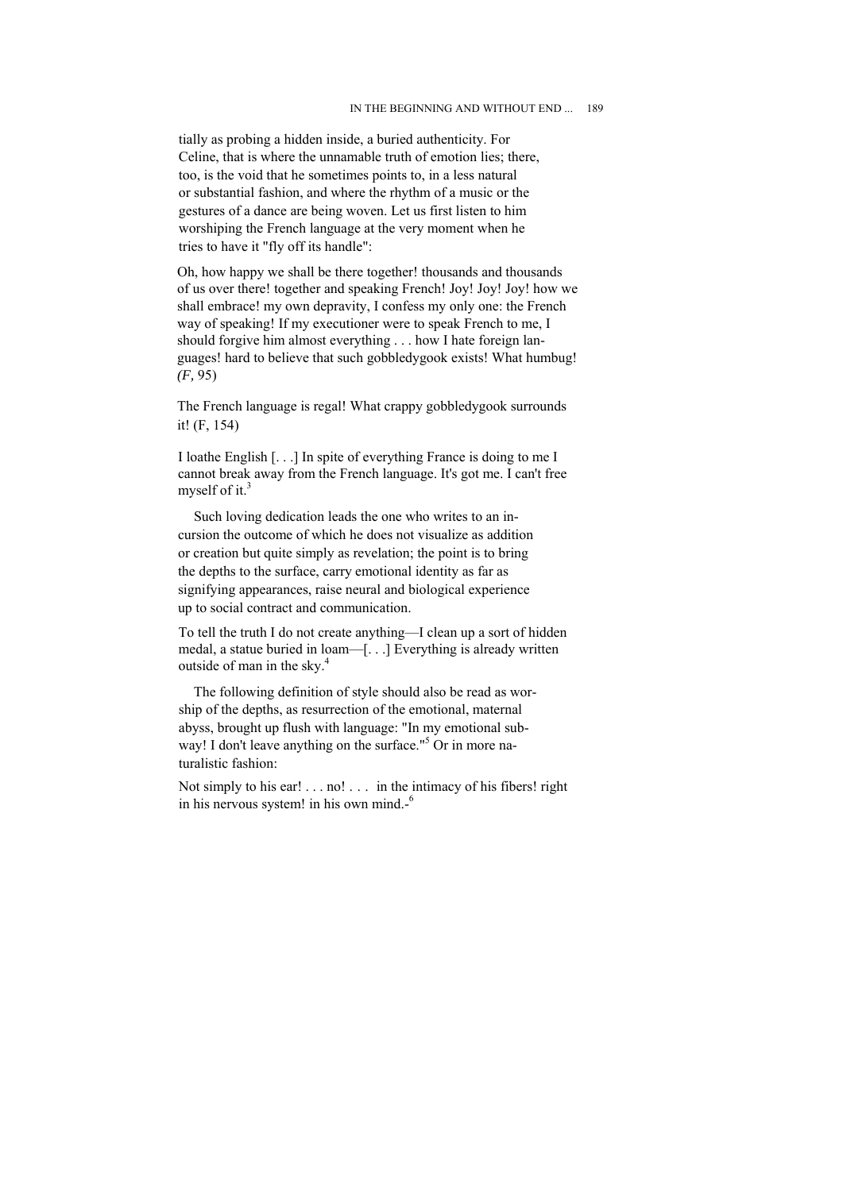tially as probing a hidden inside, a buried authenticity. For Celine, that is where the unnamable truth of emotion lies; there, too, is the void that he sometimes points to, in a less natural or substantial fashion, and where the rhythm of a music or the gestures of a dance are being woven. Let us first listen to him worshiping the French language at the very moment when he tries to have it "fly off its handle":

> Oh, how happy we shall be there together! thousands and thousands of us over there! together and speaking French! Joy! Joy! Joy! how we shall embrace! my own depravity, I confess my only one: the French way of speaking! If my executioner were to speak French to me, I should forgive him almost everything . . . how I hate foreign languages! hard to believe that such gobbledygook exists! What humbug! *(F,* 95)

> The French language is regal! What crappy gobbledygook surrounds it! (F, 154)

> I loathe English [. . .] In spite of everything France is doing to me I cannot break away from the French language. It's got me. I can't free myself of it.[3]

Such loving dedication leads the one who writes to an incursion the outcome of which he does not visualize as addition or creation but quite simply as revelation; the point is to bring the depths to the surface, carry emotional identity as far as signifying appearances, raise neural and biological experience up to social contract and communication.

> To tell the truth I do not create anything—I clean up a sort of hidden medal, a statue buried in loam—[. . .] Everything is already written outside of man in the sky.[4]

The following definition of style should also be read as worship of the depths, as resurrection of the emotional, maternal abyss, brought up flush with language: "In my emotional subway! I don't leave anything on the surface."[5] Or in more naturalistic fashion:

> Not simply to his ear! . . . no! . . . in the intimacy of his fibers! right in his nervous system! in his own mind.-[6]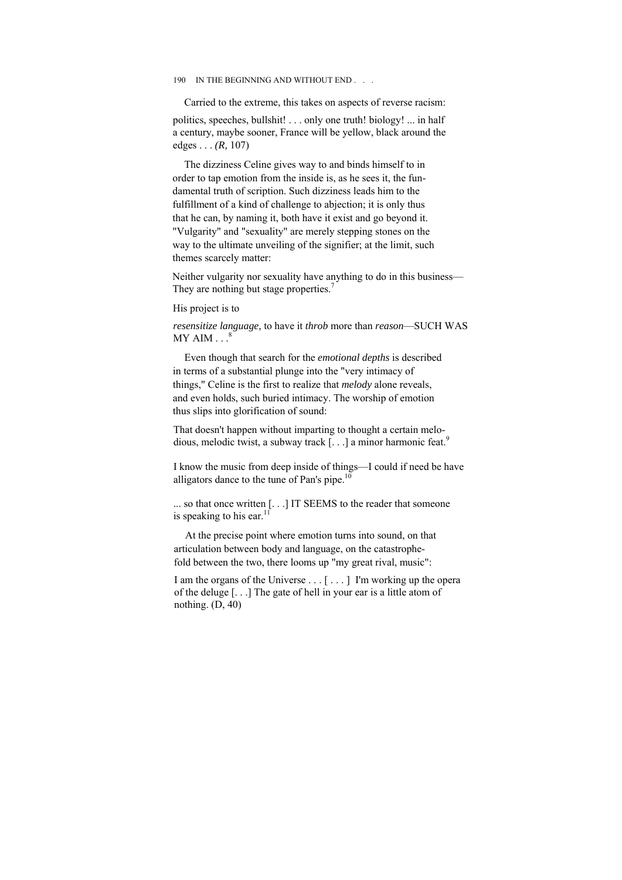Carried to the extreme, this takes on aspects of reverse racism:

> politics, speeches, bullshit! . . . only one truth! biology! ... in half a century, maybe sooner, France will be yellow, black around the edges . . . *(R,* 107)

The dizziness Celine gives way to and binds himself to in order to tap emotion from the inside is, as he sees it, the fundamental truth of scription. Such dizziness leads him to the fulfillment of a kind of challenge to abjection; it is only thus that he can, by naming it, both have it exist and go beyond it. "Vulgarity" and "sexuality" are merely stepping stones on the way to the ultimate unveiling of the signifier; at the limit, such themes scarcely matter:

> Neither vulgarity nor sexuality have anything to do in this business—They are nothing but stage properties.[7]

His project is to

> *resensitize language,* to have it *throb* more than *reason*—SUCH WAS MY AIM . . .[8]

Even though that search for the *emotional depths* is described in terms of a substantial plunge into the "very intimacy of things," Celine is the first to realize that *melody* alone reveals, and even holds, such buried intimacy. The worship of emotion thus slips into glorification of sound:

> That doesn't happen without imparting to thought a certain melodious, melodic twist, a subway track [. . .] a minor harmonic feat.[9]

> I know the music from deep inside of things—I could if need be have alligators dance to the tune of Pan's pipe.[10]

> ... so that once written [. . .] IT SEEMS to the reader that someone is speaking to his ear.[11]

At the precise point where emotion turns into sound, on that articulation between body and language, on the catastrophe-fold between the two, there looms up "my great rival, music":

> I am the organs of the Universe . . . [ . . . ] I'm working up the opera of the deluge [. . .] The gate of hell in your ear is a little atom of nothing. (D, 40)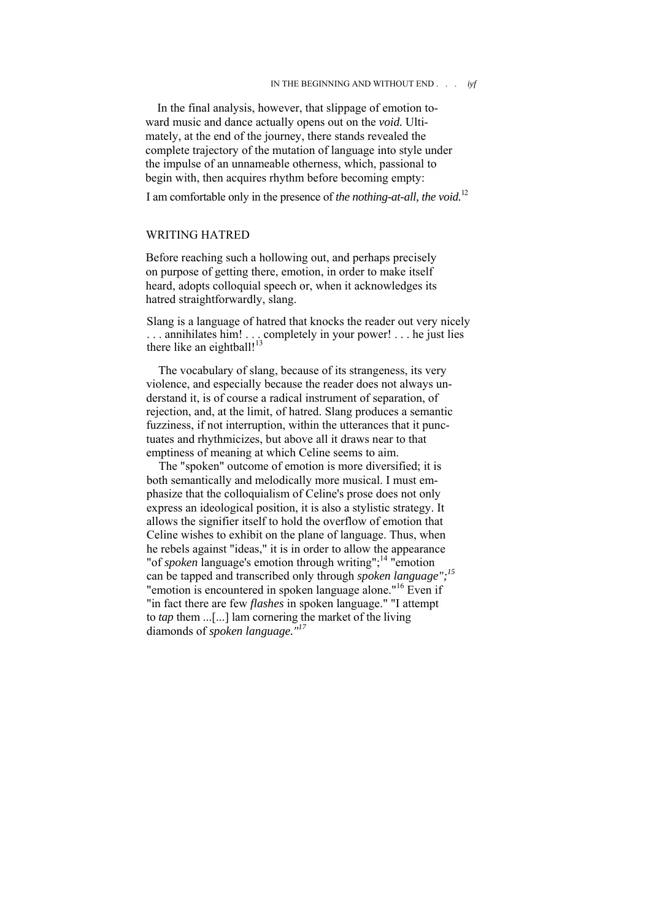In the final analysis, however, that slippage of emotion toward music and dance actually opens out on the *void.* Ultimately, at the end of the journey, there stands revealed the complete trajectory of the mutation of language into style under the impulse of an unnameable otherness, which, passional to begin with, then acquires rhythm before becoming empty:

I am comfortable only in the presence of *the nothing-at-all, the void.*[12]

## WRITING HATRED

Before reaching such a hollowing out, and perhaps precisely on purpose of getting there, emotion, in order to make itself heard, adopts colloquial speech or, when it acknowledges its hatred straightforwardly, slang.

> Slang is a language of hatred that knocks the reader out very nicely . . . annihilates him! . . . completely in your power! . . . he just lies there like an eightball![13]

The vocabulary of slang, because of its strangeness, its very violence, and especially because the reader does not always understand it, is of course a radical instrument of separation, of rejection, and, at the limit, of hatred. Slang produces a semantic fuzziness, if not interruption, within the utterances that it punctuates and rhythmicizes, but above all it draws near to that emptiness of meaning at which Celine seems to aim.

The "spoken" outcome of emotion is more diversified; it is both semantically and melodically more musical. I must emphasize that the colloquialism of Celine's prose does not only express an ideological position, it is also a stylistic strategy. It allows the signifier itself to hold the overflow of emotion that Celine wishes to exhibit on the plane of language. Thus, when he rebels against "ideas," it is in order to allow the appearance "of *spoken* language's emotion through writing";[14] "emotion can be tapped and transcribed only through *spoken language";*[15] "emotion is encountered in spoken language alone."[16] Even if "in fact there are few *flashes* in spoken language." "I attempt to *tap* them ...[...] lam cornering the market of the living diamonds of *spoken language."*[17]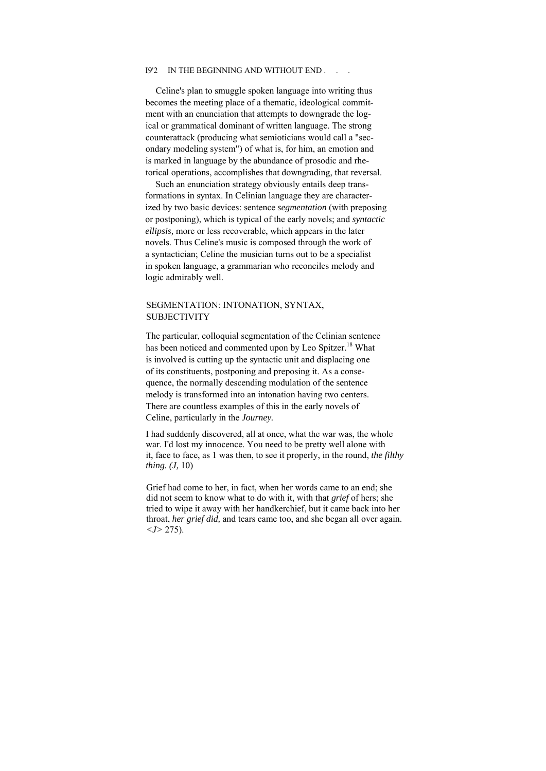Celine's plan to smuggle spoken language into writing thus becomes the meeting place of a thematic, ideological commitment with an enunciation that attempts to downgrade the logical or grammatical dominant of written language. The strong counterattack (producing what semioticians would call a "secondary modeling system") of what is, for him, an emotion and is marked in language by the abundance of prosodic and rhetorical operations, accomplishes that downgrading, that reversal.

Such an enunciation strategy obviously entails deep transformations in syntax. In Celinian language they are characterized by two basic devices: sentence *segmentation* (with preposing or postponing), which is typical of the early novels; and *syntactic ellipsis,* more or less recoverable, which appears in the later novels. Thus Celine's music is composed through the work of a syntactician; Celine the musician turns out to be a specialist in spoken language, a grammarian who reconciles melody and logic admirably well.

## SEGMENTATION: INTONATION, SYNTAX, SUBJECTIVITY

The particular, colloquial segmentation of the Celinian sentence has been noticed and commented upon by Leo Spitzer.[18] What is involved is cutting up the syntactic unit and displacing one of its constituents, postponing and preposing it. As a consequence, the normally descending modulation of the sentence melody is transformed into an intonation having two centers. There are countless examples of this in the early novels of Celine, particularly in the *Journey.*

I had suddenly discovered, all at once, what the war was, the whole war. I'd lost my innocence. You need to be pretty well alone with it, face to face, as 1 was then, to see it properly, in the round, *the filthy thing. (J,* 10)

Grief had come to her, in fact, when her words came to an end; she did not seem to know what to do with it, with that *grief* of hers; she tried to wipe it away with her handkerchief, but it came back into her throat, *her grief did,* and tears came too, and she began all over again. <*J*> 275).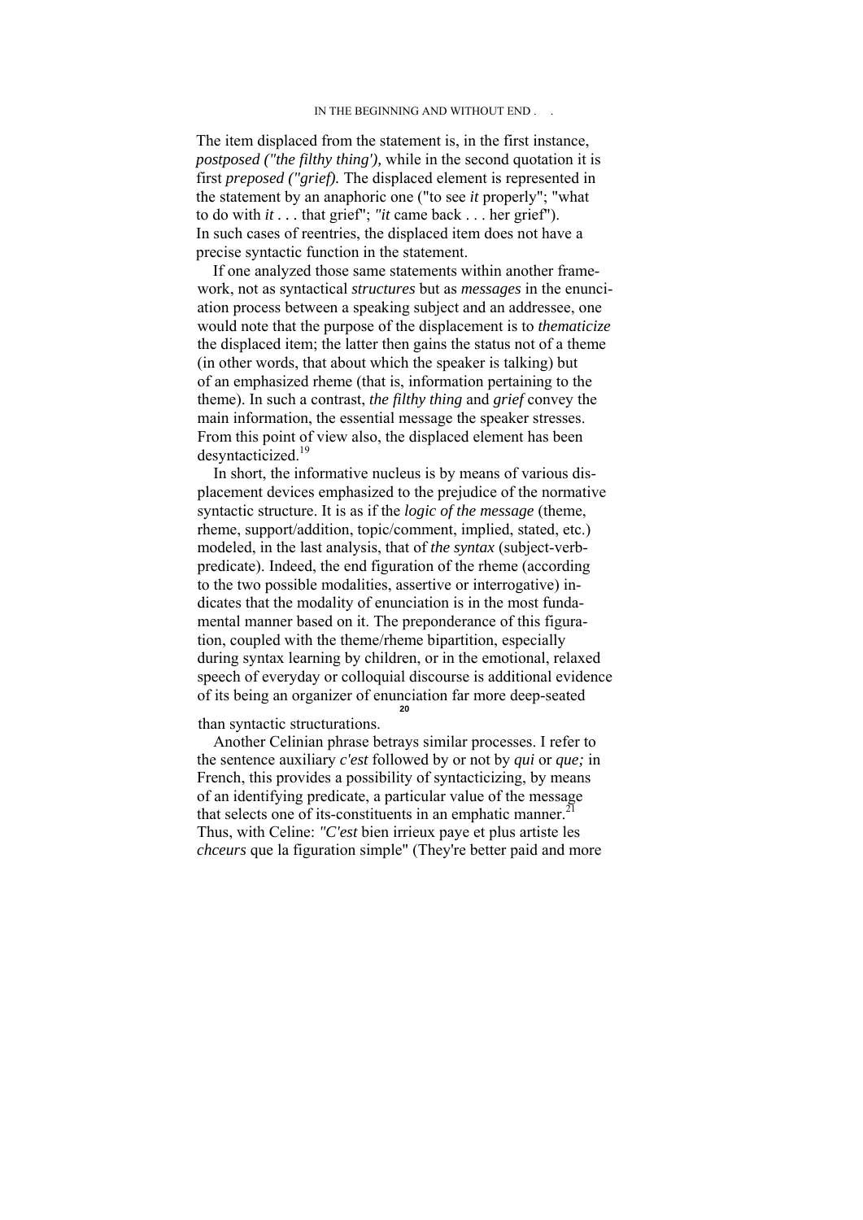The item displaced from the statement is, in the first instance, *postposed ("the filthy thing'),* while in the second quotation it is first *preposed ("grief).* The displaced element is represented in the statement by an anaphoric one ("to see *it* properly"; "what to do with *it* . . . that grief"; *"it* came back . . . her grief"). In such cases of reentries, the displaced item does not have a precise syntactic function in the statement.

If one analyzed those same statements within another framework, not as syntactical *structures* but as *messages* in the enunciation process between a speaking subject and an addressee, one would note that the purpose of the displacement is to *thematicize* the displaced item; the latter then gains the status not of a theme (in other words, that about which the speaker is talking) but of an emphasized rheme (that is, information pertaining to the theme). In such a contrast, *the filthy thing* and *grief* convey the main information, the essential message the speaker stresses. From this point of view also, the displaced element has been desyntacticized.[19]

In short, the informative nucleus is by means of various displacement devices emphasized to the prejudice of the normative syntactic structure. It is as if the *logic of the message* (theme, rheme, support/addition, topic/comment, implied, stated, etc.) modeled, in the last analysis, that of *the syntax* (subject-verb-predicate). Indeed, the end figuration of the rheme (according to the two possible modalities, assertive or interrogative) indicates that the modality of enunciation is in the most fundamental manner based on it. The preponderance of this figuration, coupled with the theme/rheme bipartition, especially during syntax learning by children, or in the emotional, relaxed speech of everyday or colloquial discourse is additional evidence of its being an organizer of enunciation far more deep-seated than syntactic structurations.[20]

Another Celinian phrase betrays similar processes. I refer to the sentence auxiliary *c'est* followed by or not by *qui* or *que;* in French, this provides a possibility of syntacticizing, by means of an identifying predicate, a particular value of the message that selects one of its-constituents in an emphatic manner.[21] Thus, with Celine: *"C'est* bien irrieux paye et plus artiste les *chceurs* que la figuration simple" (They're better paid and more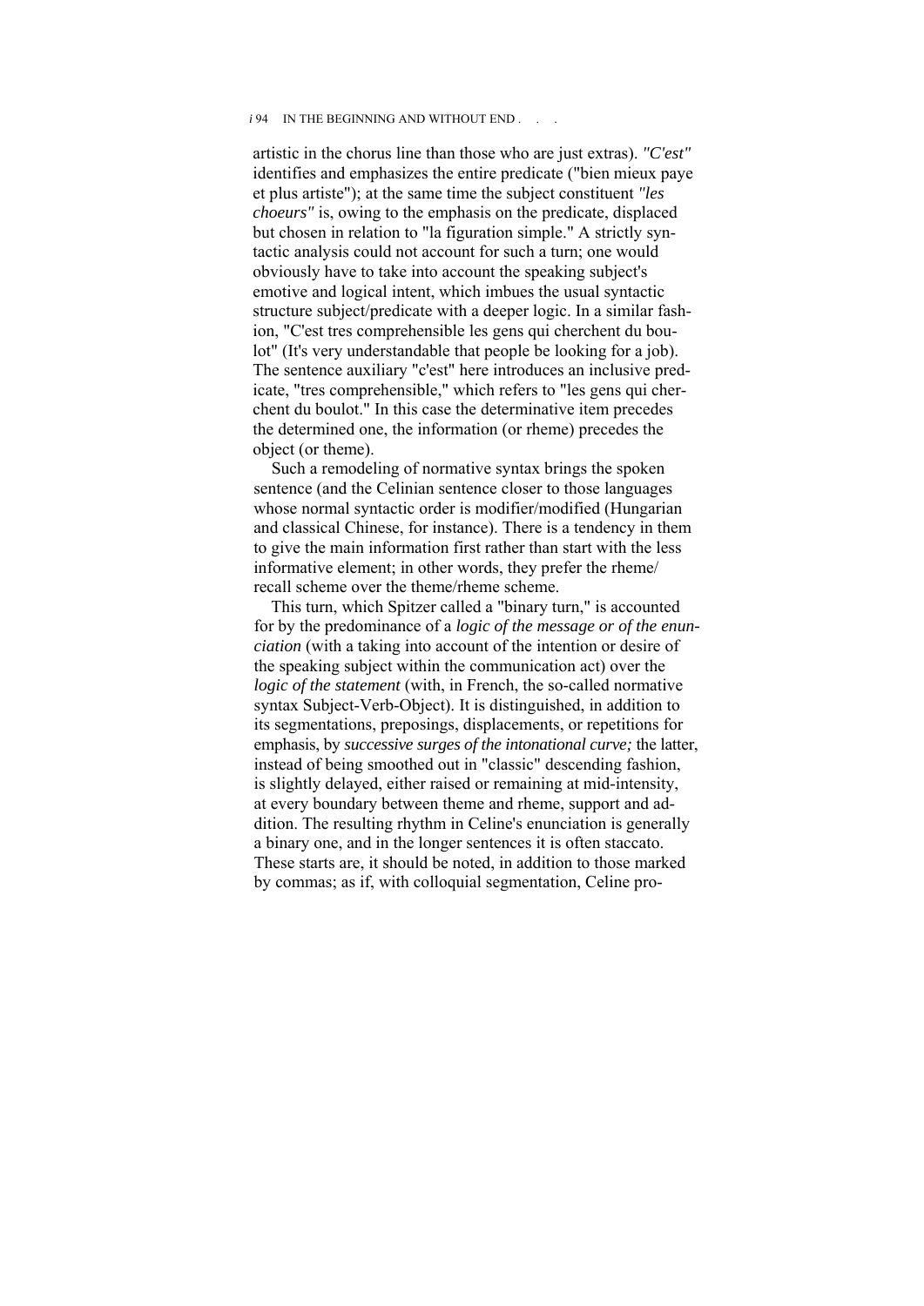artistic in the chorus line than those who are just extras). *"C'est"* identifies and emphasizes the entire predicate ("bien mieux paye et plus artiste"); at the same time the subject constituent *"les choeurs"* is, owing to the emphasis on the predicate, displaced but chosen in relation to "la figuration simple." A strictly syntactic analysis could not account for such a turn; one would obviously have to take into account the speaking subject's emotive and logical intent, which imbues the usual syntactic structure subject/predicate with a deeper logic. In a similar fashion, "C'est tres comprehensible les gens qui cherchent du boulot" (It's very understandable that people be looking for a job). The sentence auxiliary "c'est" here introduces an inclusive predicate, "tres comprehensible," which refers to "les gens qui cherchent du boulot." In this case the determinative item precedes the determined one, the information (or rheme) precedes the object (or theme).

Such a remodeling of normative syntax brings the spoken sentence (and the Celinian sentence closer to those languages whose normal syntactic order is modifier/modified (Hungarian and classical Chinese, for instance). There is a tendency in them to give the main information first rather than start with the less informative element; in other words, they prefer the rheme/recall scheme over the theme/rheme scheme.

This turn, which Spitzer called a "binary turn," is accounted for by the predominance of a *logic of the message or of the enunciation* (with a taking into account of the intention or desire of the speaking subject within the communication act) over the *logic of the statement* (with, in French, the so-called normative syntax Subject-Verb-Object). It is distinguished, in addition to its segmentations, preposings, displacements, or repetitions for emphasis, by *successive surges of the intonational curve;* the latter, instead of being smoothed out in "classic" descending fashion, is slightly delayed, either raised or remaining at mid-intensity, at every boundary between theme and rheme, support and addition. The resulting rhythm in Celine's enunciation is generally a binary one, and in the longer sentences it is often staccato. These starts are, it should be noted, in addition to those marked by commas; as if, with colloquial segmentation, Celine pro-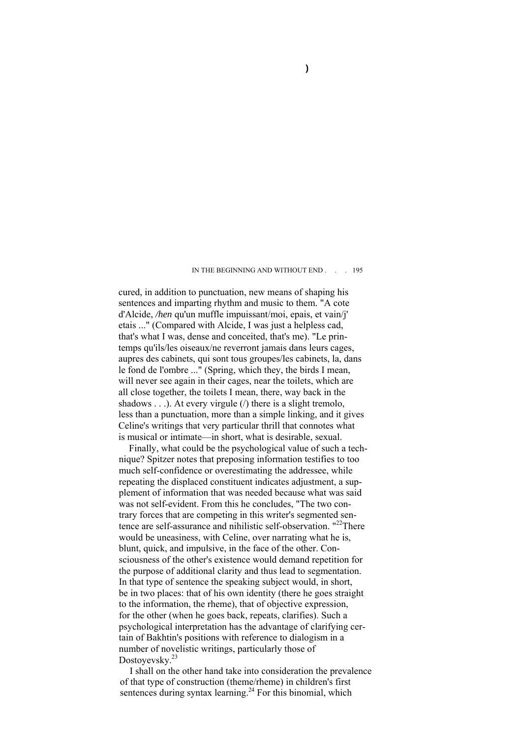cured, in addition to punctuation, new means of shaping his sentences and imparting rhythm and music to them. "A cote d'Alcide, */hen* qu'un muffle impuissant/moi, epais, et vain/j' etais ..." (Compared with Alcide, I was just a helpless cad, that's what I was, dense and conceited, that's me). "Le printemps qu'ils/les oiseaux/ne reverront jamais dans leurs cages, aupres des cabinets, qui sont tous groupes/les cabinets, la, dans le fond de l'ombre ..." (Spring, which they, the birds I mean, will never see again in their cages, near the toilets, which are all close together, the toilets I mean, there, way back in the shadows . . .). At every virgule (/) there is a slight tremolo, less than a punctuation, more than a simple linking, and it gives Celine's writings that very particular thrill that connotes what is musical or intimate—in short, what is desirable, sexual.

Finally, what could be the psychological value of such a technique? Spitzer notes that preposing information testifies to too much self-confidence or overestimating the addressee, while repeating the displaced constituent indicates adjustment, a supplement of information that was needed because what was said was not self-evident. From this he concludes, "The two contrary forces that are competing in this writer's segmented sentence are self-assurance and nihilistic self-observation. "[22]There would be uneasiness, with Celine, over narrating what he is, blunt, quick, and impulsive, in the face of the other. Consciousness of the other's existence would demand repetition for the purpose of additional clarity and thus lead to segmentation. In that type of sentence the speaking subject would, in short, be in two places: that of his own identity (there he goes straight to the information, the rheme), that of objective expression, for the other (when he goes back, repeats, clarifies). Such a psychological interpretation has the advantage of clarifying certain of Bakhtin's positions with reference to dialogism in a number of novelistic writings, particularly those of Dostoyevsky.[23]

I shall on the other hand take into consideration the prevalence of that type of construction (theme/rheme) in children's first sentences during syntax learning.[24] For this binomial, which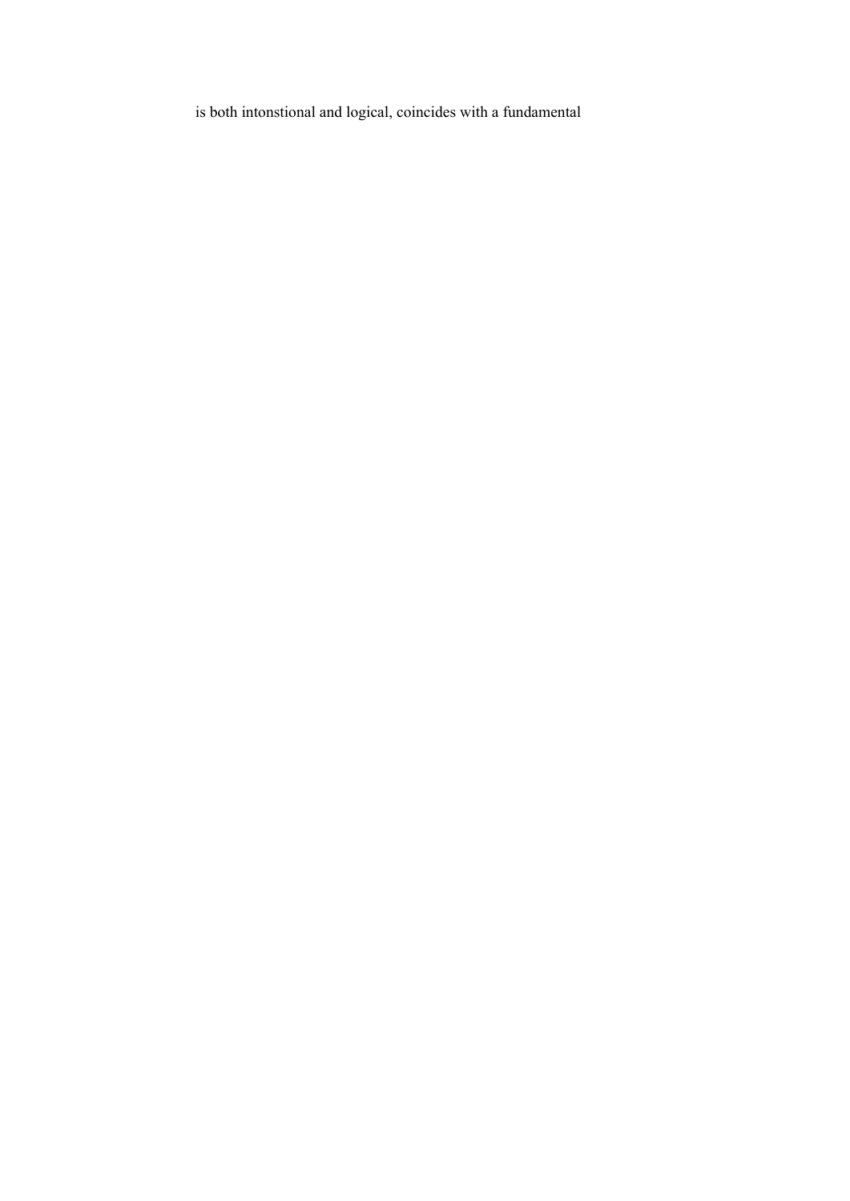is both intonstional and logical, coincides with a fundamental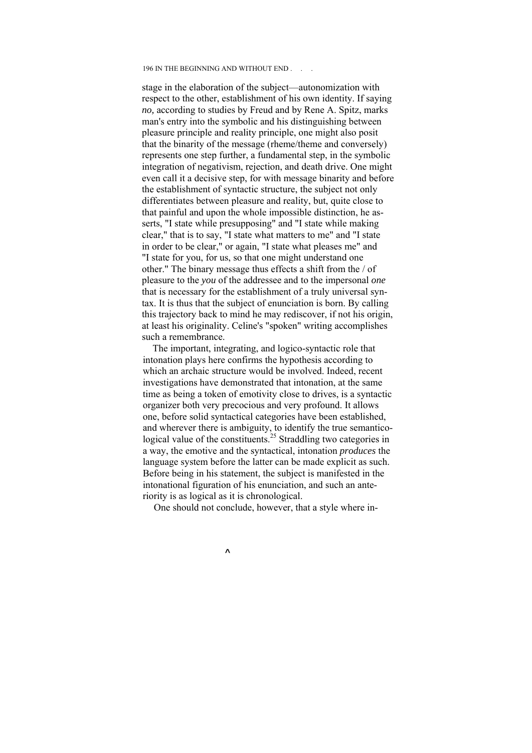stage in the elaboration of the subject—autonomization with respect to the other, establishment of his own identity. If saying *no,* according to studies by Freud and by Rene A. Spitz, marks man's entry into the symbolic and his distinguishing between pleasure principle and reality principle, one might also posit that the binarity of the message (rheme/theme and conversely) represents one step further, a fundamental step, in the symbolic integration of negativism, rejection, and death drive. One might even call it a decisive step, for with message binarity and before the establishment of syntactic structure, the subject not only differentiates between pleasure and reality, but, quite close to that painful and upon the whole impossible distinction, he asserts, "I state while presupposing" and "I state while making clear," that is to say, "I state what matters to me" and "I state in order to be clear," or again, "I state what pleases me" and "I state for you, for us, so that one might understand one other." The binary message thus effects a shift from the / of pleasure to the *you* of the addressee and to the impersonal *one* that is necessary for the establishment of a truly universal syntax. It is thus that the subject of enunciation is born. By calling this trajectory back to mind he may rediscover, if not his origin, at least his originality. Celine's "spoken" writing accomplishes such a remembrance.

The important, integrating, and logico-syntactic role that intonation plays here confirms the hypothesis according to which an archaic structure would be involved. Indeed, recent investigations have demonstrated that intonation, at the same time as being a token of emotivity close to drives, is a syntactic organizer both very precocious and very profound. It allows one, before solid syntactical categories have been established, and wherever there is ambiguity, to identify the true semantico-logical value of the constituents.[25] Straddling two categories in a way, the emotive and the syntactical, intonation *produces* the language system before the latter can be made explicit as such. Before being in his statement, the subject is manifested in the intonational figuration of his enunciation, and such an anteriority is as logical as it is chronological.

One should not conclude, however, that a style where in-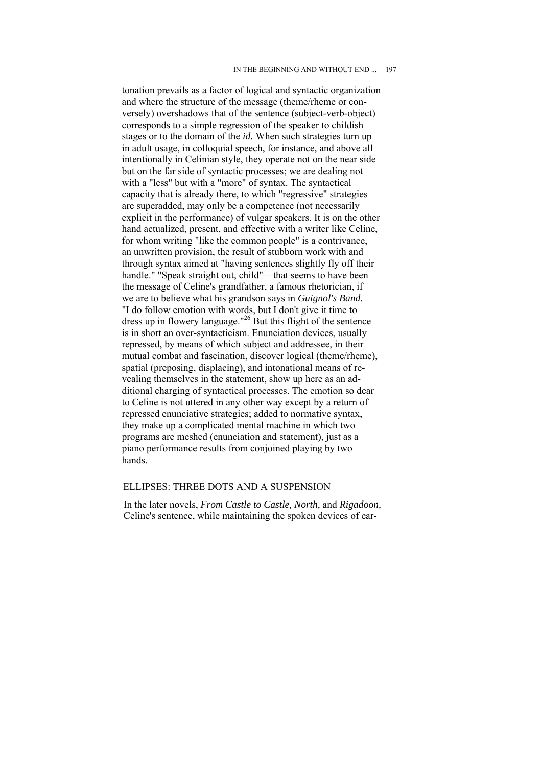tonation prevails as a factor of logical and syntactic organization and where the structure of the message (theme/rheme or conversely) overshadows that of the sentence (subject-verb-object) corresponds to a simple regression of the speaker to childish stages or to the domain of the *id.* When such strategies turn up in adult usage, in colloquial speech, for instance, and above all intentionally in Celinian style, they operate not on the near side but on the far side of syntactic processes; we are dealing not with a "less" but with a "more" of syntax. The syntactical capacity that is already there, to which "regressive" strategies are superadded, may only be a competence (not necessarily explicit in the performance) of vulgar speakers. It is on the other hand actualized, present, and effective with a writer like Celine, for whom writing "like the common people" is a contrivance, an unwritten provision, the result of stubborn work with and through syntax aimed at "having sentences slightly fly off their handle." "Speak straight out, child"—that seems to have been the message of Celine's grandfather, a famous rhetorician, if we are to believe what his grandson says in *Guignol's Band.* "I do follow emotion with words, but I don't give it time to dress up in flowery language."[26] But this flight of the sentence is in short an over-syntacticism. Enunciation devices, usually repressed, by means of which subject and addressee, in their mutual combat and fascination, discover logical (theme/rheme), spatial (preposing, displacing), and intonational means of revealing themselves in the statement, show up here as an additional charging of syntactical processes. The emotion so dear to Celine is not uttered in any other way except by a return of repressed enunciative strategies; added to normative syntax, they make up a complicated mental machine in which two programs are meshed (enunciation and statement), just as a piano performance results from conjoined playing by two hands.

## ELLIPSES: THREE DOTS AND A SUSPENSION

In the later novels, *From Castle to Castle, North,* and *Rigadoon,* Celine's sentence, while maintaining the spoken devices of ear-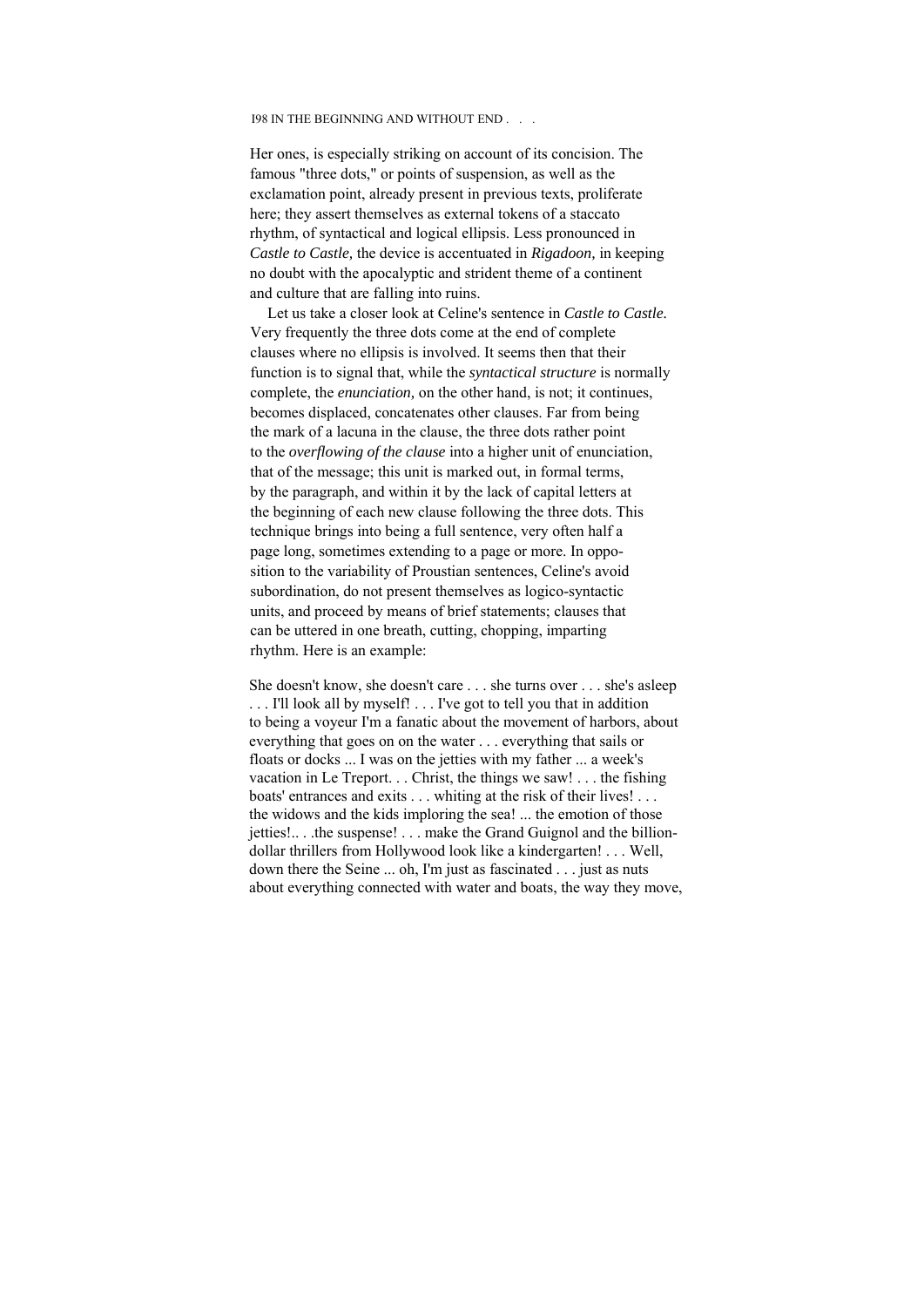Her ones, is especially striking on account of its concision. The famous "three dots," or points of suspension, as well as the exclamation point, already present in previous texts, proliferate here; they assert themselves as external tokens of a staccato rhythm, of syntactical and logical ellipsis. Less pronounced in *Castle to Castle,* the device is accentuated in *Rigadoon,* in keeping no doubt with the apocalyptic and strident theme of a continent and culture that are falling into ruins.

Let us take a closer look at Celine's sentence in *Castle to Castle.* Very frequently the three dots come at the end of complete clauses where no ellipsis is involved. It seems then that their function is to signal that, while the *syntactical structure* is normally complete, the *enunciation,* on the other hand, is not; it continues, becomes displaced, concatenates other clauses. Far from being the mark of a lacuna in the clause, the three dots rather point to the *overflowing of the clause* into a higher unit of enunciation, that of the message; this unit is marked out, in formal terms, by the paragraph, and within it by the lack of capital letters at the beginning of each new clause following the three dots. This technique brings into being a full sentence, very often half a page long, sometimes extending to a page or more. In opposition to the variability of Proustian sentences, Celine's avoid subordination, do not present themselves as logico-syntactic units, and proceed by means of brief statements; clauses that can be uttered in one breath, cutting, chopping, imparting rhythm. Here is an example:

She doesn't know, she doesn't care . . . she turns over . . . she's asleep . . . I'll look all by myself! . . . I've got to tell you that in addition to being a voyeur I'm a fanatic about the movement of harbors, about everything that goes on on the water . . . everything that sails or floats or docks ... I was on the jetties with my father ... a week's vacation in Le Treport. . . Christ, the things we saw! . . . the fishing boats' entrances and exits . . . whiting at the risk of their lives! . . . the widows and the kids imploring the sea! ... the emotion of those jetties!.. . .the suspense! . . . make the Grand Guignol and the billion-dollar thrillers from Hollywood look like a kindergarten! . . . Well, down there the Seine ... oh, I'm just as fascinated . . . just as nuts about everything connected with water and boats, the way they move,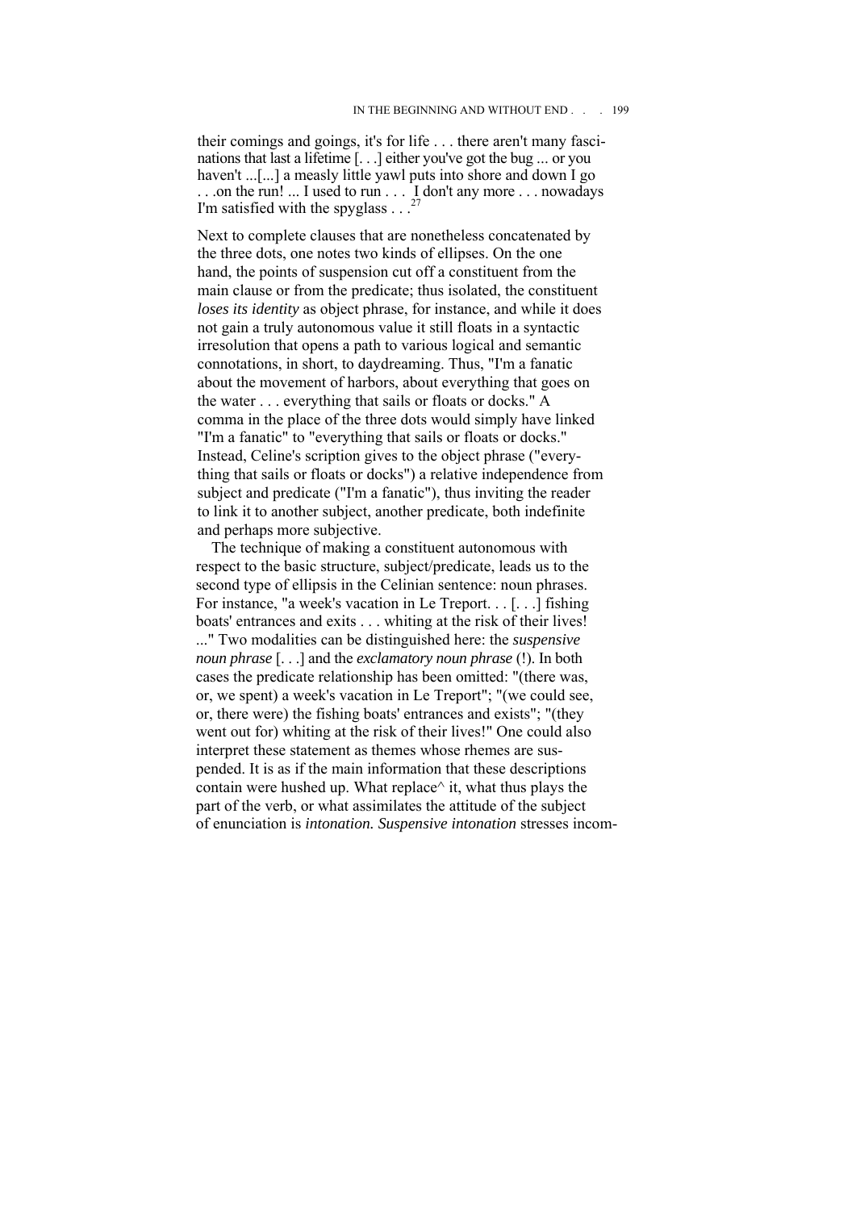their comings and goings, it's for life . . . there aren't many fascinations that last a lifetime [. . .] either you've got the bug ... or you haven't ...[...] a measly little yawl puts into shore and down I go . . .on the run! ... I used to run . . . I don't any more . . . nowadays I'm satisfied with the spyglass . . .[27]

Next to complete clauses that are nonetheless concatenated by the three dots, one notes two kinds of ellipses. On the one hand, the points of suspension cut off a constituent from the main clause or from the predicate; thus isolated, the constituent *loses its identity* as object phrase, for instance, and while it does not gain a truly autonomous value it still floats in a syntactic irresolution that opens a path to various logical and semantic connotations, in short, to daydreaming. Thus, "I'm a fanatic about the movement of harbors, about everything that goes on the water . . . everything that sails or floats or docks." A comma in the place of the three dots would simply have linked "I'm a fanatic" to "everything that sails or floats or docks." Instead, Celine's scription gives to the object phrase ("everything that sails or floats or docks") a relative independence from subject and predicate ("I'm a fanatic"), thus inviting the reader to link it to another subject, another predicate, both indefinite and perhaps more subjective.

The technique of making a constituent autonomous with respect to the basic structure, subject/predicate, leads us to the second type of ellipsis in the Celinian sentence: noun phrases. For instance, "a week's vacation in Le Treport. . . [. . .] fishing boats' entrances and exits . . . whiting at the risk of their lives! ..." Two modalities can be distinguished here: the *suspensive noun phrase* [. . .] and the *exclamatory noun phrase* (!). In both cases the predicate relationship has been omitted: "(there was, or, we spent) a week's vacation in Le Treport"; "(we could see, or, there were) the fishing boats' entrances and exists"; "(they went out for) whiting at the risk of their lives!" One could also interpret these statement as themes whose rhemes are suspended. It is as if the main information that these descriptions contain were hushed up. What replace^ it, what thus plays the part of the verb, or what assimilates the attitude of the subject of enunciation is *intonation. Suspensive intonation* stresses incom-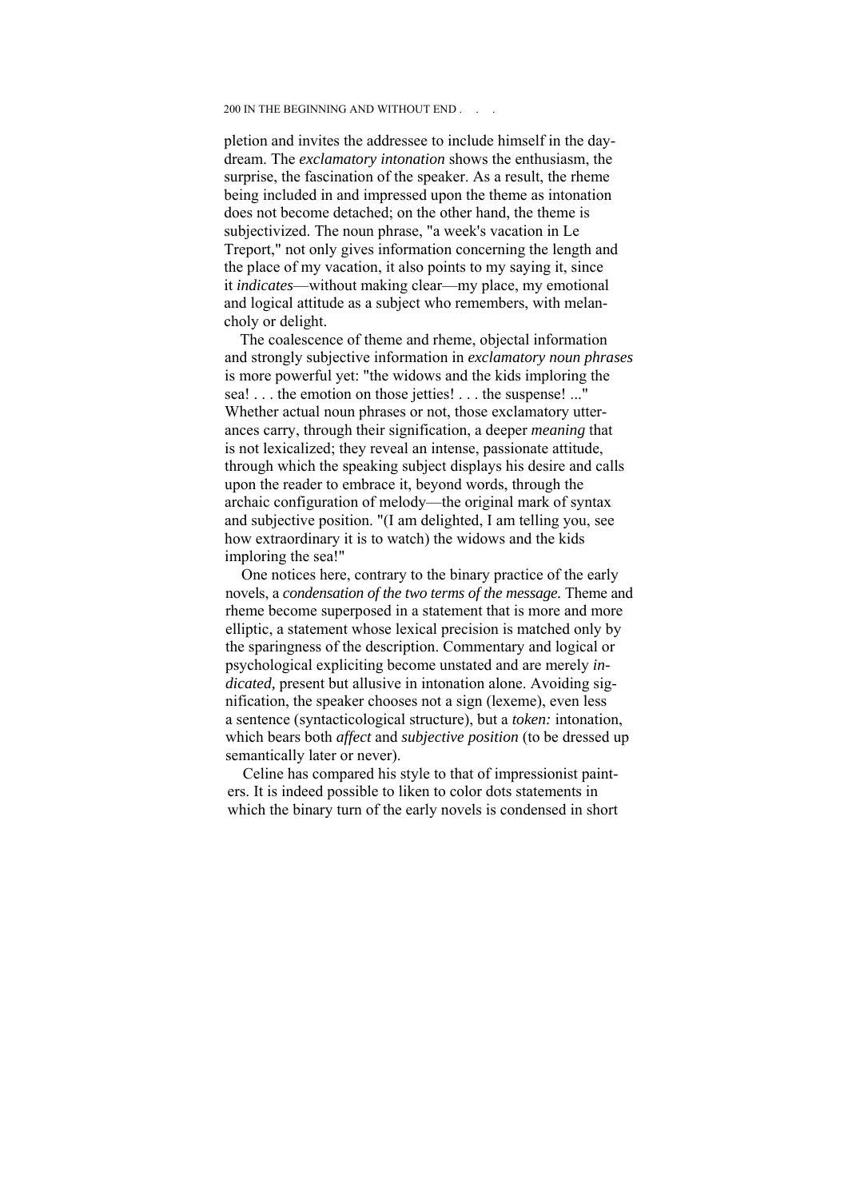pletion and invites the addressee to include himself in the daydream. The *exclamatory intonation* shows the enthusiasm, the surprise, the fascination of the speaker. As a result, the rheme being included in and impressed upon the theme as intonation does not become detached; on the other hand, the theme is subjectivized. The noun phrase, "a week's vacation in Le Treport," not only gives information concerning the length and the place of my vacation, it also points to my saying it, since it *indicates*—without making clear—my place, my emotional and logical attitude as a subject who remembers, with melancholy or delight.

The coalescence of theme and rheme, objectal information and strongly subjective information in *exclamatory noun phrases* is more powerful yet: "the widows and the kids imploring the sea! . . . the emotion on those jetties! . . . the suspense! ..." Whether actual noun phrases or not, those exclamatory utterances carry, through their signification, a deeper *meaning* that is not lexicalized; they reveal an intense, passionate attitude, through which the speaking subject displays his desire and calls upon the reader to embrace it, beyond words, through the archaic configuration of melody—the original mark of syntax and subjective position. "(I am delighted, I am telling you, see how extraordinary it is to watch) the widows and the kids imploring the sea!"

One notices here, contrary to the binary practice of the early novels, a *condensation of the two terms of the message.* Theme and rheme become superposed in a statement that is more and more elliptic, a statement whose lexical precision is matched only by the sparingness of the description. Commentary and logical or psychological expliciting become unstated and are merely *indicated,* present but allusive in intonation alone. Avoiding signification, the speaker chooses not a sign (lexeme), even less a sentence (syntacticological structure), but a *token:* intonation, which bears both *affect* and *subjective position* (to be dressed up semantically later or never).

Celine has compared his style to that of impressionist painters. It is indeed possible to liken to color dots statements in which the binary turn of the early novels is condensed in short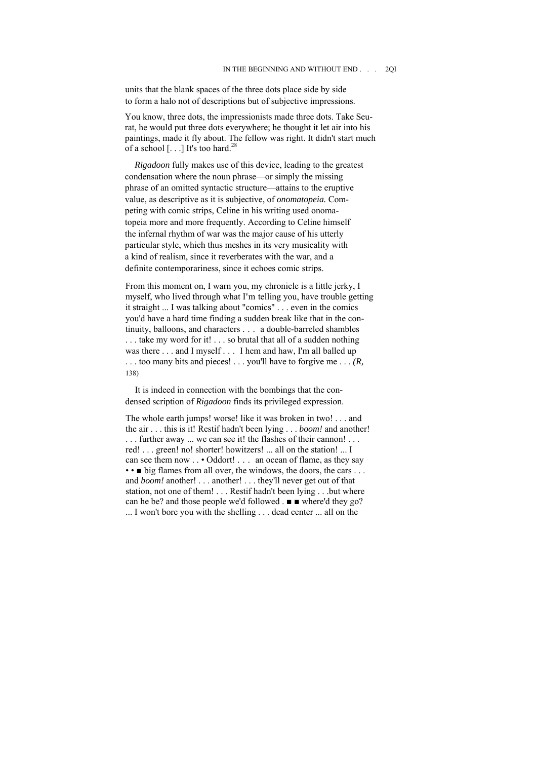units that the blank spaces of the three dots place side by side to form a halo not of descriptions but of subjective impressions.

> You know, three dots, the impressionists made three dots. Take Seurat, he would put three dots everywhere; he thought it let air into his paintings, made it fly about. The fellow was right. It didn't start much of a school [. . .] It's too hard.[28]

*Rigadoon* fully makes use of this device, leading to the greatest condensation where the noun phrase—or simply the missing phrase of an omitted syntactic structure—attains to the eruptive value, as descriptive as it is subjective, of *onomatopeia.* Competing with comic strips, Celine in his writing used onomatopeia more and more frequently. According to Celine himself the infernal rhythm of war was the major cause of his utterly particular style, which thus meshes in its very musicality with a kind of realism, since it reverberates with the war, and a definite contemporariness, since it echoes comic strips.

> From this moment on, I warn you, my chronicle is a little jerky, I myself, who lived through what I'm telling you, have trouble getting it straight ... I was talking about "comics" . . . even in the comics you'd have a hard time finding a sudden break like that in the continuity, balloons, and characters . . . a double-barreled shambles . . . take my word for it! . . . so brutal that all of a sudden nothing was there . . . and I myself . . . I hem and haw, I'm all balled up . . . too many bits and pieces! . . . you'll have to forgive me . . . *(R,* 138)

It is indeed in connection with the bombings that the condensed scription of *Rigadoon* finds its privileged expression.

> The whole earth jumps! worse! like it was broken in two! . . . and the air . . . this is it! Restif hadn't been lying . . . *boom!* and another! . . . further away ... we can see it! the flashes of their cannon! . . . red! . . . green! no! shorter! howitzers! ... all on the station! ... I can see them now . . . Oddort! . . . an ocean of flame, as they say . . . big flames from all over, the windows, the doors, the cars . . . and *boom!* another! . . . another! . . . they'll never get out of that station, not one of them! . . . Restif hadn't been lying . . .but where can he be? and those people we'd followed . . . where'd they go? ... I won't bore you with the shelling . . . dead center ... all on the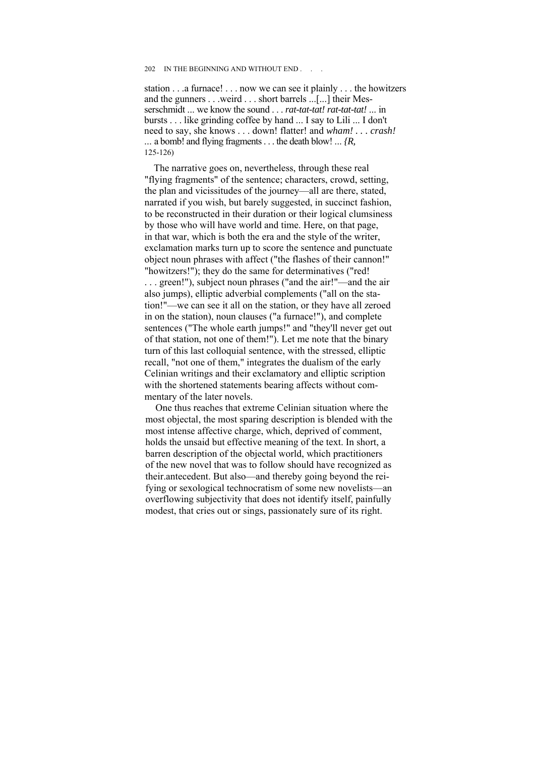station . . .a furnace! . . . now we can see it plainly . . . the howitzers and the gunners . . .weird . . . short barrels ...[...] their Messerschmidt ... we know the sound . . . *rat-tat-tat! rat-tat-tat!* ... in bursts . . . like grinding coffee by hand ... I say to Lili ... I don't need to say, she knows . . . down! flatter! and *wham!* . . . *crash!* ... a bomb! and flying fragments . . . the death blow! ... {*R,* 125-126)

The narrative goes on, nevertheless, through these real "flying fragments" of the sentence; characters, crowd, setting, the plan and vicissitudes of the journey—all are there, stated, narrated if you wish, but barely suggested, in succinct fashion, to be reconstructed in their duration or their logical clumsiness by those who will have world and time. Here, on that page, in that war, which is both the era and the style of the writer, exclamation marks turn up to score the sentence and punctuate object noun phrases with affect ("the flashes of their cannon!" "howitzers!"); they do the same for determinatives ("red! . . . green!"), subject noun phrases ("and the air!"—and the air also jumps), elliptic adverbial complements ("all on the station!"—we can see it all on the station, or they have all zeroed in on the station), noun clauses ("a furnace!"), and complete sentences ("The whole earth jumps!" and "they'll never get out of that station, not one of them!"). Let me note that the binary turn of this last colloquial sentence, with the stressed, elliptic recall, "not one of them," integrates the dualism of the early Celinian writings and their exclamatory and elliptic scription with the shortened statements bearing affects without commentary of the later novels.

One thus reaches that extreme Celinian situation where the most objectal, the most sparing description is blended with the most intense affective charge, which, deprived of comment, holds the unsaid but effective meaning of the text. In short, a barren description of the objectal world, which practitioners of the new novel that was to follow should have recognized as their.antecedent. But also—and thereby going beyond the reifying or sexological technocratism of some new novelists—an overflowing subjectivity that does not identify itself, painfully modest, that cries out or sings, passionately sure of its right.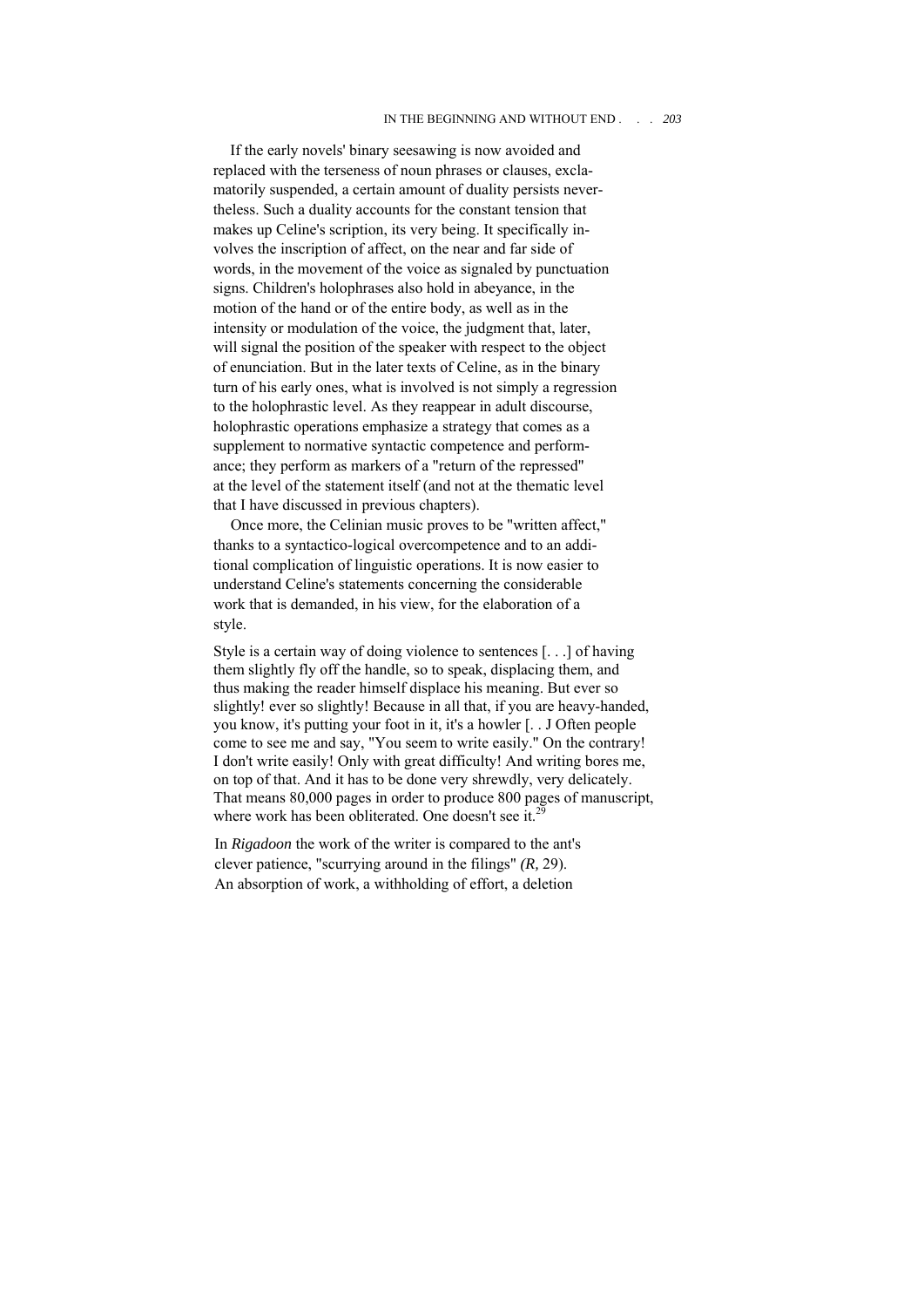If the early novels' binary seesawing is now avoided and replaced with the terseness of noun phrases or clauses, exclamatorily suspended, a certain amount of duality persists nevertheless. Such a duality accounts for the constant tension that makes up Celine's scription, its very being. It specifically involves the inscription of affect, on the near and far side of words, in the movement of the voice as signaled by punctuation signs. Children's holophrases also hold in abeyance, in the motion of the hand or of the entire body, as well as in the intensity or modulation of the voice, the judgment that, later, will signal the position of the speaker with respect to the object of enunciation. But in the later texts of Celine, as in the binary turn of his early ones, what is involved is not simply a regression to the holophrastic level. As they reappear in adult discourse, holophrastic operations emphasize a strategy that comes as a supplement to normative syntactic competence and performance; they perform as markers of a "return of the repressed" at the level of the statement itself (and not at the thematic level that I have discussed in previous chapters).

Once more, the Celinian music proves to be "written affect," thanks to a syntactico-logical overcompetence and to an additional complication of linguistic operations. It is now easier to understand Celine's statements concerning the considerable work that is demanded, in his view, for the elaboration of a style.

> Style is a certain way of doing violence to sentences [. . .] of having them slightly fly off the handle, so to speak, displacing them, and thus making the reader himself displace his meaning. But ever so slightly! ever so slightly! Because in all that, if you are heavy-handed, you know, it's putting your foot in it, it's a howler [. . J Often people come to see me and say, "You seem to write easily." On the contrary! I don't write easily! Only with great difficulty! And writing bores me, on top of that. And it has to be done very shrewdly, very delicately. That means 80,000 pages in order to produce 800 pages of manuscript, where work has been obliterated. One doesn't see it.[29]

In *Rigadoon* the work of the writer is compared to the ant's clever patience, "scurrying around in the filings" *(R,* 29). An absorption of work, a withholding of effort, a deletion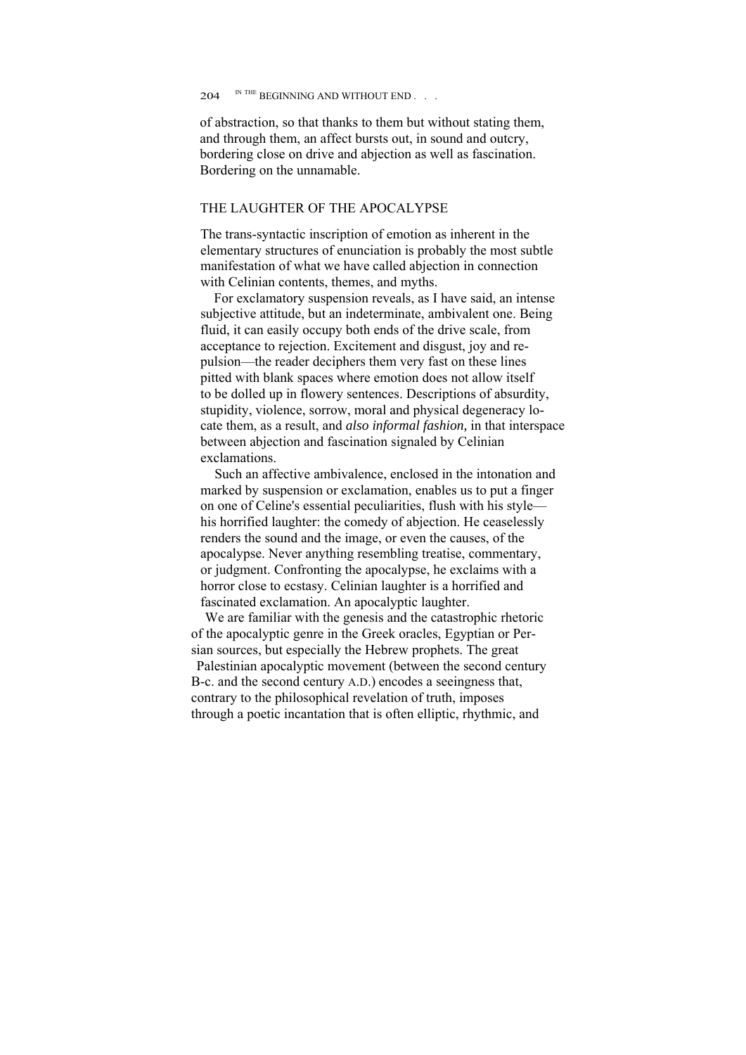of abstraction, so that thanks to them but without stating them, and through them, an affect bursts out, in sound and outcry, bordering close on drive and abjection as well as fascination. Bordering on the unnamable.

## THE LAUGHTER OF THE APOCALYPSE

The trans-syntactic inscription of emotion as inherent in the elementary structures of enunciation is probably the most subtle manifestation of what we have called abjection in connection with Celinian contents, themes, and myths.

For exclamatory suspension reveals, as I have said, an intense subjective attitude, but an indeterminate, ambivalent one. Being fluid, it can easily occupy both ends of the drive scale, from acceptance to rejection. Excitement and disgust, joy and repulsion—the reader deciphers them very fast on these lines pitted with blank spaces where emotion does not allow itself to be dolled up in flowery sentences. Descriptions of absurdity, stupidity, violence, sorrow, moral and physical degeneracy locate them, as a result, and *also informal fashion,* in that interspace between abjection and fascination signaled by Celinian exclamations.

Such an affective ambivalence, enclosed in the intonation and marked by suspension or exclamation, enables us to put a finger on one of Celine's essential peculiarities, flush with his style—his horrified laughter: the comedy of abjection. He ceaselessly renders the sound and the image, or even the causes, of the apocalypse. Never anything resembling treatise, commentary, or judgment. Confronting the apocalypse, he exclaims with a horror close to ecstasy. Celinian laughter is a horrified and fascinated exclamation. An apocalyptic laughter.

We are familiar with the genesis and the catastrophic rhetoric of the apocalyptic genre in the Greek oracles, Egyptian or Persian sources, but especially the Hebrew prophets. The great Palestinian apocalyptic movement (between the second century B-c. and the second century A.D.) encodes a seeingness that, contrary to the philosophical revelation of truth, imposes through a poetic incantation that is often elliptic, rhythmic, and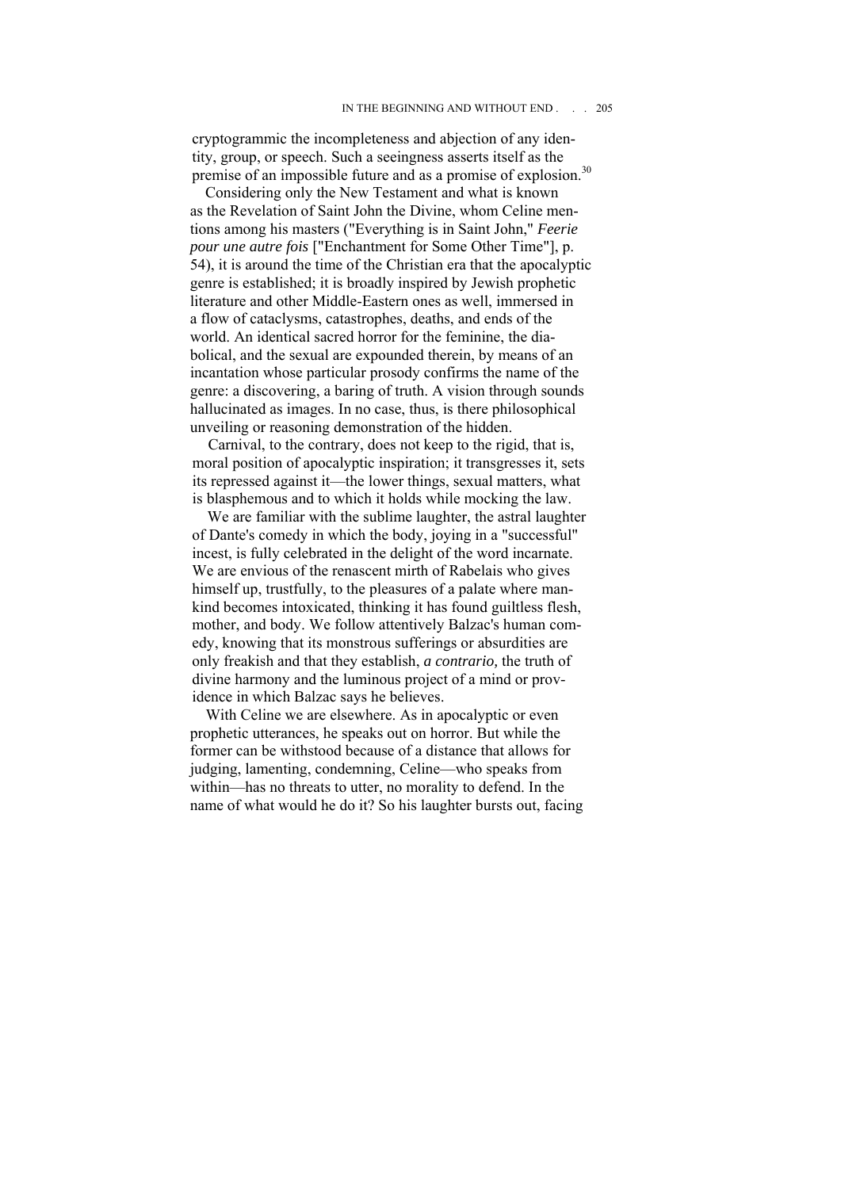cryptogrammic the incompleteness and abjection of any identity, group, or speech. Such a seeingness asserts itself as the premise of an impossible future and as a promise of explosion.[30]

Considering only the New Testament and what is known as the Revelation of Saint John the Divine, whom Celine mentions among his masters ("Everything is in Saint John," *Feerie pour une autre fois* ["Enchantment for Some Other Time"], p. 54), it is around the time of the Christian era that the apocalyptic genre is established; it is broadly inspired by Jewish prophetic literature and other Middle-Eastern ones as well, immersed in a flow of cataclysms, catastrophes, deaths, and ends of the world. An identical sacred horror for the feminine, the diabolical, and the sexual are expounded therein, by means of an incantation whose particular prosody confirms the name of the genre: a discovering, a baring of truth. A vision through sounds hallucinated as images. In no case, thus, is there philosophical unveiling or reasoning demonstration of the hidden.

Carnival, to the contrary, does not keep to the rigid, that is, moral position of apocalyptic inspiration; it transgresses it, sets its repressed against it—the lower things, sexual matters, what is blasphemous and to which it holds while mocking the law.

We are familiar with the sublime laughter, the astral laughter of Dante's comedy in which the body, joying in a "successful" incest, is fully celebrated in the delight of the word incarnate. We are envious of the renascent mirth of Rabelais who gives himself up, trustfully, to the pleasures of a palate where mankind becomes intoxicated, thinking it has found guiltless flesh, mother, and body. We follow attentively Balzac's human comedy, knowing that its monstrous sufferings or absurdities are only freakish and that they establish, *a contrario,* the truth of divine harmony and the luminous project of a mind or providence in which Balzac says he believes.

With Celine we are elsewhere. As in apocalyptic or even prophetic utterances, he speaks out on horror. But while the former can be withstood because of a distance that allows for judging, lamenting, condemning, Celine—who speaks from within—has no threats to utter, no morality to defend. In the name of what would he do it? So his laughter bursts out, facing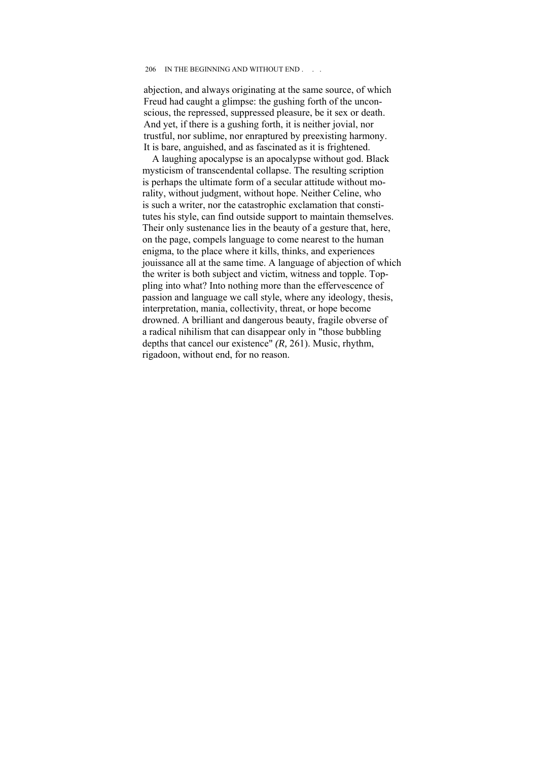abjection, and always originating at the same source, of which Freud had caught a glimpse: the gushing forth of the unconscious, the repressed, suppressed pleasure, be it sex or death. And yet, if there is a gushing forth, it is neither jovial, nor trustful, nor sublime, nor enraptured by preexisting harmony. It is bare, anguished, and as fascinated as it is frightened.

A laughing apocalypse is an apocalypse without god. Black mysticism of transcendental collapse. The resulting scription is perhaps the ultimate form of a secular attitude without morality, without judgment, without hope. Neither Celine, who is such a writer, nor the catastrophic exclamation that constitutes his style, can find outside support to maintain themselves. Their only sustenance lies in the beauty of a gesture that, here, on the page, compels language to come nearest to the human enigma, to the place where it kills, thinks, and experiences jouissance all at the same time. A language of abjection of which the writer is both subject and victim, witness and topple. Toppling into what? Into nothing more than the effervescence of passion and language we call style, where any ideology, thesis, interpretation, mania, collectivity, threat, or hope become drowned. A brilliant and dangerous beauty, fragile obverse of a radical nihilism that can disappear only in "those bubbling depths that cancel our existence" *(R,* 261). Music, rhythm, rigadoon, without end, for no reason.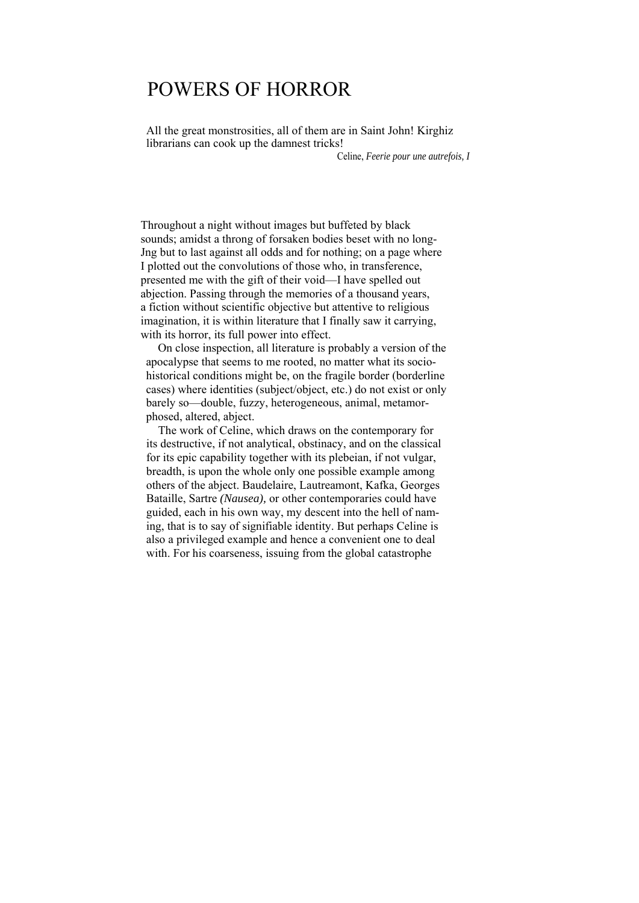# POWERS OF HORROR

All the great monstrosities, all of them are in Saint John! Kirghiz librarians can cook up the damnest tricks!

Celine, *Feerie pour une autrefois, I*

Throughout a night without images but buffeted by black sounds; amidst a throng of forsaken bodies beset with no long-Jng but to last against all odds and for nothing; on a page where I plotted out the convolutions of those who, in transference, presented me with the gift of their void—I have spelled out abjection. Passing through the memories of a thousand years, a fiction without scientific objective but attentive to religious imagination, it is within literature that I finally saw it carrying, with its horror, its full power into effect.

On close inspection, all literature is probably a version of the apocalypse that seems to me rooted, no matter what its socio-historical conditions might be, on the fragile border (borderline cases) where identities (subject/object, etc.) do not exist or only barely so—double, fuzzy, heterogeneous, animal, metamorphosed, altered, abject.

The work of Celine, which draws on the contemporary for its destructive, if not analytical, obstinacy, and on the classical for its epic capability together with its plebeian, if not vulgar, breadth, is upon the whole only one possible example among others of the abject. Baudelaire, Lautreamont, Kafka, Georges Bataille, Sartre *(Nausea),* or other contemporaries could have guided, each in his own way, my descent into the hell of naming, that is to say of signifiable identity. But perhaps Celine is also a privileged example and hence a convenient one to deal with. For his coarseness, issuing from the global catastrophe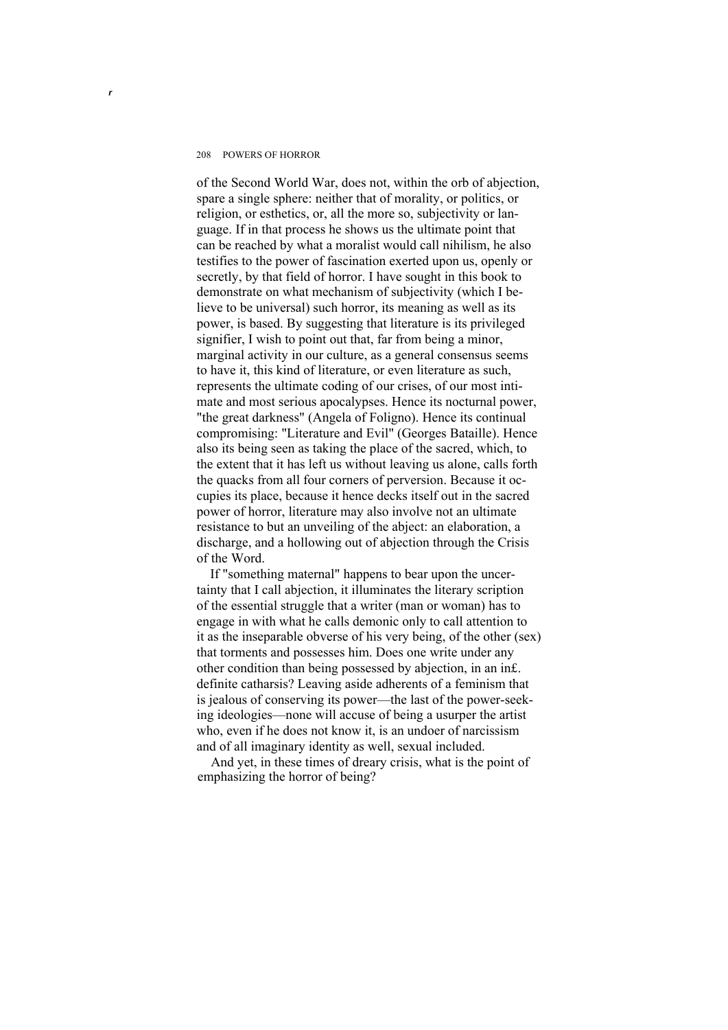of the Second World War, does not, within the orb of abjection, spare a single sphere: neither that of morality, or politics, or religion, or esthetics, or, all the more so, subjectivity or language. If in that process he shows us the ultimate point that can be reached by what a moralist would call nihilism, he also testifies to the power of fascination exerted upon us, openly or secretly, by that field of horror. I have sought in this book to demonstrate on what mechanism of subjectivity (which I believe to be universal) such horror, its meaning as well as its power, is based. By suggesting that literature is its privileged signifier, I wish to point out that, far from being a minor, marginal activity in our culture, as a general consensus seems to have it, this kind of literature, or even literature as such, represents the ultimate coding of our crises, of our most intimate and most serious apocalypses. Hence its nocturnal power, "the great darkness" (Angela of Foligno). Hence its continual compromising: "Literature and Evil" (Georges Bataille). Hence also its being seen as taking the place of the sacred, which, to the extent that it has left us without leaving us alone, calls forth the quacks from all four corners of perversion. Because it occupies its place, because it hence decks itself out in the sacred power of horror, literature may also involve not an ultimate resistance to but an unveiling of the abject: an elaboration, a discharge, and a hollowing out of abjection through the Crisis of the Word.

If "something maternal" happens to bear upon the uncertainty that I call abjection, it illuminates the literary scription of the essential struggle that a writer (man or woman) has to engage in with what he calls demonic only to call attention to it as the inseparable obverse of his very being, of the other (sex) that torments and possesses him. Does one write under any other condition than being possessed by abjection, in an in£. definite catharsis? Leaving aside adherents of a feminism that is jealous of conserving its power—the last of the power-seeking ideologies—none will accuse of being a usurper the artist who, even if he does not know it, is an undoer of narcissism and of all imaginary identity as well, sexual included.

And yet, in these times of dreary crisis, what is the point of emphasizing the horror of being?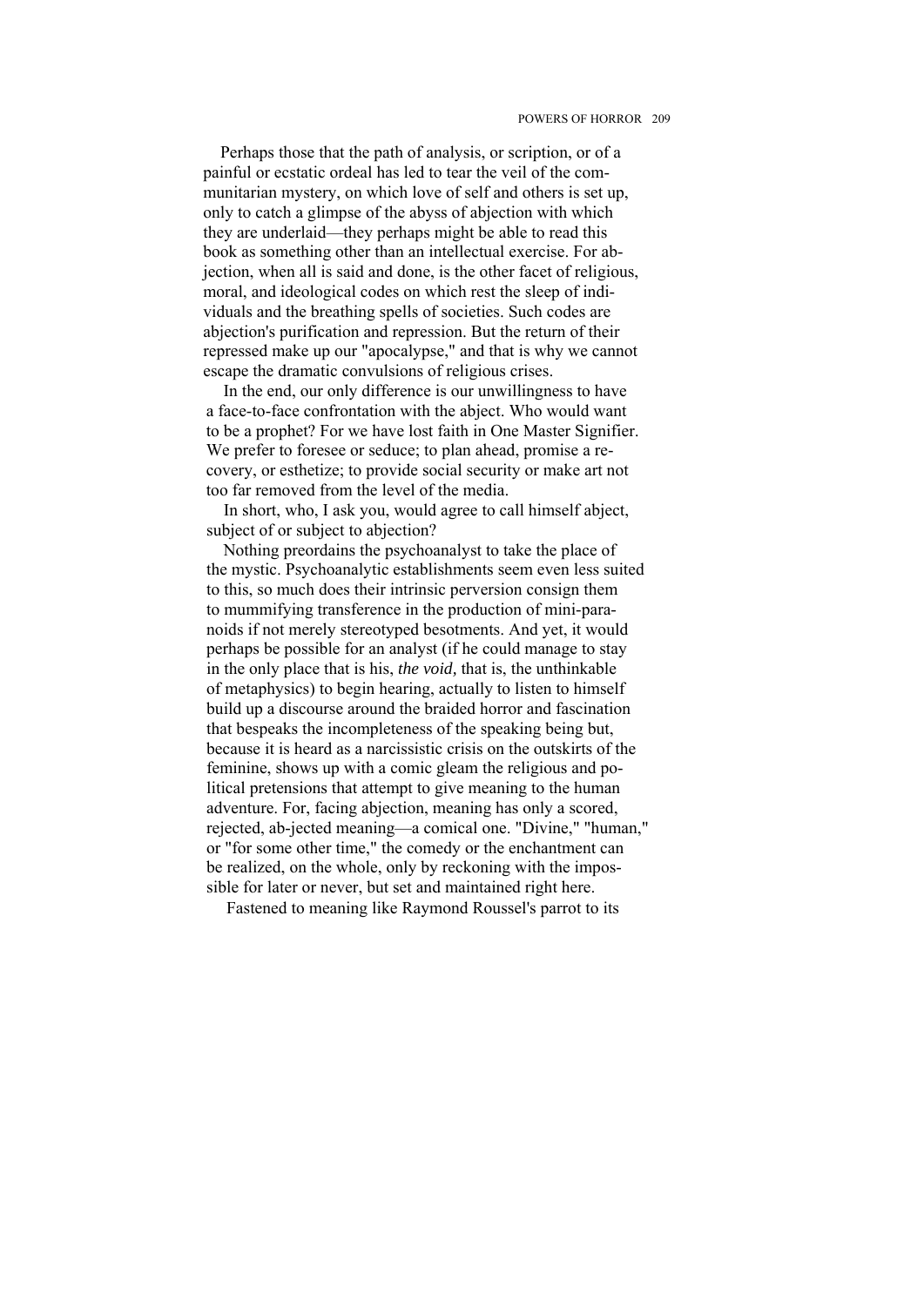Perhaps those that the path of analysis, or scription, or of a painful or ecstatic ordeal has led to tear the veil of the communitarian mystery, on which love of self and others is set up, only to catch a glimpse of the abyss of abjection with which they are underlaid—they perhaps might be able to read this book as something other than an intellectual exercise. For abjection, when all is said and done, is the other facet of religious, moral, and ideological codes on which rest the sleep of individuals and the breathing spells of societies. Such codes are abjection's purification and repression. But the return of their repressed make up our "apocalypse," and that is why we cannot escape the dramatic convulsions of religious crises.

In the end, our only difference is our unwillingness to have a face-to-face confrontation with the abject. Who would want to be a prophet? For we have lost faith in One Master Signifier. We prefer to foresee or seduce; to plan ahead, promise a recovery, or esthetize; to provide social security or make art not too far removed from the level of the media.

In short, who, I ask you, would agree to call himself abject, subject of or subject to abjection?

Nothing preordains the psychoanalyst to take the place of the mystic. Psychoanalytic establishments seem even less suited to this, so much does their intrinsic perversion consign them to mummifying transference in the production of mini-paranoids if not merely stereotyped besotments. And yet, it would perhaps be possible for an analyst (if he could manage to stay in the only place that is his, *the void,* that is, the unthinkable of metaphysics) to begin hearing, actually to listen to himself build up a discourse around the braided horror and fascination that bespeaks the incompleteness of the speaking being but, because it is heard as a narcissistic crisis on the outskirts of the feminine, shows up with a comic gleam the religious and political pretensions that attempt to give meaning to the human adventure. For, facing abjection, meaning has only a scored, rejected, ab-jected meaning—a comical one. "Divine," "human," or "for some other time," the comedy or the enchantment can be realized, on the whole, only by reckoning with the impossible for later or never, but set and maintained right here.

Fastened to meaning like Raymond Roussel's parrot to its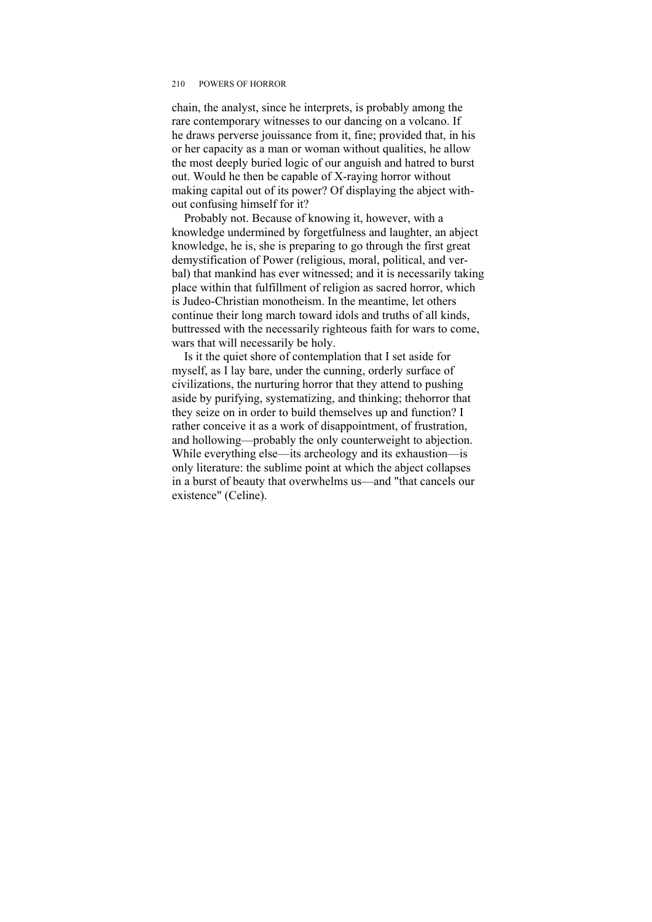chain, the analyst, since he interprets, is probably among the rare contemporary witnesses to our dancing on a volcano. If he draws perverse jouissance from it, fine; provided that, in his or her capacity as a man or woman without qualities, he allow the most deeply buried logic of our anguish and hatred to burst out. Would he then be capable of X-raying horror without making capital out of its power? Of displaying the abject without confusing himself for it?

Probably not. Because of knowing it, however, with a knowledge undermined by forgetfulness and laughter, an abject knowledge, he is, she is preparing to go through the first great demystification of Power (religious, moral, political, and verbal) that mankind has ever witnessed; and it is necessarily taking place within that fulfillment of religion as sacred horror, which is Judeo-Christian monotheism. In the meantime, let others continue their long march toward idols and truths of all kinds, buttressed with the necessarily righteous faith for wars to come, wars that will necessarily be holy.

Is it the quiet shore of contemplation that I set aside for myself, as I lay bare, under the cunning, orderly surface of civilizations, the nurturing horror that they attend to pushing aside by purifying, systematizing, and thinking; thehorror that they seize on in order to build themselves up and function? I rather conceive it as a work of disappointment, of frustration, and hollowing—probably the only counterweight to abjection. While everything else—its archeology and its exhaustion—is only literature: the sublime point at which the abject collapses in a burst of beauty that overwhelms us—and "that cancels our existence" (Celine).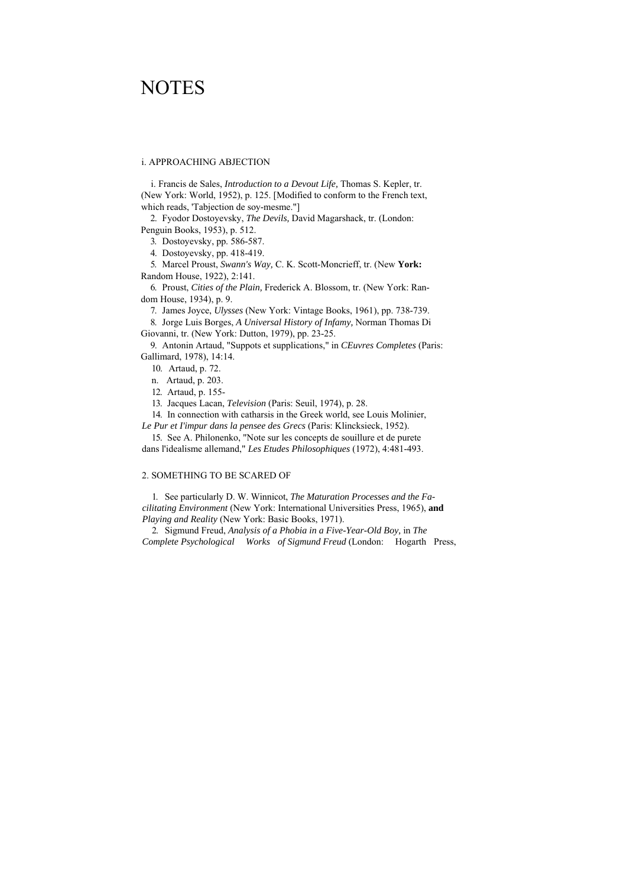# NOTES

## i. APPROACHING ABJECTION

i. Francis de Sales, *Introduction to a Devout Life,* Thomas S. Kepler, tr. (New York: World, 1952), p. 125. [Modified to conform to the French text, which reads, 'Tabjection de soy-mesme."]

2. Fyodor Dostoyevsky, *The Devils,* David Magarshack, tr. (London: Penguin Books, 1953), p. 512.

3. Dostoyevsky, pp. 586-587.

4. Dostoyevsky, pp. 418-419.

5. Marcel Proust, *Swann's Way,* C. K. Scott-Moncrieff, tr. (New **York:** Random House, 1922), 2:141.

6. Proust, *Cities of the Plain,* Frederick A. Blossom, tr. (New York: Random House, 1934), p. 9.

7. James Joyce, *Ulysses* (New York: Vintage Books, 1961), pp. 738-739.

8. Jorge Luis Borges, *A Universal History of Infamy,* Norman Thomas Di Giovanni, tr. (New York: Dutton, 1979), pp. 23-25.

9. Antonin Artaud, "Suppots et supplications," in *CEuvres Completes* (Paris: Gallimard, 1978), 14:14.

10. Artaud, p. 72.

n. Artaud, p. 203.

12. Artaud, p. 155-

13. Jacques Lacan, *Television* (Paris: Seuil, 1974), p. 28.

14. In connection with catharsis in the Greek world, see Louis Molinier, *Le Pur et I'impur dans la pensee des Grecs* (Paris: Klincksieck, 1952).

15. See A. Philonenko, "Note sur les concepts de souillure et de purete dans l'idealisme allemand," *Les Etudes Philosophiques* (1972), 4:481-493.

## 2. SOMETHING TO BE SCARED OF

1. See particularly D. W. Winnicot, *The Maturation Processes and the Facilitating Environment* (New York: International Universities Press, 1965), **and** *Playing and Reality* (New York: Basic Books, 1971).

2. Sigmund Freud, *Analysis of a Phobia in a Five-Year-Old Boy,* in *The Complete Psychological Works of Sigmund Freud* (London: Hogarth Press,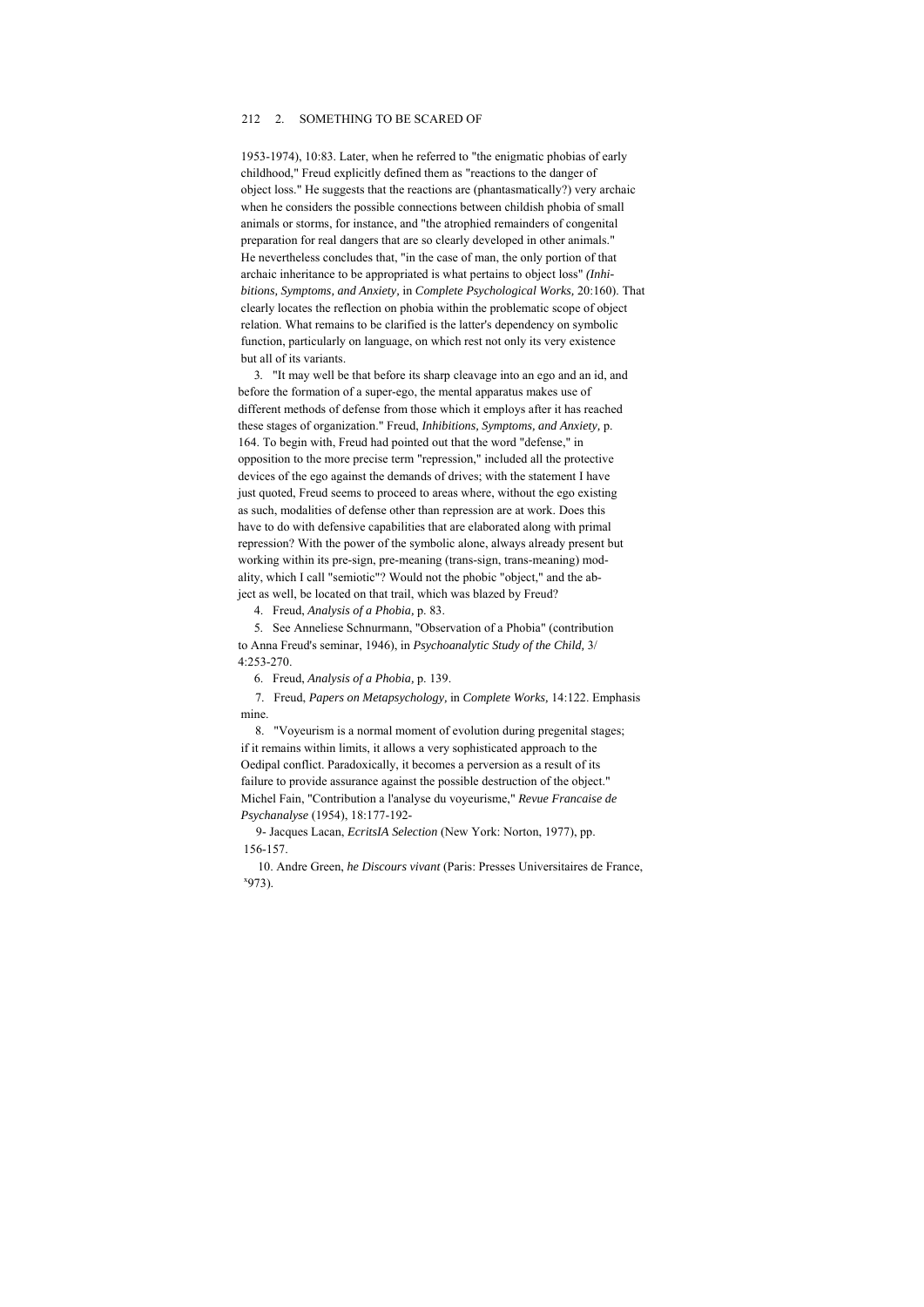1953-1974), 10:83. Later, when he referred to "the enigmatic phobias of early childhood," Freud explicitly defined them as "reactions to the danger of object loss." He suggests that the reactions are (phantasmatically?) very archaic when he considers the possible connections between childish phobia of small animals or storms, for instance, and "the atrophied remainders of congenital preparation for real dangers that are so clearly developed in other animals." He nevertheless concludes that, "in the case of man, the only portion of that archaic inheritance to be appropriated is what pertains to object loss" *(Inhibitions, Symptoms, and Anxiety,* in *Complete Psychological Works,* 20:160). That clearly locates the reflection on phobia within the problematic scope of object relation. What remains to be clarified is the latter's dependency on symbolic function, particularly on language, on which rest not only its very existence but all of its variants.

3. "It may well be that before its sharp cleavage into an ego and an id, and before the formation of a super-ego, the mental apparatus makes use of different methods of defense from those which it employs after it has reached these stages of organization." Freud, *Inhibitions, Symptoms, and Anxiety,* p. 164. To begin with, Freud had pointed out that the word "defense," in opposition to the more precise term "repression," included all the protective devices of the ego against the demands of drives; with the statement I have just quoted, Freud seems to proceed to areas where, without the ego existing as such, modalities of defense other than repression are at work. Does this have to do with defensive capabilities that are elaborated along with primal repression? With the power of the symbolic alone, always already present but working within its pre-sign, pre-meaning (trans-sign, trans-meaning) modality, which I call "semiotic"? Would not the phobic "object," and the abject as well, be located on that trail, which was blazed by Freud?

4. Freud, *Analysis of a Phobia,* p. 83.

5. See Anneliese Schnurmann, "Observation of a Phobia" (contribution to Anna Freud's seminar, 1946), in *Psychoanalytic Study of the Child,* 3/4:253-270.

6. Freud, *Analysis of a Phobia,* p. 139.

7. Freud, *Papers on Metapsychology,* in *Complete Works,* 14:122. Emphasis mine.

8. "Voyeurism is a normal moment of evolution during pregenital stages; if it remains within limits, it allows a very sophisticated approach to the Oedipal conflict. Paradoxically, it becomes a perversion as a result of its failure to provide assurance against the possible destruction of the object." Michel Fain, "Contribution a l'analyse du voyeurisme," *Revue Francaise de Psychanalyse* (1954), 18:177-192-

9- Jacques Lacan, *EcritsIA Selection* (New York: Norton, 1977), pp. 156-157.

10. Andre Green, *he Discours vivant* (Paris: Presses Universitaires de France, '973).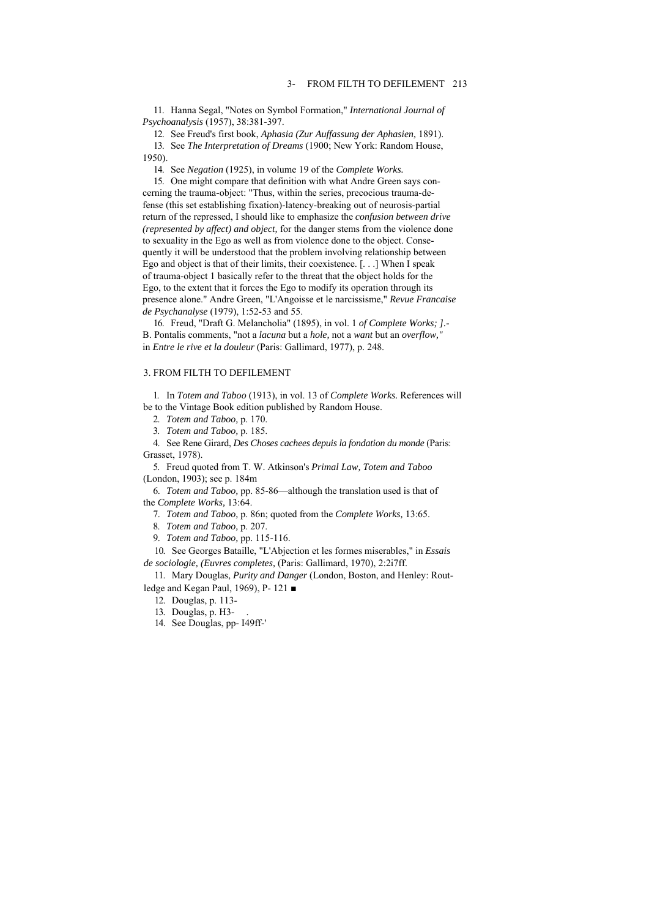11. Hanna Segal, "Notes on Symbol Formation," *International Journal of Psychoanalysis* (1957), 38:381-397.

12. See Freud's first book, *Aphasia (Zur Auffassung der Aphasien,* 1891).

13. See *The Interpretation of Dreams* (1900; New York: Random House, 1950).

14. See *Negation* (1925), in volume 19 of the *Complete Works.*

15. One might compare that definition with what Andre Green says concerning the trauma-object: "Thus, within the series, precocious trauma-defense (this set establishing fixation)-latency-breaking out of neurosis-partial return of the repressed, I should like to emphasize the *confusion between drive (represented by affect) and object,* for the danger stems from the violence done to sexuality in the Ego as well as from violence done to the object. Consequently it will be understood that the problem involving relationship between Ego and object is that of their limits, their coexistence. [. . .] When I speak of trauma-object 1 basically refer to the threat that the object holds for the Ego, to the extent that it forces the Ego to modify its operation through its presence alone." Andre Green, "L'Angoisse et le narcissisme," *Revue Francaise de Psychanalyse* (1979), 1:52-53 and 55.

16. Freud, "Draft G. Melancholia" (1895), in vol. 1 *of Complete Works; ].*-B. Pontalis comments, "not a *lacuna* but a *hole,* not a *want* but an *overflow,"* in *Entre le rive et la douleur* (Paris: Gallimard, 1977), p. 248.

## 3. FROM FILTH TO DEFILEMENT

1. In *Totem and Taboo* (1913), in vol. 13 of *Complete Works.* References will be to the Vintage Book edition published by Random House.

2. *Totem and Taboo,* p. 170.

3. *Totem and Taboo,* p. 185.

4. See Rene Girard, *Des Choses cachees depuis la fondation du monde* (Paris: Grasset, 1978).

5. Freud quoted from T. W. Atkinson's *Primal Law, Totem and Taboo* (London, 1903); see p. 184m

6. *Totem and Taboo,* pp. 85-86—although the translation used is that of the *Complete Works,* 13:64.

7. *Totem and Taboo,* p. 86n; quoted from the *Complete Works,* 13:65.

8. *Totem and Taboo,* p. 207.

9. *Totem and Taboo,* pp. 115-116.

10. See Georges Bataille, "L'Abjection et les formes miserables," in *Essais de sociologie, (Euvres completes,* (Paris: Gallimard, 1970), 2:2i7ff.

11. Mary Douglas, *Purity and Danger* (London, Boston, and Henley: Routledge and Kegan Paul, 1969), P- 121 ■

12. Douglas, p. 113-

13. Douglas, p. H3- .

14. See Douglas, pp- I49ff-'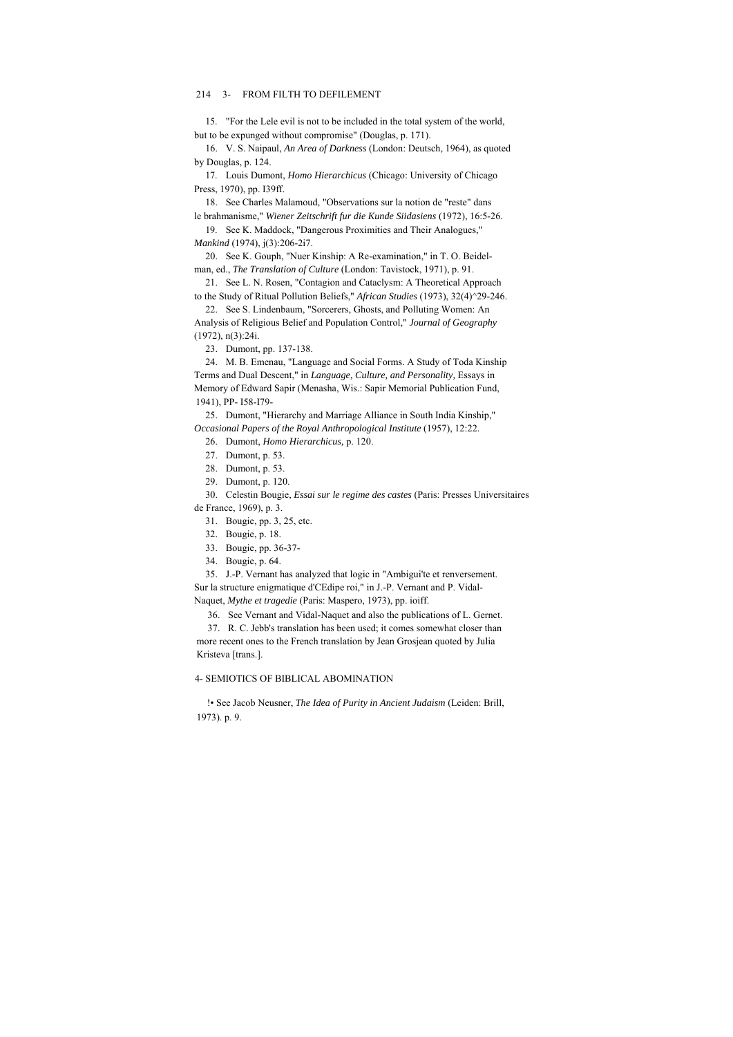15. "For the Lele evil is not to be included in the total system of the world, but to be expunged without compromise" (Douglas, p. 171).

16. V. S. Naipaul, *An Area of Darkness* (London: Deutsch, 1964), as quoted by Douglas, p. 124.

17. Louis Dumont, *Homo Hierarchicus* (Chicago: University of Chicago Press, 1970), pp. I39ff.

18. See Charles Malamoud, "Observations sur la notion de "reste" dans le brahmanisme," *Wiener Zeitschrift fur die Kunde Siidasiens* (1972), 16:5-26.

19. See K. Maddock, "Dangerous Proximities and Their Analogues," *Mankind* (1974), j(3):206-2i7.

20. See K. Gouph, "Nuer Kinship: A Re-examination," in T. O. Beidelman, ed., *The Translation of Culture* (London: Tavistock, 1971), p. 91.

21. See L. N. Rosen, "Contagion and Cataclysm: A Theoretical Approach to the Study of Ritual Pollution Beliefs," *African Studies* (1973), 32(4)^29-246.

22. See S. Lindenbaum, "Sorcerers, Ghosts, and Polluting Women: An Analysis of Religious Belief and Population Control," *Journal of Geography* (1972), n(3):24i.

23. Dumont, pp. 137-138.

24. M. B. Emenau, "Language and Social Forms. A Study of Toda Kinship Terms and Dual Descent," in *Language, Culture, and Personality,* Essays in Memory of Edward Sapir (Menasha, Wis.: Sapir Memorial Publication Fund, 1941), PP- I58-I79-

25. Dumont, "Hierarchy and Marriage Alliance in South India Kinship," *Occasional Papers of the Royal Anthropological Institute* (1957), 12:22.

26. Dumont, *Homo Hierarchicus,* p. 120.

27. Dumont, p. 53.

28. Dumont, p. 53.

29. Dumont, p. 120.

30. Celestin Bougie, *Essai sur le regime des castes* (Paris: Presses Universitaires de France, 1969), p. 3.

31. Bougie, pp. 3, 25, etc.

32. Bougie, p. 18.

33. Bougie, pp. 36-37-

34. Bougie, p. 64.

35. J.-P. Vernant has analyzed that logic in "Ambigui'te et renversement. Sur la structure enigmatique d'CEdipe roi," in J.-P. Vernant and P. Vidal-Naquet, *Mythe et tragedie* (Paris: Maspero, 1973), pp. ioiff.

36. See Vernant and Vidal-Naquet and also the publications of L. Gernet.

37. R. C. Jebb's translation has been used; it comes somewhat closer than more recent ones to the French translation by Jean Grosjean quoted by Julia Kristeva [trans.].

## 4- SEMIOTICS OF BIBLICAL ABOMINATION

!• See Jacob Neusner, *The Idea of Purity in Ancient Judaism* (Leiden: Brill, 1973). p. 9.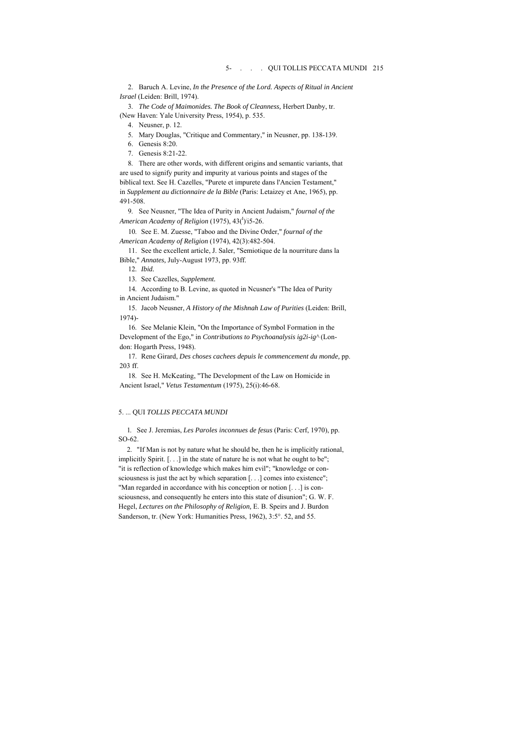2. Baruch A. Levine, *In the Presence of the Lord. Aspects of Ritual in Ancient Israel* (Leiden: Brill, 1974).

3. *The Code of Maimonides. The Book of Cleanness,* Herbert Danby, tr. (New Haven: Yale University Press, 1954), p. 535.

4. Neusner, p. 12.

5. Mary Douglas, "Critique and Commentary," in Neusner, pp. 138-139.

6. Genesis 8:20.

7. Genesis 8:21-22.

8. There are other words, with different origins and semantic variants, that are used to signify purity and impurity at various points and stages of the biblical text. See H. Cazelles, "Purete et impurete dans l'Ancien Testament," in *Supplement au dictionnaire de la Bible* (Paris: Letaizey et Ane, 1965), pp. 491-508.

9. See Neusner, "The Idea of Purity in Ancient Judaism," *fournal of the American Academy of Religion* (1975), 43(1):15-26.

10. See E. M. Zuesse, "Taboo and the Divine Order," *fournal of the American Academy of Religion* (1974), 42(3):482-504.

11. See the excellent article, J. Saler, "Semiotique de la nourriture dans la Bible," *Annates,* July-August 1973, pp. 93ff.

12. *Ibid.*

13. See Cazelles, *Supplement.*

14. According to B. Levine, as quoted in Ncusner's "The Idea of Purity in Ancient Judaism."

15. Jacob Neusner, *A History of the Mishnah Law of Purities* (Leiden: Brill, 1974)-

16. See Melanie Klein, "On the Importance of Symbol Formation in the Development of the Ego," in *Contributions to Psychoanalysis ig2i-ig^* (London: Hogarth Press, 1948).

17. Rene Girard, *Des choses cachees depuis le commencement du monde,* pp. 203 ff.

18. See H. McKeating, "The Development of the Law on Homicide in Ancient Israel," *Vetus Testamentum* (1975), 25(i):46-68.

## 5. ... QUI *TOLLIS PECCATA MUNDI*

1. See J. Jeremias, *Les Paroles inconnues de fesus* (Paris: Cerf, 1970), pp. SO-62.

2. "If Man is not by nature what he should be, then he is implicitly rational, implicitly Spirit. [. . .] in the state of nature he is not what he ought to be"; "it is reflection of knowledge which makes him evil"; "knowledge or consciousness is just the act by which separation [. . .] comes into existence"; "Man regarded in accordance with his conception or notion [. . .] is consciousness, and consequently he enters into this state of disunion"; G. W. F. Hegel, *Lectures on the Philosophy of Religion,* E. B. Speirs and J. Burdon Sanderson, tr. (New York: Humanities Press, 1962), 3:5°. 52, and 55.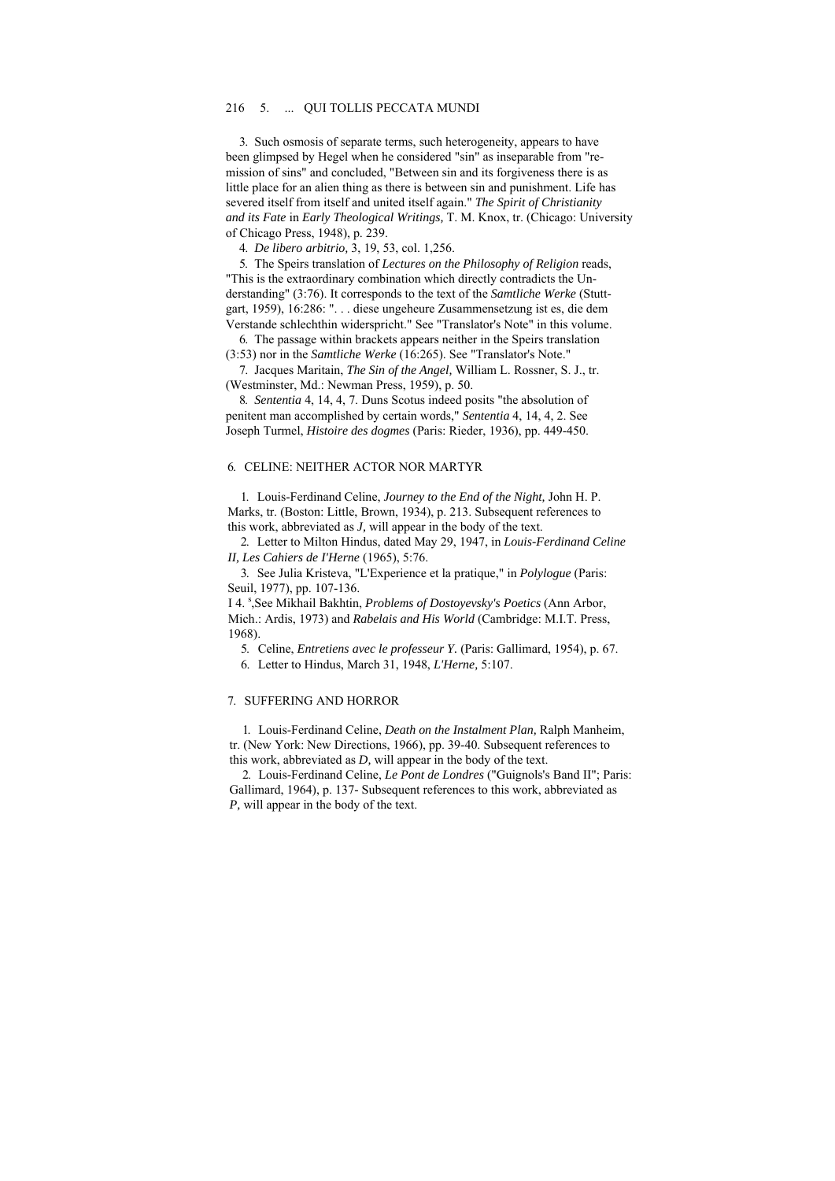3. Such osmosis of separate terms, such heterogeneity, appears to have been glimpsed by Hegel when he considered "sin" as inseparable from "remission of sins" and concluded, "Between sin and its forgiveness there is as little place for an alien thing as there is between sin and punishment. Life has severed itself from itself and united itself again." *The Spirit of Christianity and its Fate* in *Early Theological Writings,* T. M. Knox, tr. (Chicago: University of Chicago Press, 1948), p. 239.

4. *De libero arbitrio,* 3, 19, 53, col. 1,256.

5. The Speirs translation of *Lectures on the Philosophy of Religion* reads, "This is the extraordinary combination which directly contradicts the Understanding" (3:76). It corresponds to the text of the *Samtliche Werke* (Stuttgart, 1959), 16:286: ". . . diese ungeheure Zusammensetzung ist es, die dem Verstande schlechthin widerspricht." See "Translator's Note" in this volume.

6. The passage within brackets appears neither in the Speirs translation (3:53) nor in the *Samtliche Werke* (16:265). See "Translator's Note."

7. Jacques Maritain, *The Sin of the Angel,* William L. Rossner, S. J., tr. (Westminster, Md.: Newman Press, 1959), p. 50.

8. *Sententia* 4, 14, 4, 7. Duns Scotus indeed posits "the absolution of penitent man accomplished by certain words," *Sententia* 4, 14, 4, 2. See Joseph Turmel, *Histoire des dogmes* (Paris: Rieder, 1936), pp. 449-450.

## 6. CELINE: NEITHER ACTOR NOR MARTYR

1. Louis-Ferdinand Celine, *Journey to the End of the Night,* John H. P. Marks, tr. (Boston: Little, Brown, 1934), p. 213. Subsequent references to this work, abbreviated as *J,* will appear in the body of the text.

2. Letter to Milton Hindus, dated May 29, 1947, in *Louis-Ferdinand Celine II, Les Cahiers de I'Herne* (1965), 5:76.

3. See Julia Kristeva, "L'Experience et la pratique," in *Polylogue* (Paris: Seuil, 1977), pp. 107-136.

4. See Mikhail Bakhtin, *Problems of Dostoyevsky's Poetics* (Ann Arbor, Mich.: Ardis, 1973) and *Rabelais and His World* (Cambridge: M.I.T. Press, 1968).

5. Celine, *Entretiens avec le professeur Y.* (Paris: Gallimard, 1954), p. 67.

6. Letter to Hindus, March 31, 1948, *L'Herne,* 5:107.

## 7. SUFFERING AND HORROR

1. Louis-Ferdinand Celine, *Death on the Instalment Plan,* Ralph Manheim, tr. (New York: New Directions, 1966), pp. 39-40. Subsequent references to this work, abbreviated as *D,* will appear in the body of the text.

2. Louis-Ferdinand Celine, *Le Pont de Londres* ("Guignols's Band II"; Paris: Gallimard, 1964), p. 137- Subsequent references to this work, abbreviated as *P,* will appear in the body of the text.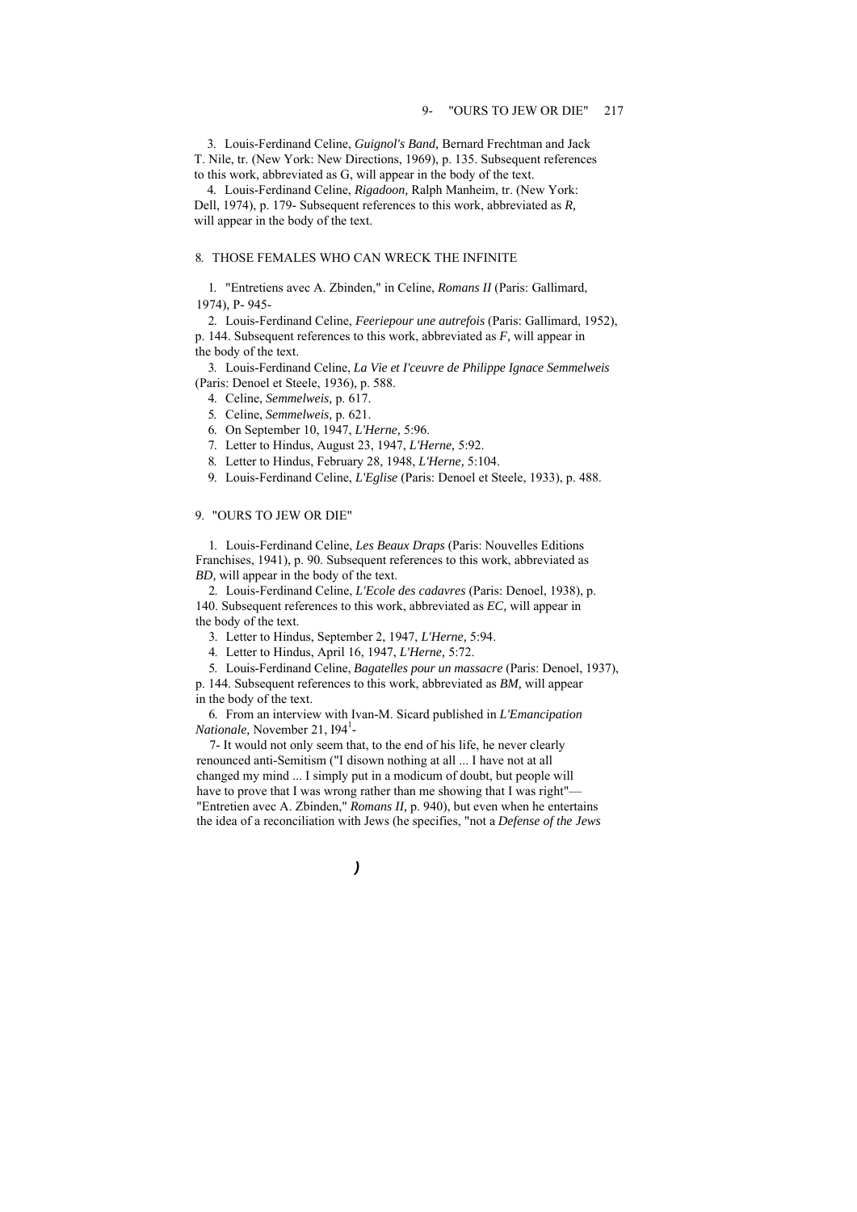3. Louis-Ferdinand Celine, *Guignol's Band,* Bernard Frechtman and Jack T. Nile, tr. (New York: New Directions, 1969), p. 135. Subsequent references to this work, abbreviated as G, will appear in the body of the text.

4. Louis-Ferdinand Celine, *Rigadoon,* Ralph Manheim, tr. (New York: Dell, 1974), p. 179- Subsequent references to this work, abbreviated as *R,* will appear in the body of the text.

## 8. THOSE FEMALES WHO CAN WRECK THE INFINITE

1. "Entretiens avec A. Zbinden," in Celine, *Romans II* (Paris: Gallimard, 1974), P- 945-

2. Louis-Ferdinand Celine, *Feeriepour une autrefois* (Paris: Gallimard, 1952), p. 144. Subsequent references to this work, abbreviated as *F,* will appear in the body of the text.

3. Louis-Ferdinand Celine, *La Vie et I'ceuvre de Philippe Ignace Semmelweis* (Paris: Denoel et Steele, 1936), p. 588.

4. Celine, *Semmelweis,* p. 617.

5. Celine, *Semmelweis,* p. 621.

6. On September 10, 1947, *L'Herne,* 5:96.

7. Letter to Hindus, August 23, 1947, *L'Herne,* 5:92.

8. Letter to Hindus, February 28, 1948, *L'Herne,* 5:104.

9. Louis-Ferdinand Celine, *L'Eglise* (Paris: Denoel et Steele, 1933), p. 488.

## 9. "OURS TO JEW OR DIE"

1. Louis-Ferdinand Celine, *Les Beaux Draps* (Paris: Nouvelles Editions Franchises, 1941), p. 90. Subsequent references to this work, abbreviated as *BD,* will appear in the body of the text.

2. Louis-Ferdinand Celine, *L'Ecole des cadavres* (Paris: Denoel, 1938), p. 140. Subsequent references to this work, abbreviated as *EC,* will appear in the body of the text.

3. Letter to Hindus, September 2, 1947, *L'Herne,* 5:94.

4. Letter to Hindus, April 16, 1947, *L'Herne,* 5:72.

5. Louis-Ferdinand Celine, *Bagatelles pour un massacre* (Paris: Denoel, 1937), p. 144. Subsequent references to this work, abbreviated as *BM,* will appear in the body of the text.

6. From an interview with Ivan-M. Sicard published in *L'Emancipation Nationale,* November 21, I94[1]-

7- It would not only seem that, to the end of his life, he never clearly renounced anti-Semitism ("I disown nothing at all ... I have not at all changed my mind ... I simply put in a modicum of doubt, but people will have to prove that I was wrong rather than me showing that I was right"— "Entretien avec A. Zbinden," *Romans II,* p. 940), but even when he entertains the idea of a reconciliation with Jews (he specifies, "not a *Defense of the Jews*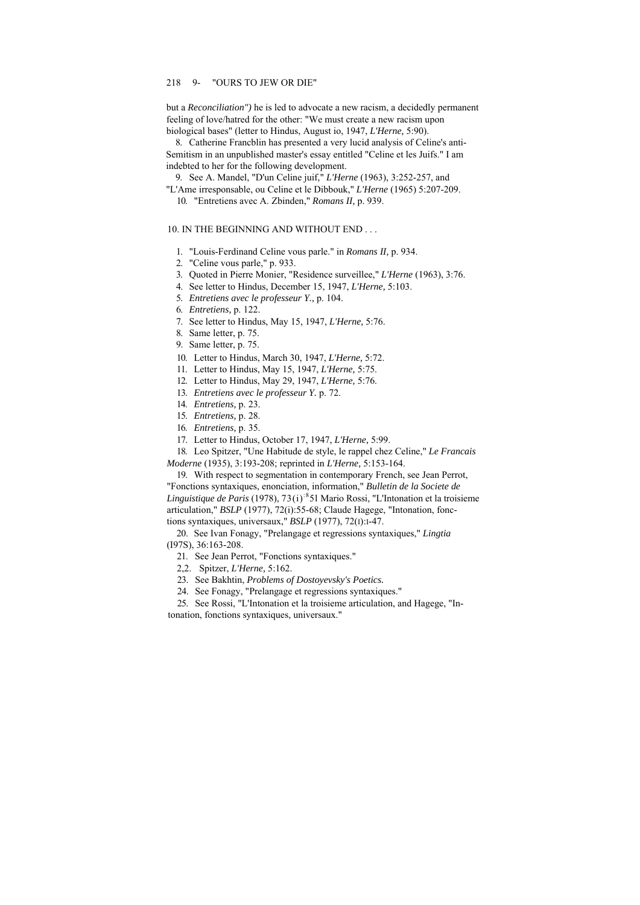but a *Reconciliation")* he is led to advocate a new racism, a decidedly permanent feeling of love/hatred for the other: "We must create a new racism upon biological bases" (letter to Hindus, August io, 1947, *L'Herne,* 5:90).

8. Catherine Francblin has presented a very lucid analysis of Celine's anti-Semitism in an unpublished master's essay entitled "Celine et les Juifs." I am indebted to her for the following development.

9. See A. Mandel, "D'un Celine juif," *L'Herne* (1963), 3:252-257, and "L'Ame irresponsable, ou Celine et le Dibbouk," *L'Herne* (1965) 5:207-209.

10. "Entretiens avec A. Zbinden," *Romans II,* p. 939.

## 10. IN THE BEGINNING AND WITHOUT END . . .

1. "Louis-Ferdinand Celine vous parle." in *Romans II,* p. 934.
2. "Celine vous parle," p. 933.
3. Quoted in Pierre Monier, "Residence surveillee," *L'Herne* (1963), 3:76.
4. See letter to Hindus, December 15, 1947, *L'Herne,* 5:103.
5. *Entretiens avec le professeur Y.,* p. 104.
6. *Entretiens,* p. 122.
7. See letter to Hindus, May 15, 1947, *L'Herne,* 5:76.
8. Same letter, p. 75.
9. Same letter, p. 75.
10. Letter to Hindus, March 30, 1947, *L'Herne,* 5:72.
11. Letter to Hindus, May 15, 1947, *L'Herne,* 5:75.
12. Letter to Hindus, May 29, 1947, *L'Herne,* 5:76.
13. *Entretiens avec le professeur Y.* p. 72.
14. *Entretiens,* p. 23.
15. *Entretiens,* p. 28.
16. *Entretiens,* p. 35.
17. Letter to Hindus, October 17, 1947, *L'Herne,* 5:99.
18. Leo Spitzer, "Une Habitude de style, le rappel chez Celine," *Le Francais Moderne* (1935), 3:193-208; reprinted in *L'Herne,* 5:153-164.
19. With respect to segmentation in contemporary French, see Jean Perrot, "Fonctions syntaxiques, enonciation, information," *Bulletin de la Societe de Linguistique de Paris* (1978), 73(i):851 Mario Rossi, "L'Intonation et la troisieme articulation," *BSLP* (1977), 72(i):55-68; Claude Hagege, "Intonation, fonctions syntaxiques, universaux," *BSLP* (1977), 72(I):I-47.
20. See Ivan Fonagy, "Prelangage et regressions syntaxiques," *Lingtia* (I97S), 36:163-208.
21. See Jean Perrot, "Fonctions syntaxiques."
22. Spitzer, *L'Herne,* 5:162.
23. See Bakhtin, *Problems of Dostoyevsky's Poetics.*
24. See Fonagy, "Prelangage et regressions syntaxiques."
25. See Rossi, "L'Intonation et la troisieme articulation, and Hagege, "Intonation, fonctions syntaxiques, universaux."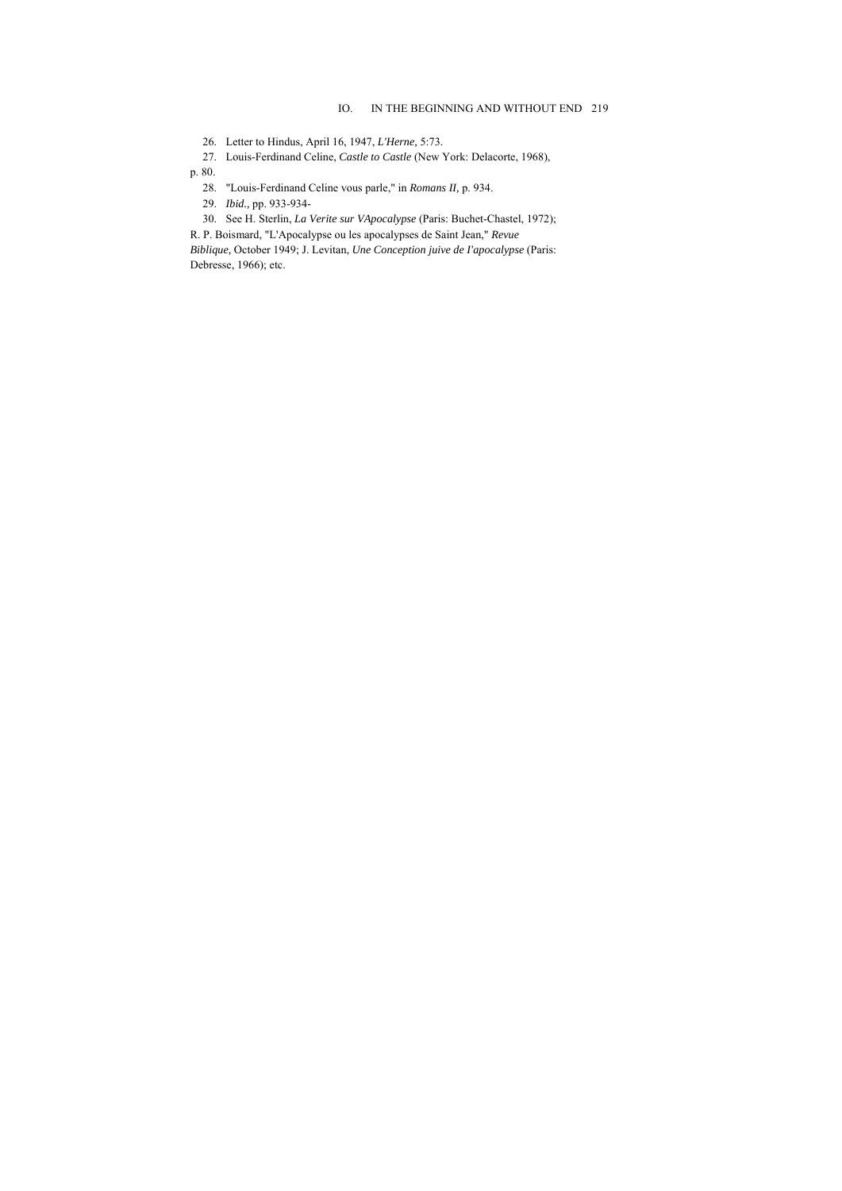26. Letter to Hindus, April 16, 1947, *L'Herne,* 5:73.

27. Louis-Ferdinand Celine, *Castle to Castle* (New York: Delacorte, 1968), p. 80.

28. "Louis-Ferdinand Celine vous parle," in *Romans II,* p. 934.

29. *Ibid.,* pp. 933-934-

30. See H. Sterlin, *La Verite sur VApocalypse* (Paris: Buchet-Chastel, 1972); R. P. Boismard, "L'Apocalypse ou les apocalypses de Saint Jean," *Revue Biblique,* October 1949; J. Levitan, *Une Conception juive de I'apocalypse* (Paris: Debresse, 1966); etc.